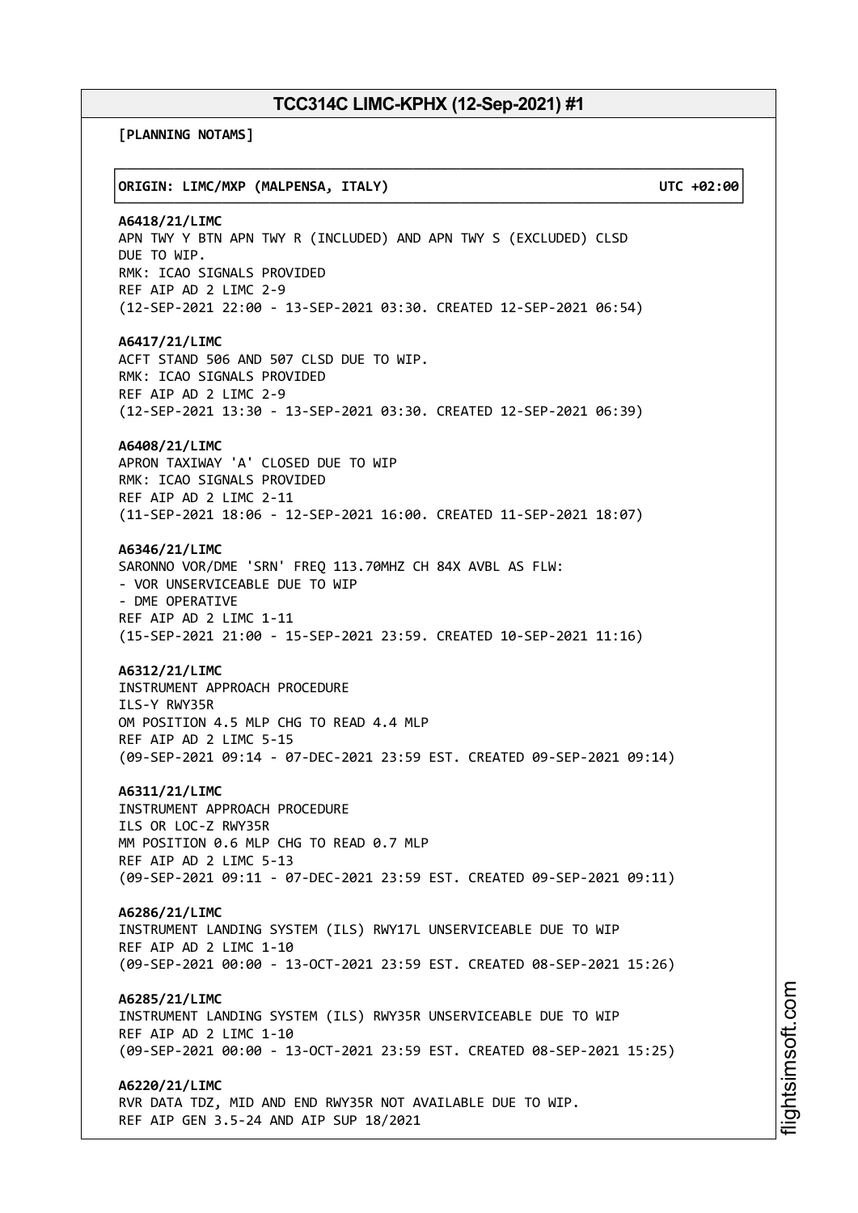# TCC314C LIMC-KPHX (12-Sep-2021) #1

**[PLANNING NOTAMS]**

**ORIGIN: LIMC/MXP (MALPENSA, ITALY)** UTC +02:00

**A6418/21/LIMC**
APN TWY Y BTN APN TWY R (INCLUDED) AND APN TWY S (EXCLUDED) CLSD
DUE TO WIP.
RMK: ICAO SIGNALS PROVIDED
REF AIP AD 2 LIMC 2-9
(12-SEP-2021 22:00 - 13-SEP-2021 03:30. CREATED 12-SEP-2021 06:54)

**A6417/21/LIMC**
ACFT STAND 506 AND 507 CLSD DUE TO WIP.
RMK: ICAO SIGNALS PROVIDED
REF AIP AD 2 LIMC 2-9
(12-SEP-2021 13:30 - 13-SEP-2021 03:30. CREATED 12-SEP-2021 06:39)

**A6408/21/LIMC**
APRON TAXIWAY 'A' CLOSED DUE TO WIP
RMK: ICAO SIGNALS PROVIDED
REF AIP AD 2 LIMC 2-11
(11-SEP-2021 18:06 - 12-SEP-2021 16:00. CREATED 11-SEP-2021 18:07)

**A6346/21/LIMC**
SARONNO VOR/DME 'SRN' FREQ 113.70MHZ CH 84X AVBL AS FLW:
- VOR UNSERVICEABLE DUE TO WIP
- DME OPERATIVE
REF AIP AD 2 LIMC 1-11
(15-SEP-2021 21:00 - 15-SEP-2021 23:59. CREATED 10-SEP-2021 11:16)

**A6312/21/LIMC**
INSTRUMENT APPROACH PROCEDURE
ILS-Y RWY35R
OM POSITION 4.5 MLP CHG TO READ 4.4 MLP
REF AIP AD 2 LIMC 5-15
(09-SEP-2021 09:14 - 07-DEC-2021 23:59 EST. CREATED 09-SEP-2021 09:14)

**A6311/21/LIMC**
INSTRUMENT APPROACH PROCEDURE
ILS OR LOC-Z RWY35R
MM POSITION 0.6 MLP CHG TO READ 0.7 MLP
REF AIP AD 2 LIMC 5-13
(09-SEP-2021 09:11 - 07-DEC-2021 23:59 EST. CREATED 09-SEP-2021 09:11)

**A6286/21/LIMC**
INSTRUMENT LANDING SYSTEM (ILS) RWY17L UNSERVICEABLE DUE TO WIP
REF AIP AD 2 LIMC 1-10
(09-SEP-2021 00:00 - 13-OCT-2021 23:59 EST. CREATED 08-SEP-2021 15:26)

**A6285/21/LIMC**
INSTRUMENT LANDING SYSTEM (ILS) RWY35R UNSERVICEABLE DUE TO WIP
REF AIP AD 2 LIMC 1-10
(09-SEP-2021 00:00 - 13-OCT-2021 23:59 EST. CREATED 08-SEP-2021 15:25)

**A6220/21/LIMC**
RVR DATA TDZ, MID AND END RWY35R NOT AVAILABLE DUE TO WIP.
REF AIP GEN 3.5-24 AND AIP SUP 18/2021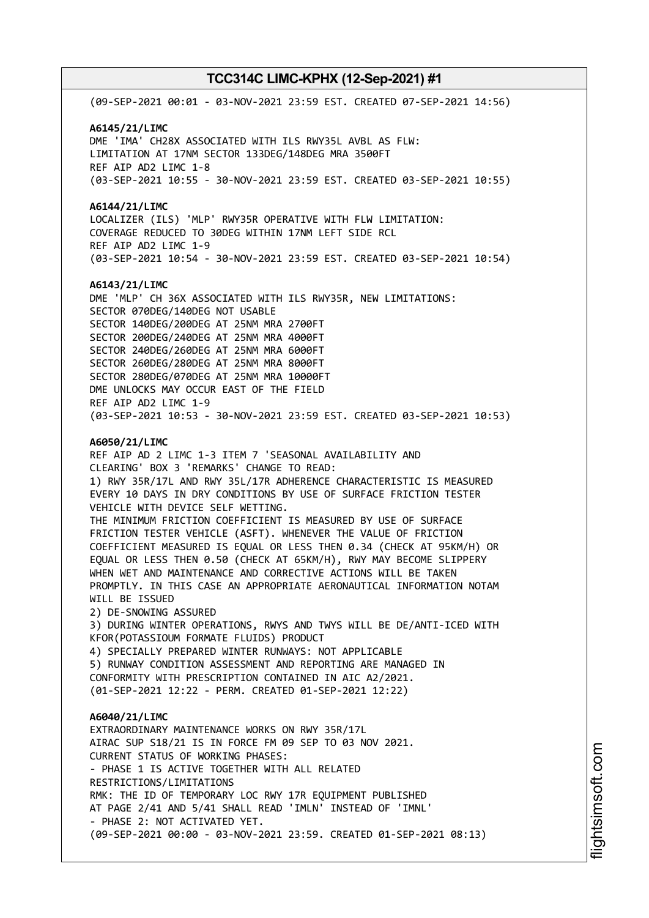(09-SEP-2021 00:01 - 03-NOV-2021 23:59 EST. CREATED 07-SEP-2021 14:56)

**A6145/21/LIMC**
DME 'IMA' CH28X ASSOCIATED WITH ILS RWY35L AVBL AS FLW:
LIMITATION AT 17NM SECTOR 133DEG/148DEG MRA 3500FT
REF AIP AD2 LIMC 1-8
(03-SEP-2021 10:55 - 30-NOV-2021 23:59 EST. CREATED 03-SEP-2021 10:55)

**A6144/21/LIMC**
LOCALIZER (ILS) 'MLP' RWY35R OPERATIVE WITH FLW LIMITATION:
COVERAGE REDUCED TO 30DEG WITHIN 17NM LEFT SIDE RCL
REF AIP AD2 LIMC 1-9
(03-SEP-2021 10:54 - 30-NOV-2021 23:59 EST. CREATED 03-SEP-2021 10:54)

**A6143/21/LIMC**
DME 'MLP' CH 36X ASSOCIATED WITH ILS RWY35R, NEW LIMITATIONS:
SECTOR 070DEG/140DEG NOT USABLE
SECTOR 140DEG/200DEG AT 25NM MRA 2700FT
SECTOR 200DEG/240DEG AT 25NM MRA 4000FT
SECTOR 240DEG/260DEG AT 25NM MRA 6000FT
SECTOR 260DEG/280DEG AT 25NM MRA 8000FT
SECTOR 280DEG/070DEG AT 25NM MRA 10000FT
DME UNLOCKS MAY OCCUR EAST OF THE FIELD
REF AIP AD2 LIMC 1-9
(03-SEP-2021 10:53 - 30-NOV-2021 23:59 EST. CREATED 03-SEP-2021 10:53)

**A6050/21/LIMC**
REF AIP AD 2 LIMC 1-3 ITEM 7 'SEASONAL AVAILABILITY AND
CLEARING' BOX 3 'REMARKS' CHANGE TO READ:
1) RWY 35R/17L AND RWY 35L/17R ADHERENCE CHARACTERISTIC IS MEASURED
EVERY 10 DAYS IN DRY CONDITIONS BY USE OF SURFACE FRICTION TESTER
VEHICLE WITH DEVICE SELF WETTING.
THE MINIMUM FRICTION COEFFICIENT IS MEASURED BY USE OF SURFACE
FRICTION TESTER VEHICLE (ASFT). WHENEVER THE VALUE OF FRICTION
COEFFICIENT MEASURED IS EQUAL OR LESS THEN 0.34 (CHECK AT 95KM/H) OR
EQUAL OR LESS THEN 0.50 (CHECK AT 65KM/H), RWY MAY BECOME SLIPPERY
WHEN WET AND MAINTENANCE AND CORRECTIVE ACTIONS WILL BE TAKEN
PROMPTLY. IN THIS CASE AN APPROPRIATE AERONAUTICAL INFORMATION NOTAM
WILL BE ISSUED
2) DE-SNOWING ASSURED
3) DURING WINTER OPERATIONS, RWYS AND TWYS WILL BE DE/ANTI-ICED WITH
KFOR(POTASSIOUM FORMATE FLUIDS) PRODUCT
4) SPECIALLY PREPARED WINTER RUNWAYS: NOT APPLICABLE
5) RUNWAY CONDITION ASSESSMENT AND REPORTING ARE MANAGED IN
CONFORMITY WITH PRESCRIPTION CONTAINED IN AIC A2/2021.
(01-SEP-2021 12:22 - PERM. CREATED 01-SEP-2021 12:22)

**A6040/21/LIMC**
EXTRAORDINARY MAINTENANCE WORKS ON RWY 35R/17L
AIRAC SUP S18/21 IS IN FORCE FM 09 SEP TO 03 NOV 2021.
CURRENT STATUS OF WORKING PHASES:
- PHASE 1 IS ACTIVE TOGETHER WITH ALL RELATED
RESTRICTIONS/LIMITATIONS
RMK: THE ID OF TEMPORARY LOC RWY 17R EQUIPMENT PUBLISHED
AT PAGE 2/41 AND 5/41 SHALL READ 'IMLN' INSTEAD OF 'IMNL'
- PHASE 2: NOT ACTIVATED YET.
(09-SEP-2021 00:00 - 03-NOV-2021 23:59. CREATED 01-SEP-2021 08:13)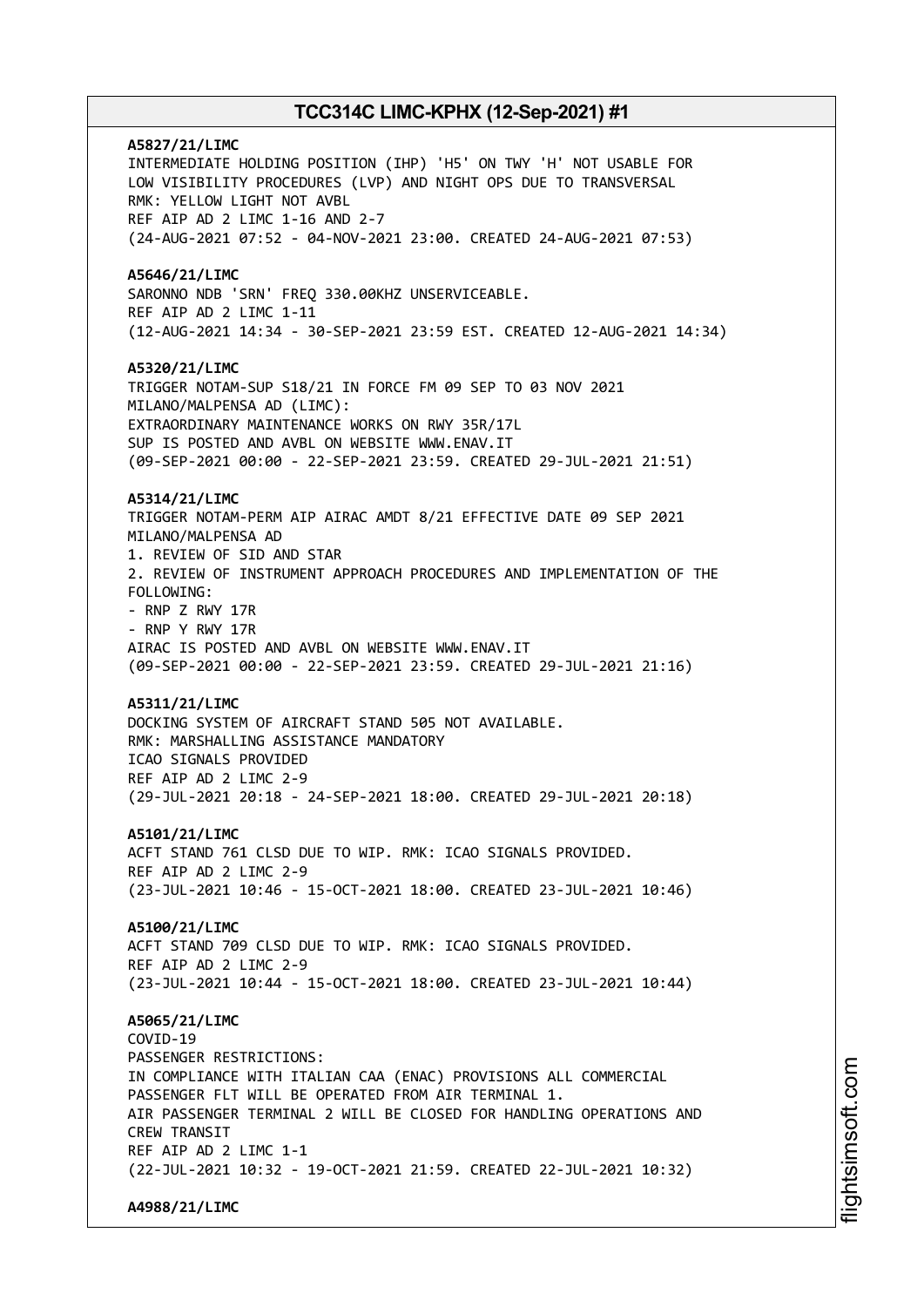**A5827/21/LIMC**
INTERMEDIATE HOLDING POSITION (IHP) 'H5' ON TWY 'H' NOT USABLE FOR LOW VISIBILITY PROCEDURES (LVP) AND NIGHT OPS DUE TO TRANSVERSAL
RMK: YELLOW LIGHT NOT AVBL
REF AIP AD 2 LIMC 1-16 AND 2-7
(24-AUG-2021 07:52 - 04-NOV-2021 23:00. CREATED 24-AUG-2021 07:53)

**A5646/21/LIMC**
SARONNO NDB 'SRN' FREQ 330.00KHZ UNSERVICEABLE.
REF AIP AD 2 LIMC 1-11
(12-AUG-2021 14:34 - 30-SEP-2021 23:59 EST. CREATED 12-AUG-2021 14:34)

**A5320/21/LIMC**
TRIGGER NOTAM-SUP S18/21 IN FORCE FM 09 SEP TO 03 NOV 2021
MILANO/MALPENSA AD (LIMC):
EXTRAORDINARY MAINTENANCE WORKS ON RWY 35R/17L
SUP IS POSTED AND AVBL ON WEBSITE WWW.ENAV.IT
(09-SEP-2021 00:00 - 22-SEP-2021 23:59. CREATED 29-JUL-2021 21:51)

**A5314/21/LIMC**
TRIGGER NOTAM-PERM AIP AIRAC AMDT 8/21 EFFECTIVE DATE 09 SEP 2021
MILANO/MALPENSA AD
1. REVIEW OF SID AND STAR
2. REVIEW OF INSTRUMENT APPROACH PROCEDURES AND IMPLEMENTATION OF THE FOLLOWING:
- RNP Z RWY 17R
- RNP Y RWY 17R
AIRAC IS POSTED AND AVBL ON WEBSITE WWW.ENAV.IT
(09-SEP-2021 00:00 - 22-SEP-2021 23:59. CREATED 29-JUL-2021 21:16)

**A5311/21/LIMC**
DOCKING SYSTEM OF AIRCRAFT STAND 505 NOT AVAILABLE.
RMK: MARSHALLING ASSISTANCE MANDATORY
ICAO SIGNALS PROVIDED
REF AIP AD 2 LIMC 2-9
(29-JUL-2021 20:18 - 24-SEP-2021 18:00. CREATED 29-JUL-2021 20:18)

**A5101/21/LIMC**
ACFT STAND 761 CLSD DUE TO WIP. RMK: ICAO SIGNALS PROVIDED.
REF AIP AD 2 LIMC 2-9
(23-JUL-2021 10:46 - 15-OCT-2021 18:00. CREATED 23-JUL-2021 10:46)

**A5100/21/LIMC**
ACFT STAND 709 CLSD DUE TO WIP. RMK: ICAO SIGNALS PROVIDED.
REF AIP AD 2 LIMC 2-9
(23-JUL-2021 10:44 - 15-OCT-2021 18:00. CREATED 23-JUL-2021 10:44)

**A5065/21/LIMC**
COVID-19
PASSENGER RESTRICTIONS:
IN COMPLIANCE WITH ITALIAN CAA (ENAC) PROVISIONS ALL COMMERCIAL PASSENGER FLT WILL BE OPERATED FROM AIR TERMINAL 1.
AIR PASSENGER TERMINAL 2 WILL BE CLOSED FOR HANDLING OPERATIONS AND CREW TRANSIT
REF AIP AD 2 LIMC 1-1
(22-JUL-2021 10:32 - 19-OCT-2021 21:59. CREATED 22-JUL-2021 10:32)

**A4988/21/LIMC**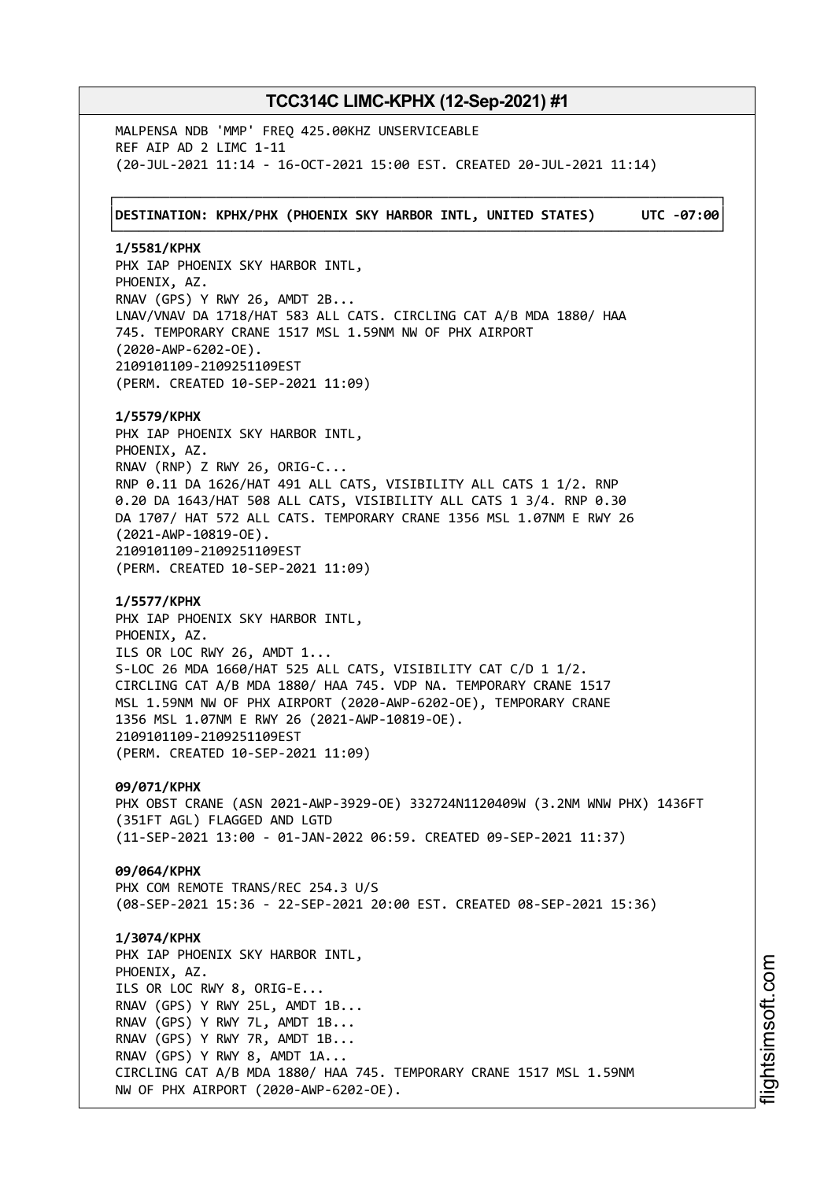MALPENSA NDB 'MMP' FREQ 425.00KHZ UNSERVICEABLE
REF AIP AD 2 LIMC 1-11
(20-JUL-2021 11:14 - 16-OCT-2021 15:00 EST. CREATED 20-JUL-2021 11:14)

**DESTINATION: KPHX/PHX (PHOENIX SKY HARBOR INTL, UNITED STATES) UTC -07:00**

**1/5581/KPHX**
PHX IAP PHOENIX SKY HARBOR INTL,
PHOENIX, AZ.
RNAV (GPS) Y RWY 26, AMDT 2B...
LNAV/VNAV DA 1718/HAT 583 ALL CATS. CIRCLING CAT A/B MDA 1880/ HAA
745. TEMPORARY CRANE 1517 MSL 1.59NM NW OF PHX AIRPORT
(2020-AWP-6202-OE).
2109101109-2109251109EST
(PERM. CREATED 10-SEP-2021 11:09)

**1/5579/KPHX**
PHX IAP PHOENIX SKY HARBOR INTL,
PHOENIX, AZ.
RNAV (RNP) Z RWY 26, ORIG-C...
RNP 0.11 DA 1626/HAT 491 ALL CATS, VISIBILITY ALL CATS 1 1/2. RNP
0.20 DA 1643/HAT 508 ALL CATS, VISIBILITY ALL CATS 1 3/4. RNP 0.30
DA 1707/ HAT 572 ALL CATS. TEMPORARY CRANE 1356 MSL 1.07NM E RWY 26
(2021-AWP-10819-OE).
2109101109-2109251109EST
(PERM. CREATED 10-SEP-2021 11:09)

**1/5577/KPHX**
PHX IAP PHOENIX SKY HARBOR INTL,
PHOENIX, AZ.
ILS OR LOC RWY 26, AMDT 1...
S-LOC 26 MDA 1660/HAT 525 ALL CATS, VISIBILITY CAT C/D 1 1/2.
CIRCLING CAT A/B MDA 1880/ HAA 745. VDP NA. TEMPORARY CRANE 1517
MSL 1.59NM NW OF PHX AIRPORT (2020-AWP-6202-OE), TEMPORARY CRANE
1356 MSL 1.07NM E RWY 26 (2021-AWP-10819-OE).
2109101109-2109251109EST
(PERM. CREATED 10-SEP-2021 11:09)

**09/071/KPHX**
PHX OBST CRANE (ASN 2021-AWP-3929-OE) 332724N1120409W (3.2NM WNW PHX) 1436FT
(351FT AGL) FLAGGED AND LGTD
(11-SEP-2021 13:00 - 01-JAN-2022 06:59. CREATED 09-SEP-2021 11:37)

**09/064/KPHX**
PHX COM REMOTE TRANS/REC 254.3 U/S
(08-SEP-2021 15:36 - 22-SEP-2021 20:00 EST. CREATED 08-SEP-2021 15:36)

**1/3074/KPHX**
PHX IAP PHOENIX SKY HARBOR INTL,
PHOENIX, AZ.
ILS OR LOC RWY 8, ORIG-E...
RNAV (GPS) Y RWY 25L, AMDT 1B...
RNAV (GPS) Y RWY 7L, AMDT 1B...
RNAV (GPS) Y RWY 7R, AMDT 1B...
RNAV (GPS) Y RWY 8, AMDT 1A...
CIRCLING CAT A/B MDA 1880/ HAA 745. TEMPORARY CRANE 1517 MSL 1.59NM
NW OF PHX AIRPORT (2020-AWP-6202-OE).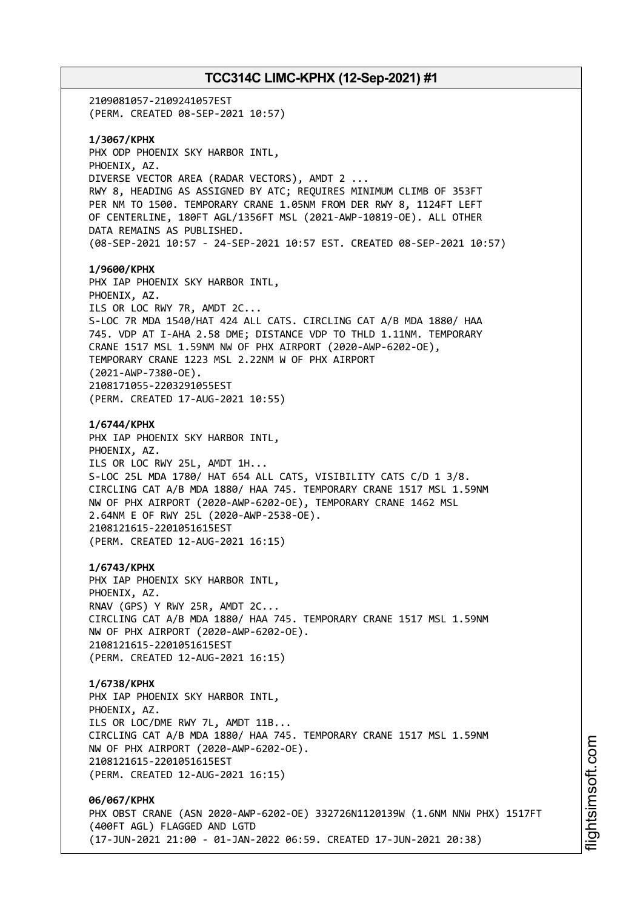2109081057-2109241057EST
(PERM. CREATED 08-SEP-2021 10:57)

**1/3067/KPHX**
PHX ODP PHOENIX SKY HARBOR INTL,
PHOENIX, AZ.
DIVERSE VECTOR AREA (RADAR VECTORS), AMDT 2 ...
RWY 8, HEADING AS ASSIGNED BY ATC; REQUIRES MINIMUM CLIMB OF 353FT
PER NM TO 1500. TEMPORARY CRANE 1.05NM FROM DER RWY 8, 1124FT LEFT
OF CENTERLINE, 180FT AGL/1356FT MSL (2021-AWP-10819-OE). ALL OTHER
DATA REMAINS AS PUBLISHED.
(08-SEP-2021 10:57 - 24-SEP-2021 10:57 EST. CREATED 08-SEP-2021 10:57)

**1/9600/KPHX**
PHX IAP PHOENIX SKY HARBOR INTL,
PHOENIX, AZ.
ILS OR LOC RWY 7R, AMDT 2C...
S-LOC 7R MDA 1540/HAT 424 ALL CATS. CIRCLING CAT A/B MDA 1880/ HAA
745. VDP AT I-AHA 2.58 DME; DISTANCE VDP TO THLD 1.11NM. TEMPORARY
CRANE 1517 MSL 1.59NM NW OF PHX AIRPORT (2020-AWP-6202-OE),
TEMPORARY CRANE 1223 MSL 2.22NM W OF PHX AIRPORT
(2021-AWP-7380-OE).
2108171055-2203291055EST
(PERM. CREATED 17-AUG-2021 10:55)

**1/6744/KPHX**
PHX IAP PHOENIX SKY HARBOR INTL,
PHOENIX, AZ.
ILS OR LOC RWY 25L, AMDT 1H...
S-LOC 25L MDA 1780/ HAT 654 ALL CATS, VISIBILITY CATS C/D 1 3/8.
CIRCLING CAT A/B MDA 1880/ HAA 745. TEMPORARY CRANE 1517 MSL 1.59NM
NW OF PHX AIRPORT (2020-AWP-6202-OE), TEMPORARY CRANE 1462 MSL
2.64NM E OF RWY 25L (2020-AWP-2538-OE).
2108121615-2201051615EST
(PERM. CREATED 12-AUG-2021 16:15)

**1/6743/KPHX**
PHX IAP PHOENIX SKY HARBOR INTL,
PHOENIX, AZ.
RNAV (GPS) Y RWY 25R, AMDT 2C...
CIRCLING CAT A/B MDA 1880/ HAA 745. TEMPORARY CRANE 1517 MSL 1.59NM
NW OF PHX AIRPORT (2020-AWP-6202-OE).
2108121615-2201051615EST
(PERM. CREATED 12-AUG-2021 16:15)

**1/6738/KPHX**
PHX IAP PHOENIX SKY HARBOR INTL,
PHOENIX, AZ.
ILS OR LOC/DME RWY 7L, AMDT 11B...
CIRCLING CAT A/B MDA 1880/ HAA 745. TEMPORARY CRANE 1517 MSL 1.59NM
NW OF PHX AIRPORT (2020-AWP-6202-OE).
2108121615-2201051615EST
(PERM. CREATED 12-AUG-2021 16:15)

**06/067/KPHX**
PHX OBST CRANE (ASN 2020-AWP-6202-OE) 332726N1120139W (1.6NM NNW PHX) 1517FT
(400FT AGL) FLAGGED AND LGTD
(17-JUN-2021 21:00 - 01-JAN-2022 06:59. CREATED 17-JUN-2021 20:38)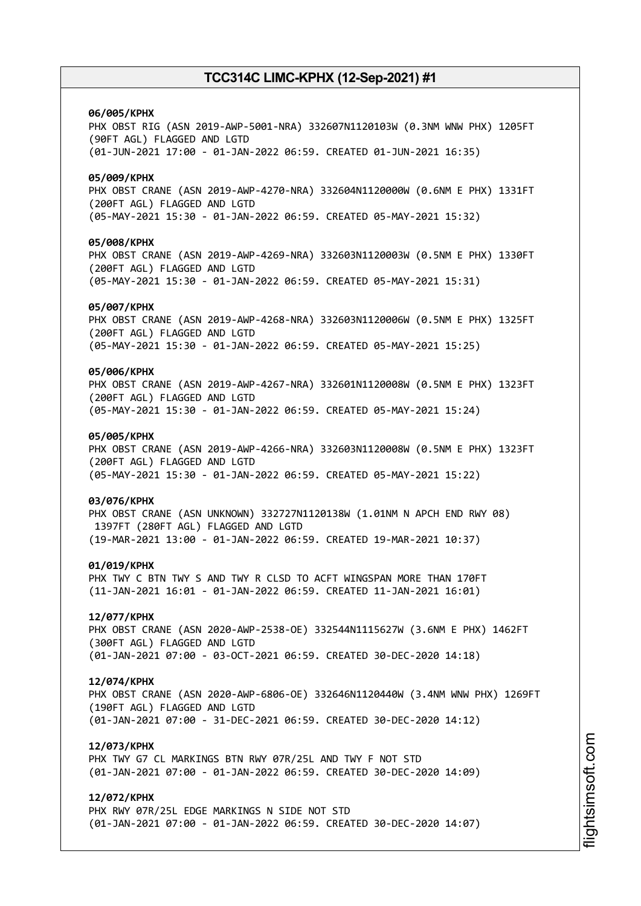**06/005/KPHX**
PHX OBST RIG (ASN 2019-AWP-5001-NRA) 332607N1120103W (0.3NM WNW PHX) 1205FT (90FT AGL) FLAGGED AND LGTD
(01-JUN-2021 17:00 - 01-JAN-2022 06:59. CREATED 01-JUN-2021 16:35)

**05/009/KPHX**
PHX OBST CRANE (ASN 2019-AWP-4270-NRA) 332604N1120000W (0.6NM E PHX) 1331FT (200FT AGL) FLAGGED AND LGTD
(05-MAY-2021 15:30 - 01-JAN-2022 06:59. CREATED 05-MAY-2021 15:32)

**05/008/KPHX**
PHX OBST CRANE (ASN 2019-AWP-4269-NRA) 332603N1120003W (0.5NM E PHX) 1330FT (200FT AGL) FLAGGED AND LGTD
(05-MAY-2021 15:30 - 01-JAN-2022 06:59. CREATED 05-MAY-2021 15:31)

**05/007/KPHX**
PHX OBST CRANE (ASN 2019-AWP-4268-NRA) 332603N1120006W (0.5NM E PHX) 1325FT (200FT AGL) FLAGGED AND LGTD
(05-MAY-2021 15:30 - 01-JAN-2022 06:59. CREATED 05-MAY-2021 15:25)

**05/006/KPHX**
PHX OBST CRANE (ASN 2019-AWP-4267-NRA) 332601N1120008W (0.5NM E PHX) 1323FT (200FT AGL) FLAGGED AND LGTD
(05-MAY-2021 15:30 - 01-JAN-2022 06:59. CREATED 05-MAY-2021 15:24)

**05/005/KPHX**
PHX OBST CRANE (ASN 2019-AWP-4266-NRA) 332603N1120008W (0.5NM E PHX) 1323FT (200FT AGL) FLAGGED AND LGTD
(05-MAY-2021 15:30 - 01-JAN-2022 06:59. CREATED 05-MAY-2021 15:22)

**03/076/KPHX**
PHX OBST CRANE (ASN UNKNOWN) 332727N1120138W (1.01NM N APCH END RWY 08) 1397FT (280FT AGL) FLAGGED AND LGTD
(19-MAR-2021 13:00 - 01-JAN-2022 06:59. CREATED 19-MAR-2021 10:37)

**01/019/KPHX**
PHX TWY C BTN TWY S AND TWY R CLSD TO ACFT WINGSPAN MORE THAN 170FT
(11-JAN-2021 16:01 - 01-JAN-2022 06:59. CREATED 11-JAN-2021 16:01)

**12/077/KPHX**
PHX OBST CRANE (ASN 2020-AWP-2538-OE) 332544N1115627W (3.6NM E PHX) 1462FT (300FT AGL) FLAGGED AND LGTD
(01-JAN-2021 07:00 - 03-OCT-2021 06:59. CREATED 30-DEC-2020 14:18)

**12/074/KPHX**
PHX OBST CRANE (ASN 2020-AWP-6806-OE) 332646N1120440W (3.4NM WNW PHX) 1269FT (190FT AGL) FLAGGED AND LGTD
(01-JAN-2021 07:00 - 31-DEC-2021 06:59. CREATED 30-DEC-2020 14:12)

**12/073/KPHX**
PHX TWY G7 CL MARKINGS BTN RWY 07R/25L AND TWY F NOT STD
(01-JAN-2021 07:00 - 01-JAN-2022 06:59. CREATED 30-DEC-2020 14:09)

**12/072/KPHX**
PHX RWY 07R/25L EDGE MARKINGS N SIDE NOT STD
(01-JAN-2021 07:00 - 01-JAN-2022 06:59. CREATED 30-DEC-2020 14:07)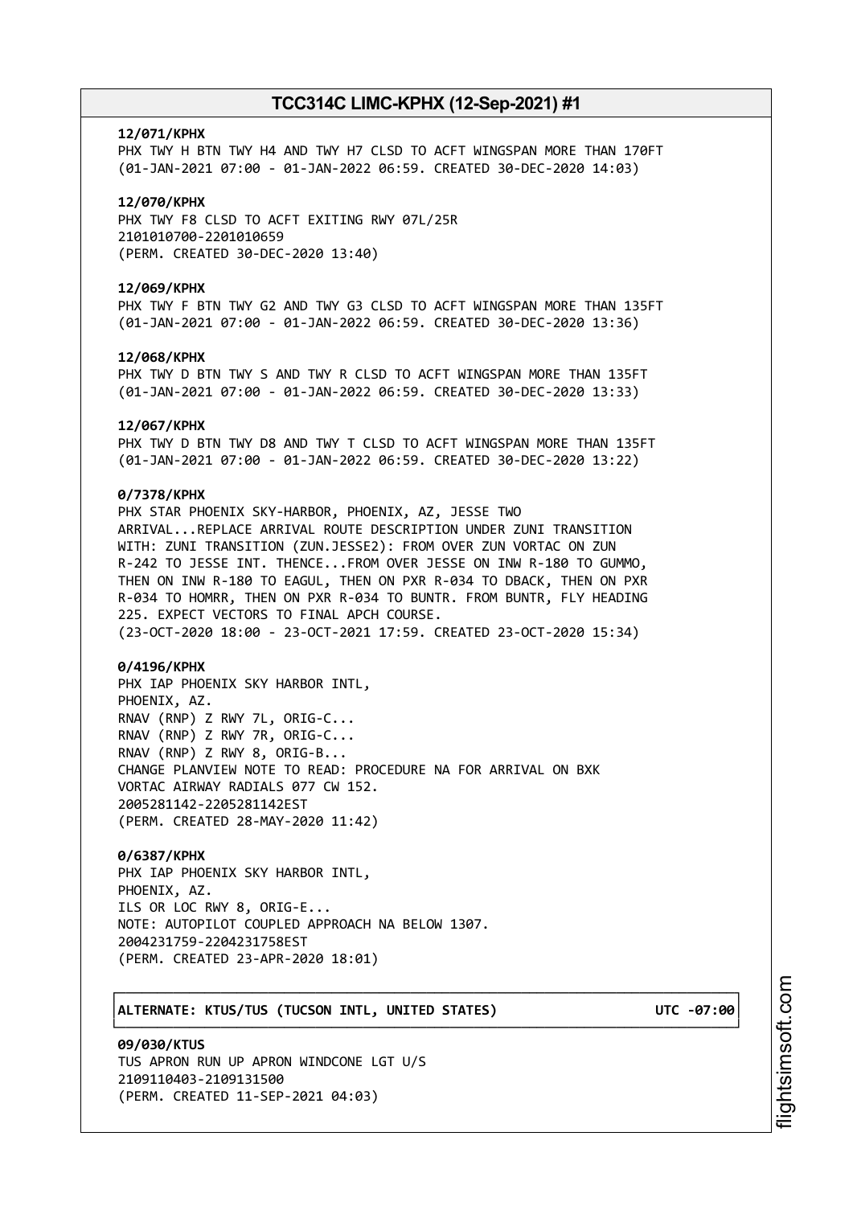**12/071/KPHX**
PHX TWY H BTN TWY H4 AND TWY H7 CLSD TO ACFT WINGSPAN MORE THAN 170FT
(01-JAN-2021 07:00 - 01-JAN-2022 06:59. CREATED 30-DEC-2020 14:03)

**12/070/KPHX**
PHX TWY F8 CLSD TO ACFT EXITING RWY 07L/25R
2101010700-2201010659
(PERM. CREATED 30-DEC-2020 13:40)

**12/069/KPHX**
PHX TWY F BTN TWY G2 AND TWY G3 CLSD TO ACFT WINGSPAN MORE THAN 135FT
(01-JAN-2021 07:00 - 01-JAN-2022 06:59. CREATED 30-DEC-2020 13:36)

**12/068/KPHX**
PHX TWY D BTN TWY S AND TWY R CLSD TO ACFT WINGSPAN MORE THAN 135FT
(01-JAN-2021 07:00 - 01-JAN-2022 06:59. CREATED 30-DEC-2020 13:33)

**12/067/KPHX**
PHX TWY D BTN TWY D8 AND TWY T CLSD TO ACFT WINGSPAN MORE THAN 135FT
(01-JAN-2021 07:00 - 01-JAN-2022 06:59. CREATED 30-DEC-2020 13:22)

**0/7378/KPHX**
PHX STAR PHOENIX SKY-HARBOR, PHOENIX, AZ, JESSE TWO
ARRIVAL...REPLACE ARRIVAL ROUTE DESCRIPTION UNDER ZUNI TRANSITION
WITH: ZUNI TRANSITION (ZUN.JESSE2): FROM OVER ZUN VORTAC ON ZUN
R-242 TO JESSE INT. THENCE...FROM OVER JESSE ON INW R-180 TO GUMMO,
THEN ON INW R-180 TO EAGUL, THEN ON PXR R-034 TO DBACK, THEN ON PXR
R-034 TO HOMRR, THEN ON PXR R-034 TO BUNTR. FROM BUNTR, FLY HEADING
225. EXPECT VECTORS TO FINAL APCH COURSE.
(23-OCT-2020 18:00 - 23-OCT-2021 17:59. CREATED 23-OCT-2020 15:34)

**0/4196/KPHX**
PHX IAP PHOENIX SKY HARBOR INTL,
PHOENIX, AZ.
RNAV (RNP) Z RWY 7L, ORIG-C...
RNAV (RNP) Z RWY 7R, ORIG-C...
RNAV (RNP) Z RWY 8, ORIG-B...
CHANGE PLANVIEW NOTE TO READ: PROCEDURE NA FOR ARRIVAL ON BXK
VORTAC AIRWAY RADIALS 077 CW 152.
2005281142-2205281142EST
(PERM. CREATED 28-MAY-2020 11:42)

**0/6387/KPHX**
PHX IAP PHOENIX SKY HARBOR INTL,
PHOENIX, AZ.
ILS OR LOC RWY 8, ORIG-E...
NOTE: AUTOPILOT COUPLED APPROACH NA BELOW 1307.
2004231759-2204231758EST
(PERM. CREATED 23-APR-2020 18:01)

**ALTERNATE: KTUS/TUS (TUCSON INTL, UNITED STATES) UTC -07:00**

**09/030/KTUS**
TUS APRON RUN UP APRON WINDCONE LGT U/S
2109110403-2109131500
(PERM. CREATED 11-SEP-2021 04:03)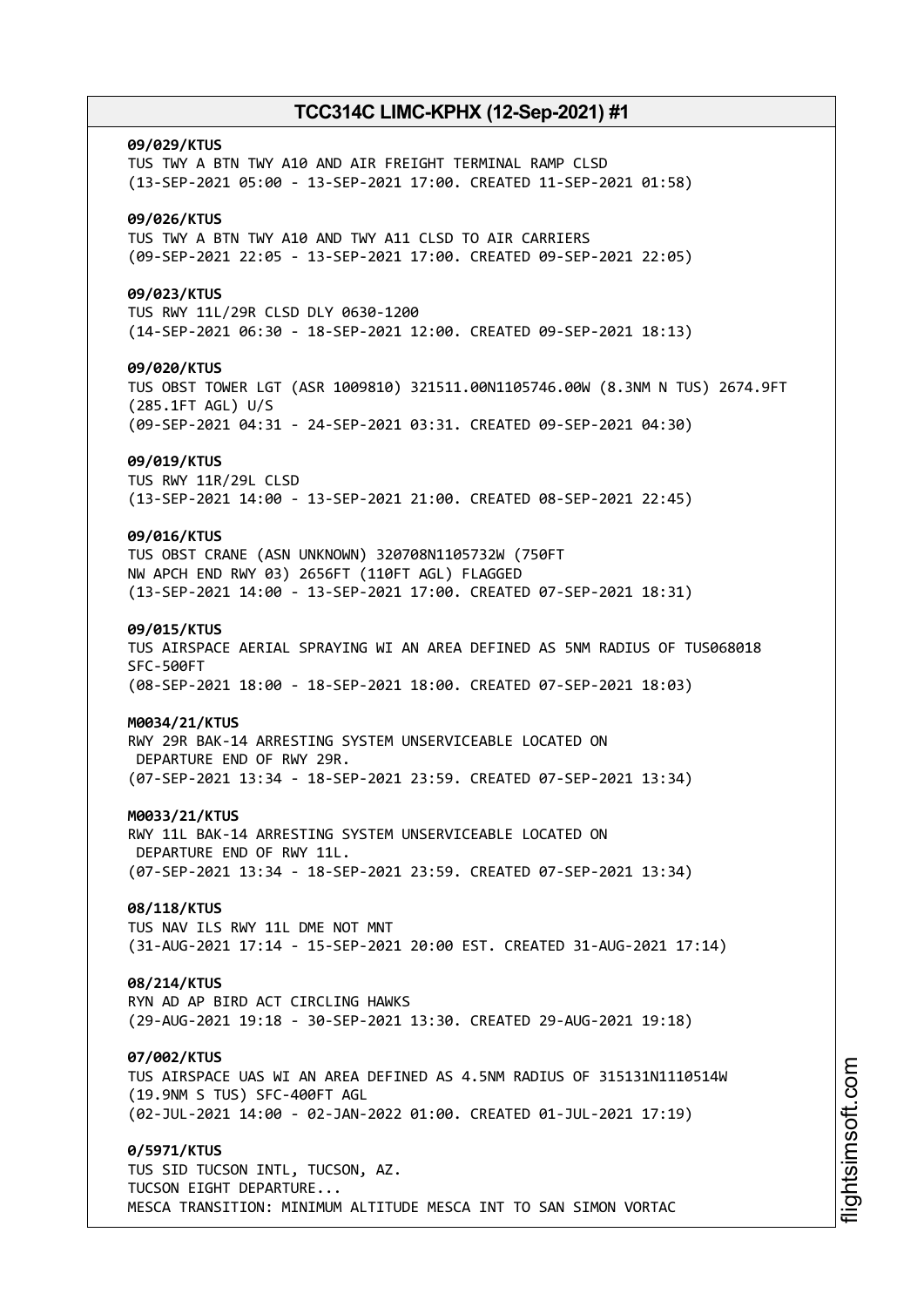**09/029/KTUS**
TUS TWY A BTN TWY A10 AND AIR FREIGHT TERMINAL RAMP CLSD
(13-SEP-2021 05:00 - 13-SEP-2021 17:00. CREATED 11-SEP-2021 01:58)

**09/026/KTUS**
TUS TWY A BTN TWY A10 AND TWY A11 CLSD TO AIR CARRIERS
(09-SEP-2021 22:05 - 13-SEP-2021 17:00. CREATED 09-SEP-2021 22:05)

**09/023/KTUS**
TUS RWY 11L/29R CLSD DLY 0630-1200
(14-SEP-2021 06:30 - 18-SEP-2021 12:00. CREATED 09-SEP-2021 18:13)

**09/020/KTUS**
TUS OBST TOWER LGT (ASR 1009810) 321511.00N1105746.00W (8.3NM N TUS) 2674.9FT (285.1FT AGL) U/S
(09-SEP-2021 04:31 - 24-SEP-2021 03:31. CREATED 09-SEP-2021 04:30)

**09/019/KTUS**
TUS RWY 11R/29L CLSD
(13-SEP-2021 14:00 - 13-SEP-2021 21:00. CREATED 08-SEP-2021 22:45)

**09/016/KTUS**
TUS OBST CRANE (ASN UNKNOWN) 320708N1105732W (750FT NW APCH END RWY 03) 2656FT (110FT AGL) FLAGGED
(13-SEP-2021 14:00 - 13-SEP-2021 17:00. CREATED 07-SEP-2021 18:31)

**09/015/KTUS**
TUS AIRSPACE AERIAL SPRAYING WI AN AREA DEFINED AS 5NM RADIUS OF TUS068018 SFC-500FT
(08-SEP-2021 18:00 - 18-SEP-2021 18:00. CREATED 07-SEP-2021 18:03)

**M0034/21/KTUS**
RWY 29R BAK-14 ARRESTING SYSTEM UNSERVICEABLE LOCATED ON DEPARTURE END OF RWY 29R.
(07-SEP-2021 13:34 - 18-SEP-2021 23:59. CREATED 07-SEP-2021 13:34)

**M0033/21/KTUS**
RWY 11L BAK-14 ARRESTING SYSTEM UNSERVICEABLE LOCATED ON DEPARTURE END OF RWY 11L.
(07-SEP-2021 13:34 - 18-SEP-2021 23:59. CREATED 07-SEP-2021 13:34)

**08/118/KTUS**
TUS NAV ILS RWY 11L DME NOT MNT
(31-AUG-2021 17:14 - 15-SEP-2021 20:00 EST. CREATED 31-AUG-2021 17:14)

**08/214/KTUS**
RYN AD AP BIRD ACT CIRCLING HAWKS
(29-AUG-2021 19:18 - 30-SEP-2021 13:30. CREATED 29-AUG-2021 19:18)

**07/002/KTUS**
TUS AIRSPACE UAS WI AN AREA DEFINED AS 4.5NM RADIUS OF 315131N1110514W (19.9NM S TUS) SFC-400FT AGL
(02-JUL-2021 14:00 - 02-JAN-2022 01:00. CREATED 01-JUL-2021 17:19)

**0/5971/KTUS**
TUS SID TUCSON INTL, TUCSON, AZ.
TUCSON EIGHT DEPARTURE...
MESCA TRANSITION: MINIMUM ALTITUDE MESCA INT TO SAN SIMON VORTAC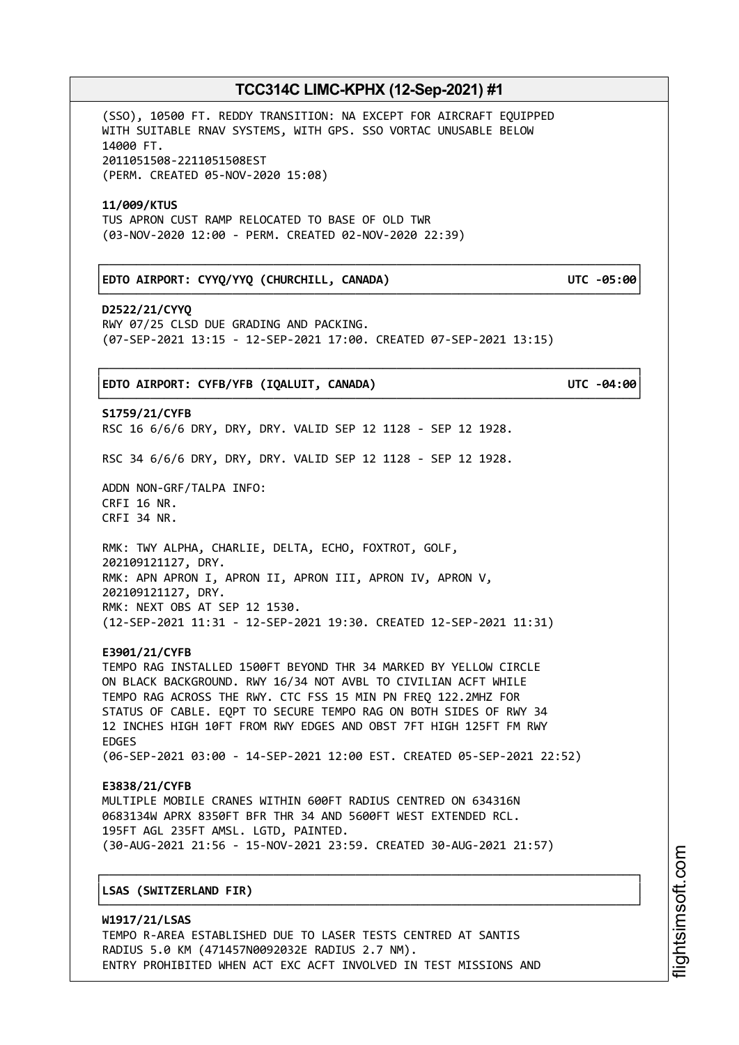(SSO), 10500 FT. REDDY TRANSITION: NA EXCEPT FOR AIRCRAFT EQUIPPED WITH SUITABLE RNAV SYSTEMS, WITH GPS. SSO VORTAC UNUSABLE BELOW 14000 FT.
2011051508-2211051508EST
(PERM. CREATED 05-NOV-2020 15:08)

**11/009/KTUS**
TUS APRON CUST RAMP RELOCATED TO BASE OF OLD TWR
(03-NOV-2020 12:00 - PERM. CREATED 02-NOV-2020 22:39)

**EDTO AIRPORT: CYYQ/YYQ (CHURCHILL, CANADA) UTC -05:00**

**D2522/21/CYYQ**
RWY 07/25 CLSD DUE GRADING AND PACKING.
(07-SEP-2021 13:15 - 12-SEP-2021 17:00. CREATED 07-SEP-2021 13:15)

**EDTO AIRPORT: CYFB/YFB (IQALUIT, CANADA) UTC -04:00**

**S1759/21/CYFB**
RSC 16 6/6/6 DRY, DRY, DRY. VALID SEP 12 1128 - SEP 12 1928.

RSC 34 6/6/6 DRY, DRY, DRY. VALID SEP 12 1128 - SEP 12 1928.

ADDN NON-GRF/TALPA INFO:
CRFI 16 NR.
CRFI 34 NR.

RMK: TWY ALPHA, CHARLIE, DELTA, ECHO, FOXTROT, GOLF, 202109121127, DRY.
RMK: APN APRON I, APRON II, APRON III, APRON IV, APRON V, 202109121127, DRY.
RMK: NEXT OBS AT SEP 12 1530.
(12-SEP-2021 11:31 - 12-SEP-2021 19:30. CREATED 12-SEP-2021 11:31)

**E3901/21/CYFB**
TEMPO RAG INSTALLED 1500FT BEYOND THR 34 MARKED BY YELLOW CIRCLE ON BLACK BACKGROUND. RWY 16/34 NOT AVBL TO CIVILIAN ACFT WHILE TEMPO RAG ACROSS THE RWY. CTC FSS 15 MIN PN FREQ 122.2MHZ FOR STATUS OF CABLE. EQPT TO SECURE TEMPO RAG ON BOTH SIDES OF RWY 34 12 INCHES HIGH 10FT FROM RWY EDGES AND OBST 7FT HIGH 125FT FM RWY EDGES
(06-SEP-2021 03:00 - 14-SEP-2021 12:00 EST. CREATED 05-SEP-2021 22:52)

**E3838/21/CYFB**
MULTIPLE MOBILE CRANES WITHIN 600FT RADIUS CENTRED ON 634316N 0683134W APRX 8350FT BFR THR 34 AND 5600FT WEST EXTENDED RCL. 195FT AGL 235FT AMSL. LGTD, PAINTED.
(30-AUG-2021 21:56 - 15-NOV-2021 23:59. CREATED 30-AUG-2021 21:57)

**LSAS (SWITZERLAND FIR)**

**W1917/21/LSAS**
TEMPO R-AREA ESTABLISHED DUE TO LASER TESTS CENTRED AT SANTIS RADIUS 5.0 KM (471457N0092032E RADIUS 2.7 NM).
ENTRY PROHIBITED WHEN ACT EXC ACFT INVOLVED IN TEST MISSIONS AND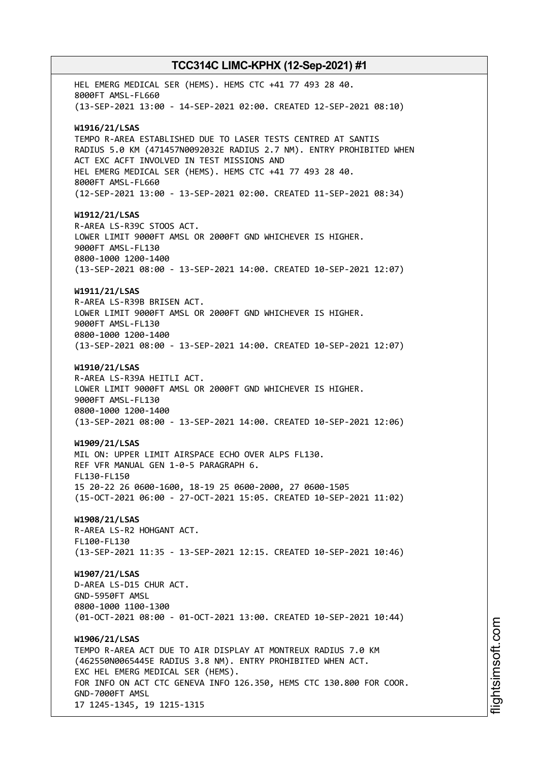HEL EMERG MEDICAL SER (HEMS). HEMS CTC +41 77 493 28 40.
8000FT AMSL-FL660
(13-SEP-2021 13:00 - 14-SEP-2021 02:00. CREATED 12-SEP-2021 08:10)

**W1916/21/LSAS**
TEMPO R-AREA ESTABLISHED DUE TO LASER TESTS CENTRED AT SANTIS
RADIUS 5.0 KM (471457N0092032E RADIUS 2.7 NM). ENTRY PROHIBITED WHEN
ACT EXC ACFT INVOLVED IN TEST MISSIONS AND
HEL EMERG MEDICAL SER (HEMS). HEMS CTC +41 77 493 28 40.
8000FT AMSL-FL660
(12-SEP-2021 13:00 - 13-SEP-2021 02:00. CREATED 11-SEP-2021 08:34)

**W1912/21/LSAS**
R-AREA LS-R39C STOOS ACT.
LOWER LIMIT 9000FT AMSL OR 2000FT GND WHICHEVER IS HIGHER.
9000FT AMSL-FL130
0800-1000 1200-1400
(13-SEP-2021 08:00 - 13-SEP-2021 14:00. CREATED 10-SEP-2021 12:07)

**W1911/21/LSAS**
R-AREA LS-R39B BRISEN ACT.
LOWER LIMIT 9000FT AMSL OR 2000FT GND WHICHEVER IS HIGHER.
9000FT AMSL-FL130
0800-1000 1200-1400
(13-SEP-2021 08:00 - 13-SEP-2021 14:00. CREATED 10-SEP-2021 12:07)

**W1910/21/LSAS**
R-AREA LS-R39A HEITLI ACT.
LOWER LIMIT 9000FT AMSL OR 2000FT GND WHICHEVER IS HIGHER.
9000FT AMSL-FL130
0800-1000 1200-1400
(13-SEP-2021 08:00 - 13-SEP-2021 14:00. CREATED 10-SEP-2021 12:06)

**W1909/21/LSAS**
MIL ON: UPPER LIMIT AIRSPACE ECHO OVER ALPS FL130.
REF VFR MANUAL GEN 1-0-5 PARAGRAPH 6.
FL130-FL150
15 20-22 26 0600-1600, 18-19 25 0600-2000, 27 0600-1505
(15-OCT-2021 06:00 - 27-OCT-2021 15:05. CREATED 10-SEP-2021 11:02)

**W1908/21/LSAS**
R-AREA LS-R2 HOHGANT ACT.
FL100-FL130
(13-SEP-2021 11:35 - 13-SEP-2021 12:15. CREATED 10-SEP-2021 10:46)

**W1907/21/LSAS**
D-AREA LS-D15 CHUR ACT.
GND-5950FT AMSL
0800-1000 1100-1300
(01-OCT-2021 08:00 - 01-OCT-2021 13:00. CREATED 10-SEP-2021 10:44)

**W1906/21/LSAS**
TEMPO R-AREA ACT DUE TO AIR DISPLAY AT MONTREUX RADIUS 7.0 KM
(462550N0065445E RADIUS 3.8 NM). ENTRY PROHIBITED WHEN ACT.
EXC HEL EMERG MEDICAL SER (HEMS).
FOR INFO ON ACT CTC GENEVA INFO 126.350, HEMS CTC 130.800 FOR COOR.
GND-7000FT AMSL
17 1245-1345, 19 1215-1315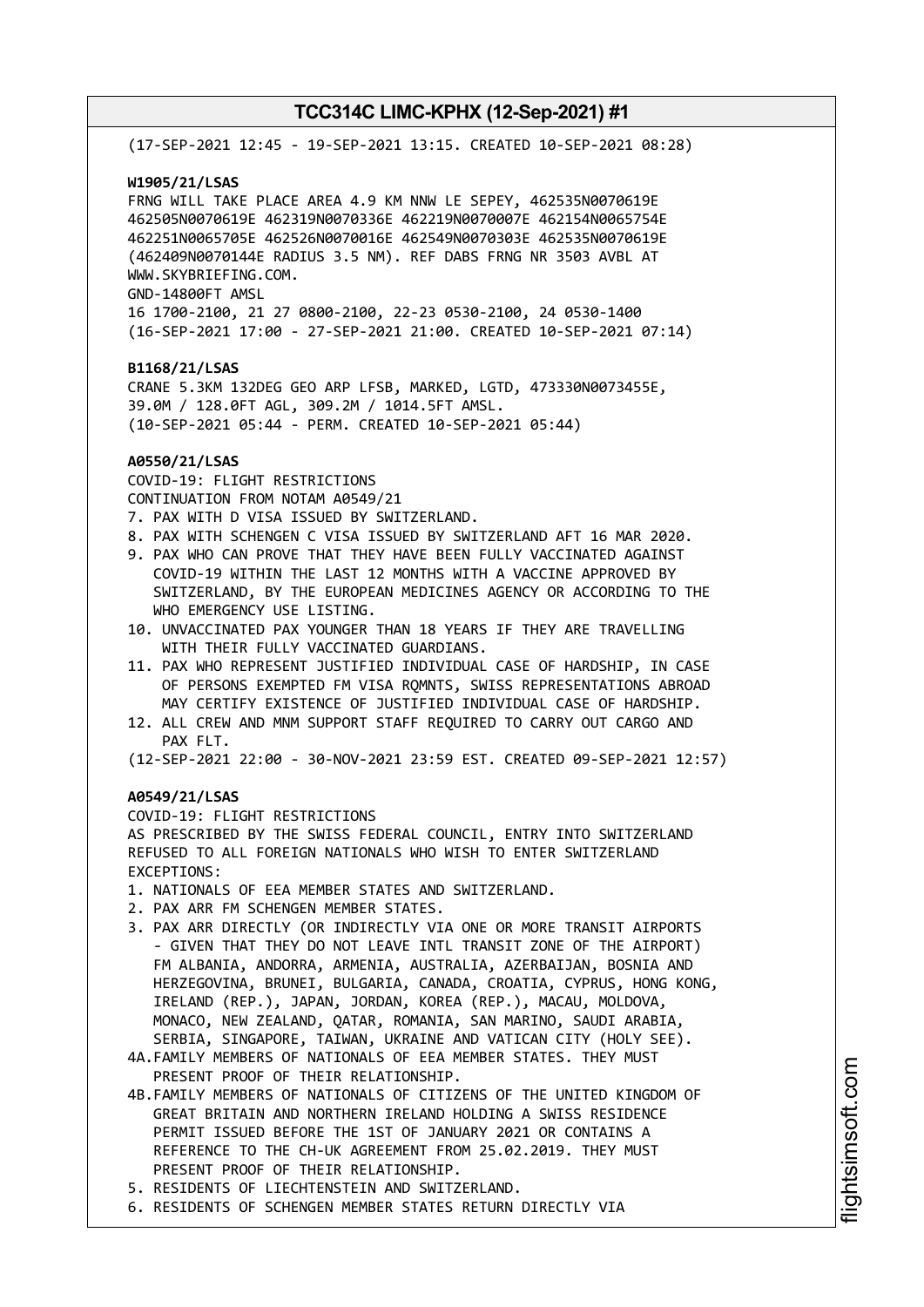(17-SEP-2021 12:45 - 19-SEP-2021 13:15. CREATED 10-SEP-2021 08:28)

**W1905/21/LSAS**
FRNG WILL TAKE PLACE AREA 4.9 KM NNW LE SEPEY, 462535N0070619E
462505N0070619E 462319N0070336E 462219N0070007E 462154N0065754E
462251N0065705E 462526N0070016E 462549N0070303E 462535N0070619E
(462409N0070144E RADIUS 3.5 NM). REF DABS FRNG NR 3503 AVBL AT
WWW.SKYBRIEFING.COM.
GND-14800FT AMSL
16 1700-2100, 21 27 0800-2100, 22-23 0530-2100, 24 0530-1400
(16-SEP-2021 17:00 - 27-SEP-2021 21:00. CREATED 10-SEP-2021 07:14)

**B1168/21/LSAS**
CRANE 5.3KM 132DEG GEO ARP LFSB, MARKED, LGTD, 473330N0073455E,
39.0M / 128.0FT AGL, 309.2M / 1014.5FT AMSL.
(10-SEP-2021 05:44 - PERM. CREATED 10-SEP-2021 05:44)

**A0550/21/LSAS**
COVID-19: FLIGHT RESTRICTIONS
CONTINUATION FROM NOTAM A0549/21
7. PAX WITH D VISA ISSUED BY SWITZERLAND.
8. PAX WITH SCHENGEN C VISA ISSUED BY SWITZERLAND AFT 16 MAR 2020.
9. PAX WHO CAN PROVE THAT THEY HAVE BEEN FULLY VACCINATED AGAINST
   COVID-19 WITHIN THE LAST 12 MONTHS WITH A VACCINE APPROVED BY
   SWITZERLAND, BY THE EUROPEAN MEDICINES AGENCY OR ACCORDING TO THE
   WHO EMERGENCY USE LISTING.
10. UNVACCINATED PAX YOUNGER THAN 18 YEARS IF THEY ARE TRAVELLING
    WITH THEIR FULLY VACCINATED GUARDIANS.
11. PAX WHO REPRESENT JUSTIFIED INDIVIDUAL CASE OF HARDSHIP, IN CASE
    OF PERSONS EXEMPTED FM VISA RQMNTS, SWISS REPRESENTATIONS ABROAD
    MAY CERTIFY EXISTENCE OF JUSTIFIED INDIVIDUAL CASE OF HARDSHIP.
12. ALL CREW AND MNM SUPPORT STAFF REQUIRED TO CARRY OUT CARGO AND
    PAX FLT.

(12-SEP-2021 22:00 - 30-NOV-2021 23:59 EST. CREATED 09-SEP-2021 12:57)

**A0549/21/LSAS**
COVID-19: FLIGHT RESTRICTIONS
AS PRESCRIBED BY THE SWISS FEDERAL COUNCIL, ENTRY INTO SWITZERLAND
REFUSED TO ALL FOREIGN NATIONALS WHO WISH TO ENTER SWITZERLAND
EXCEPTIONS:
1. NATIONALS OF EEA MEMBER STATES AND SWITZERLAND.
2. PAX ARR FM SCHENGEN MEMBER STATES.
3. PAX ARR DIRECTLY (OR INDIRECTLY VIA ONE OR MORE TRANSIT AIRPORTS
   - GIVEN THAT THEY DO NOT LEAVE INTL TRANSIT ZONE OF THE AIRPORT)
   FM ALBANIA, ANDORRA, ARMENIA, AUSTRALIA, AZERBAIJAN, BOSNIA AND
   HERZEGOVINA, BRUNEI, BULGARIA, CANADA, CROATIA, CYPRUS, HONG KONG,
   IRELAND (REP.), JAPAN, JORDAN, KOREA (REP.), MACAU, MOLDOVA,
   MONACO, NEW ZEALAND, QATAR, ROMANIA, SAN MARINO, SAUDI ARABIA,
   SERBIA, SINGAPORE, TAIWAN, UKRAINE AND VATICAN CITY (HOLY SEE).

4A. FAMILY MEMBERS OF NATIONALS OF EEA MEMBER STATES. THEY MUST
   PRESENT PROOF OF THEIR RELATIONSHIP.

4B. FAMILY MEMBERS OF NATIONALS OF CITIZENS OF THE UNITED KINGDOM OF
   GREAT BRITAIN AND NORTHERN IRELAND HOLDING A SWISS RESIDENCE
   PERMIT ISSUED BEFORE THE 1ST OF JANUARY 2021 OR CONTAINS A
   REFERENCE TO THE CH-UK AGREEMENT FROM 25.02.2019. THEY MUST
   PRESENT PROOF OF THEIR RELATIONSHIP.

5. RESIDENTS OF LIECHTENSTEIN AND SWITZERLAND.
6. RESIDENTS OF SCHENGEN MEMBER STATES RETURN DIRECTLY VIA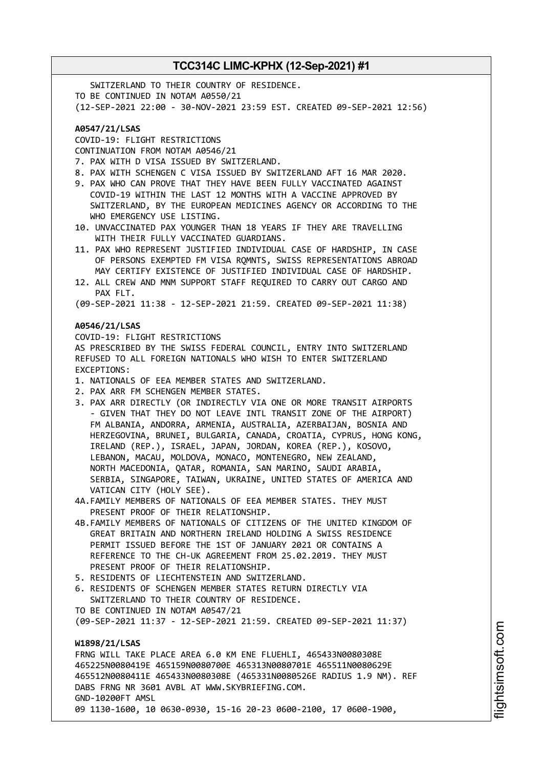SWITZERLAND TO THEIR COUNTRY OF RESIDENCE.
TO BE CONTINUED IN NOTAM A0550/21
(12-SEP-2021 22:00 - 30-NOV-2021 23:59 EST. CREATED 09-SEP-2021 12:56)

**A0547/21/LSAS**
COVID-19: FLIGHT RESTRICTIONS
CONTINUATION FROM NOTAM A0546/21
7. PAX WITH D VISA ISSUED BY SWITZERLAND.
8. PAX WITH SCHENGEN C VISA ISSUED BY SWITZERLAND AFT 16 MAR 2020.
9. PAX WHO CAN PROVE THAT THEY HAVE BEEN FULLY VACCINATED AGAINST COVID-19 WITHIN THE LAST 12 MONTHS WITH A VACCINE APPROVED BY SWITZERLAND, BY THE EUROPEAN MEDICINES AGENCY OR ACCORDING TO THE WHO EMERGENCY USE LISTING.
10. UNVACCINATED PAX YOUNGER THAN 18 YEARS IF THEY ARE TRAVELLING WITH THEIR FULLY VACCINATED GUARDIANS.
11. PAX WHO REPRESENT JUSTIFIED INDIVIDUAL CASE OF HARDSHIP, IN CASE OF PERSONS EXEMPTED FM VISA RQMNTS, SWISS REPRESENTATIONS ABROAD MAY CERTIFY EXISTENCE OF JUSTIFIED INDIVIDUAL CASE OF HARDSHIP.
12. ALL CREW AND MNM SUPPORT STAFF REQUIRED TO CARRY OUT CARGO AND PAX FLT.

(09-SEP-2021 11:38 - 12-SEP-2021 21:59. CREATED 09-SEP-2021 11:38)

**A0546/21/LSAS**
COVID-19: FLIGHT RESTRICTIONS
AS PRESCRIBED BY THE SWISS FEDERAL COUNCIL, ENTRY INTO SWITZERLAND REFUSED TO ALL FOREIGN NATIONALS WHO WISH TO ENTER SWITZERLAND
EXCEPTIONS:
1. NATIONALS OF EEA MEMBER STATES AND SWITZERLAND.
2. PAX ARR FM SCHENGEN MEMBER STATES.
3. PAX ARR DIRECTLY (OR INDIRECTLY VIA ONE OR MORE TRANSIT AIRPORTS - GIVEN THAT THEY DO NOT LEAVE INTL TRANSIT ZONE OF THE AIRPORT) FM ALBANIA, ANDORRA, ARMENIA, AUSTRALIA, AZERBAIJAN, BOSNIA AND HERZEGOVINA, BRUNEI, BULGARIA, CANADA, CROATIA, CYPRUS, HONG KONG, IRELAND (REP.), ISRAEL, JAPAN, JORDAN, KOREA (REP.), KOSOVO, LEBANON, MACAU, MOLDOVA, MONACO, MONTENEGRO, NEW ZEALAND, NORTH MACEDONIA, QATAR, ROMANIA, SAN MARINO, SAUDI ARABIA, SERBIA, SINGAPORE, TAIWAN, UKRAINE, UNITED STATES OF AMERICA AND VATICAN CITY (HOLY SEE).

4A.FAMILY MEMBERS OF NATIONALS OF EEA MEMBER STATES. THEY MUST PRESENT PROOF OF THEIR RELATIONSHIP.

4B.FAMILY MEMBERS OF NATIONALS OF CITIZENS OF THE UNITED KINGDOM OF GREAT BRITAIN AND NORTHERN IRELAND HOLDING A SWISS RESIDENCE PERMIT ISSUED BEFORE THE 1ST OF JANUARY 2021 OR CONTAINS A REFERENCE TO THE CH-UK AGREEMENT FROM 25.02.2019. THEY MUST PRESENT PROOF OF THEIR RELATIONSHIP.

5. RESIDENTS OF LIECHTENSTEIN AND SWITZERLAND.
6. RESIDENTS OF SCHENGEN MEMBER STATES RETURN DIRECTLY VIA SWITZERLAND TO THEIR COUNTRY OF RESIDENCE.

TO BE CONTINUED IN NOTAM A0547/21
(09-SEP-2021 11:37 - 12-SEP-2021 21:59. CREATED 09-SEP-2021 11:37)

**W1898/21/LSAS**
FRNG WILL TAKE PLACE AREA 6.0 KM ENE FLUEHLI, 465433N0080308E 465225N0080419E 465159N0080700E 465313N0080701E 465511N0080629E 465512N0080411E 465433N0080308E (465331N0080526E RADIUS 1.9 NM). REF DABS FRNG NR 3601 AVBL AT WWW.SKYBRIEFING.COM.
GND-10200FT AMSL
09 1130-1600, 10 0630-0930, 15-16 20-23 0600-2100, 17 0600-1900,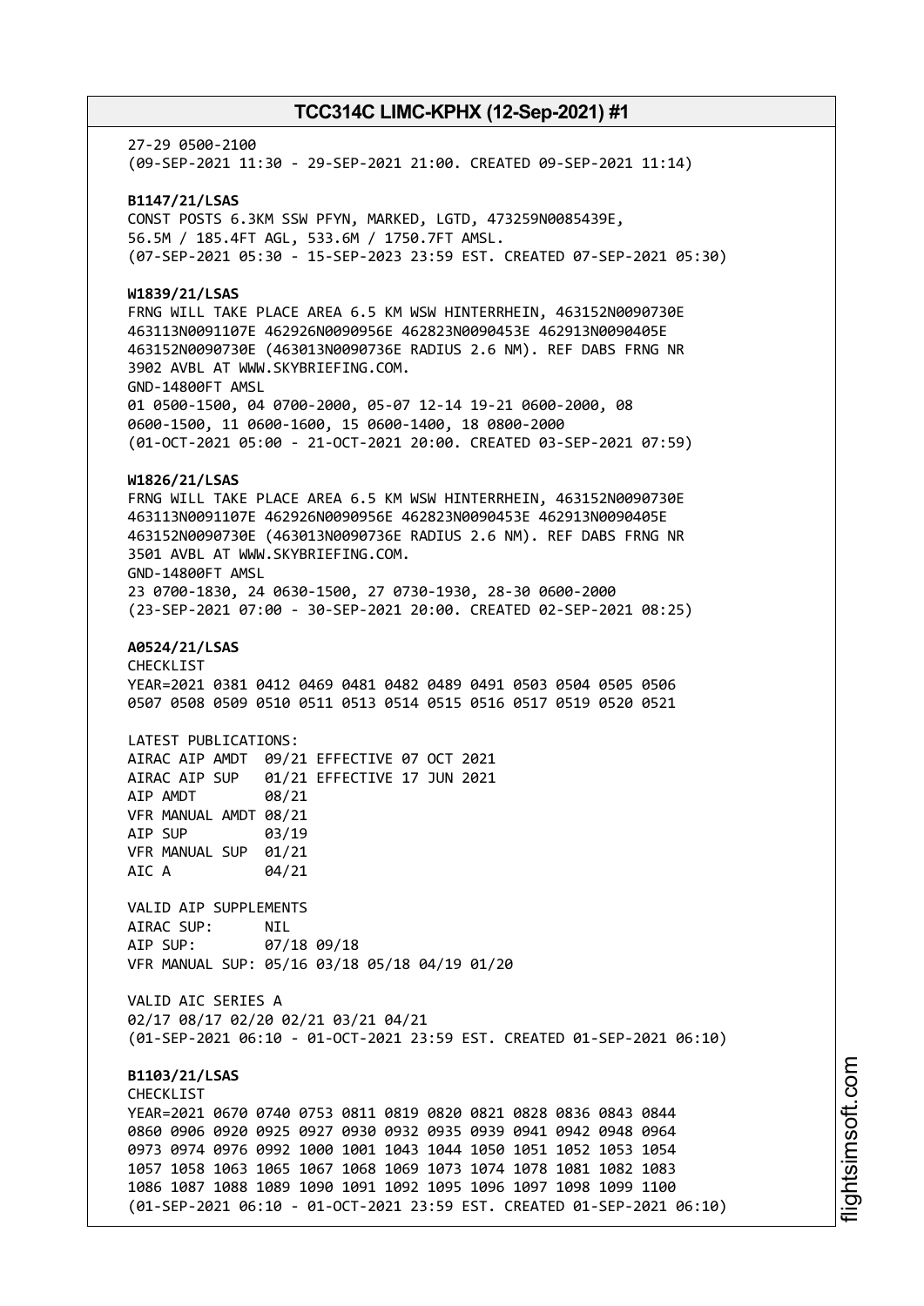27-29 0500-2100
(09-SEP-2021 11:30 - 29-SEP-2021 21:00. CREATED 09-SEP-2021 11:14)

**B1147/21/LSAS**
CONST POSTS 6.3KM SSW PFYN, MARKED, LGTD, 473259N0085439E,
56.5M / 185.4FT AGL, 533.6M / 1750.7FT AMSL.
(07-SEP-2021 05:30 - 15-SEP-2023 23:59 EST. CREATED 07-SEP-2021 05:30)

**W1839/21/LSAS**
FRNG WILL TAKE PLACE AREA 6.5 KM WSW HINTERRHEIN, 463152N0090730E
463113N0091107E 462926N0090956E 462823N0090453E 462913N0090405E
463152N0090730E (463013N0090736E RADIUS 2.6 NM). REF DABS FRNG NR
3902 AVBL AT WWW.SKYBRIEFING.COM.
GND-14800FT AMSL
01 0500-1500, 04 0700-2000, 05-07 12-14 19-21 0600-2000, 08
0600-1500, 11 0600-1600, 15 0600-1400, 18 0800-2000
(01-OCT-2021 05:00 - 21-OCT-2021 20:00. CREATED 03-SEP-2021 07:59)

**W1826/21/LSAS**
FRNG WILL TAKE PLACE AREA 6.5 KM WSW HINTERRHEIN, 463152N0090730E
463113N0091107E 462926N0090956E 462823N0090453E 462913N0090405E
463152N0090730E (463013N0090736E RADIUS 2.6 NM). REF DABS FRNG NR
3501 AVBL AT WWW.SKYBRIEFING.COM.
GND-14800FT AMSL
23 0700-1830, 24 0630-1500, 27 0730-1930, 28-30 0600-2000
(23-SEP-2021 07:00 - 30-SEP-2021 20:00. CREATED 02-SEP-2021 08:25)

**A0524/21/LSAS**
CHECKLIST
YEAR=2021 0381 0412 0469 0481 0482 0489 0491 0503 0504 0505 0506
0507 0508 0509 0510 0511 0513 0514 0515 0516 0517 0519 0520 0521

LATEST PUBLICATIONS:
AIRAC AIP AMDT 09/21 EFFECTIVE 07 OCT 2021
AIRAC AIP SUP 01/21 EFFECTIVE 17 JUN 2021
AIP AMDT 08/21
VFR MANUAL AMDT 08/21
AIP SUP 03/19
VFR MANUAL SUP 01/21
AIC A 04/21

VALID AIP SUPPLEMENTS
AIRAC SUP: NIL
AIP SUP: 07/18 09/18
VFR MANUAL SUP: 05/16 03/18 05/18 04/19 01/20

VALID AIC SERIES A
02/17 08/17 02/20 02/21 03/21 04/21
(01-SEP-2021 06:10 - 01-OCT-2021 23:59 EST. CREATED 01-SEP-2021 06:10)

**B1103/21/LSAS**
CHECKLIST
YEAR=2021 0670 0740 0753 0811 0819 0820 0821 0828 0836 0843 0844
0860 0906 0920 0925 0927 0930 0932 0935 0939 0941 0942 0948 0964
0973 0974 0976 0992 1000 1001 1043 1044 1050 1051 1052 1053 1054
1057 1058 1063 1065 1067 1068 1069 1073 1074 1078 1081 1082 1083
1086 1087 1088 1089 1090 1091 1092 1095 1096 1097 1098 1099 1100
(01-SEP-2021 06:10 - 01-OCT-2021 23:59 EST. CREATED 01-SEP-2021 06:10)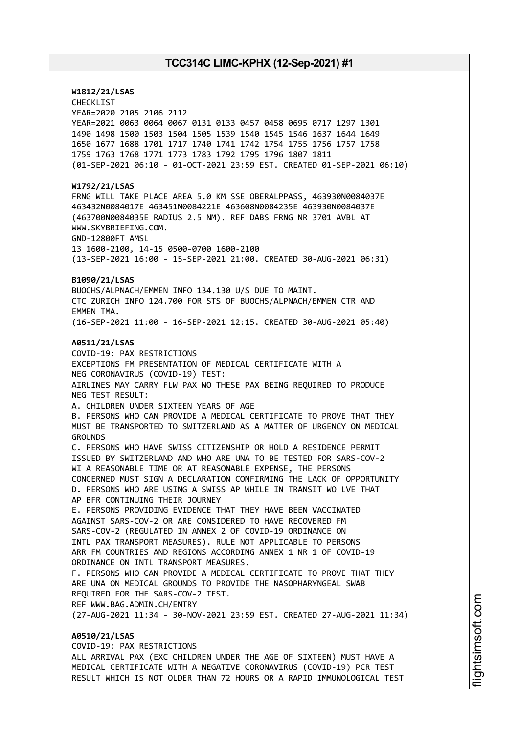**W1812/21/LSAS**
CHECKLIST
YEAR=2020 2105 2106 2112
YEAR=2021 0063 0064 0067 0131 0133 0457 0458 0695 0717 1297 1301
1490 1498 1500 1503 1504 1505 1539 1540 1545 1546 1637 1644 1649
1650 1677 1688 1701 1717 1740 1741 1742 1754 1755 1756 1757 1758
1759 1763 1768 1771 1773 1783 1792 1795 1796 1807 1811
(01-SEP-2021 06:10 - 01-OCT-2021 23:59 EST. CREATED 01-SEP-2021 06:10)

**W1792/21/LSAS**
FRNG WILL TAKE PLACE AREA 5.0 KM SSE OBERALPPASS, 463930N0084037E
463432N0084017E 463451N0084221E 463608N0084235E 463930N0084037E
(463700N0084035E RADIUS 2.5 NM). REF DABS FRNG NR 3701 AVBL AT
WWW.SKYBRIEFING.COM.
GND-12800FT AMSL
13 1600-2100, 14-15 0500-0700 1600-2100
(13-SEP-2021 16:00 - 15-SEP-2021 21:00. CREATED 30-AUG-2021 06:31)

**B1090/21/LSAS**
BUOCHS/ALPNACH/EMMEN INFO 134.130 U/S DUE TO MAINT.
CTC ZURICH INFO 124.700 FOR STS OF BUOCHS/ALPNACH/EMMEN CTR AND
EMMEN TMA.
(16-SEP-2021 11:00 - 16-SEP-2021 12:15. CREATED 30-AUG-2021 05:40)

**A0511/21/LSAS**
COVID-19: PAX RESTRICTIONS
EXCEPTIONS FM PRESENTATION OF MEDICAL CERTIFICATE WITH A
NEG CORONAVIRUS (COVID-19) TEST:
AIRLINES MAY CARRY FLW PAX WO THESE PAX BEING REQUIRED TO PRODUCE
NEG TEST RESULT:
A. CHILDREN UNDER SIXTEEN YEARS OF AGE
B. PERSONS WHO CAN PROVIDE A MEDICAL CERTIFICATE TO PROVE THAT THEY
MUST BE TRANSPORTED TO SWITZERLAND AS A MATTER OF URGENCY ON MEDICAL
GROUNDS
C. PERSONS WHO HAVE SWISS CITIZENSHIP OR HOLD A RESIDENCE PERMIT
ISSUED BY SWITZERLAND AND WHO ARE UNA TO BE TESTED FOR SARS-COV-2
WI A REASONABLE TIME OR AT REASONABLE EXPENSE, THE PERSONS
CONCERNED MUST SIGN A DECLARATION CONFIRMING THE LACK OF OPPORTUNITY
D. PERSONS WHO ARE USING A SWISS AP WHILE IN TRANSIT WO LVE THAT
AP BFR CONTINUING THEIR JOURNEY
E. PERSONS PROVIDING EVIDENCE THAT THEY HAVE BEEN VACCINATED
AGAINST SARS-COV-2 OR ARE CONSIDERED TO HAVE RECOVERED FM
SARS-COV-2 (REGULATED IN ANNEX 2 OF COVID-19 ORDINANCE ON
INTL PAX TRANSPORT MEASURES). RULE NOT APPLICABLE TO PERSONS
ARR FM COUNTRIES AND REGIONS ACCORDING ANNEX 1 NR 1 OF COVID-19
ORDINANCE ON INTL TRANSPORT MEASURES.
F. PERSONS WHO CAN PROVIDE A MEDICAL CERTIFICATE TO PROVE THAT THEY
ARE UNA ON MEDICAL GROUNDS TO PROVIDE THE NASOPHARYNGEAL SWAB
REQUIRED FOR THE SARS-COV-2 TEST.
REF WWW.BAG.ADMIN.CH/ENTRY
(27-AUG-2021 11:34 - 30-NOV-2021 23:59 EST. CREATED 27-AUG-2021 11:34)

**A0510/21/LSAS**
COVID-19: PAX RESTRICTIONS
ALL ARRIVAL PAX (EXC CHILDREN UNDER THE AGE OF SIXTEEN) MUST HAVE A
MEDICAL CERTIFICATE WITH A NEGATIVE CORONAVIRUS (COVID-19) PCR TEST
RESULT WHICH IS NOT OLDER THAN 72 HOURS OR A RAPID IMMUNOLOGICAL TEST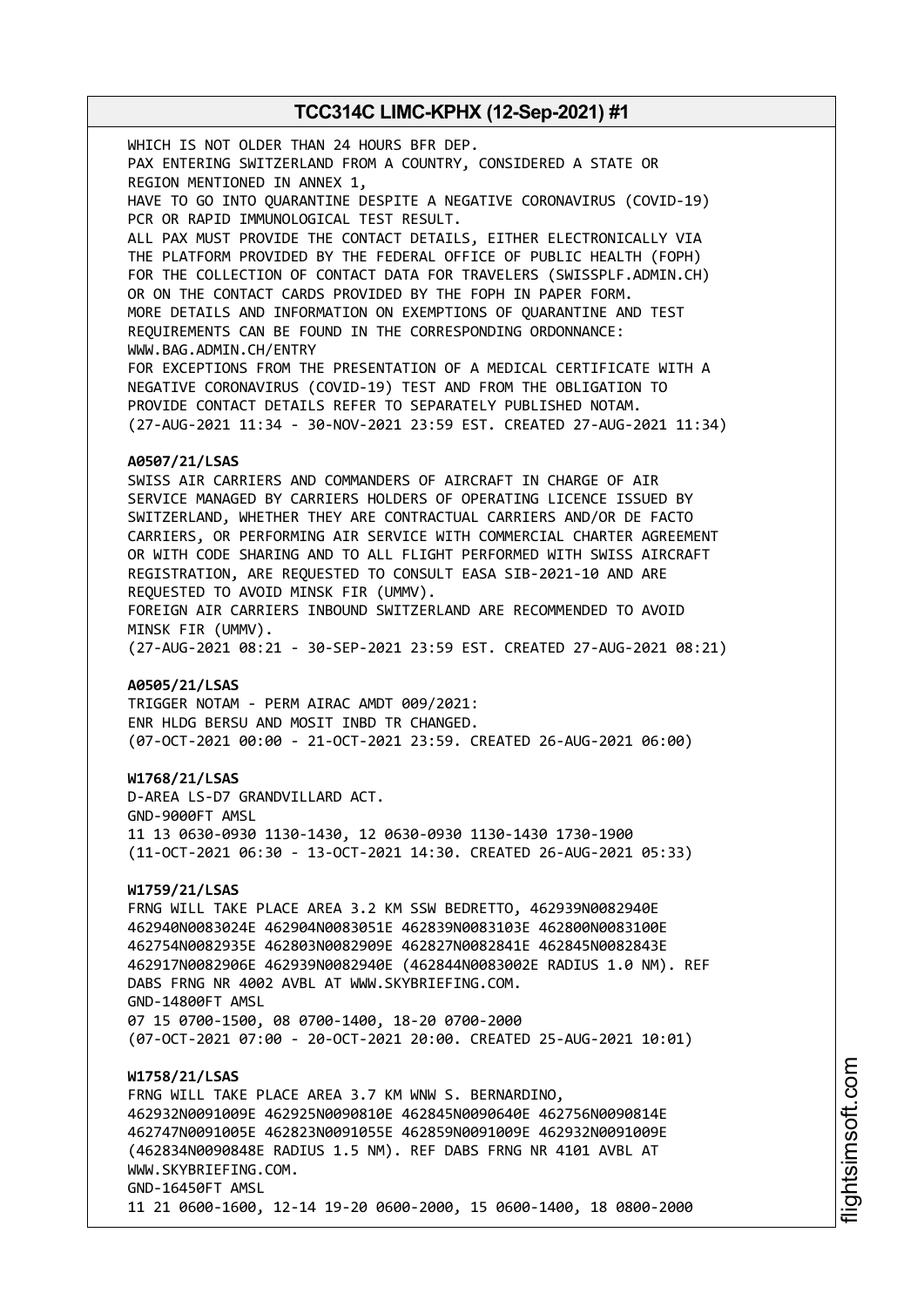WHICH IS NOT OLDER THAN 24 HOURS BFR DEP.
PAX ENTERING SWITZERLAND FROM A COUNTRY, CONSIDERED A STATE OR REGION MENTIONED IN ANNEX 1,
HAVE TO GO INTO QUARANTINE DESPITE A NEGATIVE CORONAVIRUS (COVID-19) PCR OR RAPID IMMUNOLOGICAL TEST RESULT.
ALL PAX MUST PROVIDE THE CONTACT DETAILS, EITHER ELECTRONICALLY VIA THE PLATFORM PROVIDED BY THE FEDERAL OFFICE OF PUBLIC HEALTH (FOPH) FOR THE COLLECTION OF CONTACT DATA FOR TRAVELERS (SWISSPLF.ADMIN.CH) OR ON THE CONTACT CARDS PROVIDED BY THE FOPH IN PAPER FORM.
MORE DETAILS AND INFORMATION ON EXEMPTIONS OF QUARANTINE AND TEST REQUIREMENTS CAN BE FOUND IN THE CORRESPONDING ORDONNANCE:
WWW.BAG.ADMIN.CH/ENTRY
FOR EXCEPTIONS FROM THE PRESENTATION OF A MEDICAL CERTIFICATE WITH A NEGATIVE CORONAVIRUS (COVID-19) TEST AND FROM THE OBLIGATION TO PROVIDE CONTACT DETAILS REFER TO SEPARATELY PUBLISHED NOTAM.
(27-AUG-2021 11:34 - 30-NOV-2021 23:59 EST. CREATED 27-AUG-2021 11:34)

**A0507/21/LSAS**
SWISS AIR CARRIERS AND COMMANDERS OF AIRCRAFT IN CHARGE OF AIR SERVICE MANAGED BY CARRIERS HOLDERS OF OPERATING LICENCE ISSUED BY SWITZERLAND, WHETHER THEY ARE CONTRACTUAL CARRIERS AND/OR DE FACTO CARRIERS, OR PERFORMING AIR SERVICE WITH COMMERCIAL CHARTER AGREEMENT OR WITH CODE SHARING AND TO ALL FLIGHT PERFORMED WITH SWISS AIRCRAFT REGISTRATION, ARE REQUESTED TO CONSULT EASA SIB-2021-10 AND ARE REQUESTED TO AVOID MINSK FIR (UMMV).
FOREIGN AIR CARRIERS INBOUND SWITZERLAND ARE RECOMMENDED TO AVOID MINSK FIR (UMMV).
(27-AUG-2021 08:21 - 30-SEP-2021 23:59 EST. CREATED 27-AUG-2021 08:21)

**A0505/21/LSAS**
TRIGGER NOTAM - PERM AIRAC AMDT 009/2021:
ENR HLDG BERSU AND MOSIT INBD TR CHANGED.
(07-OCT-2021 00:00 - 21-OCT-2021 23:59. CREATED 26-AUG-2021 06:00)

**W1768/21/LSAS**
D-AREA LS-D7 GRANDVILLARD ACT.
GND-9000FT AMSL
11 13 0630-0930 1130-1430, 12 0630-0930 1130-1430 1730-1900
(11-OCT-2021 06:30 - 13-OCT-2021 14:30. CREATED 26-AUG-2021 05:33)

**W1759/21/LSAS**
FRNG WILL TAKE PLACE AREA 3.2 KM SSW BEDRETTO, 462939N0082940E 462940N0083024E 462904N0083051E 462839N0083103E 462800N0083100E 462754N0082935E 462803N0082909E 462827N0082841E 462845N0082843E 462917N0082906E 462939N0082940E (462844N0083002E RADIUS 1.0 NM). REF DABS FRNG NR 4002 AVBL AT WWW.SKYBRIEFING.COM.
GND-14800FT AMSL
07 15 0700-1500, 08 0700-1400, 18-20 0700-2000
(07-OCT-2021 07:00 - 20-OCT-2021 20:00. CREATED 25-AUG-2021 10:01)

**W1758/21/LSAS**
FRNG WILL TAKE PLACE AREA 3.7 KM WNW S. BERNARDINO, 462932N0091009E 462925N0090810E 462845N0090640E 462756N0090814E 462747N0091005E 462823N0091055E 462859N0091009E 462932N0091009E (462834N0090848E RADIUS 1.5 NM). REF DABS FRNG NR 4101 AVBL AT WWW.SKYBRIEFING.COM.
GND-16450FT AMSL
11 21 0600-1600, 12-14 19-20 0600-2000, 15 0600-1400, 18 0800-2000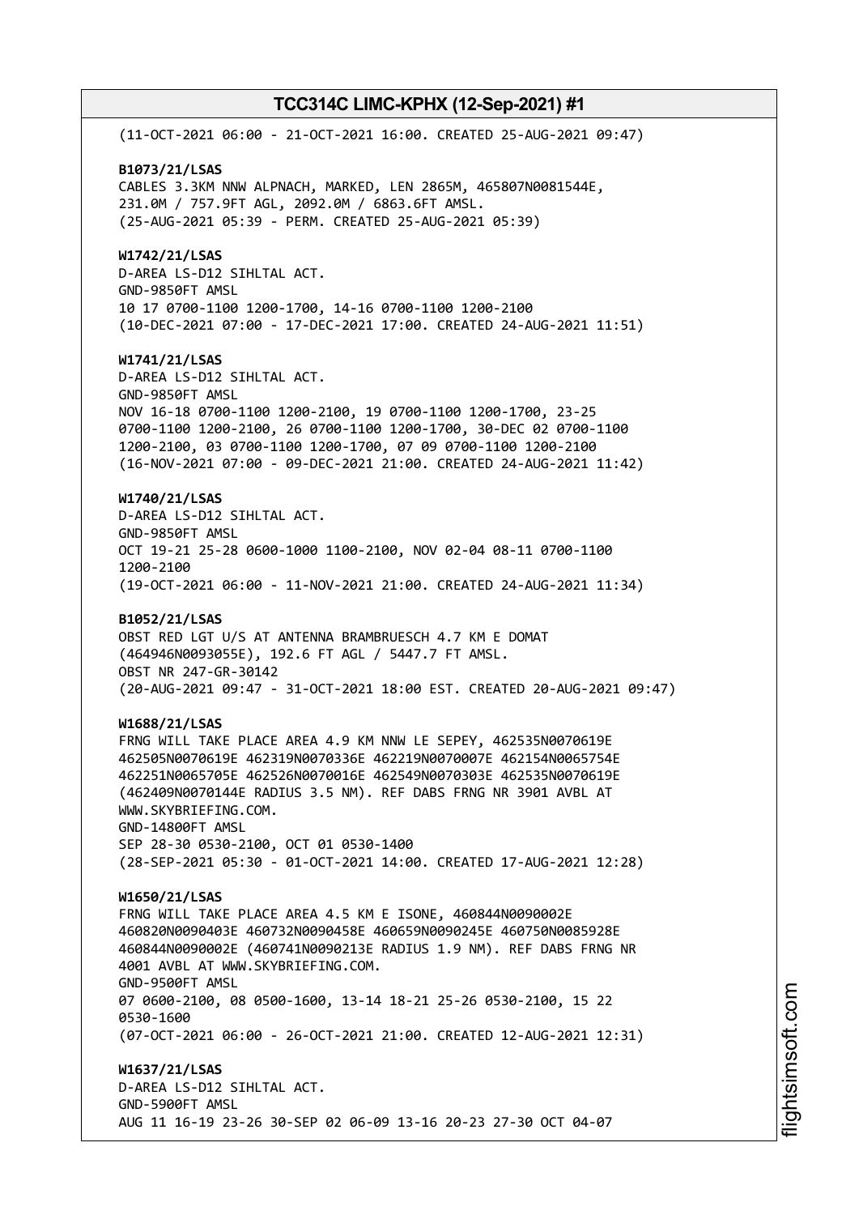(11-OCT-2021 06:00 - 21-OCT-2021 16:00. CREATED 25-AUG-2021 09:47)

**B1073/21/LSAS**
CABLES 3.3KM NNW ALPNACH, MARKED, LEN 2865M, 465807N0081544E,
231.0M / 757.9FT AGL, 2092.0M / 6863.6FT AMSL.
(25-AUG-2021 05:39 - PERM. CREATED 25-AUG-2021 05:39)

**W1742/21/LSAS**
D-AREA LS-D12 SIHLTAL ACT.
GND-9850FT AMSL
10 17 0700-1100 1200-1700, 14-16 0700-1100 1200-2100
(10-DEC-2021 07:00 - 17-DEC-2021 17:00. CREATED 24-AUG-2021 11:51)

**W1741/21/LSAS**
D-AREA LS-D12 SIHLTAL ACT.
GND-9850FT AMSL
NOV 16-18 0700-1100 1200-2100, 19 0700-1100 1200-1700, 23-25
0700-1100 1200-2100, 26 0700-1100 1200-1700, 30-DEC 02 0700-1100
1200-2100, 03 0700-1100 1200-1700, 07 09 0700-1100 1200-2100
(16-NOV-2021 07:00 - 09-DEC-2021 21:00. CREATED 24-AUG-2021 11:42)

**W1740/21/LSAS**
D-AREA LS-D12 SIHLTAL ACT.
GND-9850FT AMSL
OCT 19-21 25-28 0600-1000 1100-2100, NOV 02-04 08-11 0700-1100
1200-2100
(19-OCT-2021 06:00 - 11-NOV-2021 21:00. CREATED 24-AUG-2021 11:34)

**B1052/21/LSAS**
OBST RED LGT U/S AT ANTENNA BRAMBRUESCH 4.7 KM E DOMAT
(464946N0093055E), 192.6 FT AGL / 5447.7 FT AMSL.
OBST NR 247-GR-30142
(20-AUG-2021 09:47 - 31-OCT-2021 18:00 EST. CREATED 20-AUG-2021 09:47)

**W1688/21/LSAS**
FRNG WILL TAKE PLACE AREA 4.9 KM NNW LE SEPEY, 462535N0070619E
462505N0070619E 462319N0070336E 462219N0070007E 462154N0065754E
462251N0065705E 462526N0070016E 462549N0070303E 462535N0070619E
(462409N0070144E RADIUS 3.5 NM). REF DABS FRNG NR 3901 AVBL AT
WWW.SKYBRIEFING.COM.
GND-14800FT AMSL
SEP 28-30 0530-2100, OCT 01 0530-1400
(28-SEP-2021 05:30 - 01-OCT-2021 14:00. CREATED 17-AUG-2021 12:28)

**W1650/21/LSAS**
FRNG WILL TAKE PLACE AREA 4.5 KM E ISONE, 460844N0090002E
460820N0090403E 460732N0090458E 460659N0090245E 460750N0085928E
460844N0090002E (460741N0090213E RADIUS 1.9 NM). REF DABS FRNG NR
4001 AVBL AT WWW.SKYBRIEFING.COM.
GND-9500FT AMSL
07 0600-2100, 08 0500-1600, 13-14 18-21 25-26 0530-2100, 15 22
0530-1600
(07-OCT-2021 06:00 - 26-OCT-2021 21:00. CREATED 12-AUG-2021 12:31)

**W1637/21/LSAS**
D-AREA LS-D12 SIHLTAL ACT.
GND-5900FT AMSL
AUG 11 16-19 23-26 30-SEP 02 06-09 13-16 20-23 27-30 OCT 04-07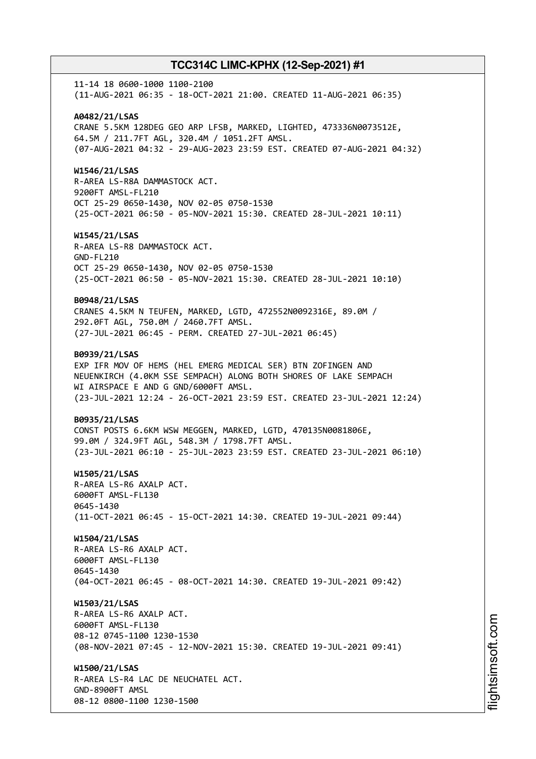11-14 18 0600-1000 1100-2100
(11-AUG-2021 06:35 - 18-OCT-2021 21:00. CREATED 11-AUG-2021 06:35)

**A0482/21/LSAS**
CRANE 5.5KM 128DEG GEO ARP LFSB, MARKED, LIGHTED, 473336N0073512E,
64.5M / 211.7FT AGL, 320.4M / 1051.2FT AMSL.
(07-AUG-2021 04:32 - 29-AUG-2023 23:59 EST. CREATED 07-AUG-2021 04:32)

**W1546/21/LSAS**
R-AREA LS-R8A DAMMASTOCK ACT.
9200FT AMSL-FL210
OCT 25-29 0650-1430, NOV 02-05 0750-1530
(25-OCT-2021 06:50 - 05-NOV-2021 15:30. CREATED 28-JUL-2021 10:11)

**W1545/21/LSAS**
R-AREA LS-R8 DAMMASTOCK ACT.
GND-FL210
OCT 25-29 0650-1430, NOV 02-05 0750-1530
(25-OCT-2021 06:50 - 05-NOV-2021 15:30. CREATED 28-JUL-2021 10:10)

**B0948/21/LSAS**
CRANES 4.5KM N TEUFEN, MARKED, LGTD, 472552N0092316E, 89.0M /
292.0FT AGL, 750.0M / 2460.7FT AMSL.
(27-JUL-2021 06:45 - PERM. CREATED 27-JUL-2021 06:45)

**B0939/21/LSAS**
EXP IFR MOV OF HEMS (HEL EMERG MEDICAL SER) BTN ZOFINGEN AND
NEUENKIRCH (4.0KM SSE SEMPACH) ALONG BOTH SHORES OF LAKE SEMPACH
WI AIRSPACE E AND G GND/6000FT AMSL.
(23-JUL-2021 12:24 - 26-OCT-2021 23:59 EST. CREATED 23-JUL-2021 12:24)

**B0935/21/LSAS**
CONST POSTS 6.6KM WSW MEGGEN, MARKED, LGTD, 470135N0081806E,
99.0M / 324.9FT AGL, 548.3M / 1798.7FT AMSL.
(23-JUL-2021 06:10 - 25-JUL-2023 23:59 EST. CREATED 23-JUL-2021 06:10)

**W1505/21/LSAS**
R-AREA LS-R6 AXALP ACT.
6000FT AMSL-FL130
0645-1430
(11-OCT-2021 06:45 - 15-OCT-2021 14:30. CREATED 19-JUL-2021 09:44)

**W1504/21/LSAS**
R-AREA LS-R6 AXALP ACT.
6000FT AMSL-FL130
0645-1430
(04-OCT-2021 06:45 - 08-OCT-2021 14:30. CREATED 19-JUL-2021 09:42)

**W1503/21/LSAS**
R-AREA LS-R6 AXALP ACT.
6000FT AMSL-FL130
08-12 0745-1100 1230-1530
(08-NOV-2021 07:45 - 12-NOV-2021 15:30. CREATED 19-JUL-2021 09:41)

**W1500/21/LSAS**
R-AREA LS-R4 LAC DE NEUCHATEL ACT.
GND-8900FT AMSL
08-12 0800-1100 1230-1500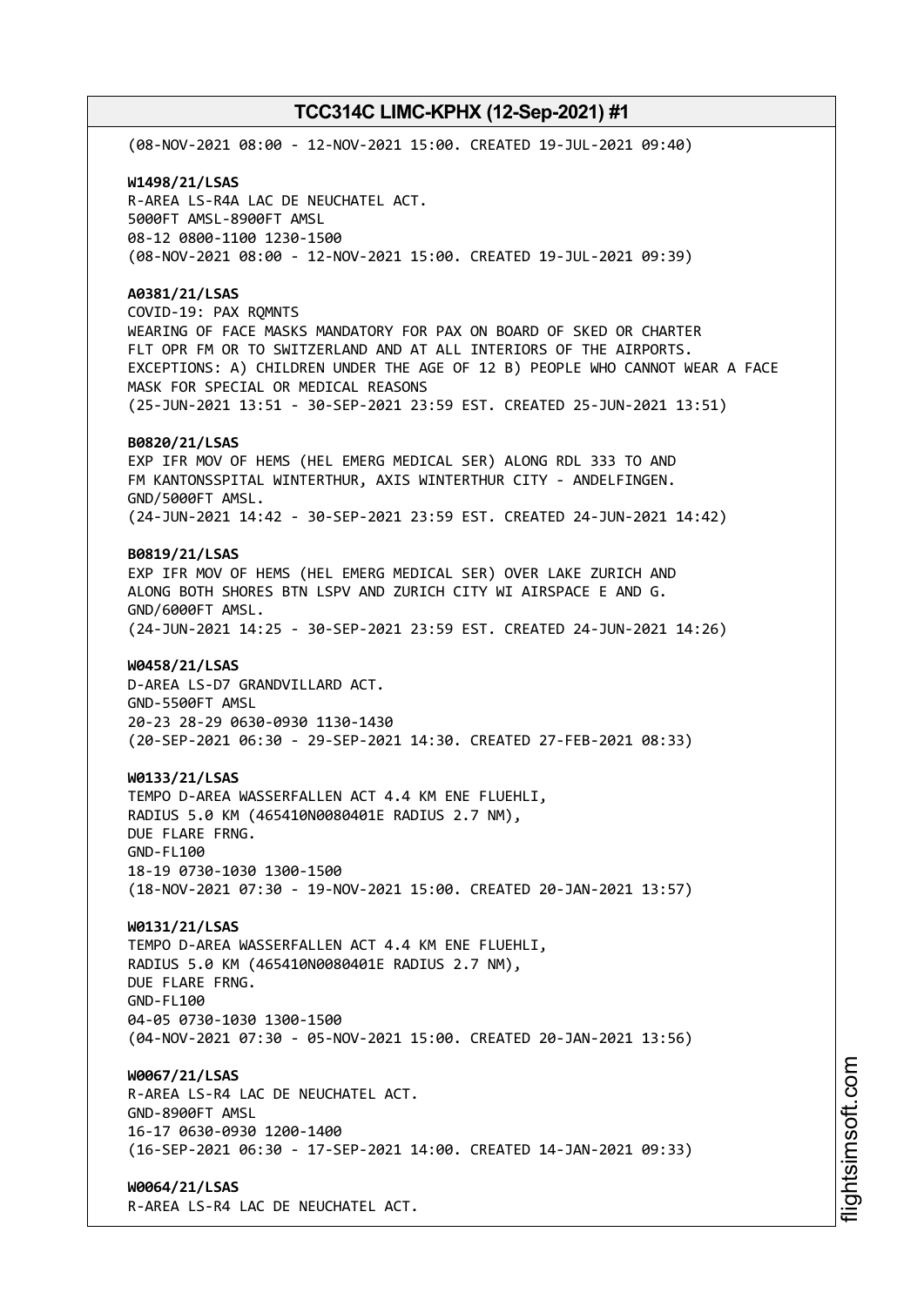(08-NOV-2021 08:00 - 12-NOV-2021 15:00. CREATED 19-JUL-2021 09:40)

**W1498/21/LSAS**
R-AREA LS-R4A LAC DE NEUCHATEL ACT.
5000FT AMSL-8900FT AMSL
08-12 0800-1100 1230-1500
(08-NOV-2021 08:00 - 12-NOV-2021 15:00. CREATED 19-JUL-2021 09:39)

**A0381/21/LSAS**
COVID-19: PAX RQMNTS
WEARING OF FACE MASKS MANDATORY FOR PAX ON BOARD OF SKED OR CHARTER
FLT OPR FM OR TO SWITZERLAND AND AT ALL INTERIORS OF THE AIRPORTS.
EXCEPTIONS: A) CHILDREN UNDER THE AGE OF 12 B) PEOPLE WHO CANNOT WEAR A FACE
MASK FOR SPECIAL OR MEDICAL REASONS
(25-JUN-2021 13:51 - 30-SEP-2021 23:59 EST. CREATED 25-JUN-2021 13:51)

**B0820/21/LSAS**
EXP IFR MOV OF HEMS (HEL EMERG MEDICAL SER) ALONG RDL 333 TO AND
FM KANTONSSPITAL WINTERTHUR, AXIS WINTERTHUR CITY - ANDELFINGEN.
GND/5000FT AMSL.
(24-JUN-2021 14:42 - 30-SEP-2021 23:59 EST. CREATED 24-JUN-2021 14:42)

**B0819/21/LSAS**
EXP IFR MOV OF HEMS (HEL EMERG MEDICAL SER) OVER LAKE ZURICH AND
ALONG BOTH SHORES BTN LSPV AND ZURICH CITY WI AIRSPACE E AND G.
GND/6000FT AMSL.
(24-JUN-2021 14:25 - 30-SEP-2021 23:59 EST. CREATED 24-JUN-2021 14:26)

**W0458/21/LSAS**
D-AREA LS-D7 GRANDVILLARD ACT.
GND-5500FT AMSL
20-23 28-29 0630-0930 1130-1430
(20-SEP-2021 06:30 - 29-SEP-2021 14:30. CREATED 27-FEB-2021 08:33)

**W0133/21/LSAS**
TEMPO D-AREA WASSERFALLEN ACT 4.4 KM ENE FLUEHLI,
RADIUS 5.0 KM (465410N0080401E RADIUS 2.7 NM),
DUE FLARE FRNG.
GND-FL100
18-19 0730-1030 1300-1500
(18-NOV-2021 07:30 - 19-NOV-2021 15:00. CREATED 20-JAN-2021 13:57)

**W0131/21/LSAS**
TEMPO D-AREA WASSERFALLEN ACT 4.4 KM ENE FLUEHLI,
RADIUS 5.0 KM (465410N0080401E RADIUS 2.7 NM),
DUE FLARE FRNG.
GND-FL100
04-05 0730-1030 1300-1500
(04-NOV-2021 07:30 - 05-NOV-2021 15:00. CREATED 20-JAN-2021 13:56)

**W0067/21/LSAS**
R-AREA LS-R4 LAC DE NEUCHATEL ACT.
GND-8900FT AMSL
16-17 0630-0930 1200-1400
(16-SEP-2021 06:30 - 17-SEP-2021 14:00. CREATED 14-JAN-2021 09:33)

**W0064/21/LSAS**
R-AREA LS-R4 LAC DE NEUCHATEL ACT.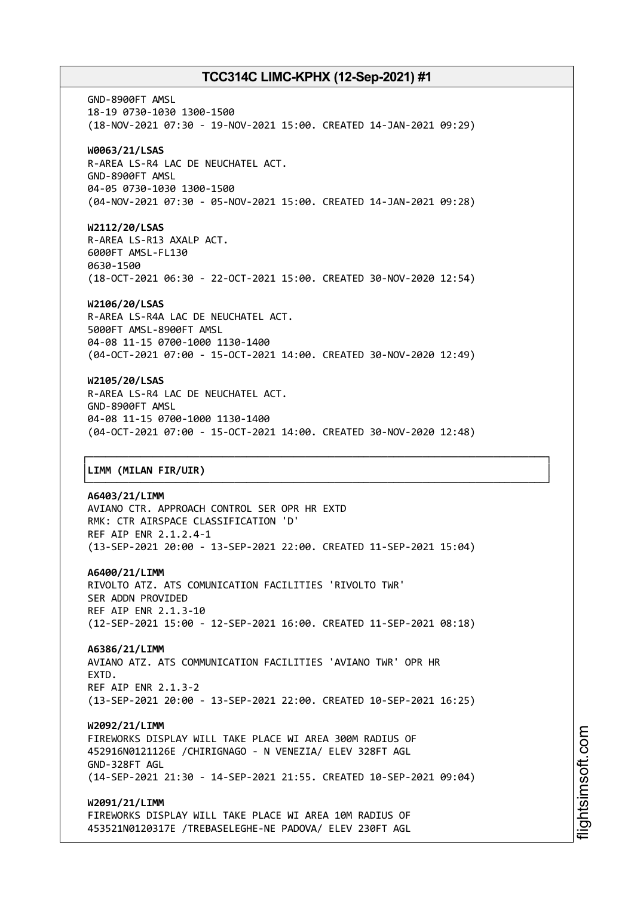GND-8900FT AMSL
18-19 0730-1030 1300-1500
(18-NOV-2021 07:30 - 19-NOV-2021 15:00. CREATED 14-JAN-2021 09:29)

**W0063/21/LSAS**
R-AREA LS-R4 LAC DE NEUCHATEL ACT.
GND-8900FT AMSL
04-05 0730-1030 1300-1500
(04-NOV-2021 07:30 - 05-NOV-2021 15:00. CREATED 14-JAN-2021 09:28)

**W2112/20/LSAS**
R-AREA LS-R13 AXALP ACT.
6000FT AMSL-FL130
0630-1500
(18-OCT-2021 06:30 - 22-OCT-2021 15:00. CREATED 30-NOV-2020 12:54)

**W2106/20/LSAS**
R-AREA LS-R4A LAC DE NEUCHATEL ACT.
5000FT AMSL-8900FT AMSL
04-08 11-15 0700-1000 1130-1400
(04-OCT-2021 07:00 - 15-OCT-2021 14:00. CREATED 30-NOV-2020 12:49)

**W2105/20/LSAS**
R-AREA LS-R4 LAC DE NEUCHATEL ACT.
GND-8900FT AMSL
04-08 11-15 0700-1000 1130-1400
(04-OCT-2021 07:00 - 15-OCT-2021 14:00. CREATED 30-NOV-2020 12:48)

## LIMM (MILAN FIR/UIR)

**A6403/21/LIMM**
AVIANO CTR. APPROACH CONTROL SER OPR HR EXTD
RMK: CTR AIRSPACE CLASSIFICATION 'D'
REF AIP ENR 2.1.2.4-1
(13-SEP-2021 20:00 - 13-SEP-2021 22:00. CREATED 11-SEP-2021 15:04)

**A6400/21/LIMM**
RIVOLTO ATZ. ATS COMUNICATION FACILITIES 'RIVOLTO TWR'
SER ADDN PROVIDED
REF AIP ENR 2.1.3-10
(12-SEP-2021 15:00 - 12-SEP-2021 16:00. CREATED 11-SEP-2021 08:18)

**A6386/21/LIMM**
AVIANO ATZ. ATS COMMUNICATION FACILITIES 'AVIANO TWR' OPR HR
EXTD.
REF AIP ENR 2.1.3-2
(13-SEP-2021 20:00 - 13-SEP-2021 22:00. CREATED 10-SEP-2021 16:25)

**W2092/21/LIMM**
FIREWORKS DISPLAY WILL TAKE PLACE WI AREA 300M RADIUS OF
452916N0121126E /CHIRIGNAGO - N VENEZIA/ ELEV 328FT AGL
GND-328FT AGL
(14-SEP-2021 21:30 - 14-SEP-2021 21:55. CREATED 10-SEP-2021 09:04)

**W2091/21/LIMM**
FIREWORKS DISPLAY WILL TAKE PLACE WI AREA 10M RADIUS OF
453521N0120317E /TREBASELEGHE-NE PADOVA/ ELEV 230FT AGL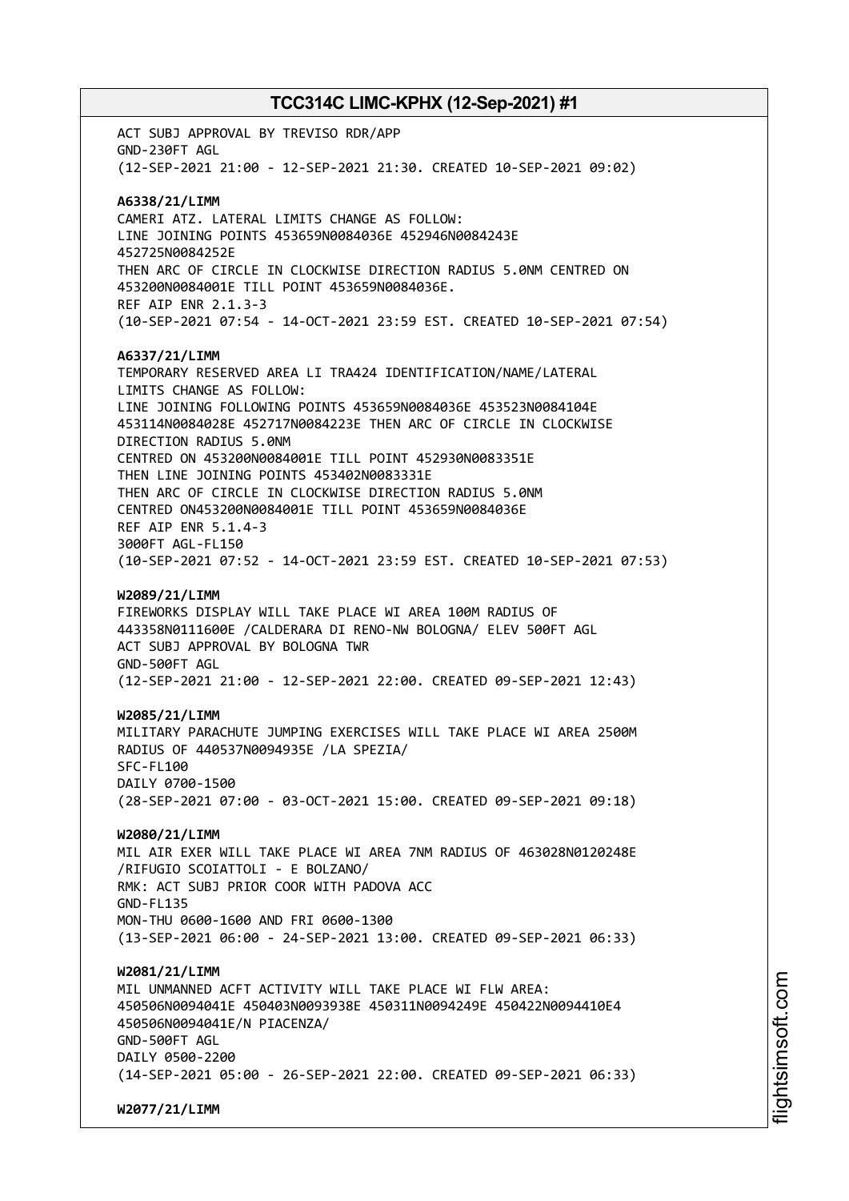ACT SUBJ APPROVAL BY TREVISO RDR/APP
GND-230FT AGL
(12-SEP-2021 21:00 - 12-SEP-2021 21:30. CREATED 10-SEP-2021 09:02)

**A6338/21/LIMM**
CAMERI ATZ. LATERAL LIMITS CHANGE AS FOLLOW:
LINE JOINING POINTS 453659N0084036E 452946N0084243E
452725N0084252E
THEN ARC OF CIRCLE IN CLOCKWISE DIRECTION RADIUS 5.0NM CENTRED ON
453200N0084001E TILL POINT 453659N0084036E.
REF AIP ENR 2.1.3-3
(10-SEP-2021 07:54 - 14-OCT-2021 23:59 EST. CREATED 10-SEP-2021 07:54)

**A6337/21/LIMM**
TEMPORARY RESERVED AREA LI TRA424 IDENTIFICATION/NAME/LATERAL
LIMITS CHANGE AS FOLLOW:
LINE JOINING FOLLOWING POINTS 453659N0084036E 453523N0084104E
453114N0084028E 452717N0084223E THEN ARC OF CIRCLE IN CLOCKWISE
DIRECTION RADIUS 5.0NM
CENTRED ON 453200N0084001E TILL POINT 452930N0083351E
THEN LINE JOINING POINTS 453402N0083331E
THEN ARC OF CIRCLE IN CLOCKWISE DIRECTION RADIUS 5.0NM
CENTRED ON453200N0084001E TILL POINT 453659N0084036E
REF AIP ENR 5.1.4-3
3000FT AGL-FL150
(10-SEP-2021 07:52 - 14-OCT-2021 23:59 EST. CREATED 10-SEP-2021 07:53)

**W2089/21/LIMM**
FIREWORKS DISPLAY WILL TAKE PLACE WI AREA 100M RADIUS OF
443358N0111600E /CALDERARA DI RENO-NW BOLOGNA/ ELEV 500FT AGL
ACT SUBJ APPROVAL BY BOLOGNA TWR
GND-500FT AGL
(12-SEP-2021 21:00 - 12-SEP-2021 22:00. CREATED 09-SEP-2021 12:43)

**W2085/21/LIMM**
MILITARY PARACHUTE JUMPING EXERCISES WILL TAKE PLACE WI AREA 2500M
RADIUS OF 440537N0094935E /LA SPEZIA/
SFC-FL100
DAILY 0700-1500
(28-SEP-2021 07:00 - 03-OCT-2021 15:00. CREATED 09-SEP-2021 09:18)

**W2080/21/LIMM**
MIL AIR EXER WILL TAKE PLACE WI AREA 7NM RADIUS OF 463028N0120248E
/RIFUGIO SCOIATTOLI - E BOLZANO/
RMK: ACT SUBJ PRIOR COOR WITH PADOVA ACC
GND-FL135
MON-THU 0600-1600 AND FRI 0600-1300
(13-SEP-2021 06:00 - 24-SEP-2021 13:00. CREATED 09-SEP-2021 06:33)

**W2081/21/LIMM**
MIL UNMANNED ACFT ACTIVITY WILL TAKE PLACE WI FLW AREA:
450506N0094041E 450403N0093938E 450311N0094249E 450422N0094410E4
450506N0094041E/N PIACENZA/
GND-500FT AGL
DAILY 0500-2200
(14-SEP-2021 05:00 - 26-SEP-2021 22:00. CREATED 09-SEP-2021 06:33)

**W2077/21/LIMM**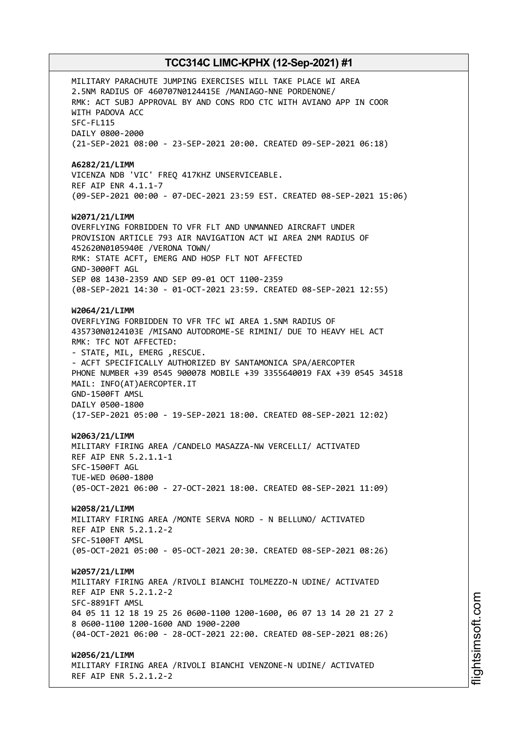MILITARY PARACHUTE JUMPING EXERCISES WILL TAKE PLACE WI AREA
2.5NM RADIUS OF 460707N0124415E /MANIAGO-NNE PORDENONE/
RMK: ACT SUBJ APPROVAL BY AND CONS RDO CTC WITH AVIANO APP IN COOR
WITH PADOVA ACC
SFC-FL115
DAILY 0800-2000
(21-SEP-2021 08:00 - 23-SEP-2021 20:00. CREATED 09-SEP-2021 06:18)

**A6282/21/LIMM**
VICENZA NDB 'VIC' FREQ 417KHZ UNSERVICEABLE.
REF AIP ENR 4.1.1-7
(09-SEP-2021 00:00 - 07-DEC-2021 23:59 EST. CREATED 08-SEP-2021 15:06)

**W2071/21/LIMM**
OVERFLYING FORBIDDEN TO VFR FLT AND UNMANNED AIRCRAFT UNDER
PROVISION ARTICLE 793 AIR NAVIGATION ACT WI AREA 2NM RADIUS OF
452620N0105940E /VERONA TOWN/
RMK: STATE ACFT, EMERG AND HOSP FLT NOT AFFECTED
GND-3000FT AGL
SEP 08 1430-2359 AND SEP 09-01 OCT 1100-2359
(08-SEP-2021 14:30 - 01-OCT-2021 23:59. CREATED 08-SEP-2021 12:55)

**W2064/21/LIMM**
OVERFLYING FORBIDDEN TO VFR TFC WI AREA 1.5NM RADIUS OF
435730N0124103E /MISANO AUTODROME-SE RIMINI/ DUE TO HEAVY HEL ACT
RMK: TFC NOT AFFECTED:
- STATE, MIL, EMERG ,RESCUE.
- ACFT SPECIFICALLY AUTHORIZED BY SANTAMONICA SPA/AERCOPTER
PHONE NUMBER +39 0545 900078 MOBILE +39 3355640019 FAX +39 0545 34518
MAIL: INFO(AT)AERCOPTER.IT
GND-1500FT AMSL
DAILY 0500-1800
(17-SEP-2021 05:00 - 19-SEP-2021 18:00. CREATED 08-SEP-2021 12:02)

**W2063/21/LIMM**
MILITARY FIRING AREA /CANDELO MASAZZA-NW VERCELLI/ ACTIVATED
REF AIP ENR 5.2.1.1-1
SFC-1500FT AGL
TUE-WED 0600-1800
(05-OCT-2021 06:00 - 27-OCT-2021 18:00. CREATED 08-SEP-2021 11:09)

**W2058/21/LIMM**
MILITARY FIRING AREA /MONTE SERVA NORD - N BELLUNO/ ACTIVATED
REF AIP ENR 5.2.1.2-2
SFC-5100FT AMSL
(05-OCT-2021 05:00 - 05-OCT-2021 20:30. CREATED 08-SEP-2021 08:26)

**W2057/21/LIMM**
MILITARY FIRING AREA /RIVOLI BIANCHI TOLMEZZO-N UDINE/ ACTIVATED
REF AIP ENR 5.2.1.2-2
SFC-8891FT AMSL
04 05 11 12 18 19 25 26 0600-1100 1200-1600, 06 07 13 14 20 21 27 2
8 0600-1100 1200-1600 AND 1900-2200
(04-OCT-2021 06:00 - 28-OCT-2021 22:00. CREATED 08-SEP-2021 08:26)

**W2056/21/LIMM**
MILITARY FIRING AREA /RIVOLI BIANCHI VENZONE-N UDINE/ ACTIVATED
REF AIP ENR 5.2.1.2-2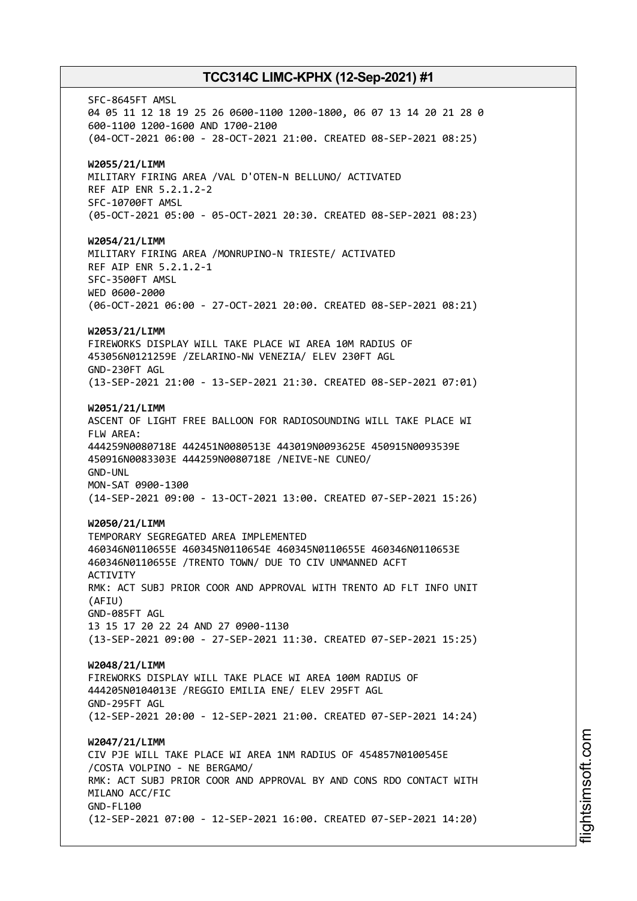SFC-8645FT AMSL
04 05 11 12 18 19 25 26 0600-1100 1200-1800, 06 07 13 14 20 21 28 0
600-1100 1200-1600 AND 1700-2100
(04-OCT-2021 06:00 - 28-OCT-2021 21:00. CREATED 08-SEP-2021 08:25)

**W2055/21/LIMM**
MILITARY FIRING AREA /VAL D'OTEN-N BELLUNO/ ACTIVATED
REF AIP ENR 5.2.1.2-2
SFC-10700FT AMSL
(05-OCT-2021 05:00 - 05-OCT-2021 20:30. CREATED 08-SEP-2021 08:23)

**W2054/21/LIMM**
MILITARY FIRING AREA /MONRUPINO-N TRIESTE/ ACTIVATED
REF AIP ENR 5.2.1.2-1
SFC-3500FT AMSL
WED 0600-2000
(06-OCT-2021 06:00 - 27-OCT-2021 20:00. CREATED 08-SEP-2021 08:21)

**W2053/21/LIMM**
FIREWORKS DISPLAY WILL TAKE PLACE WI AREA 10M RADIUS OF
453056N0121259E /ZELARINO-NW VENEZIA/ ELEV 230FT AGL
GND-230FT AGL
(13-SEP-2021 21:00 - 13-SEP-2021 21:30. CREATED 08-SEP-2021 07:01)

**W2051/21/LIMM**
ASCENT OF LIGHT FREE BALLOON FOR RADIOSOUNDING WILL TAKE PLACE WI
FLW AREA:
444259N0080718E 442451N0080513E 443019N0093625E 450915N0093539E
450916N0083303E 444259N0080718E /NEIVE-NE CUNEO/
GND-UNL
MON-SAT 0900-1300
(14-SEP-2021 09:00 - 13-OCT-2021 13:00. CREATED 07-SEP-2021 15:26)

**W2050/21/LIMM**
TEMPORARY SEGREGATED AREA IMPLEMENTED
460346N0110655E 460345N0110654E 460345N0110655E 460346N0110653E
460346N0110655E /TRENTO TOWN/ DUE TO CIV UNMANNED ACFT
ACTIVITY
RMK: ACT SUBJ PRIOR COOR AND APPROVAL WITH TRENTO AD FLT INFO UNIT
(AFIU)
GND-085FT AGL
13 15 17 20 22 24 AND 27 0900-1130
(13-SEP-2021 09:00 - 27-SEP-2021 11:30. CREATED 07-SEP-2021 15:25)

**W2048/21/LIMM**
FIREWORKS DISPLAY WILL TAKE PLACE WI AREA 100M RADIUS OF
444205N0104013E /REGGIO EMILIA ENE/ ELEV 295FT AGL
GND-295FT AGL
(12-SEP-2021 20:00 - 12-SEP-2021 21:00. CREATED 07-SEP-2021 14:24)

**W2047/21/LIMM**
CIV PJE WILL TAKE PLACE WI AREA 1NM RADIUS OF 454857N0100545E
/COSTA VOLPINO - NE BERGAMO/
RMK: ACT SUBJ PRIOR COOR AND APPROVAL BY AND CONS RDO CONTACT WITH
MILANO ACC/FIC
GND-FL100
(12-SEP-2021 07:00 - 12-SEP-2021 16:00. CREATED 07-SEP-2021 14:20)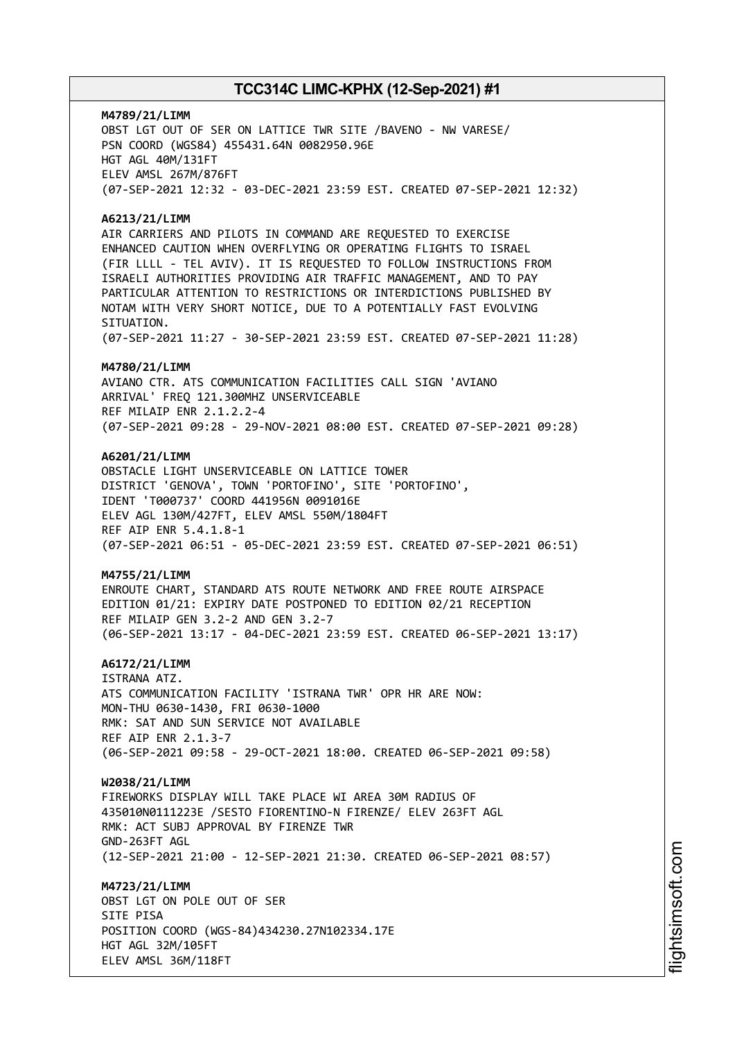**M4789/21/LIMM**
OBST LGT OUT OF SER ON LATTICE TWR SITE /BAVENO - NW VARESE/
PSN COORD (WGS84) 455431.64N 0082950.96E
HGT AGL 40M/131FT
ELEV AMSL 267M/876FT
(07-SEP-2021 12:32 - 03-DEC-2021 23:59 EST. CREATED 07-SEP-2021 12:32)

**A6213/21/LIMM**
AIR CARRIERS AND PILOTS IN COMMAND ARE REQUESTED TO EXERCISE ENHANCED CAUTION WHEN OVERFLYING OR OPERATING FLIGHTS TO ISRAEL (FIR LLLL - TEL AVIV). IT IS REQUESTED TO FOLLOW INSTRUCTIONS FROM ISRAELI AUTHORITIES PROVIDING AIR TRAFFIC MANAGEMENT, AND TO PAY PARTICULAR ATTENTION TO RESTRICTIONS OR INTERDICTIONS PUBLISHED BY NOTAM WITH VERY SHORT NOTICE, DUE TO A POTENTIALLY FAST EVOLVING SITUATION.
(07-SEP-2021 11:27 - 30-SEP-2021 23:59 EST. CREATED 07-SEP-2021 11:28)

**M4780/21/LIMM**
AVIANO CTR. ATS COMMUNICATION FACILITIES CALL SIGN 'AVIANO ARRIVAL' FREQ 121.300MHZ UNSERVICEABLE
REF MILAIP ENR 2.1.2.2-4
(07-SEP-2021 09:28 - 29-NOV-2021 08:00 EST. CREATED 07-SEP-2021 09:28)

**A6201/21/LIMM**
OBSTACLE LIGHT UNSERVICEABLE ON LATTICE TOWER
DISTRICT 'GENOVA', TOWN 'PORTOFINO', SITE 'PORTOFINO',
IDENT 'T000737' COORD 441956N 0091016E
ELEV AGL 130M/427FT, ELEV AMSL 550M/1804FT
REF AIP ENR 5.4.1.8-1
(07-SEP-2021 06:51 - 05-DEC-2021 23:59 EST. CREATED 07-SEP-2021 06:51)

**M4755/21/LIMM**
ENROUTE CHART, STANDARD ATS ROUTE NETWORK AND FREE ROUTE AIRSPACE EDITION 01/21: EXPIRY DATE POSTPONED TO EDITION 02/21 RECEPTION
REF MILAIP GEN 3.2-2 AND GEN 3.2-7
(06-SEP-2021 13:17 - 04-DEC-2021 23:59 EST. CREATED 06-SEP-2021 13:17)

**A6172/21/LIMM**
ISTRANA ATZ.
ATS COMMUNICATION FACILITY 'ISTRANA TWR' OPR HR ARE NOW:
MON-THU 0630-1430, FRI 0630-1000
RMK: SAT AND SUN SERVICE NOT AVAILABLE
REF AIP ENR 2.1.3-7
(06-SEP-2021 09:58 - 29-OCT-2021 18:00. CREATED 06-SEP-2021 09:58)

**W2038/21/LIMM**
FIREWORKS DISPLAY WILL TAKE PLACE WI AREA 30M RADIUS OF 435010N0111223E /SESTO FIORENTINO-N FIRENZE/ ELEV 263FT AGL
RMK: ACT SUBJ APPROVAL BY FIRENZE TWR
GND-263FT AGL
(12-SEP-2021 21:00 - 12-SEP-2021 21:30. CREATED 06-SEP-2021 08:57)

**M4723/21/LIMM**
OBST LGT ON POLE OUT OF SER
SITE PISA
POSITION COORD (WGS-84)434230.27N102334.17E
HGT AGL 32M/105FT
ELEV AMSL 36M/118FT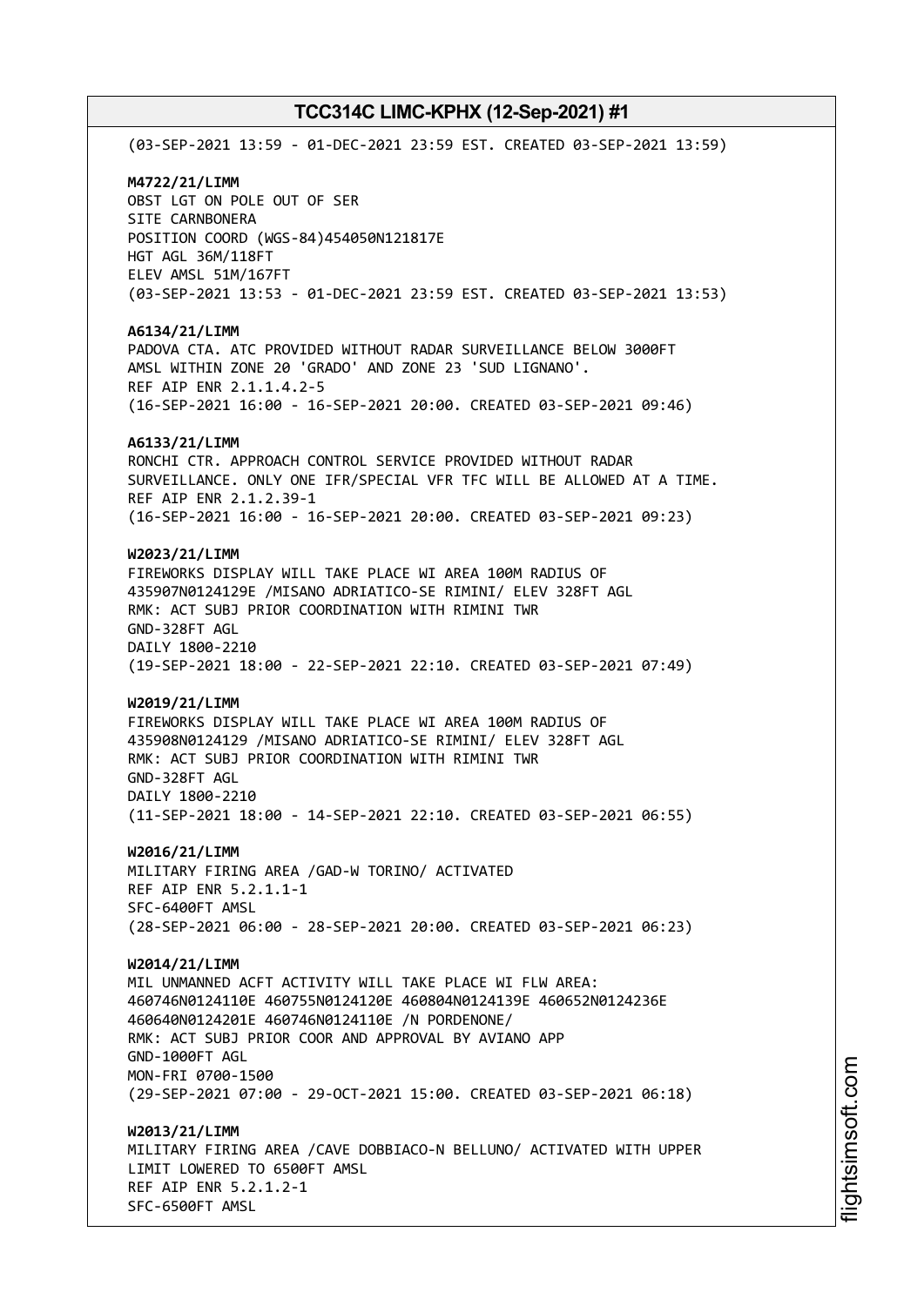(03-SEP-2021 13:59 - 01-DEC-2021 23:59 EST. CREATED 03-SEP-2021 13:59)

**M4722/21/LIMM**
OBST LGT ON POLE OUT OF SER
SITE CARNBONERA
POSITION COORD (WGS-84)454050N121817E
HGT AGL 36M/118FT
ELEV AMSL 51M/167FT
(03-SEP-2021 13:53 - 01-DEC-2021 23:59 EST. CREATED 03-SEP-2021 13:53)

**A6134/21/LIMM**
PADOVA CTA. ATC PROVIDED WITHOUT RADAR SURVEILLANCE BELOW 3000FT
AMSL WITHIN ZONE 20 'GRADO' AND ZONE 23 'SUD LIGNANO'.
REF AIP ENR 2.1.1.4.2-5
(16-SEP-2021 16:00 - 16-SEP-2021 20:00. CREATED 03-SEP-2021 09:46)

**A6133/21/LIMM**
RONCHI CTR. APPROACH CONTROL SERVICE PROVIDED WITHOUT RADAR
SURVEILLANCE. ONLY ONE IFR/SPECIAL VFR TFC WILL BE ALLOWED AT A TIME.
REF AIP ENR 2.1.2.39-1
(16-SEP-2021 16:00 - 16-SEP-2021 20:00. CREATED 03-SEP-2021 09:23)

**W2023/21/LIMM**
FIREWORKS DISPLAY WILL TAKE PLACE WI AREA 100M RADIUS OF
435907N0124129E /MISANO ADRIATICO-SE RIMINI/ ELEV 328FT AGL
RMK: ACT SUBJ PRIOR COORDINATION WITH RIMINI TWR
GND-328FT AGL
DAILY 1800-2210
(19-SEP-2021 18:00 - 22-SEP-2021 22:10. CREATED 03-SEP-2021 07:49)

**W2019/21/LIMM**
FIREWORKS DISPLAY WILL TAKE PLACE WI AREA 100M RADIUS OF
435908N0124129 /MISANO ADRIATICO-SE RIMINI/ ELEV 328FT AGL
RMK: ACT SUBJ PRIOR COORDINATION WITH RIMINI TWR
GND-328FT AGL
DAILY 1800-2210
(11-SEP-2021 18:00 - 14-SEP-2021 22:10. CREATED 03-SEP-2021 06:55)

**W2016/21/LIMM**
MILITARY FIRING AREA /GAD-W TORINO/ ACTIVATED
REF AIP ENR 5.2.1.1-1
SFC-6400FT AMSL
(28-SEP-2021 06:00 - 28-SEP-2021 20:00. CREATED 03-SEP-2021 06:23)

**W2014/21/LIMM**
MIL UNMANNED ACFT ACTIVITY WILL TAKE PLACE WI FLW AREA:
460746N0124110E 460755N0124120E 460804N0124139E 460652N0124236E
460640N0124201E 460746N0124110E /N PORDENONE/
RMK: ACT SUBJ PRIOR COOR AND APPROVAL BY AVIANO APP
GND-1000FT AGL
MON-FRI 0700-1500
(29-SEP-2021 07:00 - 29-OCT-2021 15:00. CREATED 03-SEP-2021 06:18)

**W2013/21/LIMM**
MILITARY FIRING AREA /CAVE DOBBIACO-N BELLUNO/ ACTIVATED WITH UPPER
LIMIT LOWERED TO 6500FT AMSL
REF AIP ENR 5.2.1.2-1
SFC-6500FT AMSL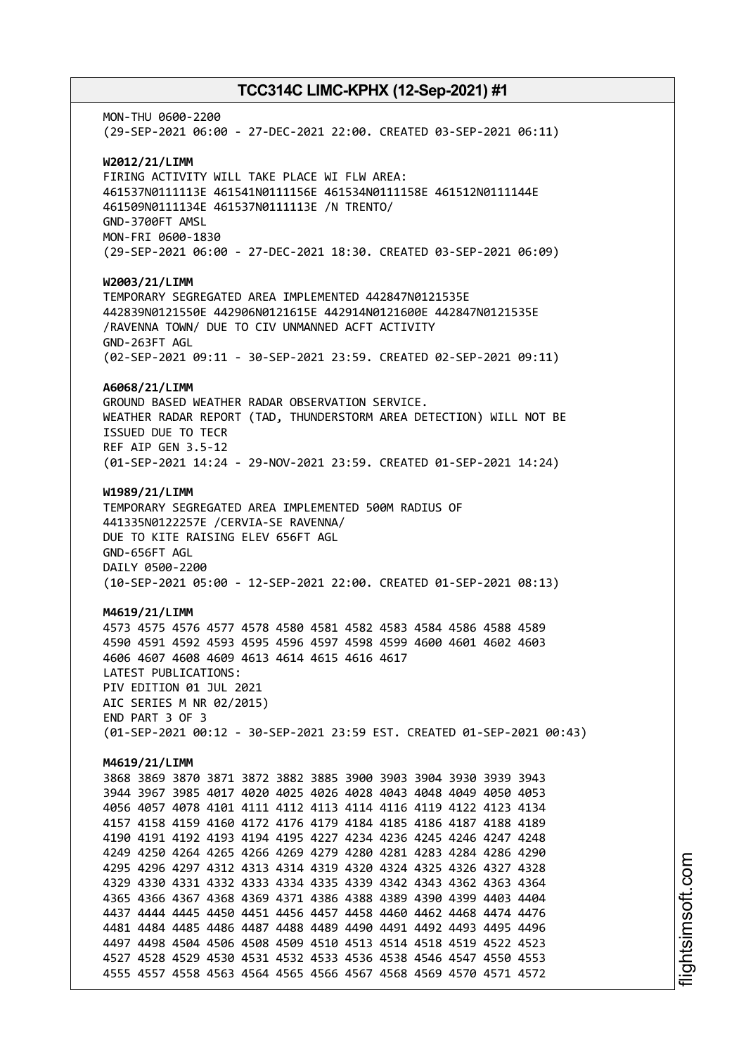MON-THU 0600-2200
(29-SEP-2021 06:00 - 27-DEC-2021 22:00. CREATED 03-SEP-2021 06:11)

**W2012/21/LIMM**
FIRING ACTIVITY WILL TAKE PLACE WI FLW AREA:
461537N0111113E 461541N0111156E 461534N0111158E 461512N0111144E
461509N0111134E 461537N0111113E /N TRENTO/
GND-3700FT AMSL
MON-FRI 0600-1830
(29-SEP-2021 06:00 - 27-DEC-2021 18:30. CREATED 03-SEP-2021 06:09)

**W2003/21/LIMM**
TEMPORARY SEGREGATED AREA IMPLEMENTED 442847N0121535E
442839N0121550E 442906N0121615E 442914N0121600E 442847N0121535E
/RAVENNA TOWN/ DUE TO CIV UNMANNED ACFT ACTIVITY
GND-263FT AGL
(02-SEP-2021 09:11 - 30-SEP-2021 23:59. CREATED 02-SEP-2021 09:11)

**A6068/21/LIMM**
GROUND BASED WEATHER RADAR OBSERVATION SERVICE.
WEATHER RADAR REPORT (TAD, THUNDERSTORM AREA DETECTION) WILL NOT BE
ISSUED DUE TO TECR
REF AIP GEN 3.5-12
(01-SEP-2021 14:24 - 29-NOV-2021 23:59. CREATED 01-SEP-2021 14:24)

**W1989/21/LIMM**
TEMPORARY SEGREGATED AREA IMPLEMENTED 500M RADIUS OF
441335N0122257E /CERVIA-SE RAVENNA/
DUE TO KITE RAISING ELEV 656FT AGL
GND-656FT AGL
DAILY 0500-2200
(10-SEP-2021 05:00 - 12-SEP-2021 22:00. CREATED 01-SEP-2021 08:13)

**M4619/21/LIMM**
4573 4575 4576 4577 4578 4580 4581 4582 4583 4584 4586 4588 4589
4590 4591 4592 4593 4595 4596 4597 4598 4599 4600 4601 4602 4603
4606 4607 4608 4609 4613 4614 4615 4616 4617
LATEST PUBLICATIONS:
PIV EDITION 01 JUL 2021
AIC SERIES M NR 02/2015)
END PART 3 OF 3
(01-SEP-2021 00:12 - 30-SEP-2021 23:59 EST. CREATED 01-SEP-2021 00:43)

**M4619/21/LIMM**
3868 3869 3870 3871 3872 3882 3885 3900 3903 3904 3930 3939 3943
3944 3967 3985 4017 4020 4025 4026 4028 4043 4048 4049 4050 4053
4056 4057 4078 4101 4111 4112 4113 4114 4116 4119 4122 4123 4134
4157 4158 4159 4160 4172 4176 4179 4184 4185 4186 4187 4188 4189
4190 4191 4192 4193 4194 4195 4227 4234 4236 4245 4246 4247 4248
4249 4250 4264 4265 4266 4269 4279 4280 4281 4283 4284 4286 4290
4295 4296 4297 4312 4313 4314 4319 4320 4324 4325 4326 4327 4328
4329 4330 4331 4332 4333 4334 4335 4339 4342 4343 4362 4363 4364
4365 4366 4367 4368 4369 4371 4386 4388 4389 4390 4399 4403 4404
4437 4444 4445 4450 4451 4456 4457 4458 4460 4462 4468 4474 4476
4481 4484 4485 4486 4487 4488 4489 4490 4491 4492 4493 4495 4496
4497 4498 4504 4506 4508 4509 4510 4513 4514 4518 4519 4522 4523
4527 4528 4529 4530 4531 4532 4533 4536 4538 4546 4547 4550 4553
4555 4557 4558 4563 4564 4565 4566 4567 4568 4569 4570 4571 4572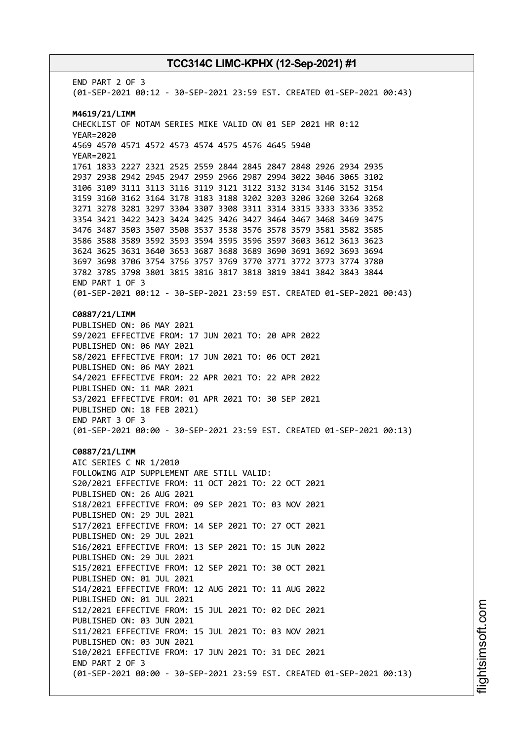END PART 2 OF 3
(01-SEP-2021 00:12 - 30-SEP-2021 23:59 EST. CREATED 01-SEP-2021 00:43)

**M4619/21/LIMM**
CHECKLIST OF NOTAM SERIES MIKE VALID ON 01 SEP 2021 HR 0:12
YEAR=2020
4569 4570 4571 4572 4573 4574 4575 4576 4645 5940
YEAR=2021
1761 1833 2227 2321 2525 2559 2844 2845 2847 2848 2926 2934 2935
2937 2938 2942 2945 2947 2959 2966 2987 2994 3022 3046 3065 3102
3106 3109 3111 3113 3116 3119 3121 3122 3132 3134 3146 3152 3154
3159 3160 3162 3164 3178 3183 3188 3202 3203 3206 3260 3264 3268
3271 3278 3281 3297 3304 3307 3308 3311 3314 3315 3333 3336 3352
3354 3421 3422 3423 3424 3425 3426 3427 3464 3467 3468 3469 3475
3476 3487 3503 3507 3508 3537 3538 3576 3578 3579 3581 3582 3585
3586 3588 3589 3592 3593 3594 3595 3596 3597 3603 3612 3613 3623
3624 3625 3631 3640 3653 3687 3688 3689 3690 3691 3692 3693 3694
3697 3698 3706 3754 3756 3757 3769 3770 3771 3772 3773 3774 3780
3782 3785 3798 3801 3815 3816 3817 3818 3819 3841 3842 3843 3844
END PART 1 OF 3
(01-SEP-2021 00:12 - 30-SEP-2021 23:59 EST. CREATED 01-SEP-2021 00:43)

**C0887/21/LIMM**
PUBLISHED ON: 06 MAY 2021
S9/2021 EFFECTIVE FROM: 17 JUN 2021 TO: 20 APR 2022
PUBLISHED ON: 06 MAY 2021
S8/2021 EFFECTIVE FROM: 17 JUN 2021 TO: 06 OCT 2021
PUBLISHED ON: 06 MAY 2021
S4/2021 EFFECTIVE FROM: 22 APR 2021 TO: 22 APR 2022
PUBLISHED ON: 11 MAR 2021
S3/2021 EFFECTIVE FROM: 01 APR 2021 TO: 30 SEP 2021
PUBLISHED ON: 18 FEB 2021)
END PART 3 OF 3
(01-SEP-2021 00:00 - 30-SEP-2021 23:59 EST. CREATED 01-SEP-2021 00:13)

**C0887/21/LIMM**
AIC SERIES C NR 1/2010
FOLLOWING AIP SUPPLEMENT ARE STILL VALID:
S20/2021 EFFECTIVE FROM: 11 OCT 2021 TO: 22 OCT 2021
PUBLISHED ON: 26 AUG 2021
S18/2021 EFFECTIVE FROM: 09 SEP 2021 TO: 03 NOV 2021
PUBLISHED ON: 29 JUL 2021
S17/2021 EFFECTIVE FROM: 14 SEP 2021 TO: 27 OCT 2021
PUBLISHED ON: 29 JUL 2021
S16/2021 EFFECTIVE FROM: 13 SEP 2021 TO: 15 JUN 2022
PUBLISHED ON: 29 JUL 2021
S15/2021 EFFECTIVE FROM: 12 SEP 2021 TO: 30 OCT 2021
PUBLISHED ON: 01 JUL 2021
S14/2021 EFFECTIVE FROM: 12 AUG 2021 TO: 11 AUG 2022
PUBLISHED ON: 01 JUL 2021
S12/2021 EFFECTIVE FROM: 15 JUL 2021 TO: 02 DEC 2021
PUBLISHED ON: 03 JUN 2021
S11/2021 EFFECTIVE FROM: 15 JUL 2021 TO: 03 NOV 2021
PUBLISHED ON: 03 JUN 2021
S10/2021 EFFECTIVE FROM: 17 JUN 2021 TO: 31 DEC 2021
END PART 2 OF 3
(01-SEP-2021 00:00 - 30-SEP-2021 23:59 EST. CREATED 01-SEP-2021 00:13)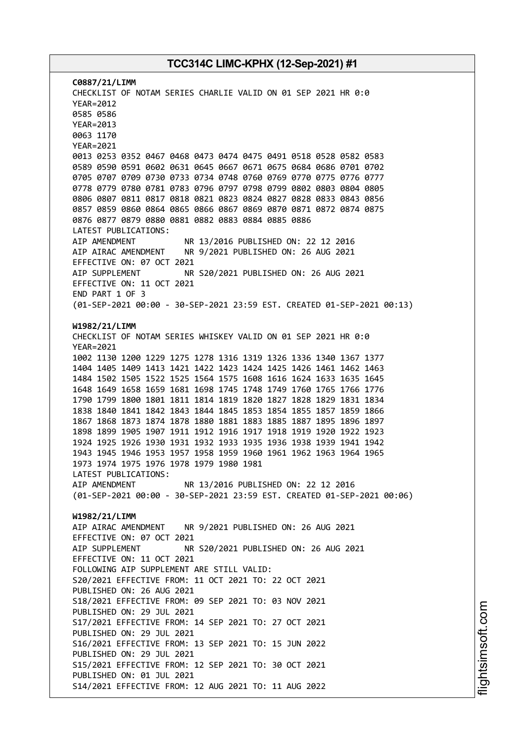**C0887/21/LIMM**
CHECKLIST OF NOTAM SERIES CHARLIE VALID ON 01 SEP 2021 HR 0:0
YEAR=2012
0585 0586
YEAR=2013
0063 1170
YEAR=2021
0013 0253 0352 0467 0468 0473 0474 0475 0491 0518 0528 0582 0583
0589 0590 0591 0602 0631 0645 0667 0671 0675 0684 0686 0701 0702
0705 0707 0709 0730 0733 0734 0748 0760 0769 0770 0775 0776 0777
0778 0779 0780 0781 0783 0796 0797 0798 0799 0802 0803 0804 0805
0806 0807 0811 0817 0818 0821 0823 0824 0827 0828 0833 0843 0856
0857 0859 0860 0864 0865 0866 0867 0869 0870 0871 0872 0874 0875
0876 0877 0879 0880 0881 0882 0883 0884 0885 0886
LATEST PUBLICATIONS:
AIP AMENDMENT NR 13/2016 PUBLISHED ON: 22 12 2016
AIP AIRAC AMENDMENT NR 9/2021 PUBLISHED ON: 26 AUG 2021
EFFECTIVE ON: 07 OCT 2021
AIP SUPPLEMENT NR S20/2021 PUBLISHED ON: 26 AUG 2021
EFFECTIVE ON: 11 OCT 2021
END PART 1 OF 3
(01-SEP-2021 00:00 - 30-SEP-2021 23:59 EST. CREATED 01-SEP-2021 00:13)

**W1982/21/LIMM**
CHECKLIST OF NOTAM SERIES WHISKEY VALID ON 01 SEP 2021 HR 0:0
YEAR=2021
1002 1130 1200 1229 1275 1278 1316 1319 1326 1336 1340 1367 1377
1404 1405 1409 1413 1421 1422 1423 1424 1425 1426 1461 1462 1463
1484 1502 1505 1522 1525 1564 1575 1608 1616 1624 1633 1635 1645
1648 1649 1658 1659 1681 1698 1745 1748 1749 1760 1765 1766 1776
1790 1799 1800 1801 1811 1814 1819 1820 1827 1828 1829 1831 1834
1838 1840 1841 1842 1843 1844 1845 1853 1854 1855 1857 1859 1866
1867 1868 1873 1874 1878 1880 1881 1883 1885 1887 1895 1896 1897
1898 1899 1905 1907 1911 1912 1916 1917 1918 1919 1920 1922 1923
1924 1925 1926 1930 1931 1932 1933 1935 1936 1938 1939 1941 1942
1943 1945 1946 1953 1957 1958 1959 1960 1961 1962 1963 1964 1965
1973 1974 1975 1976 1978 1979 1980 1981
LATEST PUBLICATIONS:
AIP AMENDMENT NR 13/2016 PUBLISHED ON: 22 12 2016
(01-SEP-2021 00:00 - 30-SEP-2021 23:59 EST. CREATED 01-SEP-2021 00:06)

**W1982/21/LIMM**
AIP AIRAC AMENDMENT NR 9/2021 PUBLISHED ON: 26 AUG 2021
EFFECTIVE ON: 07 OCT 2021
AIP SUPPLEMENT NR S20/2021 PUBLISHED ON: 26 AUG 2021
EFFECTIVE ON: 11 OCT 2021
FOLLOWING AIP SUPPLEMENT ARE STILL VALID:
S20/2021 EFFECTIVE FROM: 11 OCT 2021 TO: 22 OCT 2021
PUBLISHED ON: 26 AUG 2021
S18/2021 EFFECTIVE FROM: 09 SEP 2021 TO: 03 NOV 2021
PUBLISHED ON: 29 JUL 2021
S17/2021 EFFECTIVE FROM: 14 SEP 2021 TO: 27 OCT 2021
PUBLISHED ON: 29 JUL 2021
S16/2021 EFFECTIVE FROM: 13 SEP 2021 TO: 15 JUN 2022
PUBLISHED ON: 29 JUL 2021
S15/2021 EFFECTIVE FROM: 12 SEP 2021 TO: 30 OCT 2021
PUBLISHED ON: 01 JUL 2021
S14/2021 EFFECTIVE FROM: 12 AUG 2021 TO: 11 AUG 2022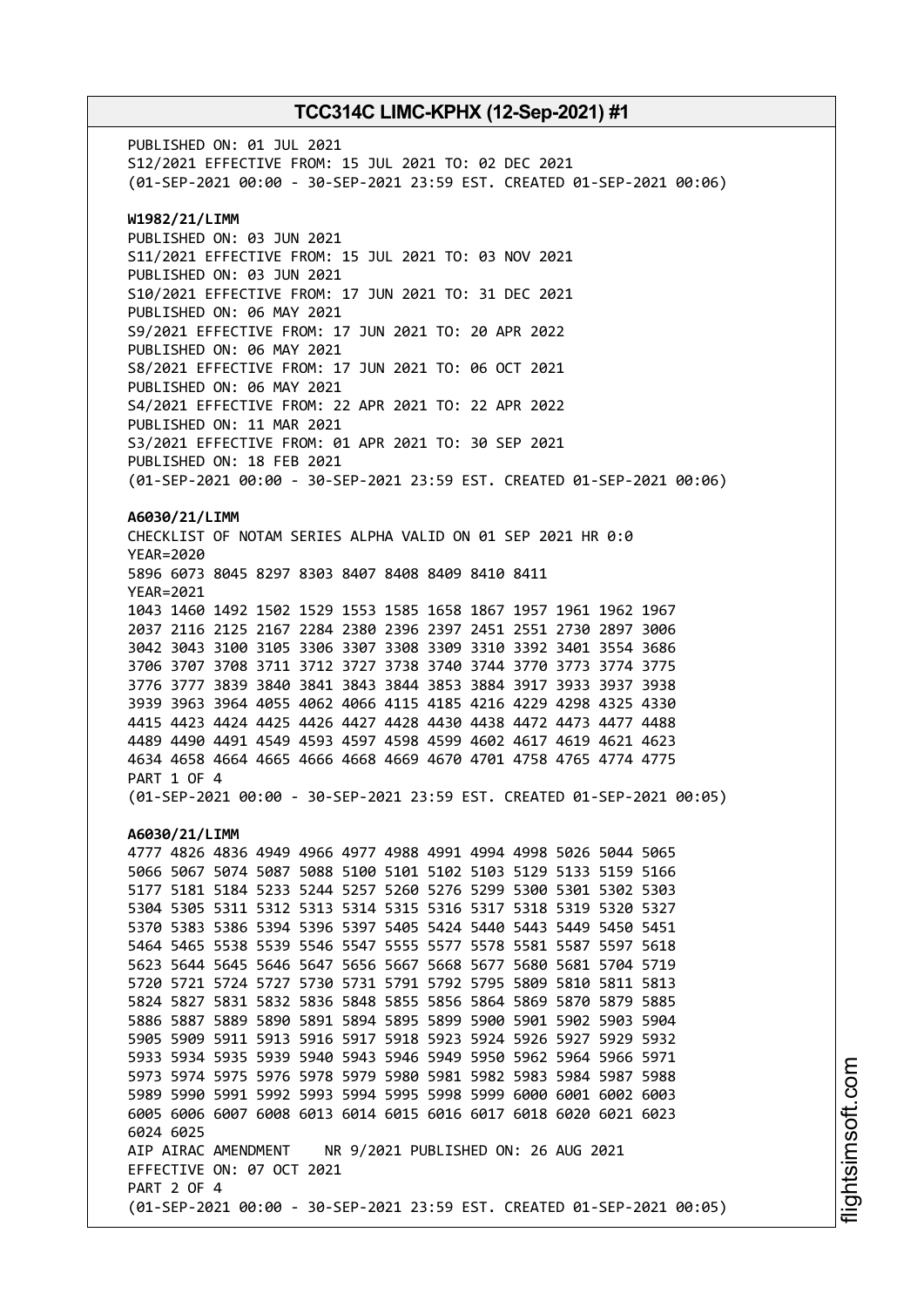PUBLISHED ON: 01 JUL 2021
S12/2021 EFFECTIVE FROM: 15 JUL 2021 TO: 02 DEC 2021
(01-SEP-2021 00:00 - 30-SEP-2021 23:59 EST. CREATED 01-SEP-2021 00:06)

**W1982/21/LIMM**
PUBLISHED ON: 03 JUN 2021
S11/2021 EFFECTIVE FROM: 15 JUL 2021 TO: 03 NOV 2021
PUBLISHED ON: 03 JUN 2021
S10/2021 EFFECTIVE FROM: 17 JUN 2021 TO: 31 DEC 2021
PUBLISHED ON: 06 MAY 2021
S9/2021 EFFECTIVE FROM: 17 JUN 2021 TO: 20 APR 2022
PUBLISHED ON: 06 MAY 2021
S8/2021 EFFECTIVE FROM: 17 JUN 2021 TO: 06 OCT 2021
PUBLISHED ON: 06 MAY 2021
S4/2021 EFFECTIVE FROM: 22 APR 2021 TO: 22 APR 2022
PUBLISHED ON: 11 MAR 2021
S3/2021 EFFECTIVE FROM: 01 APR 2021 TO: 30 SEP 2021
PUBLISHED ON: 18 FEB 2021
(01-SEP-2021 00:00 - 30-SEP-2021 23:59 EST. CREATED 01-SEP-2021 00:06)

**A6030/21/LIMM**
CHECKLIST OF NOTAM SERIES ALPHA VALID ON 01 SEP 2021 HR 0:0
YEAR=2020
5896 6073 8045 8297 8303 8407 8408 8409 8410 8411
YEAR=2021
1043 1460 1492 1502 1529 1553 1585 1658 1867 1957 1961 1962 1967
2037 2116 2125 2167 2284 2380 2396 2397 2451 2551 2730 2897 3006
3042 3043 3100 3105 3306 3307 3308 3309 3310 3392 3401 3554 3686
3706 3707 3708 3711 3712 3727 3738 3740 3744 3770 3773 3774 3775
3776 3777 3839 3840 3841 3843 3844 3853 3884 3917 3933 3937 3938
3939 3963 3964 4055 4062 4066 4115 4185 4216 4229 4298 4325 4330
4415 4423 4424 4425 4426 4427 4428 4430 4438 4472 4473 4477 4488
4489 4490 4491 4549 4593 4597 4598 4599 4602 4617 4619 4621 4623
4634 4658 4664 4665 4666 4668 4669 4670 4701 4758 4765 4774 4775
PART 1 OF 4
(01-SEP-2021 00:00 - 30-SEP-2021 23:59 EST. CREATED 01-SEP-2021 00:05)

**A6030/21/LIMM**
4777 4826 4836 4949 4966 4977 4988 4991 4994 4998 5026 5044 5065
5066 5067 5074 5087 5088 5100 5101 5102 5103 5129 5133 5159 5166
5177 5181 5184 5233 5244 5257 5260 5276 5299 5300 5301 5302 5303
5304 5305 5311 5312 5313 5314 5315 5316 5317 5318 5319 5320 5327
5370 5383 5386 5394 5396 5397 5405 5424 5440 5443 5449 5450 5451
5464 5465 5538 5539 5546 5547 5555 5577 5578 5581 5587 5597 5618
5623 5644 5645 5646 5647 5656 5667 5668 5677 5680 5681 5704 5719
5720 5721 5724 5727 5730 5731 5791 5792 5795 5809 5810 5811 5813
5824 5827 5831 5832 5836 5848 5855 5856 5864 5869 5870 5879 5885
5886 5887 5889 5890 5891 5894 5895 5899 5900 5901 5902 5903 5904
5905 5909 5911 5913 5916 5917 5918 5923 5924 5926 5927 5929 5932
5933 5934 5935 5939 5940 5943 5946 5949 5950 5962 5964 5966 5971
5973 5974 5975 5976 5978 5979 5980 5981 5982 5983 5984 5987 5988
5989 5990 5991 5992 5993 5994 5995 5998 5999 6000 6001 6002 6003
6005 6006 6007 6008 6013 6014 6015 6016 6017 6018 6020 6021 6023
6024 6025
AIP AIRAC AMENDMENT NR 9/2021 PUBLISHED ON: 26 AUG 2021
EFFECTIVE ON: 07 OCT 2021
PART 2 OF 4
(01-SEP-2021 00:00 - 30-SEP-2021 23:59 EST. CREATED 01-SEP-2021 00:05)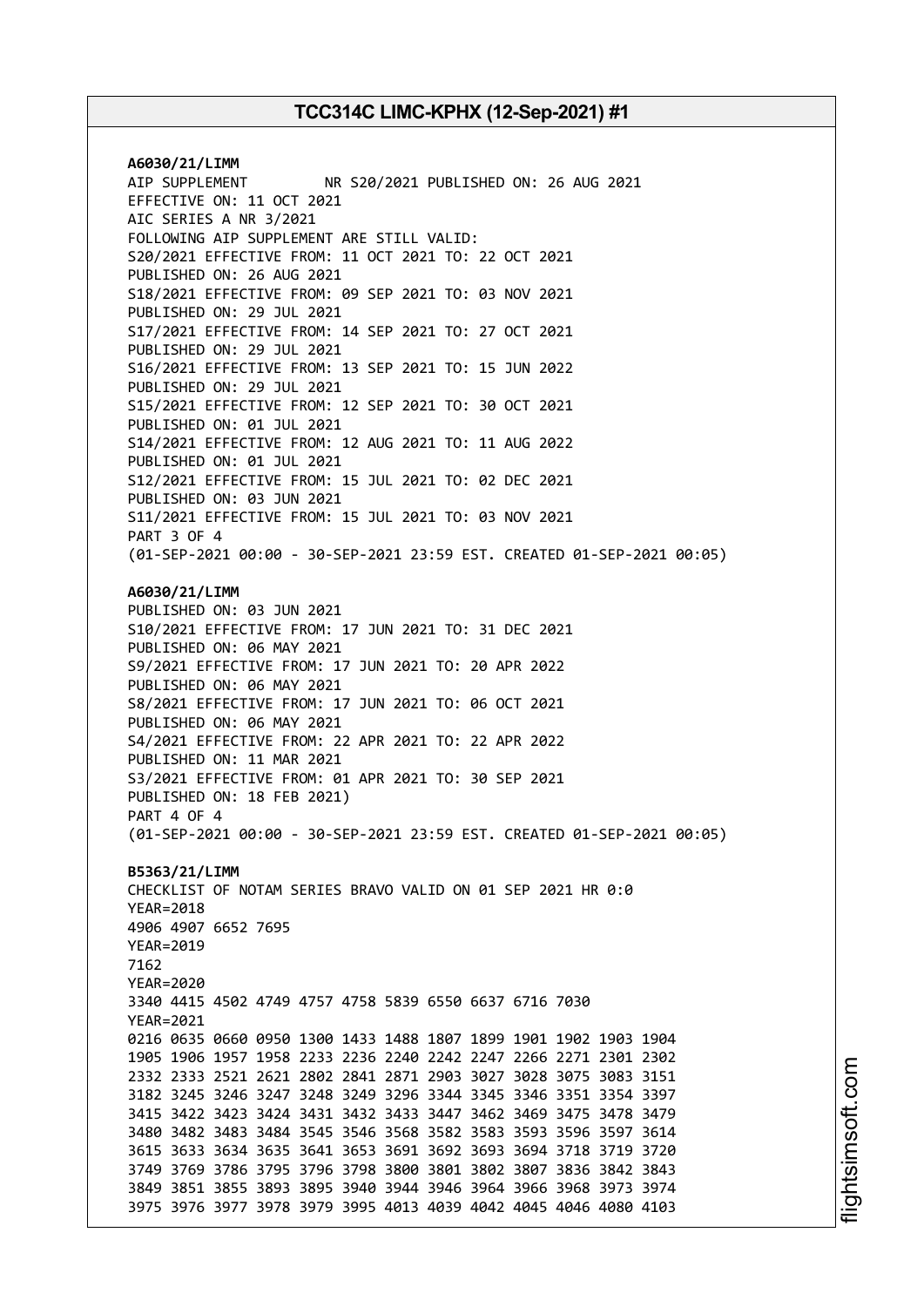**A6030/21/LIMM**
AIP SUPPLEMENT NR S20/2021 PUBLISHED ON: 26 AUG 2021
EFFECTIVE ON: 11 OCT 2021
AIC SERIES A NR 3/2021
FOLLOWING AIP SUPPLEMENT ARE STILL VALID:
S20/2021 EFFECTIVE FROM: 11 OCT 2021 TO: 22 OCT 2021
PUBLISHED ON: 26 AUG 2021
S18/2021 EFFECTIVE FROM: 09 SEP 2021 TO: 03 NOV 2021
PUBLISHED ON: 29 JUL 2021
S17/2021 EFFECTIVE FROM: 14 SEP 2021 TO: 27 OCT 2021
PUBLISHED ON: 29 JUL 2021
S16/2021 EFFECTIVE FROM: 13 SEP 2021 TO: 15 JUN 2022
PUBLISHED ON: 29 JUL 2021
S15/2021 EFFECTIVE FROM: 12 SEP 2021 TO: 30 OCT 2021
PUBLISHED ON: 01 JUL 2021
S14/2021 EFFECTIVE FROM: 12 AUG 2021 TO: 11 AUG 2022
PUBLISHED ON: 01 JUL 2021
S12/2021 EFFECTIVE FROM: 15 JUL 2021 TO: 02 DEC 2021
PUBLISHED ON: 03 JUN 2021
S11/2021 EFFECTIVE FROM: 15 JUL 2021 TO: 03 NOV 2021
PART 3 OF 4
(01-SEP-2021 00:00 - 30-SEP-2021 23:59 EST. CREATED 01-SEP-2021 00:05)

**A6030/21/LIMM**
PUBLISHED ON: 03 JUN 2021
S10/2021 EFFECTIVE FROM: 17 JUN 2021 TO: 31 DEC 2021
PUBLISHED ON: 06 MAY 2021
S9/2021 EFFECTIVE FROM: 17 JUN 2021 TO: 20 APR 2022
PUBLISHED ON: 06 MAY 2021
S8/2021 EFFECTIVE FROM: 17 JUN 2021 TO: 06 OCT 2021
PUBLISHED ON: 06 MAY 2021
S4/2021 EFFECTIVE FROM: 22 APR 2021 TO: 22 APR 2022
PUBLISHED ON: 11 MAR 2021
S3/2021 EFFECTIVE FROM: 01 APR 2021 TO: 30 SEP 2021
PUBLISHED ON: 18 FEB 2021)
PART 4 OF 4
(01-SEP-2021 00:00 - 30-SEP-2021 23:59 EST. CREATED 01-SEP-2021 00:05)

**B5363/21/LIMM**
CHECKLIST OF NOTAM SERIES BRAVO VALID ON 01 SEP 2021 HR 0:0
YEAR=2018
4906 4907 6652 7695
YEAR=2019
7162
YEAR=2020
3340 4415 4502 4749 4757 4758 5839 6550 6637 6716 7030
YEAR=2021
0216 0635 0660 0950 1300 1433 1488 1807 1899 1901 1902 1903 1904
1905 1906 1957 1958 2233 2236 2240 2242 2247 2266 2271 2301 2302
2332 2333 2521 2621 2802 2841 2871 2903 3027 3028 3075 3083 3151
3182 3245 3246 3247 3248 3249 3296 3344 3345 3346 3351 3354 3397
3415 3422 3423 3424 3431 3432 3433 3447 3462 3469 3475 3478 3479
3480 3482 3483 3484 3545 3546 3568 3582 3583 3593 3596 3597 3614
3615 3633 3634 3635 3641 3653 3691 3692 3693 3694 3718 3719 3720
3749 3769 3786 3795 3796 3798 3800 3801 3802 3807 3836 3842 3843
3849 3851 3855 3893 3895 3940 3944 3946 3964 3966 3968 3973 3974
3975 3976 3977 3978 3979 3995 4013 4039 4042 4045 4046 4080 4103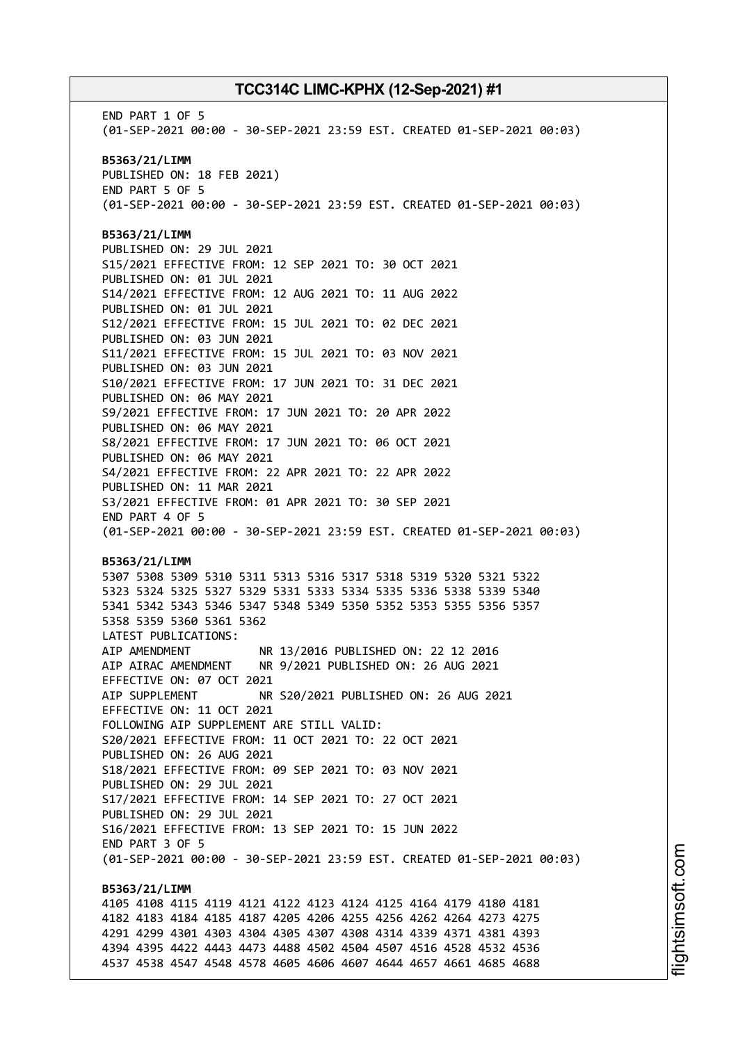END PART 1 OF 5
(01-SEP-2021 00:00 - 30-SEP-2021 23:59 EST. CREATED 01-SEP-2021 00:03)

**B5363/21/LIMM**
PUBLISHED ON: 18 FEB 2021)
END PART 5 OF 5
(01-SEP-2021 00:00 - 30-SEP-2021 23:59 EST. CREATED 01-SEP-2021 00:03)

**B5363/21/LIMM**
PUBLISHED ON: 29 JUL 2021
S15/2021 EFFECTIVE FROM: 12 SEP 2021 TO: 30 OCT 2021
PUBLISHED ON: 01 JUL 2021
S14/2021 EFFECTIVE FROM: 12 AUG 2021 TO: 11 AUG 2022
PUBLISHED ON: 01 JUL 2021
S12/2021 EFFECTIVE FROM: 15 JUL 2021 TO: 02 DEC 2021
PUBLISHED ON: 03 JUN 2021
S11/2021 EFFECTIVE FROM: 15 JUL 2021 TO: 03 NOV 2021
PUBLISHED ON: 03 JUN 2021
S10/2021 EFFECTIVE FROM: 17 JUN 2021 TO: 31 DEC 2021
PUBLISHED ON: 06 MAY 2021
S9/2021 EFFECTIVE FROM: 17 JUN 2021 TO: 20 APR 2022
PUBLISHED ON: 06 MAY 2021
S8/2021 EFFECTIVE FROM: 17 JUN 2021 TO: 06 OCT 2021
PUBLISHED ON: 06 MAY 2021
S4/2021 EFFECTIVE FROM: 22 APR 2021 TO: 22 APR 2022
PUBLISHED ON: 11 MAR 2021
S3/2021 EFFECTIVE FROM: 01 APR 2021 TO: 30 SEP 2021
END PART 4 OF 5
(01-SEP-2021 00:00 - 30-SEP-2021 23:59 EST. CREATED 01-SEP-2021 00:03)

**B5363/21/LIMM**
5307 5308 5309 5310 5311 5313 5316 5317 5318 5319 5320 5321 5322
5323 5324 5325 5327 5329 5331 5333 5334 5335 5336 5338 5339 5340
5341 5342 5343 5346 5347 5348 5349 5350 5352 5353 5355 5356 5357
5358 5359 5360 5361 5362
LATEST PUBLICATIONS:
AIP AMENDMENT NR 13/2016 PUBLISHED ON: 22 12 2016
AIP AIRAC AMENDMENT NR 9/2021 PUBLISHED ON: 26 AUG 2021
EFFECTIVE ON: 07 OCT 2021
AIP SUPPLEMENT NR S20/2021 PUBLISHED ON: 26 AUG 2021
EFFECTIVE ON: 11 OCT 2021
FOLLOWING AIP SUPPLEMENT ARE STILL VALID:
S20/2021 EFFECTIVE FROM: 11 OCT 2021 TO: 22 OCT 2021
PUBLISHED ON: 26 AUG 2021
S18/2021 EFFECTIVE FROM: 09 SEP 2021 TO: 03 NOV 2021
PUBLISHED ON: 29 JUL 2021
S17/2021 EFFECTIVE FROM: 14 SEP 2021 TO: 27 OCT 2021
PUBLISHED ON: 29 JUL 2021
S16/2021 EFFECTIVE FROM: 13 SEP 2021 TO: 15 JUN 2022
END PART 3 OF 5
(01-SEP-2021 00:00 - 30-SEP-2021 23:59 EST. CREATED 01-SEP-2021 00:03)

**B5363/21/LIMM**
4105 4108 4115 4119 4121 4122 4123 4124 4125 4164 4179 4180 4181
4182 4183 4184 4185 4187 4205 4206 4255 4256 4262 4264 4273 4275
4291 4299 4301 4303 4304 4305 4307 4308 4314 4339 4371 4381 4393
4394 4395 4422 4443 4473 4488 4502 4504 4507 4516 4528 4532 4536
4537 4538 4547 4548 4578 4605 4606 4607 4644 4657 4661 4685 4688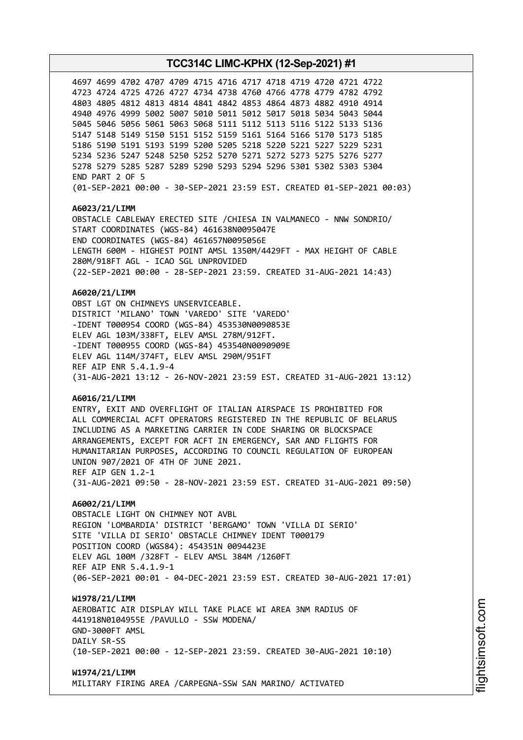4697 4699 4702 4707 4709 4715 4716 4717 4718 4719 4720 4721 4722
4723 4724 4725 4726 4727 4734 4738 4760 4766 4778 4779 4782 4792
4803 4805 4812 4813 4814 4841 4842 4853 4864 4873 4882 4910 4914
4940 4976 4999 5002 5007 5010 5011 5012 5017 5018 5034 5043 5044
5045 5046 5056 5061 5063 5068 5111 5112 5113 5116 5122 5133 5136
5147 5148 5149 5150 5151 5152 5159 5161 5164 5166 5170 5173 5185
5186 5190 5191 5193 5199 5200 5205 5218 5220 5221 5227 5229 5231
5234 5236 5247 5248 5250 5252 5270 5271 5272 5273 5275 5276 5277
5278 5279 5285 5287 5289 5290 5293 5294 5296 5301 5302 5303 5304
END PART 2 OF 5
(01-SEP-2021 00:00 - 30-SEP-2021 23:59 EST. CREATED 01-SEP-2021 00:03)

**A6023/21/LIMM**
OBSTACLE CABLEWAY ERECTED SITE /CHIESA IN VALMANECO - NNW SONDRIO/
START COORDINATES (WGS-84) 461638N0095047E
END COORDINATES (WGS-84) 461657N0095056E
LENGTH 600M - HIGHEST POINT AMSL 1350M/4429FT - MAX HEIGHT OF CABLE
280M/918FT AGL - ICAO SGL UNPROVIDED
(22-SEP-2021 00:00 - 28-SEP-2021 23:59. CREATED 31-AUG-2021 14:43)

**A6020/21/LIMM**
OBST LGT ON CHIMNEYS UNSERVICEABLE.
DISTRICT 'MILANO' TOWN 'VAREDO' SITE 'VAREDO'
-IDENT T000954 COORD (WGS-84) 453530N0090853E
ELEV AGL 103M/338FT, ELEV AMSL 278M/912FT.
-IDENT T000955 COORD (WGS-84) 453540N0090909E
ELEV AGL 114M/374FT, ELEV AMSL 290M/951FT
REF AIP ENR 5.4.1.9-4
(31-AUG-2021 13:12 - 26-NOV-2021 23:59 EST. CREATED 31-AUG-2021 13:12)

**A6016/21/LIMM**
ENTRY, EXIT AND OVERFLIGHT OF ITALIAN AIRSPACE IS PROHIBITED FOR
ALL COMMERCIAL ACFT OPERATORS REGISTERED IN THE REPUBLIC OF BELARUS
INCLUDING AS A MARKETING CARRIER IN CODE SHARING OR BLOCKSPACE
ARRANGEMENTS, EXCEPT FOR ACFT IN EMERGENCY, SAR AND FLIGHTS FOR
HUMANITARIAN PURPOSES, ACCORDING TO COUNCIL REGULATION OF EUROPEAN
UNION 907/2021 OF 4TH OF JUNE 2021.
REF AIP GEN 1.2-1
(31-AUG-2021 09:50 - 28-NOV-2021 23:59 EST. CREATED 31-AUG-2021 09:50)

**A6002/21/LIMM**
OBSTACLE LIGHT ON CHIMNEY NOT AVBL
REGION 'LOMBARDIA' DISTRICT 'BERGAMO' TOWN 'VILLA DI SERIO'
SITE 'VILLA DI SERIO' OBSTACLE CHIMNEY IDENT T000179
POSITION COORD (WGS84): 454351N 0094423E
ELEV AGL 100M /328FT - ELEV AMSL 384M /1260FT
REF AIP ENR 5.4.1.9-1
(06-SEP-2021 00:01 - 04-DEC-2021 23:59 EST. CREATED 30-AUG-2021 17:01)

**W1978/21/LIMM**
AEROBATIC AIR DISPLAY WILL TAKE PLACE WI AREA 3NM RADIUS OF
441918N0104955E /PAVULLO - SSW MODENA/
GND-3000FT AMSL
DAILY SR-SS
(10-SEP-2021 00:00 - 12-SEP-2021 23:59. CREATED 30-AUG-2021 10:10)

**W1974/21/LIMM**
MILITARY FIRING AREA /CARPEGNA-SSW SAN MARINO/ ACTIVATED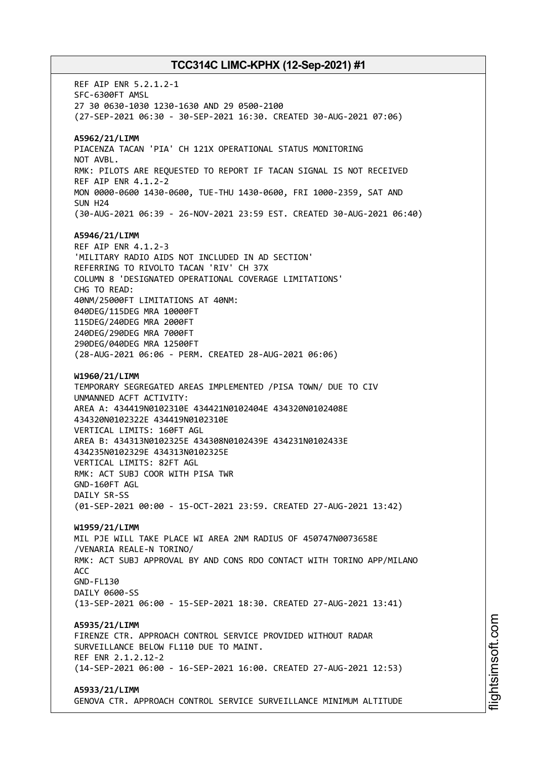REF AIP ENR 5.2.1.2-1
SFC-6300FT AMSL
27 30 0630-1030 1230-1630 AND 29 0500-2100
(27-SEP-2021 06:30 - 30-SEP-2021 16:30. CREATED 30-AUG-2021 07:06)

**A5962/21/LIMM**
PIACENZA TACAN 'PIA' CH 121X OPERATIONAL STATUS MONITORING
NOT AVBL.
RMK: PILOTS ARE REQUESTED TO REPORT IF TACAN SIGNAL IS NOT RECEIVED
REF AIP ENR 4.1.2-2
MON 0000-0600 1430-0600, TUE-THU 1430-0600, FRI 1000-2359, SAT AND
SUN H24
(30-AUG-2021 06:39 - 26-NOV-2021 23:59 EST. CREATED 30-AUG-2021 06:40)

**A5946/21/LIMM**
REF AIP ENR 4.1.2-3
'MILITARY RADIO AIDS NOT INCLUDED IN AD SECTION'
REFERRING TO RIVOLTO TACAN 'RIV' CH 37X
COLUMN 8 'DESIGNATED OPERATIONAL COVERAGE LIMITATIONS'
CHG TO READ:
40NM/25000FT LIMITATIONS AT 40NM:
040DEG/115DEG MRA 10000FT
115DEG/240DEG MRA 2000FT
240DEG/290DEG MRA 7000FT
290DEG/040DEG MRA 12500FT
(28-AUG-2021 06:06 - PERM. CREATED 28-AUG-2021 06:06)

**W1960/21/LIMM**
TEMPORARY SEGREGATED AREAS IMPLEMENTED /PISA TOWN/ DUE TO CIV
UNMANNED ACFT ACTIVITY:
AREA A: 434419N0102310E 434421N0102404E 434320N0102408E
434320N0102322E 434419N0102310E
VERTICAL LIMITS: 160FT AGL
AREA B: 434313N0102325E 434308N0102439E 434231N0102433E
434235N0102329E 434313N0102325E
VERTICAL LIMITS: 82FT AGL
RMK: ACT SUBJ COOR WITH PISA TWR
GND-160FT AGL
DAILY SR-SS
(01-SEP-2021 00:00 - 15-OCT-2021 23:59. CREATED 27-AUG-2021 13:42)

**W1959/21/LIMM**
MIL PJE WILL TAKE PLACE WI AREA 2NM RADIUS OF 450747N0073658E
/VENARIA REALE-N TORINO/
RMK: ACT SUBJ APPROVAL BY AND CONS RDO CONTACT WITH TORINO APP/MILANO
ACC
GND-FL130
DAILY 0600-SS
(13-SEP-2021 06:00 - 15-SEP-2021 18:30. CREATED 27-AUG-2021 13:41)

**A5935/21/LIMM**
FIRENZE CTR. APPROACH CONTROL SERVICE PROVIDED WITHOUT RADAR
SURVEILLANCE BELOW FL110 DUE TO MAINT.
REF ENR 2.1.2.12-2
(14-SEP-2021 06:00 - 16-SEP-2021 16:00. CREATED 27-AUG-2021 12:53)

**A5933/21/LIMM**
GENOVA CTR. APPROACH CONTROL SERVICE SURVEILLANCE MINIMUM ALTITUDE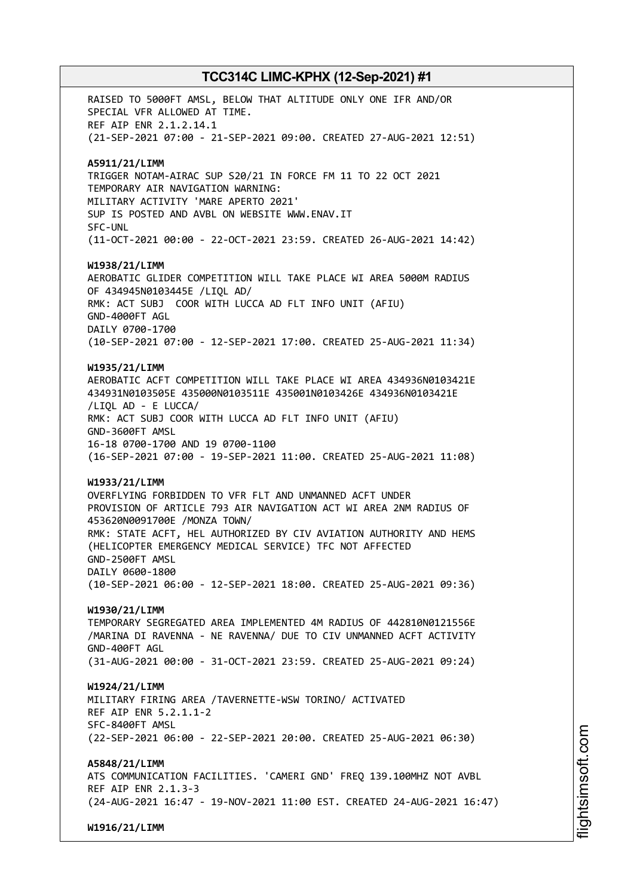RAISED TO 5000FT AMSL, BELOW THAT ALTITUDE ONLY ONE IFR AND/OR SPECIAL VFR ALLOWED AT TIME.
REF AIP ENR 2.1.2.14.1
(21-SEP-2021 07:00 - 21-SEP-2021 09:00. CREATED 27-AUG-2021 12:51)

**A5911/21/LIMM**
TRIGGER NOTAM-AIRAC SUP S20/21 IN FORCE FM 11 TO 22 OCT 2021
TEMPORARY AIR NAVIGATION WARNING:
MILITARY ACTIVITY 'MARE APERTO 2021'
SUP IS POSTED AND AVBL ON WEBSITE WWW.ENAV.IT
SFC-UNL
(11-OCT-2021 00:00 - 22-OCT-2021 23:59. CREATED 26-AUG-2021 14:42)

**W1938/21/LIMM**
AEROBATIC GLIDER COMPETITION WILL TAKE PLACE WI AREA 5000M RADIUS OF 434945N0103445E /LIQL AD/
RMK: ACT SUBJ COOR WITH LUCCA AD FLT INFO UNIT (AFIU)
GND-4000FT AGL
DAILY 0700-1700
(10-SEP-2021 07:00 - 12-SEP-2021 17:00. CREATED 25-AUG-2021 11:34)

**W1935/21/LIMM**
AEROBATIC ACFT COMPETITION WILL TAKE PLACE WI AREA 434936N0103421E 434931N0103505E 435000N0103511E 435001N0103426E 434936N0103421E /LIQL AD - E LUCCA/
RMK: ACT SUBJ COOR WITH LUCCA AD FLT INFO UNIT (AFIU)
GND-3600FT AMSL
16-18 0700-1700 AND 19 0700-1100
(16-SEP-2021 07:00 - 19-SEP-2021 11:00. CREATED 25-AUG-2021 11:08)

**W1933/21/LIMM**
OVERFLYING FORBIDDEN TO VFR FLT AND UNMANNED ACFT UNDER PROVISION OF ARTICLE 793 AIR NAVIGATION ACT WI AREA 2NM RADIUS OF 453620N0091700E /MONZA TOWN/
RMK: STATE ACFT, HEL AUTHORIZED BY CIV AVIATION AUTHORITY AND HEMS (HELICOPTER EMERGENCY MEDICAL SERVICE) TFC NOT AFFECTED
GND-2500FT AMSL
DAILY 0600-1800
(10-SEP-2021 06:00 - 12-SEP-2021 18:00. CREATED 25-AUG-2021 09:36)

**W1930/21/LIMM**
TEMPORARY SEGREGATED AREA IMPLEMENTED 4M RADIUS OF 442810N0121556E /MARINA DI RAVENNA - NE RAVENNA/ DUE TO CIV UNMANNED ACFT ACTIVITY
GND-400FT AGL
(31-AUG-2021 00:00 - 31-OCT-2021 23:59. CREATED 25-AUG-2021 09:24)

**W1924/21/LIMM**
MILITARY FIRING AREA /TAVERNETTE-WSW TORINO/ ACTIVATED
REF AIP ENR 5.2.1.1-2
SFC-8400FT AMSL
(22-SEP-2021 06:00 - 22-SEP-2021 20:00. CREATED 25-AUG-2021 06:30)

**A5848/21/LIMM**
ATS COMMUNICATION FACILITIES. 'CAMERI GND' FREQ 139.100MHZ NOT AVBL
REF AIP ENR 2.1.3-3
(24-AUG-2021 16:47 - 19-NOV-2021 11:00 EST. CREATED 24-AUG-2021 16:47)

**W1916/21/LIMM**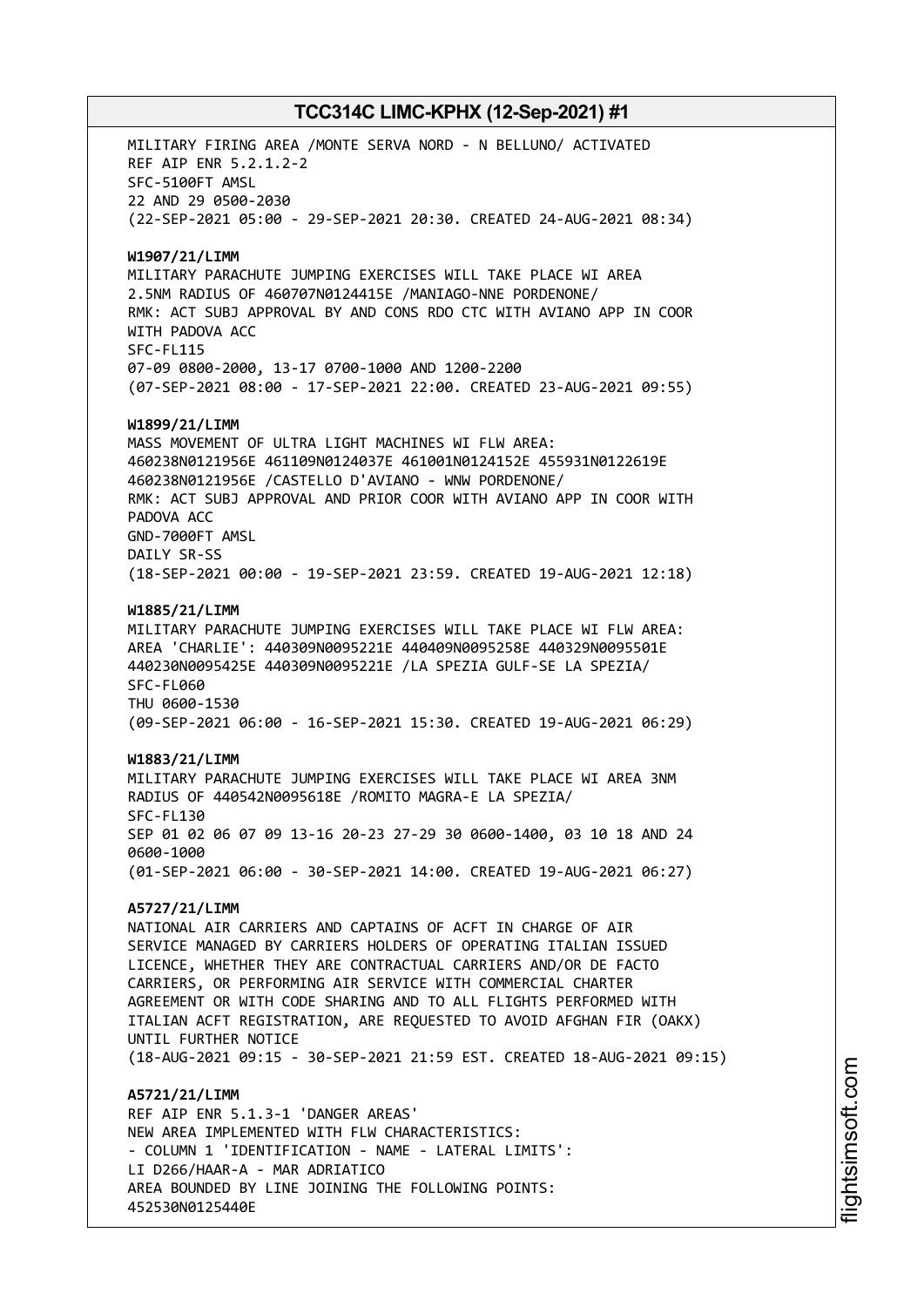MILITARY FIRING AREA /MONTE SERVA NORD - N BELLUNO/ ACTIVATED
REF AIP ENR 5.2.1.2-2
SFC-5100FT AMSL
22 AND 29 0500-2030
(22-SEP-2021 05:00 - 29-SEP-2021 20:30. CREATED 24-AUG-2021 08:34)

**W1907/21/LIMM**
MILITARY PARACHUTE JUMPING EXERCISES WILL TAKE PLACE WI AREA
2.5NM RADIUS OF 460707N0124415E /MANIAGO-NNE PORDENONE/
RMK: ACT SUBJ APPROVAL BY AND CONS RDO CTC WITH AVIANO APP IN COOR
WITH PADOVA ACC
SFC-FL115
07-09 0800-2000, 13-17 0700-1000 AND 1200-2200
(07-SEP-2021 08:00 - 17-SEP-2021 22:00. CREATED 23-AUG-2021 09:55)

**W1899/21/LIMM**
MASS MOVEMENT OF ULTRA LIGHT MACHINES WI FLW AREA:
460238N0121956E 461109N0124037E 461001N0124152E 455931N0122619E
460238N0121956E /CASTELLO D'AVIANO - WNW PORDENONE/
RMK: ACT SUBJ APPROVAL AND PRIOR COOR WITH AVIANO APP IN COOR WITH
PADOVA ACC
GND-7000FT AMSL
DAILY SR-SS
(18-SEP-2021 00:00 - 19-SEP-2021 23:59. CREATED 19-AUG-2021 12:18)

**W1885/21/LIMM**
MILITARY PARACHUTE JUMPING EXERCISES WILL TAKE PLACE WI FLW AREA:
AREA 'CHARLIE': 440309N0095221E 440409N0095258E 440329N0095501E
440230N0095425E 440309N0095221E /LA SPEZIA GULF-SE LA SPEZIA/
SFC-FL060
THU 0600-1530
(09-SEP-2021 06:00 - 16-SEP-2021 15:30. CREATED 19-AUG-2021 06:29)

**W1883/21/LIMM**
MILITARY PARACHUTE JUMPING EXERCISES WILL TAKE PLACE WI AREA 3NM
RADIUS OF 440542N0095618E /ROMITO MAGRA-E LA SPEZIA/
SFC-FL130
SEP 01 02 06 07 09 13-16 20-23 27-29 30 0600-1400, 03 10 18 AND 24
0600-1000
(01-SEP-2021 06:00 - 30-SEP-2021 14:00. CREATED 19-AUG-2021 06:27)

**A5727/21/LIMM**
NATIONAL AIR CARRIERS AND CAPTAINS OF ACFT IN CHARGE OF AIR
SERVICE MANAGED BY CARRIERS HOLDERS OF OPERATING ITALIAN ISSUED
LICENCE, WHETHER THEY ARE CONTRACTUAL CARRIERS AND/OR DE FACTO
CARRIERS, OR PERFORMING AIR SERVICE WITH COMMERCIAL CHARTER
AGREEMENT OR WITH CODE SHARING AND TO ALL FLIGHTS PERFORMED WITH
ITALIAN ACFT REGISTRATION, ARE REQUESTED TO AVOID AFGHAN FIR (OAKX)
UNTIL FURTHER NOTICE
(18-AUG-2021 09:15 - 30-SEP-2021 21:59 EST. CREATED 18-AUG-2021 09:15)

**A5721/21/LIMM**
REF AIP ENR 5.1.3-1 'DANGER AREAS'
NEW AREA IMPLEMENTED WITH FLW CHARACTERISTICS:
- COLUMN 1 'IDENTIFICATION - NAME - LATERAL LIMITS':
LI D266/HAAR-A - MAR ADRIATICO
AREA BOUNDED BY LINE JOINING THE FOLLOWING POINTS:
452530N0125440E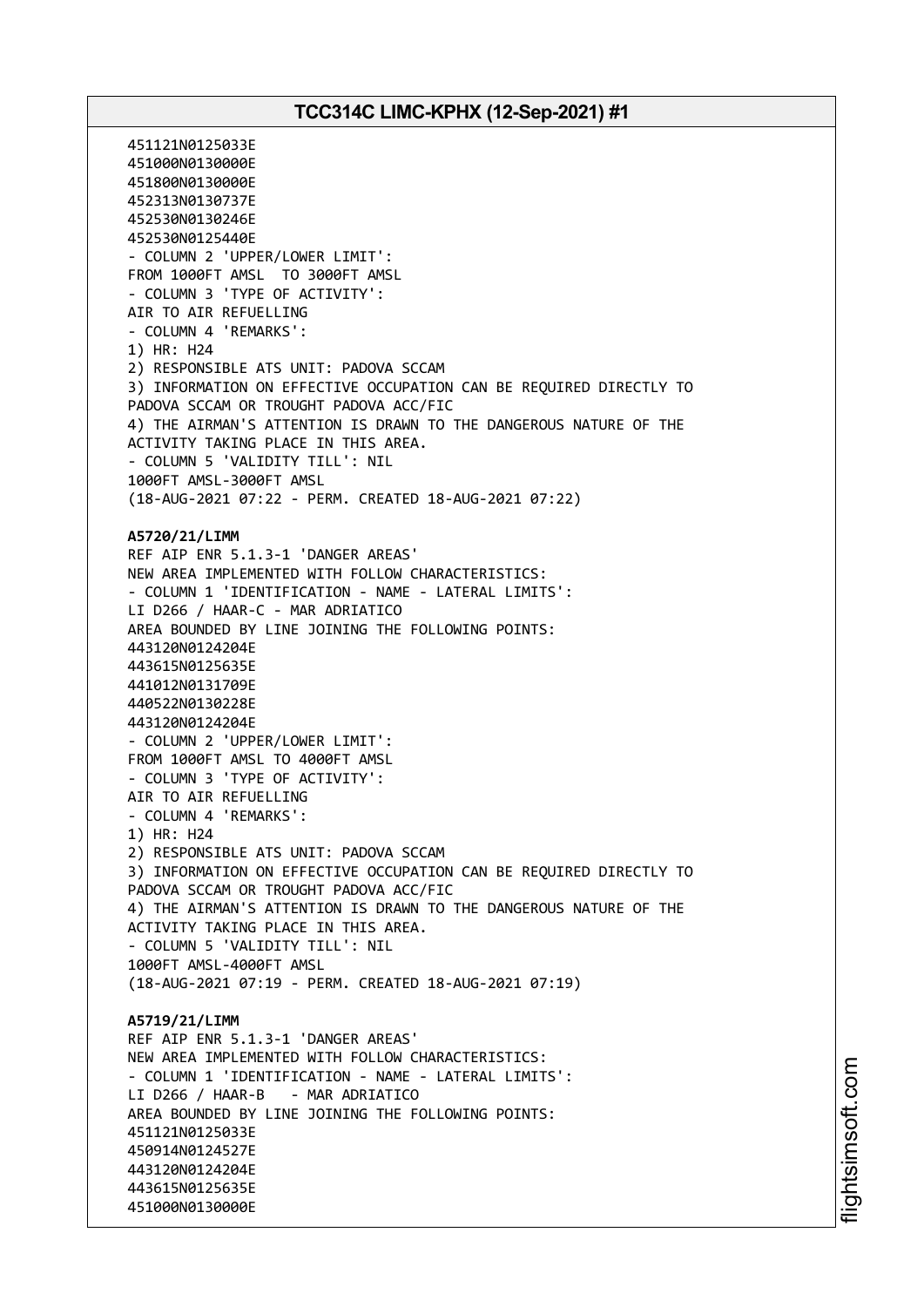451121N0125033E
451000N0130000E
451800N0130000E
452313N0130737E
452530N0130246E
452530N0125440E
- COLUMN 2 'UPPER/LOWER LIMIT':
FROM 1000FT AMSL  TO 3000FT AMSL
- COLUMN 3 'TYPE OF ACTIVITY':
AIR TO AIR REFUELLING
- COLUMN 4 'REMARKS':
1) HR: H24
2) RESPONSIBLE ATS UNIT: PADOVA SCCAM
3) INFORMATION ON EFFECTIVE OCCUPATION CAN BE REQUIRED DIRECTLY TO PADOVA SCCAM OR TROUGHT PADOVA ACC/FIC
4) THE AIRMAN'S ATTENTION IS DRAWN TO THE DANGEROUS NATURE OF THE ACTIVITY TAKING PLACE IN THIS AREA.
- COLUMN 5 'VALIDITY TILL': NIL
1000FT AMSL-3000FT AMSL
(18-AUG-2021 07:22 - PERM. CREATED 18-AUG-2021 07:22)

**A5720/21/LIMM**
REF AIP ENR 5.1.3-1 'DANGER AREAS'
NEW AREA IMPLEMENTED WITH FOLLOW CHARACTERISTICS:
- COLUMN 1 'IDENTIFICATION - NAME - LATERAL LIMITS':
LI D266 / HAAR-C - MAR ADRIATICO
AREA BOUNDED BY LINE JOINING THE FOLLOWING POINTS:
443120N0124204E
443615N0125635E
441012N0131709E
440522N0130228E
443120N0124204E
- COLUMN 2 'UPPER/LOWER LIMIT':
FROM 1000FT AMSL TO 4000FT AMSL
- COLUMN 3 'TYPE OF ACTIVITY':
AIR TO AIR REFUELLING
- COLUMN 4 'REMARKS':
1) HR: H24
2) RESPONSIBLE ATS UNIT: PADOVA SCCAM
3) INFORMATION ON EFFECTIVE OCCUPATION CAN BE REQUIRED DIRECTLY TO PADOVA SCCAM OR TROUGHT PADOVA ACC/FIC
4) THE AIRMAN'S ATTENTION IS DRAWN TO THE DANGEROUS NATURE OF THE ACTIVITY TAKING PLACE IN THIS AREA.
- COLUMN 5 'VALIDITY TILL': NIL
1000FT AMSL-4000FT AMSL
(18-AUG-2021 07:19 - PERM. CREATED 18-AUG-2021 07:19)

**A5719/21/LIMM**
REF AIP ENR 5.1.3-1 'DANGER AREAS'
NEW AREA IMPLEMENTED WITH FOLLOW CHARACTERISTICS:
- COLUMN 1 'IDENTIFICATION - NAME - LATERAL LIMITS':
LI D266 / HAAR-B   - MAR ADRIATICO
AREA BOUNDED BY LINE JOINING THE FOLLOWING POINTS:
451121N0125033E
450914N0124527E
443120N0124204E
443615N0125635E
451000N0130000E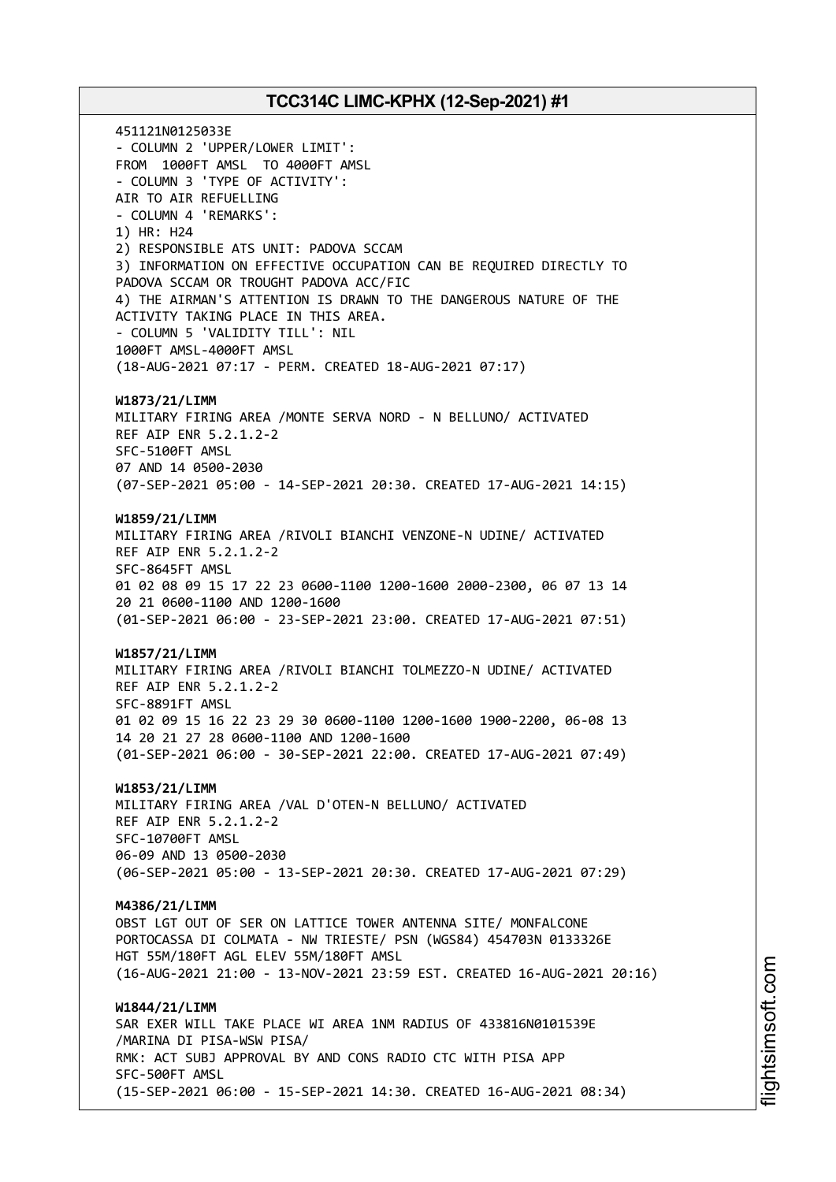451121N0125033E
- COLUMN 2 'UPPER/LOWER LIMIT':
FROM 1000FT AMSL TO 4000FT AMSL
- COLUMN 3 'TYPE OF ACTIVITY':
AIR TO AIR REFUELLING
- COLUMN 4 'REMARKS':
1) HR: H24
2) RESPONSIBLE ATS UNIT: PADOVA SCCAM
3) INFORMATION ON EFFECTIVE OCCUPATION CAN BE REQUIRED DIRECTLY TO PADOVA SCCAM OR TROUGHT PADOVA ACC/FIC
4) THE AIRMAN'S ATTENTION IS DRAWN TO THE DANGEROUS NATURE OF THE ACTIVITY TAKING PLACE IN THIS AREA.
- COLUMN 5 'VALIDITY TILL': NIL
1000FT AMSL-4000FT AMSL
(18-AUG-2021 07:17 - PERM. CREATED 18-AUG-2021 07:17)

**W1873/21/LIMM**
MILITARY FIRING AREA /MONTE SERVA NORD - N BELLUNO/ ACTIVATED
REF AIP ENR 5.2.1.2-2
SFC-5100FT AMSL
07 AND 14 0500-2030
(07-SEP-2021 05:00 - 14-SEP-2021 20:30. CREATED 17-AUG-2021 14:15)

**W1859/21/LIMM**
MILITARY FIRING AREA /RIVOLI BIANCHI VENZONE-N UDINE/ ACTIVATED
REF AIP ENR 5.2.1.2-2
SFC-8645FT AMSL
01 02 08 09 15 17 22 23 0600-1100 1200-1600 2000-2300, 06 07 13 14 20 21 0600-1100 AND 1200-1600
(01-SEP-2021 06:00 - 23-SEP-2021 23:00. CREATED 17-AUG-2021 07:51)

**W1857/21/LIMM**
MILITARY FIRING AREA /RIVOLI BIANCHI TOLMEZZO-N UDINE/ ACTIVATED
REF AIP ENR 5.2.1.2-2
SFC-8891FT AMSL
01 02 09 15 16 22 23 29 30 0600-1100 1200-1600 1900-2200, 06-08 13 14 20 21 27 28 0600-1100 AND 1200-1600
(01-SEP-2021 06:00 - 30-SEP-2021 22:00. CREATED 17-AUG-2021 07:49)

**W1853/21/LIMM**
MILITARY FIRING AREA /VAL D'OTEN-N BELLUNO/ ACTIVATED
REF AIP ENR 5.2.1.2-2
SFC-10700FT AMSL
06-09 AND 13 0500-2030
(06-SEP-2021 05:00 - 13-SEP-2021 20:30. CREATED 17-AUG-2021 07:29)

**M4386/21/LIMM**
OBST LGT OUT OF SER ON LATTICE TOWER ANTENNA SITE/ MONFALCONE PORTOCASSA DI COLMATA - NW TRIESTE/ PSN (WGS84) 454703N 0133326E
HGT 55M/180FT AGL ELEV 55M/180FT AMSL
(16-AUG-2021 21:00 - 13-NOV-2021 23:59 EST. CREATED 16-AUG-2021 20:16)

**W1844/21/LIMM**
SAR EXER WILL TAKE PLACE WI AREA 1NM RADIUS OF 433816N0101539E /MARINA DI PISA-WSW PISA/
RMK: ACT SUBJ APPROVAL BY AND CONS RADIO CTC WITH PISA APP
SFC-500FT AMSL
(15-SEP-2021 06:00 - 15-SEP-2021 14:30. CREATED 16-AUG-2021 08:34)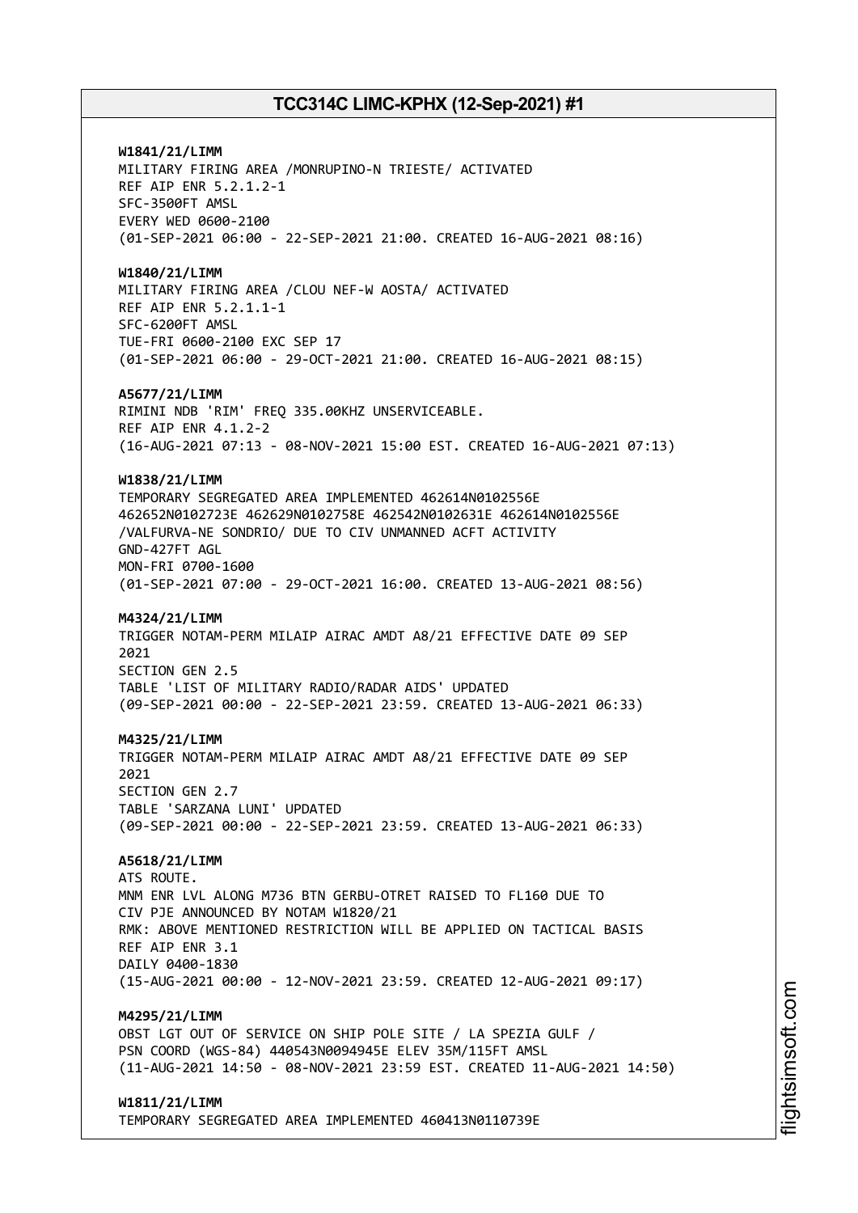**W1841/21/LIMM**
MILITARY FIRING AREA /MONRUPINO-N TRIESTE/ ACTIVATED
REF AIP ENR 5.2.1.2-1
SFC-3500FT AMSL
EVERY WED 0600-2100
(01-SEP-2021 06:00 - 22-SEP-2021 21:00. CREATED 16-AUG-2021 08:16)

**W1840/21/LIMM**
MILITARY FIRING AREA /CLOU NEF-W AOSTA/ ACTIVATED
REF AIP ENR 5.2.1.1-1
SFC-6200FT AMSL
TUE-FRI 0600-2100 EXC SEP 17
(01-SEP-2021 06:00 - 29-OCT-2021 21:00. CREATED 16-AUG-2021 08:15)

**A5677/21/LIMM**
RIMINI NDB 'RIM' FREQ 335.00KHZ UNSERVICEABLE.
REF AIP ENR 4.1.2-2
(16-AUG-2021 07:13 - 08-NOV-2021 15:00 EST. CREATED 16-AUG-2021 07:13)

**W1838/21/LIMM**
TEMPORARY SEGREGATED AREA IMPLEMENTED 462614N0102556E
462652N0102723E 462629N0102758E 462542N0102631E 462614N0102556E
/VALFURVA-NE SONDRIO/ DUE TO CIV UNMANNED ACFT ACTIVITY
GND-427FT AGL
MON-FRI 0700-1600
(01-SEP-2021 07:00 - 29-OCT-2021 16:00. CREATED 13-AUG-2021 08:56)

**M4324/21/LIMM**
TRIGGER NOTAM-PERM MILAIP AIRAC AMDT A8/21 EFFECTIVE DATE 09 SEP
2021
SECTION GEN 2.5
TABLE 'LIST OF MILITARY RADIO/RADAR AIDS' UPDATED
(09-SEP-2021 00:00 - 22-SEP-2021 23:59. CREATED 13-AUG-2021 06:33)

**M4325/21/LIMM**
TRIGGER NOTAM-PERM MILAIP AIRAC AMDT A8/21 EFFECTIVE DATE 09 SEP
2021
SECTION GEN 2.7
TABLE 'SARZANA LUNI' UPDATED
(09-SEP-2021 00:00 - 22-SEP-2021 23:59. CREATED 13-AUG-2021 06:33)

**A5618/21/LIMM**
ATS ROUTE.
MNM ENR LVL ALONG M736 BTN GERBU-OTRET RAISED TO FL160 DUE TO
CIV PJE ANNOUNCED BY NOTAM W1820/21
RMK: ABOVE MENTIONED RESTRICTION WILL BE APPLIED ON TACTICAL BASIS
REF AIP ENR 3.1
DAILY 0400-1830
(15-AUG-2021 00:00 - 12-NOV-2021 23:59. CREATED 12-AUG-2021 09:17)

**M4295/21/LIMM**
OBST LGT OUT OF SERVICE ON SHIP POLE SITE / LA SPEZIA GULF /
PSN COORD (WGS-84) 440543N0094945E ELEV 35M/115FT AMSL
(11-AUG-2021 14:50 - 08-NOV-2021 23:59 EST. CREATED 11-AUG-2021 14:50)

**W1811/21/LIMM**
TEMPORARY SEGREGATED AREA IMPLEMENTED 460413N0110739E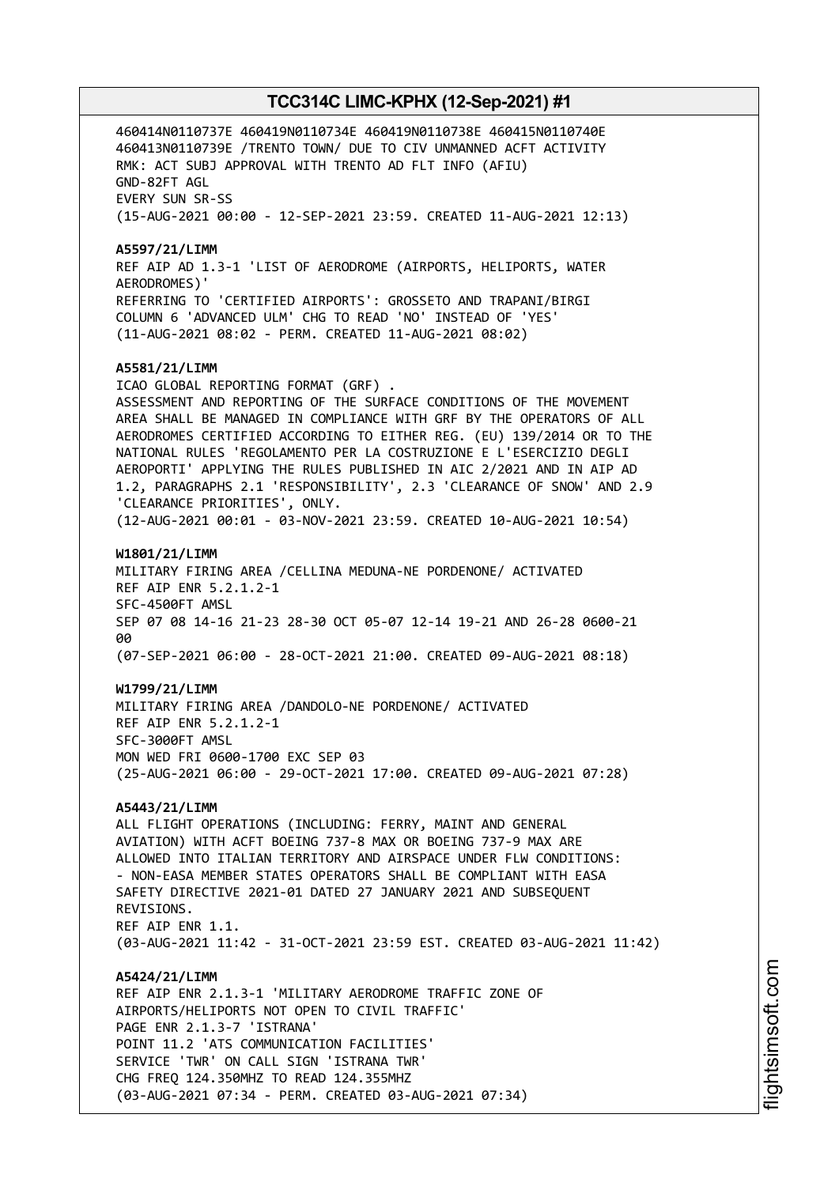460414N0110737E 460419N0110734E 460419N0110738E 460415N0110740E 460413N0110739E /TRENTO TOWN/ DUE TO CIV UNMANNED ACFT ACTIVITY
RMK: ACT SUBJ APPROVAL WITH TRENTO AD FLT INFO (AFIU)
GND-82FT AGL
EVERY SUN SR-SS
(15-AUG-2021 00:00 - 12-SEP-2021 23:59. CREATED 11-AUG-2021 12:13)

**A5597/21/LIMM**
REF AIP AD 1.3-1 'LIST OF AERODROME (AIRPORTS, HELIPORTS, WATER AERODROMES)'
REFERRING TO 'CERTIFIED AIRPORTS': GROSSETO AND TRAPANI/BIRGI
COLUMN 6 'ADVANCED ULM' CHG TO READ 'NO' INSTEAD OF 'YES'
(11-AUG-2021 08:02 - PERM. CREATED 11-AUG-2021 08:02)

**A5581/21/LIMM**
ICAO GLOBAL REPORTING FORMAT (GRF) .
ASSESSMENT AND REPORTING OF THE SURFACE CONDITIONS OF THE MOVEMENT AREA SHALL BE MANAGED IN COMPLIANCE WITH GRF BY THE OPERATORS OF ALL AERODROMES CERTIFIED ACCORDING TO EITHER REG. (EU) 139/2014 OR TO THE NATIONAL RULES 'REGOLAMENTO PER LA COSTRUZIONE E L'ESERCIZIO DEGLI AEROPORTI' APPLYING THE RULES PUBLISHED IN AIC 2/2021 AND IN AIP AD 1.2, PARAGRAPHS 2.1 'RESPONSIBILITY', 2.3 'CLEARANCE OF SNOW' AND 2.9 'CLEARANCE PRIORITIES', ONLY.
(12-AUG-2021 00:01 - 03-NOV-2021 23:59. CREATED 10-AUG-2021 10:54)

**W1801/21/LIMM**
MILITARY FIRING AREA /CELLINA MEDUNA-NE PORDENONE/ ACTIVATED
REF AIP ENR 5.2.1.2-1
SFC-4500FT AMSL
SEP 07 08 14-16 21-23 28-30 OCT 05-07 12-14 19-21 AND 26-28 0600-21
00
(07-SEP-2021 06:00 - 28-OCT-2021 21:00. CREATED 09-AUG-2021 08:18)

**W1799/21/LIMM**
MILITARY FIRING AREA /DANDOLO-NE PORDENONE/ ACTIVATED
REF AIP ENR 5.2.1.2-1
SFC-3000FT AMSL
MON WED FRI 0600-1700 EXC SEP 03
(25-AUG-2021 06:00 - 29-OCT-2021 17:00. CREATED 09-AUG-2021 07:28)

**A5443/21/LIMM**
ALL FLIGHT OPERATIONS (INCLUDING: FERRY, MAINT AND GENERAL AVIATION) WITH ACFT BOEING 737-8 MAX OR BOEING 737-9 MAX ARE ALLOWED INTO ITALIAN TERRITORY AND AIRSPACE UNDER FLW CONDITIONS:
- NON-EASA MEMBER STATES OPERATORS SHALL BE COMPLIANT WITH EASA SAFETY DIRECTIVE 2021-01 DATED 27 JANUARY 2021 AND SUBSEQUENT REVISIONS.
REF AIP ENR 1.1.
(03-AUG-2021 11:42 - 31-OCT-2021 23:59 EST. CREATED 03-AUG-2021 11:42)

**A5424/21/LIMM**
REF AIP ENR 2.1.3-1 'MILITARY AERODROME TRAFFIC ZONE OF AIRPORTS/HELIPORTS NOT OPEN TO CIVIL TRAFFIC'
PAGE ENR 2.1.3-7 'ISTRANA'
POINT 11.2 'ATS COMMUNICATION FACILITIES'
SERVICE 'TWR' ON CALL SIGN 'ISTRANA TWR'
CHG FREQ 124.350MHZ TO READ 124.355MHZ
(03-AUG-2021 07:34 - PERM. CREATED 03-AUG-2021 07:34)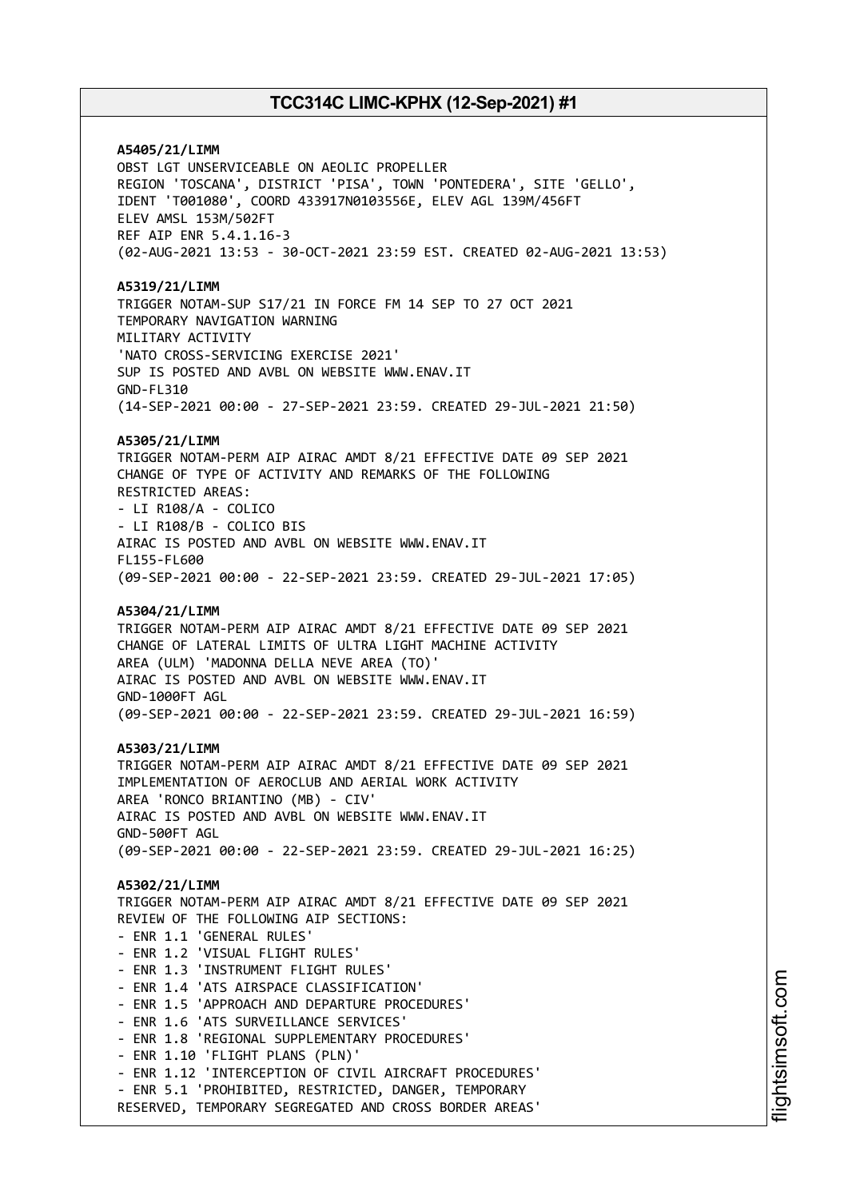**A5405/21/LIMM**
OBST LGT UNSERVICEABLE ON AEOLIC PROPELLER
REGION 'TOSCANA', DISTRICT 'PISA', TOWN 'PONTEDERA', SITE 'GELLO',
IDENT 'T001080', COORD 433917N0103556E, ELEV AGL 139M/456FT
ELEV AMSL 153M/502FT
REF AIP ENR 5.4.1.16-3
(02-AUG-2021 13:53 - 30-OCT-2021 23:59 EST. CREATED 02-AUG-2021 13:53)

**A5319/21/LIMM**
TRIGGER NOTAM-SUP S17/21 IN FORCE FM 14 SEP TO 27 OCT 2021
TEMPORARY NAVIGATION WARNING
MILITARY ACTIVITY
'NATO CROSS-SERVICING EXERCISE 2021'
SUP IS POSTED AND AVBL ON WEBSITE WWW.ENAV.IT
GND-FL310
(14-SEP-2021 00:00 - 27-SEP-2021 23:59. CREATED 29-JUL-2021 21:50)

**A5305/21/LIMM**
TRIGGER NOTAM-PERM AIP AIRAC AMDT 8/21 EFFECTIVE DATE 09 SEP 2021
CHANGE OF TYPE OF ACTIVITY AND REMARKS OF THE FOLLOWING
RESTRICTED AREAS:
- LI R108/A - COLICO
- LI R108/B - COLICO BIS
AIRAC IS POSTED AND AVBL ON WEBSITE WWW.ENAV.IT
FL155-FL600
(09-SEP-2021 00:00 - 22-SEP-2021 23:59. CREATED 29-JUL-2021 17:05)

**A5304/21/LIMM**
TRIGGER NOTAM-PERM AIP AIRAC AMDT 8/21 EFFECTIVE DATE 09 SEP 2021
CHANGE OF LATERAL LIMITS OF ULTRA LIGHT MACHINE ACTIVITY
AREA (ULM) 'MADONNA DELLA NEVE AREA (TO)'
AIRAC IS POSTED AND AVBL ON WEBSITE WWW.ENAV.IT
GND-1000FT AGL
(09-SEP-2021 00:00 - 22-SEP-2021 23:59. CREATED 29-JUL-2021 16:59)

**A5303/21/LIMM**
TRIGGER NOTAM-PERM AIP AIRAC AMDT 8/21 EFFECTIVE DATE 09 SEP 2021
IMPLEMENTATION OF AEROCLUB AND AERIAL WORK ACTIVITY
AREA 'RONCO BRIANTINO (MB) - CIV'
AIRAC IS POSTED AND AVBL ON WEBSITE WWW.ENAV.IT
GND-500FT AGL
(09-SEP-2021 00:00 - 22-SEP-2021 23:59. CREATED 29-JUL-2021 16:25)

**A5302/21/LIMM**
TRIGGER NOTAM-PERM AIP AIRAC AMDT 8/21 EFFECTIVE DATE 09 SEP 2021
REVIEW OF THE FOLLOWING AIP SECTIONS:
- ENR 1.1 'GENERAL RULES'
- ENR 1.2 'VISUAL FLIGHT RULES'
- ENR 1.3 'INSTRUMENT FLIGHT RULES'
- ENR 1.4 'ATS AIRSPACE CLASSIFICATION'
- ENR 1.5 'APPROACH AND DEPARTURE PROCEDURES'
- ENR 1.6 'ATS SURVEILLANCE SERVICES'
- ENR 1.8 'REGIONAL SUPPLEMENTARY PROCEDURES'
- ENR 1.10 'FLIGHT PLANS (PLN)'
- ENR 1.12 'INTERCEPTION OF CIVIL AIRCRAFT PROCEDURES'
- ENR 5.1 'PROHIBITED, RESTRICTED, DANGER, TEMPORARY
RESERVED, TEMPORARY SEGREGATED AND CROSS BORDER AREAS'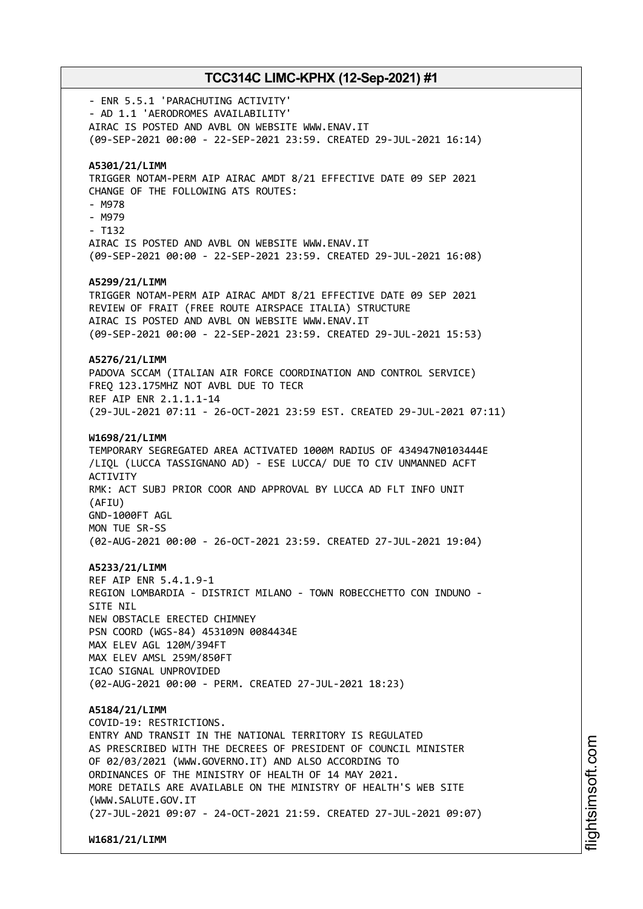- ENR 5.5.1 'PARACHUTING ACTIVITY'
- AD 1.1 'AERODROMES AVAILABILITY'
AIRAC IS POSTED AND AVBL ON WEBSITE WWW.ENAV.IT
(09-SEP-2021 00:00 - 22-SEP-2021 23:59. CREATED 29-JUL-2021 16:14)

**A5301/21/LIMM**
TRIGGER NOTAM-PERM AIP AIRAC AMDT 8/21 EFFECTIVE DATE 09 SEP 2021
CHANGE OF THE FOLLOWING ATS ROUTES:
- M978
- M979
- T132
AIRAC IS POSTED AND AVBL ON WEBSITE WWW.ENAV.IT
(09-SEP-2021 00:00 - 22-SEP-2021 23:59. CREATED 29-JUL-2021 16:08)

**A5299/21/LIMM**
TRIGGER NOTAM-PERM AIP AIRAC AMDT 8/21 EFFECTIVE DATE 09 SEP 2021
REVIEW OF FRAIT (FREE ROUTE AIRSPACE ITALIA) STRUCTURE
AIRAC IS POSTED AND AVBL ON WEBSITE WWW.ENAV.IT
(09-SEP-2021 00:00 - 22-SEP-2021 23:59. CREATED 29-JUL-2021 15:53)

**A5276/21/LIMM**
PADOVA SCCAM (ITALIAN AIR FORCE COORDINATION AND CONTROL SERVICE)
FREQ 123.175MHZ NOT AVBL DUE TO TECR
REF AIP ENR 2.1.1.1-14
(29-JUL-2021 07:11 - 26-OCT-2021 23:59 EST. CREATED 29-JUL-2021 07:11)

**W1698/21/LIMM**
TEMPORARY SEGREGATED AREA ACTIVATED 1000M RADIUS OF 434947N0103444E
/LIQL (LUCCA TASSIGNANO AD) - ESE LUCCA/ DUE TO CIV UNMANNED ACFT
ACTIVITY
RMK: ACT SUBJ PRIOR COOR AND APPROVAL BY LUCCA AD FLT INFO UNIT
(AFIU)
GND-1000FT AGL
MON TUE SR-SS
(02-AUG-2021 00:00 - 26-OCT-2021 23:59. CREATED 27-JUL-2021 19:04)

**A5233/21/LIMM**
REF AIP ENR 5.4.1.9-1
REGION LOMBARDIA - DISTRICT MILANO - TOWN ROBECCHETTO CON INDUNO -
SITE NIL
NEW OBSTACLE ERECTED CHIMNEY
PSN COORD (WGS-84) 453109N 0084434E
MAX ELEV AGL 120M/394FT
MAX ELEV AMSL 259M/850FT
ICAO SIGNAL UNPROVIDED
(02-AUG-2021 00:00 - PERM. CREATED 27-JUL-2021 18:23)

**A5184/21/LIMM**
COVID-19: RESTRICTIONS.
ENTRY AND TRANSIT IN THE NATIONAL TERRITORY IS REGULATED
AS PRESCRIBED WITH THE DECREES OF PRESIDENT OF COUNCIL MINISTER
OF 02/03/2021 (WWW.GOVERNO.IT) AND ALSO ACCORDING TO
ORDINANCES OF THE MINISTRY OF HEALTH OF 14 MAY 2021.
MORE DETAILS ARE AVAILABLE ON THE MINISTRY OF HEALTH'S WEB SITE
(WWW.SALUTE.GOV.IT
(27-JUL-2021 09:07 - 24-OCT-2021 21:59. CREATED 27-JUL-2021 09:07)

**W1681/21/LIMM**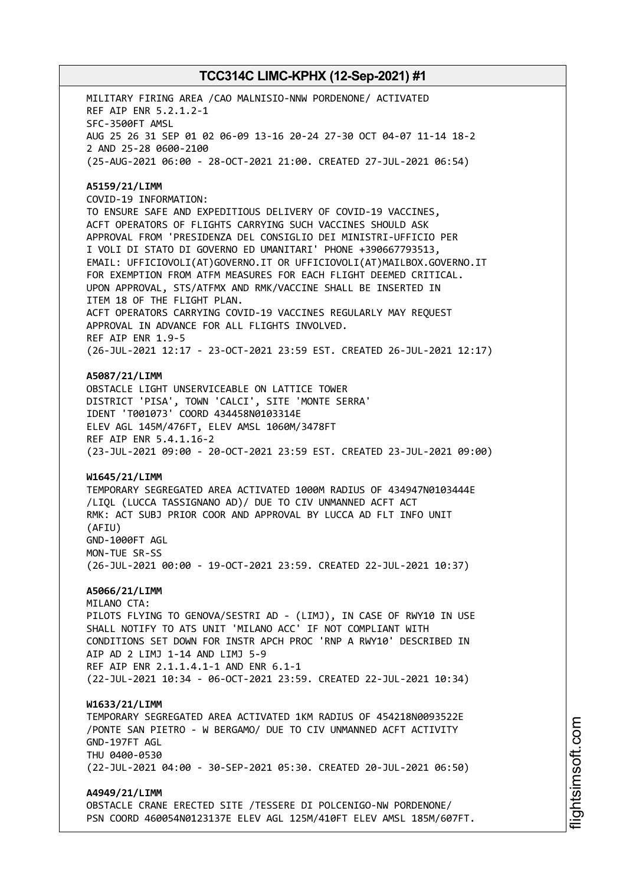MILITARY FIRING AREA /CAO MALNISIO-NNW PORDENONE/ ACTIVATED
REF AIP ENR 5.2.1.2-1
SFC-3500FT AMSL
AUG 25 26 31 SEP 01 02 06-09 13-16 20-24 27-30 OCT 04-07 11-14 18-2
2 AND 25-28 0600-2100
(25-AUG-2021 06:00 - 28-OCT-2021 21:00. CREATED 27-JUL-2021 06:54)

**A5159/21/LIMM**
COVID-19 INFORMATION:
TO ENSURE SAFE AND EXPEDITIOUS DELIVERY OF COVID-19 VACCINES,
ACFT OPERATORS OF FLIGHTS CARRYING SUCH VACCINES SHOULD ASK
APPROVAL FROM 'PRESIDENZA DEL CONSIGLIO DEI MINISTRI-UFFICIO PER
I VOLI DI STATO DI GOVERNO ED UMANITARI' PHONE +390667793513,
EMAIL: UFFICIOVOLI(AT)GOVERNO.IT OR UFFICIOVOLI(AT)MAILBOX.GOVERNO.IT
FOR EXEMPTION FROM ATFM MEASURES FOR EACH FLIGHT DEEMED CRITICAL.
UPON APPROVAL, STS/ATFMX AND RMK/VACCINE SHALL BE INSERTED IN
ITEM 18 OF THE FLIGHT PLAN.
ACFT OPERATORS CARRYING COVID-19 VACCINES REGULARLY MAY REQUEST
APPROVAL IN ADVANCE FOR ALL FLIGHTS INVOLVED.
REF AIP ENR 1.9-5
(26-JUL-2021 12:17 - 23-OCT-2021 23:59 EST. CREATED 26-JUL-2021 12:17)

**A5087/21/LIMM**
OBSTACLE LIGHT UNSERVICEABLE ON LATTICE TOWER
DISTRICT 'PISA', TOWN 'CALCI', SITE 'MONTE SERRA'
IDENT 'T001073' COORD 434458N0103314E
ELEV AGL 145M/476FT, ELEV AMSL 1060M/3478FT
REF AIP ENR 5.4.1.16-2
(23-JUL-2021 09:00 - 20-OCT-2021 23:59 EST. CREATED 23-JUL-2021 09:00)

**W1645/21/LIMM**
TEMPORARY SEGREGATED AREA ACTIVATED 1000M RADIUS OF 434947N0103444E
/LIQL (LUCCA TASSIGNANO AD)/ DUE TO CIV UNMANNED ACFT ACT
RMK: ACT SUBJ PRIOR COOR AND APPROVAL BY LUCCA AD FLT INFO UNIT
(AFIU)
GND-1000FT AGL
MON-TUE SR-SS
(26-JUL-2021 00:00 - 19-OCT-2021 23:59. CREATED 22-JUL-2021 10:37)

**A5066/21/LIMM**
MILANO CTA:
PILOTS FLYING TO GENOVA/SESTRI AD - (LIMJ), IN CASE OF RWY10 IN USE
SHALL NOTIFY TO ATS UNIT 'MILANO ACC' IF NOT COMPLIANT WITH
CONDITIONS SET DOWN FOR INSTR APCH PROC 'RNP A RWY10' DESCRIBED IN
AIP AD 2 LIMJ 1-14 AND LIMJ 5-9
REF AIP ENR 2.1.1.4.1-1 AND ENR 6.1-1
(22-JUL-2021 10:34 - 06-OCT-2021 23:59. CREATED 22-JUL-2021 10:34)

**W1633/21/LIMM**
TEMPORARY SEGREGATED AREA ACTIVATED 1KM RADIUS OF 454218N0093522E
/PONTE SAN PIETRO - W BERGAMO/ DUE TO CIV UNMANNED ACFT ACTIVITY
GND-197FT AGL
THU 0400-0530
(22-JUL-2021 04:00 - 30-SEP-2021 05:30. CREATED 20-JUL-2021 06:50)

**A4949/21/LIMM**
OBSTACLE CRANE ERECTED SITE /TESSERE DI POLCENIGO-NW PORDENONE/
PSN COORD 460054N0123137E ELEV AGL 125M/410FT ELEV AMSL 185M/607FT.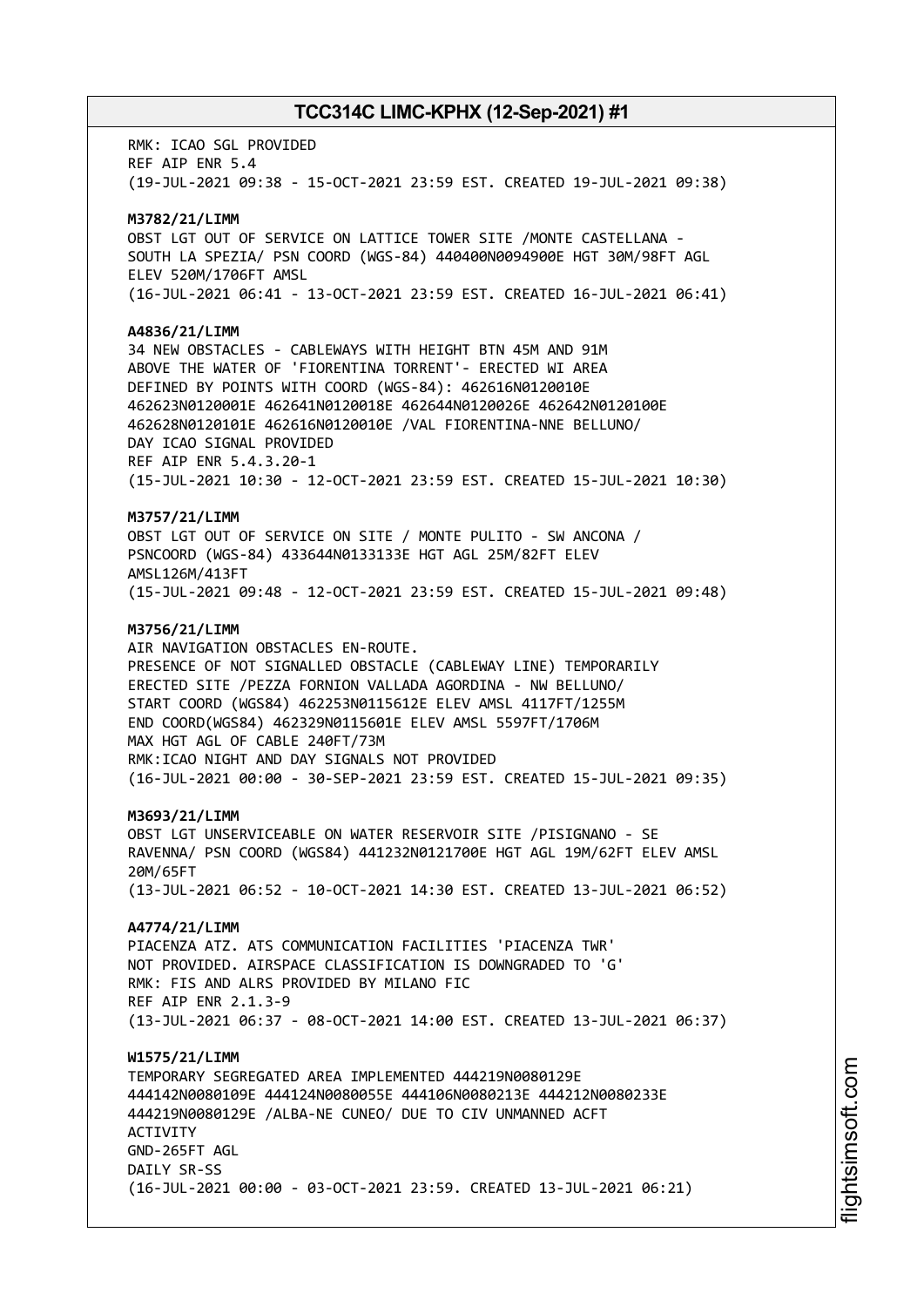RMK: ICAO SGL PROVIDED
REF AIP ENR 5.4
(19-JUL-2021 09:38 - 15-OCT-2021 23:59 EST. CREATED 19-JUL-2021 09:38)

**M3782/21/LIMM**
OBST LGT OUT OF SERVICE ON LATTICE TOWER SITE /MONTE CASTELLANA - SOUTH LA SPEZIA/ PSN COORD (WGS-84) 440400N0094900E HGT 30M/98FT AGL ELEV 520M/1706FT AMSL
(16-JUL-2021 06:41 - 13-OCT-2021 23:59 EST. CREATED 16-JUL-2021 06:41)

**A4836/21/LIMM**
34 NEW OBSTACLES - CABLEWAYS WITH HEIGHT BTN 45M AND 91M ABOVE THE WATER OF 'FIORENTINA TORRENT'- ERECTED WI AREA DEFINED BY POINTS WITH COORD (WGS-84): 462616N0120010E 462623N0120001E 462641N0120018E 462644N0120026E 462642N0120100E 462628N0120101E 462616N0120010E /VAL FIORENTINA-NNE BELLUNO/
DAY ICAO SIGNAL PROVIDED
REF AIP ENR 5.4.3.20-1
(15-JUL-2021 10:30 - 12-OCT-2021 23:59 EST. CREATED 15-JUL-2021 10:30)

**M3757/21/LIMM**
OBST LGT OUT OF SERVICE ON SITE / MONTE PULITO - SW ANCONA / PSNCOORD (WGS-84) 433644N0133133E HGT AGL 25M/82FT ELEV AMSL126M/413FT
(15-JUL-2021 09:48 - 12-OCT-2021 23:59 EST. CREATED 15-JUL-2021 09:48)

**M3756/21/LIMM**
AIR NAVIGATION OBSTACLES EN-ROUTE.
PRESENCE OF NOT SIGNALLED OBSTACLE (CABLEWAY LINE) TEMPORARILY ERECTED SITE /PEZZA FORNION VALLADA AGORDINA - NW BELLUNO/
START COORD (WGS84) 462253N0115612E ELEV AMSL 4117FT/1255M
END COORD(WGS84) 462329N0115601E ELEV AMSL 5597FT/1706M
MAX HGT AGL OF CABLE 240FT/73M
RMK:ICAO NIGHT AND DAY SIGNALS NOT PROVIDED
(16-JUL-2021 00:00 - 30-SEP-2021 23:59 EST. CREATED 15-JUL-2021 09:35)

**M3693/21/LIMM**
OBST LGT UNSERVICEABLE ON WATER RESERVOIR SITE /PISIGNANO - SE RAVENNA/ PSN COORD (WGS84) 441232N0121700E HGT AGL 19M/62FT ELEV AMSL 20M/65FT
(13-JUL-2021 06:52 - 10-OCT-2021 14:30 EST. CREATED 13-JUL-2021 06:52)

**A4774/21/LIMM**
PIACENZA ATZ. ATS COMMUNICATION FACILITIES 'PIACENZA TWR' NOT PROVIDED. AIRSPACE CLASSIFICATION IS DOWNGRADED TO 'G'
RMK: FIS AND ALRS PROVIDED BY MILANO FIC
REF AIP ENR 2.1.3-9
(13-JUL-2021 06:37 - 08-OCT-2021 14:00 EST. CREATED 13-JUL-2021 06:37)

**W1575/21/LIMM**
TEMPORARY SEGREGATED AREA IMPLEMENTED 444219N0080129E 444142N0080109E 444124N0080055E 444106N0080213E 444212N0080233E 444219N0080129E /ALBA-NE CUNEO/ DUE TO CIV UNMANNED ACFT ACTIVITY
GND-265FT AGL
DAILY SR-SS
(16-JUL-2021 00:00 - 03-OCT-2021 23:59. CREATED 13-JUL-2021 06:21)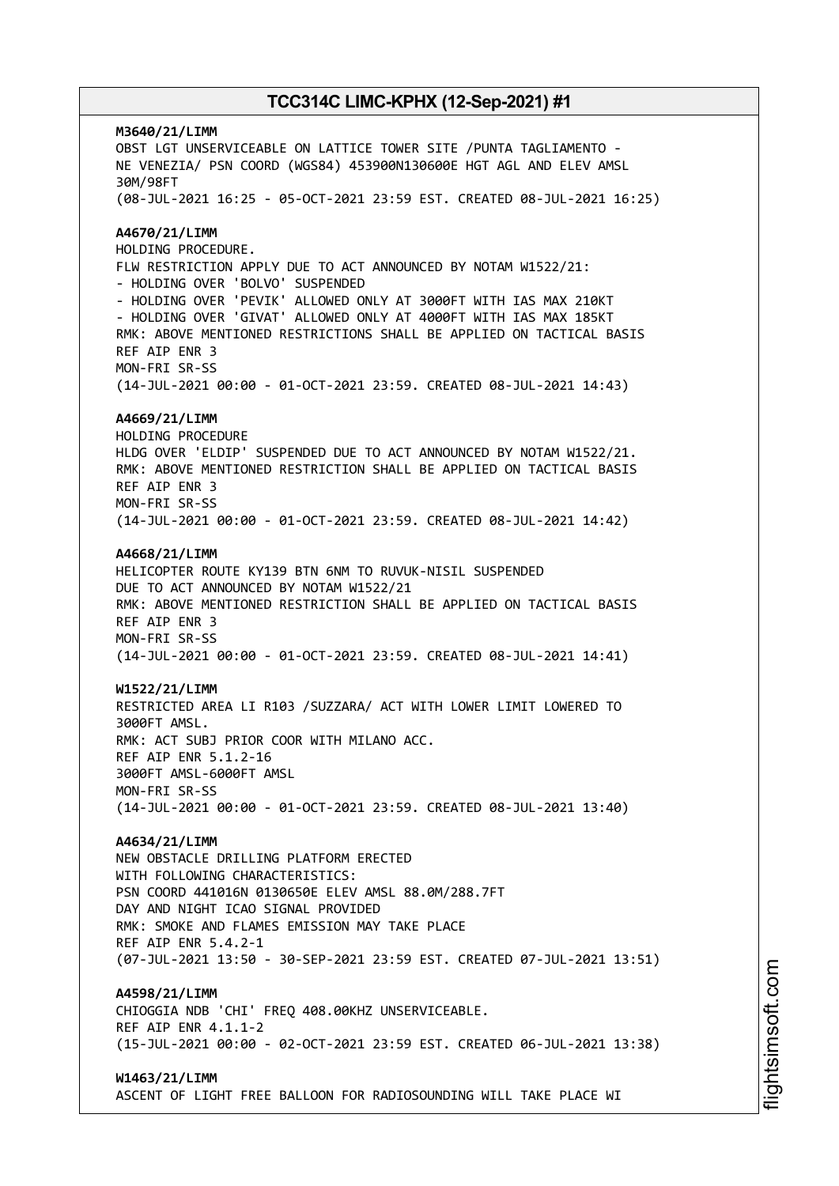**M3640/21/LIMM**
OBST LGT UNSERVICEABLE ON LATTICE TOWER SITE /PUNTA TAGLIAMENTO - NE VENEZIA/ PSN COORD (WGS84) 453900N130600E HGT AGL AND ELEV AMSL 30M/98FT
(08-JUL-2021 16:25 - 05-OCT-2021 23:59 EST. CREATED 08-JUL-2021 16:25)

**A4670/21/LIMM**
HOLDING PROCEDURE.
FLW RESTRICTION APPLY DUE TO ACT ANNOUNCED BY NOTAM W1522/21:
- HOLDING OVER 'BOLVO' SUSPENDED
- HOLDING OVER 'PEVIK' ALLOWED ONLY AT 3000FT WITH IAS MAX 210KT
- HOLDING OVER 'GIVAT' ALLOWED ONLY AT 4000FT WITH IAS MAX 185KT

RMK: ABOVE MENTIONED RESTRICTIONS SHALL BE APPLIED ON TACTICAL BASIS
REF AIP ENR 3
MON-FRI SR-SS
(14-JUL-2021 00:00 - 01-OCT-2021 23:59. CREATED 08-JUL-2021 14:43)

**A4669/21/LIMM**
HOLDING PROCEDURE
HLDG OVER 'ELDIP' SUSPENDED DUE TO ACT ANNOUNCED BY NOTAM W1522/21.
RMK: ABOVE MENTIONED RESTRICTION SHALL BE APPLIED ON TACTICAL BASIS
REF AIP ENR 3
MON-FRI SR-SS
(14-JUL-2021 00:00 - 01-OCT-2021 23:59. CREATED 08-JUL-2021 14:42)

**A4668/21/LIMM**
HELICOPTER ROUTE KY139 BTN 6NM TO RUVUK-NISIL SUSPENDED
DUE TO ACT ANNOUNCED BY NOTAM W1522/21
RMK: ABOVE MENTIONED RESTRICTION SHALL BE APPLIED ON TACTICAL BASIS
REF AIP ENR 3
MON-FRI SR-SS
(14-JUL-2021 00:00 - 01-OCT-2021 23:59. CREATED 08-JUL-2021 14:41)

**W1522/21/LIMM**
RESTRICTED AREA LI R103 /SUZZARA/ ACT WITH LOWER LIMIT LOWERED TO 3000FT AMSL.
RMK: ACT SUBJ PRIOR COOR WITH MILANO ACC.
REF AIP ENR 5.1.2-16
3000FT AMSL-6000FT AMSL
MON-FRI SR-SS
(14-JUL-2021 00:00 - 01-OCT-2021 23:59. CREATED 08-JUL-2021 13:40)

**A4634/21/LIMM**
NEW OBSTACLE DRILLING PLATFORM ERECTED
WITH FOLLOWING CHARACTERISTICS:
PSN COORD 441016N 0130650E ELEV AMSL 88.0M/288.7FT
DAY AND NIGHT ICAO SIGNAL PROVIDED
RMK: SMOKE AND FLAMES EMISSION MAY TAKE PLACE
REF AIP ENR 5.4.2-1
(07-JUL-2021 13:50 - 30-SEP-2021 23:59 EST. CREATED 07-JUL-2021 13:51)

**A4598/21/LIMM**
CHIOGGIA NDB 'CHI' FREQ 408.00KHZ UNSERVICEABLE.
REF AIP ENR 4.1.1-2
(15-JUL-2021 00:00 - 02-OCT-2021 23:59 EST. CREATED 06-JUL-2021 13:38)

**W1463/21/LIMM**
ASCENT OF LIGHT FREE BALLOON FOR RADIOSOUNDING WILL TAKE PLACE WI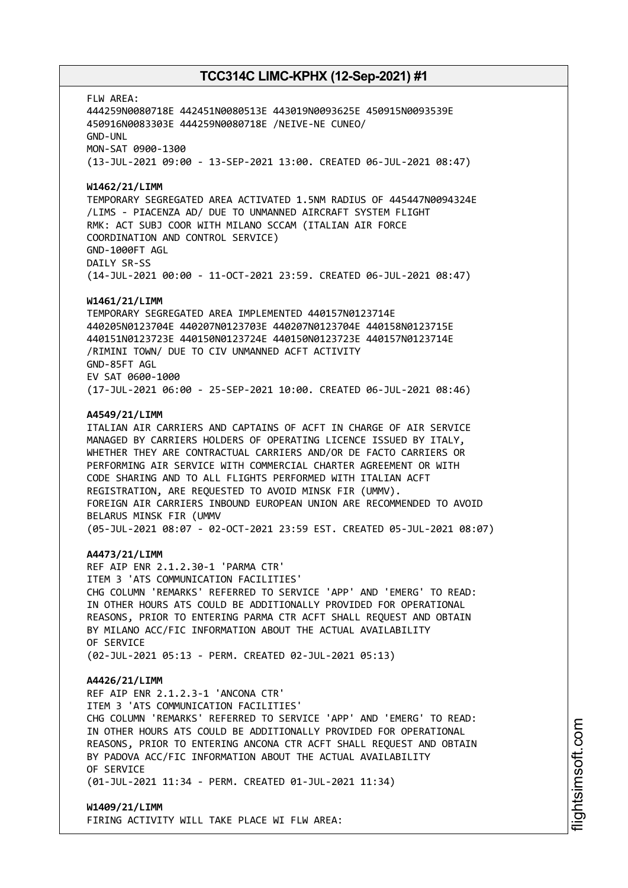FLW AREA:
444259N0080718E 442451N0080513E 443019N0093625E 450915N0093539E
450916N0083303E 444259N0080718E /NEIVE-NE CUNEO/
GND-UNL
MON-SAT 0900-1300
(13-JUL-2021 09:00 - 13-SEP-2021 13:00. CREATED 06-JUL-2021 08:47)

**W1462/21/LIMM**
TEMPORARY SEGREGATED AREA ACTIVATED 1.5NM RADIUS OF 445447N0094324E
/LIMS - PIACENZA AD/ DUE TO UNMANNED AIRCRAFT SYSTEM FLIGHT
RMK: ACT SUBJ COOR WITH MILANO SCCAM (ITALIAN AIR FORCE
COORDINATION AND CONTROL SERVICE)
GND-1000FT AGL
DAILY SR-SS
(14-JUL-2021 00:00 - 11-OCT-2021 23:59. CREATED 06-JUL-2021 08:47)

**W1461/21/LIMM**
TEMPORARY SEGREGATED AREA IMPLEMENTED 440157N0123714E
440205N0123704E 440207N0123703E 440207N0123704E 440158N0123715E
440151N0123723E 440150N0123724E 440150N0123723E 440157N0123714E
/RIMINI TOWN/ DUE TO CIV UNMANNED ACFT ACTIVITY
GND-85FT AGL
EV SAT 0600-1000
(17-JUL-2021 06:00 - 25-SEP-2021 10:00. CREATED 06-JUL-2021 08:46)

**A4549/21/LIMM**
ITALIAN AIR CARRIERS AND CAPTAINS OF ACFT IN CHARGE OF AIR SERVICE
MANAGED BY CARRIERS HOLDERS OF OPERATING LICENCE ISSUED BY ITALY,
WHETHER THEY ARE CONTRACTUAL CARRIERS AND/OR DE FACTO CARRIERS OR
PERFORMING AIR SERVICE WITH COMMERCIAL CHARTER AGREEMENT OR WITH
CODE SHARING AND TO ALL FLIGHTS PERFORMED WITH ITALIAN ACFT
REGISTRATION, ARE REQUESTED TO AVOID MINSK FIR (UMMV).
FOREIGN AIR CARRIERS INBOUND EUROPEAN UNION ARE RECOMMENDED TO AVOID
BELARUS MINSK FIR (UMMV
(05-JUL-2021 08:07 - 02-OCT-2021 23:59 EST. CREATED 05-JUL-2021 08:07)

**A4473/21/LIMM**
REF AIP ENR 2.1.2.30-1 'PARMA CTR'
ITEM 3 'ATS COMMUNICATION FACILITIES'
CHG COLUMN 'REMARKS' REFERRED TO SERVICE 'APP' AND 'EMERG' TO READ:
IN OTHER HOURS ATS COULD BE ADDITIONALLY PROVIDED FOR OPERATIONAL
REASONS, PRIOR TO ENTERING PARMA CTR ACFT SHALL REQUEST AND OBTAIN
BY MILANO ACC/FIC INFORMATION ABOUT THE ACTUAL AVAILABILITY
OF SERVICE
(02-JUL-2021 05:13 - PERM. CREATED 02-JUL-2021 05:13)

**A4426/21/LIMM**
REF AIP ENR 2.1.2.3-1 'ANCONA CTR'
ITEM 3 'ATS COMMUNICATION FACILITIES'
CHG COLUMN 'REMARKS' REFERRED TO SERVICE 'APP' AND 'EMERG' TO READ:
IN OTHER HOURS ATS COULD BE ADDITIONALLY PROVIDED FOR OPERATIONAL
REASONS, PRIOR TO ENTERING ANCONA CTR ACFT SHALL REQUEST AND OBTAIN
BY PADOVA ACC/FIC INFORMATION ABOUT THE ACTUAL AVAILABILITY
OF SERVICE
(01-JUL-2021 11:34 - PERM. CREATED 01-JUL-2021 11:34)

**W1409/21/LIMM**
FIRING ACTIVITY WILL TAKE PLACE WI FLW AREA: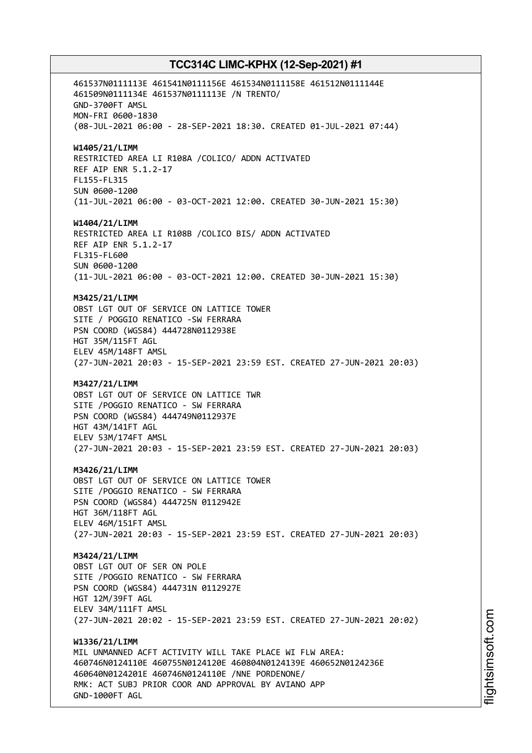461537N0111113E 461541N0111156E 461534N0111158E 461512N0111144E
461509N0111134E 461537N0111113E /N TRENTO/
GND-3700FT AMSL
MON-FRI 0600-1830
(08-JUL-2021 06:00 - 28-SEP-2021 18:30. CREATED 01-JUL-2021 07:44)

**W1405/21/LIMM**
RESTRICTED AREA LI R108A /COLICO/ ADDN ACTIVATED
REF AIP ENR 5.1.2-17
FL155-FL315
SUN 0600-1200
(11-JUL-2021 06:00 - 03-OCT-2021 12:00. CREATED 30-JUN-2021 15:30)

**W1404/21/LIMM**
RESTRICTED AREA LI R108B /COLICO BIS/ ADDN ACTIVATED
REF AIP ENR 5.1.2-17
FL315-FL600
SUN 0600-1200
(11-JUL-2021 06:00 - 03-OCT-2021 12:00. CREATED 30-JUN-2021 15:30)

**M3425/21/LIMM**
OBST LGT OUT OF SERVICE ON LATTICE TOWER
SITE / POGGIO RENATICO -SW FERRARA
PSN COORD (WGS84) 444728N0112938E
HGT 35M/115FT AGL
ELEV 45M/148FT AMSL
(27-JUN-2021 20:03 - 15-SEP-2021 23:59 EST. CREATED 27-JUN-2021 20:03)

**M3427/21/LIMM**
OBST LGT OUT OF SERVICE ON LATTICE TWR
SITE /POGGIO RENATICO - SW FERRARA
PSN COORD (WGS84) 444749N0112937E
HGT 43M/141FT AGL
ELEV 53M/174FT AMSL
(27-JUN-2021 20:03 - 15-SEP-2021 23:59 EST. CREATED 27-JUN-2021 20:03)

**M3426/21/LIMM**
OBST LGT OUT OF SERVICE ON LATTICE TOWER
SITE /POGGIO RENATICO - SW FERRARA
PSN COORD (WGS84) 444725N 0112942E
HGT 36M/118FT AGL
ELEV 46M/151FT AMSL
(27-JUN-2021 20:03 - 15-SEP-2021 23:59 EST. CREATED 27-JUN-2021 20:03)

**M3424/21/LIMM**
OBST LGT OUT OF SER ON POLE
SITE /POGGIO RENATICO - SW FERRARA
PSN COORD (WGS84) 444731N 0112927E
HGT 12M/39FT AGL
ELEV 34M/111FT AMSL
(27-JUN-2021 20:02 - 15-SEP-2021 23:59 EST. CREATED 27-JUN-2021 20:02)

**W1336/21/LIMM**
MIL UNMANNED ACFT ACTIVITY WILL TAKE PLACE WI FLW AREA:
460746N0124110E 460755N0124120E 460804N0124139E 460652N0124236E
460640N0124201E 460746N0124110E /NNE PORDENONE/
RMK: ACT SUBJ PRIOR COOR AND APPROVAL BY AVIANO APP
GND-1000FT AGL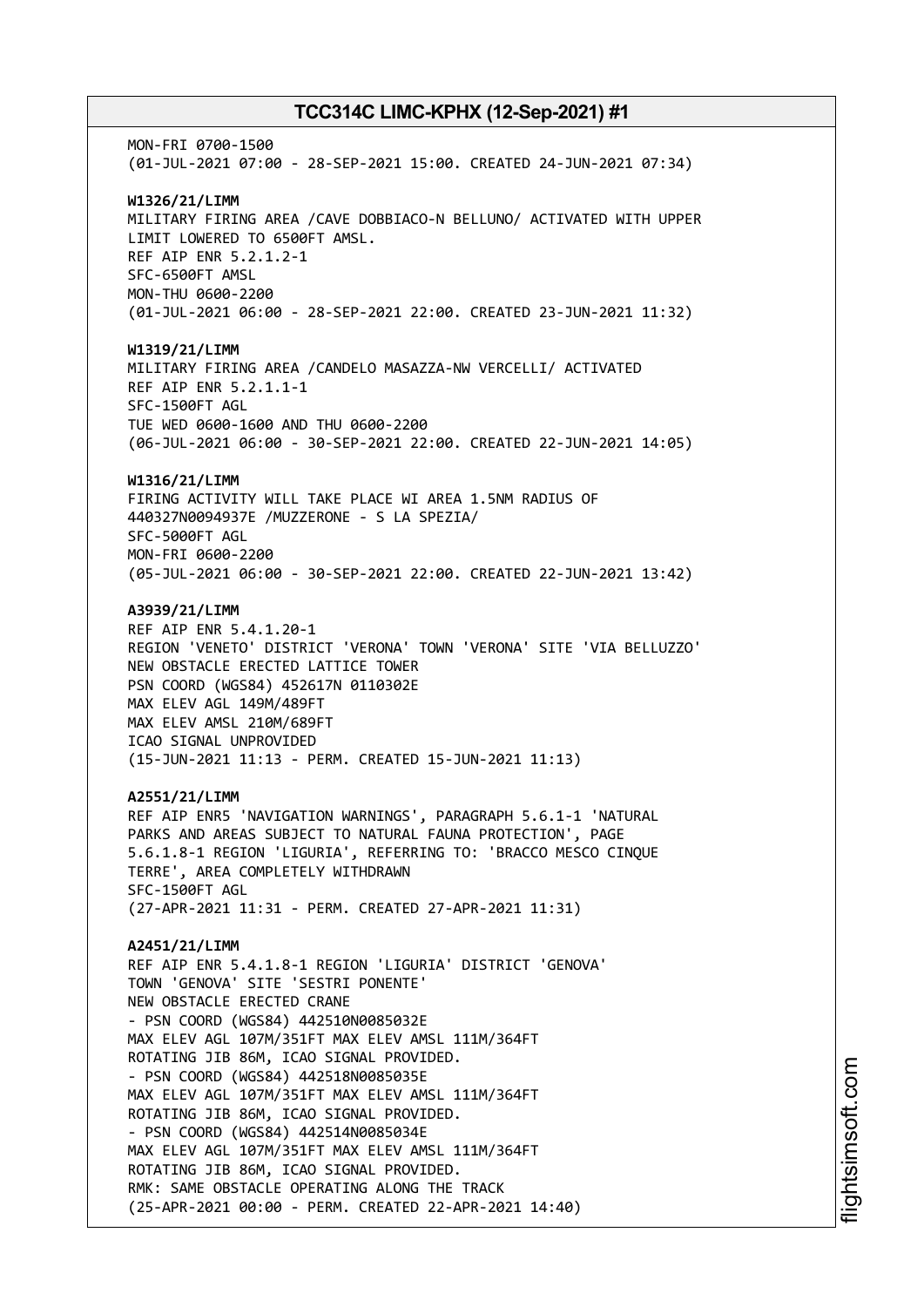MON-FRI 0700-1500
(01-JUL-2021 07:00 - 28-SEP-2021 15:00. CREATED 24-JUN-2021 07:34)

**W1326/21/LIMM**
MILITARY FIRING AREA /CAVE DOBBIACO-N BELLUNO/ ACTIVATED WITH UPPER LIMIT LOWERED TO 6500FT AMSL.
REF AIP ENR 5.2.1.2-1
SFC-6500FT AMSL
MON-THU 0600-2200
(01-JUL-2021 06:00 - 28-SEP-2021 22:00. CREATED 23-JUN-2021 11:32)

**W1319/21/LIMM**
MILITARY FIRING AREA /CANDELO MASAZZA-NW VERCELLI/ ACTIVATED
REF AIP ENR 5.2.1.1-1
SFC-1500FT AGL
TUE WED 0600-1600 AND THU 0600-2200
(06-JUL-2021 06:00 - 30-SEP-2021 22:00. CREATED 22-JUN-2021 14:05)

**W1316/21/LIMM**
FIRING ACTIVITY WILL TAKE PLACE WI AREA 1.5NM RADIUS OF 440327N0094937E /MUZZERONE - S LA SPEZIA/
SFC-5000FT AGL
MON-FRI 0600-2200
(05-JUL-2021 06:00 - 30-SEP-2021 22:00. CREATED 22-JUN-2021 13:42)

**A3939/21/LIMM**
REF AIP ENR 5.4.1.20-1
REGION 'VENETO' DISTRICT 'VERONA' TOWN 'VERONA' SITE 'VIA BELLUZZO'
NEW OBSTACLE ERECTED LATTICE TOWER
PSN COORD (WGS84) 452617N 0110302E
MAX ELEV AGL 149M/489FT
MAX ELEV AMSL 210M/689FT
ICAO SIGNAL UNPROVIDED
(15-JUN-2021 11:13 - PERM. CREATED 15-JUN-2021 11:13)

**A2551/21/LIMM**
REF AIP ENR5 'NAVIGATION WARNINGS', PARAGRAPH 5.6.1-1 'NATURAL PARKS AND AREAS SUBJECT TO NATURAL FAUNA PROTECTION', PAGE 5.6.1.8-1 REGION 'LIGURIA', REFERRING TO: 'BRACCO MESCO CINQUE TERRE', AREA COMPLETELY WITHDRAWN
SFC-1500FT AGL
(27-APR-2021 11:31 - PERM. CREATED 27-APR-2021 11:31)

**A2451/21/LIMM**
REF AIP ENR 5.4.1.8-1 REGION 'LIGURIA' DISTRICT 'GENOVA'
TOWN 'GENOVA' SITE 'SESTRI PONENTE'
NEW OBSTACLE ERECTED CRANE
- PSN COORD (WGS84) 442510N0085032E
MAX ELEV AGL 107M/351FT MAX ELEV AMSL 111M/364FT
ROTATING JIB 86M, ICAO SIGNAL PROVIDED.
- PSN COORD (WGS84) 442518N0085035E
MAX ELEV AGL 107M/351FT MAX ELEV AMSL 111M/364FT
ROTATING JIB 86M, ICAO SIGNAL PROVIDED.
- PSN COORD (WGS84) 442514N0085034E
MAX ELEV AGL 107M/351FT MAX ELEV AMSL 111M/364FT
ROTATING JIB 86M, ICAO SIGNAL PROVIDED.
RMK: SAME OBSTACLE OPERATING ALONG THE TRACK
(25-APR-2021 00:00 - PERM. CREATED 22-APR-2021 14:40)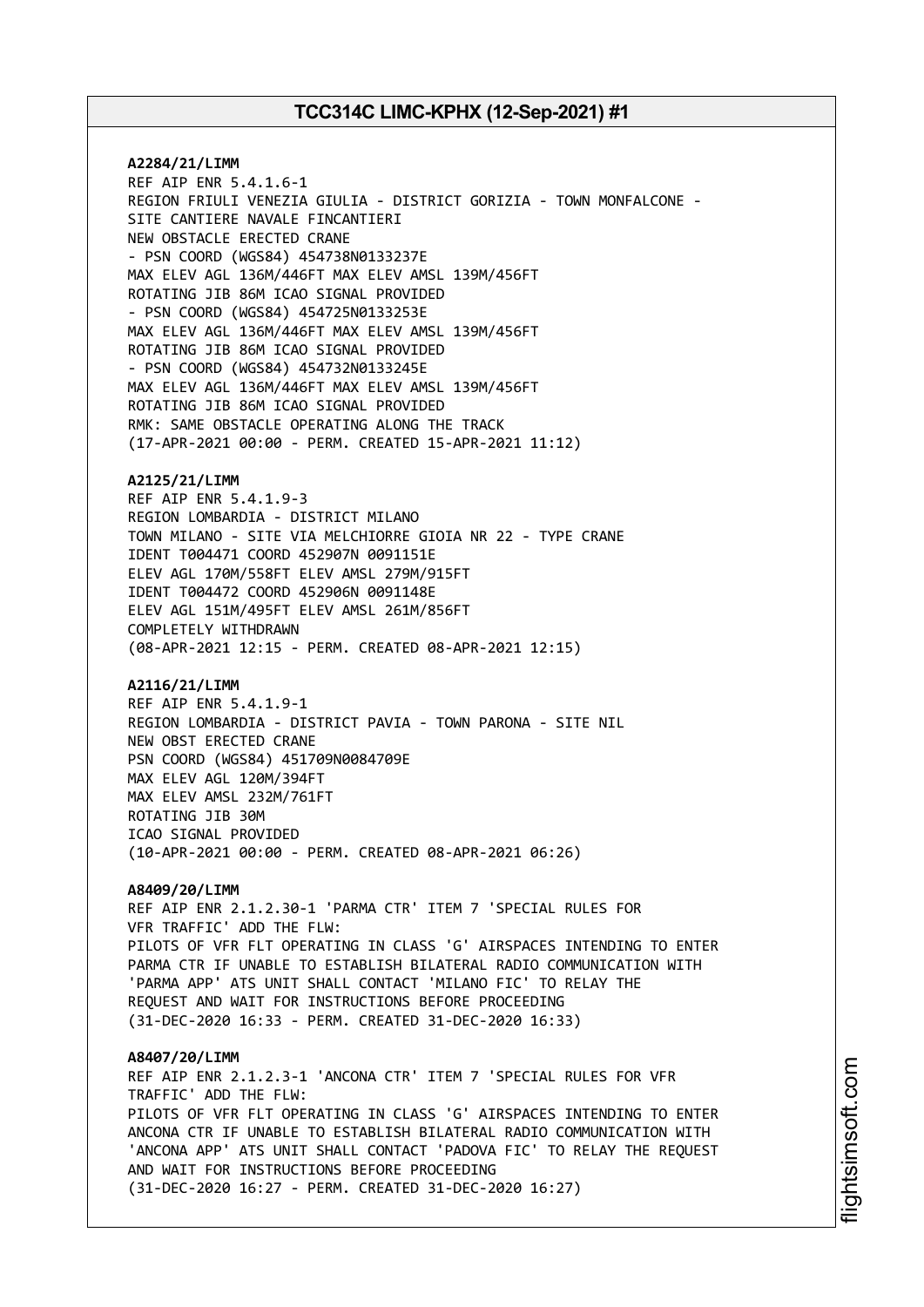**A2284/21/LIMM**
REF AIP ENR 5.4.1.6-1
REGION FRIULI VENEZIA GIULIA - DISTRICT GORIZIA - TOWN MONFALCONE -
SITE CANTIERE NAVALE FINCANTIERI
NEW OBSTACLE ERECTED CRANE
- PSN COORD (WGS84) 454738N0133237E
MAX ELEV AGL 136M/446FT MAX ELEV AMSL 139M/456FT
ROTATING JIB 86M ICAO SIGNAL PROVIDED
- PSN COORD (WGS84) 454725N0133253E
MAX ELEV AGL 136M/446FT MAX ELEV AMSL 139M/456FT
ROTATING JIB 86M ICAO SIGNAL PROVIDED
- PSN COORD (WGS84) 454732N0133245E
MAX ELEV AGL 136M/446FT MAX ELEV AMSL 139M/456FT
ROTATING JIB 86M ICAO SIGNAL PROVIDED
RMK: SAME OBSTACLE OPERATING ALONG THE TRACK
(17-APR-2021 00:00 - PERM. CREATED 15-APR-2021 11:12)

**A2125/21/LIMM**
REF AIP ENR 5.4.1.9-3
REGION LOMBARDIA - DISTRICT MILANO
TOWN MILANO - SITE VIA MELCHIORRE GIOIA NR 22 - TYPE CRANE
IDENT T004471 COORD 452907N 0091151E
ELEV AGL 170M/558FT ELEV AMSL 279M/915FT
IDENT T004472 COORD 452906N 0091148E
ELEV AGL 151M/495FT ELEV AMSL 261M/856FT
COMPLETELY WITHDRAWN
(08-APR-2021 12:15 - PERM. CREATED 08-APR-2021 12:15)

**A2116/21/LIMM**
REF AIP ENR 5.4.1.9-1
REGION LOMBARDIA - DISTRICT PAVIA - TOWN PARONA - SITE NIL
NEW OBST ERECTED CRANE
PSN COORD (WGS84) 451709N0084709E
MAX ELEV AGL 120M/394FT
MAX ELEV AMSL 232M/761FT
ROTATING JIB 30M
ICAO SIGNAL PROVIDED
(10-APR-2021 00:00 - PERM. CREATED 08-APR-2021 06:26)

**A8409/20/LIMM**
REF AIP ENR 2.1.2.30-1 'PARMA CTR' ITEM 7 'SPECIAL RULES FOR
VFR TRAFFIC' ADD THE FLW:
PILOTS OF VFR FLT OPERATING IN CLASS 'G' AIRSPACES INTENDING TO ENTER
PARMA CTR IF UNABLE TO ESTABLISH BILATERAL RADIO COMMUNICATION WITH
'PARMA APP' ATS UNIT SHALL CONTACT 'MILANO FIC' TO RELAY THE
REQUEST AND WAIT FOR INSTRUCTIONS BEFORE PROCEEDING
(31-DEC-2020 16:33 - PERM. CREATED 31-DEC-2020 16:33)

**A8407/20/LIMM**
REF AIP ENR 2.1.2.3-1 'ANCONA CTR' ITEM 7 'SPECIAL RULES FOR VFR
TRAFFIC' ADD THE FLW:
PILOTS OF VFR FLT OPERATING IN CLASS 'G' AIRSPACES INTENDING TO ENTER
ANCONA CTR IF UNABLE TO ESTABLISH BILATERAL RADIO COMMUNICATION WITH
'ANCONA APP' ATS UNIT SHALL CONTACT 'PADOVA FIC' TO RELAY THE REQUEST
AND WAIT FOR INSTRUCTIONS BEFORE PROCEEDING
(31-DEC-2020 16:27 - PERM. CREATED 31-DEC-2020 16:27)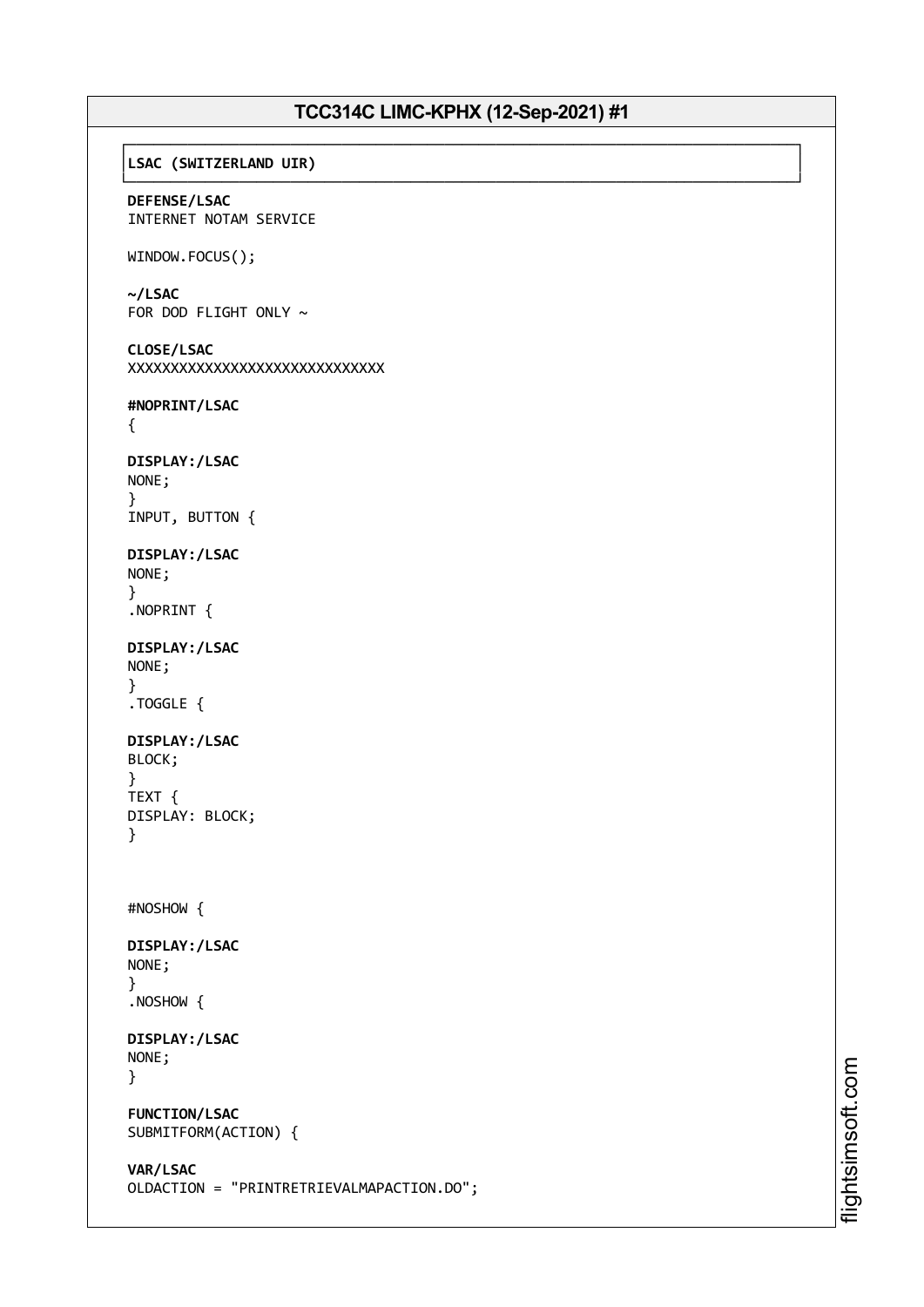# TCC314C LIMC-KPHX (12-Sep-2021) #1

**LSAC (SWITZERLAND UIR)**

**DEFENSE/LSAC**
INTERNET NOTAM SERVICE

WINDOW.FOCUS();

**~/LSAC**
FOR DOD FLIGHT ONLY ~

**CLOSE/LSAC**
XXXXXXXXXXXXXXXXXXXXXXXXXXXXXX

**#NOPRINT/LSAC**
{

**DISPLAY:/LSAC**
NONE;
}
INPUT, BUTTON {

**DISPLAY:/LSAC**
NONE;
}
.NOPRINT {

**DISPLAY:/LSAC**
NONE;
}
.TOGGLE {

**DISPLAY:/LSAC**
BLOCK;
}
TEXT {
DISPLAY: BLOCK;
}

#NOSHOW {

**DISPLAY:/LSAC**
NONE;
}
.NOSHOW {

**DISPLAY:/LSAC**
NONE;
}

**FUNCTION/LSAC**
SUBMITFORM(ACTION) {

**VAR/LSAC**
OLDACTION = "PRINTRETRIEVALMAPACTION.DO";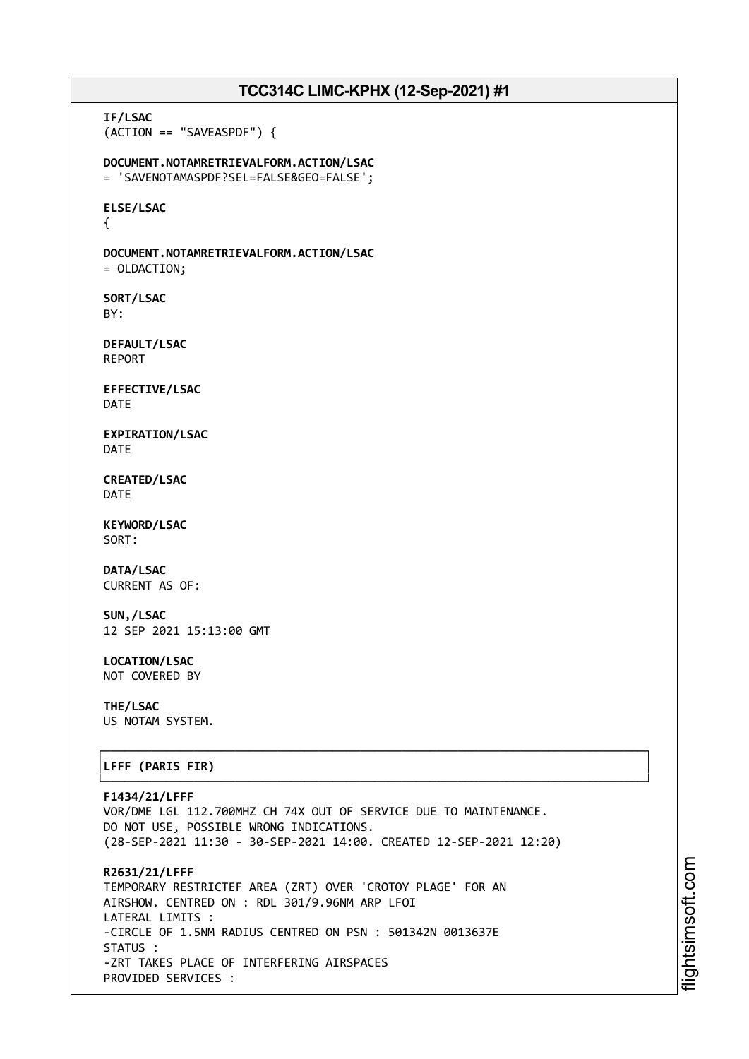**IF/LSAC**
(ACTION == "SAVEASPDF") {

**DOCUMENT.NOTAMRETRIEVALFORM.ACTION/LSAC**
= 'SAVENOTAMASPDF?SEL=FALSE&GEO=FALSE';

**ELSE/LSAC**
{

**DOCUMENT.NOTAMRETRIEVALFORM.ACTION/LSAC**
= OLDACTION;

**SORT/LSAC**
BY:

**DEFAULT/LSAC**
REPORT

**EFFECTIVE/LSAC**
DATE

**EXPIRATION/LSAC**
DATE

**CREATED/LSAC**
DATE

**KEYWORD/LSAC**
SORT:

**DATA/LSAC**
CURRENT AS OF:

**SUN,/LSAC**
12 SEP 2021 15:13:00 GMT

**LOCATION/LSAC**
NOT COVERED BY

**THE/LSAC**
US NOTAM SYSTEM.

## LFFF (PARIS FIR)

**F1434/21/LFFF**
VOR/DME LGL 112.700MHZ CH 74X OUT OF SERVICE DUE TO MAINTENANCE.
DO NOT USE, POSSIBLE WRONG INDICATIONS.
(28-SEP-2021 11:30 - 30-SEP-2021 14:00. CREATED 12-SEP-2021 12:20)

**R2631/21/LFFF**
TEMPORARY RESTRICTEF AREA (ZRT) OVER 'CROTOY PLAGE' FOR AN
AIRSHOW. CENTRED ON : RDL 301/9.96NM ARP LFOI
LATERAL LIMITS :
-CIRCLE OF 1.5NM RADIUS CENTRED ON PSN : 501342N 0013637E
STATUS :
-ZRT TAKES PLACE OF INTERFERING AIRSPACES
PROVIDED SERVICES :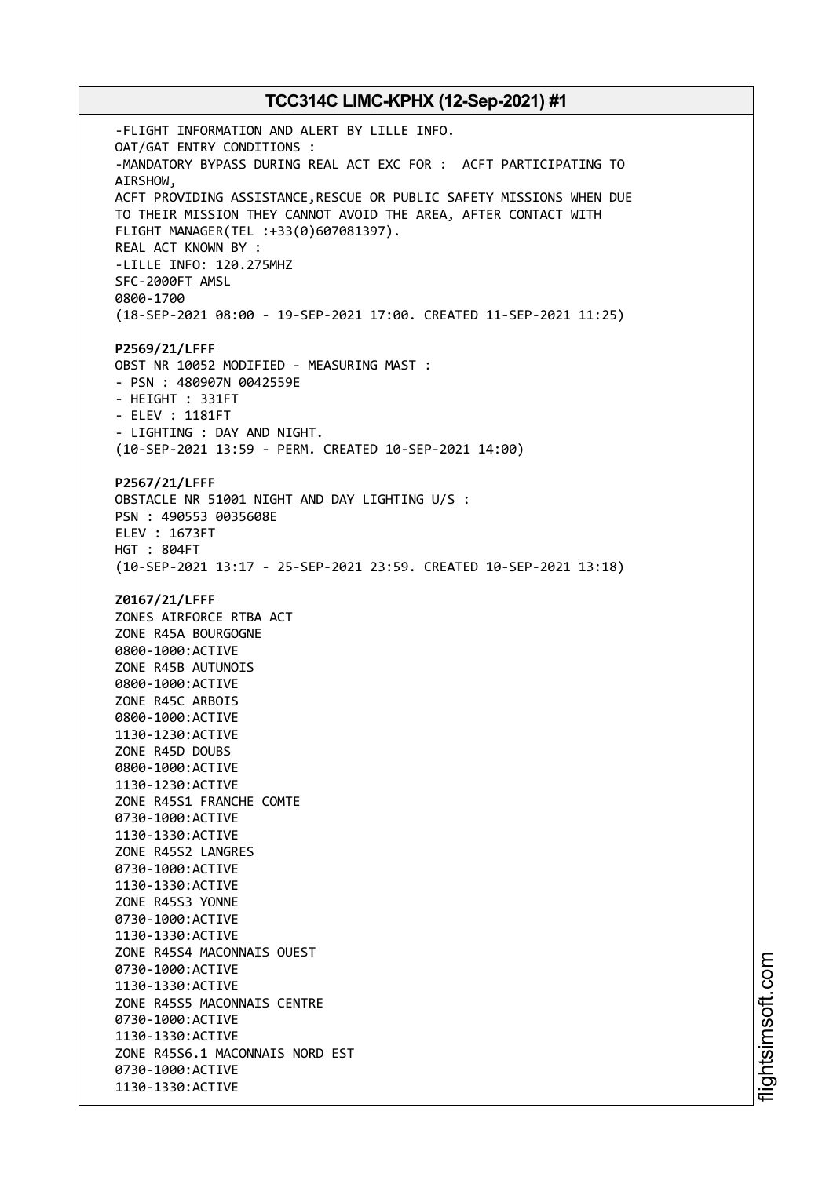-FLIGHT INFORMATION AND ALERT BY LILLE INFO.
OAT/GAT ENTRY CONDITIONS :
-MANDATORY BYPASS DURING REAL ACT EXC FOR : ACFT PARTICIPATING TO AIRSHOW,
ACFT PROVIDING ASSISTANCE,RESCUE OR PUBLIC SAFETY MISSIONS WHEN DUE TO THEIR MISSION THEY CANNOT AVOID THE AREA, AFTER CONTACT WITH FLIGHT MANAGER(TEL :+33(0)607081397).
REAL ACT KNOWN BY :
-LILLE INFO: 120.275MHZ
SFC-2000FT AMSL
0800-1700
(18-SEP-2021 08:00 - 19-SEP-2021 17:00. CREATED 11-SEP-2021 11:25)

**P2569/21/LFFF**
OBST NR 10052 MODIFIED - MEASURING MAST :
- PSN : 480907N 0042559E
- HEIGHT : 331FT
- ELEV : 1181FT
- LIGHTING : DAY AND NIGHT.
(10-SEP-2021 13:59 - PERM. CREATED 10-SEP-2021 14:00)

**P2567/21/LFFF**
OBSTACLE NR 51001 NIGHT AND DAY LIGHTING U/S :
PSN : 490553 0035608E
ELEV : 1673FT
HGT : 804FT
(10-SEP-2021 13:17 - 25-SEP-2021 23:59. CREATED 10-SEP-2021 13:18)

**Z0167/21/LFFF**
ZONES AIRFORCE RTBA ACT
ZONE R45A BOURGOGNE
0800-1000:ACTIVE
ZONE R45B AUTUNOIS
0800-1000:ACTIVE
ZONE R45C ARBOIS
0800-1000:ACTIVE
1130-1230:ACTIVE
ZONE R45D DOUBS
0800-1000:ACTIVE
1130-1230:ACTIVE
ZONE R45S1 FRANCHE COMTE
0730-1000:ACTIVE
1130-1330:ACTIVE
ZONE R45S2 LANGRES
0730-1000:ACTIVE
1130-1330:ACTIVE
ZONE R45S3 YONNE
0730-1000:ACTIVE
1130-1330:ACTIVE
ZONE R45S4 MACONNAIS OUEST
0730-1000:ACTIVE
1130-1330:ACTIVE
ZONE R45S5 MACONNAIS CENTRE
0730-1000:ACTIVE
1130-1330:ACTIVE
ZONE R45S6.1 MACONNAIS NORD EST
0730-1000:ACTIVE
1130-1330:ACTIVE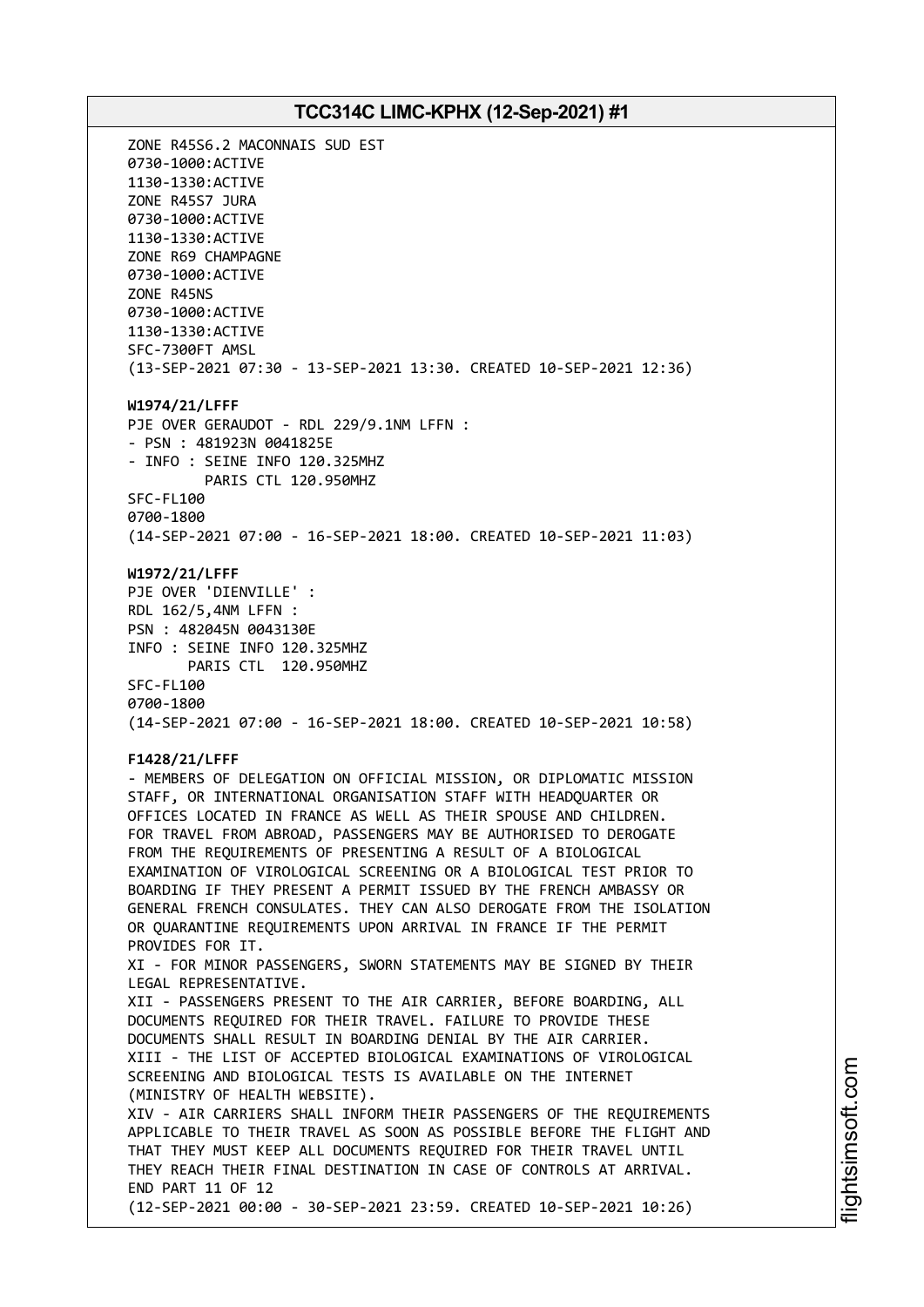ZONE R45S6.2 MACONNAIS SUD EST
0730-1000:ACTIVE
1130-1330:ACTIVE
ZONE R45S7 JURA
0730-1000:ACTIVE
1130-1330:ACTIVE
ZONE R69 CHAMPAGNE
0730-1000:ACTIVE
ZONE R45NS
0730-1000:ACTIVE
1130-1330:ACTIVE
SFC-7300FT AMSL
(13-SEP-2021 07:30 - 13-SEP-2021 13:30. CREATED 10-SEP-2021 12:36)

**W1974/21/LFFF**
PJE OVER GERAUDOT - RDL 229/9.1NM LFFN :
- PSN : 481923N 0041825E
- INFO : SEINE INFO 120.325MHZ
  PARIS CTL 120.950MHZ
SFC-FL100
0700-1800
(14-SEP-2021 07:00 - 16-SEP-2021 18:00. CREATED 10-SEP-2021 11:03)

**W1972/21/LFFF**
PJE OVER 'DIENVILLE' :
RDL 162/5,4NM LFFN :
PSN : 482045N 0043130E
INFO : SEINE INFO 120.325MHZ
  PARIS CTL 120.950MHZ
SFC-FL100
0700-1800
(14-SEP-2021 07:00 - 16-SEP-2021 18:00. CREATED 10-SEP-2021 10:58)

**F1428/21/LFFF**
- MEMBERS OF DELEGATION ON OFFICIAL MISSION, OR DIPLOMATIC MISSION STAFF, OR INTERNATIONAL ORGANISATION STAFF WITH HEADQUARTER OR OFFICES LOCATED IN FRANCE AS WELL AS THEIR SPOUSE AND CHILDREN. FOR TRAVEL FROM ABROAD, PASSENGERS MAY BE AUTHORISED TO DEROGATE FROM THE REQUIREMENTS OF PRESENTING A RESULT OF A BIOLOGICAL EXAMINATION OF VIROLOGICAL SCREENING OR A BIOLOGICAL TEST PRIOR TO BOARDING IF THEY PRESENT A PERMIT ISSUED BY THE FRENCH AMBASSY OR GENERAL FRENCH CONSULATES. THEY CAN ALSO DEROGATE FROM THE ISOLATION OR QUARANTINE REQUIREMENTS UPON ARRIVAL IN FRANCE IF THE PERMIT PROVIDES FOR IT.
XI - FOR MINOR PASSENGERS, SWORN STATEMENTS MAY BE SIGNED BY THEIR LEGAL REPRESENTATIVE.
XII - PASSENGERS PRESENT TO THE AIR CARRIER, BEFORE BOARDING, ALL DOCUMENTS REQUIRED FOR THEIR TRAVEL. FAILURE TO PROVIDE THESE DOCUMENTS SHALL RESULT IN BOARDING DENIAL BY THE AIR CARRIER.
XIII - THE LIST OF ACCEPTED BIOLOGICAL EXAMINATIONS OF VIROLOGICAL SCREENING AND BIOLOGICAL TESTS IS AVAILABLE ON THE INTERNET (MINISTRY OF HEALTH WEBSITE).
XIV - AIR CARRIERS SHALL INFORM THEIR PASSENGERS OF THE REQUIREMENTS APPLICABLE TO THEIR TRAVEL AS SOON AS POSSIBLE BEFORE THE FLIGHT AND THAT THEY MUST KEEP ALL DOCUMENTS REQUIRED FOR THEIR TRAVEL UNTIL THEY REACH THEIR FINAL DESTINATION IN CASE OF CONTROLS AT ARRIVAL.
END PART 11 OF 12
(12-SEP-2021 00:00 - 30-SEP-2021 23:59. CREATED 10-SEP-2021 10:26)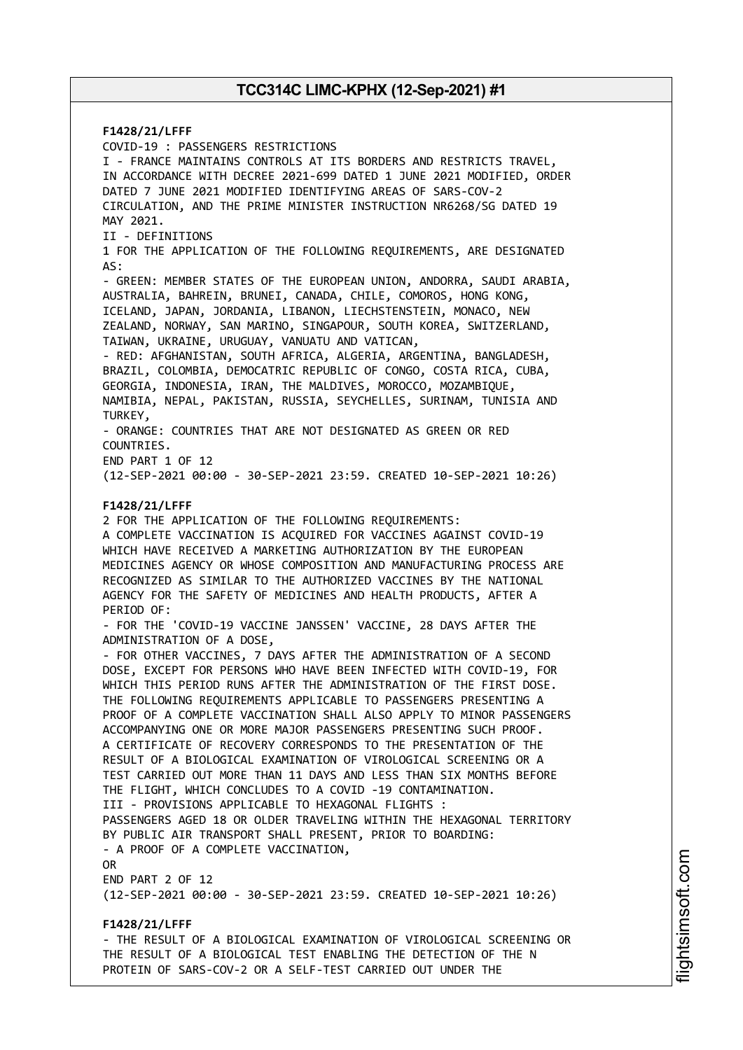**F1428/21/LFFF**
COVID-19 : PASSENGERS RESTRICTIONS
I - FRANCE MAINTAINS CONTROLS AT ITS BORDERS AND RESTRICTS TRAVEL, IN ACCORDANCE WITH DECREE 2021-699 DATED 1 JUNE 2021 MODIFIED, ORDER DATED 7 JUNE 2021 MODIFIED IDENTIFYING AREAS OF SARS-COV-2 CIRCULATION, AND THE PRIME MINISTER INSTRUCTION NR6268/SG DATED 19 MAY 2021.
II - DEFINITIONS
1 FOR THE APPLICATION OF THE FOLLOWING REQUIREMENTS, ARE DESIGNATED AS:
- GREEN: MEMBER STATES OF THE EUROPEAN UNION, ANDORRA, SAUDI ARABIA, AUSTRALIA, BAHREIN, BRUNEI, CANADA, CHILE, COMOROS, HONG KONG, ICELAND, JAPAN, JORDANIA, LIBANON, LIECHSTENSTEIN, MONACO, NEW ZEALAND, NORWAY, SAN MARINO, SINGAPOUR, SOUTH KOREA, SWITZERLAND, TAIWAN, UKRAINE, URUGUAY, VANUATU AND VATICAN,
- RED: AFGHANISTAN, SOUTH AFRICA, ALGERIA, ARGENTINA, BANGLADESH, BRAZIL, COLOMBIA, DEMOCATRIC REPUBLIC OF CONGO, COSTA RICA, CUBA, GEORGIA, INDONESIA, IRAN, THE MALDIVES, MOROCCO, MOZAMBIQUE, NAMIBIA, NEPAL, PAKISTAN, RUSSIA, SEYCHELLES, SURINAM, TUNISIA AND TURKEY,
- ORANGE: COUNTRIES THAT ARE NOT DESIGNATED AS GREEN OR RED COUNTRIES.
END PART 1 OF 12
(12-SEP-2021 00:00 - 30-SEP-2021 23:59. CREATED 10-SEP-2021 10:26)

**F1428/21/LFFF**
2 FOR THE APPLICATION OF THE FOLLOWING REQUIREMENTS:
A COMPLETE VACCINATION IS ACQUIRED FOR VACCINES AGAINST COVID-19 WHICH HAVE RECEIVED A MARKETING AUTHORIZATION BY THE EUROPEAN MEDICINES AGENCY OR WHOSE COMPOSITION AND MANUFACTURING PROCESS ARE RECOGNIZED AS SIMILAR TO THE AUTHORIZED VACCINES BY THE NATIONAL AGENCY FOR THE SAFETY OF MEDICINES AND HEALTH PRODUCTS, AFTER A PERIOD OF:
- FOR THE 'COVID-19 VACCINE JANSSEN' VACCINE, 28 DAYS AFTER THE ADMINISTRATION OF A DOSE,
- FOR OTHER VACCINES, 7 DAYS AFTER THE ADMINISTRATION OF A SECOND DOSE, EXCEPT FOR PERSONS WHO HAVE BEEN INFECTED WITH COVID-19, FOR WHICH THIS PERIOD RUNS AFTER THE ADMINISTRATION OF THE FIRST DOSE.
THE FOLLOWING REQUIREMENTS APPLICABLE TO PASSENGERS PRESENTING A PROOF OF A COMPLETE VACCINATION SHALL ALSO APPLY TO MINOR PASSENGERS ACCOMPANYING ONE OR MORE MAJOR PASSENGERS PRESENTING SUCH PROOF.
A CERTIFICATE OF RECOVERY CORRESPONDS TO THE PRESENTATION OF THE RESULT OF A BIOLOGICAL EXAMINATION OF VIROLOGICAL SCREENING OR A TEST CARRIED OUT MORE THAN 11 DAYS AND LESS THAN SIX MONTHS BEFORE THE FLIGHT, WHICH CONCLUDES TO A COVID -19 CONTAMINATION.
III - PROVISIONS APPLICABLE TO HEXAGONAL FLIGHTS :
PASSENGERS AGED 18 OR OLDER TRAVELING WITHIN THE HEXAGONAL TERRITORY BY PUBLIC AIR TRANSPORT SHALL PRESENT, PRIOR TO BOARDING:
- A PROOF OF A COMPLETE VACCINATION,
OR
END PART 2 OF 12
(12-SEP-2021 00:00 - 30-SEP-2021 23:59. CREATED 10-SEP-2021 10:26)

**F1428/21/LFFF**
- THE RESULT OF A BIOLOGICAL EXAMINATION OF VIROLOGICAL SCREENING OR THE RESULT OF A BIOLOGICAL TEST ENABLING THE DETECTION OF THE N PROTEIN OF SARS-COV-2 OR A SELF-TEST CARRIED OUT UNDER THE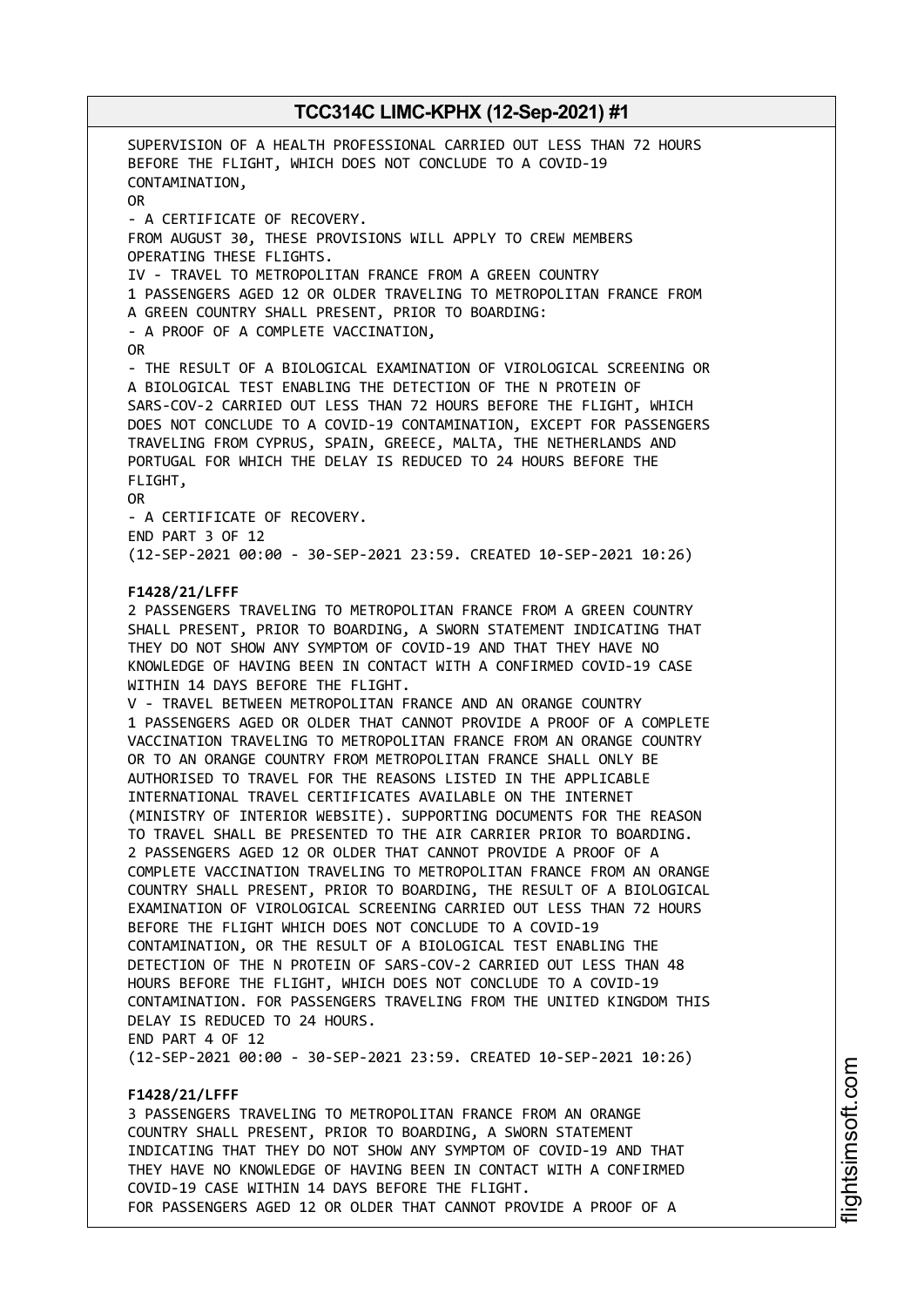SUPERVISION OF A HEALTH PROFESSIONAL CARRIED OUT LESS THAN 72 HOURS BEFORE THE FLIGHT, WHICH DOES NOT CONCLUDE TO A COVID-19 CONTAMINATION,
OR
- A CERTIFICATE OF RECOVERY.
FROM AUGUST 30, THESE PROVISIONS WILL APPLY TO CREW MEMBERS OPERATING THESE FLIGHTS.
IV - TRAVEL TO METROPOLITAN FRANCE FROM A GREEN COUNTRY
1 PASSENGERS AGED 12 OR OLDER TRAVELING TO METROPOLITAN FRANCE FROM A GREEN COUNTRY SHALL PRESENT, PRIOR TO BOARDING:
- A PROOF OF A COMPLETE VACCINATION,
OR
- THE RESULT OF A BIOLOGICAL EXAMINATION OF VIROLOGICAL SCREENING OR A BIOLOGICAL TEST ENABLING THE DETECTION OF THE N PROTEIN OF SARS-COV-2 CARRIED OUT LESS THAN 72 HOURS BEFORE THE FLIGHT, WHICH DOES NOT CONCLUDE TO A COVID-19 CONTAMINATION, EXCEPT FOR PASSENGERS TRAVELING FROM CYPRUS, SPAIN, GREECE, MALTA, THE NETHERLANDS AND PORTUGAL FOR WHICH THE DELAY IS REDUCED TO 24 HOURS BEFORE THE FLIGHT,
OR
- A CERTIFICATE OF RECOVERY.
END PART 3 OF 12
(12-SEP-2021 00:00 - 30-SEP-2021 23:59. CREATED 10-SEP-2021 10:26)

**F1428/21/LFFF**
2 PASSENGERS TRAVELING TO METROPOLITAN FRANCE FROM A GREEN COUNTRY SHALL PRESENT, PRIOR TO BOARDING, A SWORN STATEMENT INDICATING THAT THEY DO NOT SHOW ANY SYMPTOM OF COVID-19 AND THAT THEY HAVE NO KNOWLEDGE OF HAVING BEEN IN CONTACT WITH A CONFIRMED COVID-19 CASE WITHIN 14 DAYS BEFORE THE FLIGHT.
V - TRAVEL BETWEEN METROPOLITAN FRANCE AND AN ORANGE COUNTRY
1 PASSENGERS AGED OR OLDER THAT CANNOT PROVIDE A PROOF OF A COMPLETE VACCINATION TRAVELING TO METROPOLITAN FRANCE FROM AN ORANGE COUNTRY OR TO AN ORANGE COUNTRY FROM METROPOLITAN FRANCE SHALL ONLY BE AUTHORISED TO TRAVEL FOR THE REASONS LISTED IN THE APPLICABLE INTERNATIONAL TRAVEL CERTIFICATES AVAILABLE ON THE INTERNET (MINISTRY OF INTERIOR WEBSITE). SUPPORTING DOCUMENTS FOR THE REASON TO TRAVEL SHALL BE PRESENTED TO THE AIR CARRIER PRIOR TO BOARDING.
2 PASSENGERS AGED 12 OR OLDER THAT CANNOT PROVIDE A PROOF OF A COMPLETE VACCINATION TRAVELING TO METROPOLITAN FRANCE FROM AN ORANGE COUNTRY SHALL PRESENT, PRIOR TO BOARDING, THE RESULT OF A BIOLOGICAL EXAMINATION OF VIROLOGICAL SCREENING CARRIED OUT LESS THAN 72 HOURS BEFORE THE FLIGHT WHICH DOES NOT CONCLUDE TO A COVID-19 CONTAMINATION, OR THE RESULT OF A BIOLOGICAL TEST ENABLING THE DETECTION OF THE N PROTEIN OF SARS-COV-2 CARRIED OUT LESS THAN 48 HOURS BEFORE THE FLIGHT, WHICH DOES NOT CONCLUDE TO A COVID-19 CONTAMINATION. FOR PASSENGERS TRAVELING FROM THE UNITED KINGDOM THIS DELAY IS REDUCED TO 24 HOURS.
END PART 4 OF 12
(12-SEP-2021 00:00 - 30-SEP-2021 23:59. CREATED 10-SEP-2021 10:26)

**F1428/21/LFFF**
3 PASSENGERS TRAVELING TO METROPOLITAN FRANCE FROM AN ORANGE COUNTRY SHALL PRESENT, PRIOR TO BOARDING, A SWORN STATEMENT INDICATING THAT THEY DO NOT SHOW ANY SYMPTOM OF COVID-19 AND THAT THEY HAVE NO KNOWLEDGE OF HAVING BEEN IN CONTACT WITH A CONFIRMED COVID-19 CASE WITHIN 14 DAYS BEFORE THE FLIGHT.
FOR PASSENGERS AGED 12 OR OLDER THAT CANNOT PROVIDE A PROOF OF A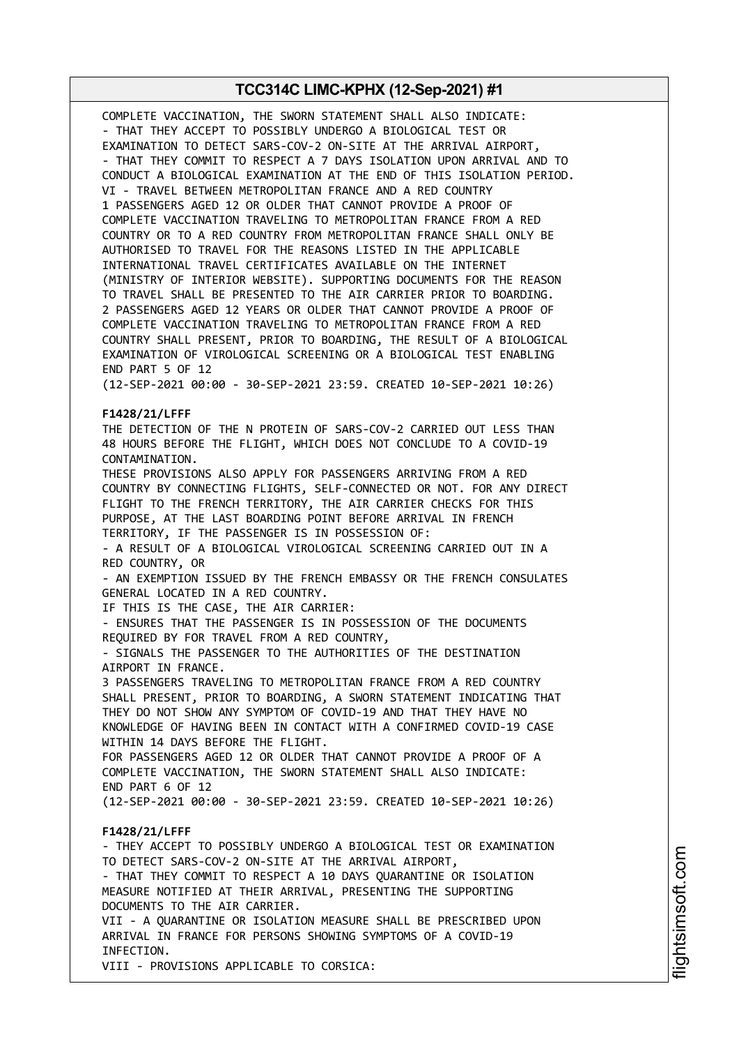COMPLETE VACCINATION, THE SWORN STATEMENT SHALL ALSO INDICATE:
- THAT THEY ACCEPT TO POSSIBLY UNDERGO A BIOLOGICAL TEST OR EXAMINATION TO DETECT SARS-COV-2 ON-SITE AT THE ARRIVAL AIRPORT,
- THAT THEY COMMIT TO RESPECT A 7 DAYS ISOLATION UPON ARRIVAL AND TO CONDUCT A BIOLOGICAL EXAMINATION AT THE END OF THIS ISOLATION PERIOD.
VI - TRAVEL BETWEEN METROPOLITAN FRANCE AND A RED COUNTRY
1 PASSENGERS AGED 12 OR OLDER THAT CANNOT PROVIDE A PROOF OF COMPLETE VACCINATION TRAVELING TO METROPOLITAN FRANCE FROM A RED COUNTRY OR TO A RED COUNTRY FROM METROPOLITAN FRANCE SHALL ONLY BE AUTHORISED TO TRAVEL FOR THE REASONS LISTED IN THE APPLICABLE INTERNATIONAL TRAVEL CERTIFICATES AVAILABLE ON THE INTERNET (MINISTRY OF INTERIOR WEBSITE). SUPPORTING DOCUMENTS FOR THE REASON TO TRAVEL SHALL BE PRESENTED TO THE AIR CARRIER PRIOR TO BOARDING.
2 PASSENGERS AGED 12 YEARS OR OLDER THAT CANNOT PROVIDE A PROOF OF COMPLETE VACCINATION TRAVELING TO METROPOLITAN FRANCE FROM A RED COUNTRY SHALL PRESENT, PRIOR TO BOARDING, THE RESULT OF A BIOLOGICAL EXAMINATION OF VIROLOGICAL SCREENING OR A BIOLOGICAL TEST ENABLING
END PART 5 OF 12
(12-SEP-2021 00:00 - 30-SEP-2021 23:59. CREATED 10-SEP-2021 10:26)

**F1428/21/LFFF**
THE DETECTION OF THE N PROTEIN OF SARS-COV-2 CARRIED OUT LESS THAN 48 HOURS BEFORE THE FLIGHT, WHICH DOES NOT CONCLUDE TO A COVID-19 CONTAMINATION.
THESE PROVISIONS ALSO APPLY FOR PASSENGERS ARRIVING FROM A RED COUNTRY BY CONNECTING FLIGHTS, SELF-CONNECTED OR NOT. FOR ANY DIRECT FLIGHT TO THE FRENCH TERRITORY, THE AIR CARRIER CHECKS FOR THIS PURPOSE, AT THE LAST BOARDING POINT BEFORE ARRIVAL IN FRENCH TERRITORY, IF THE PASSENGER IS IN POSSESSION OF:
- A RESULT OF A BIOLOGICAL VIROLOGICAL SCREENING CARRIED OUT IN A RED COUNTRY, OR
- AN EXEMPTION ISSUED BY THE FRENCH EMBASSY OR THE FRENCH CONSULATES GENERAL LOCATED IN A RED COUNTRY.
IF THIS IS THE CASE, THE AIR CARRIER:
- ENSURES THAT THE PASSENGER IS IN POSSESSION OF THE DOCUMENTS REQUIRED BY FOR TRAVEL FROM A RED COUNTRY,
- SIGNALS THE PASSENGER TO THE AUTHORITIES OF THE DESTINATION AIRPORT IN FRANCE.
3 PASSENGERS TRAVELING TO METROPOLITAN FRANCE FROM A RED COUNTRY SHALL PRESENT, PRIOR TO BOARDING, A SWORN STATEMENT INDICATING THAT THEY DO NOT SHOW ANY SYMPTOM OF COVID-19 AND THAT THEY HAVE NO KNOWLEDGE OF HAVING BEEN IN CONTACT WITH A CONFIRMED COVID-19 CASE WITHIN 14 DAYS BEFORE THE FLIGHT.
FOR PASSENGERS AGED 12 OR OLDER THAT CANNOT PROVIDE A PROOF OF A COMPLETE VACCINATION, THE SWORN STATEMENT SHALL ALSO INDICATE:
END PART 6 OF 12
(12-SEP-2021 00:00 - 30-SEP-2021 23:59. CREATED 10-SEP-2021 10:26)

**F1428/21/LFFF**
- THEY ACCEPT TO POSSIBLY UNDERGO A BIOLOGICAL TEST OR EXAMINATION TO DETECT SARS-COV-2 ON-SITE AT THE ARRIVAL AIRPORT,
- THAT THEY COMMIT TO RESPECT A 10 DAYS QUARANTINE OR ISOLATION MEASURE NOTIFIED AT THEIR ARRIVAL, PRESENTING THE SUPPORTING DOCUMENTS TO THE AIR CARRIER.
VII - A QUARANTINE OR ISOLATION MEASURE SHALL BE PRESCRIBED UPON ARRIVAL IN FRANCE FOR PERSONS SHOWING SYMPTOMS OF A COVID-19 INFECTION.
VIII - PROVISIONS APPLICABLE TO CORSICA: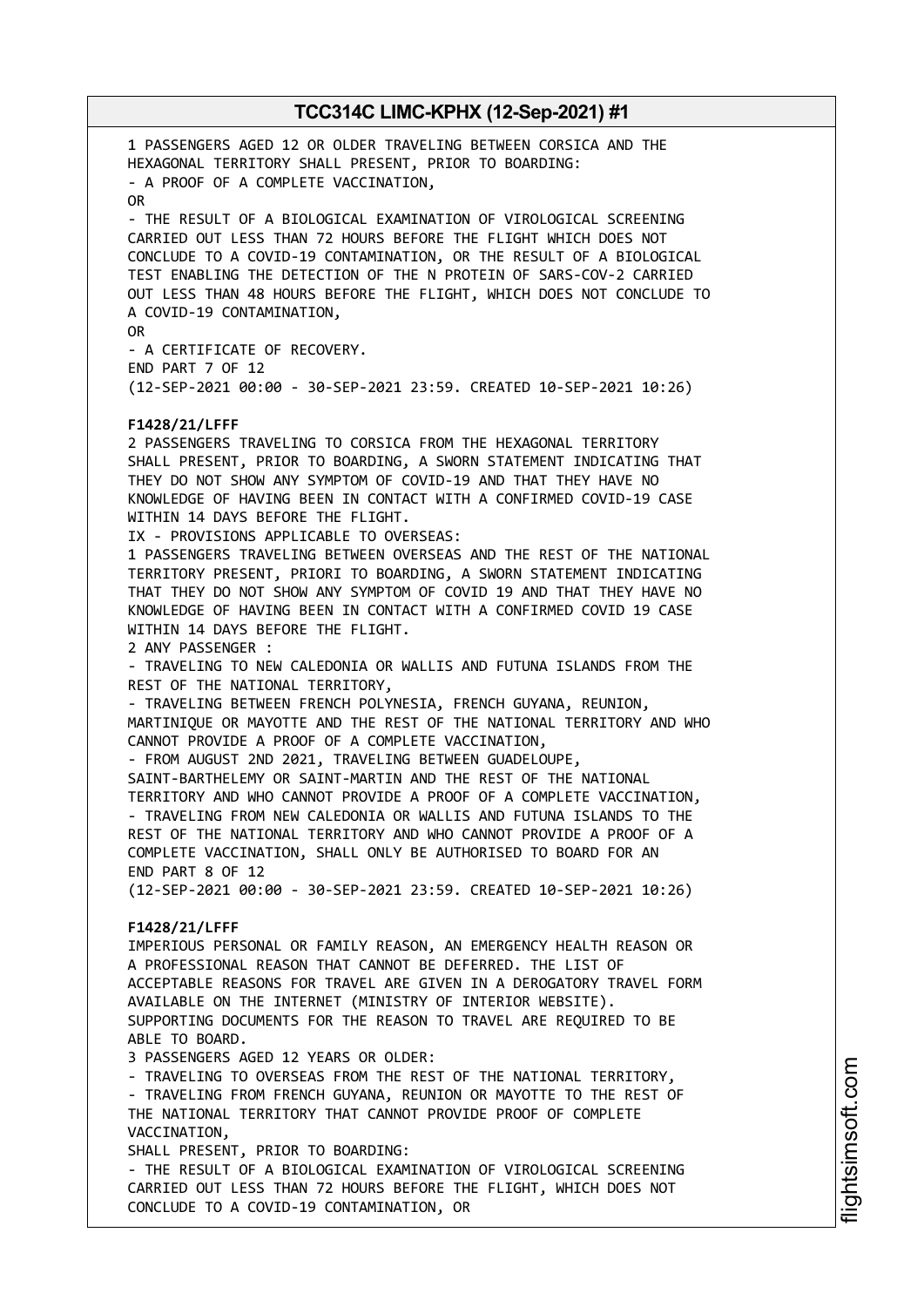1 PASSENGERS AGED 12 OR OLDER TRAVELING BETWEEN CORSICA AND THE HEXAGONAL TERRITORY SHALL PRESENT, PRIOR TO BOARDING:
- A PROOF OF A COMPLETE VACCINATION,
OR
- THE RESULT OF A BIOLOGICAL EXAMINATION OF VIROLOGICAL SCREENING CARRIED OUT LESS THAN 72 HOURS BEFORE THE FLIGHT WHICH DOES NOT CONCLUDE TO A COVID-19 CONTAMINATION, OR THE RESULT OF A BIOLOGICAL TEST ENABLING THE DETECTION OF THE N PROTEIN OF SARS-COV-2 CARRIED OUT LESS THAN 48 HOURS BEFORE THE FLIGHT, WHICH DOES NOT CONCLUDE TO A COVID-19 CONTAMINATION,
OR
- A CERTIFICATE OF RECOVERY.
END PART 7 OF 12
(12-SEP-2021 00:00 - 30-SEP-2021 23:59. CREATED 10-SEP-2021 10:26)

**F1428/21/LFFF**
2 PASSENGERS TRAVELING TO CORSICA FROM THE HEXAGONAL TERRITORY SHALL PRESENT, PRIOR TO BOARDING, A SWORN STATEMENT INDICATING THAT THEY DO NOT SHOW ANY SYMPTOM OF COVID-19 AND THAT THEY HAVE NO KNOWLEDGE OF HAVING BEEN IN CONTACT WITH A CONFIRMED COVID-19 CASE WITHIN 14 DAYS BEFORE THE FLIGHT.
IX - PROVISIONS APPLICABLE TO OVERSEAS:
1 PASSENGERS TRAVELING BETWEEN OVERSEAS AND THE REST OF THE NATIONAL TERRITORY PRESENT, PRIORI TO BOARDING, A SWORN STATEMENT INDICATING THAT THEY DO NOT SHOW ANY SYMPTOM OF COVID 19 AND THAT THEY HAVE NO KNOWLEDGE OF HAVING BEEN IN CONTACT WITH A CONFIRMED COVID 19 CASE WITHIN 14 DAYS BEFORE THE FLIGHT.
2 ANY PASSENGER :
- TRAVELING TO NEW CALEDONIA OR WALLIS AND FUTUNA ISLANDS FROM THE REST OF THE NATIONAL TERRITORY,
- TRAVELING BETWEEN FRENCH POLYNESIA, FRENCH GUYANA, REUNION, MARTINIQUE OR MAYOTTE AND THE REST OF THE NATIONAL TERRITORY AND WHO CANNOT PROVIDE A PROOF OF A COMPLETE VACCINATION,
- FROM AUGUST 2ND 2021, TRAVELING BETWEEN GUADELOUPE, SAINT-BARTHELEMY OR SAINT-MARTIN AND THE REST OF THE NATIONAL TERRITORY AND WHO CANNOT PROVIDE A PROOF OF A COMPLETE VACCINATION,
- TRAVELING FROM NEW CALEDONIA OR WALLIS AND FUTUNA ISLANDS TO THE REST OF THE NATIONAL TERRITORY AND WHO CANNOT PROVIDE A PROOF OF A COMPLETE VACCINATION, SHALL ONLY BE AUTHORISED TO BOARD FOR AN
END PART 8 OF 12
(12-SEP-2021 00:00 - 30-SEP-2021 23:59. CREATED 10-SEP-2021 10:26)

**F1428/21/LFFF**
IMPERIOUS PERSONAL OR FAMILY REASON, AN EMERGENCY HEALTH REASON OR A PROFESSIONAL REASON THAT CANNOT BE DEFERRED. THE LIST OF ACCEPTABLE REASONS FOR TRAVEL ARE GIVEN IN A DEROGATORY TRAVEL FORM AVAILABLE ON THE INTERNET (MINISTRY OF INTERIOR WEBSITE).
SUPPORTING DOCUMENTS FOR THE REASON TO TRAVEL ARE REQUIRED TO BE ABLE TO BOARD.
3 PASSENGERS AGED 12 YEARS OR OLDER:
- TRAVELING TO OVERSEAS FROM THE REST OF THE NATIONAL TERRITORY,
- TRAVELING FROM FRENCH GUYANA, REUNION OR MAYOTTE TO THE REST OF THE NATIONAL TERRITORY THAT CANNOT PROVIDE PROOF OF COMPLETE VACCINATION,
SHALL PRESENT, PRIOR TO BOARDING:
- THE RESULT OF A BIOLOGICAL EXAMINATION OF VIROLOGICAL SCREENING CARRIED OUT LESS THAN 72 HOURS BEFORE THE FLIGHT, WHICH DOES NOT CONCLUDE TO A COVID-19 CONTAMINATION, OR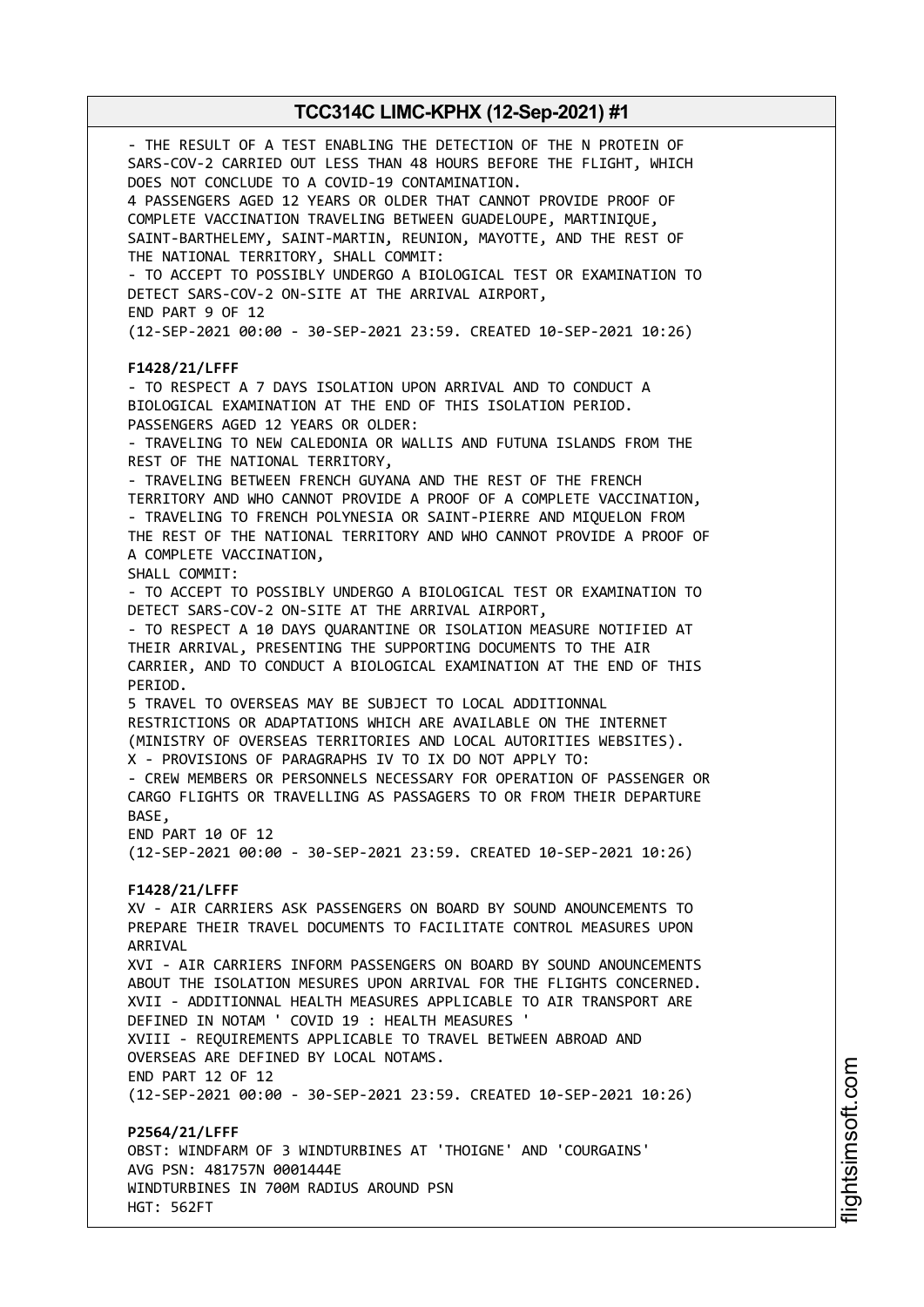- THE RESULT OF A TEST ENABLING THE DETECTION OF THE N PROTEIN OF SARS-COV-2 CARRIED OUT LESS THAN 48 HOURS BEFORE THE FLIGHT, WHICH DOES NOT CONCLUDE TO A COVID-19 CONTAMINATION.
4 PASSENGERS AGED 12 YEARS OR OLDER THAT CANNOT PROVIDE PROOF OF COMPLETE VACCINATION TRAVELING BETWEEN GUADELOUPE, MARTINIQUE, SAINT-BARTHELEMY, SAINT-MARTIN, REUNION, MAYOTTE, AND THE REST OF THE NATIONAL TERRITORY, SHALL COMMIT:
- TO ACCEPT TO POSSIBLY UNDERGO A BIOLOGICAL TEST OR EXAMINATION TO DETECT SARS-COV-2 ON-SITE AT THE ARRIVAL AIRPORT,
END PART 9 OF 12
(12-SEP-2021 00:00 - 30-SEP-2021 23:59. CREATED 10-SEP-2021 10:26)

**F1428/21/LFFF**
- TO RESPECT A 7 DAYS ISOLATION UPON ARRIVAL AND TO CONDUCT A BIOLOGICAL EXAMINATION AT THE END OF THIS ISOLATION PERIOD.
PASSENGERS AGED 12 YEARS OR OLDER:
- TRAVELING TO NEW CALEDONIA OR WALLIS AND FUTUNA ISLANDS FROM THE REST OF THE NATIONAL TERRITORY,
- TRAVELING BETWEEN FRENCH GUYANA AND THE REST OF THE FRENCH TERRITORY AND WHO CANNOT PROVIDE A PROOF OF A COMPLETE VACCINATION,
- TRAVELING TO FRENCH POLYNESIA OR SAINT-PIERRE AND MIQUELON FROM THE REST OF THE NATIONAL TERRITORY AND WHO CANNOT PROVIDE A PROOF OF A COMPLETE VACCINATION,
SHALL COMMIT:
- TO ACCEPT TO POSSIBLY UNDERGO A BIOLOGICAL TEST OR EXAMINATION TO DETECT SARS-COV-2 ON-SITE AT THE ARRIVAL AIRPORT,
- TO RESPECT A 10 DAYS QUARANTINE OR ISOLATION MEASURE NOTIFIED AT THEIR ARRIVAL, PRESENTING THE SUPPORTING DOCUMENTS TO THE AIR CARRIER, AND TO CONDUCT A BIOLOGICAL EXAMINATION AT THE END OF THIS PERIOD.
5 TRAVEL TO OVERSEAS MAY BE SUBJECT TO LOCAL ADDITIONNAL RESTRICTIONS OR ADAPTATIONS WHICH ARE AVAILABLE ON THE INTERNET (MINISTRY OF OVERSEAS TERRITORIES AND LOCAL AUTORITIES WEBSITES).
X - PROVISIONS OF PARAGRAPHS IV TO IX DO NOT APPLY TO:
- CREW MEMBERS OR PERSONNELS NECESSARY FOR OPERATION OF PASSENGER OR CARGO FLIGHTS OR TRAVELLING AS PASSAGERS TO OR FROM THEIR DEPARTURE BASE,
END PART 10 OF 12
(12-SEP-2021 00:00 - 30-SEP-2021 23:59. CREATED 10-SEP-2021 10:26)

**F1428/21/LFFF**
XV - AIR CARRIERS ASK PASSENGERS ON BOARD BY SOUND ANOUNCEMENTS TO PREPARE THEIR TRAVEL DOCUMENTS TO FACILITATE CONTROL MEASURES UPON ARRIVAL
XVI - AIR CARRIERS INFORM PASSENGERS ON BOARD BY SOUND ANOUNCEMENTS ABOUT THE ISOLATION MESURES UPON ARRIVAL FOR THE FLIGHTS CONCERNED.
XVII - ADDITIONNAL HEALTH MEASURES APPLICABLE TO AIR TRANSPORT ARE DEFINED IN NOTAM ' COVID 19 : HEALTH MEASURES '
XVIII - REQUIREMENTS APPLICABLE TO TRAVEL BETWEEN ABROAD AND OVERSEAS ARE DEFINED BY LOCAL NOTAMS.
END PART 12 OF 12
(12-SEP-2021 00:00 - 30-SEP-2021 23:59. CREATED 10-SEP-2021 10:26)

**P2564/21/LFFF**
OBST: WINDFARM OF 3 WINDTURBINES AT 'THOIGNE' AND 'COURGAINS'
AVG PSN: 481757N 0001444E
WINDTURBINES IN 700M RADIUS AROUND PSN
HGT: 562FT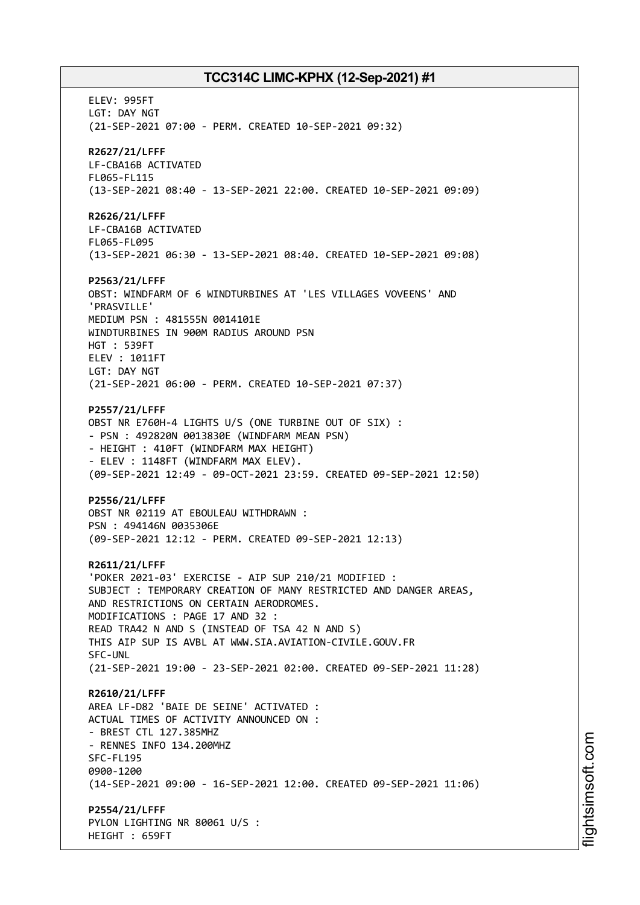ELEV: 995FT
LGT: DAY NGT
(21-SEP-2021 07:00 - PERM. CREATED 10-SEP-2021 09:32)

**R2627/21/LFFF**
LF-CBA16B ACTIVATED
FL065-FL115
(13-SEP-2021 08:40 - 13-SEP-2021 22:00. CREATED 10-SEP-2021 09:09)

**R2626/21/LFFF**
LF-CBA16B ACTIVATED
FL065-FL095
(13-SEP-2021 06:30 - 13-SEP-2021 08:40. CREATED 10-SEP-2021 09:08)

**P2563/21/LFFF**
OBST: WINDFARM OF 6 WINDTURBINES AT 'LES VILLAGES VOVEENS' AND 'PRASVILLE'
MEDIUM PSN : 481555N 0014101E
WINDTURBINES IN 900M RADIUS AROUND PSN
HGT : 539FT
ELEV : 1011FT
LGT: DAY NGT
(21-SEP-2021 06:00 - PERM. CREATED 10-SEP-2021 07:37)

**P2557/21/LFFF**
OBST NR E760H-4 LIGHTS U/S (ONE TURBINE OUT OF SIX) :
- PSN : 492820N 0013830E (WINDFARM MEAN PSN)
- HEIGHT : 410FT (WINDFARM MAX HEIGHT)
- ELEV : 1148FT (WINDFARM MAX ELEV).
(09-SEP-2021 12:49 - 09-OCT-2021 23:59. CREATED 09-SEP-2021 12:50)

**P2556/21/LFFF**
OBST NR 02119 AT EBOULEAU WITHDRAWN :
PSN : 494146N 0035306E
(09-SEP-2021 12:12 - PERM. CREATED 09-SEP-2021 12:13)

**R2611/21/LFFF**
'POKER 2021-03' EXERCISE - AIP SUP 210/21 MODIFIED :
SUBJECT : TEMPORARY CREATION OF MANY RESTRICTED AND DANGER AREAS, AND RESTRICTIONS ON CERTAIN AERODROMES.
MODIFICATIONS : PAGE 17 AND 32 :
READ TRA42 N AND S (INSTEAD OF TSA 42 N AND S)
THIS AIP SUP IS AVBL AT WWW.SIA.AVIATION-CIVILE.GOUV.FR
SFC-UNL
(21-SEP-2021 19:00 - 23-SEP-2021 02:00. CREATED 09-SEP-2021 11:28)

**R2610/21/LFFF**
AREA LF-D82 'BAIE DE SEINE' ACTIVATED :
ACTUAL TIMES OF ACTIVITY ANNOUNCED ON :
- BREST CTL 127.385MHZ
- RENNES INFO 134.200MHZ
SFC-FL195
0900-1200
(14-SEP-2021 09:00 - 16-SEP-2021 12:00. CREATED 09-SEP-2021 11:06)

**P2554/21/LFFF**
PYLON LIGHTING NR 80061 U/S :
HEIGHT : 659FT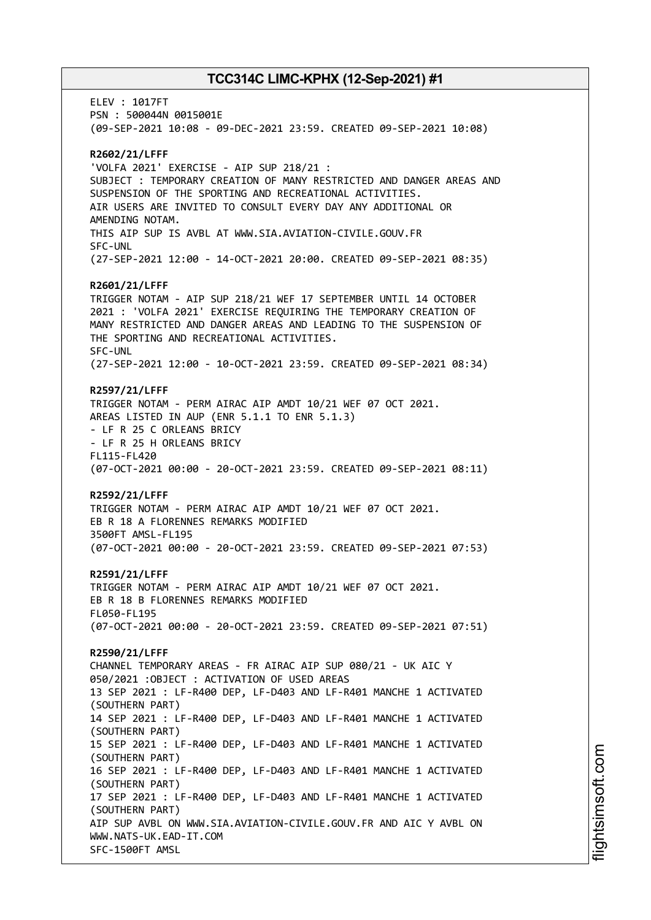ELEV : 1017FT
PSN : 500044N 0015001E
(09-SEP-2021 10:08 - 09-DEC-2021 23:59. CREATED 09-SEP-2021 10:08)

**R2602/21/LFFF**
'VOLFA 2021' EXERCISE - AIP SUP 218/21 :
SUBJECT : TEMPORARY CREATION OF MANY RESTRICTED AND DANGER AREAS AND SUSPENSION OF THE SPORTING AND RECREATIONAL ACTIVITIES.
AIR USERS ARE INVITED TO CONSULT EVERY DAY ANY ADDITIONAL OR AMENDING NOTAM.
THIS AIP SUP IS AVBL AT WWW.SIA.AVIATION-CIVILE.GOUV.FR
SFC-UNL
(27-SEP-2021 12:00 - 14-OCT-2021 20:00. CREATED 09-SEP-2021 08:35)

**R2601/21/LFFF**
TRIGGER NOTAM - AIP SUP 218/21 WEF 17 SEPTEMBER UNTIL 14 OCTOBER 2021 : 'VOLFA 2021' EXERCISE REQUIRING THE TEMPORARY CREATION OF MANY RESTRICTED AND DANGER AREAS AND LEADING TO THE SUSPENSION OF THE SPORTING AND RECREATIONAL ACTIVITIES.
SFC-UNL
(27-SEP-2021 12:00 - 10-OCT-2021 23:59. CREATED 09-SEP-2021 08:34)

**R2597/21/LFFF**
TRIGGER NOTAM - PERM AIRAC AIP AMDT 10/21 WEF 07 OCT 2021.
AREAS LISTED IN AUP (ENR 5.1.1 TO ENR 5.1.3)
- LF R 25 C ORLEANS BRICY
- LF R 25 H ORLEANS BRICY
FL115-FL420
(07-OCT-2021 00:00 - 20-OCT-2021 23:59. CREATED 09-SEP-2021 08:11)

**R2592/21/LFFF**
TRIGGER NOTAM - PERM AIRAC AIP AMDT 10/21 WEF 07 OCT 2021.
EB R 18 A FLORENNES REMARKS MODIFIED
3500FT AMSL-FL195
(07-OCT-2021 00:00 - 20-OCT-2021 23:59. CREATED 09-SEP-2021 07:53)

**R2591/21/LFFF**
TRIGGER NOTAM - PERM AIRAC AIP AMDT 10/21 WEF 07 OCT 2021.
EB R 18 B FLORENNES REMARKS MODIFIED
FL050-FL195
(07-OCT-2021 00:00 - 20-OCT-2021 23:59. CREATED 09-SEP-2021 07:51)

**R2590/21/LFFF**
CHANNEL TEMPORARY AREAS - FR AIRAC AIP SUP 080/21 - UK AIC Y 050/2021 :OBJECT : ACTIVATION OF USED AREAS
13 SEP 2021 : LF-R400 DEP, LF-D403 AND LF-R401 MANCHE 1 ACTIVATED (SOUTHERN PART)
14 SEP 2021 : LF-R400 DEP, LF-D403 AND LF-R401 MANCHE 1 ACTIVATED (SOUTHERN PART)
15 SEP 2021 : LF-R400 DEP, LF-D403 AND LF-R401 MANCHE 1 ACTIVATED (SOUTHERN PART)
16 SEP 2021 : LF-R400 DEP, LF-D403 AND LF-R401 MANCHE 1 ACTIVATED (SOUTHERN PART)
17 SEP 2021 : LF-R400 DEP, LF-D403 AND LF-R401 MANCHE 1 ACTIVATED (SOUTHERN PART)
AIP SUP AVBL ON WWW.SIA.AVIATION-CIVILE.GOUV.FR AND AIC Y AVBL ON WWW.NATS-UK.EAD-IT.COM
SFC-1500FT AMSL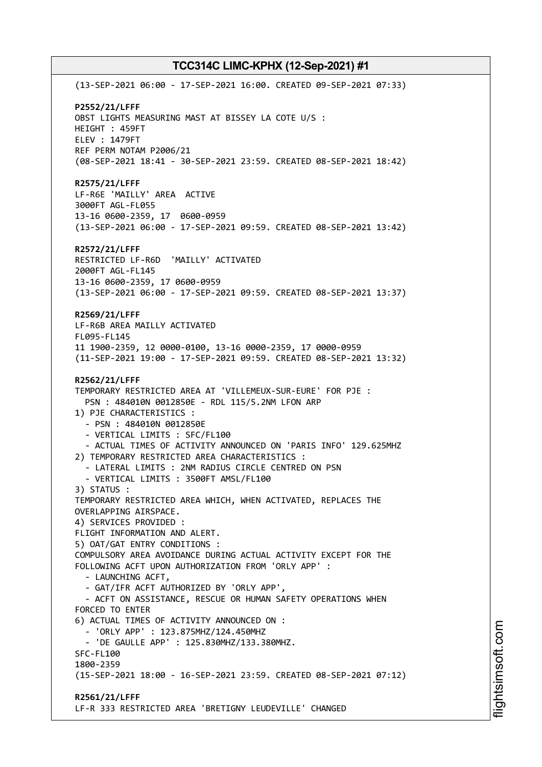(13-SEP-2021 06:00 - 17-SEP-2021 16:00. CREATED 09-SEP-2021 07:33)

**P2552/21/LFFF**
OBST LIGHTS MEASURING MAST AT BISSEY LA COTE U/S :
HEIGHT : 459FT
ELEV : 1479FT
REF PERM NOTAM P2006/21
(08-SEP-2021 18:41 - 30-SEP-2021 23:59. CREATED 08-SEP-2021 18:42)

**R2575/21/LFFF**
LF-R6E 'MAILLY' AREA ACTIVE
3000FT AGL-FL055
13-16 0600-2359, 17 0600-0959
(13-SEP-2021 06:00 - 17-SEP-2021 09:59. CREATED 08-SEP-2021 13:42)

**R2572/21/LFFF**
RESTRICTED LF-R6D 'MAILLY' ACTIVATED
2000FT AGL-FL145
13-16 0600-2359, 17 0600-0959
(13-SEP-2021 06:00 - 17-SEP-2021 09:59. CREATED 08-SEP-2021 13:37)

**R2569/21/LFFF**
LF-R6B AREA MAILLY ACTIVATED
FL095-FL145
11 1900-2359, 12 0000-0100, 13-16 0000-2359, 17 0000-0959
(11-SEP-2021 19:00 - 17-SEP-2021 09:59. CREATED 08-SEP-2021 13:32)

**R2562/21/LFFF**
TEMPORARY RESTRICTED AREA AT 'VILLEMEUX-SUR-EURE' FOR PJE :
PSN : 484010N 0012850E - RDL 115/5.2NM LFON ARP
1) PJE CHARACTERISTICS :
- PSN : 484010N 0012850E
- VERTICAL LIMITS : SFC/FL100
- ACTUAL TIMES OF ACTIVITY ANNOUNCED ON 'PARIS INFO' 129.625MHZ
2) TEMPORARY RESTRICTED AREA CHARACTERISTICS :
- LATERAL LIMITS : 2NM RADIUS CIRCLE CENTRED ON PSN
- VERTICAL LIMITS : 3500FT AMSL/FL100
3) STATUS :
TEMPORARY RESTRICTED AREA WHICH, WHEN ACTIVATED, REPLACES THE OVERLAPPING AIRSPACE.
4) SERVICES PROVIDED :
FLIGHT INFORMATION AND ALERT.
5) OAT/GAT ENTRY CONDITIONS :
COMPULSORY AREA AVOIDANCE DURING ACTUAL ACTIVITY EXCEPT FOR THE FOLLOWING ACFT UPON AUTHORIZATION FROM 'ORLY APP' :
- LAUNCHING ACFT,
- GAT/IFR ACFT AUTHORIZED BY 'ORLY APP',
- ACFT ON ASSISTANCE, RESCUE OR HUMAN SAFETY OPERATIONS WHEN FORCED TO ENTER
6) ACTUAL TIMES OF ACTIVITY ANNOUNCED ON :
- 'ORLY APP' : 123.875MHZ/124.450MHZ
- 'DE GAULLE APP' : 125.830MHZ/133.380MHZ.
SFC-FL100
1800-2359
(15-SEP-2021 18:00 - 16-SEP-2021 23:59. CREATED 08-SEP-2021 07:12)

**R2561/21/LFFF**
LF-R 333 RESTRICTED AREA 'BRETIGNY LEUDEVILLE' CHANGED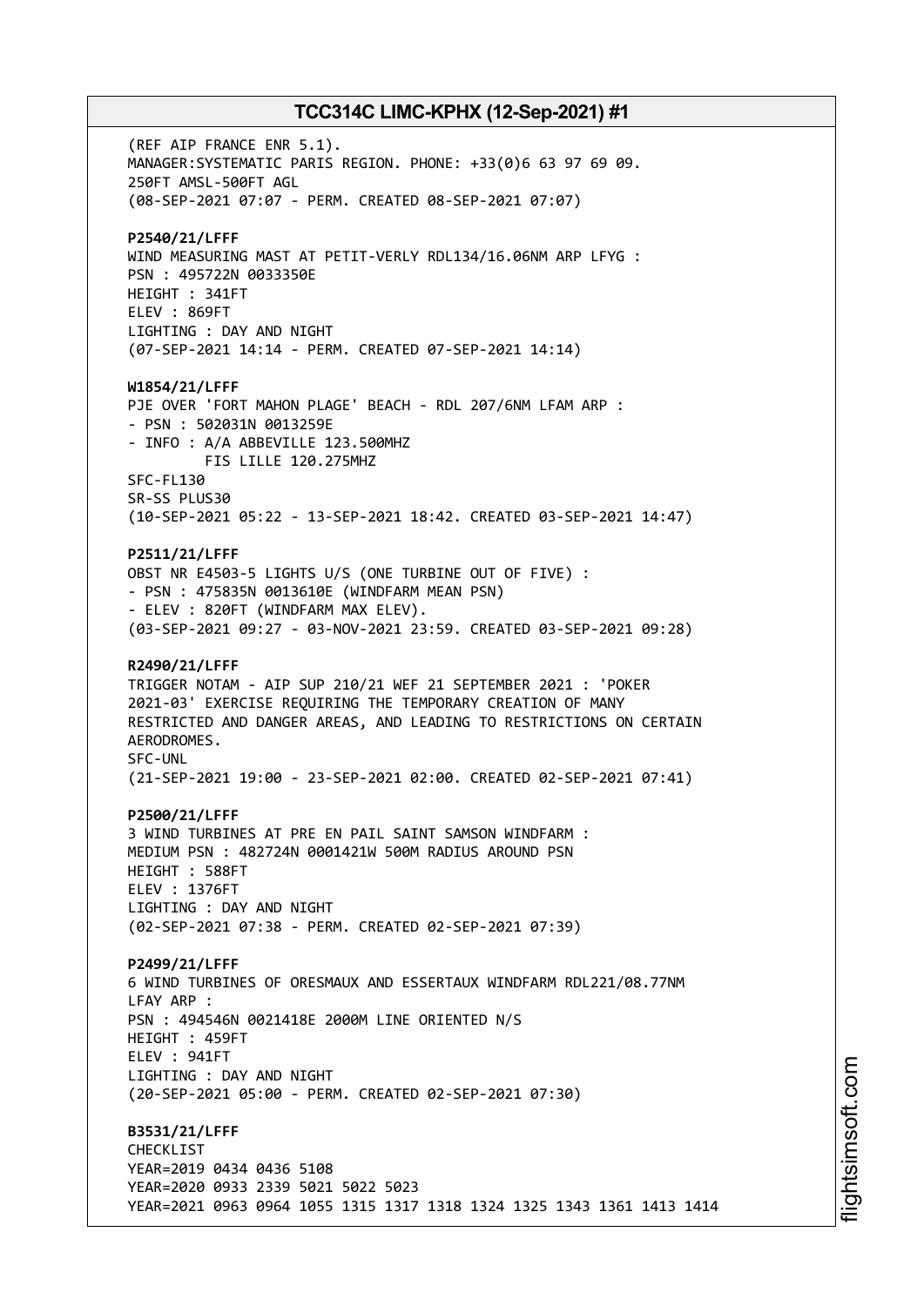(REF AIP FRANCE ENR 5.1).
MANAGER:SYSTEMATIC PARIS REGION. PHONE: +33(0)6 63 97 69 09.
250FT AMSL-500FT AGL
(08-SEP-2021 07:07 - PERM. CREATED 08-SEP-2021 07:07)

**P2540/21/LFFF**
WIND MEASURING MAST AT PETIT-VERLY RDL134/16.06NM ARP LFYG :
PSN : 495722N 0033350E
HEIGHT : 341FT
ELEV : 869FT
LIGHTING : DAY AND NIGHT
(07-SEP-2021 14:14 - PERM. CREATED 07-SEP-2021 14:14)

**W1854/21/LFFF**
PJE OVER 'FORT MAHON PLAGE' BEACH - RDL 207/6NM LFAM ARP :
- PSN : 502031N 0013259E
- INFO : A/A ABBEVILLE 123.500MHZ
FIS LILLE 120.275MHZ
SFC-FL130
SR-SS PLUS30
(10-SEP-2021 05:22 - 13-SEP-2021 18:42. CREATED 03-SEP-2021 14:47)

**P2511/21/LFFF**
OBST NR E4503-5 LIGHTS U/S (ONE TURBINE OUT OF FIVE) :
- PSN : 475835N 0013610E (WINDFARM MEAN PSN)
- ELEV : 820FT (WINDFARM MAX ELEV).
(03-SEP-2021 09:27 - 03-NOV-2021 23:59. CREATED 03-SEP-2021 09:28)

**R2490/21/LFFF**
TRIGGER NOTAM - AIP SUP 210/21 WEF 21 SEPTEMBER 2021 : 'POKER 2021-03' EXERCISE REQUIRING THE TEMPORARY CREATION OF MANY RESTRICTED AND DANGER AREAS, AND LEADING TO RESTRICTIONS ON CERTAIN AERODROMES.
SFC-UNL
(21-SEP-2021 19:00 - 23-SEP-2021 02:00. CREATED 02-SEP-2021 07:41)

**P2500/21/LFFF**
3 WIND TURBINES AT PRE EN PAIL SAINT SAMSON WINDFARM :
MEDIUM PSN : 482724N 0001421W 500M RADIUS AROUND PSN
HEIGHT : 588FT
ELEV : 1376FT
LIGHTING : DAY AND NIGHT
(02-SEP-2021 07:38 - PERM. CREATED 02-SEP-2021 07:39)

**P2499/21/LFFF**
6 WIND TURBINES OF ORESMAUX AND ESSERTAUX WINDFARM RDL221/08.77NM LFAY ARP :
PSN : 494546N 0021418E 2000M LINE ORIENTED N/S
HEIGHT : 459FT
ELEV : 941FT
LIGHTING : DAY AND NIGHT
(20-SEP-2021 05:00 - PERM. CREATED 02-SEP-2021 07:30)

**B3531/21/LFFF**
CHECKLIST
YEAR=2019 0434 0436 5108
YEAR=2020 0933 2339 5021 5022 5023
YEAR=2021 0963 0964 1055 1315 1317 1318 1324 1325 1343 1361 1413 1414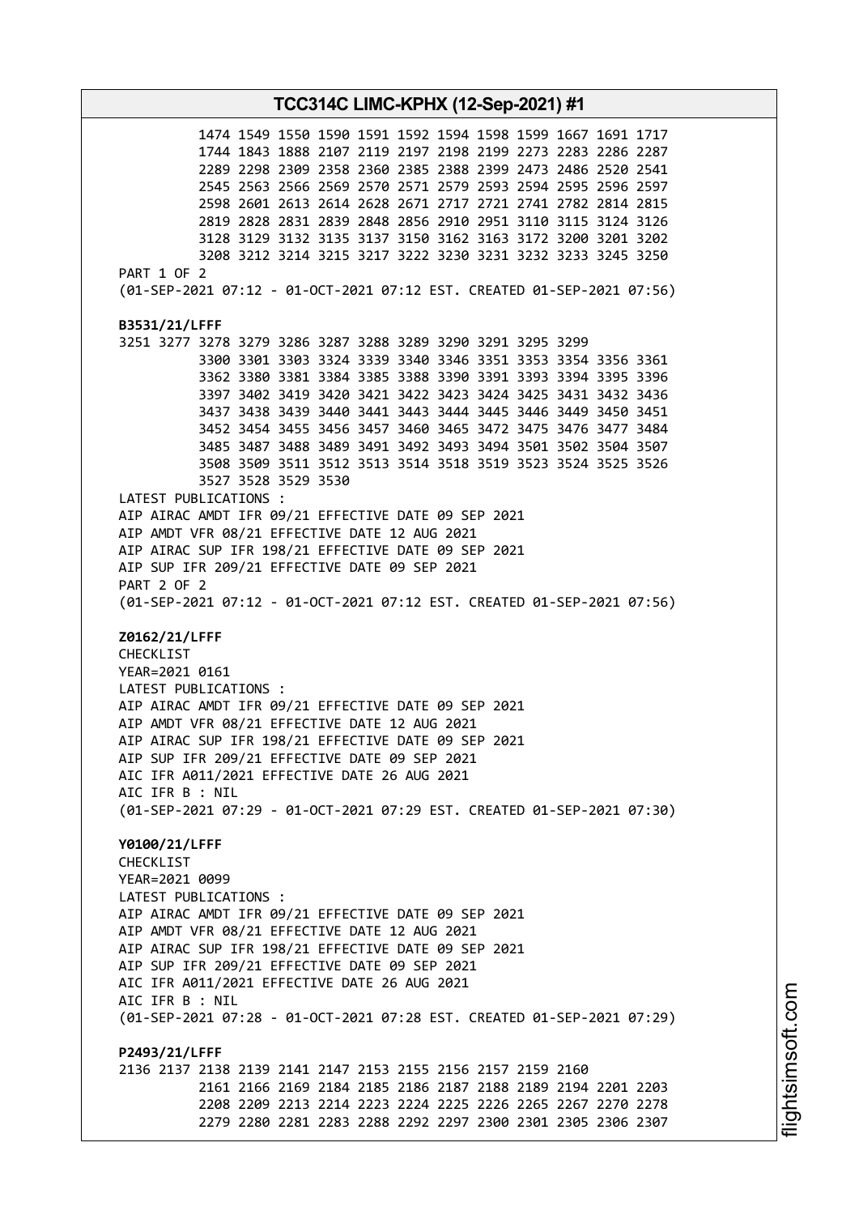1474 1549 1550 1590 1591 1592 1594 1598 1599 1667 1691 1717
1744 1843 1888 2107 2119 2197 2198 2199 2273 2283 2286 2287
2289 2298 2309 2358 2360 2385 2388 2399 2473 2486 2520 2541
2545 2563 2566 2569 2570 2571 2579 2593 2594 2595 2596 2597
2598 2601 2613 2614 2628 2671 2717 2721 2741 2782 2814 2815
2819 2828 2831 2839 2848 2856 2910 2951 3110 3115 3124 3126
3128 3129 3132 3135 3137 3150 3162 3163 3172 3200 3201 3202
3208 3212 3214 3215 3217 3222 3230 3231 3232 3233 3245 3250
PART 1 OF 2
(01-SEP-2021 07:12 - 01-OCT-2021 07:12 EST. CREATED 01-SEP-2021 07:56)

**B3531/21/LFFF**
3251 3277 3278 3279 3286 3287 3288 3289 3290 3291 3295 3299
3300 3301 3303 3324 3339 3340 3346 3351 3353 3354 3356 3361
3362 3380 3381 3384 3385 3388 3390 3391 3393 3394 3395 3396
3397 3402 3419 3420 3421 3422 3423 3424 3425 3431 3432 3436
3437 3438 3439 3440 3441 3443 3444 3445 3446 3449 3450 3451
3452 3454 3455 3456 3457 3460 3465 3472 3475 3476 3477 3484
3485 3487 3488 3489 3491 3492 3493 3494 3501 3502 3504 3507
3508 3509 3511 3512 3513 3514 3518 3519 3523 3524 3525 3526
3527 3528 3529 3530
LATEST PUBLICATIONS :
AIP AIRAC AMDT IFR 09/21 EFFECTIVE DATE 09 SEP 2021
AIP AMDT VFR 08/21 EFFECTIVE DATE 12 AUG 2021
AIP AIRAC SUP IFR 198/21 EFFECTIVE DATE 09 SEP 2021
AIP SUP IFR 209/21 EFFECTIVE DATE 09 SEP 2021
PART 2 OF 2
(01-SEP-2021 07:12 - 01-OCT-2021 07:12 EST. CREATED 01-SEP-2021 07:56)

**Z0162/21/LFFF**
CHECKLIST
YEAR=2021 0161
LATEST PUBLICATIONS :
AIP AIRAC AMDT IFR 09/21 EFFECTIVE DATE 09 SEP 2021
AIP AMDT VFR 08/21 EFFECTIVE DATE 12 AUG 2021
AIP AIRAC SUP IFR 198/21 EFFECTIVE DATE 09 SEP 2021
AIP SUP IFR 209/21 EFFECTIVE DATE 09 SEP 2021
AIC IFR A011/2021 EFFECTIVE DATE 26 AUG 2021
AIC IFR B : NIL
(01-SEP-2021 07:29 - 01-OCT-2021 07:29 EST. CREATED 01-SEP-2021 07:30)

**Y0100/21/LFFF**
CHECKLIST
YEAR=2021 0099
LATEST PUBLICATIONS :
AIP AIRAC AMDT IFR 09/21 EFFECTIVE DATE 09 SEP 2021
AIP AMDT VFR 08/21 EFFECTIVE DATE 12 AUG 2021
AIP AIRAC SUP IFR 198/21 EFFECTIVE DATE 09 SEP 2021
AIP SUP IFR 209/21 EFFECTIVE DATE 09 SEP 2021
AIC IFR A011/2021 EFFECTIVE DATE 26 AUG 2021
AIC IFR B : NIL
(01-SEP-2021 07:28 - 01-OCT-2021 07:28 EST. CREATED 01-SEP-2021 07:29)

**P2493/21/LFFF**
2136 2137 2138 2139 2141 2147 2153 2155 2156 2157 2159 2160
2161 2166 2169 2184 2185 2186 2187 2188 2189 2194 2201 2203
2208 2209 2213 2214 2223 2224 2225 2226 2265 2267 2270 2278
2279 2280 2281 2283 2288 2292 2297 2300 2301 2305 2306 2307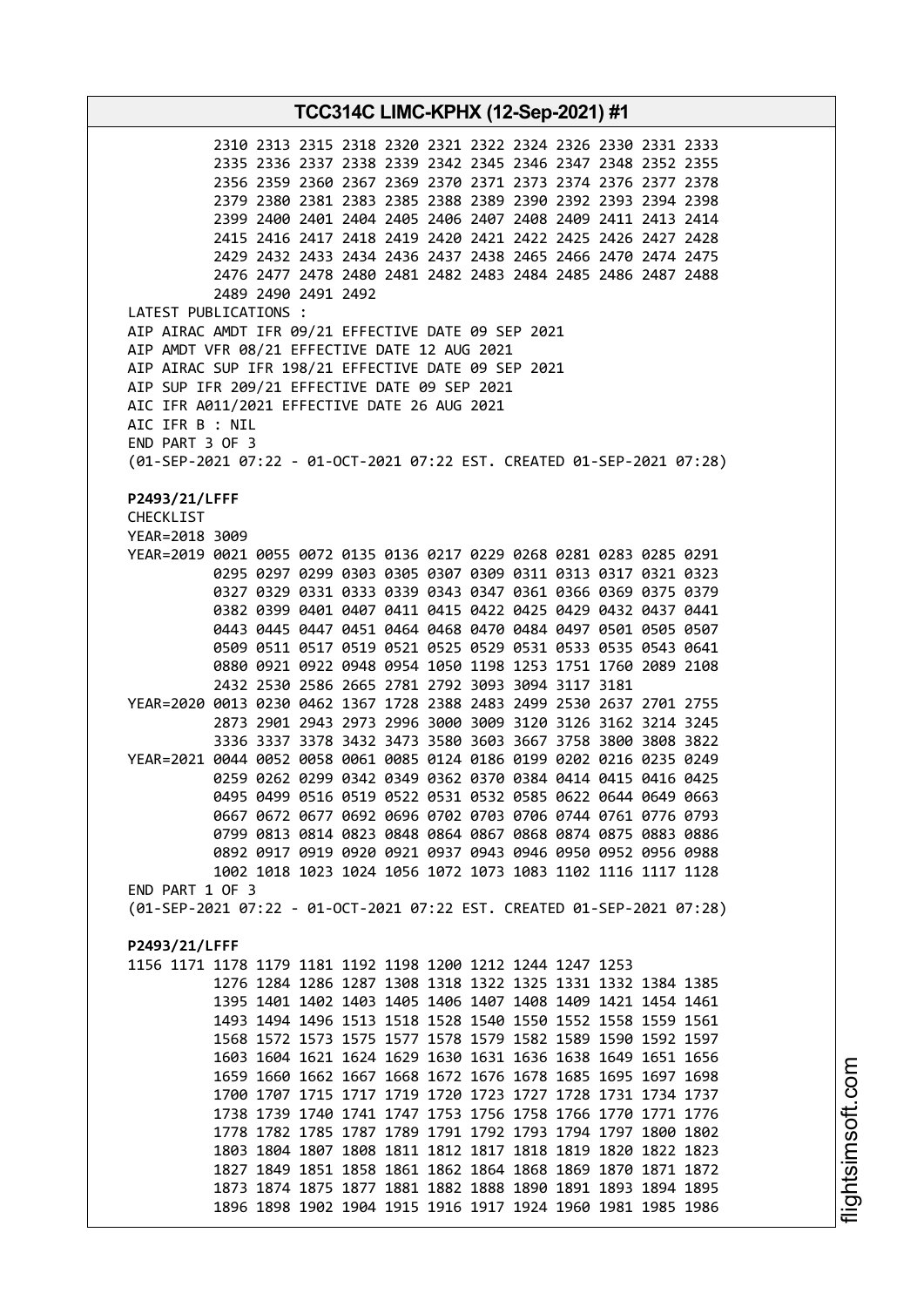2310 2313 2315 2318 2320 2321 2322 2324 2326 2330 2331 2333
2335 2336 2337 2338 2339 2342 2345 2346 2347 2348 2352 2355
2356 2359 2360 2367 2369 2370 2371 2373 2374 2376 2377 2378
2379 2380 2381 2383 2385 2388 2389 2390 2392 2393 2394 2398
2399 2400 2401 2404 2405 2406 2407 2408 2409 2411 2413 2414
2415 2416 2417 2418 2419 2420 2421 2422 2425 2426 2427 2428
2429 2432 2433 2434 2436 2437 2438 2465 2466 2470 2474 2475
2476 2477 2478 2480 2481 2482 2483 2484 2485 2486 2487 2488
2489 2490 2491 2492

LATEST PUBLICATIONS :
AIP AIRAC AMDT IFR 09/21 EFFECTIVE DATE 09 SEP 2021
AIP AMDT VFR 08/21 EFFECTIVE DATE 12 AUG 2021
AIP AIRAC SUP IFR 198/21 EFFECTIVE DATE 09 SEP 2021
AIP SUP IFR 209/21 EFFECTIVE DATE 09 SEP 2021
AIC IFR A011/2021 EFFECTIVE DATE 26 AUG 2021
AIC IFR B : NIL
END PART 3 OF 3
(01-SEP-2021 07:22 - 01-OCT-2021 07:22 EST. CREATED 01-SEP-2021 07:28)

**P2493/21/LFFF**
CHECKLIST
YEAR=2018 3009
YEAR=2019 0021 0055 0072 0135 0136 0217 0229 0268 0281 0283 0285 0291
0295 0297 0299 0303 0305 0307 0309 0311 0313 0317 0321 0323
0327 0329 0331 0333 0339 0343 0347 0361 0366 0369 0375 0379
0382 0399 0401 0407 0411 0415 0422 0425 0429 0432 0437 0441
0443 0445 0447 0451 0464 0468 0470 0484 0497 0501 0505 0507
0509 0511 0517 0519 0521 0525 0529 0531 0533 0535 0543 0641
0880 0921 0922 0948 0954 1050 1198 1253 1751 1760 2089 2108
2432 2530 2586 2665 2781 2792 3093 3094 3117 3181
YEAR=2020 0013 0230 0462 1367 1728 2388 2483 2499 2530 2637 2701 2755
2873 2901 2943 2973 2996 3000 3009 3120 3126 3162 3214 3245
3336 3337 3378 3432 3473 3580 3603 3667 3758 3800 3808 3822
YEAR=2021 0044 0052 0058 0061 0085 0124 0186 0199 0202 0216 0235 0249
0259 0262 0299 0342 0349 0362 0370 0384 0414 0415 0416 0425
0495 0499 0516 0519 0522 0531 0532 0585 0622 0644 0649 0663
0667 0672 0677 0692 0696 0702 0703 0706 0744 0761 0776 0793
0799 0813 0814 0823 0848 0864 0867 0868 0874 0875 0883 0886
0892 0917 0919 0920 0921 0937 0943 0946 0950 0952 0956 0988
1002 1018 1023 1024 1056 1072 1073 1083 1102 1116 1117 1128
END PART 1 OF 3
(01-SEP-2021 07:22 - 01-OCT-2021 07:22 EST. CREATED 01-SEP-2021 07:28)

**P2493/21/LFFF**
1156 1171 1178 1179 1181 1192 1198 1200 1212 1244 1247 1253
1276 1284 1286 1287 1308 1318 1322 1325 1331 1332 1384 1385
1395 1401 1402 1403 1405 1406 1407 1408 1409 1421 1454 1461
1493 1494 1496 1513 1518 1528 1540 1550 1552 1558 1559 1561
1568 1572 1573 1575 1577 1578 1579 1582 1589 1590 1592 1597
1603 1604 1621 1624 1629 1630 1631 1636 1638 1649 1651 1656
1659 1660 1662 1667 1668 1672 1676 1678 1685 1695 1697 1698
1700 1707 1715 1717 1719 1720 1723 1727 1728 1731 1734 1737
1738 1739 1740 1741 1747 1753 1756 1758 1766 1770 1771 1776
1778 1782 1785 1787 1789 1791 1792 1793 1794 1797 1800 1802
1803 1804 1807 1808 1811 1812 1817 1818 1819 1820 1822 1823
1827 1849 1851 1858 1861 1862 1864 1868 1869 1870 1871 1872
1873 1874 1875 1877 1881 1882 1888 1890 1891 1893 1894 1895
1896 1898 1902 1904 1915 1916 1917 1924 1960 1981 1985 1986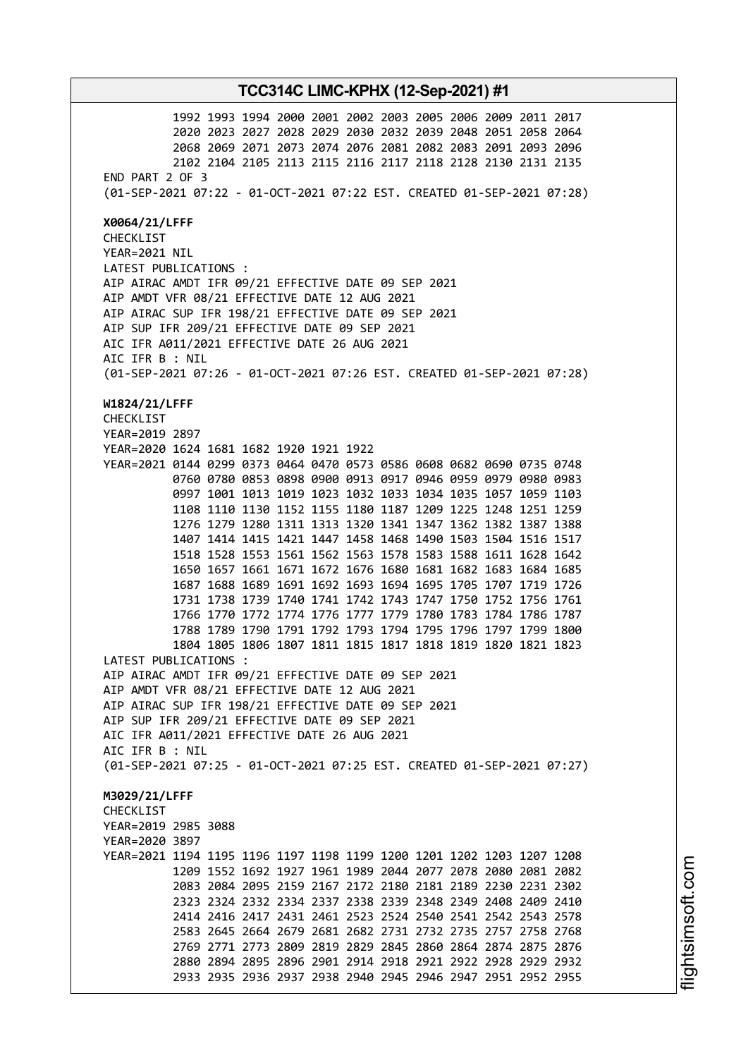```
          1992 1993 1994 2000 2001 2002 2003 2005 2006 2009 2011 2017
          2020 2023 2027 2028 2029 2030 2032 2039 2048 2051 2058 2064
          2068 2069 2071 2073 2074 2076 2081 2082 2083 2091 2093 2096
          2102 2104 2105 2113 2115 2116 2117 2118 2128 2130 2131 2135
END PART 2 OF 3
(01-SEP-2021 07:22 - 01-OCT-2021 07:22 EST. CREATED 01-SEP-2021 07:28)
```

**X0064/21/LFFF**

```
CHECKLIST
YEAR=2021 NIL
LATEST PUBLICATIONS :
AIP AIRAC AMDT IFR 09/21 EFFECTIVE DATE 09 SEP 2021
AIP AMDT VFR 08/21 EFFECTIVE DATE 12 AUG 2021
AIP AIRAC SUP IFR 198/21 EFFECTIVE DATE 09 SEP 2021
AIP SUP IFR 209/21 EFFECTIVE DATE 09 SEP 2021
AIC IFR A011/2021 EFFECTIVE DATE 26 AUG 2021
AIC IFR B : NIL
(01-SEP-2021 07:26 - 01-OCT-2021 07:26 EST. CREATED 01-SEP-2021 07:28)
```

**W1824/21/LFFF**

```
CHECKLIST
YEAR=2019 2897
YEAR=2020 1624 1681 1682 1920 1921 1922
YEAR=2021 0144 0299 0373 0464 0470 0573 0586 0608 0682 0690 0735 0748
          0760 0780 0853 0898 0900 0913 0917 0946 0959 0979 0980 0983
          0997 1001 1013 1019 1023 1032 1033 1034 1035 1057 1059 1103
          1108 1110 1130 1152 1155 1180 1187 1209 1225 1248 1251 1259
          1276 1279 1280 1311 1313 1320 1341 1347 1362 1382 1387 1388
          1407 1414 1415 1421 1447 1458 1468 1490 1503 1504 1516 1517
          1518 1528 1553 1561 1562 1563 1578 1583 1588 1611 1628 1642
          1650 1657 1661 1671 1672 1676 1680 1681 1682 1683 1684 1685
          1687 1688 1689 1691 1692 1693 1694 1695 1705 1707 1719 1726
          1731 1738 1739 1740 1741 1742 1743 1747 1750 1752 1756 1761
          1766 1770 1772 1774 1776 1777 1779 1780 1783 1784 1786 1787
          1788 1789 1790 1791 1792 1793 1794 1795 1796 1797 1799 1800
          1804 1805 1806 1807 1811 1815 1817 1818 1819 1820 1821 1823
LATEST PUBLICATIONS :
AIP AIRAC AMDT IFR 09/21 EFFECTIVE DATE 09 SEP 2021
AIP AMDT VFR 08/21 EFFECTIVE DATE 12 AUG 2021
AIP AIRAC SUP IFR 198/21 EFFECTIVE DATE 09 SEP 2021
AIP SUP IFR 209/21 EFFECTIVE DATE 09 SEP 2021
AIC IFR A011/2021 EFFECTIVE DATE 26 AUG 2021
AIC IFR B : NIL
(01-SEP-2021 07:25 - 01-OCT-2021 07:25 EST. CREATED 01-SEP-2021 07:27)
```

**M3029/21/LFFF**

```
CHECKLIST
YEAR=2019 2985 3088
YEAR=2020 3897
YEAR=2021 1194 1195 1196 1197 1198 1199 1200 1201 1202 1203 1207 1208
          1209 1552 1692 1927 1961 1989 2044 2077 2078 2080 2081 2082
          2083 2084 2095 2159 2167 2172 2180 2181 2189 2230 2231 2302
          2323 2324 2332 2334 2337 2338 2339 2348 2349 2408 2409 2410
          2414 2416 2417 2431 2461 2523 2524 2540 2541 2542 2543 2578
          2583 2645 2664 2679 2681 2682 2731 2732 2735 2757 2758 2768
          2769 2771 2773 2809 2819 2829 2845 2860 2864 2874 2875 2876
          2880 2894 2895 2896 2901 2914 2918 2921 2922 2928 2929 2932
          2933 2935 2936 2937 2938 2940 2945 2946 2947 2951 2952 2955
```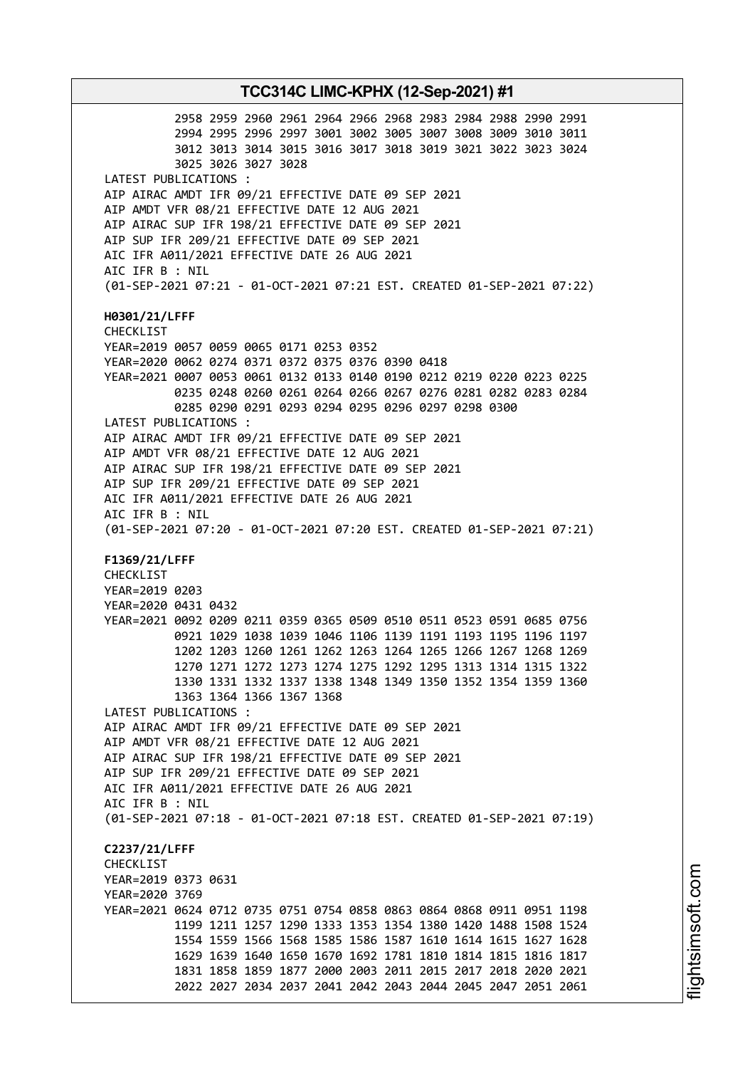```
          2958 2959 2960 2961 2964 2966 2968 2983 2984 2988 2990 2991
          2994 2995 2996 2997 3001 3002 3005 3007 3008 3009 3010 3011
          3012 3013 3014 3015 3016 3017 3018 3019 3021 3022 3023 3024
          3025 3026 3027 3028
LATEST PUBLICATIONS :
AIP AIRAC AMDT IFR 09/21 EFFECTIVE DATE 09 SEP 2021
AIP AMDT VFR 08/21 EFFECTIVE DATE 12 AUG 2021
AIP AIRAC SUP IFR 198/21 EFFECTIVE DATE 09 SEP 2021
AIP SUP IFR 209/21 EFFECTIVE DATE 09 SEP 2021
AIC IFR A011/2021 EFFECTIVE DATE 26 AUG 2021
AIC IFR B : NIL
(01-SEP-2021 07:21 - 01-OCT-2021 07:21 EST. CREATED 01-SEP-2021 07:22)
```

**H0301/21/LFFF**

```
CHECKLIST
YEAR=2019 0057 0059 0065 0171 0253 0352
YEAR=2020 0062 0274 0371 0372 0375 0376 0390 0418
YEAR=2021 0007 0053 0061 0132 0133 0140 0190 0212 0219 0220 0223 0225
          0235 0248 0260 0261 0264 0266 0267 0276 0281 0282 0283 0284
          0285 0290 0291 0293 0294 0295 0296 0297 0298 0300
LATEST PUBLICATIONS :
AIP AIRAC AMDT IFR 09/21 EFFECTIVE DATE 09 SEP 2021
AIP AMDT VFR 08/21 EFFECTIVE DATE 12 AUG 2021
AIP AIRAC SUP IFR 198/21 EFFECTIVE DATE 09 SEP 2021
AIP SUP IFR 209/21 EFFECTIVE DATE 09 SEP 2021
AIC IFR A011/2021 EFFECTIVE DATE 26 AUG 2021
AIC IFR B : NIL
(01-SEP-2021 07:20 - 01-OCT-2021 07:20 EST. CREATED 01-SEP-2021 07:21)
```

**F1369/21/LFFF**

```
CHECKLIST
YEAR=2019 0203
YEAR=2020 0431 0432
YEAR=2021 0092 0209 0211 0359 0365 0509 0510 0511 0523 0591 0685 0756
          0921 1029 1038 1039 1046 1106 1139 1191 1193 1195 1196 1197
          1202 1203 1260 1261 1262 1263 1264 1265 1266 1267 1268 1269
          1270 1271 1272 1273 1274 1275 1292 1295 1313 1314 1315 1322
          1330 1331 1332 1337 1338 1348 1349 1350 1352 1354 1359 1360
          1363 1364 1366 1367 1368
LATEST PUBLICATIONS :
AIP AIRAC AMDT IFR 09/21 EFFECTIVE DATE 09 SEP 2021
AIP AMDT VFR 08/21 EFFECTIVE DATE 12 AUG 2021
AIP AIRAC SUP IFR 198/21 EFFECTIVE DATE 09 SEP 2021
AIP SUP IFR 209/21 EFFECTIVE DATE 09 SEP 2021
AIC IFR A011/2021 EFFECTIVE DATE 26 AUG 2021
AIC IFR B : NIL
(01-SEP-2021 07:18 - 01-OCT-2021 07:18 EST. CREATED 01-SEP-2021 07:19)
```

**C2237/21/LFFF**

```
CHECKLIST
YEAR=2019 0373 0631
YEAR=2020 3769
YEAR=2021 0624 0712 0735 0751 0754 0858 0863 0864 0868 0911 0951 1198
          1199 1211 1257 1290 1333 1353 1354 1380 1420 1488 1508 1524
          1554 1559 1566 1568 1585 1586 1587 1610 1614 1615 1627 1628
          1629 1639 1640 1650 1670 1692 1781 1810 1814 1815 1816 1817
          1831 1858 1859 1877 2000 2003 2011 2015 2017 2018 2020 2021
          2022 2027 2034 2037 2041 2042 2043 2044 2045 2047 2051 2061
```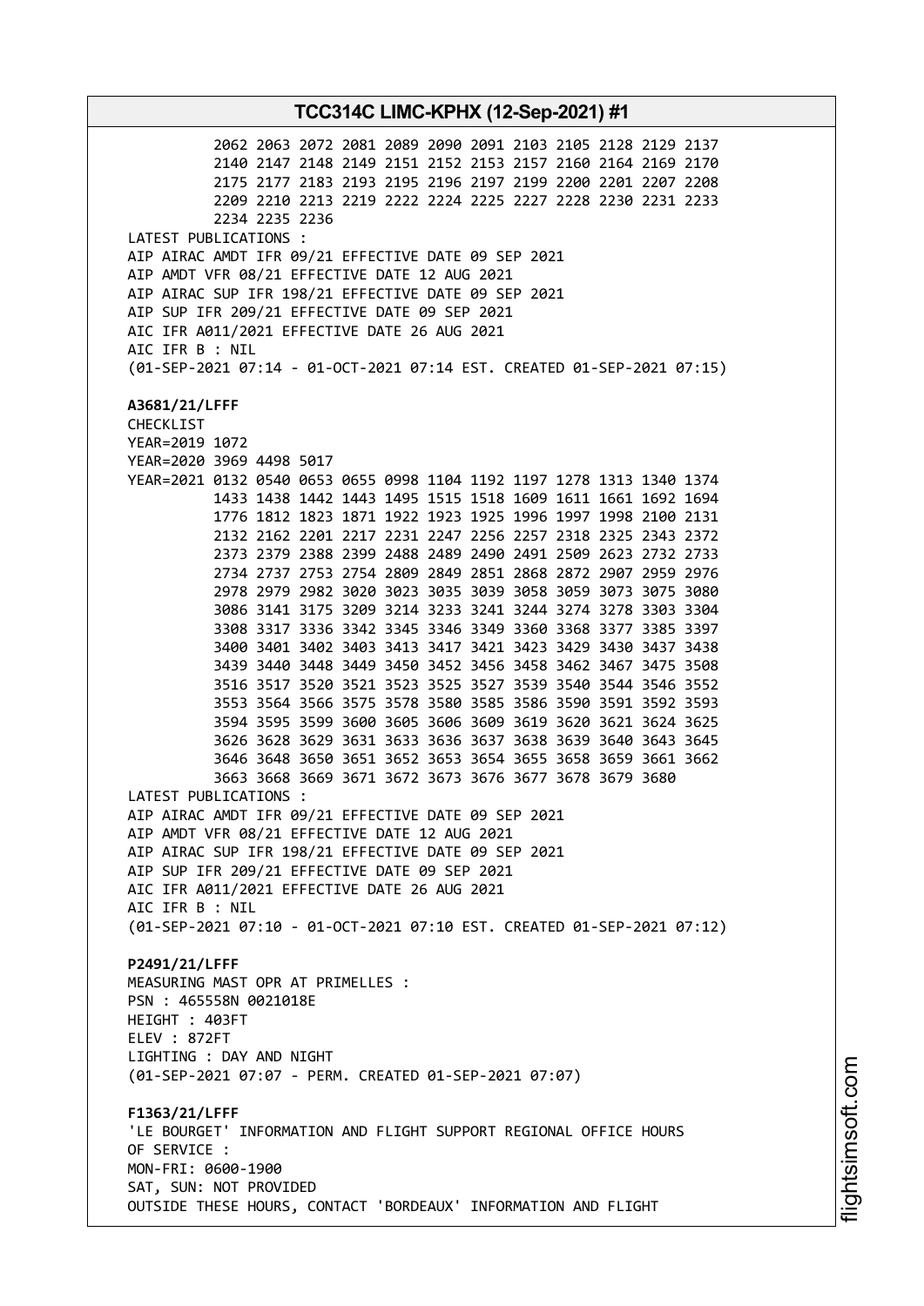2062 2063 2072 2081 2089 2090 2091 2103 2105 2128 2129 2137
2140 2147 2148 2149 2151 2152 2153 2157 2160 2164 2169 2170
2175 2177 2183 2193 2195 2196 2197 2199 2200 2201 2207 2208
2209 2210 2213 2219 2222 2224 2225 2227 2228 2230 2231 2233
2234 2235 2236

LATEST PUBLICATIONS :
AIP AIRAC AMDT IFR 09/21 EFFECTIVE DATE 09 SEP 2021
AIP AMDT VFR 08/21 EFFECTIVE DATE 12 AUG 2021
AIP AIRAC SUP IFR 198/21 EFFECTIVE DATE 09 SEP 2021
AIP SUP IFR 209/21 EFFECTIVE DATE 09 SEP 2021
AIC IFR A011/2021 EFFECTIVE DATE 26 AUG 2021
AIC IFR B : NIL
(01-SEP-2021 07:14 - 01-OCT-2021 07:14 EST. CREATED 01-SEP-2021 07:15)

**A3681/21/LFFF**
CHECKLIST
YEAR=2019 1072
YEAR=2020 3969 4498 5017
YEAR=2021 0132 0540 0653 0655 0998 1104 1192 1197 1278 1313 1340 1374
1433 1438 1442 1443 1495 1515 1518 1609 1611 1661 1692 1694
1776 1812 1823 1871 1922 1923 1925 1996 1997 1998 2100 2131
2132 2162 2201 2217 2231 2247 2256 2257 2318 2325 2343 2372
2373 2379 2388 2399 2488 2489 2490 2491 2509 2623 2732 2733
2734 2737 2753 2754 2809 2849 2851 2868 2872 2907 2959 2976
2978 2979 2982 3020 3023 3035 3039 3058 3059 3073 3075 3080
3086 3141 3175 3209 3214 3233 3241 3244 3274 3278 3303 3304
3308 3317 3336 3342 3345 3346 3349 3360 3368 3377 3385 3397
3400 3401 3402 3403 3413 3417 3421 3423 3429 3430 3437 3438
3439 3440 3448 3449 3450 3452 3456 3458 3462 3467 3475 3508
3516 3517 3520 3521 3523 3525 3527 3539 3540 3544 3546 3552
3553 3564 3566 3575 3578 3580 3585 3586 3590 3591 3592 3593
3594 3595 3599 3600 3605 3606 3609 3619 3620 3621 3624 3625
3626 3628 3629 3631 3633 3636 3637 3638 3639 3640 3643 3645
3646 3648 3650 3651 3652 3653 3654 3655 3658 3659 3661 3662
3663 3668 3669 3671 3672 3673 3676 3677 3678 3679 3680

LATEST PUBLICATIONS :
AIP AIRAC AMDT IFR 09/21 EFFECTIVE DATE 09 SEP 2021
AIP AMDT VFR 08/21 EFFECTIVE DATE 12 AUG 2021
AIP AIRAC SUP IFR 198/21 EFFECTIVE DATE 09 SEP 2021
AIP SUP IFR 209/21 EFFECTIVE DATE 09 SEP 2021
AIC IFR A011/2021 EFFECTIVE DATE 26 AUG 2021
AIC IFR B : NIL
(01-SEP-2021 07:10 - 01-OCT-2021 07:10 EST. CREATED 01-SEP-2021 07:12)

**P2491/21/LFFF**
MEASURING MAST OPR AT PRIMELLES :
PSN : 465558N 0021018E
HEIGHT : 403FT
ELEV : 872FT
LIGHTING : DAY AND NIGHT
(01-SEP-2021 07:07 - PERM. CREATED 01-SEP-2021 07:07)

**F1363/21/LFFF**
'LE BOURGET' INFORMATION AND FLIGHT SUPPORT REGIONAL OFFICE HOURS
OF SERVICE :
MON-FRI: 0600-1900
SAT, SUN: NOT PROVIDED
OUTSIDE THESE HOURS, CONTACT 'BORDEAUX' INFORMATION AND FLIGHT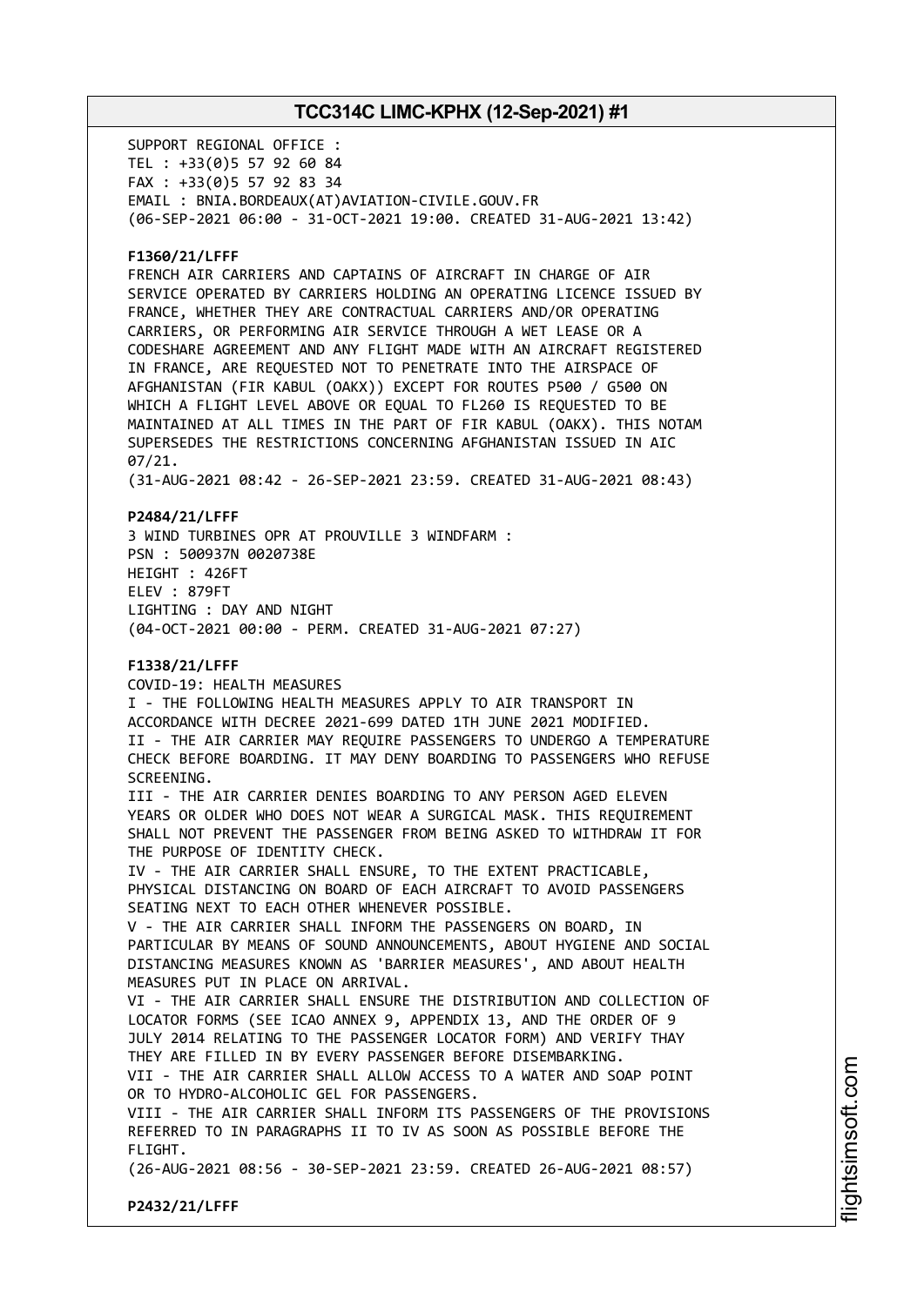SUPPORT REGIONAL OFFICE :
TEL : +33(0)5 57 92 60 84
FAX : +33(0)5 57 92 83 34
EMAIL : BNIA.BORDEAUX(AT)AVIATION-CIVILE.GOUV.FR
(06-SEP-2021 06:00 - 31-OCT-2021 19:00. CREATED 31-AUG-2021 13:42)

**F1360/21/LFFF**
FRENCH AIR CARRIERS AND CAPTAINS OF AIRCRAFT IN CHARGE OF AIR SERVICE OPERATED BY CARRIERS HOLDING AN OPERATING LICENCE ISSUED BY FRANCE, WHETHER THEY ARE CONTRACTUAL CARRIERS AND/OR OPERATING CARRIERS, OR PERFORMING AIR SERVICE THROUGH A WET LEASE OR A CODESHARE AGREEMENT AND ANY FLIGHT MADE WITH AN AIRCRAFT REGISTERED IN FRANCE, ARE REQUESTED NOT TO PENETRATE INTO THE AIRSPACE OF AFGHANISTAN (FIR KABUL (OAKX)) EXCEPT FOR ROUTES P500 / G500 ON WHICH A FLIGHT LEVEL ABOVE OR EQUAL TO FL260 IS REQUESTED TO BE MAINTAINED AT ALL TIMES IN THE PART OF FIR KABUL (OAKX). THIS NOTAM SUPERSEDES THE RESTRICTIONS CONCERNING AFGHANISTAN ISSUED IN AIC 07/21.
(31-AUG-2021 08:42 - 26-SEP-2021 23:59. CREATED 31-AUG-2021 08:43)

**P2484/21/LFFF**
3 WIND TURBINES OPR AT PROUVILLE 3 WINDFARM :
PSN : 500937N 0020738E
HEIGHT : 426FT
ELEV : 879FT
LIGHTING : DAY AND NIGHT
(04-OCT-2021 00:00 - PERM. CREATED 31-AUG-2021 07:27)

**F1338/21/LFFF**
COVID-19: HEALTH MEASURES
I - THE FOLLOWING HEALTH MEASURES APPLY TO AIR TRANSPORT IN ACCORDANCE WITH DECREE 2021-699 DATED 1TH JUNE 2021 MODIFIED.
II - THE AIR CARRIER MAY REQUIRE PASSENGERS TO UNDERGO A TEMPERATURE CHECK BEFORE BOARDING. IT MAY DENY BOARDING TO PASSENGERS WHO REFUSE SCREENING.
III - THE AIR CARRIER DENIES BOARDING TO ANY PERSON AGED ELEVEN YEARS OR OLDER WHO DOES NOT WEAR A SURGICAL MASK. THIS REQUIREMENT SHALL NOT PREVENT THE PASSENGER FROM BEING ASKED TO WITHDRAW IT FOR THE PURPOSE OF IDENTITY CHECK.
IV - THE AIR CARRIER SHALL ENSURE, TO THE EXTENT PRACTICABLE, PHYSICAL DISTANCING ON BOARD OF EACH AIRCRAFT TO AVOID PASSENGERS SEATING NEXT TO EACH OTHER WHENEVER POSSIBLE.
V - THE AIR CARRIER SHALL INFORM THE PASSENGERS ON BOARD, IN PARTICULAR BY MEANS OF SOUND ANNOUNCEMENTS, ABOUT HYGIENE AND SOCIAL DISTANCING MEASURES KNOWN AS 'BARRIER MEASURES', AND ABOUT HEALTH MEASURES PUT IN PLACE ON ARRIVAL.
VI - THE AIR CARRIER SHALL ENSURE THE DISTRIBUTION AND COLLECTION OF LOCATOR FORMS (SEE ICAO ANNEX 9, APPENDIX 13, AND THE ORDER OF 9 JULY 2014 RELATING TO THE PASSENGER LOCATOR FORM) AND VERIFY THAY THEY ARE FILLED IN BY EVERY PASSENGER BEFORE DISEMBARKING.
VII - THE AIR CARRIER SHALL ALLOW ACCESS TO A WATER AND SOAP POINT OR TO HYDRO-ALCOHOLIC GEL FOR PASSENGERS.
VIII - THE AIR CARRIER SHALL INFORM ITS PASSENGERS OF THE PROVISIONS REFERRED TO IN PARAGRAPHS II TO IV AS SOON AS POSSIBLE BEFORE THE FLIGHT.
(26-AUG-2021 08:56 - 30-SEP-2021 23:59. CREATED 26-AUG-2021 08:57)

**P2432/21/LFFF**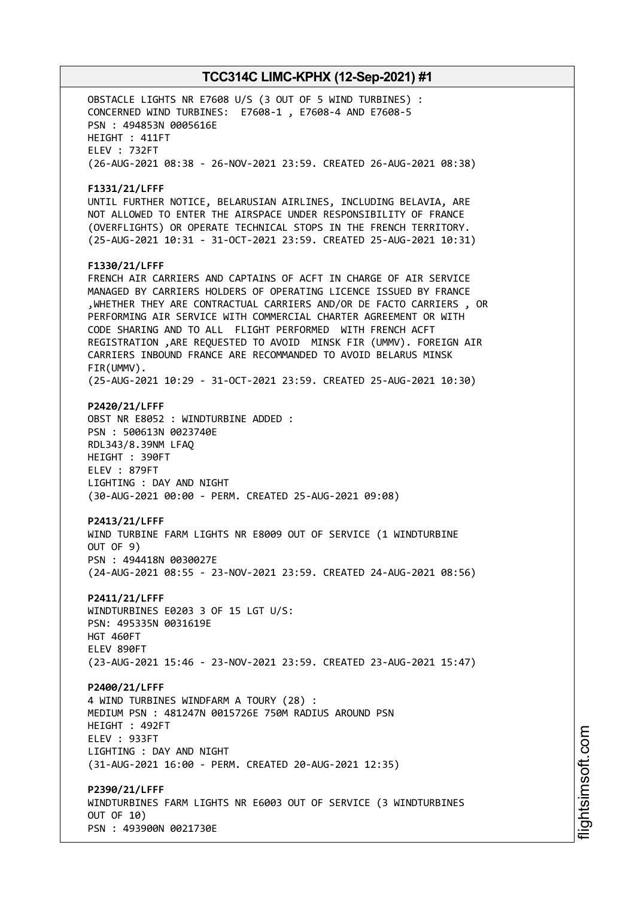OBSTACLE LIGHTS NR E7608 U/S (3 OUT OF 5 WIND TURBINES) :
CONCERNED WIND TURBINES: E7608-1 , E7608-4 AND E7608-5
PSN : 494853N 0005616E
HEIGHT : 411FT
ELEV : 732FT
(26-AUG-2021 08:38 - 26-NOV-2021 23:59. CREATED 26-AUG-2021 08:38)

**F1331/21/LFFF**
UNTIL FURTHER NOTICE, BELARUSIAN AIRLINES, INCLUDING BELAVIA, ARE
NOT ALLOWED TO ENTER THE AIRSPACE UNDER RESPONSIBILITY OF FRANCE
(OVERFLIGHTS) OR OPERATE TECHNICAL STOPS IN THE FRENCH TERRITORY.
(25-AUG-2021 10:31 - 31-OCT-2021 23:59. CREATED 25-AUG-2021 10:31)

**F1330/21/LFFF**
FRENCH AIR CARRIERS AND CAPTAINS OF ACFT IN CHARGE OF AIR SERVICE
MANAGED BY CARRIERS HOLDERS OF OPERATING LICENCE ISSUED BY FRANCE
,WHETHER THEY ARE CONTRACTUAL CARRIERS AND/OR DE FACTO CARRIERS , OR
PERFORMING AIR SERVICE WITH COMMERCIAL CHARTER AGREEMENT OR WITH
CODE SHARING AND TO ALL FLIGHT PERFORMED WITH FRENCH ACFT
REGISTRATION ,ARE REQUESTED TO AVOID MINSK FIR (UMMV). FOREIGN AIR
CARRIERS INBOUND FRANCE ARE RECOMMANDED TO AVOID BELARUS MINSK
FIR(UMMV).
(25-AUG-2021 10:29 - 31-OCT-2021 23:59. CREATED 25-AUG-2021 10:30)

**P2420/21/LFFF**
OBST NR E8052 : WINDTURBINE ADDED :
PSN : 500613N 0023740E
RDL343/8.39NM LFAQ
HEIGHT : 390FT
ELEV : 879FT
LIGHTING : DAY AND NIGHT
(30-AUG-2021 00:00 - PERM. CREATED 25-AUG-2021 09:08)

**P2413/21/LFFF**
WIND TURBINE FARM LIGHTS NR E8009 OUT OF SERVICE (1 WINDTURBINE
OUT OF 9)
PSN : 494418N 0030027E
(24-AUG-2021 08:55 - 23-NOV-2021 23:59. CREATED 24-AUG-2021 08:56)

**P2411/21/LFFF**
WINDTURBINES E0203 3 OF 15 LGT U/S:
PSN: 495335N 0031619E
HGT 460FT
ELEV 890FT
(23-AUG-2021 15:46 - 23-NOV-2021 23:59. CREATED 23-AUG-2021 15:47)

**P2400/21/LFFF**
4 WIND TURBINES WINDFARM A TOURY (28) :
MEDIUM PSN : 481247N 0015726E 750M RADIUS AROUND PSN
HEIGHT : 492FT
ELEV : 933FT
LIGHTING : DAY AND NIGHT
(31-AUG-2021 16:00 - PERM. CREATED 20-AUG-2021 12:35)

**P2390/21/LFFF**
WINDTURBINES FARM LIGHTS NR E6003 OUT OF SERVICE (3 WINDTURBINES
OUT OF 10)
PSN : 493900N 0021730E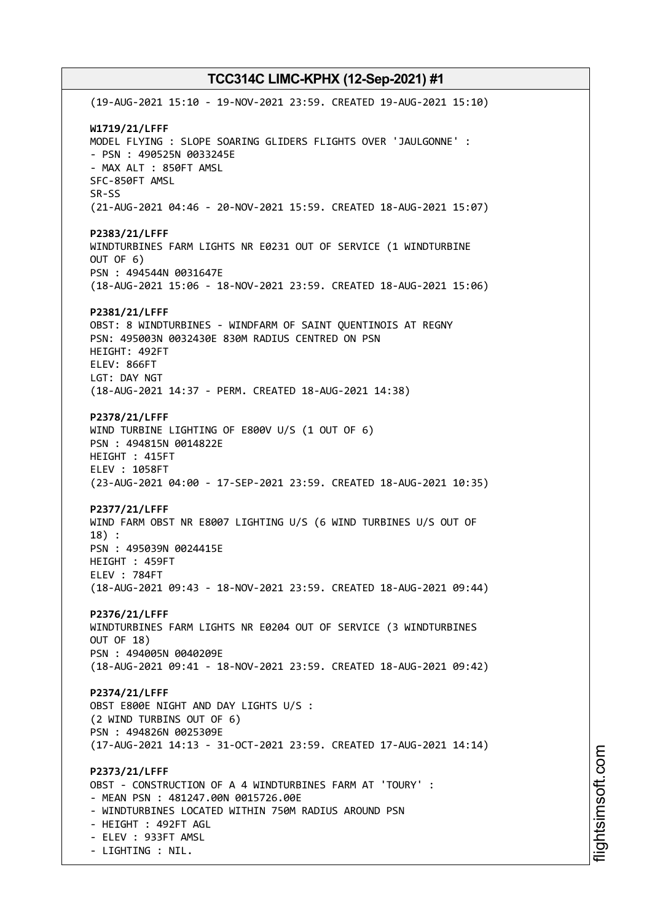(19-AUG-2021 15:10 - 19-NOV-2021 23:59. CREATED 19-AUG-2021 15:10)

**W1719/21/LFFF**
MODEL FLYING : SLOPE SOARING GLIDERS FLIGHTS OVER 'JAULGONNE' :
- PSN : 490525N 0033245E
- MAX ALT : 850FT AMSL
SFC-850FT AMSL
SR-SS
(21-AUG-2021 04:46 - 20-NOV-2021 15:59. CREATED 18-AUG-2021 15:07)

**P2383/21/LFFF**
WINDTURBINES FARM LIGHTS NR E0231 OUT OF SERVICE (1 WINDTURBINE OUT OF 6)
PSN : 494544N 0031647E
(18-AUG-2021 15:06 - 18-NOV-2021 23:59. CREATED 18-AUG-2021 15:06)

**P2381/21/LFFF**
OBST: 8 WINDTURBINES - WINDFARM OF SAINT QUENTINOIS AT REGNY
PSN: 495003N 0032430E 830M RADIUS CENTRED ON PSN
HEIGHT: 492FT
ELEV: 866FT
LGT: DAY NGT
(18-AUG-2021 14:37 - PERM. CREATED 18-AUG-2021 14:38)

**P2378/21/LFFF**
WIND TURBINE LIGHTING OF E800V U/S (1 OUT OF 6)
PSN : 494815N 0014822E
HEIGHT : 415FT
ELEV : 1058FT
(23-AUG-2021 04:00 - 17-SEP-2021 23:59. CREATED 18-AUG-2021 10:35)

**P2377/21/LFFF**
WIND FARM OBST NR E8007 LIGHTING U/S (6 WIND TURBINES U/S OUT OF 18) :
PSN : 495039N 0024415E
HEIGHT : 459FT
ELEV : 784FT
(18-AUG-2021 09:43 - 18-NOV-2021 23:59. CREATED 18-AUG-2021 09:44)

**P2376/21/LFFF**
WINDTURBINES FARM LIGHTS NR E0204 OUT OF SERVICE (3 WINDTURBINES OUT OF 18)
PSN : 494005N 0040209E
(18-AUG-2021 09:41 - 18-NOV-2021 23:59. CREATED 18-AUG-2021 09:42)

**P2374/21/LFFF**
OBST E800E NIGHT AND DAY LIGHTS U/S :
(2 WIND TURBINS OUT OF 6)
PSN : 494826N 0025309E
(17-AUG-2021 14:13 - 31-OCT-2021 23:59. CREATED 17-AUG-2021 14:14)

**P2373/21/LFFF**
OBST - CONSTRUCTION OF A 4 WINDTURBINES FARM AT 'TOURY' :
- MEAN PSN : 481247.00N 0015726.00E
- WINDTURBINES LOCATED WITHIN 750M RADIUS AROUND PSN
- HEIGHT : 492FT AGL
- ELEV : 933FT AMSL
- LIGHTING : NIL.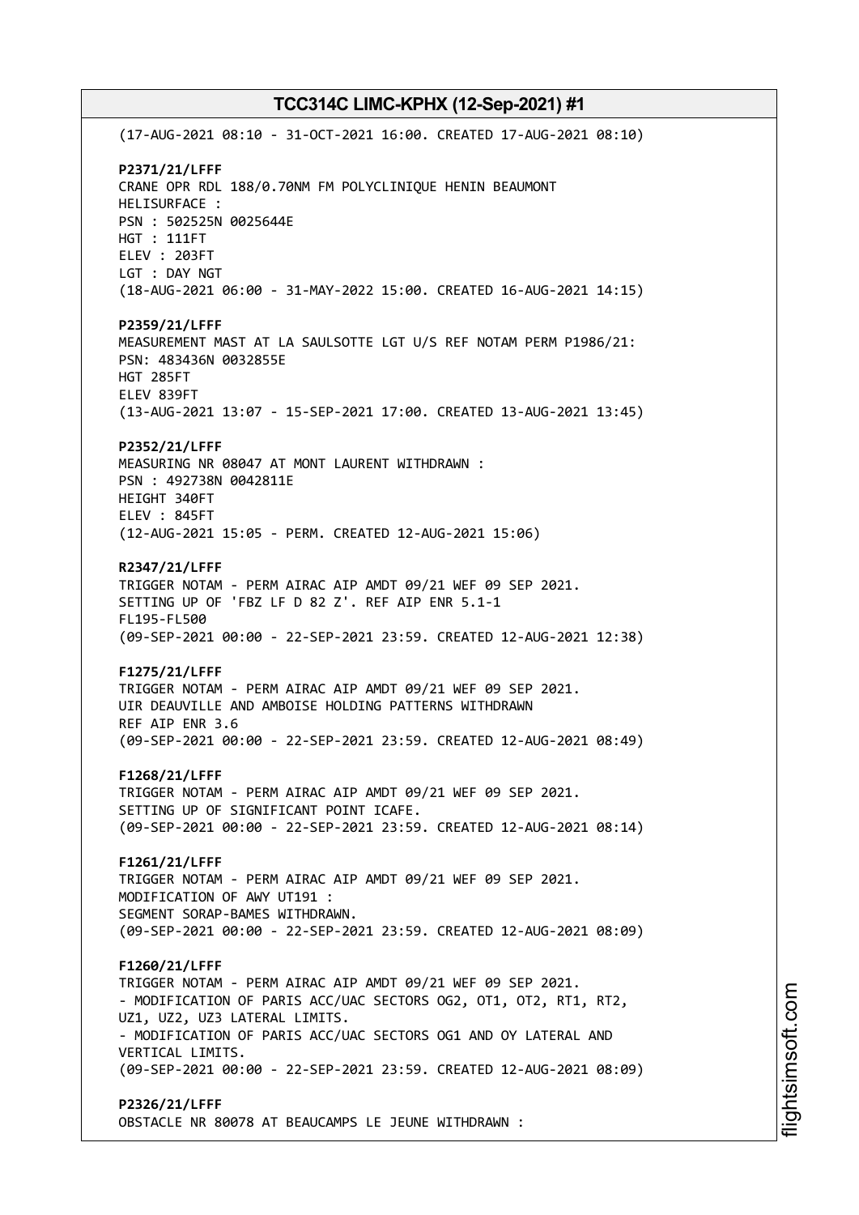(17-AUG-2021 08:10 - 31-OCT-2021 16:00. CREATED 17-AUG-2021 08:10)

**P2371/21/LFFF**
CRANE OPR RDL 188/0.70NM FM POLYCLINIQUE HENIN BEAUMONT
HELISURFACE :
PSN : 502525N 0025644E
HGT : 111FT
ELEV : 203FT
LGT : DAY NGT
(18-AUG-2021 06:00 - 31-MAY-2022 15:00. CREATED 16-AUG-2021 14:15)

**P2359/21/LFFF**
MEASUREMENT MAST AT LA SAULSOTTE LGT U/S REF NOTAM PERM P1986/21:
PSN: 483436N 0032855E
HGT 285FT
ELEV 839FT
(13-AUG-2021 13:07 - 15-SEP-2021 17:00. CREATED 13-AUG-2021 13:45)

**P2352/21/LFFF**
MEASURING NR 08047 AT MONT LAURENT WITHDRAWN :
PSN : 492738N 0042811E
HEIGHT 340FT
ELEV : 845FT
(12-AUG-2021 15:05 - PERM. CREATED 12-AUG-2021 15:06)

**R2347/21/LFFF**
TRIGGER NOTAM - PERM AIRAC AIP AMDT 09/21 WEF 09 SEP 2021.
SETTING UP OF 'FBZ LF D 82 Z'. REF AIP ENR 5.1-1
FL195-FL500
(09-SEP-2021 00:00 - 22-SEP-2021 23:59. CREATED 12-AUG-2021 12:38)

**F1275/21/LFFF**
TRIGGER NOTAM - PERM AIRAC AIP AMDT 09/21 WEF 09 SEP 2021.
UIR DEAUVILLE AND AMBOISE HOLDING PATTERNS WITHDRAWN
REF AIP ENR 3.6
(09-SEP-2021 00:00 - 22-SEP-2021 23:59. CREATED 12-AUG-2021 08:49)

**F1268/21/LFFF**
TRIGGER NOTAM - PERM AIRAC AIP AMDT 09/21 WEF 09 SEP 2021.
SETTING UP OF SIGNIFICANT POINT ICAFE.
(09-SEP-2021 00:00 - 22-SEP-2021 23:59. CREATED 12-AUG-2021 08:14)

**F1261/21/LFFF**
TRIGGER NOTAM - PERM AIRAC AIP AMDT 09/21 WEF 09 SEP 2021.
MODIFICATION OF AWY UT191 :
SEGMENT SORAP-BAMES WITHDRAWN.
(09-SEP-2021 00:00 - 22-SEP-2021 23:59. CREATED 12-AUG-2021 08:09)

**F1260/21/LFFF**
TRIGGER NOTAM - PERM AIRAC AIP AMDT 09/21 WEF 09 SEP 2021.
- MODIFICATION OF PARIS ACC/UAC SECTORS OG2, OT1, OT2, RT1, RT2,
UZ1, UZ2, UZ3 LATERAL LIMITS.
- MODIFICATION OF PARIS ACC/UAC SECTORS OG1 AND OY LATERAL AND
VERTICAL LIMITS.
(09-SEP-2021 00:00 - 22-SEP-2021 23:59. CREATED 12-AUG-2021 08:09)

**P2326/21/LFFF**
OBSTACLE NR 80078 AT BEAUCAMPS LE JEUNE WITHDRAWN :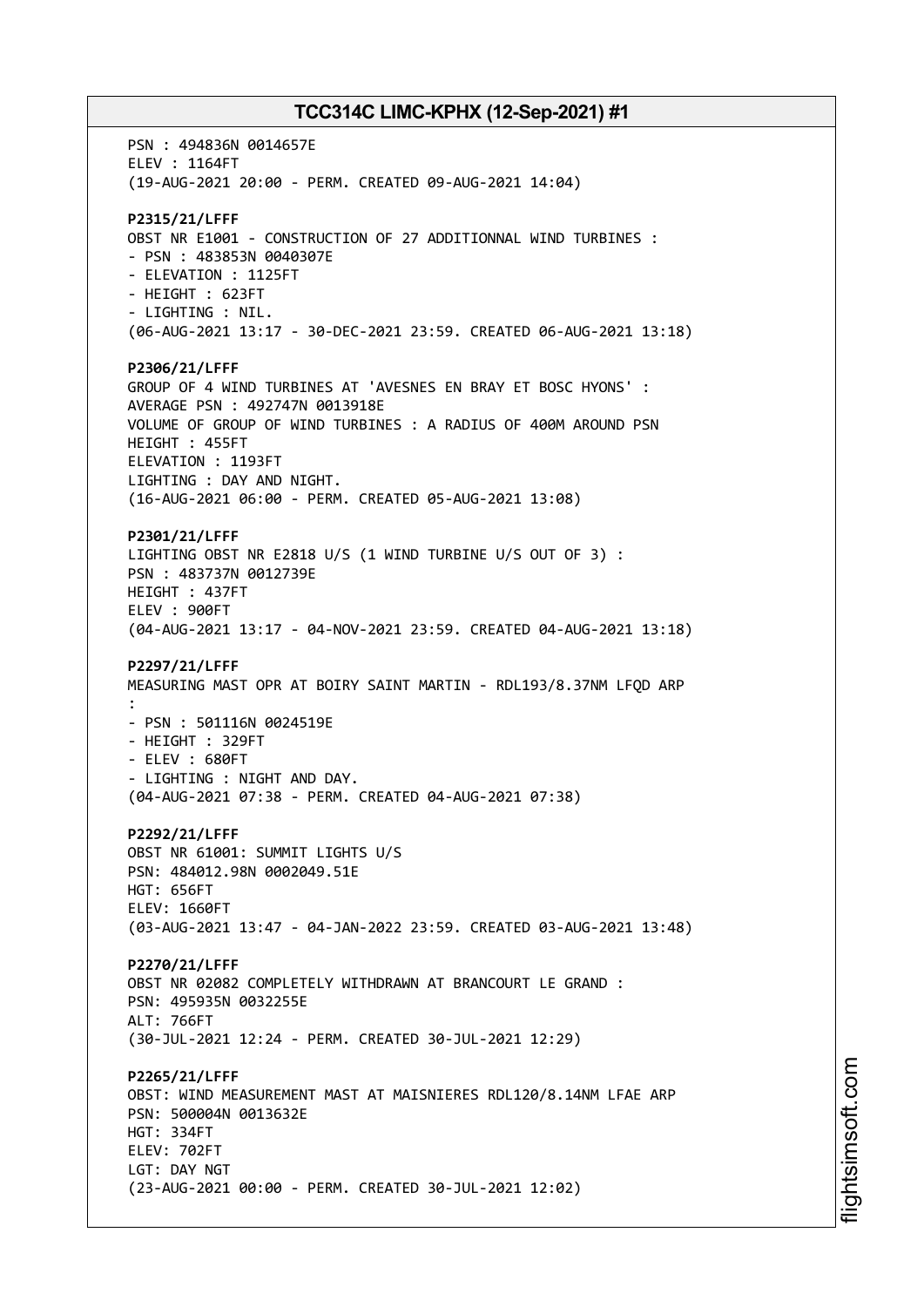PSN : 494836N 0014657E
ELEV : 1164FT
(19-AUG-2021 20:00 - PERM. CREATED 09-AUG-2021 14:04)

**P2315/21/LFFF**
OBST NR E1001 - CONSTRUCTION OF 27 ADDITIONNAL WIND TURBINES :
- PSN : 483853N 0040307E
- ELEVATION : 1125FT
- HEIGHT : 623FT
- LIGHTING : NIL.
(06-AUG-2021 13:17 - 30-DEC-2021 23:59. CREATED 06-AUG-2021 13:18)

**P2306/21/LFFF**
GROUP OF 4 WIND TURBINES AT 'AVESNES EN BRAY ET BOSC HYONS' :
AVERAGE PSN : 492747N 0013918E
VOLUME OF GROUP OF WIND TURBINES : A RADIUS OF 400M AROUND PSN
HEIGHT : 455FT
ELEVATION : 1193FT
LIGHTING : DAY AND NIGHT.
(16-AUG-2021 06:00 - PERM. CREATED 05-AUG-2021 13:08)

**P2301/21/LFFF**
LIGHTING OBST NR E2818 U/S (1 WIND TURBINE U/S OUT OF 3) :
PSN : 483737N 0012739E
HEIGHT : 437FT
ELEV : 900FT
(04-AUG-2021 13:17 - 04-NOV-2021 23:59. CREATED 04-AUG-2021 13:18)

**P2297/21/LFFF**
MEASURING MAST OPR AT BOIRY SAINT MARTIN - RDL193/8.37NM LFQD ARP
:
- PSN : 501116N 0024519E
- HEIGHT : 329FT
- ELEV : 680FT
- LIGHTING : NIGHT AND DAY.
(04-AUG-2021 07:38 - PERM. CREATED 04-AUG-2021 07:38)

**P2292/21/LFFF**
OBST NR 61001: SUMMIT LIGHTS U/S
PSN: 484012.98N 0002049.51E
HGT: 656FT
ELEV: 1660FT
(03-AUG-2021 13:47 - 04-JAN-2022 23:59. CREATED 03-AUG-2021 13:48)

**P2270/21/LFFF**
OBST NR 02082 COMPLETELY WITHDRAWN AT BRANCOURT LE GRAND :
PSN: 495935N 0032255E
ALT: 766FT
(30-JUL-2021 12:24 - PERM. CREATED 30-JUL-2021 12:29)

**P2265/21/LFFF**
OBST: WIND MEASUREMENT MAST AT MAISNIERES RDL120/8.14NM LFAE ARP
PSN: 500004N 0013632E
HGT: 334FT
ELEV: 702FT
LGT: DAY NGT
(23-AUG-2021 00:00 - PERM. CREATED 30-JUL-2021 12:02)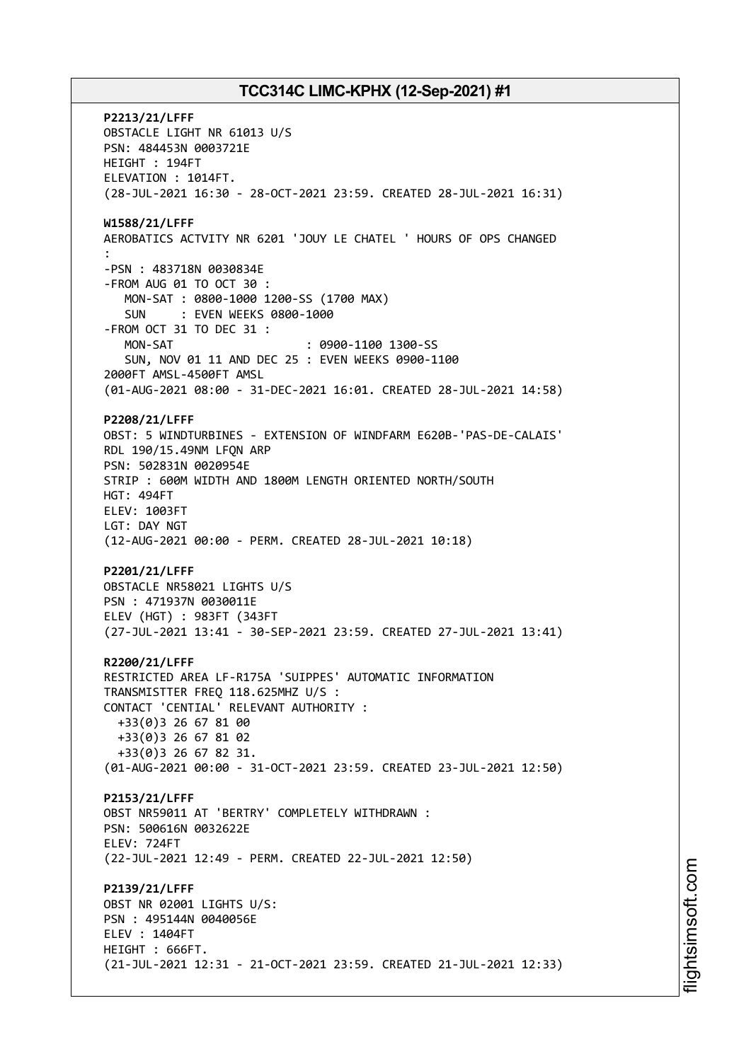**P2213/21/LFFF**
OBSTACLE LIGHT NR 61013 U/S
PSN: 484453N 0003721E
HEIGHT : 194FT
ELEVATION : 1014FT.
(28-JUL-2021 16:30 - 28-OCT-2021 23:59. CREATED 28-JUL-2021 16:31)

**W1588/21/LFFF**
AEROBATICS ACTVITY NR 6201 'JOUY LE CHATEL ' HOURS OF OPS CHANGED
:
-PSN : 483718N 0030834E
-FROM AUG 01 TO OCT 30 :
MON-SAT : 0800-1000 1200-SS (1700 MAX)
SUN : EVEN WEEKS 0800-1000
-FROM OCT 31 TO DEC 31 :
MON-SAT : 0900-1100 1300-SS
SUN, NOV 01 11 AND DEC 25 : EVEN WEEKS 0900-1100
2000FT AMSL-4500FT AMSL
(01-AUG-2021 08:00 - 31-DEC-2021 16:01. CREATED 28-JUL-2021 14:58)

**P2208/21/LFFF**
OBST: 5 WINDTURBINES - EXTENSION OF WINDFARM E620B-'PAS-DE-CALAIS'
RDL 190/15.49NM LFQN ARP
PSN: 502831N 0020954E
STRIP : 600M WIDTH AND 1800M LENGTH ORIENTED NORTH/SOUTH
HGT: 494FT
ELEV: 1003FT
LGT: DAY NGT
(12-AUG-2021 00:00 - PERM. CREATED 28-JUL-2021 10:18)

**P2201/21/LFFF**
OBSTACLE NR58021 LIGHTS U/S
PSN : 471937N 0030011E
ELEV (HGT) : 983FT (343FT
(27-JUL-2021 13:41 - 30-SEP-2021 23:59. CREATED 27-JUL-2021 13:41)

**R2200/21/LFFF**
RESTRICTED AREA LF-R175A 'SUIPPES' AUTOMATIC INFORMATION
TRANSMISTTER FREQ 118.625MHZ U/S :
CONTACT 'CENTIAL' RELEVANT AUTHORITY :
+33(0)3 26 67 81 00
+33(0)3 26 67 81 02
+33(0)3 26 67 82 31.
(01-AUG-2021 00:00 - 31-OCT-2021 23:59. CREATED 23-JUL-2021 12:50)

**P2153/21/LFFF**
OBST NR59011 AT 'BERTRY' COMPLETELY WITHDRAWN :
PSN: 500616N 0032622E
ELEV: 724FT
(22-JUL-2021 12:49 - PERM. CREATED 22-JUL-2021 12:50)

**P2139/21/LFFF**
OBST NR 02001 LIGHTS U/S:
PSN : 495144N 0040056E
ELEV : 1404FT
HEIGHT : 666FT.
(21-JUL-2021 12:31 - 21-OCT-2021 23:59. CREATED 21-JUL-2021 12:33)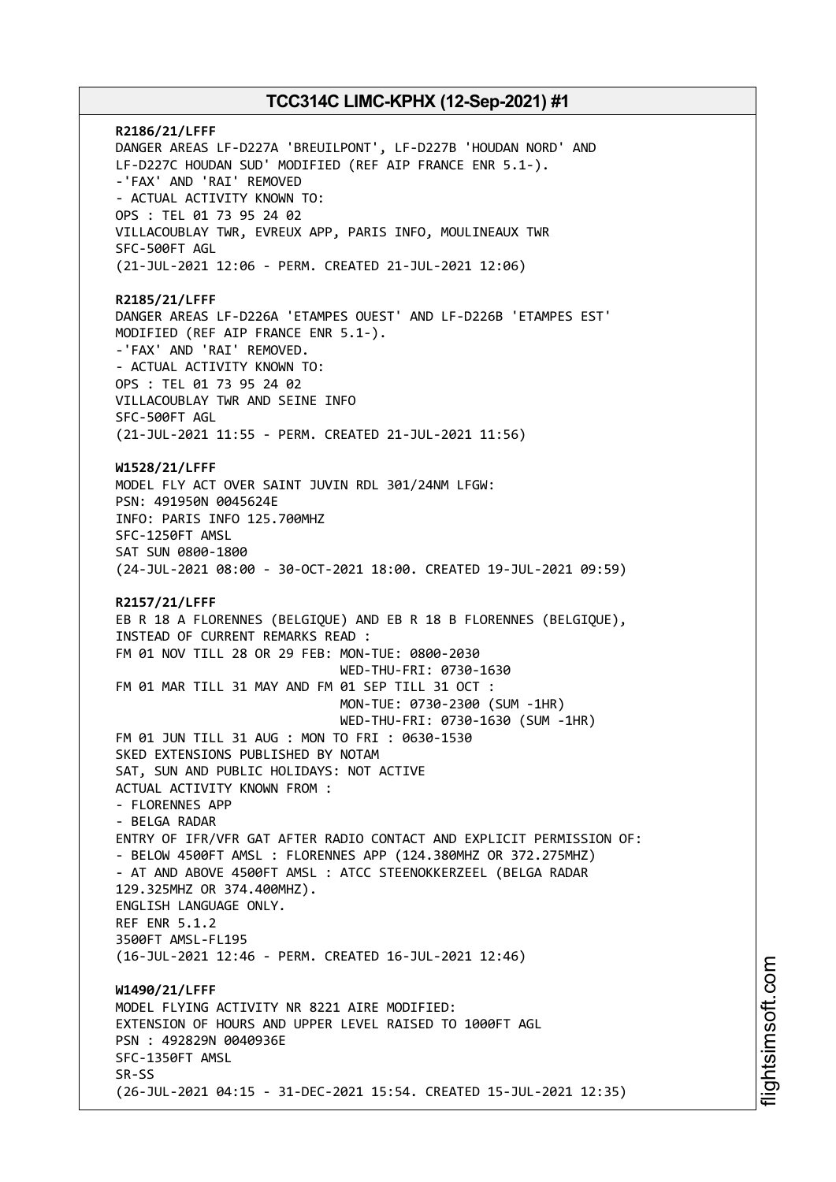**R2186/21/LFFF**
DANGER AREAS LF-D227A 'BREUILPONT', LF-D227B 'HOUDAN NORD' AND
LF-D227C HOUDAN SUD' MODIFIED (REF AIP FRANCE ENR 5.1-).
-'FAX' AND 'RAI' REMOVED
- ACTUAL ACTIVITY KNOWN TO:
OPS : TEL 01 73 95 24 02
VILLACOUBLAY TWR, EVREUX APP, PARIS INFO, MOULINEAUX TWR
SFC-500FT AGL
(21-JUL-2021 12:06 - PERM. CREATED 21-JUL-2021 12:06)

**R2185/21/LFFF**
DANGER AREAS LF-D226A 'ETAMPES OUEST' AND LF-D226B 'ETAMPES EST'
MODIFIED (REF AIP FRANCE ENR 5.1-).
-'FAX' AND 'RAI' REMOVED.
- ACTUAL ACTIVITY KNOWN TO:
OPS : TEL 01 73 95 24 02
VILLACOUBLAY TWR AND SEINE INFO
SFC-500FT AGL
(21-JUL-2021 11:55 - PERM. CREATED 21-JUL-2021 11:56)

**W1528/21/LFFF**
MODEL FLY ACT OVER SAINT JUVIN RDL 301/24NM LFGW:
PSN: 491950N 0045624E
INFO: PARIS INFO 125.700MHZ
SFC-1250FT AMSL
SAT SUN 0800-1800
(24-JUL-2021 08:00 - 30-OCT-2021 18:00. CREATED 19-JUL-2021 09:59)

**R2157/21/LFFF**
EB R 18 A FLORENNES (BELGIQUE) AND EB R 18 B FLORENNES (BELGIQUE),
INSTEAD OF CURRENT REMARKS READ :
FM 01 NOV TILL 28 OR 29 FEB: MON-TUE: 0800-2030
WED-THU-FRI: 0730-1630
FM 01 MAR TILL 31 MAY AND FM 01 SEP TILL 31 OCT :
MON-TUE: 0730-2300 (SUM -1HR)
WED-THU-FRI: 0730-1630 (SUM -1HR)
FM 01 JUN TILL 31 AUG : MON TO FRI : 0630-1530
SKED EXTENSIONS PUBLISHED BY NOTAM
SAT, SUN AND PUBLIC HOLIDAYS: NOT ACTIVE
ACTUAL ACTIVITY KNOWN FROM :
- FLORENNES APP
- BELGA RADAR
ENTRY OF IFR/VFR GAT AFTER RADIO CONTACT AND EXPLICIT PERMISSION OF:
- BELOW 4500FT AMSL : FLORENNES APP (124.380MHZ OR 372.275MHZ)
- AT AND ABOVE 4500FT AMSL : ATCC STEENOKKERZEEL (BELGA RADAR
129.325MHZ OR 374.400MHZ).
ENGLISH LANGUAGE ONLY.
REF ENR 5.1.2
3500FT AMSL-FL195
(16-JUL-2021 12:46 - PERM. CREATED 16-JUL-2021 12:46)

**W1490/21/LFFF**
MODEL FLYING ACTIVITY NR 8221 AIRE MODIFIED:
EXTENSION OF HOURS AND UPPER LEVEL RAISED TO 1000FT AGL
PSN : 492829N 0040936E
SFC-1350FT AMSL
SR-SS
(26-JUL-2021 04:15 - 31-DEC-2021 15:54. CREATED 15-JUL-2021 12:35)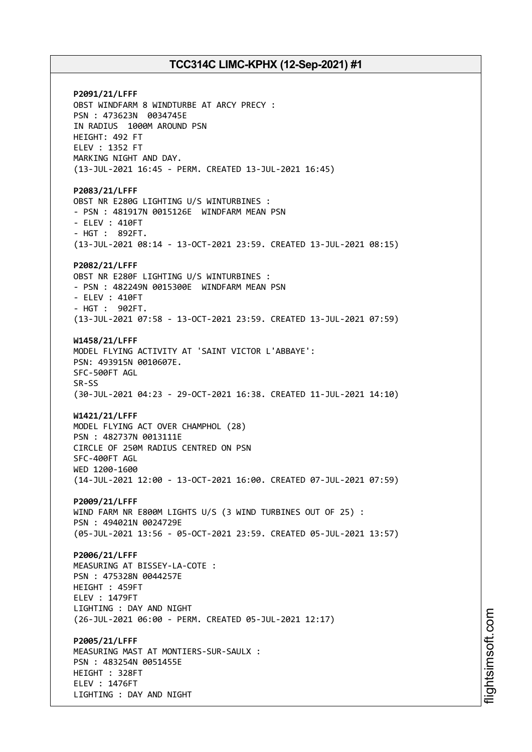**P2091/21/LFFF**
OBST WINDFARM 8 WINDTURBE AT ARCY PRECY :
PSN : 473623N 0034745E
IN RADIUS 1000M AROUND PSN
HEIGHT: 492 FT
ELEV : 1352 FT
MARKING NIGHT AND DAY.
(13-JUL-2021 16:45 - PERM. CREATED 13-JUL-2021 16:45)

**P2083/21/LFFF**
OBST NR E280G LIGHTING U/S WINTURBINES :
- PSN : 481917N 0015126E WINDFARM MEAN PSN
- ELEV : 410FT
- HGT : 892FT.
(13-JUL-2021 08:14 - 13-OCT-2021 23:59. CREATED 13-JUL-2021 08:15)

**P2082/21/LFFF**
OBST NR E280F LIGHTING U/S WINTURBINES :
- PSN : 482249N 0015300E WINDFARM MEAN PSN
- ELEV : 410FT
- HGT : 902FT.
(13-JUL-2021 07:58 - 13-OCT-2021 23:59. CREATED 13-JUL-2021 07:59)

**W1458/21/LFFF**
MODEL FLYING ACTIVITY AT 'SAINT VICTOR L'ABBAYE':
PSN: 493915N 0010607E.
SFC-500FT AGL
SR-SS
(30-JUL-2021 04:23 - 29-OCT-2021 16:38. CREATED 11-JUL-2021 14:10)

**W1421/21/LFFF**
MODEL FLYING ACT OVER CHAMPHOL (28)
PSN : 482737N 0013111E
CIRCLE OF 250M RADIUS CENTRED ON PSN
SFC-400FT AGL
WED 1200-1600
(14-JUL-2021 12:00 - 13-OCT-2021 16:00. CREATED 07-JUL-2021 07:59)

**P2009/21/LFFF**
WIND FARM NR E800M LIGHTS U/S (3 WIND TURBINES OUT OF 25) :
PSN : 494021N 0024729E
(05-JUL-2021 13:56 - 05-OCT-2021 23:59. CREATED 05-JUL-2021 13:57)

**P2006/21/LFFF**
MEASURING AT BISSEY-LA-COTE :
PSN : 475328N 0044257E
HEIGHT : 459FT
ELEV : 1479FT
LIGHTING : DAY AND NIGHT
(26-JUL-2021 06:00 - PERM. CREATED 05-JUL-2021 12:17)

**P2005/21/LFFF**
MEASURING MAST AT MONTIERS-SUR-SAULX :
PSN : 483254N 0051455E
HEIGHT : 328FT
ELEV : 1476FT
LIGHTING : DAY AND NIGHT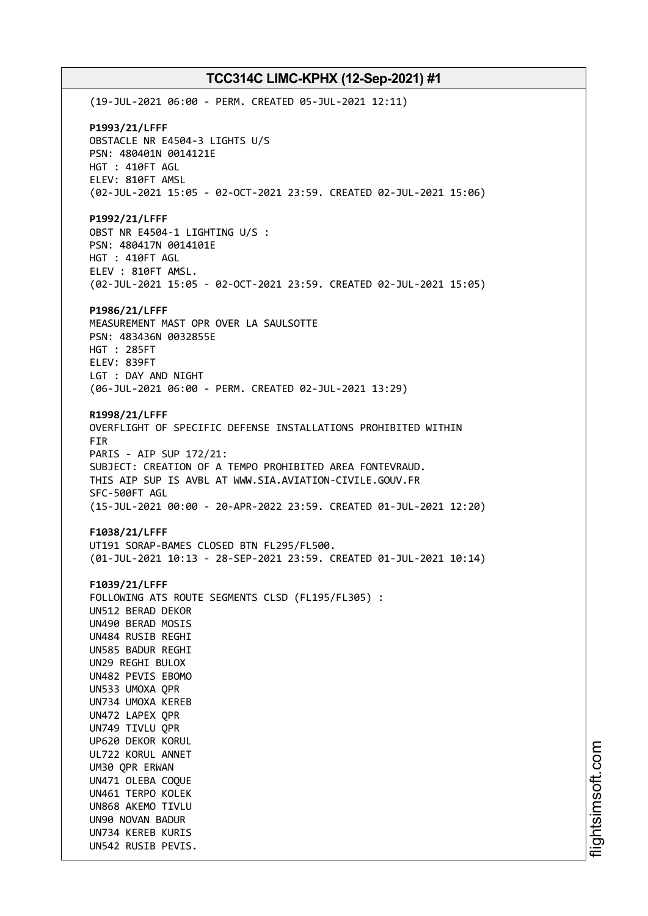(19-JUL-2021 06:00 - PERM. CREATED 05-JUL-2021 12:11)

**P1993/21/LFFF**
OBSTACLE NR E4504-3 LIGHTS U/S
PSN: 480401N 0014121E
HGT : 410FT AGL
ELEV: 810FT AMSL
(02-JUL-2021 15:05 - 02-OCT-2021 23:59. CREATED 02-JUL-2021 15:06)

**P1992/21/LFFF**
OBST NR E4504-1 LIGHTING U/S :
PSN: 480417N 0014101E
HGT : 410FT AGL
ELEV : 810FT AMSL.
(02-JUL-2021 15:05 - 02-OCT-2021 23:59. CREATED 02-JUL-2021 15:05)

**P1986/21/LFFF**
MEASUREMENT MAST OPR OVER LA SAULSOTTE
PSN: 483436N 0032855E
HGT : 285FT
ELEV: 839FT
LGT : DAY AND NIGHT
(06-JUL-2021 06:00 - PERM. CREATED 02-JUL-2021 13:29)

**R1998/21/LFFF**
OVERFLIGHT OF SPECIFIC DEFENSE INSTALLATIONS PROHIBITED WITHIN
FIR
PARIS - AIP SUP 172/21:
SUBJECT: CREATION OF A TEMPO PROHIBITED AREA FONTEVRAUD.
THIS AIP SUP IS AVBL AT WWW.SIA.AVIATION-CIVILE.GOUV.FR
SFC-500FT AGL
(15-JUL-2021 00:00 - 20-APR-2022 23:59. CREATED 01-JUL-2021 12:20)

**F1038/21/LFFF**
UT191 SORAP-BAMES CLOSED BTN FL295/FL500.
(01-JUL-2021 10:13 - 28-SEP-2021 23:59. CREATED 01-JUL-2021 10:14)

**F1039/21/LFFF**
FOLLOWING ATS ROUTE SEGMENTS CLSD (FL195/FL305) :
UN512 BERAD DEKOR
UN490 BERAD MOSIS
UN484 RUSIB REGHI
UN585 BADUR REGHI
UN29 REGHI BULOX
UN482 PEVIS EBOMO
UN533 UMOXA QPR
UN734 UMOXA KEREB
UN472 LAPEX QPR
UN749 TIVLU QPR
UP620 DEKOR KORUL
UL722 KORUL ANNET
UM30 QPR ERWAN
UN471 OLEBA COQUE
UN461 TERPO KOLEK
UN868 AKEMO TIVLU
UN90 NOVAN BADUR
UN734 KEREB KURIS
UN542 RUSIB PEVIS.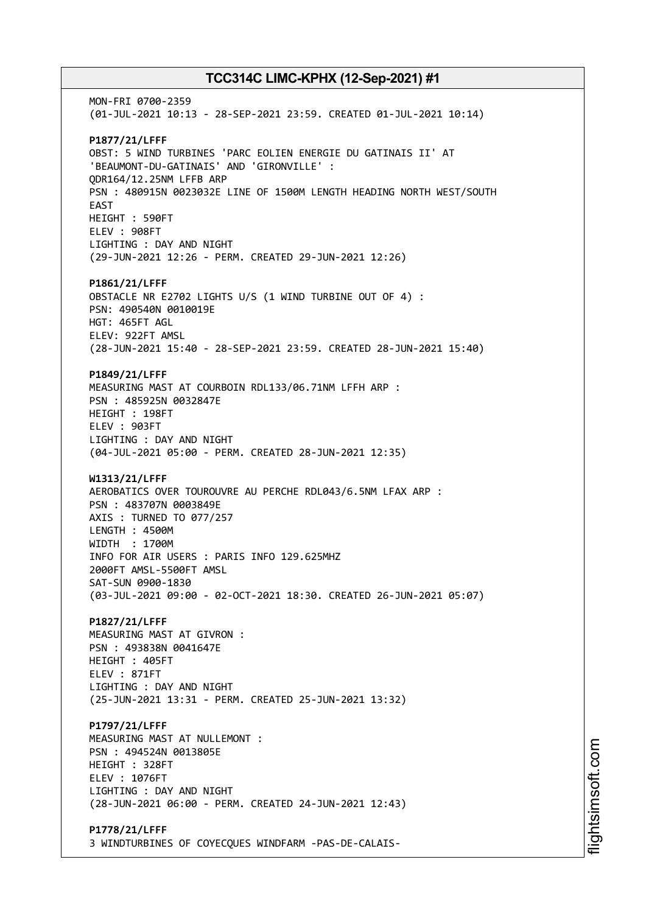MON-FRI 0700-2359
(01-JUL-2021 10:13 - 28-SEP-2021 23:59. CREATED 01-JUL-2021 10:14)

**P1877/21/LFFF**
OBST: 5 WIND TURBINES 'PARC EOLIEN ENERGIE DU GATINAIS II' AT 'BEAUMONT-DU-GATINAIS' AND 'GIRONVILLE' :
QDR164/12.25NM LFFB ARP
PSN : 480915N 0023032E LINE OF 1500M LENGTH HEADING NORTH WEST/SOUTH EAST
HEIGHT : 590FT
ELEV : 908FT
LIGHTING : DAY AND NIGHT
(29-JUN-2021 12:26 - PERM. CREATED 29-JUN-2021 12:26)

**P1861/21/LFFF**
OBSTACLE NR E2702 LIGHTS U/S (1 WIND TURBINE OUT OF 4) :
PSN: 490540N 0010019E
HGT: 465FT AGL
ELEV: 922FT AMSL
(28-JUN-2021 15:40 - 28-SEP-2021 23:59. CREATED 28-JUN-2021 15:40)

**P1849/21/LFFF**
MEASURING MAST AT COURBOIN RDL133/06.71NM LFFH ARP :
PSN : 485925N 0032847E
HEIGHT : 198FT
ELEV : 903FT
LIGHTING : DAY AND NIGHT
(04-JUL-2021 05:00 - PERM. CREATED 28-JUN-2021 12:35)

**W1313/21/LFFF**
AEROBATICS OVER TOUROUVRE AU PERCHE RDL043/6.5NM LFAX ARP :
PSN : 483707N 0003849E
AXIS : TURNED TO 077/257
LENGTH : 4500M
WIDTH : 1700M
INFO FOR AIR USERS : PARIS INFO 129.625MHZ
2000FT AMSL-5500FT AMSL
SAT-SUN 0900-1830
(03-JUL-2021 09:00 - 02-OCT-2021 18:30. CREATED 26-JUN-2021 05:07)

**P1827/21/LFFF**
MEASURING MAST AT GIVRON :
PSN : 493838N 0041647E
HEIGHT : 405FT
ELEV : 871FT
LIGHTING : DAY AND NIGHT
(25-JUN-2021 13:31 - PERM. CREATED 25-JUN-2021 13:32)

**P1797/21/LFFF**
MEASURING MAST AT NULLEMONT :
PSN : 494524N 0013805E
HEIGHT : 328FT
ELEV : 1076FT
LIGHTING : DAY AND NIGHT
(28-JUN-2021 06:00 - PERM. CREATED 24-JUN-2021 12:43)

**P1778/21/LFFF**
3 WINDTURBINES OF COYECQUES WINDFARM -PAS-DE-CALAIS-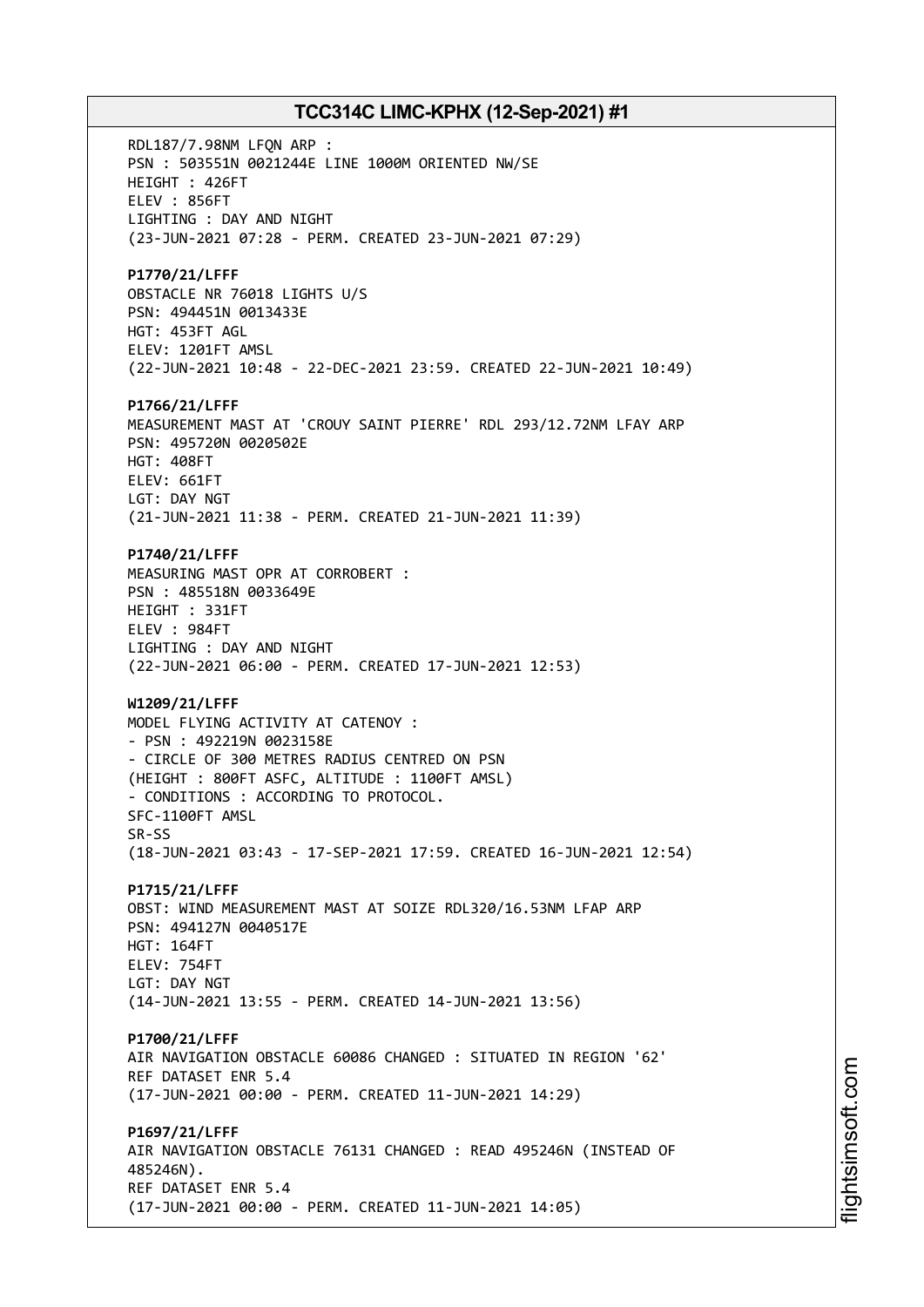RDL187/7.98NM LFQN ARP :
PSN : 503551N 0021244E LINE 1000M ORIENTED NW/SE
HEIGHT : 426FT
ELEV : 856FT
LIGHTING : DAY AND NIGHT
(23-JUN-2021 07:28 - PERM. CREATED 23-JUN-2021 07:29)

**P1770/21/LFFF**
OBSTACLE NR 76018 LIGHTS U/S
PSN: 494451N 0013433E
HGT: 453FT AGL
ELEV: 1201FT AMSL
(22-JUN-2021 10:48 - 22-DEC-2021 23:59. CREATED 22-JUN-2021 10:49)

**P1766/21/LFFF**
MEASUREMENT MAST AT 'CROUY SAINT PIERRE' RDL 293/12.72NM LFAY ARP
PSN: 495720N 0020502E
HGT: 408FT
ELEV: 661FT
LGT: DAY NGT
(21-JUN-2021 11:38 - PERM. CREATED 21-JUN-2021 11:39)

**P1740/21/LFFF**
MEASURING MAST OPR AT CORROBERT :
PSN : 485518N 0033649E
HEIGHT : 331FT
ELEV : 984FT
LIGHTING : DAY AND NIGHT
(22-JUN-2021 06:00 - PERM. CREATED 17-JUN-2021 12:53)

**W1209/21/LFFF**
MODEL FLYING ACTIVITY AT CATENOY :
- PSN : 492219N 0023158E
- CIRCLE OF 300 METRES RADIUS CENTRED ON PSN
(HEIGHT : 800FT ASFC, ALTITUDE : 1100FT AMSL)
- CONDITIONS : ACCORDING TO PROTOCOL.
SFC-1100FT AMSL
SR-SS
(18-JUN-2021 03:43 - 17-SEP-2021 17:59. CREATED 16-JUN-2021 12:54)

**P1715/21/LFFF**
OBST: WIND MEASUREMENT MAST AT SOIZE RDL320/16.53NM LFAP ARP
PSN: 494127N 0040517E
HGT: 164FT
ELEV: 754FT
LGT: DAY NGT
(14-JUN-2021 13:55 - PERM. CREATED 14-JUN-2021 13:56)

**P1700/21/LFFF**
AIR NAVIGATION OBSTACLE 60086 CHANGED : SITUATED IN REGION '62'
REF DATASET ENR 5.4
(17-JUN-2021 00:00 - PERM. CREATED 11-JUN-2021 14:29)

**P1697/21/LFFF**
AIR NAVIGATION OBSTACLE 76131 CHANGED : READ 495246N (INSTEAD OF
485246N).
REF DATASET ENR 5.4
(17-JUN-2021 00:00 - PERM. CREATED 11-JUN-2021 14:05)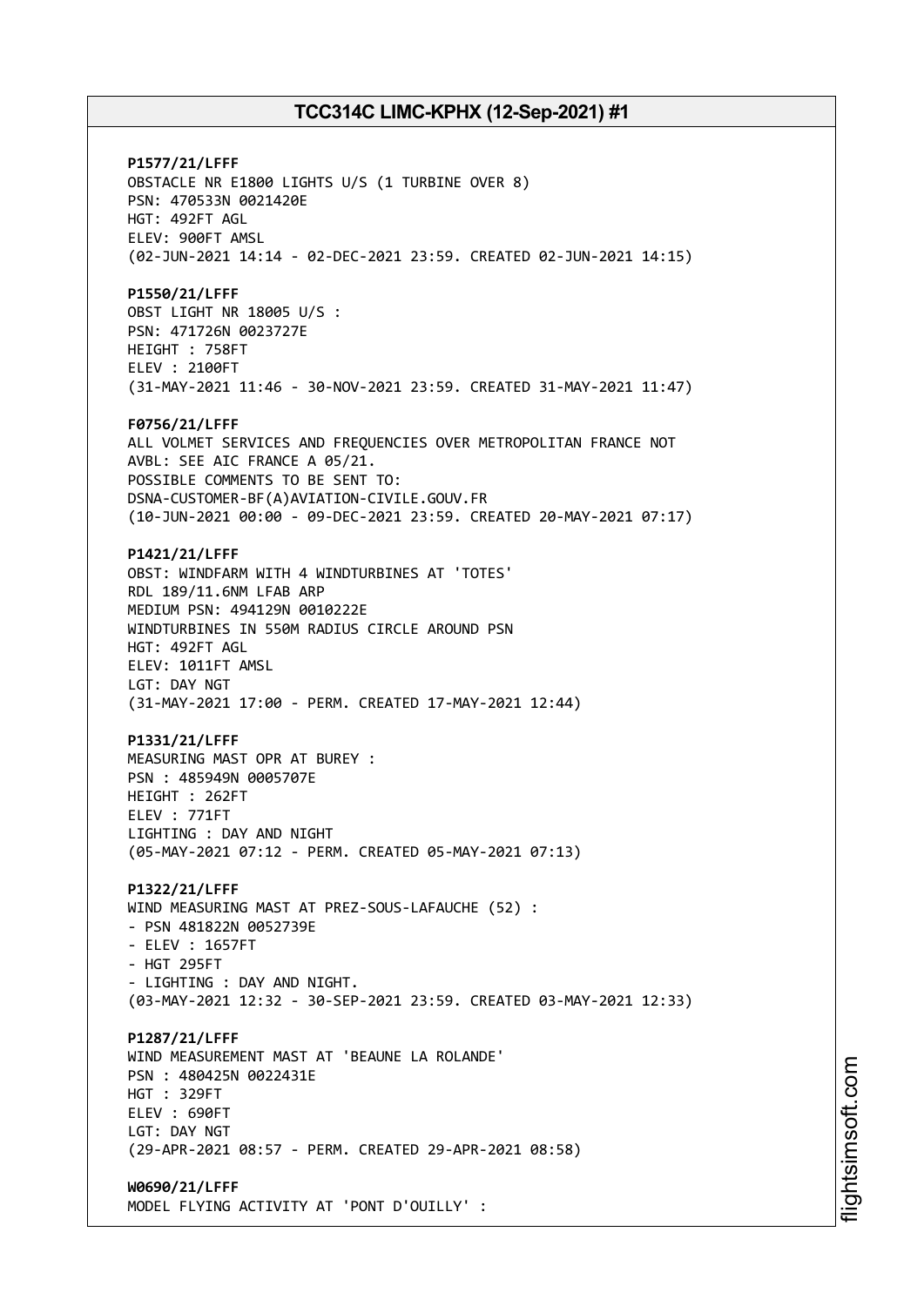**P1577/21/LFFF**
OBSTACLE NR E1800 LIGHTS U/S (1 TURBINE OVER 8)
PSN: 470533N 0021420E
HGT: 492FT AGL
ELEV: 900FT AMSL
(02-JUN-2021 14:14 - 02-DEC-2021 23:59. CREATED 02-JUN-2021 14:15)

**P1550/21/LFFF**
OBST LIGHT NR 18005 U/S :
PSN: 471726N 0023727E
HEIGHT : 758FT
ELEV : 2100FT
(31-MAY-2021 11:46 - 30-NOV-2021 23:59. CREATED 31-MAY-2021 11:47)

**F0756/21/LFFF**
ALL VOLMET SERVICES AND FREQUENCIES OVER METROPOLITAN FRANCE NOT AVBL: SEE AIC FRANCE A 05/21.
POSSIBLE COMMENTS TO BE SENT TO:
DSNA-CUSTOMER-BF(A)AVIATION-CIVILE.GOUV.FR
(10-JUN-2021 00:00 - 09-DEC-2021 23:59. CREATED 20-MAY-2021 07:17)

**P1421/21/LFFF**
OBST: WINDFARM WITH 4 WINDTURBINES AT 'TOTES'
RDL 189/11.6NM LFAB ARP
MEDIUM PSN: 494129N 0010222E
WINDTURBINES IN 550M RADIUS CIRCLE AROUND PSN
HGT: 492FT AGL
ELEV: 1011FT AMSL
LGT: DAY NGT
(31-MAY-2021 17:00 - PERM. CREATED 17-MAY-2021 12:44)

**P1331/21/LFFF**
MEASURING MAST OPR AT BUREY :
PSN : 485949N 0005707E
HEIGHT : 262FT
ELEV : 771FT
LIGHTING : DAY AND NIGHT
(05-MAY-2021 07:12 - PERM. CREATED 05-MAY-2021 07:13)

**P1322/21/LFFF**
WIND MEASURING MAST AT PREZ-SOUS-LAFAUCHE (52) :
- PSN 481822N 0052739E
- ELEV : 1657FT
- HGT 295FT
- LIGHTING : DAY AND NIGHT.
(03-MAY-2021 12:32 - 30-SEP-2021 23:59. CREATED 03-MAY-2021 12:33)

**P1287/21/LFFF**
WIND MEASUREMENT MAST AT 'BEAUNE LA ROLANDE'
PSN : 480425N 0022431E
HGT : 329FT
ELEV : 690FT
LGT: DAY NGT
(29-APR-2021 08:57 - PERM. CREATED 29-APR-2021 08:58)

**W0690/21/LFFF**
MODEL FLYING ACTIVITY AT 'PONT D'OUILLY' :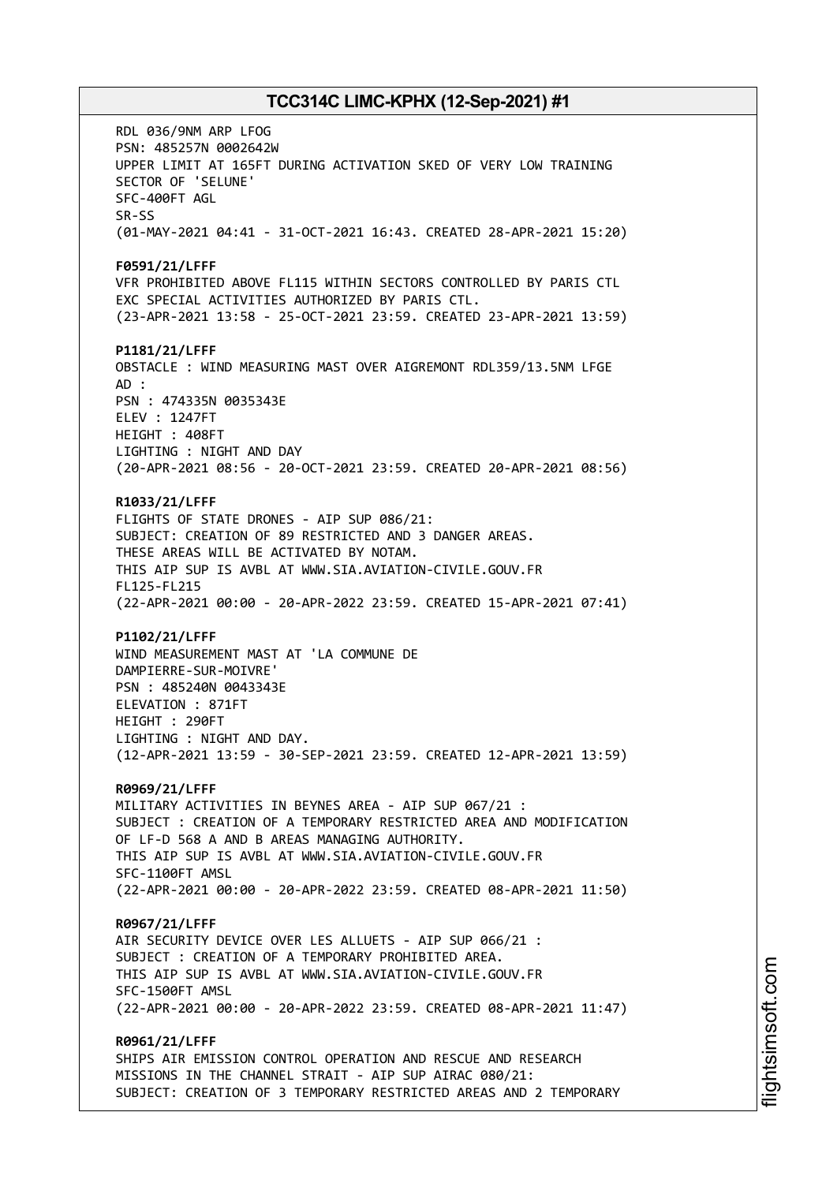RDL 036/9NM ARP LFOG
PSN: 485257N 0002642W
UPPER LIMIT AT 165FT DURING ACTIVATION SKED OF VERY LOW TRAINING SECTOR OF 'SELUNE'
SFC-400FT AGL
SR-SS
(01-MAY-2021 04:41 - 31-OCT-2021 16:43. CREATED 28-APR-2021 15:20)

**F0591/21/LFFF**
VFR PROHIBITED ABOVE FL115 WITHIN SECTORS CONTROLLED BY PARIS CTL
EXC SPECIAL ACTIVITIES AUTHORIZED BY PARIS CTL.
(23-APR-2021 13:58 - 25-OCT-2021 23:59. CREATED 23-APR-2021 13:59)

**P1181/21/LFFF**
OBSTACLE : WIND MEASURING MAST OVER AIGREMONT RDL359/13.5NM LFGE
AD :
PSN : 474335N 0035343E
ELEV : 1247FT
HEIGHT : 408FT
LIGHTING : NIGHT AND DAY
(20-APR-2021 08:56 - 20-OCT-2021 23:59. CREATED 20-APR-2021 08:56)

**R1033/21/LFFF**
FLIGHTS OF STATE DRONES - AIP SUP 086/21:
SUBJECT: CREATION OF 89 RESTRICTED AND 3 DANGER AREAS.
THESE AREAS WILL BE ACTIVATED BY NOTAM.
THIS AIP SUP IS AVBL AT WWW.SIA.AVIATION-CIVILE.GOUV.FR
FL125-FL215
(22-APR-2021 00:00 - 20-APR-2022 23:59. CREATED 15-APR-2021 07:41)

**P1102/21/LFFF**
WIND MEASUREMENT MAST AT 'LA COMMUNE DE
DAMPIERRE-SUR-MOIVRE'
PSN : 485240N 0043343E
ELEVATION : 871FT
HEIGHT : 290FT
LIGHTING : NIGHT AND DAY.
(12-APR-2021 13:59 - 30-SEP-2021 23:59. CREATED 12-APR-2021 13:59)

**R0969/21/LFFF**
MILITARY ACTIVITIES IN BEYNES AREA - AIP SUP 067/21 :
SUBJECT : CREATION OF A TEMPORARY RESTRICTED AREA AND MODIFICATION
OF LF-D 568 A AND B AREAS MANAGING AUTHORITY.
THIS AIP SUP IS AVBL AT WWW.SIA.AVIATION-CIVILE.GOUV.FR
SFC-1100FT AMSL
(22-APR-2021 00:00 - 20-APR-2022 23:59. CREATED 08-APR-2021 11:50)

**R0967/21/LFFF**
AIR SECURITY DEVICE OVER LES ALLUETS - AIP SUP 066/21 :
SUBJECT : CREATION OF A TEMPORARY PROHIBITED AREA.
THIS AIP SUP IS AVBL AT WWW.SIA.AVIATION-CIVILE.GOUV.FR
SFC-1500FT AMSL
(22-APR-2021 00:00 - 20-APR-2022 23:59. CREATED 08-APR-2021 11:47)

**R0961/21/LFFF**
SHIPS AIR EMISSION CONTROL OPERATION AND RESCUE AND RESEARCH
MISSIONS IN THE CHANNEL STRAIT - AIP SUP AIRAC 080/21:
SUBJECT: CREATION OF 3 TEMPORARY RESTRICTED AREAS AND 2 TEMPORARY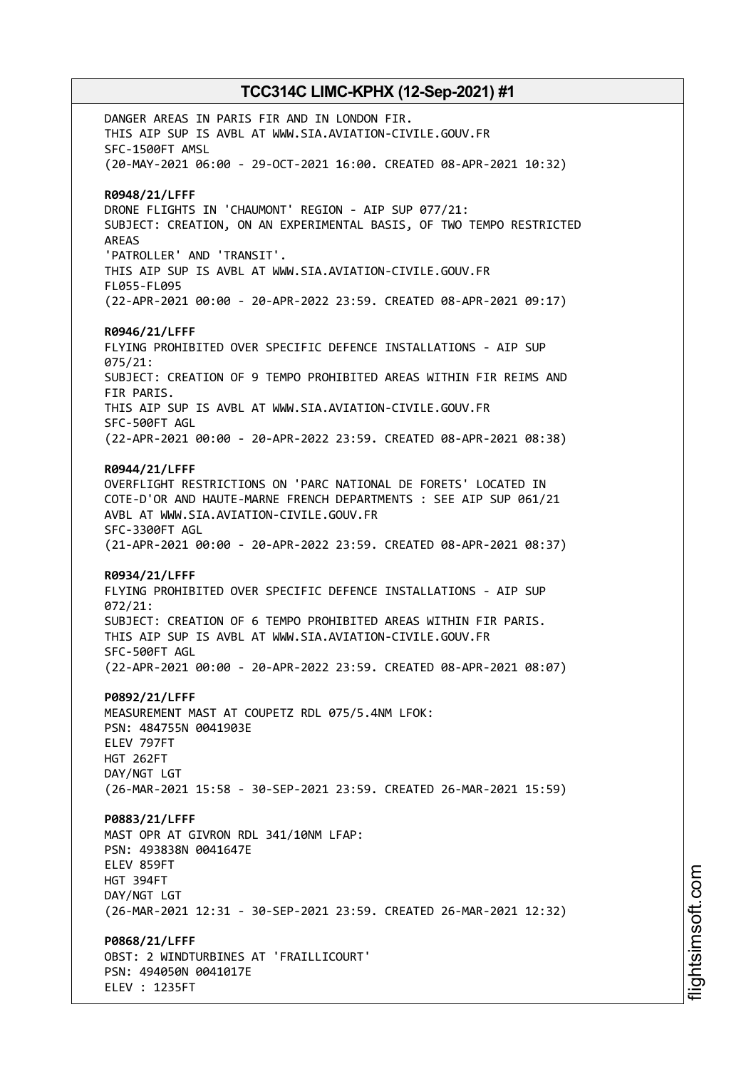DANGER AREAS IN PARIS FIR AND IN LONDON FIR.
THIS AIP SUP IS AVBL AT WWW.SIA.AVIATION-CIVILE.GOUV.FR
SFC-1500FT AMSL
(20-MAY-2021 06:00 - 29-OCT-2021 16:00. CREATED 08-APR-2021 10:32)

**R0948/21/LFFF**
DRONE FLIGHTS IN 'CHAUMONT' REGION - AIP SUP 077/21:
SUBJECT: CREATION, ON AN EXPERIMENTAL BASIS, OF TWO TEMPO RESTRICTED AREAS
'PATROLLER' AND 'TRANSIT'.
THIS AIP SUP IS AVBL AT WWW.SIA.AVIATION-CIVILE.GOUV.FR
FL055-FL095
(22-APR-2021 00:00 - 20-APR-2022 23:59. CREATED 08-APR-2021 09:17)

**R0946/21/LFFF**
FLYING PROHIBITED OVER SPECIFIC DEFENCE INSTALLATIONS - AIP SUP 075/21:
SUBJECT: CREATION OF 9 TEMPO PROHIBITED AREAS WITHIN FIR REIMS AND FIR PARIS.
THIS AIP SUP IS AVBL AT WWW.SIA.AVIATION-CIVILE.GOUV.FR
SFC-500FT AGL
(22-APR-2021 00:00 - 20-APR-2022 23:59. CREATED 08-APR-2021 08:38)

**R0944/21/LFFF**
OVERFLIGHT RESTRICTIONS ON 'PARC NATIONAL DE FORETS' LOCATED IN COTE-D'OR AND HAUTE-MARNE FRENCH DEPARTMENTS : SEE AIP SUP 061/21
AVBL AT WWW.SIA.AVIATION-CIVILE.GOUV.FR
SFC-3300FT AGL
(21-APR-2021 00:00 - 20-APR-2022 23:59. CREATED 08-APR-2021 08:37)

**R0934/21/LFFF**
FLYING PROHIBITED OVER SPECIFIC DEFENCE INSTALLATIONS - AIP SUP 072/21:
SUBJECT: CREATION OF 6 TEMPO PROHIBITED AREAS WITHIN FIR PARIS.
THIS AIP SUP IS AVBL AT WWW.SIA.AVIATION-CIVILE.GOUV.FR
SFC-500FT AGL
(22-APR-2021 00:00 - 20-APR-2022 23:59. CREATED 08-APR-2021 08:07)

**P0892/21/LFFF**
MEASUREMENT MAST AT COUPETZ RDL 075/5.4NM LFOK:
PSN: 484755N 0041903E
ELEV 797FT
HGT 262FT
DAY/NGT LGT
(26-MAR-2021 15:58 - 30-SEP-2021 23:59. CREATED 26-MAR-2021 15:59)

**P0883/21/LFFF**
MAST OPR AT GIVRON RDL 341/10NM LFAP:
PSN: 493838N 0041647E
ELEV 859FT
HGT 394FT
DAY/NGT LGT
(26-MAR-2021 12:31 - 30-SEP-2021 23:59. CREATED 26-MAR-2021 12:32)

**P0868/21/LFFF**
OBST: 2 WINDTURBINES AT 'FRAILLICOURT'
PSN: 494050N 0041017E
ELEV : 1235FT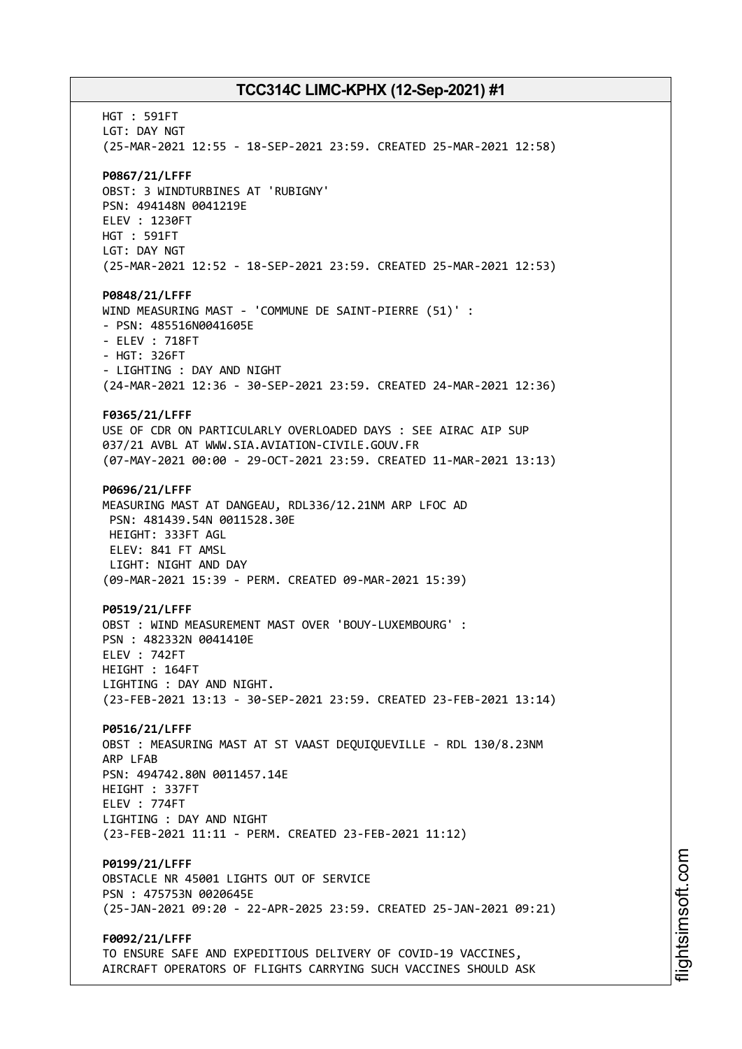HGT : 591FT
LGT: DAY NGT
(25-MAR-2021 12:55 - 18-SEP-2021 23:59. CREATED 25-MAR-2021 12:58)

**P0867/21/LFFF**
OBST: 3 WINDTURBINES AT 'RUBIGNY'
PSN: 494148N 0041219E
ELEV : 1230FT
HGT : 591FT
LGT: DAY NGT
(25-MAR-2021 12:52 - 18-SEP-2021 23:59. CREATED 25-MAR-2021 12:53)

**P0848/21/LFFF**
WIND MEASURING MAST - 'COMMUNE DE SAINT-PIERRE (51)' :
- PSN: 485516N0041605E
- ELEV : 718FT
- HGT: 326FT
- LIGHTING : DAY AND NIGHT
(24-MAR-2021 12:36 - 30-SEP-2021 23:59. CREATED 24-MAR-2021 12:36)

**F0365/21/LFFF**
USE OF CDR ON PARTICULARLY OVERLOADED DAYS : SEE AIRAC AIP SUP 037/21 AVBL AT WWW.SIA.AVIATION-CIVILE.GOUV.FR
(07-MAY-2021 00:00 - 29-OCT-2021 23:59. CREATED 11-MAR-2021 13:13)

**P0696/21/LFFF**
MEASURING MAST AT DANGEAU, RDL336/12.21NM ARP LFOC AD
PSN: 481439.54N 0011528.30E
HEIGHT: 333FT AGL
ELEV: 841 FT AMSL
LIGHT: NIGHT AND DAY
(09-MAR-2021 15:39 - PERM. CREATED 09-MAR-2021 15:39)

**P0519/21/LFFF**
OBST : WIND MEASUREMENT MAST OVER 'BOUY-LUXEMBOURG' :
PSN : 482332N 0041410E
ELEV : 742FT
HEIGHT : 164FT
LIGHTING : DAY AND NIGHT.
(23-FEB-2021 13:13 - 30-SEP-2021 23:59. CREATED 23-FEB-2021 13:14)

**P0516/21/LFFF**
OBST : MEASURING MAST AT ST VAAST DEQUIQUEVILLE - RDL 130/8.23NM ARP LFAB
PSN: 494742.80N 0011457.14E
HEIGHT : 337FT
ELEV : 774FT
LIGHTING : DAY AND NIGHT
(23-FEB-2021 11:11 - PERM. CREATED 23-FEB-2021 11:12)

**P0199/21/LFFF**
OBSTACLE NR 45001 LIGHTS OUT OF SERVICE
PSN : 475753N 0020645E
(25-JAN-2021 09:20 - 22-APR-2025 23:59. CREATED 25-JAN-2021 09:21)

**F0092/21/LFFF**
TO ENSURE SAFE AND EXPEDITIOUS DELIVERY OF COVID-19 VACCINES, AIRCRAFT OPERATORS OF FLIGHTS CARRYING SUCH VACCINES SHOULD ASK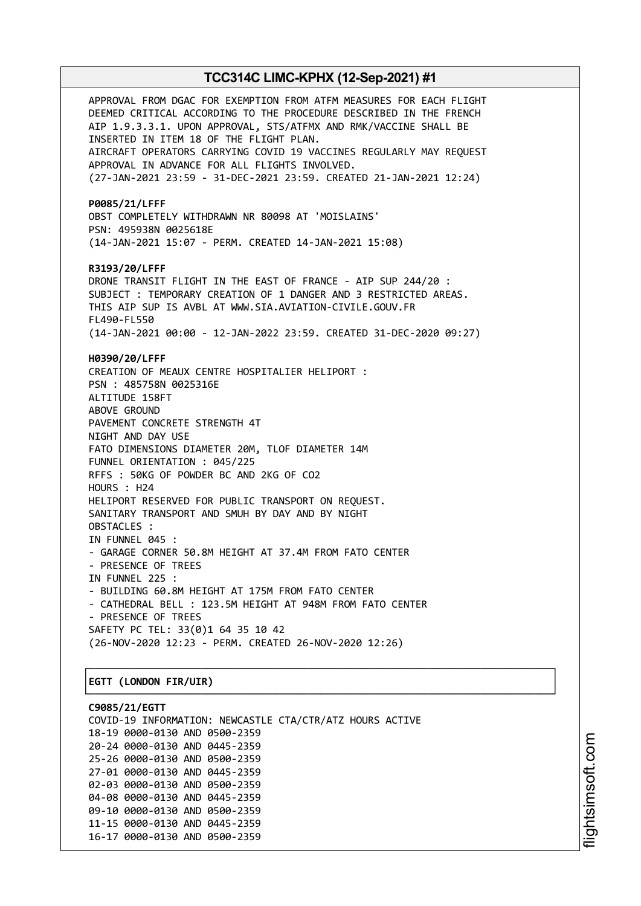APPROVAL FROM DGAC FOR EXEMPTION FROM ATFM MEASURES FOR EACH FLIGHT DEEMED CRITICAL ACCORDING TO THE PROCEDURE DESCRIBED IN THE FRENCH AIP 1.9.3.3.1. UPON APPROVAL, STS/ATFMX AND RMK/VACCINE SHALL BE INSERTED IN ITEM 18 OF THE FLIGHT PLAN.
AIRCRAFT OPERATORS CARRYING COVID 19 VACCINES REGULARLY MAY REQUEST APPROVAL IN ADVANCE FOR ALL FLIGHTS INVOLVED.
(27-JAN-2021 23:59 - 31-DEC-2021 23:59. CREATED 21-JAN-2021 12:24)

**P0085/21/LFFF**
OBST COMPLETELY WITHDRAWN NR 80098 AT 'MOISLAINS'
PSN: 495938N 0025618E
(14-JAN-2021 15:07 - PERM. CREATED 14-JAN-2021 15:08)

**R3193/20/LFFF**
DRONE TRANSIT FLIGHT IN THE EAST OF FRANCE - AIP SUP 244/20 :
SUBJECT : TEMPORARY CREATION OF 1 DANGER AND 3 RESTRICTED AREAS.
THIS AIP SUP IS AVBL AT WWW.SIA.AVIATION-CIVILE.GOUV.FR
FL490-FL550
(14-JAN-2021 00:00 - 12-JAN-2022 23:59. CREATED 31-DEC-2020 09:27)

**H0390/20/LFFF**
CREATION OF MEAUX CENTRE HOSPITALIER HELIPORT :
PSN : 485758N 0025316E
ALTITUDE 158FT
ABOVE GROUND
PAVEMENT CONCRETE STRENGTH 4T
NIGHT AND DAY USE
FATO DIMENSIONS DIAMETER 20M, TLOF DIAMETER 14M
FUNNEL ORIENTATION : 045/225
RFFS : 50KG OF POWDER BC AND 2KG OF CO2
HOURS : H24
HELIPORT RESERVED FOR PUBLIC TRANSPORT ON REQUEST.
SANITARY TRANSPORT AND SMUH BY DAY AND BY NIGHT
OBSTACLES :
IN FUNNEL 045 :
- GARAGE CORNER 50.8M HEIGHT AT 37.4M FROM FATO CENTER
- PRESENCE OF TREES
IN FUNNEL 225 :
- BUILDING 60.8M HEIGHT AT 175M FROM FATO CENTER
- CATHEDRAL BELL : 123.5M HEIGHT AT 948M FROM FATO CENTER
- PRESENCE OF TREES
SAFETY PC TEL: 33(0)1 64 35 10 42
(26-NOV-2020 12:23 - PERM. CREATED 26-NOV-2020 12:26)

**EGTT (LONDON FIR/UIR)**

**C9085/21/EGTT**
COVID-19 INFORMATION: NEWCASTLE CTA/CTR/ATZ HOURS ACTIVE
18-19 0000-0130 AND 0500-2359
20-24 0000-0130 AND 0445-2359
25-26 0000-0130 AND 0500-2359
27-01 0000-0130 AND 0445-2359
02-03 0000-0130 AND 0500-2359
04-08 0000-0130 AND 0445-2359
09-10 0000-0130 AND 0500-2359
11-15 0000-0130 AND 0445-2359
16-17 0000-0130 AND 0500-2359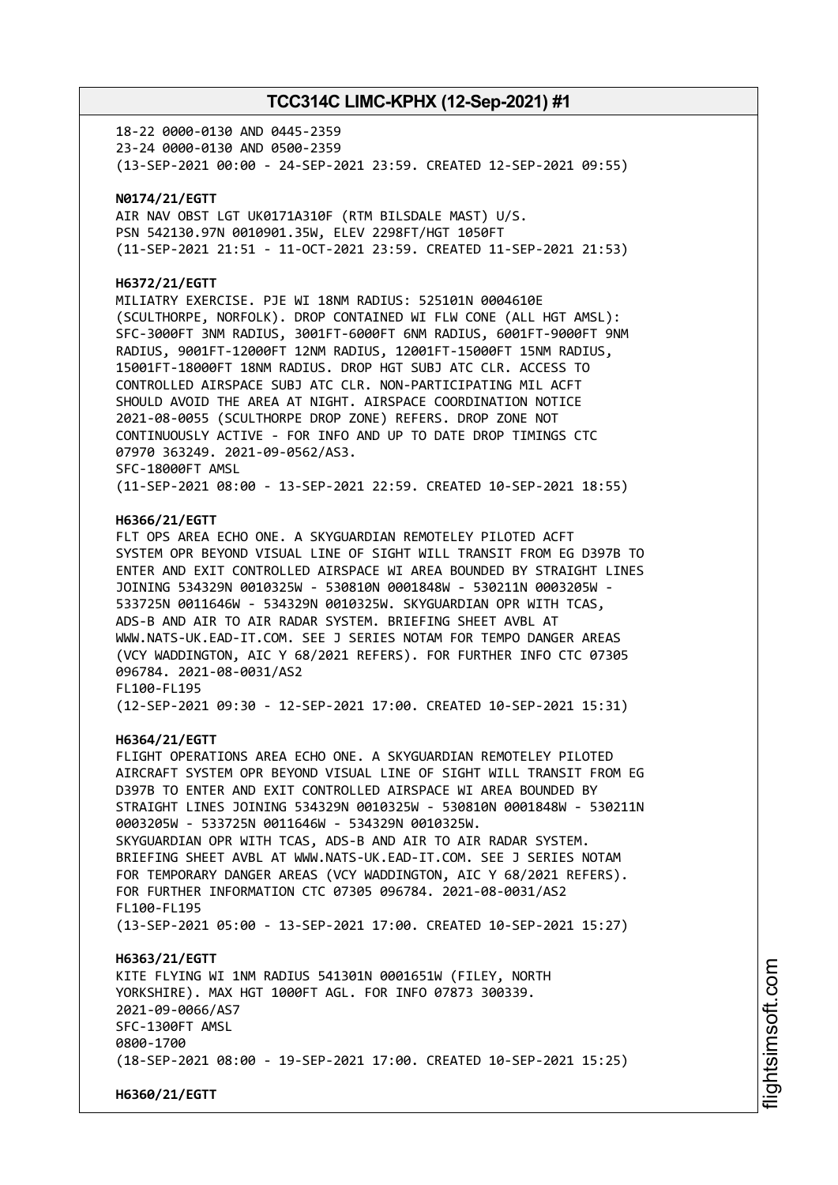18-22 0000-0130 AND 0445-2359
23-24 0000-0130 AND 0500-2359
(13-SEP-2021 00:00 - 24-SEP-2021 23:59. CREATED 12-SEP-2021 09:55)

**N0174/21/EGTT**
AIR NAV OBST LGT UK0171A310F (RTM BILSDALE MAST) U/S.
PSN 542130.97N 0010901.35W, ELEV 2298FT/HGT 1050FT
(11-SEP-2021 21:51 - 11-OCT-2021 23:59. CREATED 11-SEP-2021 21:53)

**H6372/21/EGTT**
MILIATRY EXERCISE. PJE WI 18NM RADIUS: 525101N 0004610E
(SCULTHORPE, NORFOLK). DROP CONTAINED WI FLW CONE (ALL HGT AMSL):
SFC-3000FT 3NM RADIUS, 3001FT-6000FT 6NM RADIUS, 6001FT-9000FT 9NM
RADIUS, 9001FT-12000FT 12NM RADIUS, 12001FT-15000FT 15NM RADIUS,
15001FT-18000FT 18NM RADIUS. DROP HGT SUBJ ATC CLR. ACCESS TO
CONTROLLED AIRSPACE SUBJ ATC CLR. NON-PARTICIPATING MIL ACFT
SHOULD AVOID THE AREA AT NIGHT. AIRSPACE COORDINATION NOTICE
2021-08-0055 (SCULTHORPE DROP ZONE) REFERS. DROP ZONE NOT
CONTINUOUSLY ACTIVE - FOR INFO AND UP TO DATE DROP TIMINGS CTC
07970 363249. 2021-09-0562/AS3.
SFC-18000FT AMSL
(11-SEP-2021 08:00 - 13-SEP-2021 22:59. CREATED 10-SEP-2021 18:55)

**H6366/21/EGTT**
FLT OPS AREA ECHO ONE. A SKYGUARDIAN REMOTELEY PILOTED ACFT
SYSTEM OPR BEYOND VISUAL LINE OF SIGHT WILL TRANSIT FROM EG D397B TO
ENTER AND EXIT CONTROLLED AIRSPACE WI AREA BOUNDED BY STRAIGHT LINES
JOINING 534329N 0010325W - 530810N 0001848W - 530211N 0003205W -
533725N 0011646W - 534329N 0010325W. SKYGUARDIAN OPR WITH TCAS,
ADS-B AND AIR TO AIR RADAR SYSTEM. BRIEFING SHEET AVBL AT
WWW.NATS-UK.EAD-IT.COM. SEE J SERIES NOTAM FOR TEMPO DANGER AREAS
(VCY WADDINGTON, AIC Y 68/2021 REFERS). FOR FURTHER INFO CTC 07305
096784. 2021-08-0031/AS2
FL100-FL195
(12-SEP-2021 09:30 - 12-SEP-2021 17:00. CREATED 10-SEP-2021 15:31)

**H6364/21/EGTT**
FLIGHT OPERATIONS AREA ECHO ONE. A SKYGUARDIAN REMOTELEY PILOTED
AIRCRAFT SYSTEM OPR BEYOND VISUAL LINE OF SIGHT WILL TRANSIT FROM EG
D397B TO ENTER AND EXIT CONTROLLED AIRSPACE WI AREA BOUNDED BY
STRAIGHT LINES JOINING 534329N 0010325W - 530810N 0001848W - 530211N
0003205W - 533725N 0011646W - 534329N 0010325W.
SKYGUARDIAN OPR WITH TCAS, ADS-B AND AIR TO AIR RADAR SYSTEM.
BRIEFING SHEET AVBL AT WWW.NATS-UK.EAD-IT.COM. SEE J SERIES NOTAM
FOR TEMPORARY DANGER AREAS (VCY WADDINGTON, AIC Y 68/2021 REFERS).
FOR FURTHER INFORMATION CTC 07305 096784. 2021-08-0031/AS2
FL100-FL195
(13-SEP-2021 05:00 - 13-SEP-2021 17:00. CREATED 10-SEP-2021 15:27)

**H6363/21/EGTT**
KITE FLYING WI 1NM RADIUS 541301N 0001651W (FILEY, NORTH
YORKSHIRE). MAX HGT 1000FT AGL. FOR INFO 07873 300339.
2021-09-0066/AS7
SFC-1300FT AMSL
0800-1700
(18-SEP-2021 08:00 - 19-SEP-2021 17:00. CREATED 10-SEP-2021 15:25)

**H6360/21/EGTT**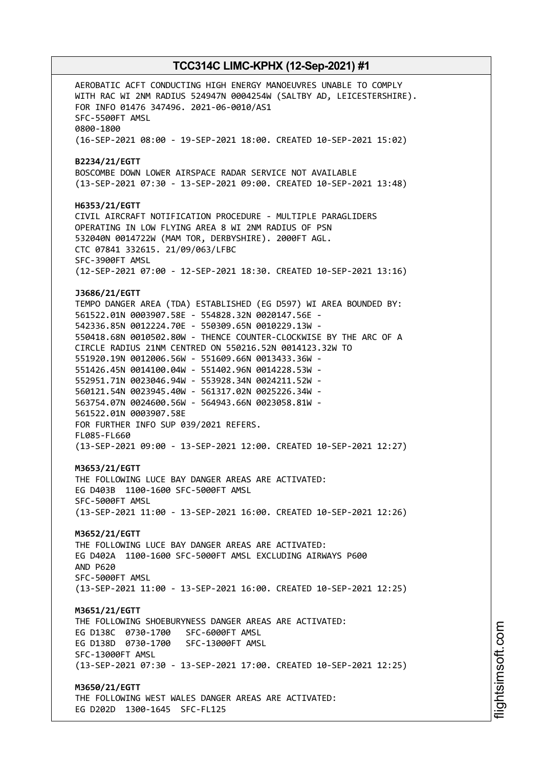AEROBATIC ACFT CONDUCTING HIGH ENERGY MANOEUVRES UNABLE TO COMPLY WITH RAC WI 2NM RADIUS 524947N 0004254W (SALTBY AD, LEICESTERSHIRE). FOR INFO 01476 347496. 2021-06-0010/AS1
SFC-5500FT AMSL
0800-1800
(16-SEP-2021 08:00 - 19-SEP-2021 18:00. CREATED 10-SEP-2021 15:02)

**B2234/21/EGTT**
BOSCOMBE DOWN LOWER AIRSPACE RADAR SERVICE NOT AVAILABLE
(13-SEP-2021 07:30 - 13-SEP-2021 09:00. CREATED 10-SEP-2021 13:48)

**H6353/21/EGTT**
CIVIL AIRCRAFT NOTIFICATION PROCEDURE - MULTIPLE PARAGLIDERS OPERATING IN LOW FLYING AREA 8 WI 2NM RADIUS OF PSN 532040N 0014722W (MAM TOR, DERBYSHIRE). 2000FT AGL. CTC 07841 332615. 21/09/063/LFBC
SFC-3900FT AMSL
(12-SEP-2021 07:00 - 12-SEP-2021 18:30. CREATED 10-SEP-2021 13:16)

**J3686/21/EGTT**
TEMPO DANGER AREA (TDA) ESTABLISHED (EG D597) WI AREA BOUNDED BY:
561522.01N 0003907.58E - 554828.32N 0020147.56E -
542336.85N 0012224.70E - 550309.65N 0010229.13W -
550418.68N 0010502.80W - THENCE COUNTER-CLOCKWISE BY THE ARC OF A CIRCLE RADIUS 21NM CENTRED ON 550216.52N 0014123.32W TO
551920.19N 0012006.56W - 551609.66N 0013433.36W -
551426.45N 0014100.04W - 551402.96N 0014228.53W -
552951.71N 0023046.94W - 553928.34N 0024211.52W -
560121.54N 0023945.40W - 561317.02N 0025226.34W -
563754.07N 0024600.56W - 564943.66N 0023058.81W -
561522.01N 0003907.58E
FOR FURTHER INFO SUP 039/2021 REFERS.
FL085-FL660
(13-SEP-2021 09:00 - 13-SEP-2021 12:00. CREATED 10-SEP-2021 12:27)

**M3653/21/EGTT**
THE FOLLOWING LUCE BAY DANGER AREAS ARE ACTIVATED:
EG D403B 1100-1600 SFC-5000FT AMSL
SFC-5000FT AMSL
(13-SEP-2021 11:00 - 13-SEP-2021 16:00. CREATED 10-SEP-2021 12:26)

**M3652/21/EGTT**
THE FOLLOWING LUCE BAY DANGER AREAS ARE ACTIVATED:
EG D402A 1100-1600 SFC-5000FT AMSL EXCLUDING AIRWAYS P600 AND P620
SFC-5000FT AMSL
(13-SEP-2021 11:00 - 13-SEP-2021 16:00. CREATED 10-SEP-2021 12:25)

**M3651/21/EGTT**
THE FOLLOWING SHOEBURYNESS DANGER AREAS ARE ACTIVATED:
EG D138C 0730-1700 SFC-6000FT AMSL
EG D138D 0730-1700 SFC-13000FT AMSL
SFC-13000FT AMSL
(13-SEP-2021 07:30 - 13-SEP-2021 17:00. CREATED 10-SEP-2021 12:25)

**M3650/21/EGTT**
THE FOLLOWING WEST WALES DANGER AREAS ARE ACTIVATED:
EG D202D 1300-1645 SFC-FL125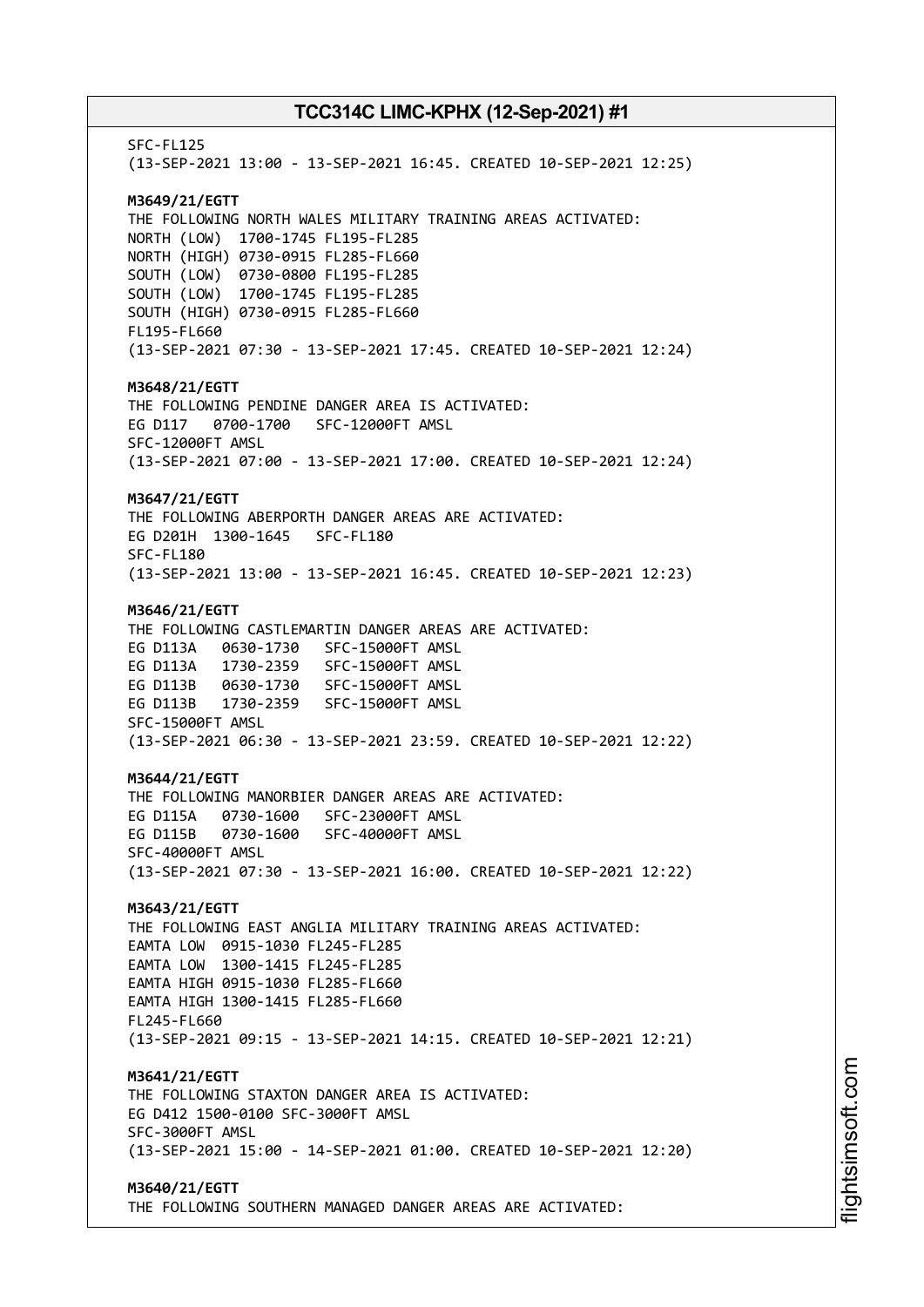SFC-FL125
(13-SEP-2021 13:00 - 13-SEP-2021 16:45. CREATED 10-SEP-2021 12:25)

**M3649/21/EGTT**
THE FOLLOWING NORTH WALES MILITARY TRAINING AREAS ACTIVATED:
NORTH (LOW) 1700-1745 FL195-FL285
NORTH (HIGH) 0730-0915 FL285-FL660
SOUTH (LOW) 0730-0800 FL195-FL285
SOUTH (LOW) 1700-1745 FL195-FL285
SOUTH (HIGH) 0730-0915 FL285-FL660
FL195-FL660
(13-SEP-2021 07:30 - 13-SEP-2021 17:45. CREATED 10-SEP-2021 12:24)

**M3648/21/EGTT**
THE FOLLOWING PENDINE DANGER AREA IS ACTIVATED:
EG D117 0700-1700 SFC-12000FT AMSL
SFC-12000FT AMSL
(13-SEP-2021 07:00 - 13-SEP-2021 17:00. CREATED 10-SEP-2021 12:24)

**M3647/21/EGTT**
THE FOLLOWING ABERPORTH DANGER AREAS ARE ACTIVATED:
EG D201H 1300-1645 SFC-FL180
SFC-FL180
(13-SEP-2021 13:00 - 13-SEP-2021 16:45. CREATED 10-SEP-2021 12:23)

**M3646/21/EGTT**
THE FOLLOWING CASTLEMARTIN DANGER AREAS ARE ACTIVATED:
EG D113A 0630-1730 SFC-15000FT AMSL
EG D113A 1730-2359 SFC-15000FT AMSL
EG D113B 0630-1730 SFC-15000FT AMSL
EG D113B 1730-2359 SFC-15000FT AMSL
SFC-15000FT AMSL
(13-SEP-2021 06:30 - 13-SEP-2021 23:59. CREATED 10-SEP-2021 12:22)

**M3644/21/EGTT**
THE FOLLOWING MANORBIER DANGER AREAS ARE ACTIVATED:
EG D115A 0730-1600 SFC-23000FT AMSL
EG D115B 0730-1600 SFC-40000FT AMSL
SFC-40000FT AMSL
(13-SEP-2021 07:30 - 13-SEP-2021 16:00. CREATED 10-SEP-2021 12:22)

**M3643/21/EGTT**
THE FOLLOWING EAST ANGLIA MILITARY TRAINING AREAS ACTIVATED:
EAMTA LOW 0915-1030 FL245-FL285
EAMTA LOW 1300-1415 FL245-FL285
EAMTA HIGH 0915-1030 FL285-FL660
EAMTA HIGH 1300-1415 FL285-FL660
FL245-FL660
(13-SEP-2021 09:15 - 13-SEP-2021 14:15. CREATED 10-SEP-2021 12:21)

**M3641/21/EGTT**
THE FOLLOWING STAXTON DANGER AREA IS ACTIVATED:
EG D412 1500-0100 SFC-3000FT AMSL
SFC-3000FT AMSL
(13-SEP-2021 15:00 - 14-SEP-2021 01:00. CREATED 10-SEP-2021 12:20)

**M3640/21/EGTT**
THE FOLLOWING SOUTHERN MANAGED DANGER AREAS ARE ACTIVATED: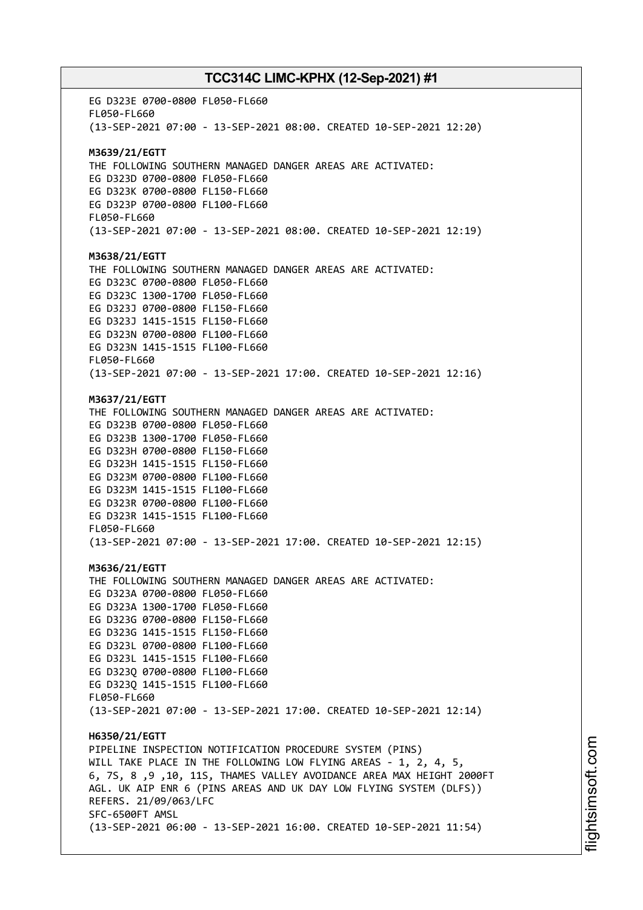EG D323E 0700-0800 FL050-FL660
FL050-FL660
(13-SEP-2021 07:00 - 13-SEP-2021 08:00. CREATED 10-SEP-2021 12:20)

**M3639/21/EGTT**
THE FOLLOWING SOUTHERN MANAGED DANGER AREAS ARE ACTIVATED:
EG D323D 0700-0800 FL050-FL660
EG D323K 0700-0800 FL150-FL660
EG D323P 0700-0800 FL100-FL660
FL050-FL660
(13-SEP-2021 07:00 - 13-SEP-2021 08:00. CREATED 10-SEP-2021 12:19)

**M3638/21/EGTT**
THE FOLLOWING SOUTHERN MANAGED DANGER AREAS ARE ACTIVATED:
EG D323C 0700-0800 FL050-FL660
EG D323C 1300-1700 FL050-FL660
EG D323J 0700-0800 FL150-FL660
EG D323J 1415-1515 FL150-FL660
EG D323N 0700-0800 FL100-FL660
EG D323N 1415-1515 FL100-FL660
FL050-FL660
(13-SEP-2021 07:00 - 13-SEP-2021 17:00. CREATED 10-SEP-2021 12:16)

**M3637/21/EGTT**
THE FOLLOWING SOUTHERN MANAGED DANGER AREAS ARE ACTIVATED:
EG D323B 0700-0800 FL050-FL660
EG D323B 1300-1700 FL050-FL660
EG D323H 0700-0800 FL150-FL660
EG D323H 1415-1515 FL150-FL660
EG D323M 0700-0800 FL100-FL660
EG D323M 1415-1515 FL100-FL660
EG D323R 0700-0800 FL100-FL660
EG D323R 1415-1515 FL100-FL660
FL050-FL660
(13-SEP-2021 07:00 - 13-SEP-2021 17:00. CREATED 10-SEP-2021 12:15)

**M3636/21/EGTT**
THE FOLLOWING SOUTHERN MANAGED DANGER AREAS ARE ACTIVATED:
EG D323A 0700-0800 FL050-FL660
EG D323A 1300-1700 FL050-FL660
EG D323G 0700-0800 FL150-FL660
EG D323G 1415-1515 FL150-FL660
EG D323L 0700-0800 FL100-FL660
EG D323L 1415-1515 FL100-FL660
EG D323Q 0700-0800 FL100-FL660
EG D323Q 1415-1515 FL100-FL660
FL050-FL660
(13-SEP-2021 07:00 - 13-SEP-2021 17:00. CREATED 10-SEP-2021 12:14)

**H6350/21/EGTT**
PIPELINE INSPECTION NOTIFICATION PROCEDURE SYSTEM (PINS)
WILL TAKE PLACE IN THE FOLLOWING LOW FLYING AREAS - 1, 2, 4, 5,
6, 7S, 8 ,9 ,10, 11S, THAMES VALLEY AVOIDANCE AREA MAX HEIGHT 2000FT
AGL. UK AIP ENR 6 (PINS AREAS AND UK DAY LOW FLYING SYSTEM (DLFS))
REFERS. 21/09/063/LFC
SFC-6500FT AMSL
(13-SEP-2021 06:00 - 13-SEP-2021 16:00. CREATED 10-SEP-2021 11:54)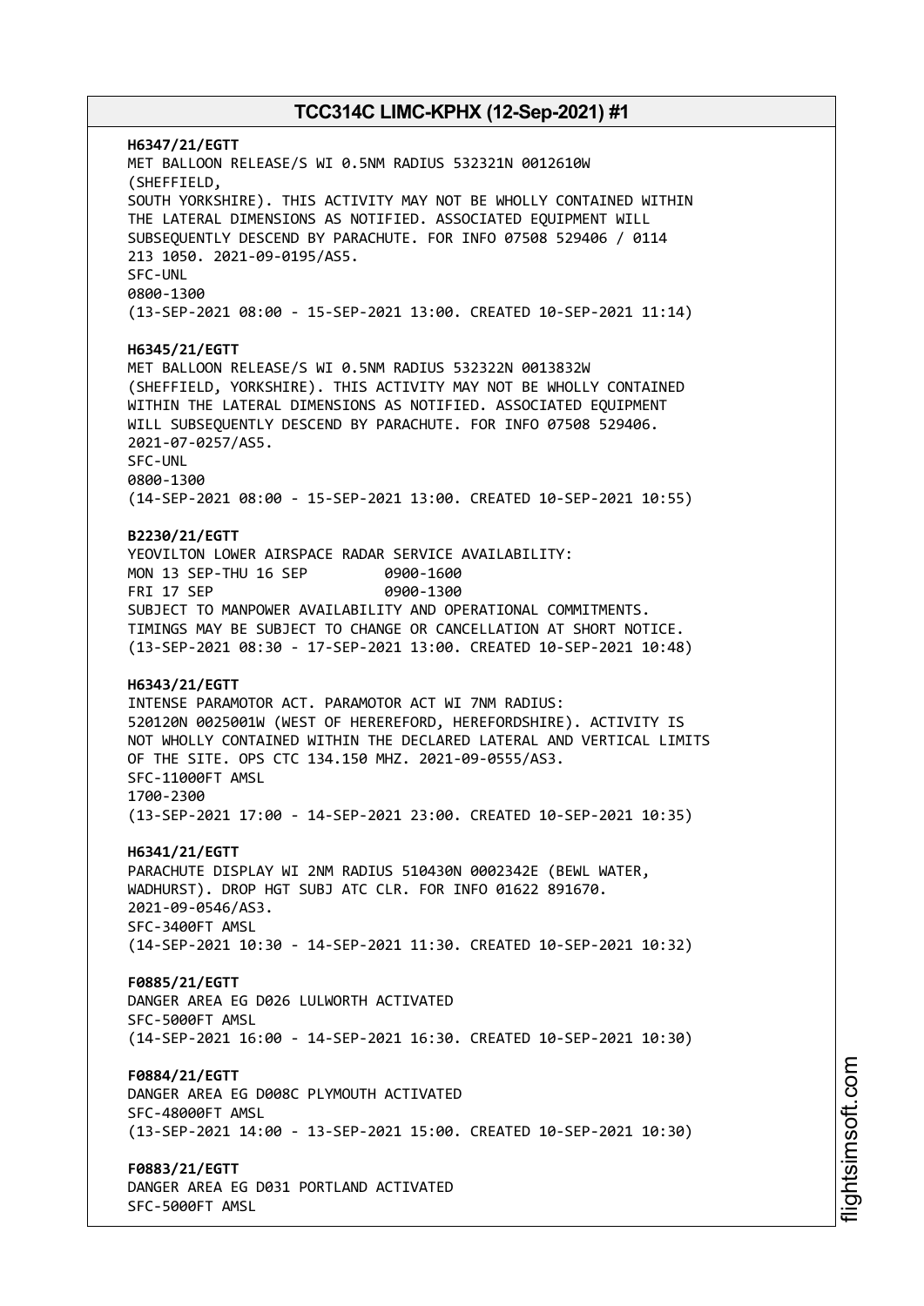**H6347/21/EGTT**
MET BALLOON RELEASE/S WI 0.5NM RADIUS 532321N 0012610W
(SHEFFIELD,
SOUTH YORKSHIRE). THIS ACTIVITY MAY NOT BE WHOLLY CONTAINED WITHIN
THE LATERAL DIMENSIONS AS NOTIFIED. ASSOCIATED EQUIPMENT WILL
SUBSEQUENTLY DESCEND BY PARACHUTE. FOR INFO 07508 529406 / 0114
213 1050. 2021-09-0195/AS5.
SFC-UNL
0800-1300
(13-SEP-2021 08:00 - 15-SEP-2021 13:00. CREATED 10-SEP-2021 11:14)

**H6345/21/EGTT**
MET BALLOON RELEASE/S WI 0.5NM RADIUS 532322N 0013832W
(SHEFFIELD, YORKSHIRE). THIS ACTIVITY MAY NOT BE WHOLLY CONTAINED
WITHIN THE LATERAL DIMENSIONS AS NOTIFIED. ASSOCIATED EQUIPMENT
WILL SUBSEQUENTLY DESCEND BY PARACHUTE. FOR INFO 07508 529406.
2021-07-0257/AS5.
SFC-UNL
0800-1300
(14-SEP-2021 08:00 - 15-SEP-2021 13:00. CREATED 10-SEP-2021 10:55)

**B2230/21/EGTT**
YEOVILTON LOWER AIRSPACE RADAR SERVICE AVAILABILITY:
MON 13 SEP-THU 16 SEP 0900-1600
FRI 17 SEP 0900-1300
SUBJECT TO MANPOWER AVAILABILITY AND OPERATIONAL COMMITMENTS.
TIMINGS MAY BE SUBJECT TO CHANGE OR CANCELLATION AT SHORT NOTICE.
(13-SEP-2021 08:30 - 17-SEP-2021 13:00. CREATED 10-SEP-2021 10:48)

**H6343/21/EGTT**
INTENSE PARAMOTOR ACT. PARAMOTOR ACT WI 7NM RADIUS:
520120N 0025001W (WEST OF HEREREFORD, HEREFORDSHIRE). ACTIVITY IS
NOT WHOLLY CONTAINED WITHIN THE DECLARED LATERAL AND VERTICAL LIMITS
OF THE SITE. OPS CTC 134.150 MHZ. 2021-09-0555/AS3.
SFC-11000FT AMSL
1700-2300
(13-SEP-2021 17:00 - 14-SEP-2021 23:00. CREATED 10-SEP-2021 10:35)

**H6341/21/EGTT**
PARACHUTE DISPLAY WI 2NM RADIUS 510430N 0002342E (BEWL WATER,
WADHURST). DROP HGT SUBJ ATC CLR. FOR INFO 01622 891670.
2021-09-0546/AS3.
SFC-3400FT AMSL
(14-SEP-2021 10:30 - 14-SEP-2021 11:30. CREATED 10-SEP-2021 10:32)

**F0885/21/EGTT**
DANGER AREA EG D026 LULWORTH ACTIVATED
SFC-5000FT AMSL
(14-SEP-2021 16:00 - 14-SEP-2021 16:30. CREATED 10-SEP-2021 10:30)

**F0884/21/EGTT**
DANGER AREA EG D008C PLYMOUTH ACTIVATED
SFC-48000FT AMSL
(13-SEP-2021 14:00 - 13-SEP-2021 15:00. CREATED 10-SEP-2021 10:30)

**F0883/21/EGTT**
DANGER AREA EG D031 PORTLAND ACTIVATED
SFC-5000FT AMSL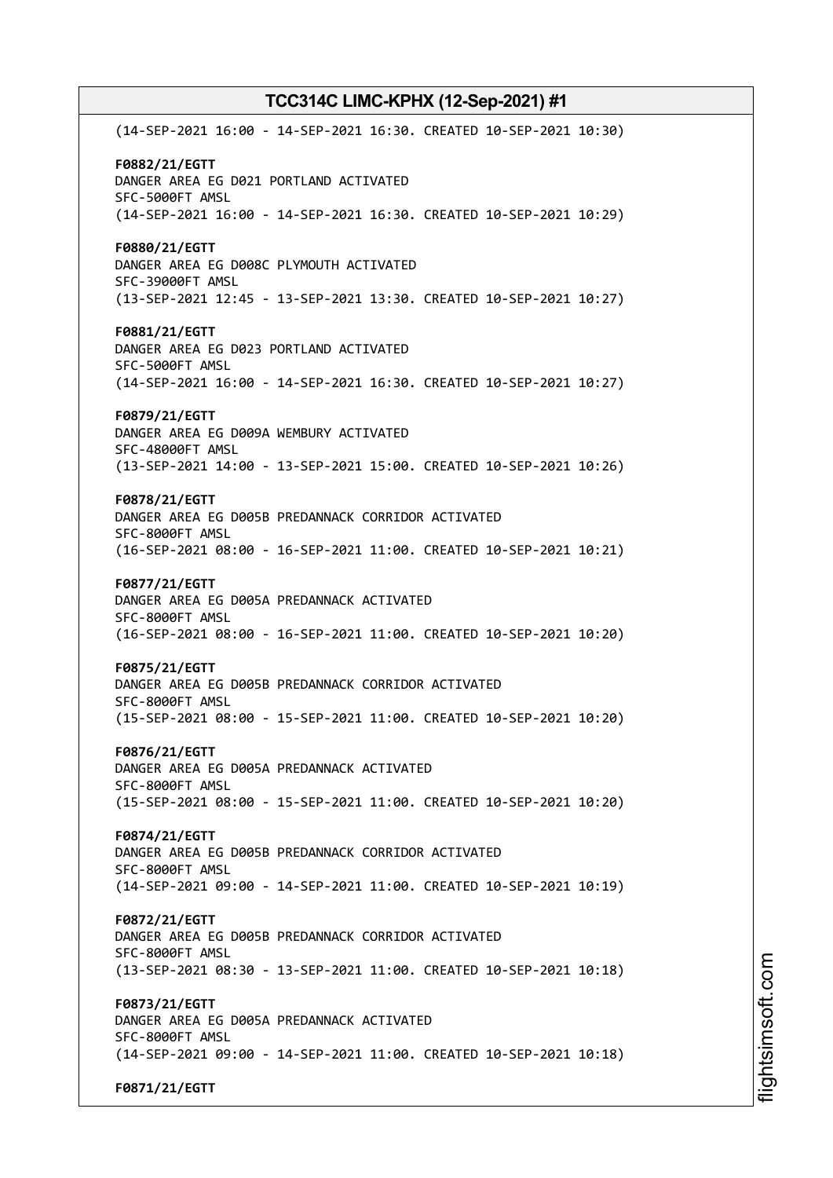(14-SEP-2021 16:00 - 14-SEP-2021 16:30. CREATED 10-SEP-2021 10:30)

**F0882/21/EGTT**
DANGER AREA EG D021 PORTLAND ACTIVATED
SFC-5000FT AMSL
(14-SEP-2021 16:00 - 14-SEP-2021 16:30. CREATED 10-SEP-2021 10:29)

**F0880/21/EGTT**
DANGER AREA EG D008C PLYMOUTH ACTIVATED
SFC-39000FT AMSL
(13-SEP-2021 12:45 - 13-SEP-2021 13:30. CREATED 10-SEP-2021 10:27)

**F0881/21/EGTT**
DANGER AREA EG D023 PORTLAND ACTIVATED
SFC-5000FT AMSL
(14-SEP-2021 16:00 - 14-SEP-2021 16:30. CREATED 10-SEP-2021 10:27)

**F0879/21/EGTT**
DANGER AREA EG D009A WEMBURY ACTIVATED
SFC-48000FT AMSL
(13-SEP-2021 14:00 - 13-SEP-2021 15:00. CREATED 10-SEP-2021 10:26)

**F0878/21/EGTT**
DANGER AREA EG D005B PREDANNACK CORRIDOR ACTIVATED
SFC-8000FT AMSL
(16-SEP-2021 08:00 - 16-SEP-2021 11:00. CREATED 10-SEP-2021 10:21)

**F0877/21/EGTT**
DANGER AREA EG D005A PREDANNACK ACTIVATED
SFC-8000FT AMSL
(16-SEP-2021 08:00 - 16-SEP-2021 11:00. CREATED 10-SEP-2021 10:20)

**F0875/21/EGTT**
DANGER AREA EG D005B PREDANNACK CORRIDOR ACTIVATED
SFC-8000FT AMSL
(15-SEP-2021 08:00 - 15-SEP-2021 11:00. CREATED 10-SEP-2021 10:20)

**F0876/21/EGTT**
DANGER AREA EG D005A PREDANNACK ACTIVATED
SFC-8000FT AMSL
(15-SEP-2021 08:00 - 15-SEP-2021 11:00. CREATED 10-SEP-2021 10:20)

**F0874/21/EGTT**
DANGER AREA EG D005B PREDANNACK CORRIDOR ACTIVATED
SFC-8000FT AMSL
(14-SEP-2021 09:00 - 14-SEP-2021 11:00. CREATED 10-SEP-2021 10:19)

**F0872/21/EGTT**
DANGER AREA EG D005B PREDANNACK CORRIDOR ACTIVATED
SFC-8000FT AMSL
(13-SEP-2021 08:30 - 13-SEP-2021 11:00. CREATED 10-SEP-2021 10:18)

**F0873/21/EGTT**
DANGER AREA EG D005A PREDANNACK ACTIVATED
SFC-8000FT AMSL
(14-SEP-2021 09:00 - 14-SEP-2021 11:00. CREATED 10-SEP-2021 10:18)

**F0871/21/EGTT**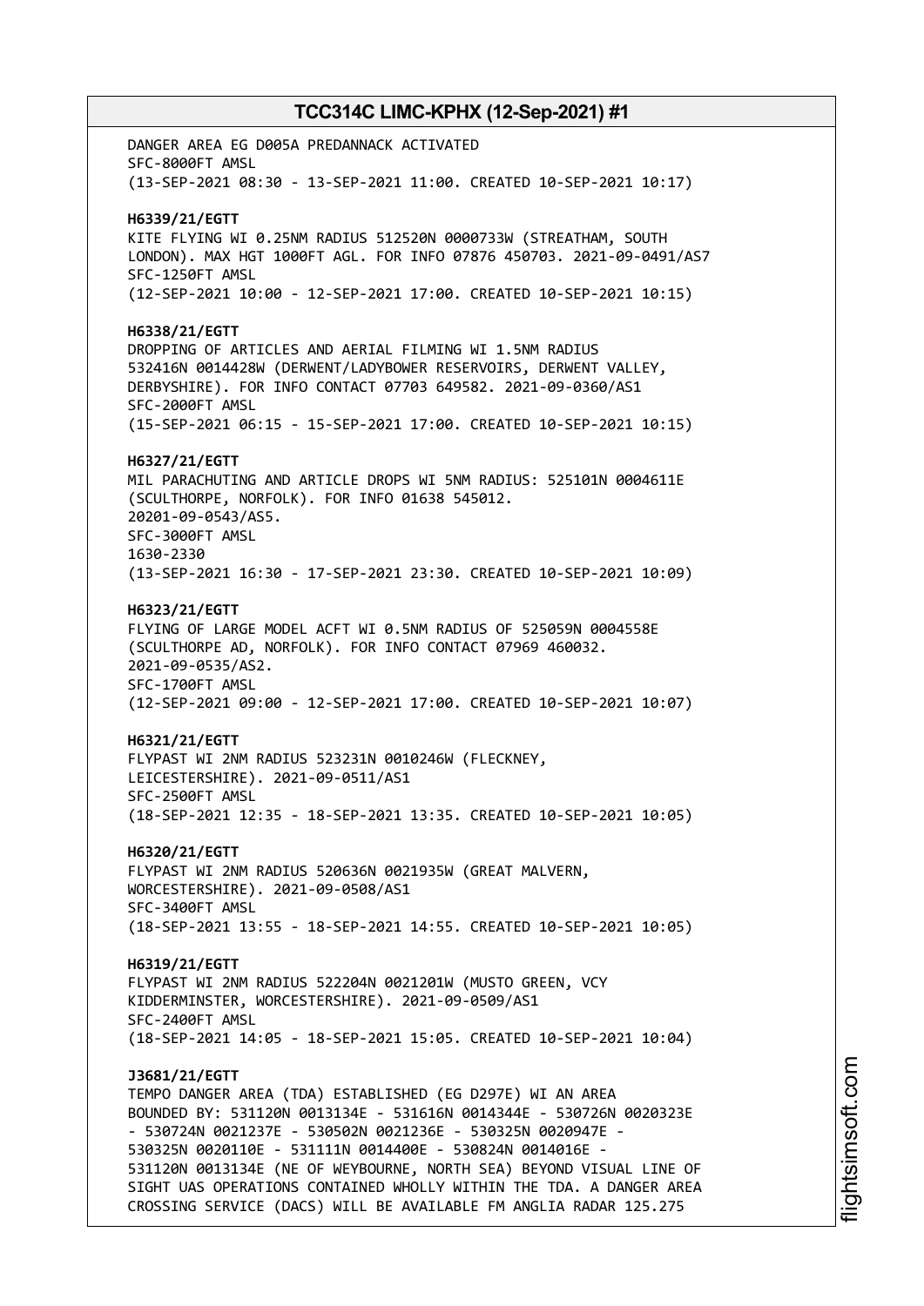DANGER AREA EG D005A PREDANNACK ACTIVATED
SFC-8000FT AMSL
(13-SEP-2021 08:30 - 13-SEP-2021 11:00. CREATED 10-SEP-2021 10:17)

**H6339/21/EGTT**
KITE FLYING WI 0.25NM RADIUS 512520N 0000733W (STREATHAM, SOUTH LONDON). MAX HGT 1000FT AGL. FOR INFO 07876 450703. 2021-09-0491/AS7
SFC-1250FT AMSL
(12-SEP-2021 10:00 - 12-SEP-2021 17:00. CREATED 10-SEP-2021 10:15)

**H6338/21/EGTT**
DROPPING OF ARTICLES AND AERIAL FILMING WI 1.5NM RADIUS 532416N 0014428W (DERWENT/LADYBOWER RESERVOIRS, DERWENT VALLEY, DERBYSHIRE). FOR INFO CONTACT 07703 649582. 2021-09-0360/AS1
SFC-2000FT AMSL
(15-SEP-2021 06:15 - 15-SEP-2021 17:00. CREATED 10-SEP-2021 10:15)

**H6327/21/EGTT**
MIL PARACHUTING AND ARTICLE DROPS WI 5NM RADIUS: 525101N 0004611E (SCULTHORPE, NORFOLK). FOR INFO 01638 545012.
20201-09-0543/AS5.
SFC-3000FT AMSL
1630-2330
(13-SEP-2021 16:30 - 17-SEP-2021 23:30. CREATED 10-SEP-2021 10:09)

**H6323/21/EGTT**
FLYING OF LARGE MODEL ACFT WI 0.5NM RADIUS OF 525059N 0004558E (SCULTHORPE AD, NORFOLK). FOR INFO CONTACT 07969 460032.
2021-09-0535/AS2.
SFC-1700FT AMSL
(12-SEP-2021 09:00 - 12-SEP-2021 17:00. CREATED 10-SEP-2021 10:07)

**H6321/21/EGTT**
FLYPAST WI 2NM RADIUS 523231N 0010246W (FLECKNEY, LEICESTERSHIRE). 2021-09-0511/AS1
SFC-2500FT AMSL
(18-SEP-2021 12:35 - 18-SEP-2021 13:35. CREATED 10-SEP-2021 10:05)

**H6320/21/EGTT**
FLYPAST WI 2NM RADIUS 520636N 0021935W (GREAT MALVERN, WORCESTERSHIRE). 2021-09-0508/AS1
SFC-3400FT AMSL
(18-SEP-2021 13:55 - 18-SEP-2021 14:55. CREATED 10-SEP-2021 10:05)

**H6319/21/EGTT**
FLYPAST WI 2NM RADIUS 522204N 0021201W (MUSTO GREEN, VCY KIDDERMINSTER, WORCESTERSHIRE). 2021-09-0509/AS1
SFC-2400FT AMSL
(18-SEP-2021 14:05 - 18-SEP-2021 15:05. CREATED 10-SEP-2021 10:04)

**J3681/21/EGTT**
TEMPO DANGER AREA (TDA) ESTABLISHED (EG D297E) WI AN AREA BOUNDED BY: 531120N 0013134E - 531616N 0014344E - 530726N 0020323E - 530724N 0021237E - 530502N 0021236E - 530325N 0020947E - 530325N 0020110E - 531111N 0014400E - 530824N 0014016E - 531120N 0013134E (NE OF WEYBOURNE, NORTH SEA) BEYOND VISUAL LINE OF SIGHT UAS OPERATIONS CONTAINED WHOLLY WITHIN THE TDA. A DANGER AREA CROSSING SERVICE (DACS) WILL BE AVAILABLE FM ANGLIA RADAR 125.275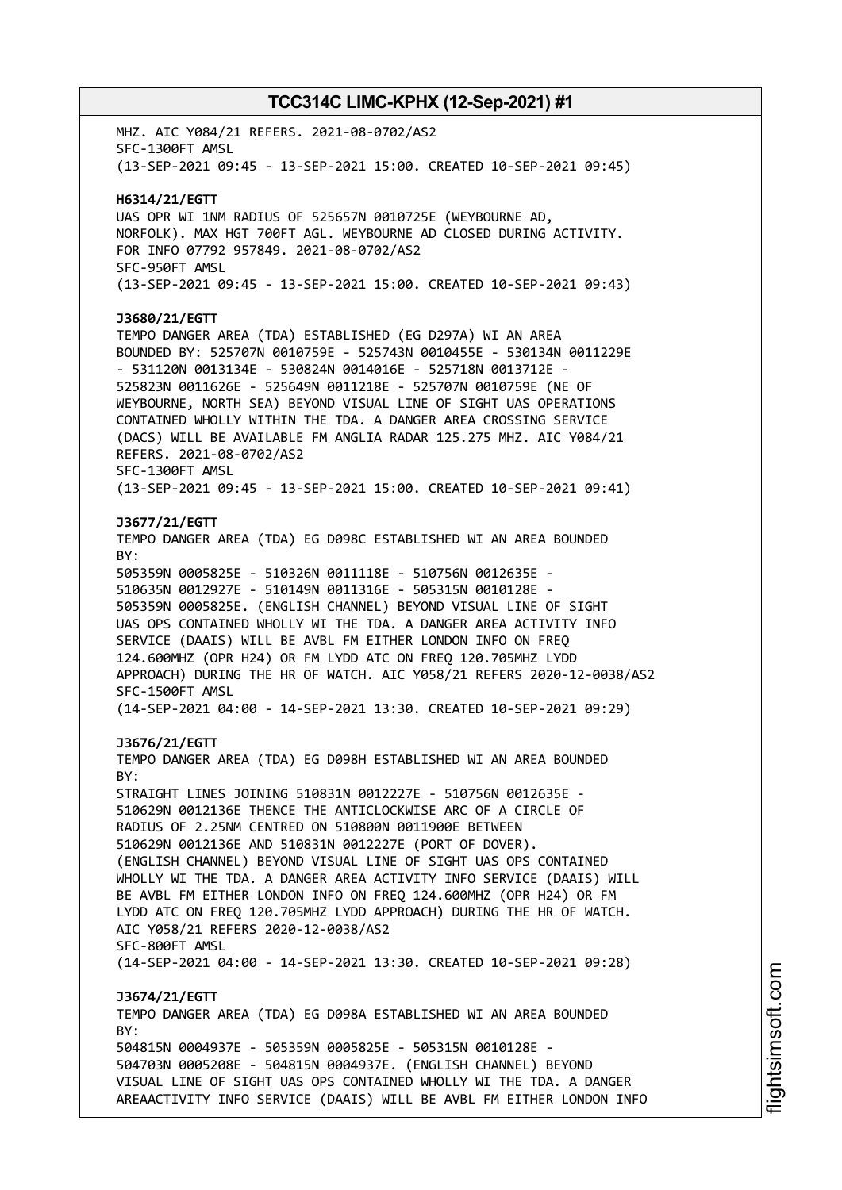MHZ. AIC Y084/21 REFERS. 2021-08-0702/AS2
SFC-1300FT AMSL
(13-SEP-2021 09:45 - 13-SEP-2021 15:00. CREATED 10-SEP-2021 09:45)

**H6314/21/EGTT**
UAS OPR WI 1NM RADIUS OF 525657N 0010725E (WEYBOURNE AD, NORFOLK). MAX HGT 700FT AGL. WEYBOURNE AD CLOSED DURING ACTIVITY. FOR INFO 07792 957849. 2021-08-0702/AS2
SFC-950FT AMSL
(13-SEP-2021 09:45 - 13-SEP-2021 15:00. CREATED 10-SEP-2021 09:43)

**J3680/21/EGTT**
TEMPO DANGER AREA (TDA) ESTABLISHED (EG D297A) WI AN AREA BOUNDED BY: 525707N 0010759E - 525743N 0010455E - 530134N 0011229E - 531120N 0013134E - 530824N 0014016E - 525718N 0013712E - 525823N 0011626E - 525649N 0011218E - 525707N 0010759E (NE OF WEYBOURNE, NORTH SEA) BEYOND VISUAL LINE OF SIGHT UAS OPERATIONS CONTAINED WHOLLY WITHIN THE TDA. A DANGER AREA CROSSING SERVICE (DACS) WILL BE AVAILABLE FM ANGLIA RADAR 125.275 MHZ. AIC Y084/21 REFERS. 2021-08-0702/AS2
SFC-1300FT AMSL
(13-SEP-2021 09:45 - 13-SEP-2021 15:00. CREATED 10-SEP-2021 09:41)

**J3677/21/EGTT**
TEMPO DANGER AREA (TDA) EG D098C ESTABLISHED WI AN AREA BOUNDED BY:
505359N 0005825E - 510326N 0011118E - 510756N 0012635E - 510635N 0012927E - 510149N 0011316E - 505315N 0010128E - 505359N 0005825E. (ENGLISH CHANNEL) BEYOND VISUAL LINE OF SIGHT UAS OPS CONTAINED WHOLLY WI THE TDA. A DANGER AREA ACTIVITY INFO SERVICE (DAAIS) WILL BE AVBL FM EITHER LONDON INFO ON FREQ 124.600MHZ (OPR H24) OR FM LYDD ATC ON FREQ 120.705MHZ LYDD APPROACH) DURING THE HR OF WATCH. AIC Y058/21 REFERS 2020-12-0038/AS2
SFC-1500FT AMSL
(14-SEP-2021 04:00 - 14-SEP-2021 13:30. CREATED 10-SEP-2021 09:29)

**J3676/21/EGTT**
TEMPO DANGER AREA (TDA) EG D098H ESTABLISHED WI AN AREA BOUNDED BY:
STRAIGHT LINES JOINING 510831N 0012227E - 510756N 0012635E - 510629N 0012136E THENCE THE ANTICLOCKWISE ARC OF A CIRCLE OF RADIUS OF 2.25NM CENTRED ON 510800N 0011900E BETWEEN 510629N 0012136E AND 510831N 0012227E (PORT OF DOVER). (ENGLISH CHANNEL) BEYOND VISUAL LINE OF SIGHT UAS OPS CONTAINED WHOLLY WI THE TDA. A DANGER AREA ACTIVITY INFO SERVICE (DAAIS) WILL BE AVBL FM EITHER LONDON INFO ON FREQ 124.600MHZ (OPR H24) OR FM LYDD ATC ON FREQ 120.705MHZ LYDD APPROACH) DURING THE HR OF WATCH. AIC Y058/21 REFERS 2020-12-0038/AS2
SFC-800FT AMSL
(14-SEP-2021 04:00 - 14-SEP-2021 13:30. CREATED 10-SEP-2021 09:28)

**J3674/21/EGTT**
TEMPO DANGER AREA (TDA) EG D098A ESTABLISHED WI AN AREA BOUNDED BY:
504815N 0004937E - 505359N 0005825E - 505315N 0010128E - 504703N 0005208E - 504815N 0004937E. (ENGLISH CHANNEL) BEYOND VISUAL LINE OF SIGHT UAS OPS CONTAINED WHOLLY WI THE TDA. A DANGER AREAACTIVITY INFO SERVICE (DAAIS) WILL BE AVBL FM EITHER LONDON INFO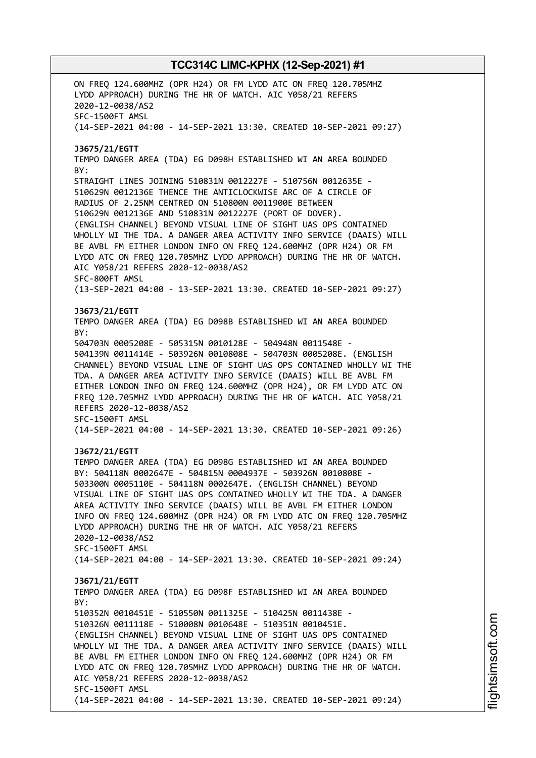ON FREQ 124.600MHZ (OPR H24) OR FM LYDD ATC ON FREQ 120.705MHZ
LYDD APPROACH) DURING THE HR OF WATCH. AIC Y058/21 REFERS
2020-12-0038/AS2
SFC-1500FT AMSL
(14-SEP-2021 04:00 - 14-SEP-2021 13:30. CREATED 10-SEP-2021 09:27)

**J3675/21/EGTT**
TEMPO DANGER AREA (TDA) EG D098H ESTABLISHED WI AN AREA BOUNDED
BY:
STRAIGHT LINES JOINING 510831N 0012227E - 510756N 0012635E -
510629N 0012136E THENCE THE ANTICLOCKWISE ARC OF A CIRCLE OF
RADIUS OF 2.25NM CENTRED ON 510800N 0011900E BETWEEN
510629N 0012136E AND 510831N 0012227E (PORT OF DOVER).
(ENGLISH CHANNEL) BEYOND VISUAL LINE OF SIGHT UAS OPS CONTAINED
WHOLLY WI THE TDA. A DANGER AREA ACTIVITY INFO SERVICE (DAAIS) WILL
BE AVBL FM EITHER LONDON INFO ON FREQ 124.600MHZ (OPR H24) OR FM
LYDD ATC ON FREQ 120.705MHZ LYDD APPROACH) DURING THE HR OF WATCH.
AIC Y058/21 REFERS 2020-12-0038/AS2
SFC-800FT AMSL
(13-SEP-2021 04:00 - 13-SEP-2021 13:30. CREATED 10-SEP-2021 09:27)

**J3673/21/EGTT**
TEMPO DANGER AREA (TDA) EG D098B ESTABLISHED WI AN AREA BOUNDED
BY:
504703N 0005208E - 505315N 0010128E - 504948N 0011548E -
504139N 0011414E - 503926N 0010808E - 504703N 0005208E. (ENGLISH
CHANNEL) BEYOND VISUAL LINE OF SIGHT UAS OPS CONTAINED WHOLLY WI THE
TDA. A DANGER AREA ACTIVITY INFO SERVICE (DAAIS) WILL BE AVBL FM
EITHER LONDON INFO ON FREQ 124.600MHZ (OPR H24), OR FM LYDD ATC ON
FREQ 120.705MHZ LYDD APPROACH) DURING THE HR OF WATCH. AIC Y058/21
REFERS 2020-12-0038/AS2
SFC-1500FT AMSL
(14-SEP-2021 04:00 - 14-SEP-2021 13:30. CREATED 10-SEP-2021 09:26)

**J3672/21/EGTT**
TEMPO DANGER AREA (TDA) EG D098G ESTABLISHED WI AN AREA BOUNDED
BY: 504118N 0002647E - 504815N 0004937E - 503926N 0010808E -
503300N 0005110E - 504118N 0002647E. (ENGLISH CHANNEL) BEYOND
VISUAL LINE OF SIGHT UAS OPS CONTAINED WHOLLY WI THE TDA. A DANGER
AREA ACTIVITY INFO SERVICE (DAAIS) WILL BE AVBL FM EITHER LONDON
INFO ON FREQ 124.600MHZ (OPR H24) OR FM LYDD ATC ON FREQ 120.705MHZ
LYDD APPROACH) DURING THE HR OF WATCH. AIC Y058/21 REFERS
2020-12-0038/AS2
SFC-1500FT AMSL
(14-SEP-2021 04:00 - 14-SEP-2021 13:30. CREATED 10-SEP-2021 09:24)

**J3671/21/EGTT**
TEMPO DANGER AREA (TDA) EG D098F ESTABLISHED WI AN AREA BOUNDED
BY:
510352N 0010451E - 510550N 0011325E - 510425N 0011438E -
510326N 0011118E - 510008N 0010648E - 510351N 0010451E.
(ENGLISH CHANNEL) BEYOND VISUAL LINE OF SIGHT UAS OPS CONTAINED
WHOLLY WI THE TDA. A DANGER AREA ACTIVITY INFO SERVICE (DAAIS) WILL
BE AVBL FM EITHER LONDON INFO ON FREQ 124.600MHZ (OPR H24) OR FM
LYDD ATC ON FREQ 120.705MHZ LYDD APPROACH) DURING THE HR OF WATCH.
AIC Y058/21 REFERS 2020-12-0038/AS2
SFC-1500FT AMSL
(14-SEP-2021 04:00 - 14-SEP-2021 13:30. CREATED 10-SEP-2021 09:24)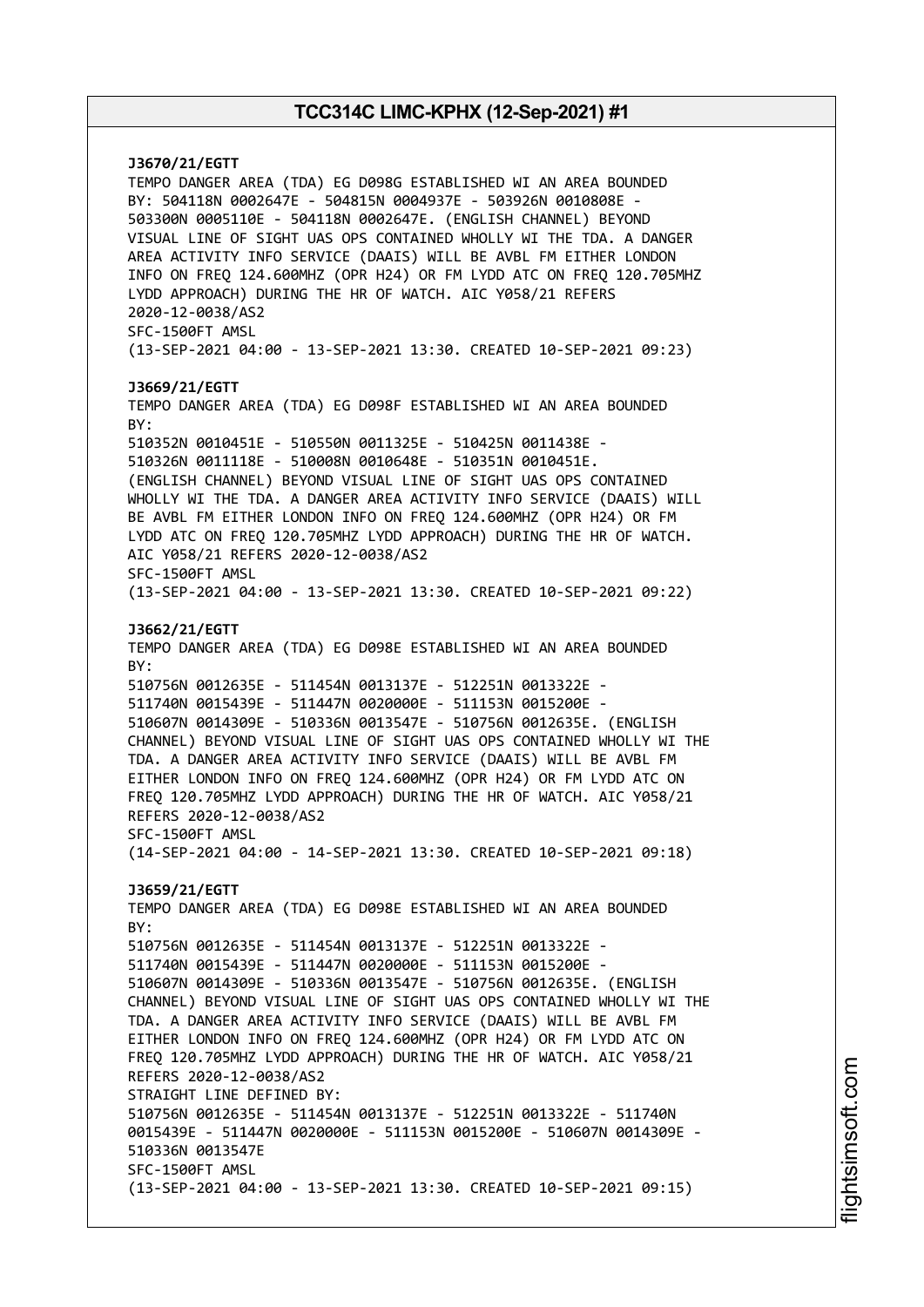**J3670/21/EGTT**
TEMPO DANGER AREA (TDA) EG D098G ESTABLISHED WI AN AREA BOUNDED BY: 504118N 0002647E - 504815N 0004937E - 503926N 0010808E - 503300N 0005110E - 504118N 0002647E. (ENGLISH CHANNEL) BEYOND VISUAL LINE OF SIGHT UAS OPS CONTAINED WHOLLY WI THE TDA. A DANGER AREA ACTIVITY INFO SERVICE (DAAIS) WILL BE AVBL FM EITHER LONDON INFO ON FREQ 124.600MHZ (OPR H24) OR FM LYDD ATC ON FREQ 120.705MHZ LYDD APPROACH) DURING THE HR OF WATCH. AIC Y058/21 REFERS 2020-12-0038/AS2
SFC-1500FT AMSL
(13-SEP-2021 04:00 - 13-SEP-2021 13:30. CREATED 10-SEP-2021 09:23)

**J3669/21/EGTT**
TEMPO DANGER AREA (TDA) EG D098F ESTABLISHED WI AN AREA BOUNDED BY:
510352N 0010451E - 510550N 0011325E - 510425N 0011438E - 510326N 0011118E - 510008N 0010648E - 510351N 0010451E. (ENGLISH CHANNEL) BEYOND VISUAL LINE OF SIGHT UAS OPS CONTAINED WHOLLY WI THE TDA. A DANGER AREA ACTIVITY INFO SERVICE (DAAIS) WILL BE AVBL FM EITHER LONDON INFO ON FREQ 124.600MHZ (OPR H24) OR FM LYDD ATC ON FREQ 120.705MHZ LYDD APPROACH) DURING THE HR OF WATCH. AIC Y058/21 REFERS 2020-12-0038/AS2
SFC-1500FT AMSL
(13-SEP-2021 04:00 - 13-SEP-2021 13:30. CREATED 10-SEP-2021 09:22)

**J3662/21/EGTT**
TEMPO DANGER AREA (TDA) EG D098E ESTABLISHED WI AN AREA BOUNDED BY:
510756N 0012635E - 511454N 0013137E - 512251N 0013322E - 511740N 0015439E - 511447N 0020000E - 511153N 0015200E - 510607N 0014309E - 510336N 0013547E - 510756N 0012635E. (ENGLISH CHANNEL) BEYOND VISUAL LINE OF SIGHT UAS OPS CONTAINED WHOLLY WI THE TDA. A DANGER AREA ACTIVITY INFO SERVICE (DAAIS) WILL BE AVBL FM EITHER LONDON INFO ON FREQ 124.600MHZ (OPR H24) OR FM LYDD ATC ON FREQ 120.705MHZ LYDD APPROACH) DURING THE HR OF WATCH. AIC Y058/21 REFERS 2020-12-0038/AS2
SFC-1500FT AMSL
(14-SEP-2021 04:00 - 14-SEP-2021 13:30. CREATED 10-SEP-2021 09:18)

**J3659/21/EGTT**
TEMPO DANGER AREA (TDA) EG D098E ESTABLISHED WI AN AREA BOUNDED BY:
510756N 0012635E - 511454N 0013137E - 512251N 0013322E - 511740N 0015439E - 511447N 0020000E - 511153N 0015200E - 510607N 0014309E - 510336N 0013547E - 510756N 0012635E. (ENGLISH CHANNEL) BEYOND VISUAL LINE OF SIGHT UAS OPS CONTAINED WHOLLY WI THE TDA. A DANGER AREA ACTIVITY INFO SERVICE (DAAIS) WILL BE AVBL FM EITHER LONDON INFO ON FREQ 124.600MHZ (OPR H24) OR FM LYDD ATC ON FREQ 120.705MHZ LYDD APPROACH) DURING THE HR OF WATCH. AIC Y058/21 REFERS 2020-12-0038/AS2
STRAIGHT LINE DEFINED BY:
510756N 0012635E - 511454N 0013137E - 512251N 0013322E - 511740N 0015439E - 511447N 0020000E - 511153N 0015200E - 510607N 0014309E - 510336N 0013547E
SFC-1500FT AMSL
(13-SEP-2021 04:00 - 13-SEP-2021 13:30. CREATED 10-SEP-2021 09:15)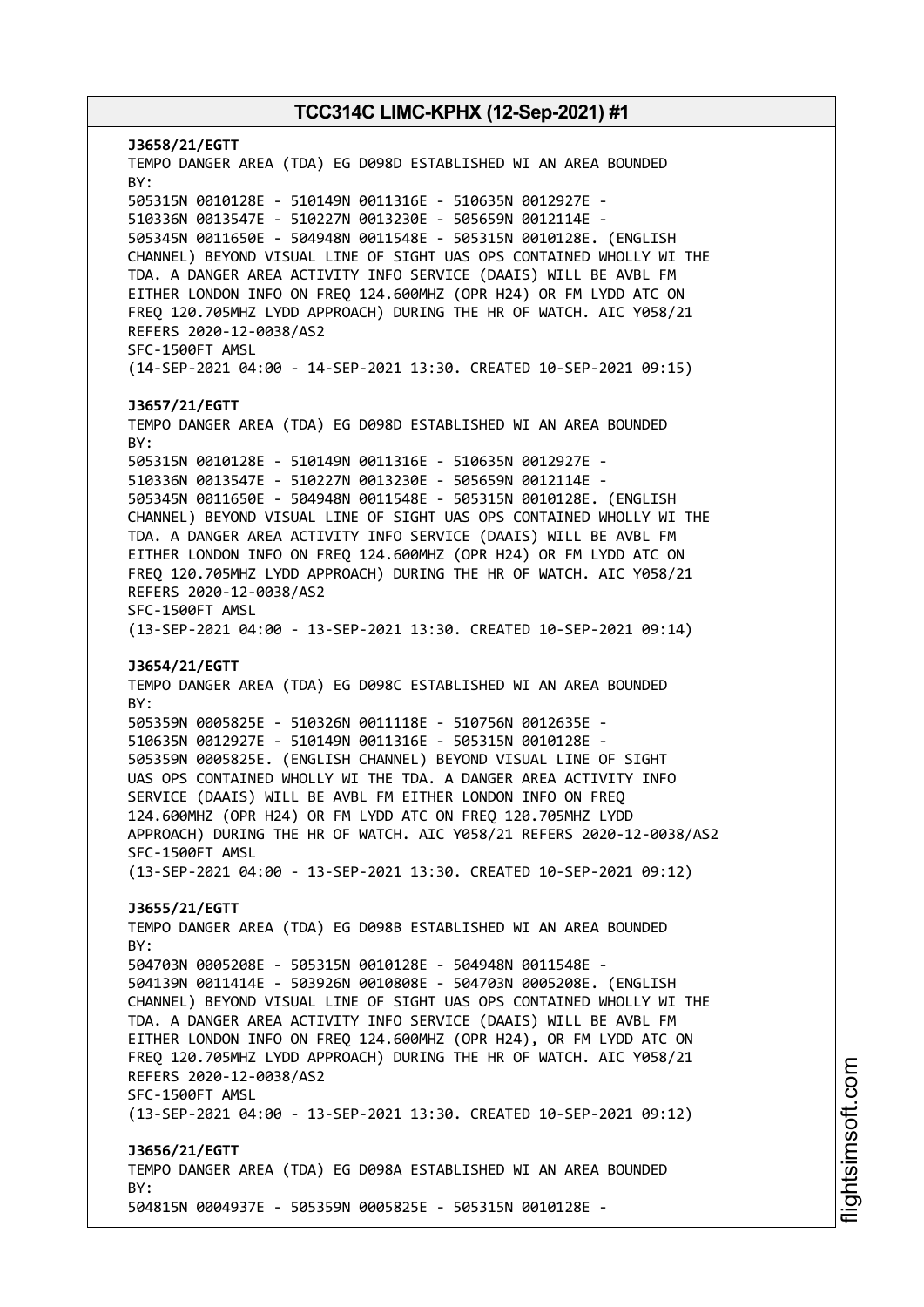**J3658/21/EGTT**
TEMPO DANGER AREA (TDA) EG D098D ESTABLISHED WI AN AREA BOUNDED BY:
505315N 0010128E - 510149N 0011316E - 510635N 0012927E -
510336N 0013547E - 510227N 0013230E - 505659N 0012114E -
505345N 0011650E - 504948N 0011548E - 505315N 0010128E. (ENGLISH CHANNEL) BEYOND VISUAL LINE OF SIGHT UAS OPS CONTAINED WHOLLY WI THE TDA. A DANGER AREA ACTIVITY INFO SERVICE (DAAIS) WILL BE AVBL FM EITHER LONDON INFO ON FREQ 124.600MHZ (OPR H24) OR FM LYDD ATC ON FREQ 120.705MHZ LYDD APPROACH) DURING THE HR OF WATCH. AIC Y058/21 REFERS 2020-12-0038/AS2
SFC-1500FT AMSL
(14-SEP-2021 04:00 - 14-SEP-2021 13:30. CREATED 10-SEP-2021 09:15)

**J3657/21/EGTT**
TEMPO DANGER AREA (TDA) EG D098D ESTABLISHED WI AN AREA BOUNDED BY:
505315N 0010128E - 510149N 0011316E - 510635N 0012927E -
510336N 0013547E - 510227N 0013230E - 505659N 0012114E -
505345N 0011650E - 504948N 0011548E - 505315N 0010128E. (ENGLISH CHANNEL) BEYOND VISUAL LINE OF SIGHT UAS OPS CONTAINED WHOLLY WI THE TDA. A DANGER AREA ACTIVITY INFO SERVICE (DAAIS) WILL BE AVBL FM EITHER LONDON INFO ON FREQ 124.600MHZ (OPR H24) OR FM LYDD ATC ON FREQ 120.705MHZ LYDD APPROACH) DURING THE HR OF WATCH. AIC Y058/21 REFERS 2020-12-0038/AS2
SFC-1500FT AMSL
(13-SEP-2021 04:00 - 13-SEP-2021 13:30. CREATED 10-SEP-2021 09:14)

**J3654/21/EGTT**
TEMPO DANGER AREA (TDA) EG D098C ESTABLISHED WI AN AREA BOUNDED BY:
505359N 0005825E - 510326N 0011118E - 510756N 0012635E -
510635N 0012927E - 510149N 0011316E - 505315N 0010128E -
505359N 0005825E. (ENGLISH CHANNEL) BEYOND VISUAL LINE OF SIGHT UAS OPS CONTAINED WHOLLY WI THE TDA. A DANGER AREA ACTIVITY INFO SERVICE (DAAIS) WILL BE AVBL FM EITHER LONDON INFO ON FREQ 124.600MHZ (OPR H24) OR FM LYDD ATC ON FREQ 120.705MHZ LYDD APPROACH) DURING THE HR OF WATCH. AIC Y058/21 REFERS 2020-12-0038/AS2
SFC-1500FT AMSL
(13-SEP-2021 04:00 - 13-SEP-2021 13:30. CREATED 10-SEP-2021 09:12)

**J3655/21/EGTT**
TEMPO DANGER AREA (TDA) EG D098B ESTABLISHED WI AN AREA BOUNDED BY:
504703N 0005208E - 505315N 0010128E - 504948N 0011548E -
504139N 0011414E - 503926N 0010808E - 504703N 0005208E. (ENGLISH CHANNEL) BEYOND VISUAL LINE OF SIGHT UAS OPS CONTAINED WHOLLY WI THE TDA. A DANGER AREA ACTIVITY INFO SERVICE (DAAIS) WILL BE AVBL FM EITHER LONDON INFO ON FREQ 124.600MHZ (OPR H24), OR FM LYDD ATC ON FREQ 120.705MHZ LYDD APPROACH) DURING THE HR OF WATCH. AIC Y058/21 REFERS 2020-12-0038/AS2
SFC-1500FT AMSL
(13-SEP-2021 04:00 - 13-SEP-2021 13:30. CREATED 10-SEP-2021 09:12)

**J3656/21/EGTT**
TEMPO DANGER AREA (TDA) EG D098A ESTABLISHED WI AN AREA BOUNDED BY:
504815N 0004937E - 505359N 0005825E - 505315N 0010128E -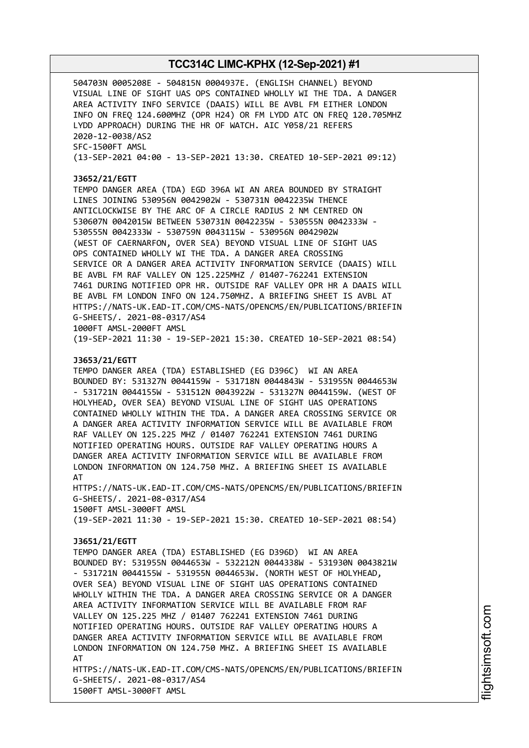504703N 0005208E - 504815N 0004937E. (ENGLISH CHANNEL) BEYOND VISUAL LINE OF SIGHT UAS OPS CONTAINED WHOLLY WI THE TDA. A DANGER AREA ACTIVITY INFO SERVICE (DAAIS) WILL BE AVBL FM EITHER LONDON INFO ON FREQ 124.600MHZ (OPR H24) OR FM LYDD ATC ON FREQ 120.705MHZ LYDD APPROACH) DURING THE HR OF WATCH. AIC Y058/21 REFERS 2020-12-0038/AS2
SFC-1500FT AMSL
(13-SEP-2021 04:00 - 13-SEP-2021 13:30. CREATED 10-SEP-2021 09:12)

**J3652/21/EGTT**
TEMPO DANGER AREA (TDA) EGD 396A WI AN AREA BOUNDED BY STRAIGHT LINES JOINING 530956N 0042902W - 530731N 0042235W THENCE ANTICLOCKWISE BY THE ARC OF A CIRCLE RADIUS 2 NM CENTRED ON 530607N 0042015W BETWEEN 530731N 0042235W - 530555N 0042333W - 530555N 0042333W - 530759N 0043115W - 530956N 0042902W (WEST OF CAERNARFON, OVER SEA) BEYOND VISUAL LINE OF SIGHT UAS OPS CONTAINED WHOLLY WI THE TDA. A DANGER AREA CROSSING SERVICE OR A DANGER AREA ACTIVITY INFORMATION SERVICE (DAAIS) WILL BE AVBL FM RAF VALLEY ON 125.225MHZ / 01407-762241 EXTENSION 7461 DURING NOTIFIED OPR HR. OUTSIDE RAF VALLEY OPR HR A DAAIS WILL BE AVBL FM LONDON INFO ON 124.750MHZ. A BRIEFING SHEET IS AVBL AT HTTPS://NATS-UK.EAD-IT.COM/CMS-NATS/OPENCMS/EN/PUBLICATIONS/BRIEFIN G-SHEETS/. 2021-08-0317/AS4
1000FT AMSL-2000FT AMSL
(19-SEP-2021 11:30 - 19-SEP-2021 15:30. CREATED 10-SEP-2021 08:54)

**J3653/21/EGTT**
TEMPO DANGER AREA (TDA) ESTABLISHED (EG D396C) WI AN AREA BOUNDED BY: 531327N 0044159W - 531718N 0044843W - 531955N 0044653W - 531721N 0044155W - 531512N 0043922W - 531327N 0044159W. (WEST OF HOLYHEAD, OVER SEA) BEYOND VISUAL LINE OF SIGHT UAS OPERATIONS CONTAINED WHOLLY WITHIN THE TDA. A DANGER AREA CROSSING SERVICE OR A DANGER AREA ACTIVITY INFORMATION SERVICE WILL BE AVAILABLE FROM RAF VALLEY ON 125.225 MHZ / 01407 762241 EXTENSION 7461 DURING NOTIFIED OPERATING HOURS. OUTSIDE RAF VALLEY OPERATING HOURS A DANGER AREA ACTIVITY INFORMATION SERVICE WILL BE AVAILABLE FROM LONDON INFORMATION ON 124.750 MHZ. A BRIEFING SHEET IS AVAILABLE AT
HTTPS://NATS-UK.EAD-IT.COM/CMS-NATS/OPENCMS/EN/PUBLICATIONS/BRIEFIN G-SHEETS/. 2021-08-0317/AS4
1500FT AMSL-3000FT AMSL
(19-SEP-2021 11:30 - 19-SEP-2021 15:30. CREATED 10-SEP-2021 08:54)

**J3651/21/EGTT**
TEMPO DANGER AREA (TDA) ESTABLISHED (EG D396D) WI AN AREA BOUNDED BY: 531955N 0044653W - 532212N 0044338W - 531930N 0043821W - 531721N 0044155W - 531955N 0044653W. (NORTH WEST OF HOLYHEAD, OVER SEA) BEYOND VISUAL LINE OF SIGHT UAS OPERATIONS CONTAINED WHOLLY WITHIN THE TDA. A DANGER AREA CROSSING SERVICE OR A DANGER AREA ACTIVITY INFORMATION SERVICE WILL BE AVAILABLE FROM RAF VALLEY ON 125.225 MHZ / 01407 762241 EXTENSION 7461 DURING NOTIFIED OPERATING HOURS. OUTSIDE RAF VALLEY OPERATING HOURS A DANGER AREA ACTIVITY INFORMATION SERVICE WILL BE AVAILABLE FROM LONDON INFORMATION ON 124.750 MHZ. A BRIEFING SHEET IS AVAILABLE AT
HTTPS://NATS-UK.EAD-IT.COM/CMS-NATS/OPENCMS/EN/PUBLICATIONS/BRIEFIN G-SHEETS/. 2021-08-0317/AS4
1500FT AMSL-3000FT AMSL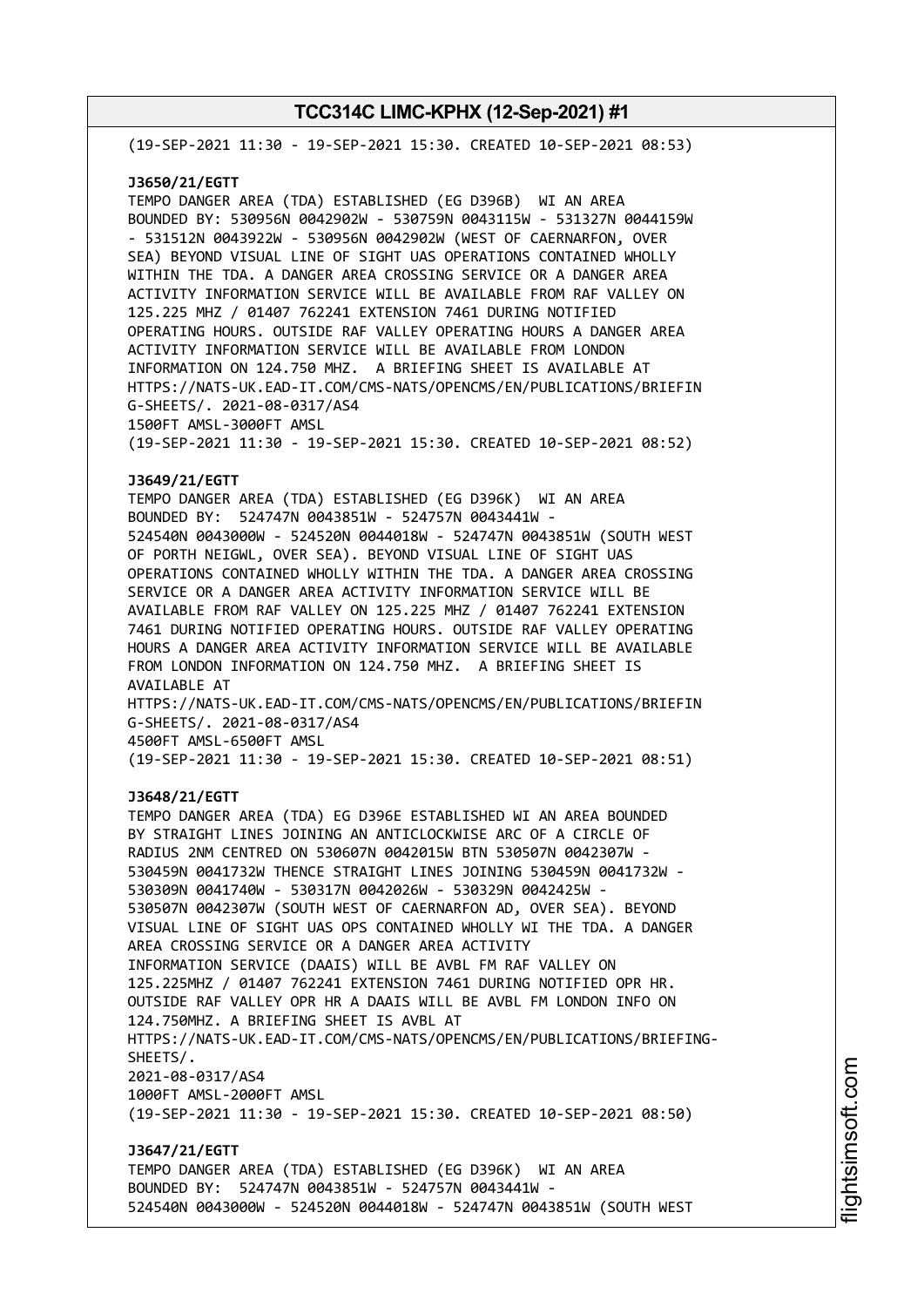(19-SEP-2021 11:30 - 19-SEP-2021 15:30. CREATED 10-SEP-2021 08:53)

**J3650/21/EGTT**
TEMPO DANGER AREA (TDA) ESTABLISHED (EG D396B) WI AN AREA BOUNDED BY: 530956N 0042902W - 530759N 0043115W - 531327N 0044159W - 531512N 0043922W - 530956N 0042902W (WEST OF CAERNARFON, OVER SEA) BEYOND VISUAL LINE OF SIGHT UAS OPERATIONS CONTAINED WHOLLY WITHIN THE TDA. A DANGER AREA CROSSING SERVICE OR A DANGER AREA ACTIVITY INFORMATION SERVICE WILL BE AVAILABLE FROM RAF VALLEY ON 125.225 MHZ / 01407 762241 EXTENSION 7461 DURING NOTIFIED OPERATING HOURS. OUTSIDE RAF VALLEY OPERATING HOURS A DANGER AREA ACTIVITY INFORMATION SERVICE WILL BE AVAILABLE FROM LONDON INFORMATION ON 124.750 MHZ. A BRIEFING SHEET IS AVAILABLE AT HTTPS://NATS-UK.EAD-IT.COM/CMS-NATS/OPENCMS/EN/PUBLICATIONS/BRIEFIN G-SHEETS/. 2021-08-0317/AS4
1500FT AMSL-3000FT AMSL
(19-SEP-2021 11:30 - 19-SEP-2021 15:30. CREATED 10-SEP-2021 08:52)

**J3649/21/EGTT**
TEMPO DANGER AREA (TDA) ESTABLISHED (EG D396K) WI AN AREA BOUNDED BY: 524747N 0043851W - 524757N 0043441W - 524540N 0043000W - 524520N 0044018W - 524747N 0043851W (SOUTH WEST OF PORTH NEIGWL, OVER SEA). BEYOND VISUAL LINE OF SIGHT UAS OPERATIONS CONTAINED WHOLLY WITHIN THE TDA. A DANGER AREA CROSSING SERVICE OR A DANGER AREA ACTIVITY INFORMATION SERVICE WILL BE AVAILABLE FROM RAF VALLEY ON 125.225 MHZ / 01407 762241 EXTENSION 7461 DURING NOTIFIED OPERATING HOURS. OUTSIDE RAF VALLEY OPERATING HOURS A DANGER AREA ACTIVITY INFORMATION SERVICE WILL BE AVAILABLE FROM LONDON INFORMATION ON 124.750 MHZ. A BRIEFING SHEET IS AVAILABLE AT
HTTPS://NATS-UK.EAD-IT.COM/CMS-NATS/OPENCMS/EN/PUBLICATIONS/BRIEFIN G-SHEETS/. 2021-08-0317/AS4
4500FT AMSL-6500FT AMSL
(19-SEP-2021 11:30 - 19-SEP-2021 15:30. CREATED 10-SEP-2021 08:51)

**J3648/21/EGTT**
TEMPO DANGER AREA (TDA) EG D396E ESTABLISHED WI AN AREA BOUNDED BY STRAIGHT LINES JOINING AN ANTICLOCKWISE ARC OF A CIRCLE OF RADIUS 2NM CENTRED ON 530607N 0042015W BTN 530507N 0042307W - 530459N 0041732W THENCE STRAIGHT LINES JOINING 530459N 0041732W - 530309N 0041740W - 530317N 0042026W - 530329N 0042425W - 530507N 0042307W (SOUTH WEST OF CAERNARFON AD, OVER SEA). BEYOND VISUAL LINE OF SIGHT UAS OPS CONTAINED WHOLLY WI THE TDA. A DANGER AREA CROSSING SERVICE OR A DANGER AREA ACTIVITY INFORMATION SERVICE (DAAIS) WILL BE AVBL FM RAF VALLEY ON 125.225MHZ / 01407 762241 EXTENSION 7461 DURING NOTIFIED OPR HR. OUTSIDE RAF VALLEY OPR HR A DAAIS WILL BE AVBL FM LONDON INFO ON 124.750MHZ. A BRIEFING SHEET IS AVBL AT
HTTPS://NATS-UK.EAD-IT.COM/CMS-NATS/OPENCMS/EN/PUBLICATIONS/BRIEFING-SHEETS/.
2021-08-0317/AS4
1000FT AMSL-2000FT AMSL
(19-SEP-2021 11:30 - 19-SEP-2021 15:30. CREATED 10-SEP-2021 08:50)

**J3647/21/EGTT**
TEMPO DANGER AREA (TDA) ESTABLISHED (EG D396K) WI AN AREA BOUNDED BY: 524747N 0043851W - 524757N 0043441W - 524540N 0043000W - 524520N 0044018W - 524747N 0043851W (SOUTH WEST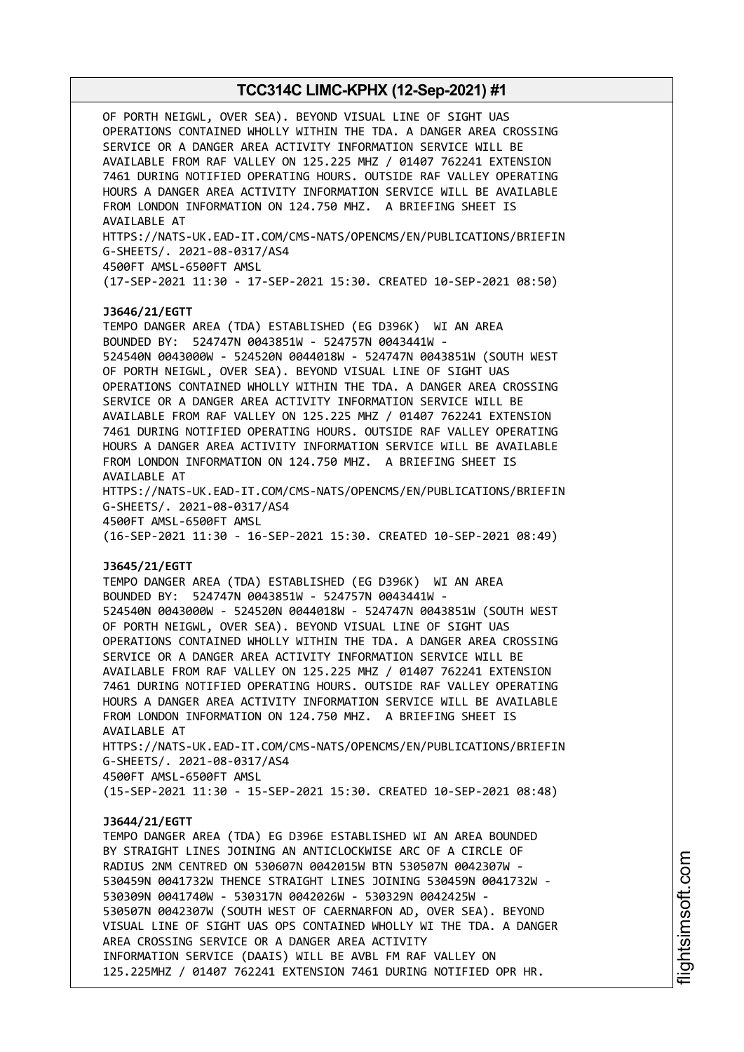OF PORTH NEIGWL, OVER SEA). BEYOND VISUAL LINE OF SIGHT UAS OPERATIONS CONTAINED WHOLLY WITHIN THE TDA. A DANGER AREA CROSSING SERVICE OR A DANGER AREA ACTIVITY INFORMATION SERVICE WILL BE AVAILABLE FROM RAF VALLEY ON 125.225 MHZ / 01407 762241 EXTENSION 7461 DURING NOTIFIED OPERATING HOURS. OUTSIDE RAF VALLEY OPERATING HOURS A DANGER AREA ACTIVITY INFORMATION SERVICE WILL BE AVAILABLE FROM LONDON INFORMATION ON 124.750 MHZ. A BRIEFING SHEET IS AVAILABLE AT
HTTPS://NATS-UK.EAD-IT.COM/CMS-NATS/OPENCMS/EN/PUBLICATIONS/BRIEFING-SHEETS/. 2021-08-0317/AS4
4500FT AMSL-6500FT AMSL
(17-SEP-2021 11:30 - 17-SEP-2021 15:30. CREATED 10-SEP-2021 08:50)

**J3646/21/EGTT**
TEMPO DANGER AREA (TDA) ESTABLISHED (EG D396K) WI AN AREA BOUNDED BY: 524747N 0043851W - 524757N 0043441W - 524540N 0043000W - 524520N 0044018W - 524747N 0043851W (SOUTH WEST OF PORTH NEIGWL, OVER SEA). BEYOND VISUAL LINE OF SIGHT UAS OPERATIONS CONTAINED WHOLLY WITHIN THE TDA. A DANGER AREA CROSSING SERVICE OR A DANGER AREA ACTIVITY INFORMATION SERVICE WILL BE AVAILABLE FROM RAF VALLEY ON 125.225 MHZ / 01407 762241 EXTENSION 7461 DURING NOTIFIED OPERATING HOURS. OUTSIDE RAF VALLEY OPERATING HOURS A DANGER AREA ACTIVITY INFORMATION SERVICE WILL BE AVAILABLE FROM LONDON INFORMATION ON 124.750 MHZ. A BRIEFING SHEET IS AVAILABLE AT
HTTPS://NATS-UK.EAD-IT.COM/CMS-NATS/OPENCMS/EN/PUBLICATIONS/BRIEFING-SHEETS/. 2021-08-0317/AS4
4500FT AMSL-6500FT AMSL
(16-SEP-2021 11:30 - 16-SEP-2021 15:30. CREATED 10-SEP-2021 08:49)

**J3645/21/EGTT**
TEMPO DANGER AREA (TDA) ESTABLISHED (EG D396K) WI AN AREA BOUNDED BY: 524747N 0043851W - 524757N 0043441W - 524540N 0043000W - 524520N 0044018W - 524747N 0043851W (SOUTH WEST OF PORTH NEIGWL, OVER SEA). BEYOND VISUAL LINE OF SIGHT UAS OPERATIONS CONTAINED WHOLLY WITHIN THE TDA. A DANGER AREA CROSSING SERVICE OR A DANGER AREA ACTIVITY INFORMATION SERVICE WILL BE AVAILABLE FROM RAF VALLEY ON 125.225 MHZ / 01407 762241 EXTENSION 7461 DURING NOTIFIED OPERATING HOURS. OUTSIDE RAF VALLEY OPERATING HOURS A DANGER AREA ACTIVITY INFORMATION SERVICE WILL BE AVAILABLE FROM LONDON INFORMATION ON 124.750 MHZ. A BRIEFING SHEET IS AVAILABLE AT
HTTPS://NATS-UK.EAD-IT.COM/CMS-NATS/OPENCMS/EN/PUBLICATIONS/BRIEFING-SHEETS/. 2021-08-0317/AS4
4500FT AMSL-6500FT AMSL
(15-SEP-2021 11:30 - 15-SEP-2021 15:30. CREATED 10-SEP-2021 08:48)

**J3644/21/EGTT**
TEMPO DANGER AREA (TDA) EG D396E ESTABLISHED WI AN AREA BOUNDED BY STRAIGHT LINES JOINING AN ANTICLOCKWISE ARC OF A CIRCLE OF RADIUS 2NM CENTRED ON 530607N 0042015W BTN 530507N 0042307W - 530459N 0041732W THENCE STRAIGHT LINES JOINING 530459N 0041732W - 530309N 0041740W - 530317N 0042026W - 530329N 0042425W - 530507N 0042307W (SOUTH WEST OF CAERNARFON AD, OVER SEA). BEYOND VISUAL LINE OF SIGHT UAS OPS CONTAINED WHOLLY WI THE TDA. A DANGER AREA CROSSING SERVICE OR A DANGER AREA ACTIVITY INFORMATION SERVICE (DAAIS) WILL BE AVBL FM RAF VALLEY ON 125.225MHZ / 01407 762241 EXTENSION 7461 DURING NOTIFIED OPR HR.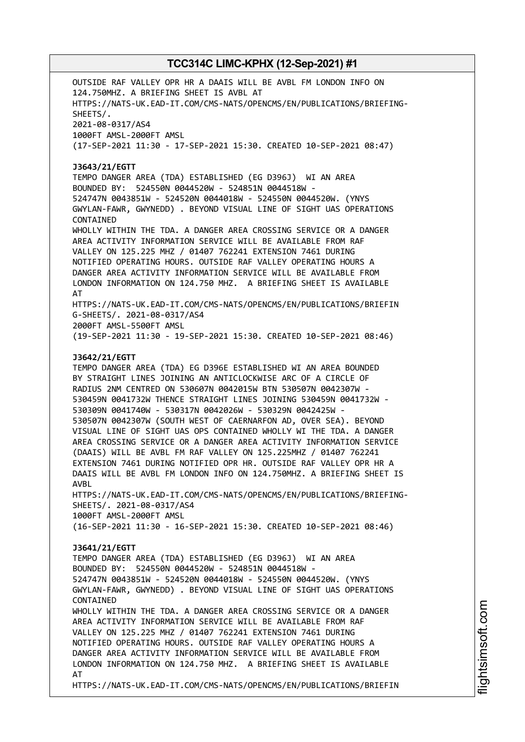OUTSIDE RAF VALLEY OPR HR A DAAIS WILL BE AVBL FM LONDON INFO ON 124.750MHZ. A BRIEFING SHEET IS AVBL AT HTTPS://NATS-UK.EAD-IT.COM/CMS-NATS/OPENCMS/EN/PUBLICATIONS/BRIEFING-SHEETS/.
2021-08-0317/AS4
1000FT AMSL-2000FT AMSL
(17-SEP-2021 11:30 - 17-SEP-2021 15:30. CREATED 10-SEP-2021 08:47)

**J3643/21/EGTT**
TEMPO DANGER AREA (TDA) ESTABLISHED (EG D396J) WI AN AREA BOUNDED BY: 524550N 0044520W - 524851N 0044518W - 524747N 0043851W - 524520N 0044018W - 524550N 0044520W. (YNYS GWYLAN-FAWR, GWYNEDD) . BEYOND VISUAL LINE OF SIGHT UAS OPERATIONS CONTAINED
WHOLLY WITHIN THE TDA. A DANGER AREA CROSSING SERVICE OR A DANGER AREA ACTIVITY INFORMATION SERVICE WILL BE AVAILABLE FROM RAF VALLEY ON 125.225 MHZ / 01407 762241 EXTENSION 7461 DURING NOTIFIED OPERATING HOURS. OUTSIDE RAF VALLEY OPERATING HOURS A DANGER AREA ACTIVITY INFORMATION SERVICE WILL BE AVAILABLE FROM LONDON INFORMATION ON 124.750 MHZ. A BRIEFING SHEET IS AVAILABLE AT
HTTPS://NATS-UK.EAD-IT.COM/CMS-NATS/OPENCMS/EN/PUBLICATIONS/BRIEFIN G-SHEETS/. 2021-08-0317/AS4
2000FT AMSL-5500FT AMSL
(19-SEP-2021 11:30 - 19-SEP-2021 15:30. CREATED 10-SEP-2021 08:46)

**J3642/21/EGTT**
TEMPO DANGER AREA (TDA) EG D396E ESTABLISHED WI AN AREA BOUNDED BY STRAIGHT LINES JOINING AN ANTICLOCKWISE ARC OF A CIRCLE OF RADIUS 2NM CENTRED ON 530607N 0042015W BTN 530507N 0042307W - 530459N 0041732W THENCE STRAIGHT LINES JOINING 530459N 0041732W - 530309N 0041740W - 530317N 0042026W - 530329N 0042425W - 530507N 0042307W (SOUTH WEST OF CAERNARFON AD, OVER SEA). BEYOND VISUAL LINE OF SIGHT UAS OPS CONTAINED WHOLLY WI THE TDA. A DANGER AREA CROSSING SERVICE OR A DANGER AREA ACTIVITY INFORMATION SERVICE (DAAIS) WILL BE AVBL FM RAF VALLEY ON 125.225MHZ / 01407 762241 EXTENSION 7461 DURING NOTIFIED OPR HR. OUTSIDE RAF VALLEY OPR HR A DAAIS WILL BE AVBL FM LONDON INFO ON 124.750MHZ. A BRIEFING SHEET IS AVBL
HTTPS://NATS-UK.EAD-IT.COM/CMS-NATS/OPENCMS/EN/PUBLICATIONS/BRIEFING-SHEETS/. 2021-08-0317/AS4
1000FT AMSL-2000FT AMSL
(16-SEP-2021 11:30 - 16-SEP-2021 15:30. CREATED 10-SEP-2021 08:46)

**J3641/21/EGTT**
TEMPO DANGER AREA (TDA) ESTABLISHED (EG D396J) WI AN AREA BOUNDED BY: 524550N 0044520W - 524851N 0044518W - 524747N 0043851W - 524520N 0044018W - 524550N 0044520W. (YNYS GWYLAN-FAWR, GWYNEDD) . BEYOND VISUAL LINE OF SIGHT UAS OPERATIONS CONTAINED
WHOLLY WITHIN THE TDA. A DANGER AREA CROSSING SERVICE OR A DANGER AREA ACTIVITY INFORMATION SERVICE WILL BE AVAILABLE FROM RAF VALLEY ON 125.225 MHZ / 01407 762241 EXTENSION 7461 DURING NOTIFIED OPERATING HOURS. OUTSIDE RAF VALLEY OPERATING HOURS A DANGER AREA ACTIVITY INFORMATION SERVICE WILL BE AVAILABLE FROM LONDON INFORMATION ON 124.750 MHZ. A BRIEFING SHEET IS AVAILABLE AT
HTTPS://NATS-UK.EAD-IT.COM/CMS-NATS/OPENCMS/EN/PUBLICATIONS/BRIEFIN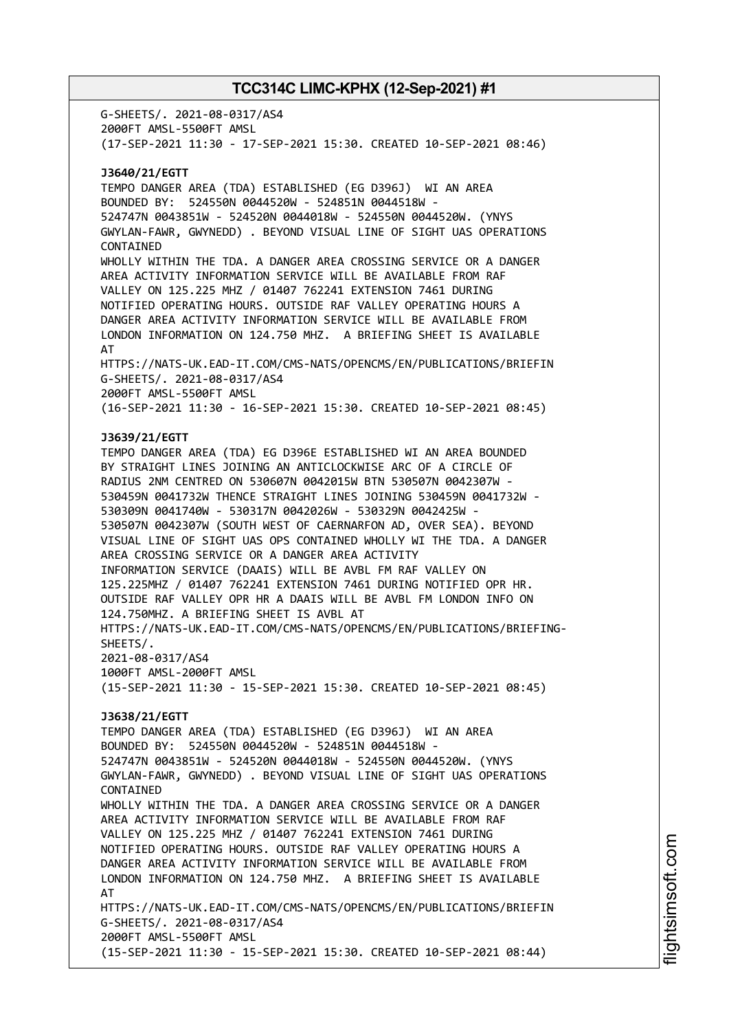G-SHEETS/. 2021-08-0317/AS4
2000FT AMSL-5500FT AMSL
(17-SEP-2021 11:30 - 17-SEP-2021 15:30. CREATED 10-SEP-2021 08:46)

**J3640/21/EGTT**
TEMPO DANGER AREA (TDA) ESTABLISHED (EG D396J) WI AN AREA BOUNDED BY: 524550N 0044520W - 524851N 0044518W - 524747N 0043851W - 524520N 0044018W - 524550N 0044520W. (YNYS GWYLAN-FAWR, GWYNEDD) . BEYOND VISUAL LINE OF SIGHT UAS OPERATIONS CONTAINED
WHOLLY WITHIN THE TDA. A DANGER AREA CROSSING SERVICE OR A DANGER AREA ACTIVITY INFORMATION SERVICE WILL BE AVAILABLE FROM RAF VALLEY ON 125.225 MHZ / 01407 762241 EXTENSION 7461 DURING NOTIFIED OPERATING HOURS. OUTSIDE RAF VALLEY OPERATING HOURS A DANGER AREA ACTIVITY INFORMATION SERVICE WILL BE AVAILABLE FROM LONDON INFORMATION ON 124.750 MHZ. A BRIEFING SHEET IS AVAILABLE AT
HTTPS://NATS-UK.EAD-IT.COM/CMS-NATS/OPENCMS/EN/PUBLICATIONS/BRIEFIN G-SHEETS/. 2021-08-0317/AS4
2000FT AMSL-5500FT AMSL
(16-SEP-2021 11:30 - 16-SEP-2021 15:30. CREATED 10-SEP-2021 08:45)

**J3639/21/EGTT**
TEMPO DANGER AREA (TDA) EG D396E ESTABLISHED WI AN AREA BOUNDED BY STRAIGHT LINES JOINING AN ANTICLOCKWISE ARC OF A CIRCLE OF RADIUS 2NM CENTRED ON 530607N 0042015W BTN 530507N 0042307W - 530459N 0041732W THENCE STRAIGHT LINES JOINING 530459N 0041732W - 530309N 0041740W - 530317N 0042026W - 530329N 0042425W - 530507N 0042307W (SOUTH WEST OF CAERNARFON AD, OVER SEA). BEYOND VISUAL LINE OF SIGHT UAS OPS CONTAINED WHOLLY WI THE TDA. A DANGER AREA CROSSING SERVICE OR A DANGER AREA ACTIVITY INFORMATION SERVICE (DAAIS) WILL BE AVBL FM RAF VALLEY ON 125.225MHZ / 01407 762241 EXTENSION 7461 DURING NOTIFIED OPR HR. OUTSIDE RAF VALLEY OPR HR A DAAIS WILL BE AVBL FM LONDON INFO ON 124.750MHZ. A BRIEFING SHEET IS AVBL AT
HTTPS://NATS-UK.EAD-IT.COM/CMS-NATS/OPENCMS/EN/PUBLICATIONS/BRIEFING-SHEETS/.
2021-08-0317/AS4
1000FT AMSL-2000FT AMSL
(15-SEP-2021 11:30 - 15-SEP-2021 15:30. CREATED 10-SEP-2021 08:45)

**J3638/21/EGTT**
TEMPO DANGER AREA (TDA) ESTABLISHED (EG D396J) WI AN AREA BOUNDED BY: 524550N 0044520W - 524851N 0044518W - 524747N 0043851W - 524520N 0044018W - 524550N 0044520W. (YNYS GWYLAN-FAWR, GWYNEDD) . BEYOND VISUAL LINE OF SIGHT UAS OPERATIONS CONTAINED
WHOLLY WITHIN THE TDA. A DANGER AREA CROSSING SERVICE OR A DANGER AREA ACTIVITY INFORMATION SERVICE WILL BE AVAILABLE FROM RAF VALLEY ON 125.225 MHZ / 01407 762241 EXTENSION 7461 DURING NOTIFIED OPERATING HOURS. OUTSIDE RAF VALLEY OPERATING HOURS A DANGER AREA ACTIVITY INFORMATION SERVICE WILL BE AVAILABLE FROM LONDON INFORMATION ON 124.750 MHZ. A BRIEFING SHEET IS AVAILABLE AT
HTTPS://NATS-UK.EAD-IT.COM/CMS-NATS/OPENCMS/EN/PUBLICATIONS/BRIEFIN G-SHEETS/. 2021-08-0317/AS4
2000FT AMSL-5500FT AMSL
(15-SEP-2021 11:30 - 15-SEP-2021 15:30. CREATED 10-SEP-2021 08:44)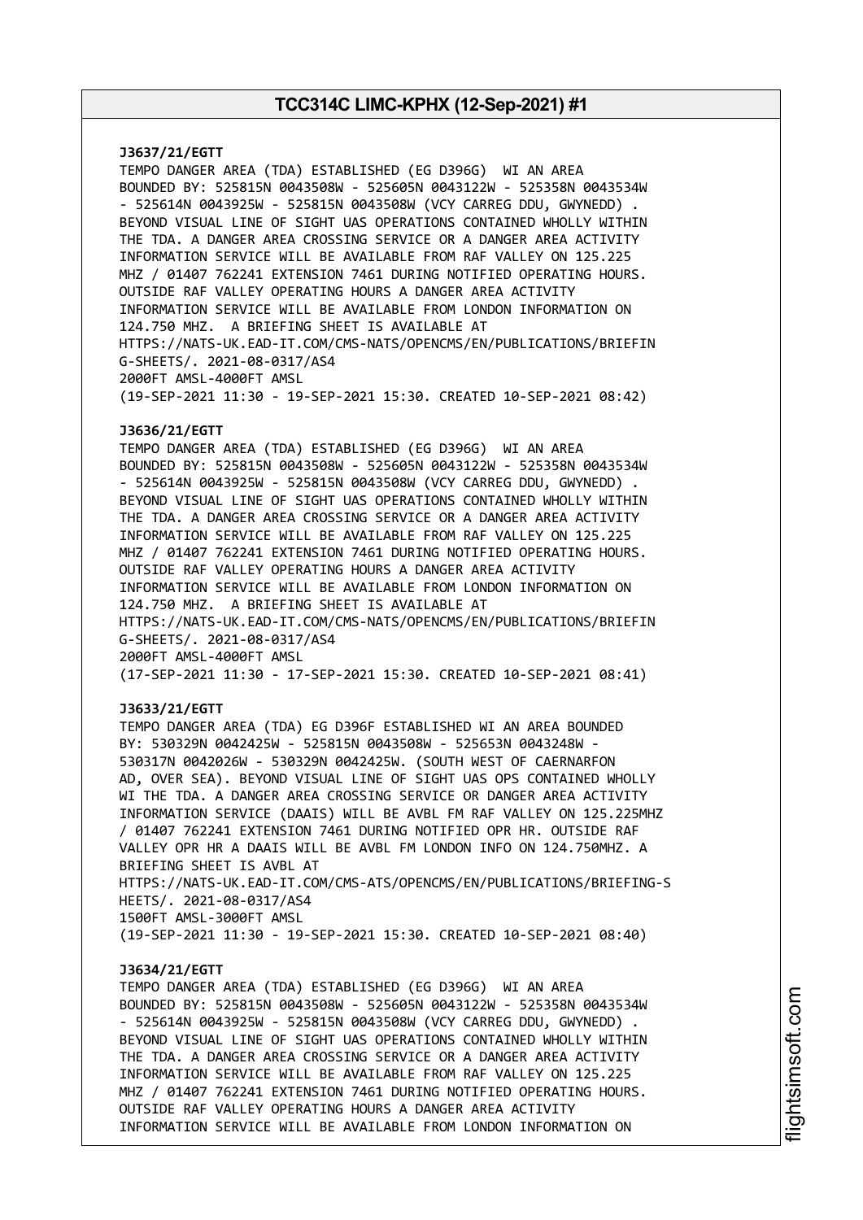**J3637/21/EGTT**
TEMPO DANGER AREA (TDA) ESTABLISHED (EG D396G) WI AN AREA BOUNDED BY: 525815N 0043508W - 525605N 0043122W - 525358N 0043534W - 525614N 0043925W - 525815N 0043508W (VCY CARREG DDU, GWYNEDD) . BEYOND VISUAL LINE OF SIGHT UAS OPERATIONS CONTAINED WHOLLY WITHIN THE TDA. A DANGER AREA CROSSING SERVICE OR A DANGER AREA ACTIVITY INFORMATION SERVICE WILL BE AVAILABLE FROM RAF VALLEY ON 125.225 MHZ / 01407 762241 EXTENSION 7461 DURING NOTIFIED OPERATING HOURS. OUTSIDE RAF VALLEY OPERATING HOURS A DANGER AREA ACTIVITY INFORMATION SERVICE WILL BE AVAILABLE FROM LONDON INFORMATION ON 124.750 MHZ. A BRIEFING SHEET IS AVAILABLE AT HTTPS://NATS-UK.EAD-IT.COM/CMS-NATS/OPENCMS/EN/PUBLICATIONS/BRIEFIN G-SHEETS/. 2021-08-0317/AS4
2000FT AMSL-4000FT AMSL
(19-SEP-2021 11:30 - 19-SEP-2021 15:30. CREATED 10-SEP-2021 08:42)

**J3636/21/EGTT**
TEMPO DANGER AREA (TDA) ESTABLISHED (EG D396G) WI AN AREA BOUNDED BY: 525815N 0043508W - 525605N 0043122W - 525358N 0043534W - 525614N 0043925W - 525815N 0043508W (VCY CARREG DDU, GWYNEDD) . BEYOND VISUAL LINE OF SIGHT UAS OPERATIONS CONTAINED WHOLLY WITHIN THE TDA. A DANGER AREA CROSSING SERVICE OR A DANGER AREA ACTIVITY INFORMATION SERVICE WILL BE AVAILABLE FROM RAF VALLEY ON 125.225 MHZ / 01407 762241 EXTENSION 7461 DURING NOTIFIED OPERATING HOURS. OUTSIDE RAF VALLEY OPERATING HOURS A DANGER AREA ACTIVITY INFORMATION SERVICE WILL BE AVAILABLE FROM LONDON INFORMATION ON 124.750 MHZ. A BRIEFING SHEET IS AVAILABLE AT HTTPS://NATS-UK.EAD-IT.COM/CMS-NATS/OPENCMS/EN/PUBLICATIONS/BRIEFIN G-SHEETS/. 2021-08-0317/AS4
2000FT AMSL-4000FT AMSL
(17-SEP-2021 11:30 - 17-SEP-2021 15:30. CREATED 10-SEP-2021 08:41)

**J3633/21/EGTT**
TEMPO DANGER AREA (TDA) EG D396F ESTABLISHED WI AN AREA BOUNDED BY: 530329N 0042425W - 525815N 0043508W - 525653N 0043248W - 530317N 0042026W - 530329N 0042425W. (SOUTH WEST OF CAERNARFON AD, OVER SEA). BEYOND VISUAL LINE OF SIGHT UAS OPS CONTAINED WHOLLY WI THE TDA. A DANGER AREA CROSSING SERVICE OR DANGER AREA ACTIVITY INFORMATION SERVICE (DAAIS) WILL BE AVBL FM RAF VALLEY ON 125.225MHZ / 01407 762241 EXTENSION 7461 DURING NOTIFIED OPR HR. OUTSIDE RAF VALLEY OPR HR A DAAIS WILL BE AVBL FM LONDON INFO ON 124.750MHZ. A BRIEFING SHEET IS AVBL AT HTTPS://NATS-UK.EAD-IT.COM/CMS-ATS/OPENCMS/EN/PUBLICATIONS/BRIEFING-S HEETS/. 2021-08-0317/AS4
1500FT AMSL-3000FT AMSL
(19-SEP-2021 11:30 - 19-SEP-2021 15:30. CREATED 10-SEP-2021 08:40)

**J3634/21/EGTT**
TEMPO DANGER AREA (TDA) ESTABLISHED (EG D396G) WI AN AREA BOUNDED BY: 525815N 0043508W - 525605N 0043122W - 525358N 0043534W - 525614N 0043925W - 525815N 0043508W (VCY CARREG DDU, GWYNEDD) . BEYOND VISUAL LINE OF SIGHT UAS OPERATIONS CONTAINED WHOLLY WITHIN THE TDA. A DANGER AREA CROSSING SERVICE OR A DANGER AREA ACTIVITY INFORMATION SERVICE WILL BE AVAILABLE FROM RAF VALLEY ON 125.225 MHZ / 01407 762241 EXTENSION 7461 DURING NOTIFIED OPERATING HOURS. OUTSIDE RAF VALLEY OPERATING HOURS A DANGER AREA ACTIVITY INFORMATION SERVICE WILL BE AVAILABLE FROM LONDON INFORMATION ON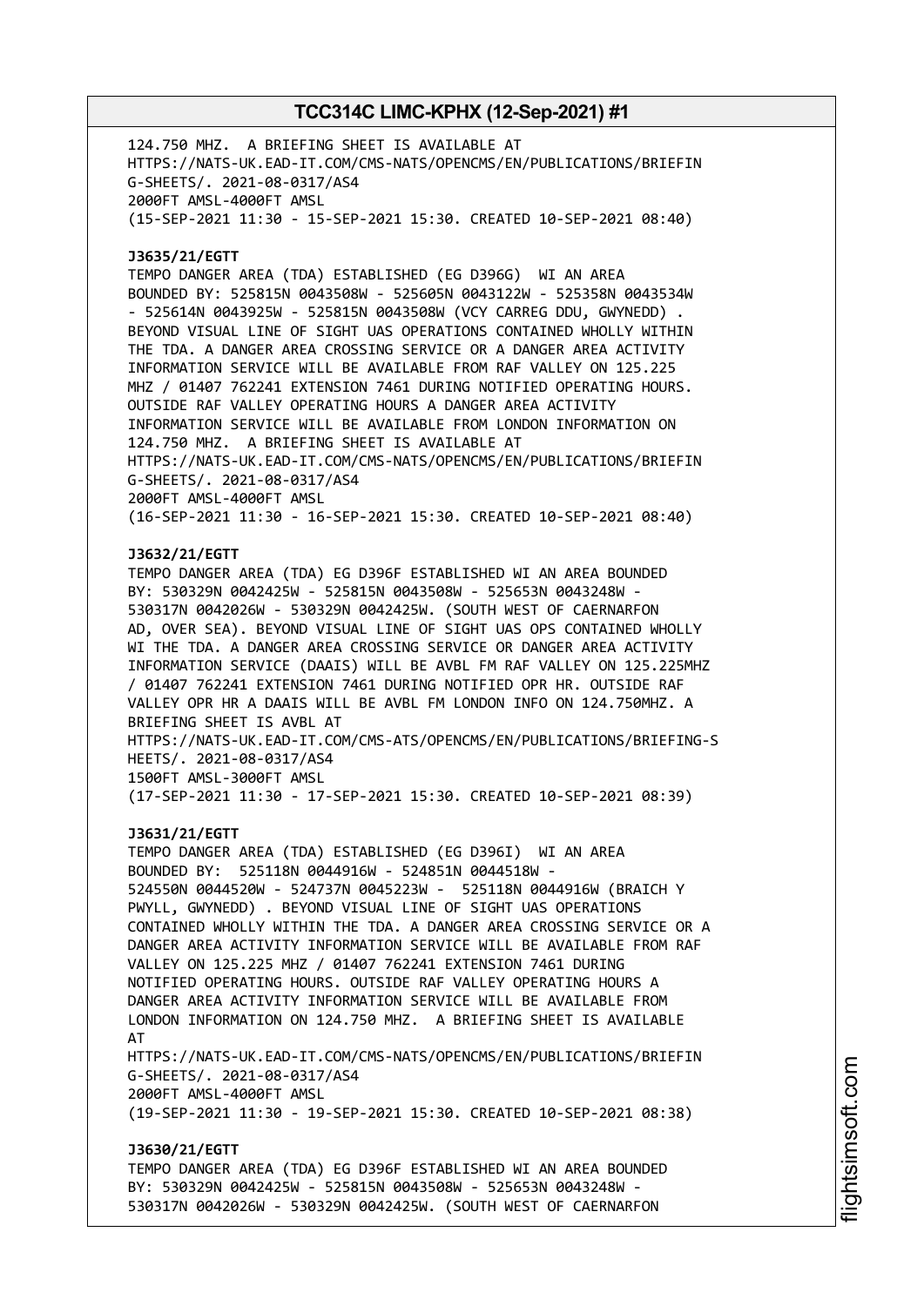124.750 MHZ. A BRIEFING SHEET IS AVAILABLE AT
HTTPS://NATS-UK.EAD-IT.COM/CMS-NATS/OPENCMS/EN/PUBLICATIONS/BRIEFIN
G-SHEETS/. 2021-08-0317/AS4
2000FT AMSL-4000FT AMSL
(15-SEP-2021 11:30 - 15-SEP-2021 15:30. CREATED 10-SEP-2021 08:40)

**J3635/21/EGTT**
TEMPO DANGER AREA (TDA) ESTABLISHED (EG D396G) WI AN AREA
BOUNDED BY: 525815N 0043508W - 525605N 0043122W - 525358N 0043534W
- 525614N 0043925W - 525815N 0043508W (VCY CARREG DDU, GWYNEDD) .
BEYOND VISUAL LINE OF SIGHT UAS OPERATIONS CONTAINED WHOLLY WITHIN
THE TDA. A DANGER AREA CROSSING SERVICE OR A DANGER AREA ACTIVITY
INFORMATION SERVICE WILL BE AVAILABLE FROM RAF VALLEY ON 125.225
MHZ / 01407 762241 EXTENSION 7461 DURING NOTIFIED OPERATING HOURS.
OUTSIDE RAF VALLEY OPERATING HOURS A DANGER AREA ACTIVITY
INFORMATION SERVICE WILL BE AVAILABLE FROM LONDON INFORMATION ON
124.750 MHZ. A BRIEFING SHEET IS AVAILABLE AT
HTTPS://NATS-UK.EAD-IT.COM/CMS-NATS/OPENCMS/EN/PUBLICATIONS/BRIEFIN
G-SHEETS/. 2021-08-0317/AS4
2000FT AMSL-4000FT AMSL
(16-SEP-2021 11:30 - 16-SEP-2021 15:30. CREATED 10-SEP-2021 08:40)

**J3632/21/EGTT**
TEMPO DANGER AREA (TDA) EG D396F ESTABLISHED WI AN AREA BOUNDED
BY: 530329N 0042425W - 525815N 0043508W - 525653N 0043248W -
530317N 0042026W - 530329N 0042425W. (SOUTH WEST OF CAERNARFON
AD, OVER SEA). BEYOND VISUAL LINE OF SIGHT UAS OPS CONTAINED WHOLLY
WI THE TDA. A DANGER AREA CROSSING SERVICE OR DANGER AREA ACTIVITY
INFORMATION SERVICE (DAAIS) WILL BE AVBL FM RAF VALLEY ON 125.225MHZ
/ 01407 762241 EXTENSION 7461 DURING NOTIFIED OPR HR. OUTSIDE RAF
VALLEY OPR HR A DAAIS WILL BE AVBL FM LONDON INFO ON 124.750MHZ. A
BRIEFING SHEET IS AVBL AT
HTTPS://NATS-UK.EAD-IT.COM/CMS-ATS/OPENCMS/EN/PUBLICATIONS/BRIEFING-S
HEETS/. 2021-08-0317/AS4
1500FT AMSL-3000FT AMSL
(17-SEP-2021 11:30 - 17-SEP-2021 15:30. CREATED 10-SEP-2021 08:39)

**J3631/21/EGTT**
TEMPO DANGER AREA (TDA) ESTABLISHED (EG D396I) WI AN AREA
BOUNDED BY: 525118N 0044916W - 524851N 0044518W -
524550N 0044520W - 524737N 0045223W - 525118N 0044916W (BRAICH Y
PWYLL, GWYNEDD) . BEYOND VISUAL LINE OF SIGHT UAS OPERATIONS
CONTAINED WHOLLY WITHIN THE TDA. A DANGER AREA CROSSING SERVICE OR A
DANGER AREA ACTIVITY INFORMATION SERVICE WILL BE AVAILABLE FROM RAF
VALLEY ON 125.225 MHZ / 01407 762241 EXTENSION 7461 DURING
NOTIFIED OPERATING HOURS. OUTSIDE RAF VALLEY OPERATING HOURS A
DANGER AREA ACTIVITY INFORMATION SERVICE WILL BE AVAILABLE FROM
LONDON INFORMATION ON 124.750 MHZ. A BRIEFING SHEET IS AVAILABLE
AT
HTTPS://NATS-UK.EAD-IT.COM/CMS-NATS/OPENCMS/EN/PUBLICATIONS/BRIEFIN
G-SHEETS/. 2021-08-0317/AS4
2000FT AMSL-4000FT AMSL
(19-SEP-2021 11:30 - 19-SEP-2021 15:30. CREATED 10-SEP-2021 08:38)

**J3630/21/EGTT**
TEMPO DANGER AREA (TDA) EG D396F ESTABLISHED WI AN AREA BOUNDED
BY: 530329N 0042425W - 525815N 0043508W - 525653N 0043248W -
530317N 0042026W - 530329N 0042425W. (SOUTH WEST OF CAERNARFON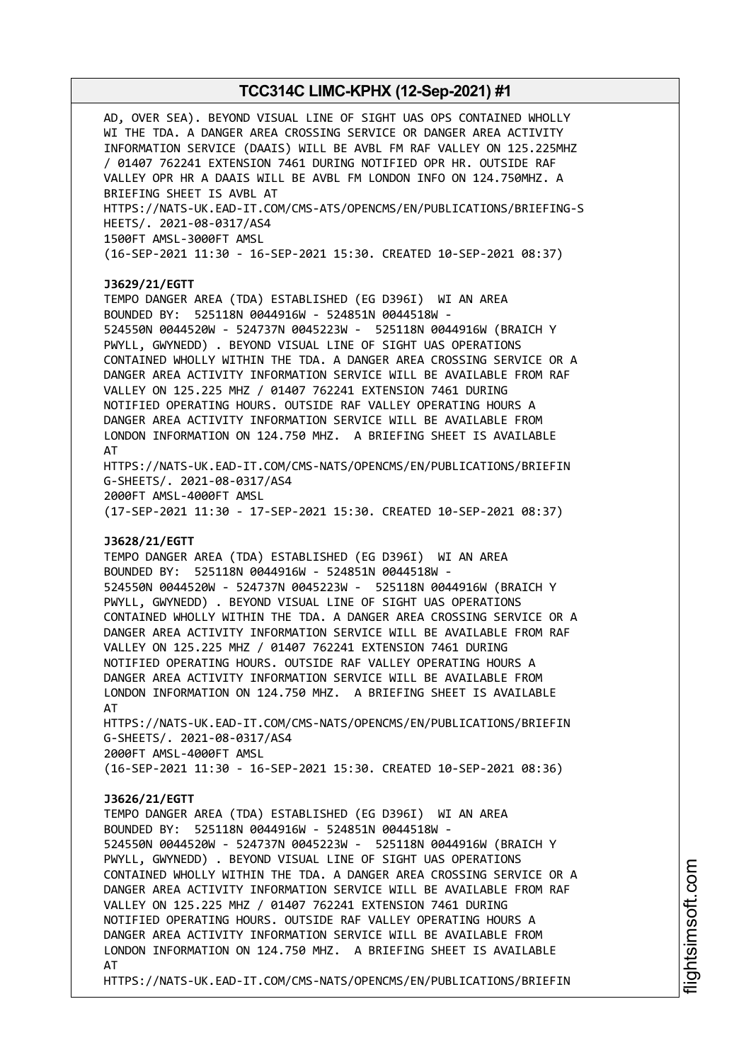AD, OVER SEA). BEYOND VISUAL LINE OF SIGHT UAS OPS CONTAINED WHOLLY WI THE TDA. A DANGER AREA CROSSING SERVICE OR DANGER AREA ACTIVITY INFORMATION SERVICE (DAAIS) WILL BE AVBL FM RAF VALLEY ON 125.225MHZ / 01407 762241 EXTENSION 7461 DURING NOTIFIED OPR HR. OUTSIDE RAF VALLEY OPR HR A DAAIS WILL BE AVBL FM LONDON INFO ON 124.750MHZ. A BRIEFING SHEET IS AVBL AT HTTPS://NATS-UK.EAD-IT.COM/CMS-ATS/OPENCMS/EN/PUBLICATIONS/BRIEFING-SHEETS/. 2021-08-0317/AS4
1500FT AMSL-3000FT AMSL
(16-SEP-2021 11:30 - 16-SEP-2021 15:30. CREATED 10-SEP-2021 08:37)

**J3629/21/EGTT**
TEMPO DANGER AREA (TDA) ESTABLISHED (EG D396I) WI AN AREA BOUNDED BY: 525118N 0044916W - 524851N 0044518W - 524550N 0044520W - 524737N 0045223W - 525118N 0044916W (BRAICH Y PWYLL, GWYNEDD) . BEYOND VISUAL LINE OF SIGHT UAS OPERATIONS CONTAINED WHOLLY WITHIN THE TDA. A DANGER AREA CROSSING SERVICE OR A DANGER AREA ACTIVITY INFORMATION SERVICE WILL BE AVAILABLE FROM RAF VALLEY ON 125.225 MHZ / 01407 762241 EXTENSION 7461 DURING NOTIFIED OPERATING HOURS. OUTSIDE RAF VALLEY OPERATING HOURS A DANGER AREA ACTIVITY INFORMATION SERVICE WILL BE AVAILABLE FROM LONDON INFORMATION ON 124.750 MHZ. A BRIEFING SHEET IS AVAILABLE AT
HTTPS://NATS-UK.EAD-IT.COM/CMS-NATS/OPENCMS/EN/PUBLICATIONS/BRIEFING-SHEETS/. 2021-08-0317/AS4
2000FT AMSL-4000FT AMSL
(17-SEP-2021 11:30 - 17-SEP-2021 15:30. CREATED 10-SEP-2021 08:37)

**J3628/21/EGTT**
TEMPO DANGER AREA (TDA) ESTABLISHED (EG D396I) WI AN AREA BOUNDED BY: 525118N 0044916W - 524851N 0044518W - 524550N 0044520W - 524737N 0045223W - 525118N 0044916W (BRAICH Y PWYLL, GWYNEDD) . BEYOND VISUAL LINE OF SIGHT UAS OPERATIONS CONTAINED WHOLLY WITHIN THE TDA. A DANGER AREA CROSSING SERVICE OR A DANGER AREA ACTIVITY INFORMATION SERVICE WILL BE AVAILABLE FROM RAF VALLEY ON 125.225 MHZ / 01407 762241 EXTENSION 7461 DURING NOTIFIED OPERATING HOURS. OUTSIDE RAF VALLEY OPERATING HOURS A DANGER AREA ACTIVITY INFORMATION SERVICE WILL BE AVAILABLE FROM LONDON INFORMATION ON 124.750 MHZ. A BRIEFING SHEET IS AVAILABLE AT
HTTPS://NATS-UK.EAD-IT.COM/CMS-NATS/OPENCMS/EN/PUBLICATIONS/BRIEFING-SHEETS/. 2021-08-0317/AS4
2000FT AMSL-4000FT AMSL
(16-SEP-2021 11:30 - 16-SEP-2021 15:30. CREATED 10-SEP-2021 08:36)

**J3626/21/EGTT**
TEMPO DANGER AREA (TDA) ESTABLISHED (EG D396I) WI AN AREA BOUNDED BY: 525118N 0044916W - 524851N 0044518W - 524550N 0044520W - 524737N 0045223W - 525118N 0044916W (BRAICH Y PWYLL, GWYNEDD) . BEYOND VISUAL LINE OF SIGHT UAS OPERATIONS CONTAINED WHOLLY WITHIN THE TDA. A DANGER AREA CROSSING SERVICE OR A DANGER AREA ACTIVITY INFORMATION SERVICE WILL BE AVAILABLE FROM RAF VALLEY ON 125.225 MHZ / 01407 762241 EXTENSION 7461 DURING NOTIFIED OPERATING HOURS. OUTSIDE RAF VALLEY OPERATING HOURS A DANGER AREA ACTIVITY INFORMATION SERVICE WILL BE AVAILABLE FROM LONDON INFORMATION ON 124.750 MHZ. A BRIEFING SHEET IS AVAILABLE AT
HTTPS://NATS-UK.EAD-IT.COM/CMS-NATS/OPENCMS/EN/PUBLICATIONS/BRIEFIN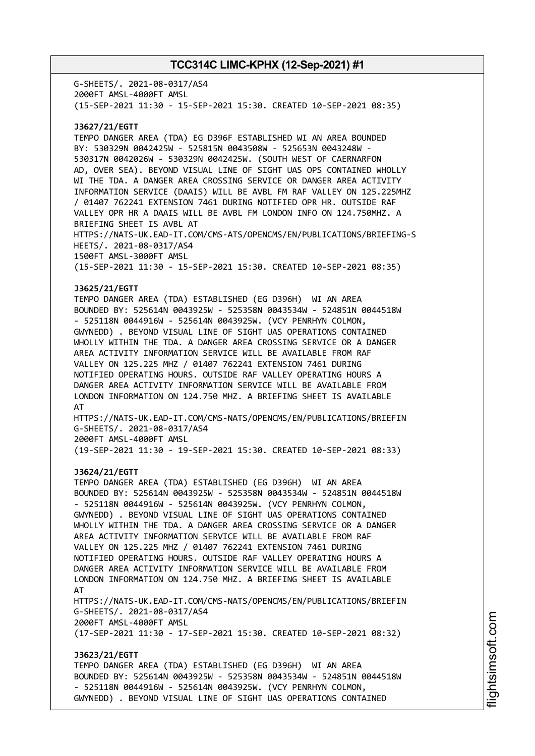G-SHEETS/. 2021-08-0317/AS4
2000FT AMSL-4000FT AMSL
(15-SEP-2021 11:30 - 15-SEP-2021 15:30. CREATED 10-SEP-2021 08:35)

**J3627/21/EGTT**

TEMPO DANGER AREA (TDA) EG D396F ESTABLISHED WI AN AREA BOUNDED BY: 530329N 0042425W - 525815N 0043508W - 525653N 0043248W - 530317N 0042026W - 530329N 0042425W. (SOUTH WEST OF CAERNARFON AD, OVER SEA). BEYOND VISUAL LINE OF SIGHT UAS OPS CONTAINED WHOLLY WI THE TDA. A DANGER AREA CROSSING SERVICE OR DANGER AREA ACTIVITY INFORMATION SERVICE (DAAIS) WILL BE AVBL FM RAF VALLEY ON 125.225MHZ / 01407 762241 EXTENSION 7461 DURING NOTIFIED OPR HR. OUTSIDE RAF VALLEY OPR HR A DAAIS WILL BE AVBL FM LONDON INFO ON 124.750MHZ. A BRIEFING SHEET IS AVBL AT
HTTPS://NATS-UK.EAD-IT.COM/CMS-ATS/OPENCMS/EN/PUBLICATIONS/BRIEFING-SHEETS/. 2021-08-0317/AS4
1500FT AMSL-3000FT AMSL
(15-SEP-2021 11:30 - 15-SEP-2021 15:30. CREATED 10-SEP-2021 08:35)

**J3625/21/EGTT**

TEMPO DANGER AREA (TDA) ESTABLISHED (EG D396H) WI AN AREA BOUNDED BY: 525614N 0043925W - 525358N 0043534W - 524851N 0044518W - 525118N 0044916W - 525614N 0043925W. (VCY PENRHYN COLMON, GWYNEDD) . BEYOND VISUAL LINE OF SIGHT UAS OPERATIONS CONTAINED WHOLLY WITHIN THE TDA. A DANGER AREA CROSSING SERVICE OR A DANGER AREA ACTIVITY INFORMATION SERVICE WILL BE AVAILABLE FROM RAF VALLEY ON 125.225 MHZ / 01407 762241 EXTENSION 7461 DURING NOTIFIED OPERATING HOURS. OUTSIDE RAF VALLEY OPERATING HOURS A DANGER AREA ACTIVITY INFORMATION SERVICE WILL BE AVAILABLE FROM LONDON INFORMATION ON 124.750 MHZ. A BRIEFING SHEET IS AVAILABLE AT
HTTPS://NATS-UK.EAD-IT.COM/CMS-NATS/OPENCMS/EN/PUBLICATIONS/BRIEFING-SHEETS/. 2021-08-0317/AS4
2000FT AMSL-4000FT AMSL
(19-SEP-2021 11:30 - 19-SEP-2021 15:30. CREATED 10-SEP-2021 08:33)

**J3624/21/EGTT**

TEMPO DANGER AREA (TDA) ESTABLISHED (EG D396H) WI AN AREA BOUNDED BY: 525614N 0043925W - 525358N 0043534W - 524851N 0044518W - 525118N 0044916W - 525614N 0043925W. (VCY PENRHYN COLMON, GWYNEDD) . BEYOND VISUAL LINE OF SIGHT UAS OPERATIONS CONTAINED WHOLLY WITHIN THE TDA. A DANGER AREA CROSSING SERVICE OR A DANGER AREA ACTIVITY INFORMATION SERVICE WILL BE AVAILABLE FROM RAF VALLEY ON 125.225 MHZ / 01407 762241 EXTENSION 7461 DURING NOTIFIED OPERATING HOURS. OUTSIDE RAF VALLEY OPERATING HOURS A DANGER AREA ACTIVITY INFORMATION SERVICE WILL BE AVAILABLE FROM LONDON INFORMATION ON 124.750 MHZ. A BRIEFING SHEET IS AVAILABLE AT
HTTPS://NATS-UK.EAD-IT.COM/CMS-NATS/OPENCMS/EN/PUBLICATIONS/BRIEFING-SHEETS/. 2021-08-0317/AS4
2000FT AMSL-4000FT AMSL
(17-SEP-2021 11:30 - 17-SEP-2021 15:30. CREATED 10-SEP-2021 08:32)

**J3623/21/EGTT**

TEMPO DANGER AREA (TDA) ESTABLISHED (EG D396H) WI AN AREA BOUNDED BY: 525614N 0043925W - 525358N 0043534W - 524851N 0044518W - 525118N 0044916W - 525614N 0043925W. (VCY PENRHYN COLMON, GWYNEDD) . BEYOND VISUAL LINE OF SIGHT UAS OPERATIONS CONTAINED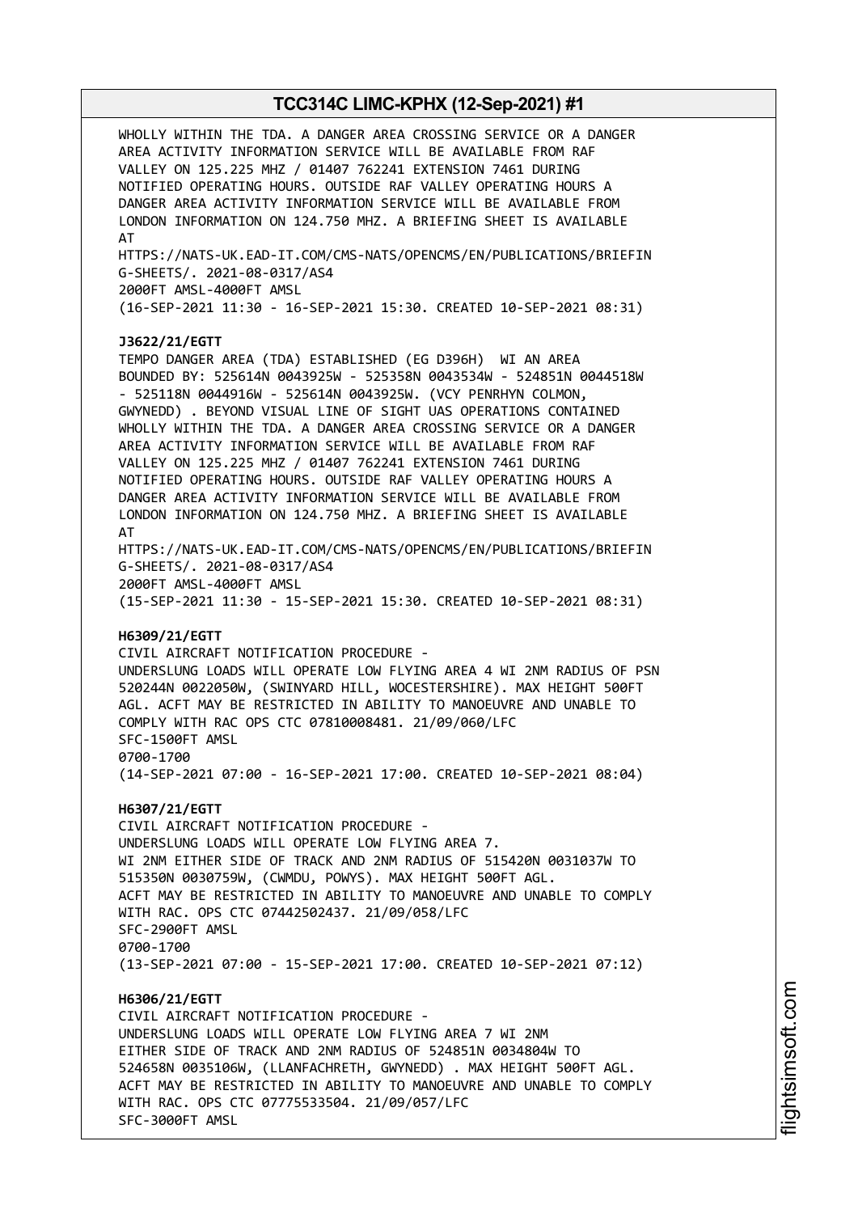WHOLLY WITHIN THE TDA. A DANGER AREA CROSSING SERVICE OR A DANGER AREA ACTIVITY INFORMATION SERVICE WILL BE AVAILABLE FROM RAF VALLEY ON 125.225 MHZ / 01407 762241 EXTENSION 7461 DURING NOTIFIED OPERATING HOURS. OUTSIDE RAF VALLEY OPERATING HOURS A DANGER AREA ACTIVITY INFORMATION SERVICE WILL BE AVAILABLE FROM LONDON INFORMATION ON 124.750 MHZ. A BRIEFING SHEET IS AVAILABLE AT
HTTPS://NATS-UK.EAD-IT.COM/CMS-NATS/OPENCMS/EN/PUBLICATIONS/BRIEFIN G-SHEETS/. 2021-08-0317/AS4
2000FT AMSL-4000FT AMSL
(16-SEP-2021 11:30 - 16-SEP-2021 15:30. CREATED 10-SEP-2021 08:31)

**J3622/21/EGTT**
TEMPO DANGER AREA (TDA) ESTABLISHED (EG D396H) WI AN AREA BOUNDED BY: 525614N 0043925W - 525358N 0043534W - 524851N 0044518W - 525118N 0044916W - 525614N 0043925W. (VCY PENRHYN COLMON, GWYNEDD) . BEYOND VISUAL LINE OF SIGHT UAS OPERATIONS CONTAINED WHOLLY WITHIN THE TDA. A DANGER AREA CROSSING SERVICE OR A DANGER AREA ACTIVITY INFORMATION SERVICE WILL BE AVAILABLE FROM RAF VALLEY ON 125.225 MHZ / 01407 762241 EXTENSION 7461 DURING NOTIFIED OPERATING HOURS. OUTSIDE RAF VALLEY OPERATING HOURS A DANGER AREA ACTIVITY INFORMATION SERVICE WILL BE AVAILABLE FROM LONDON INFORMATION ON 124.750 MHZ. A BRIEFING SHEET IS AVAILABLE AT
HTTPS://NATS-UK.EAD-IT.COM/CMS-NATS/OPENCMS/EN/PUBLICATIONS/BRIEFIN G-SHEETS/. 2021-08-0317/AS4
2000FT AMSL-4000FT AMSL
(15-SEP-2021 11:30 - 15-SEP-2021 15:30. CREATED 10-SEP-2021 08:31)

**H6309/21/EGTT**
CIVIL AIRCRAFT NOTIFICATION PROCEDURE -
UNDERSLUNG LOADS WILL OPERATE LOW FLYING AREA 4 WI 2NM RADIUS OF PSN 520244N 0022050W, (SWINYARD HILL, WOCESTERSHIRE). MAX HEIGHT 500FT AGL. ACFT MAY BE RESTRICTED IN ABILITY TO MANOEUVRE AND UNABLE TO COMPLY WITH RAC OPS CTC 07810008481. 21/09/060/LFC
SFC-1500FT AMSL
0700-1700
(14-SEP-2021 07:00 - 16-SEP-2021 17:00. CREATED 10-SEP-2021 08:04)

**H6307/21/EGTT**
CIVIL AIRCRAFT NOTIFICATION PROCEDURE -
UNDERSLUNG LOADS WILL OPERATE LOW FLYING AREA 7.
WI 2NM EITHER SIDE OF TRACK AND 2NM RADIUS OF 515420N 0031037W TO 515350N 0030759W, (CWMDU, POWYS). MAX HEIGHT 500FT AGL.
ACFT MAY BE RESTRICTED IN ABILITY TO MANOEUVRE AND UNABLE TO COMPLY WITH RAC. OPS CTC 07442502437. 21/09/058/LFC
SFC-2900FT AMSL
0700-1700
(13-SEP-2021 07:00 - 15-SEP-2021 17:00. CREATED 10-SEP-2021 07:12)

**H6306/21/EGTT**
CIVIL AIRCRAFT NOTIFICATION PROCEDURE -
UNDERSLUNG LOADS WILL OPERATE LOW FLYING AREA 7 WI 2NM EITHER SIDE OF TRACK AND 2NM RADIUS OF 524851N 0034804W TO 524658N 0035106W, (LLANFACHRETH, GWYNEDD) . MAX HEIGHT 500FT AGL.
ACFT MAY BE RESTRICTED IN ABILITY TO MANOEUVRE AND UNABLE TO COMPLY WITH RAC. OPS CTC 07775533504. 21/09/057/LFC
SFC-3000FT AMSL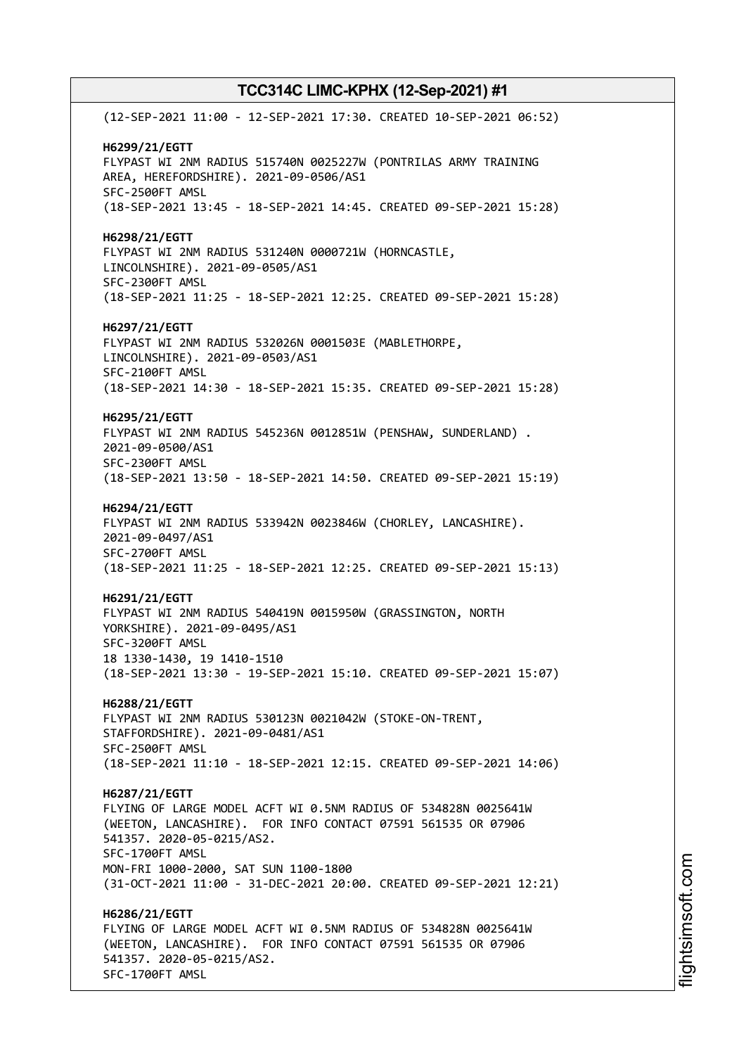(12-SEP-2021 11:00 - 12-SEP-2021 17:30. CREATED 10-SEP-2021 06:52)

**H6299/21/EGTT**
FLYPAST WI 2NM RADIUS 515740N 0025227W (PONTRILAS ARMY TRAINING AREA, HEREFORDSHIRE). 2021-09-0506/AS1
SFC-2500FT AMSL
(18-SEP-2021 13:45 - 18-SEP-2021 14:45. CREATED 09-SEP-2021 15:28)

**H6298/21/EGTT**
FLYPAST WI 2NM RADIUS 531240N 0000721W (HORNCASTLE, LINCOLNSHIRE). 2021-09-0505/AS1
SFC-2300FT AMSL
(18-SEP-2021 11:25 - 18-SEP-2021 12:25. CREATED 09-SEP-2021 15:28)

**H6297/21/EGTT**
FLYPAST WI 2NM RADIUS 532026N 0001503E (MABLETHORPE, LINCOLNSHIRE). 2021-09-0503/AS1
SFC-2100FT AMSL
(18-SEP-2021 14:30 - 18-SEP-2021 15:35. CREATED 09-SEP-2021 15:28)

**H6295/21/EGTT**
FLYPAST WI 2NM RADIUS 545236N 0012851W (PENSHAW, SUNDERLAND) . 2021-09-0500/AS1
SFC-2300FT AMSL
(18-SEP-2021 13:50 - 18-SEP-2021 14:50. CREATED 09-SEP-2021 15:19)

**H6294/21/EGTT**
FLYPAST WI 2NM RADIUS 533942N 0023846W (CHORLEY, LANCASHIRE). 2021-09-0497/AS1
SFC-2700FT AMSL
(18-SEP-2021 11:25 - 18-SEP-2021 12:25. CREATED 09-SEP-2021 15:13)

**H6291/21/EGTT**
FLYPAST WI 2NM RADIUS 540419N 0015950W (GRASSINGTON, NORTH YORKSHIRE). 2021-09-0495/AS1
SFC-3200FT AMSL
18 1330-1430, 19 1410-1510
(18-SEP-2021 13:30 - 19-SEP-2021 15:10. CREATED 09-SEP-2021 15:07)

**H6288/21/EGTT**
FLYPAST WI 2NM RADIUS 530123N 0021042W (STOKE-ON-TRENT, STAFFORDSHIRE). 2021-09-0481/AS1
SFC-2500FT AMSL
(18-SEP-2021 11:10 - 18-SEP-2021 12:15. CREATED 09-SEP-2021 14:06)

**H6287/21/EGTT**
FLYING OF LARGE MODEL ACFT WI 0.5NM RADIUS OF 534828N 0025641W (WEETON, LANCASHIRE). FOR INFO CONTACT 07591 561535 OR 07906 541357. 2020-05-0215/AS2.
SFC-1700FT AMSL
MON-FRI 1000-2000, SAT SUN 1100-1800
(31-OCT-2021 11:00 - 31-DEC-2021 20:00. CREATED 09-SEP-2021 12:21)

**H6286/21/EGTT**
FLYING OF LARGE MODEL ACFT WI 0.5NM RADIUS OF 534828N 0025641W (WEETON, LANCASHIRE). FOR INFO CONTACT 07591 561535 OR 07906 541357. 2020-05-0215/AS2.
SFC-1700FT AMSL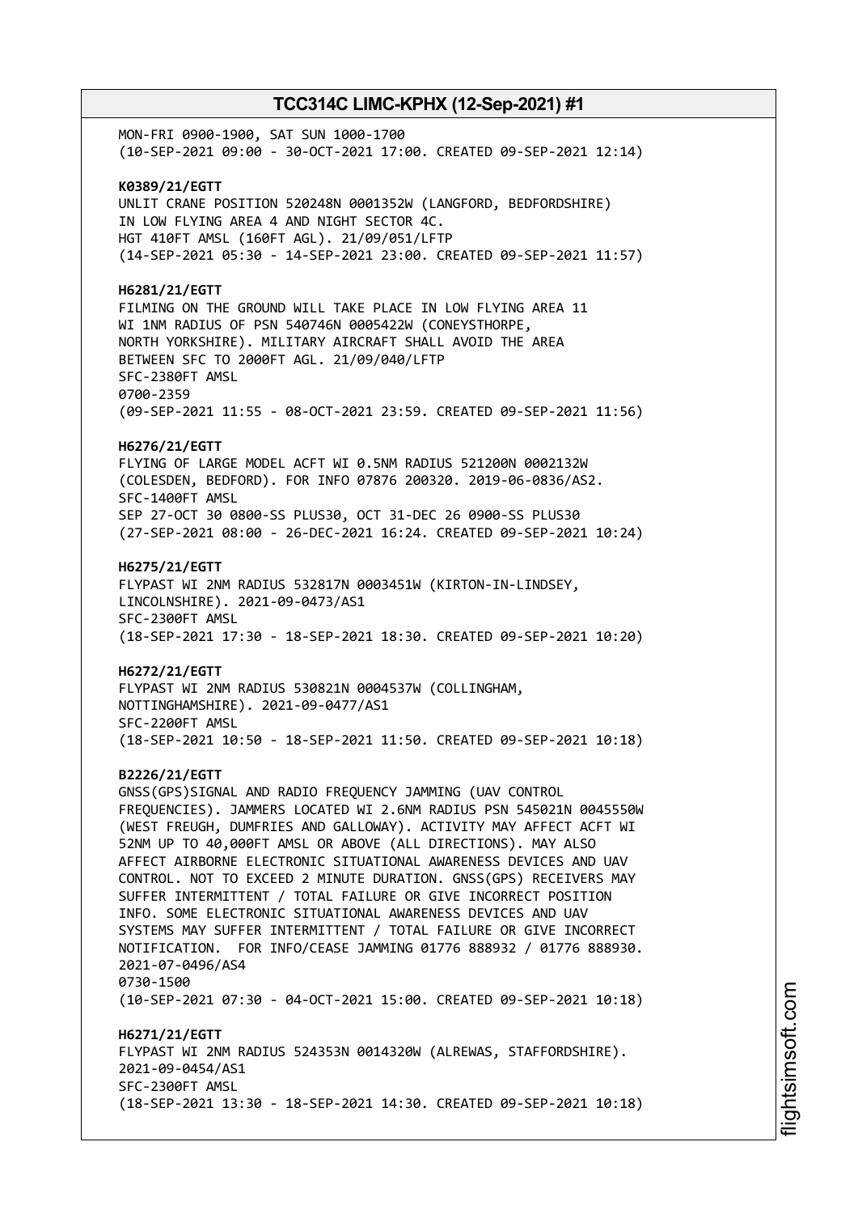MON-FRI 0900-1900, SAT SUN 1000-1700
(10-SEP-2021 09:00 - 30-OCT-2021 17:00. CREATED 09-SEP-2021 12:14)

**K0389/21/EGTT**
UNLIT CRANE POSITION 520248N 0001352W (LANGFORD, BEDFORDSHIRE)
IN LOW FLYING AREA 4 AND NIGHT SECTOR 4C.
HGT 410FT AMSL (160FT AGL). 21/09/051/LFTP
(14-SEP-2021 05:30 - 14-SEP-2021 23:00. CREATED 09-SEP-2021 11:57)

**H6281/21/EGTT**
FILMING ON THE GROUND WILL TAKE PLACE IN LOW FLYING AREA 11
WI 1NM RADIUS OF PSN 540746N 0005422W (CONEYSTHORPE,
NORTH YORKSHIRE). MILITARY AIRCRAFT SHALL AVOID THE AREA
BETWEEN SFC TO 2000FT AGL. 21/09/040/LFTP
SFC-2380FT AMSL
0700-2359
(09-SEP-2021 11:55 - 08-OCT-2021 23:59. CREATED 09-SEP-2021 11:56)

**H6276/21/EGTT**
FLYING OF LARGE MODEL ACFT WI 0.5NM RADIUS 521200N 0002132W
(COLESDEN, BEDFORD). FOR INFO 07876 200320. 2019-06-0836/AS2.
SFC-1400FT AMSL
SEP 27-OCT 30 0800-SS PLUS30, OCT 31-DEC 26 0900-SS PLUS30
(27-SEP-2021 08:00 - 26-DEC-2021 16:24. CREATED 09-SEP-2021 10:24)

**H6275/21/EGTT**
FLYPAST WI 2NM RADIUS 532817N 0003451W (KIRTON-IN-LINDSEY,
LINCOLNSHIRE). 2021-09-0473/AS1
SFC-2300FT AMSL
(18-SEP-2021 17:30 - 18-SEP-2021 18:30. CREATED 09-SEP-2021 10:20)

**H6272/21/EGTT**
FLYPAST WI 2NM RADIUS 530821N 0004537W (COLLINGHAM,
NOTTINGHAMSHIRE). 2021-09-0477/AS1
SFC-2200FT AMSL
(18-SEP-2021 10:50 - 18-SEP-2021 11:50. CREATED 09-SEP-2021 10:18)

**B2226/21/EGTT**
GNSS(GPS)SIGNAL AND RADIO FREQUENCY JAMMING (UAV CONTROL
FREQUENCIES). JAMMERS LOCATED WI 2.6NM RADIUS PSN 545021N 0045550W
(WEST FREUGH, DUMFRIES AND GALLOWAY). ACTIVITY MAY AFFECT ACFT WI
52NM UP TO 40,000FT AMSL OR ABOVE (ALL DIRECTIONS). MAY ALSO
AFFECT AIRBORNE ELECTRONIC SITUATIONAL AWARENESS DEVICES AND UAV
CONTROL. NOT TO EXCEED 2 MINUTE DURATION. GNSS(GPS) RECEIVERS MAY
SUFFER INTERMITTENT / TOTAL FAILURE OR GIVE INCORRECT POSITION
INFO. SOME ELECTRONIC SITUATIONAL AWARENESS DEVICES AND UAV
SYSTEMS MAY SUFFER INTERMITTENT / TOTAL FAILURE OR GIVE INCORRECT
NOTIFICATION. FOR INFO/CEASE JAMMING 01776 888932 / 01776 888930.
2021-07-0496/AS4
0730-1500
(10-SEP-2021 07:30 - 04-OCT-2021 15:00. CREATED 09-SEP-2021 10:18)

**H6271/21/EGTT**
FLYPAST WI 2NM RADIUS 524353N 0014320W (ALREWAS, STAFFORDSHIRE).
2021-09-0454/AS1
SFC-2300FT AMSL
(18-SEP-2021 13:30 - 18-SEP-2021 14:30. CREATED 09-SEP-2021 10:18)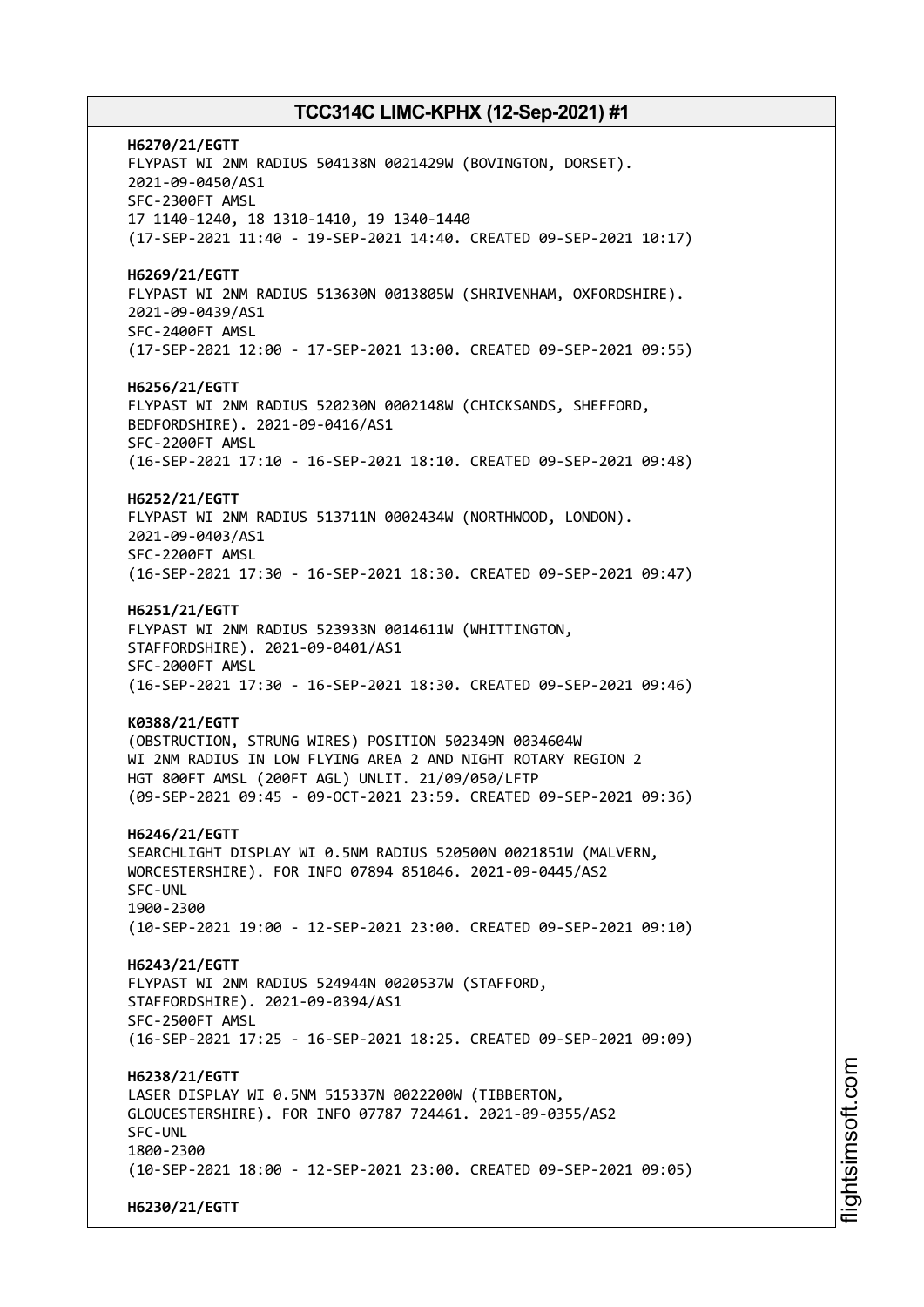**H6270/21/EGTT**
FLYPAST WI 2NM RADIUS 504138N 0021429W (BOVINGTON, DORSET).
2021-09-0450/AS1
SFC-2300FT AMSL
17 1140-1240, 18 1310-1410, 19 1340-1440
(17-SEP-2021 11:40 - 19-SEP-2021 14:40. CREATED 09-SEP-2021 10:17)

**H6269/21/EGTT**
FLYPAST WI 2NM RADIUS 513630N 0013805W (SHRIVENHAM, OXFORDSHIRE).
2021-09-0439/AS1
SFC-2400FT AMSL
(17-SEP-2021 12:00 - 17-SEP-2021 13:00. CREATED 09-SEP-2021 09:55)

**H6256/21/EGTT**
FLYPAST WI 2NM RADIUS 520230N 0002148W (CHICKSANDS, SHEFFORD,
BEDFORDSHIRE). 2021-09-0416/AS1
SFC-2200FT AMSL
(16-SEP-2021 17:10 - 16-SEP-2021 18:10. CREATED 09-SEP-2021 09:48)

**H6252/21/EGTT**
FLYPAST WI 2NM RADIUS 513711N 0002434W (NORTHWOOD, LONDON).
2021-09-0403/AS1
SFC-2200FT AMSL
(16-SEP-2021 17:30 - 16-SEP-2021 18:30. CREATED 09-SEP-2021 09:47)

**H6251/21/EGTT**
FLYPAST WI 2NM RADIUS 523933N 0014611W (WHITTINGTON,
STAFFORDSHIRE). 2021-09-0401/AS1
SFC-2000FT AMSL
(16-SEP-2021 17:30 - 16-SEP-2021 18:30. CREATED 09-SEP-2021 09:46)

**K0388/21/EGTT**
(OBSTRUCTION, STRUNG WIRES) POSITION 502349N 0034604W
WI 2NM RADIUS IN LOW FLYING AREA 2 AND NIGHT ROTARY REGION 2
HGT 800FT AMSL (200FT AGL) UNLIT. 21/09/050/LFTP
(09-SEP-2021 09:45 - 09-OCT-2021 23:59. CREATED 09-SEP-2021 09:36)

**H6246/21/EGTT**
SEARCHLIGHT DISPLAY WI 0.5NM RADIUS 520500N 0021851W (MALVERN,
WORCESTERSHIRE). FOR INFO 07894 851046. 2021-09-0445/AS2
SFC-UNL
1900-2300
(10-SEP-2021 19:00 - 12-SEP-2021 23:00. CREATED 09-SEP-2021 09:10)

**H6243/21/EGTT**
FLYPAST WI 2NM RADIUS 524944N 0020537W (STAFFORD,
STAFFORDSHIRE). 2021-09-0394/AS1
SFC-2500FT AMSL
(16-SEP-2021 17:25 - 16-SEP-2021 18:25. CREATED 09-SEP-2021 09:09)

**H6238/21/EGTT**
LASER DISPLAY WI 0.5NM 515337N 0022200W (TIBBERTON,
GLOUCESTERSHIRE). FOR INFO 07787 724461. 2021-09-0355/AS2
SFC-UNL
1800-2300
(10-SEP-2021 18:00 - 12-SEP-2021 23:00. CREATED 09-SEP-2021 09:05)

**H6230/21/EGTT**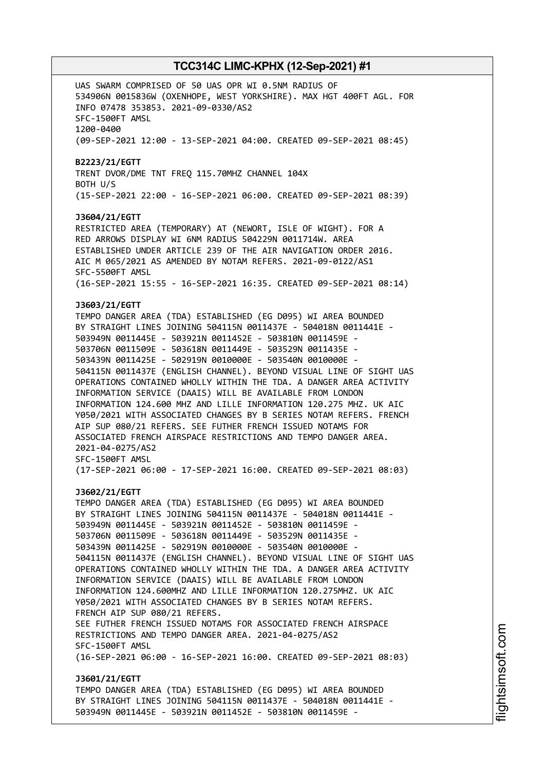UAS SWARM COMPRISED OF 50 UAS OPR WI 0.5NM RADIUS OF
534906N 0015836W (OXENHOPE, WEST YORKSHIRE). MAX HGT 400FT AGL. FOR
INFO 07478 353853. 2021-09-0330/AS2
SFC-1500FT AMSL
1200-0400
(09-SEP-2021 12:00 - 13-SEP-2021 04:00. CREATED 09-SEP-2021 08:45)

**B2223/21/EGTT**
TRENT DVOR/DME TNT FREQ 115.70MHZ CHANNEL 104X
BOTH U/S
(15-SEP-2021 22:00 - 16-SEP-2021 06:00. CREATED 09-SEP-2021 08:39)

**J3604/21/EGTT**
RESTRICTED AREA (TEMPORARY) AT (NEWORT, ISLE OF WIGHT). FOR A
RED ARROWS DISPLAY WI 6NM RADIUS 504229N 0011714W. AREA
ESTABLISHED UNDER ARTICLE 239 OF THE AIR NAVIGATION ORDER 2016.
AIC M 065/2021 AS AMENDED BY NOTAM REFERS. 2021-09-0122/AS1
SFC-5500FT AMSL
(16-SEP-2021 15:55 - 16-SEP-2021 16:35. CREATED 09-SEP-2021 08:14)

**J3603/21/EGTT**
TEMPO DANGER AREA (TDA) ESTABLISHED (EG D095) WI AREA BOUNDED
BY STRAIGHT LINES JOINING 504115N 0011437E - 504018N 0011441E -
503949N 0011445E - 503921N 0011452E - 503810N 0011459E -
503706N 0011509E - 503618N 0011449E - 503529N 0011435E -
503439N 0011425E - 502919N 0010000E - 503540N 0010000E -
504115N 0011437E (ENGLISH CHANNEL). BEYOND VISUAL LINE OF SIGHT UAS
OPERATIONS CONTAINED WHOLLY WITHIN THE TDA. A DANGER AREA ACTIVITY
INFORMATION SERVICE (DAAIS) WILL BE AVAILABLE FROM LONDON
INFORMATION 124.600 MHZ AND LILLE INFORMATION 120.275 MHZ. UK AIC
Y050/2021 WITH ASSOCIATED CHANGES BY B SERIES NOTAM REFERS. FRENCH
AIP SUP 080/21 REFERS. SEE FUTHER FRENCH ISSUED NOTAMS FOR
ASSOCIATED FRENCH AIRSPACE RESTRICTIONS AND TEMPO DANGER AREA.
2021-04-0275/AS2
SFC-1500FT AMSL
(17-SEP-2021 06:00 - 17-SEP-2021 16:00. CREATED 09-SEP-2021 08:03)

**J3602/21/EGTT**
TEMPO DANGER AREA (TDA) ESTABLISHED (EG D095) WI AREA BOUNDED
BY STRAIGHT LINES JOINING 504115N 0011437E - 504018N 0011441E -
503949N 0011445E - 503921N 0011452E - 503810N 0011459E -
503706N 0011509E - 503618N 0011449E - 503529N 0011435E -
503439N 0011425E - 502919N 0010000E - 503540N 0010000E -
504115N 0011437E (ENGLISH CHANNEL). BEYOND VISUAL LINE OF SIGHT UAS
OPERATIONS CONTAINED WHOLLY WITHIN THE TDA. A DANGER AREA ACTIVITY
INFORMATION SERVICE (DAAIS) WILL BE AVAILABLE FROM LONDON
INFORMATION 124.600MHZ AND LILLE INFORMATION 120.275MHZ. UK AIC
Y050/2021 WITH ASSOCIATED CHANGES BY B SERIES NOTAM REFERS.
FRENCH AIP SUP 080/21 REFERS.
SEE FUTHER FRENCH ISSUED NOTAMS FOR ASSOCIATED FRENCH AIRSPACE
RESTRICTIONS AND TEMPO DANGER AREA. 2021-04-0275/AS2
SFC-1500FT AMSL
(16-SEP-2021 06:00 - 16-SEP-2021 16:00. CREATED 09-SEP-2021 08:03)

**J3601/21/EGTT**
TEMPO DANGER AREA (TDA) ESTABLISHED (EG D095) WI AREA BOUNDED
BY STRAIGHT LINES JOINING 504115N 0011437E - 504018N 0011441E -
503949N 0011445E - 503921N 0011452E - 503810N 0011459E -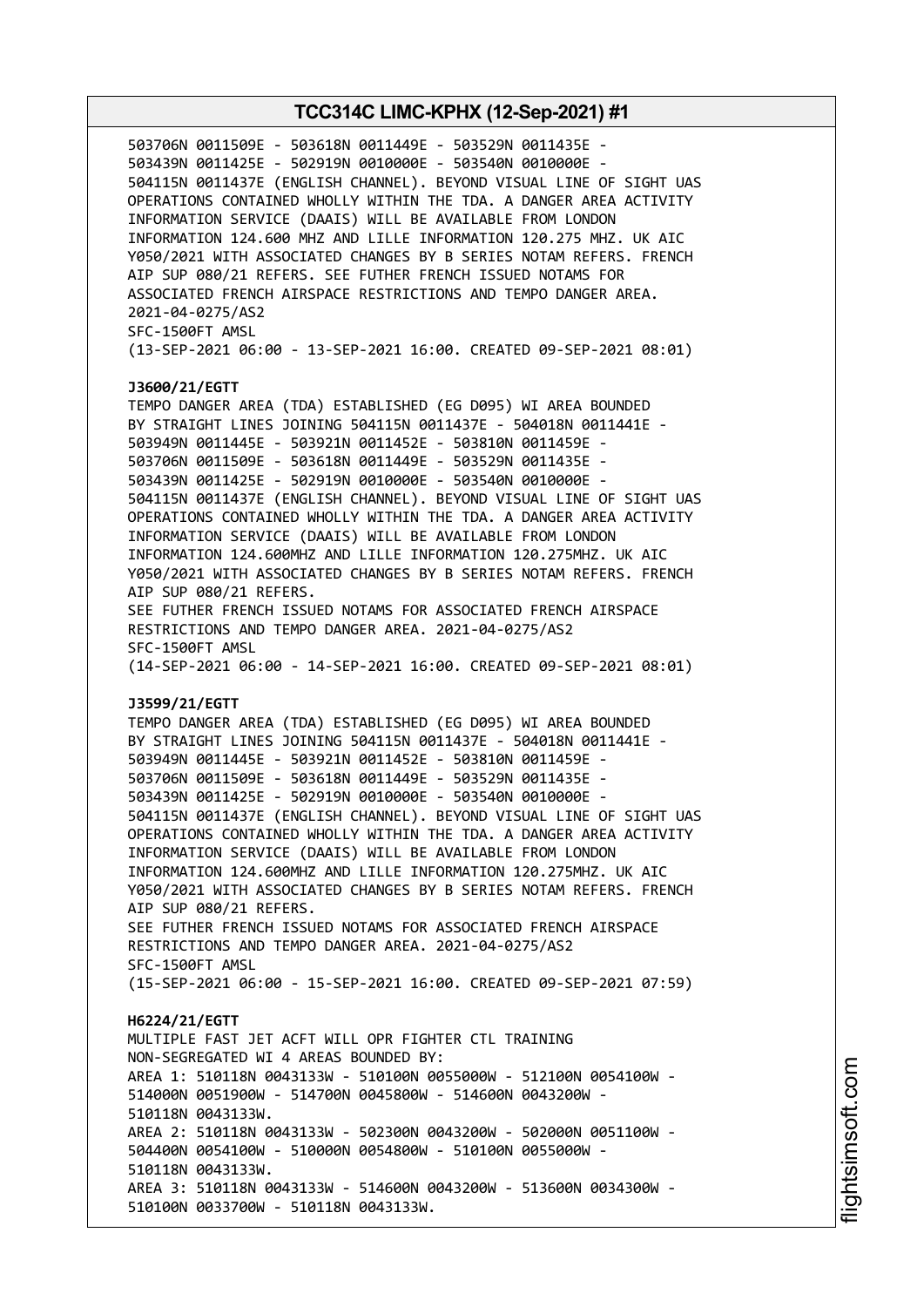503706N 0011509E - 503618N 0011449E - 503529N 0011435E - 503439N 0011425E - 502919N 0010000E - 503540N 0010000E - 504115N 0011437E (ENGLISH CHANNEL). BEYOND VISUAL LINE OF SIGHT UAS OPERATIONS CONTAINED WHOLLY WITHIN THE TDA. A DANGER AREA ACTIVITY INFORMATION SERVICE (DAAIS) WILL BE AVAILABLE FROM LONDON INFORMATION 124.600 MHZ AND LILLE INFORMATION 120.275 MHZ. UK AIC Y050/2021 WITH ASSOCIATED CHANGES BY B SERIES NOTAM REFERS. FRENCH AIP SUP 080/21 REFERS. SEE FUTHER FRENCH ISSUED NOTAMS FOR ASSOCIATED FRENCH AIRSPACE RESTRICTIONS AND TEMPO DANGER AREA. 2021-04-0275/AS2
SFC-1500FT AMSL
(13-SEP-2021 06:00 - 13-SEP-2021 16:00. CREATED 09-SEP-2021 08:01)

**J3600/21/EGTT**
TEMPO DANGER AREA (TDA) ESTABLISHED (EG D095) WI AREA BOUNDED BY STRAIGHT LINES JOINING 504115N 0011437E - 504018N 0011441E - 503949N 0011445E - 503921N 0011452E - 503810N 0011459E - 503706N 0011509E - 503618N 0011449E - 503529N 0011435E - 503439N 0011425E - 502919N 0010000E - 503540N 0010000E - 504115N 0011437E (ENGLISH CHANNEL). BEYOND VISUAL LINE OF SIGHT UAS OPERATIONS CONTAINED WHOLLY WITHIN THE TDA. A DANGER AREA ACTIVITY INFORMATION SERVICE (DAAIS) WILL BE AVAILABLE FROM LONDON INFORMATION 124.600MHZ AND LILLE INFORMATION 120.275MHZ. UK AIC Y050/2021 WITH ASSOCIATED CHANGES BY B SERIES NOTAM REFERS. FRENCH AIP SUP 080/21 REFERS.
SEE FUTHER FRENCH ISSUED NOTAMS FOR ASSOCIATED FRENCH AIRSPACE RESTRICTIONS AND TEMPO DANGER AREA. 2021-04-0275/AS2
SFC-1500FT AMSL
(14-SEP-2021 06:00 - 14-SEP-2021 16:00. CREATED 09-SEP-2021 08:01)

**J3599/21/EGTT**
TEMPO DANGER AREA (TDA) ESTABLISHED (EG D095) WI AREA BOUNDED BY STRAIGHT LINES JOINING 504115N 0011437E - 504018N 0011441E - 503949N 0011445E - 503921N 0011452E - 503810N 0011459E - 503706N 0011509E - 503618N 0011449E - 503529N 0011435E - 503439N 0011425E - 502919N 0010000E - 503540N 0010000E - 504115N 0011437E (ENGLISH CHANNEL). BEYOND VISUAL LINE OF SIGHT UAS OPERATIONS CONTAINED WHOLLY WITHIN THE TDA. A DANGER AREA ACTIVITY INFORMATION SERVICE (DAAIS) WILL BE AVAILABLE FROM LONDON INFORMATION 124.600MHZ AND LILLE INFORMATION 120.275MHZ. UK AIC Y050/2021 WITH ASSOCIATED CHANGES BY B SERIES NOTAM REFERS. FRENCH AIP SUP 080/21 REFERS.
SEE FUTHER FRENCH ISSUED NOTAMS FOR ASSOCIATED FRENCH AIRSPACE RESTRICTIONS AND TEMPO DANGER AREA. 2021-04-0275/AS2
SFC-1500FT AMSL
(15-SEP-2021 06:00 - 15-SEP-2021 16:00. CREATED 09-SEP-2021 07:59)

**H6224/21/EGTT**
MULTIPLE FAST JET ACFT WILL OPR FIGHTER CTL TRAINING NON-SEGREGATED WI 4 AREAS BOUNDED BY:
AREA 1: 510118N 0043133W - 510100N 0055000W - 512100N 0054100W - 514000N 0051900W - 514700N 0045800W - 514600N 0043200W - 510118N 0043133W.
AREA 2: 510118N 0043133W - 502300N 0043200W - 502000N 0051100W - 504400N 0054100W - 510000N 0054800W - 510100N 0055000W - 510118N 0043133W.
AREA 3: 510118N 0043133W - 514600N 0043200W - 513600N 0034300W - 510100N 0033700W - 510118N 0043133W.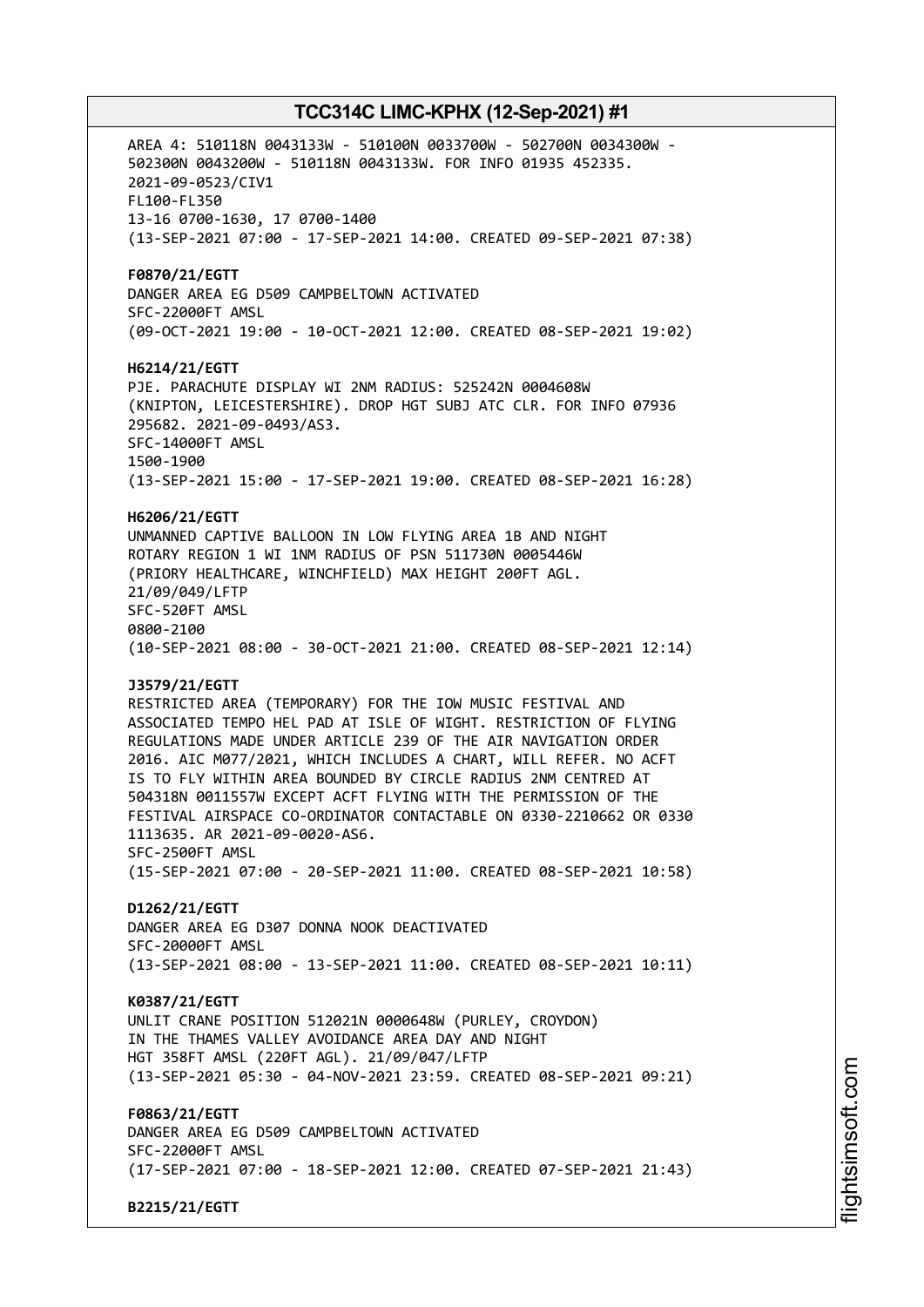AREA 4: 510118N 0043133W - 510100N 0033700W - 502700N 0034300W - 502300N 0043200W - 510118N 0043133W. FOR INFO 01935 452335.
2021-09-0523/CIV1
FL100-FL350
13-16 0700-1630, 17 0700-1400
(13-SEP-2021 07:00 - 17-SEP-2021 14:00. CREATED 09-SEP-2021 07:38)

**F0870/21/EGTT**
DANGER AREA EG D509 CAMPBELTOWN ACTIVATED
SFC-22000FT AMSL
(09-OCT-2021 19:00 - 10-OCT-2021 12:00. CREATED 08-SEP-2021 19:02)

**H6214/21/EGTT**
PJE. PARACHUTE DISPLAY WI 2NM RADIUS: 525242N 0004608W (KNIPTON, LEICESTERSHIRE). DROP HGT SUBJ ATC CLR. FOR INFO 07936 295682. 2021-09-0493/AS3.
SFC-14000FT AMSL
1500-1900
(13-SEP-2021 15:00 - 17-SEP-2021 19:00. CREATED 08-SEP-2021 16:28)

**H6206/21/EGTT**
UNMANNED CAPTIVE BALLOON IN LOW FLYING AREA 1B AND NIGHT ROTARY REGION 1 WI 1NM RADIUS OF PSN 511730N 0005446W (PRIORY HEALTHCARE, WINCHFIELD) MAX HEIGHT 200FT AGL.
21/09/049/LFTP
SFC-520FT AMSL
0800-2100
(10-SEP-2021 08:00 - 30-OCT-2021 21:00. CREATED 08-SEP-2021 12:14)

**J3579/21/EGTT**
RESTRICTED AREA (TEMPORARY) FOR THE IOW MUSIC FESTIVAL AND ASSOCIATED TEMPO HEL PAD AT ISLE OF WIGHT. RESTRICTION OF FLYING REGULATIONS MADE UNDER ARTICLE 239 OF THE AIR NAVIGATION ORDER 2016. AIC M077/2021, WHICH INCLUDES A CHART, WILL REFER. NO ACFT IS TO FLY WITHIN AREA BOUNDED BY CIRCLE RADIUS 2NM CENTRED AT 504318N 0011557W EXCEPT ACFT FLYING WITH THE PERMISSION OF THE FESTIVAL AIRSPACE CO-ORDINATOR CONTACTABLE ON 0330-2210662 OR 0330 1113635. AR 2021-09-0020-AS6.
SFC-2500FT AMSL
(15-SEP-2021 07:00 - 20-SEP-2021 11:00. CREATED 08-SEP-2021 10:58)

**D1262/21/EGTT**
DANGER AREA EG D307 DONNA NOOK DEACTIVATED
SFC-20000FT AMSL
(13-SEP-2021 08:00 - 13-SEP-2021 11:00. CREATED 08-SEP-2021 10:11)

**K0387/21/EGTT**
UNLIT CRANE POSITION 512021N 0000648W (PURLEY, CROYDON) IN THE THAMES VALLEY AVOIDANCE AREA DAY AND NIGHT HGT 358FT AMSL (220FT AGL). 21/09/047/LFTP
(13-SEP-2021 05:30 - 04-NOV-2021 23:59. CREATED 08-SEP-2021 09:21)

**F0863/21/EGTT**
DANGER AREA EG D509 CAMPBELTOWN ACTIVATED
SFC-22000FT AMSL
(17-SEP-2021 07:00 - 18-SEP-2021 12:00. CREATED 07-SEP-2021 21:43)

**B2215/21/EGTT**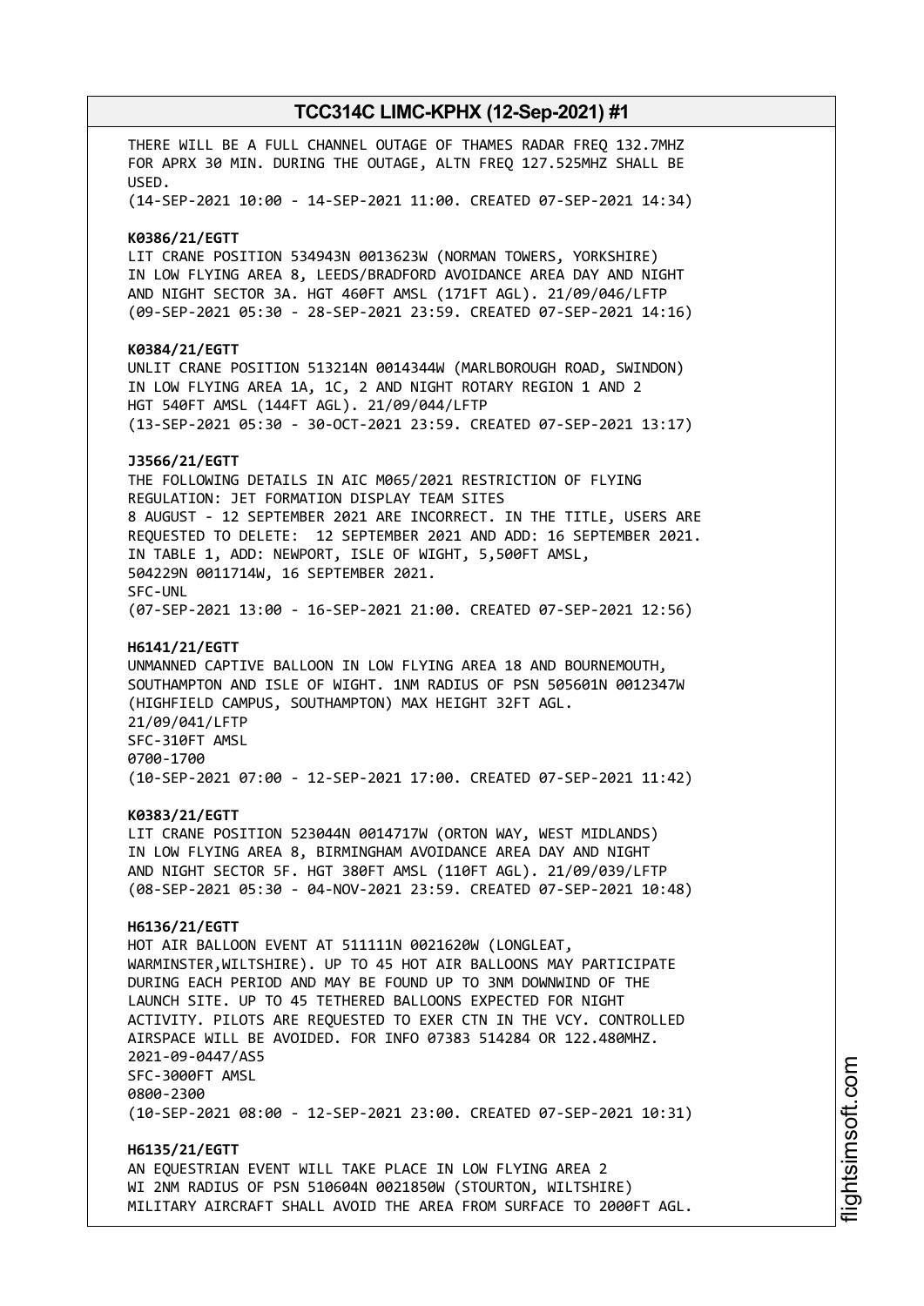THERE WILL BE A FULL CHANNEL OUTAGE OF THAMES RADAR FREQ 132.7MHZ FOR APRX 30 MIN. DURING THE OUTAGE, ALTN FREQ 127.525MHZ SHALL BE USED.
(14-SEP-2021 10:00 - 14-SEP-2021 11:00. CREATED 07-SEP-2021 14:34)

**K0386/21/EGTT**
LIT CRANE POSITION 534943N 0013623W (NORMAN TOWERS, YORKSHIRE) IN LOW FLYING AREA 8, LEEDS/BRADFORD AVOIDANCE AREA DAY AND NIGHT AND NIGHT SECTOR 3A. HGT 460FT AMSL (171FT AGL). 21/09/046/LFTP
(09-SEP-2021 05:30 - 28-SEP-2021 23:59. CREATED 07-SEP-2021 14:16)

**K0384/21/EGTT**
UNLIT CRANE POSITION 513214N 0014344W (MARLBOROUGH ROAD, SWINDON) IN LOW FLYING AREA 1A, 1C, 2 AND NIGHT ROTARY REGION 1 AND 2 HGT 540FT AMSL (144FT AGL). 21/09/044/LFTP
(13-SEP-2021 05:30 - 30-OCT-2021 23:59. CREATED 07-SEP-2021 13:17)

**J3566/21/EGTT**
THE FOLLOWING DETAILS IN AIC M065/2021 RESTRICTION OF FLYING REGULATION: JET FORMATION DISPLAY TEAM SITES
8 AUGUST - 12 SEPTEMBER 2021 ARE INCORRECT. IN THE TITLE, USERS ARE REQUESTED TO DELETE: 12 SEPTEMBER 2021 AND ADD: 16 SEPTEMBER 2021. IN TABLE 1, ADD: NEWPORT, ISLE OF WIGHT, 5,500FT AMSL, 504229N 0011714W, 16 SEPTEMBER 2021.
SFC-UNL
(07-SEP-2021 13:00 - 16-SEP-2021 21:00. CREATED 07-SEP-2021 12:56)

**H6141/21/EGTT**
UNMANNED CAPTIVE BALLOON IN LOW FLYING AREA 18 AND BOURNEMOUTH, SOUTHAMPTON AND ISLE OF WIGHT. 1NM RADIUS OF PSN 505601N 0012347W (HIGHFIELD CAMPUS, SOUTHAMPTON) MAX HEIGHT 32FT AGL.
21/09/041/LFTP
SFC-310FT AMSL
0700-1700
(10-SEP-2021 07:00 - 12-SEP-2021 17:00. CREATED 07-SEP-2021 11:42)

**K0383/21/EGTT**
LIT CRANE POSITION 523044N 0014717W (ORTON WAY, WEST MIDLANDS) IN LOW FLYING AREA 8, BIRMINGHAM AVOIDANCE AREA DAY AND NIGHT AND NIGHT SECTOR 5F. HGT 380FT AMSL (110FT AGL). 21/09/039/LFTP
(08-SEP-2021 05:30 - 04-NOV-2021 23:59. CREATED 07-SEP-2021 10:48)

**H6136/21/EGTT**
HOT AIR BALLOON EVENT AT 511111N 0021620W (LONGLEAT, WARMINSTER,WILTSHIRE). UP TO 45 HOT AIR BALLOONS MAY PARTICIPATE DURING EACH PERIOD AND MAY BE FOUND UP TO 3NM DOWNWIND OF THE LAUNCH SITE. UP TO 45 TETHERED BALLOONS EXPECTED FOR NIGHT ACTIVITY. PILOTS ARE REQUESTED TO EXER CTN IN THE VCY. CONTROLLED AIRSPACE WILL BE AVOIDED. FOR INFO 07383 514284 OR 122.480MHZ.
2021-09-0447/AS5
SFC-3000FT AMSL
0800-2300
(10-SEP-2021 08:00 - 12-SEP-2021 23:00. CREATED 07-SEP-2021 10:31)

**H6135/21/EGTT**
AN EQUESTRIAN EVENT WILL TAKE PLACE IN LOW FLYING AREA 2 WI 2NM RADIUS OF PSN 510604N 0021850W (STOURTON, WILTSHIRE) MILITARY AIRCRAFT SHALL AVOID THE AREA FROM SURFACE TO 2000FT AGL.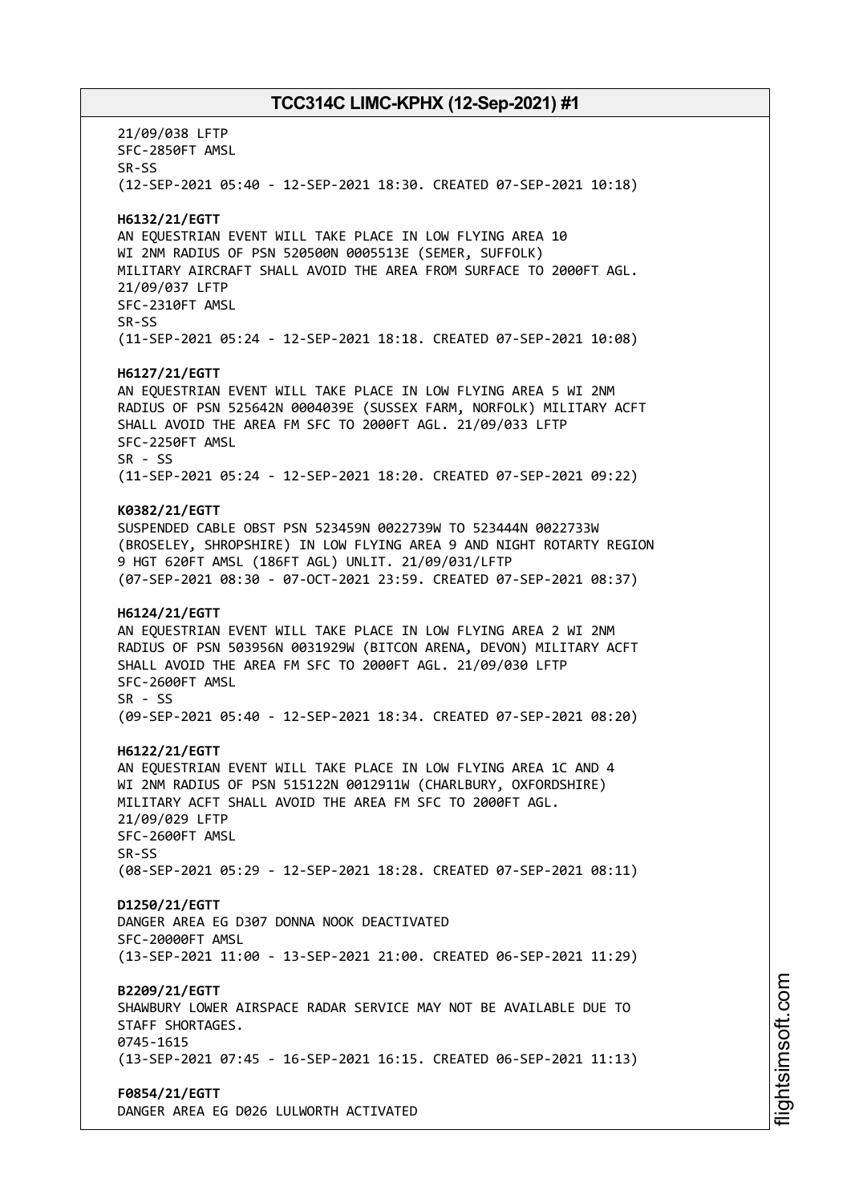21/09/038 LFTP
SFC-2850FT AMSL
SR-SS
(12-SEP-2021 05:40 - 12-SEP-2021 18:30. CREATED 07-SEP-2021 10:18)

**H6132/21/EGTT**
AN EQUESTRIAN EVENT WILL TAKE PLACE IN LOW FLYING AREA 10
WI 2NM RADIUS OF PSN 520500N 0005513E (SEMER, SUFFOLK)
MILITARY AIRCRAFT SHALL AVOID THE AREA FROM SURFACE TO 2000FT AGL.
21/09/037 LFTP
SFC-2310FT AMSL
SR-SS
(11-SEP-2021 05:24 - 12-SEP-2021 18:18. CREATED 07-SEP-2021 10:08)

**H6127/21/EGTT**
AN EQUESTRIAN EVENT WILL TAKE PLACE IN LOW FLYING AREA 5 WI 2NM
RADIUS OF PSN 525642N 0004039E (SUSSEX FARM, NORFOLK) MILITARY ACFT
SHALL AVOID THE AREA FM SFC TO 2000FT AGL. 21/09/033 LFTP
SFC-2250FT AMSL
SR - SS
(11-SEP-2021 05:24 - 12-SEP-2021 18:20. CREATED 07-SEP-2021 09:22)

**K0382/21/EGTT**
SUSPENDED CABLE OBST PSN 523459N 0022739W TO 523444N 0022733W
(BROSELEY, SHROPSHIRE) IN LOW FLYING AREA 9 AND NIGHT ROTARTY REGION
9 HGT 620FT AMSL (186FT AGL) UNLIT. 21/09/031/LFTP
(07-SEP-2021 08:30 - 07-OCT-2021 23:59. CREATED 07-SEP-2021 08:37)

**H6124/21/EGTT**
AN EQUESTRIAN EVENT WILL TAKE PLACE IN LOW FLYING AREA 2 WI 2NM
RADIUS OF PSN 503956N 0031929W (BITCON ARENA, DEVON) MILITARY ACFT
SHALL AVOID THE AREA FM SFC TO 2000FT AGL. 21/09/030 LFTP
SFC-2600FT AMSL
SR - SS
(09-SEP-2021 05:40 - 12-SEP-2021 18:34. CREATED 07-SEP-2021 08:20)

**H6122/21/EGTT**
AN EQUESTRIAN EVENT WILL TAKE PLACE IN LOW FLYING AREA 1C AND 4
WI 2NM RADIUS OF PSN 515122N 0012911W (CHARLBURY, OXFORDSHIRE)
MILITARY ACFT SHALL AVOID THE AREA FM SFC TO 2000FT AGL.
21/09/029 LFTP
SFC-2600FT AMSL
SR-SS
(08-SEP-2021 05:29 - 12-SEP-2021 18:28. CREATED 07-SEP-2021 08:11)

**D1250/21/EGTT**
DANGER AREA EG D307 DONNA NOOK DEACTIVATED
SFC-20000FT AMSL
(13-SEP-2021 11:00 - 13-SEP-2021 21:00. CREATED 06-SEP-2021 11:29)

**B2209/21/EGTT**
SHAWBURY LOWER AIRSPACE RADAR SERVICE MAY NOT BE AVAILABLE DUE TO
STAFF SHORTAGES.
0745-1615
(13-SEP-2021 07:45 - 16-SEP-2021 16:15. CREATED 06-SEP-2021 11:13)

**F0854/21/EGTT**
DANGER AREA EG D026 LULWORTH ACTIVATED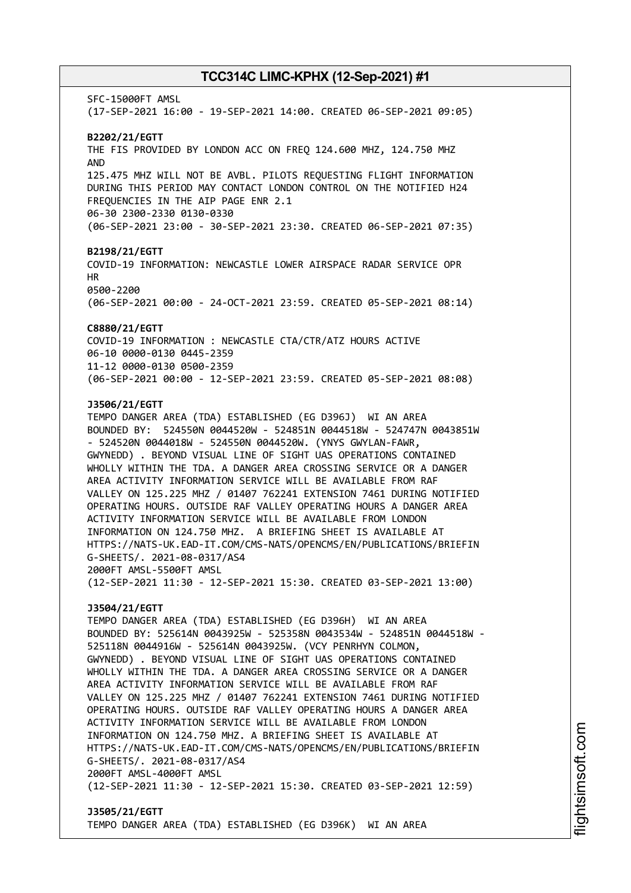SFC-15000FT AMSL
(17-SEP-2021 16:00 - 19-SEP-2021 14:00. CREATED 06-SEP-2021 09:05)

**B2202/21/EGTT**
THE FIS PROVIDED BY LONDON ACC ON FREQ 124.600 MHZ, 124.750 MHZ AND
125.475 MHZ WILL NOT BE AVBL. PILOTS REQUESTING FLIGHT INFORMATION DURING THIS PERIOD MAY CONTACT LONDON CONTROL ON THE NOTIFIED H24 FREQUENCIES IN THE AIP PAGE ENR 2.1
06-30 2300-2330 0130-0330
(06-SEP-2021 23:00 - 30-SEP-2021 23:30. CREATED 06-SEP-2021 07:35)

**B2198/21/EGTT**
COVID-19 INFORMATION: NEWCASTLE LOWER AIRSPACE RADAR SERVICE OPR HR
0500-2200
(06-SEP-2021 00:00 - 24-OCT-2021 23:59. CREATED 05-SEP-2021 08:14)

**C8880/21/EGTT**
COVID-19 INFORMATION : NEWCASTLE CTA/CTR/ATZ HOURS ACTIVE
06-10 0000-0130 0445-2359
11-12 0000-0130 0500-2359
(06-SEP-2021 00:00 - 12-SEP-2021 23:59. CREATED 05-SEP-2021 08:08)

**J3506/21/EGTT**
TEMPO DANGER AREA (TDA) ESTABLISHED (EG D396J) WI AN AREA BOUNDED BY: 524550N 0044520W - 524851N 0044518W - 524747N 0043851W - 524520N 0044018W - 524550N 0044520W. (YNYS GWYLAN-FAWR, GWYNEDD) . BEYOND VISUAL LINE OF SIGHT UAS OPERATIONS CONTAINED WHOLLY WITHIN THE TDA. A DANGER AREA CROSSING SERVICE OR A DANGER AREA ACTIVITY INFORMATION SERVICE WILL BE AVAILABLE FROM RAF VALLEY ON 125.225 MHZ / 01407 762241 EXTENSION 7461 DURING NOTIFIED OPERATING HOURS. OUTSIDE RAF VALLEY OPERATING HOURS A DANGER AREA ACTIVITY INFORMATION SERVICE WILL BE AVAILABLE FROM LONDON INFORMATION ON 124.750 MHZ. A BRIEFING SHEET IS AVAILABLE AT HTTPS://NATS-UK.EAD-IT.COM/CMS-NATS/OPENCMS/EN/PUBLICATIONS/BRIEFING-SHEETS/. 2021-08-0317/AS4
2000FT AMSL-5500FT AMSL
(12-SEP-2021 11:30 - 12-SEP-2021 15:30. CREATED 03-SEP-2021 13:00)

**J3504/21/EGTT**
TEMPO DANGER AREA (TDA) ESTABLISHED (EG D396H) WI AN AREA BOUNDED BY: 525614N 0043925W - 525358N 0043534W - 524851N 0044518W - 525118N 0044916W - 525614N 0043925W. (VCY PENRHYN COLMON, GWYNEDD) . BEYOND VISUAL LINE OF SIGHT UAS OPERATIONS CONTAINED WHOLLY WITHIN THE TDA. A DANGER AREA CROSSING SERVICE OR A DANGER AREA ACTIVITY INFORMATION SERVICE WILL BE AVAILABLE FROM RAF VALLEY ON 125.225 MHZ / 01407 762241 EXTENSION 7461 DURING NOTIFIED OPERATING HOURS. OUTSIDE RAF VALLEY OPERATING HOURS A DANGER AREA ACTIVITY INFORMATION SERVICE WILL BE AVAILABLE FROM LONDON INFORMATION ON 124.750 MHZ. A BRIEFING SHEET IS AVAILABLE AT HTTPS://NATS-UK.EAD-IT.COM/CMS-NATS/OPENCMS/EN/PUBLICATIONS/BRIEFING-SHEETS/. 2021-08-0317/AS4
2000FT AMSL-4000FT AMSL
(12-SEP-2021 11:30 - 12-SEP-2021 15:30. CREATED 03-SEP-2021 12:59)

**J3505/21/EGTT**
TEMPO DANGER AREA (TDA) ESTABLISHED (EG D396K) WI AN AREA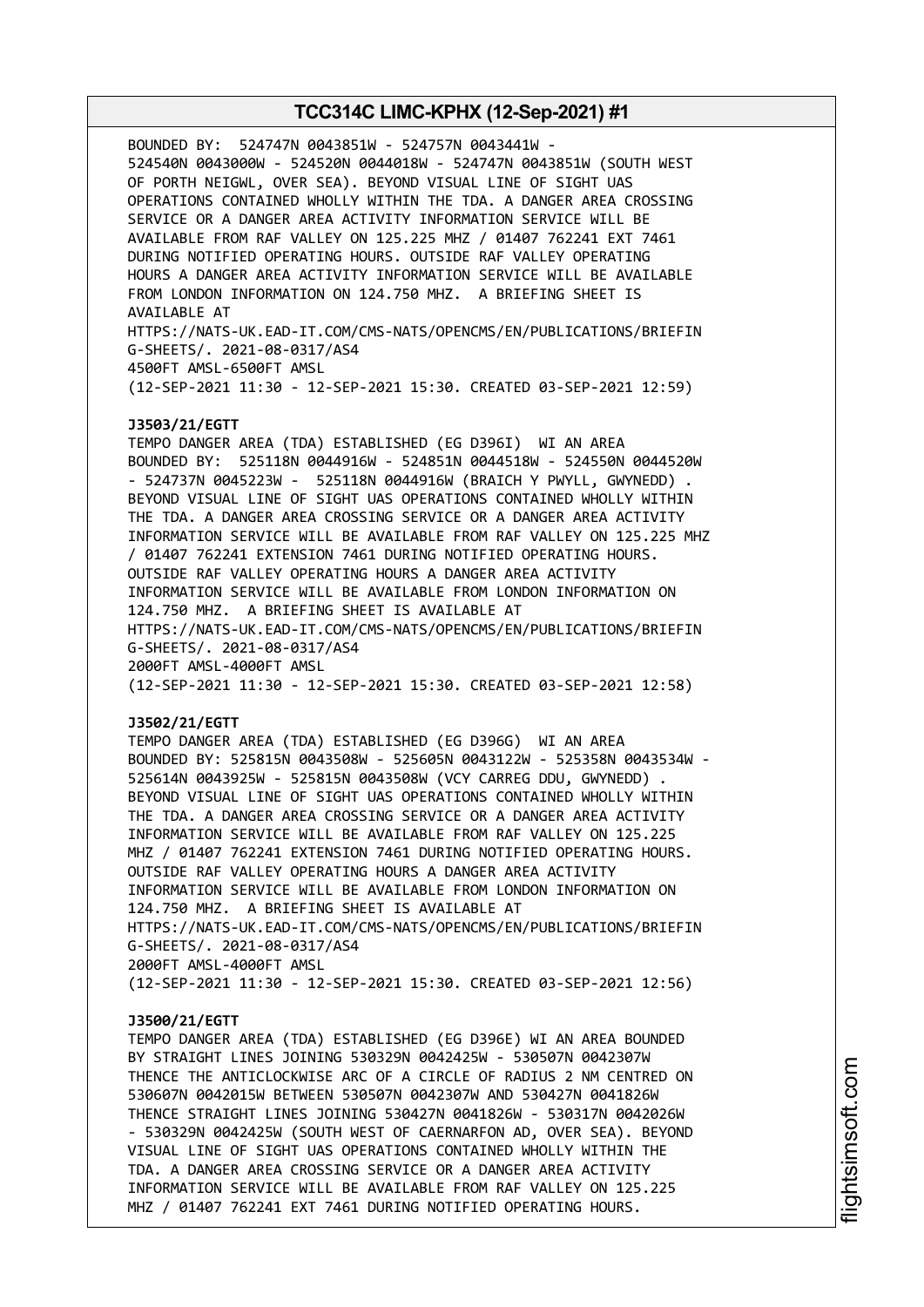BOUNDED BY: 524747N 0043851W - 524757N 0043441W - 524540N 0043000W - 524520N 0044018W - 524747N 0043851W (SOUTH WEST OF PORTH NEIGWL, OVER SEA). BEYOND VISUAL LINE OF SIGHT UAS OPERATIONS CONTAINED WHOLLY WITHIN THE TDA. A DANGER AREA CROSSING SERVICE OR A DANGER AREA ACTIVITY INFORMATION SERVICE WILL BE AVAILABLE FROM RAF VALLEY ON 125.225 MHZ / 01407 762241 EXT 7461 DURING NOTIFIED OPERATING HOURS. OUTSIDE RAF VALLEY OPERATING HOURS A DANGER AREA ACTIVITY INFORMATION SERVICE WILL BE AVAILABLE FROM LONDON INFORMATION ON 124.750 MHZ. A BRIEFING SHEET IS AVAILABLE AT HTTPS://NATS-UK.EAD-IT.COM/CMS-NATS/OPENCMS/EN/PUBLICATIONS/BRIEFING-SHEETS/. 2021-08-0317/AS4
4500FT AMSL-6500FT AMSL
(12-SEP-2021 11:30 - 12-SEP-2021 15:30. CREATED 03-SEP-2021 12:59)

**J3503/21/EGTT**
TEMPO DANGER AREA (TDA) ESTABLISHED (EG D396I) WI AN AREA BOUNDED BY: 525118N 0044916W - 524851N 0044518W - 524550N 0044520W - 524737N 0045223W - 525118N 0044916W (BRAICH Y PWYLL, GWYNEDD) . BEYOND VISUAL LINE OF SIGHT UAS OPERATIONS CONTAINED WHOLLY WITHIN THE TDA. A DANGER AREA CROSSING SERVICE OR A DANGER AREA ACTIVITY INFORMATION SERVICE WILL BE AVAILABLE FROM RAF VALLEY ON 125.225 MHZ / 01407 762241 EXTENSION 7461 DURING NOTIFIED OPERATING HOURS. OUTSIDE RAF VALLEY OPERATING HOURS A DANGER AREA ACTIVITY INFORMATION SERVICE WILL BE AVAILABLE FROM LONDON INFORMATION ON 124.750 MHZ. A BRIEFING SHEET IS AVAILABLE AT HTTPS://NATS-UK.EAD-IT.COM/CMS-NATS/OPENCMS/EN/PUBLICATIONS/BRIEFING-SHEETS/. 2021-08-0317/AS4
2000FT AMSL-4000FT AMSL
(12-SEP-2021 11:30 - 12-SEP-2021 15:30. CREATED 03-SEP-2021 12:58)

**J3502/21/EGTT**
TEMPO DANGER AREA (TDA) ESTABLISHED (EG D396G) WI AN AREA BOUNDED BY: 525815N 0043508W - 525605N 0043122W - 525358N 0043534W - 525614N 0043925W - 525815N 0043508W (VCY CARREG DDU, GWYNEDD) . BEYOND VISUAL LINE OF SIGHT UAS OPERATIONS CONTAINED WHOLLY WITHIN THE TDA. A DANGER AREA CROSSING SERVICE OR A DANGER AREA ACTIVITY INFORMATION SERVICE WILL BE AVAILABLE FROM RAF VALLEY ON 125.225 MHZ / 01407 762241 EXTENSION 7461 DURING NOTIFIED OPERATING HOURS. OUTSIDE RAF VALLEY OPERATING HOURS A DANGER AREA ACTIVITY INFORMATION SERVICE WILL BE AVAILABLE FROM LONDON INFORMATION ON 124.750 MHZ. A BRIEFING SHEET IS AVAILABLE AT HTTPS://NATS-UK.EAD-IT.COM/CMS-NATS/OPENCMS/EN/PUBLICATIONS/BRIEFING-SHEETS/. 2021-08-0317/AS4
2000FT AMSL-4000FT AMSL
(12-SEP-2021 11:30 - 12-SEP-2021 15:30. CREATED 03-SEP-2021 12:56)

**J3500/21/EGTT**
TEMPO DANGER AREA (TDA) ESTABLISHED (EG D396E) WI AN AREA BOUNDED BY STRAIGHT LINES JOINING 530329N 0042425W - 530507N 0042307W THENCE THE ANTICLOCKWISE ARC OF A CIRCLE OF RADIUS 2 NM CENTRED ON 530607N 0042015W BETWEEN 530507N 0042307W AND 530427N 0041826W THENCE STRAIGHT LINES JOINING 530427N 0041826W - 530317N 0042026W - 530329N 0042425W (SOUTH WEST OF CAERNARFON AD, OVER SEA). BEYOND VISUAL LINE OF SIGHT UAS OPERATIONS CONTAINED WHOLLY WITHIN THE TDA. A DANGER AREA CROSSING SERVICE OR A DANGER AREA ACTIVITY INFORMATION SERVICE WILL BE AVAILABLE FROM RAF VALLEY ON 125.225 MHZ / 01407 762241 EXT 7461 DURING NOTIFIED OPERATING HOURS.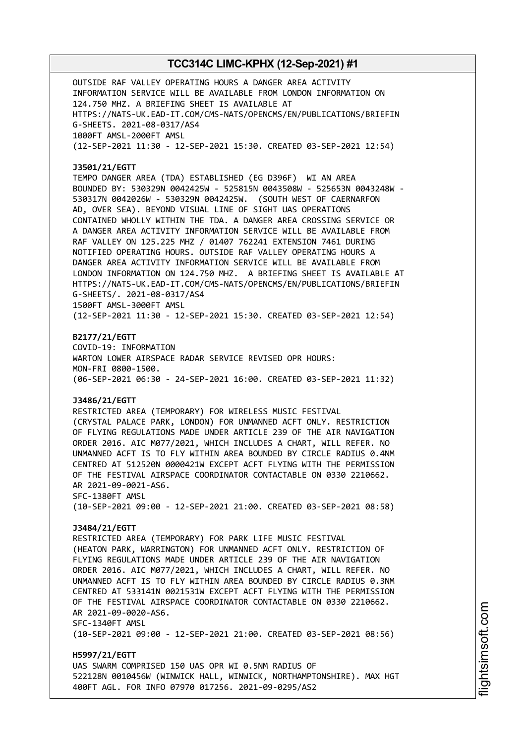OUTSIDE RAF VALLEY OPERATING HOURS A DANGER AREA ACTIVITY
INFORMATION SERVICE WILL BE AVAILABLE FROM LONDON INFORMATION ON
124.750 MHZ. A BRIEFING SHEET IS AVAILABLE AT
HTTPS://NATS-UK.EAD-IT.COM/CMS-NATS/OPENCMS/EN/PUBLICATIONS/BRIEFIN
G-SHEETS. 2021-08-0317/AS4
1000FT AMSL-2000FT AMSL
(12-SEP-2021 11:30 - 12-SEP-2021 15:30. CREATED 03-SEP-2021 12:54)

**J3501/21/EGTT**
TEMPO DANGER AREA (TDA) ESTABLISHED (EG D396F) WI AN AREA
BOUNDED BY: 530329N 0042425W - 525815N 0043508W - 525653N 0043248W -
530317N 0042026W - 530329N 0042425W. (SOUTH WEST OF CAERNARFON
AD, OVER SEA). BEYOND VISUAL LINE OF SIGHT UAS OPERATIONS
CONTAINED WHOLLY WITHIN THE TDA. A DANGER AREA CROSSING SERVICE OR
A DANGER AREA ACTIVITY INFORMATION SERVICE WILL BE AVAILABLE FROM
RAF VALLEY ON 125.225 MHZ / 01407 762241 EXTENSION 7461 DURING
NOTIFIED OPERATING HOURS. OUTSIDE RAF VALLEY OPERATING HOURS A
DANGER AREA ACTIVITY INFORMATION SERVICE WILL BE AVAILABLE FROM
LONDON INFORMATION ON 124.750 MHZ. A BRIEFING SHEET IS AVAILABLE AT
HTTPS://NATS-UK.EAD-IT.COM/CMS-NATS/OPENCMS/EN/PUBLICATIONS/BRIEFIN
G-SHEETS/. 2021-08-0317/AS4
1500FT AMSL-3000FT AMSL
(12-SEP-2021 11:30 - 12-SEP-2021 15:30. CREATED 03-SEP-2021 12:54)

**B2177/21/EGTT**
COVID-19: INFORMATION
WARTON LOWER AIRSPACE RADAR SERVICE REVISED OPR HOURS:
MON-FRI 0800-1500.
(06-SEP-2021 06:30 - 24-SEP-2021 16:00. CREATED 03-SEP-2021 11:32)

**J3486/21/EGTT**
RESTRICTED AREA (TEMPORARY) FOR WIRELESS MUSIC FESTIVAL
(CRYSTAL PALACE PARK, LONDON) FOR UNMANNED ACFT ONLY. RESTRICTION
OF FLYING REGULATIONS MADE UNDER ARTICLE 239 OF THE AIR NAVIGATION
ORDER 2016. AIC M077/2021, WHICH INCLUDES A CHART, WILL REFER. NO
UNMANNED ACFT IS TO FLY WITHIN AREA BOUNDED BY CIRCLE RADIUS 0.4NM
CENTRED AT 512520N 0000421W EXCEPT ACFT FLYING WITH THE PERMISSION
OF THE FESTIVAL AIRSPACE COORDINATOR CONTACTABLE ON 0330 2210662.
AR 2021-09-0021-AS6.
SFC-1380FT AMSL
(10-SEP-2021 09:00 - 12-SEP-2021 21:00. CREATED 03-SEP-2021 08:58)

**J3484/21/EGTT**
RESTRICTED AREA (TEMPORARY) FOR PARK LIFE MUSIC FESTIVAL
(HEATON PARK, WARRINGTON) FOR UNMANNED ACFT ONLY. RESTRICTION OF
FLYING REGULATIONS MADE UNDER ARTICLE 239 OF THE AIR NAVIGATION
ORDER 2016. AIC M077/2021, WHICH INCLUDES A CHART, WILL REFER. NO
UNMANNED ACFT IS TO FLY WITHIN AREA BOUNDED BY CIRCLE RADIUS 0.3NM
CENTRED AT 533141N 0021531W EXCEPT ACFT FLYING WITH THE PERMISSION
OF THE FESTIVAL AIRSPACE COORDINATOR CONTACTABLE ON 0330 2210662.
AR 2021-09-0020-AS6.
SFC-1340FT AMSL
(10-SEP-2021 09:00 - 12-SEP-2021 21:00. CREATED 03-SEP-2021 08:56)

**H5997/21/EGTT**
UAS SWARM COMPRISED 150 UAS OPR WI 0.5NM RADIUS OF
522128N 0010456W (WINWICK HALL, WINWICK, NORTHAMPTONSHIRE). MAX HGT
400FT AGL. FOR INFO 07970 017256. 2021-09-0295/AS2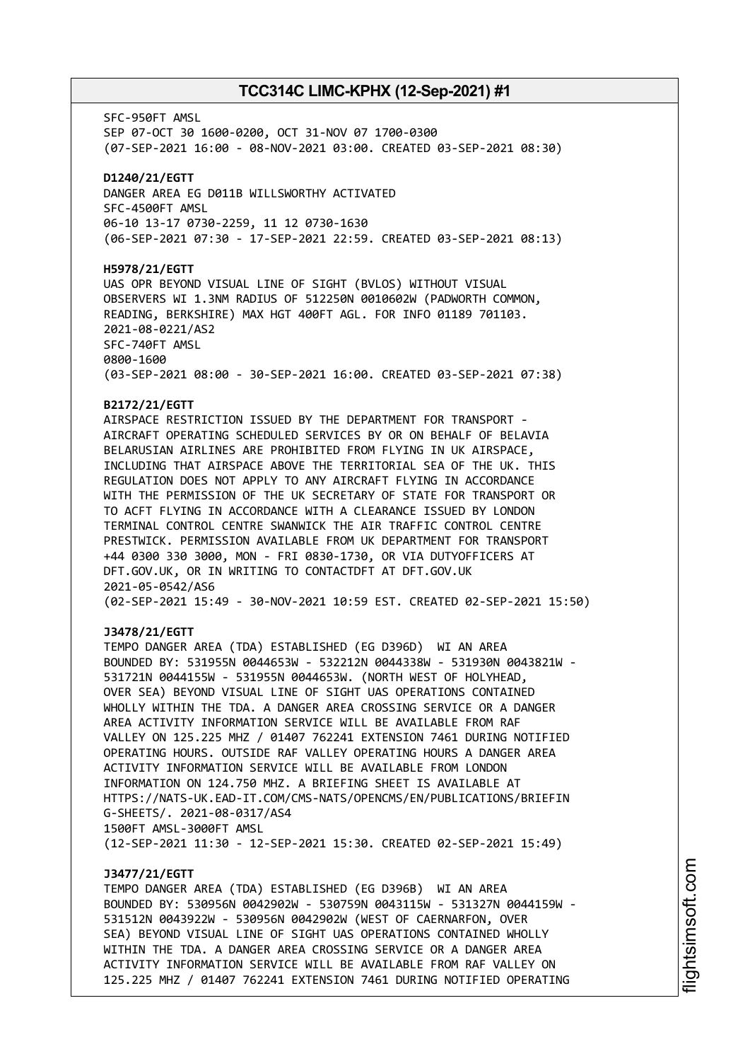SFC-950FT AMSL
SEP 07-OCT 30 1600-0200, OCT 31-NOV 07 1700-0300
(07-SEP-2021 16:00 - 08-NOV-2021 03:00. CREATED 03-SEP-2021 08:30)

**D1240/21/EGTT**
DANGER AREA EG D011B WILLSWORTHY ACTIVATED
SFC-4500FT AMSL
06-10 13-17 0730-2259, 11 12 0730-1630
(06-SEP-2021 07:30 - 17-SEP-2021 22:59. CREATED 03-SEP-2021 08:13)

**H5978/21/EGTT**
UAS OPR BEYOND VISUAL LINE OF SIGHT (BVLOS) WITHOUT VISUAL OBSERVERS WI 1.3NM RADIUS OF 512250N 0010602W (PADWORTH COMMON, READING, BERKSHIRE) MAX HGT 400FT AGL. FOR INFO 01189 701103.
2021-08-0221/AS2
SFC-740FT AMSL
0800-1600
(03-SEP-2021 08:00 - 30-SEP-2021 16:00. CREATED 03-SEP-2021 07:38)

**B2172/21/EGTT**
AIRSPACE RESTRICTION ISSUED BY THE DEPARTMENT FOR TRANSPORT - AIRCRAFT OPERATING SCHEDULED SERVICES BY OR ON BEHALF OF BELAVIA BELARUSIAN AIRLINES ARE PROHIBITED FROM FLYING IN UK AIRSPACE, INCLUDING THAT AIRSPACE ABOVE THE TERRITORIAL SEA OF THE UK. THIS REGULATION DOES NOT APPLY TO ANY AIRCRAFT FLYING IN ACCORDANCE WITH THE PERMISSION OF THE UK SECRETARY OF STATE FOR TRANSPORT OR TO ACFT FLYING IN ACCORDANCE WITH A CLEARANCE ISSUED BY LONDON TERMINAL CONTROL CENTRE SWANWICK THE AIR TRAFFIC CONTROL CENTRE PRESTWICK. PERMISSION AVAILABLE FROM UK DEPARTMENT FOR TRANSPORT +44 0300 330 3000, MON - FRI 0830-1730, OR VIA DUTYOFFICERS AT DFT.GOV.UK, OR IN WRITING TO CONTACTDFT AT DFT.GOV.UK
2021-05-0542/AS6
(02-SEP-2021 15:49 - 30-NOV-2021 10:59 EST. CREATED 02-SEP-2021 15:50)

**J3478/21/EGTT**
TEMPO DANGER AREA (TDA) ESTABLISHED (EG D396D) WI AN AREA BOUNDED BY: 531955N 0044653W - 532212N 0044338W - 531930N 0043821W - 531721N 0044155W - 531955N 0044653W. (NORTH WEST OF HOLYHEAD, OVER SEA) BEYOND VISUAL LINE OF SIGHT UAS OPERATIONS CONTAINED WHOLLY WITHIN THE TDA. A DANGER AREA CROSSING SERVICE OR A DANGER AREA ACTIVITY INFORMATION SERVICE WILL BE AVAILABLE FROM RAF VALLEY ON 125.225 MHZ / 01407 762241 EXTENSION 7461 DURING NOTIFIED OPERATING HOURS. OUTSIDE RAF VALLEY OPERATING HOURS A DANGER AREA ACTIVITY INFORMATION SERVICE WILL BE AVAILABLE FROM LONDON INFORMATION ON 124.750 MHZ. A BRIEFING SHEET IS AVAILABLE AT HTTPS://NATS-UK.EAD-IT.COM/CMS-NATS/OPENCMS/EN/PUBLICATIONS/BRIEFIN G-SHEETS/. 2021-08-0317/AS4
1500FT AMSL-3000FT AMSL
(12-SEP-2021 11:30 - 12-SEP-2021 15:30. CREATED 02-SEP-2021 15:49)

**J3477/21/EGTT**
TEMPO DANGER AREA (TDA) ESTABLISHED (EG D396B) WI AN AREA BOUNDED BY: 530956N 0042902W - 530759N 0043115W - 531327N 0044159W - 531512N 0043922W - 530956N 0042902W (WEST OF CAERNARFON, OVER SEA) BEYOND VISUAL LINE OF SIGHT UAS OPERATIONS CONTAINED WHOLLY WITHIN THE TDA. A DANGER AREA CROSSING SERVICE OR A DANGER AREA ACTIVITY INFORMATION SERVICE WILL BE AVAILABLE FROM RAF VALLEY ON 125.225 MHZ / 01407 762241 EXTENSION 7461 DURING NOTIFIED OPERATING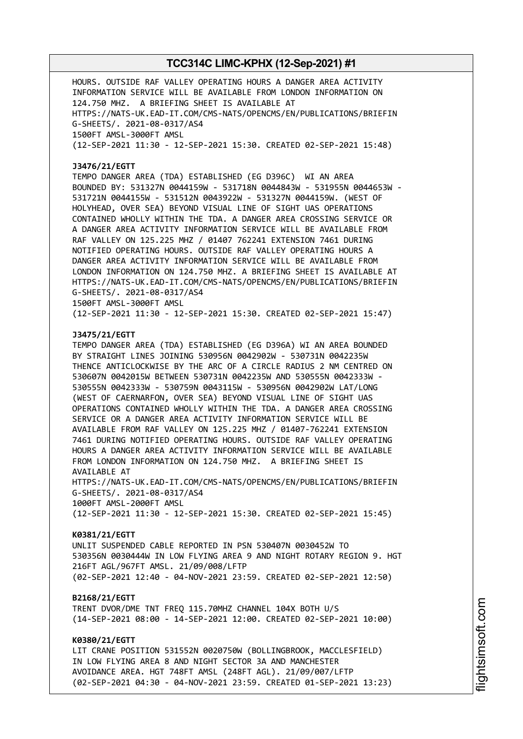HOURS. OUTSIDE RAF VALLEY OPERATING HOURS A DANGER AREA ACTIVITY INFORMATION SERVICE WILL BE AVAILABLE FROM LONDON INFORMATION ON 124.750 MHZ. A BRIEFING SHEET IS AVAILABLE AT HTTPS://NATS-UK.EAD-IT.COM/CMS-NATS/OPENCMS/EN/PUBLICATIONS/BRIEFING-SHEETS/. 2021-08-0317/AS4
1500FT AMSL-3000FT AMSL
(12-SEP-2021 11:30 - 12-SEP-2021 15:30. CREATED 02-SEP-2021 15:48)

**J3476/21/EGTT**
TEMPO DANGER AREA (TDA) ESTABLISHED (EG D396C) WI AN AREA BOUNDED BY: 531327N 0044159W - 531718N 0044843W - 531955N 0044653W - 531721N 0044155W - 531512N 0043922W - 531327N 0044159W. (WEST OF HOLYHEAD, OVER SEA) BEYOND VISUAL LINE OF SIGHT UAS OPERATIONS CONTAINED WHOLLY WITHIN THE TDA. A DANGER AREA CROSSING SERVICE OR A DANGER AREA ACTIVITY INFORMATION SERVICE WILL BE AVAILABLE FROM RAF VALLEY ON 125.225 MHZ / 01407 762241 EXTENSION 7461 DURING NOTIFIED OPERATING HOURS. OUTSIDE RAF VALLEY OPERATING HOURS A DANGER AREA ACTIVITY INFORMATION SERVICE WILL BE AVAILABLE FROM LONDON INFORMATION ON 124.750 MHZ. A BRIEFING SHEET IS AVAILABLE AT HTTPS://NATS-UK.EAD-IT.COM/CMS-NATS/OPENCMS/EN/PUBLICATIONS/BRIEFING-SHEETS/. 2021-08-0317/AS4
1500FT AMSL-3000FT AMSL
(12-SEP-2021 11:30 - 12-SEP-2021 15:30. CREATED 02-SEP-2021 15:47)

**J3475/21/EGTT**
TEMPO DANGER AREA (TDA) ESTABLISHED (EG D396A) WI AN AREA BOUNDED BY STRAIGHT LINES JOINING 530956N 0042902W - 530731N 0042235W THENCE ANTICLOCKWISE BY THE ARC OF A CIRCLE RADIUS 2 NM CENTRED ON 530607N 0042015W BETWEEN 530731N 0042235W AND 530555N 0042333W - 530555N 0042333W - 530759N 0043115W - 530956N 0042902W LAT/LONG (WEST OF CAERNARFON, OVER SEA) BEYOND VISUAL LINE OF SIGHT UAS OPERATIONS CONTAINED WHOLLY WITHIN THE TDA. A DANGER AREA CROSSING SERVICE OR A DANGER AREA ACTIVITY INFORMATION SERVICE WILL BE AVAILABLE FROM RAF VALLEY ON 125.225 MHZ / 01407-762241 EXTENSION 7461 DURING NOTIFIED OPERATING HOURS. OUTSIDE RAF VALLEY OPERATING HOURS A DANGER AREA ACTIVITY INFORMATION SERVICE WILL BE AVAILABLE FROM LONDON INFORMATION ON 124.750 MHZ. A BRIEFING SHEET IS AVAILABLE AT HTTPS://NATS-UK.EAD-IT.COM/CMS-NATS/OPENCMS/EN/PUBLICATIONS/BRIEFING-SHEETS/. 2021-08-0317/AS4
1000FT AMSL-2000FT AMSL
(12-SEP-2021 11:30 - 12-SEP-2021 15:30. CREATED 02-SEP-2021 15:45)

**K0381/21/EGTT**
UNLIT SUSPENDED CABLE REPORTED IN PSN 530407N 0030452W TO 530356N 0030444W IN LOW FLYING AREA 9 AND NIGHT ROTARY REGION 9. HGT 216FT AGL/967FT AMSL. 21/09/008/LFTP
(02-SEP-2021 12:40 - 04-NOV-2021 23:59. CREATED 02-SEP-2021 12:50)

**B2168/21/EGTT**
TRENT DVOR/DME TNT FREQ 115.70MHZ CHANNEL 104X BOTH U/S
(14-SEP-2021 08:00 - 14-SEP-2021 12:00. CREATED 02-SEP-2021 10:00)

**K0380/21/EGTT**
LIT CRANE POSITION 531552N 0020750W (BOLLINGBROOK, MACCLESFIELD) IN LOW FLYING AREA 8 AND NIGHT SECTOR 3A AND MANCHESTER AVOIDANCE AREA. HGT 748FT AMSL (248FT AGL). 21/09/007/LFTP
(02-SEP-2021 04:30 - 04-NOV-2021 23:59. CREATED 01-SEP-2021 13:23)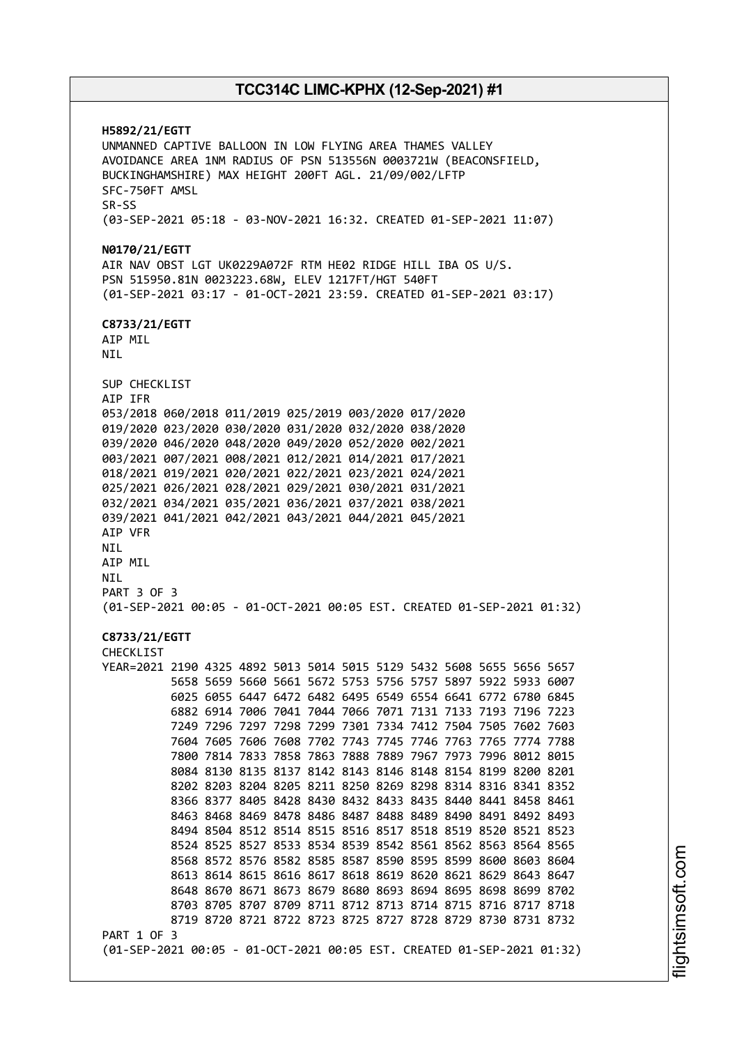**H5892/21/EGTT**
UNMANNED CAPTIVE BALLOON IN LOW FLYING AREA THAMES VALLEY
AVOIDANCE AREA 1NM RADIUS OF PSN 513556N 0003721W (BEACONSFIELD,
BUCKINGHAMSHIRE) MAX HEIGHT 200FT AGL. 21/09/002/LFTP
SFC-750FT AMSL
SR-SS
(03-SEP-2021 05:18 - 03-NOV-2021 16:32. CREATED 01-SEP-2021 11:07)

**N0170/21/EGTT**
AIR NAV OBST LGT UK0229A072F RTM HE02 RIDGE HILL IBA OS U/S.
PSN 515950.81N 0023223.68W, ELEV 1217FT/HGT 540FT
(01-SEP-2021 03:17 - 01-OCT-2021 23:59. CREATED 01-SEP-2021 03:17)

**C8733/21/EGTT**
AIP MIL
NIL

SUP CHECKLIST
AIP IFR
053/2018 060/2018 011/2019 025/2019 003/2020 017/2020
019/2020 023/2020 030/2020 031/2020 032/2020 038/2020
039/2020 046/2020 048/2020 049/2020 052/2020 002/2021
003/2021 007/2021 008/2021 012/2021 014/2021 017/2021
018/2021 019/2021 020/2021 022/2021 023/2021 024/2021
025/2021 026/2021 028/2021 029/2021 030/2021 031/2021
032/2021 034/2021 035/2021 036/2021 037/2021 038/2021
039/2021 041/2021 042/2021 043/2021 044/2021 045/2021
AIP VFR
NIL
AIP MIL
NIL
PART 3 OF 3
(01-SEP-2021 00:05 - 01-OCT-2021 00:05 EST. CREATED 01-SEP-2021 01:32)

**C8733/21/EGTT**
CHECKLIST
YEAR=2021 2190 4325 4892 5013 5014 5015 5129 5432 5608 5655 5656 5657
5658 5659 5660 5661 5672 5753 5756 5757 5897 5922 5933 6007
6025 6055 6447 6472 6482 6495 6549 6554 6641 6772 6780 6845
6882 6914 7006 7041 7044 7066 7071 7131 7133 7193 7196 7223
7249 7296 7297 7298 7299 7301 7334 7412 7504 7505 7602 7603
7604 7605 7606 7608 7702 7743 7745 7746 7763 7765 7774 7788
7800 7814 7833 7858 7863 7888 7889 7967 7973 7996 8012 8015
8084 8130 8135 8137 8142 8143 8146 8148 8154 8199 8200 8201
8202 8203 8204 8205 8211 8250 8269 8298 8314 8316 8341 8352
8366 8377 8405 8428 8430 8432 8433 8435 8440 8441 8458 8461
8463 8468 8469 8478 8486 8487 8488 8489 8490 8491 8492 8493
8494 8504 8512 8514 8515 8516 8517 8518 8519 8520 8521 8523
8524 8525 8527 8533 8534 8539 8542 8561 8562 8563 8564 8565
8568 8572 8576 8582 8585 8587 8590 8595 8599 8600 8603 8604
8613 8614 8615 8616 8617 8618 8619 8620 8621 8629 8643 8647
8648 8670 8671 8673 8679 8680 8693 8694 8695 8698 8699 8702
8703 8705 8707 8709 8711 8712 8713 8714 8715 8716 8717 8718
8719 8720 8721 8722 8723 8725 8727 8728 8729 8730 8731 8732
PART 1 OF 3
(01-SEP-2021 00:05 - 01-OCT-2021 00:05 EST. CREATED 01-SEP-2021 01:32)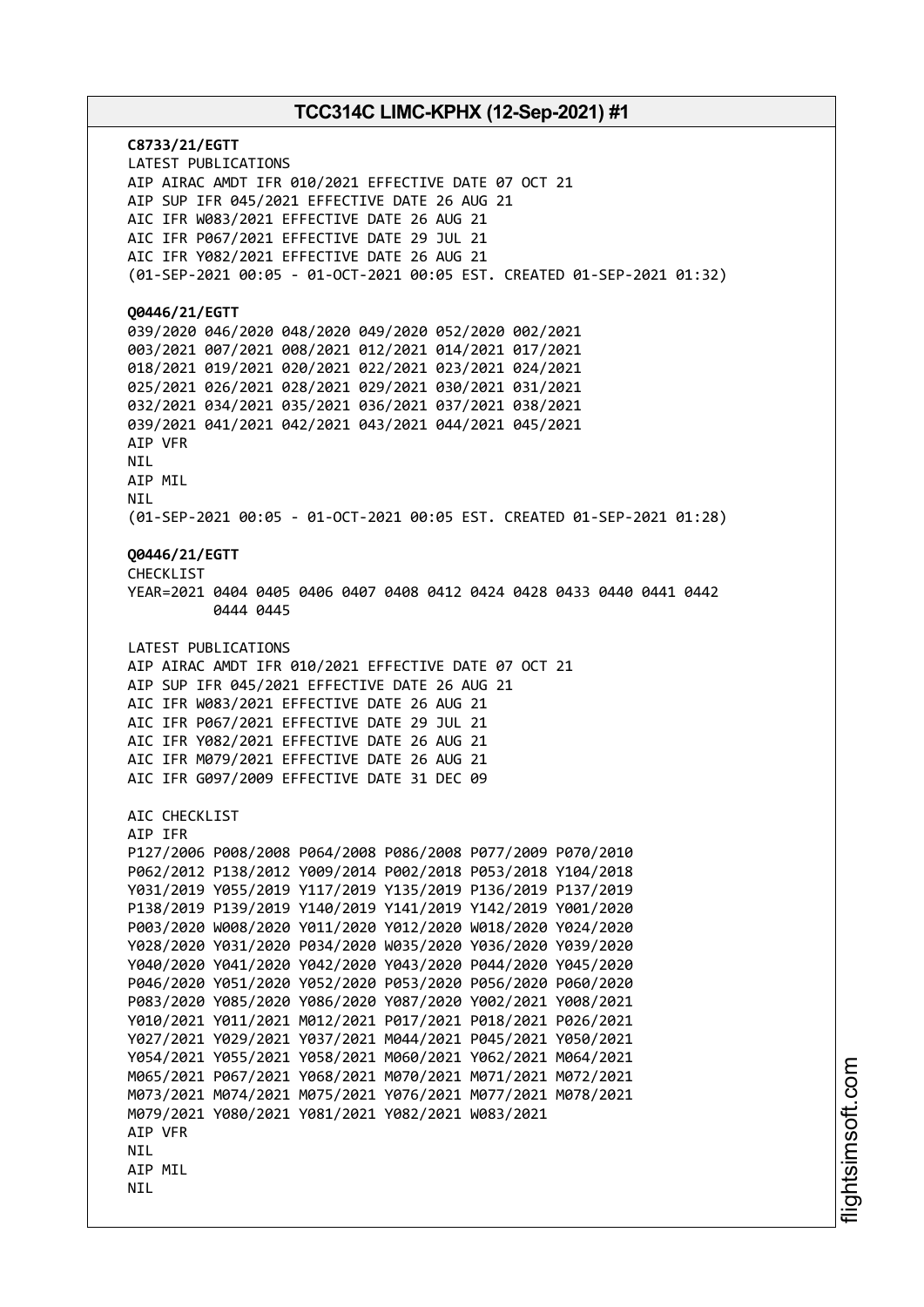**C8733/21/EGTT**
LATEST PUBLICATIONS
AIP AIRAC AMDT IFR 010/2021 EFFECTIVE DATE 07 OCT 21
AIP SUP IFR 045/2021 EFFECTIVE DATE 26 AUG 21
AIC IFR W083/2021 EFFECTIVE DATE 26 AUG 21
AIC IFR P067/2021 EFFECTIVE DATE 29 JUL 21
AIC IFR Y082/2021 EFFECTIVE DATE 26 AUG 21
(01-SEP-2021 00:05 - 01-OCT-2021 00:05 EST. CREATED 01-SEP-2021 01:32)

**Q0446/21/EGTT**
039/2020 046/2020 048/2020 049/2020 052/2020 002/2021
003/2021 007/2021 008/2021 012/2021 014/2021 017/2021
018/2021 019/2021 020/2021 022/2021 023/2021 024/2021
025/2021 026/2021 028/2021 029/2021 030/2021 031/2021
032/2021 034/2021 035/2021 036/2021 037/2021 038/2021
039/2021 041/2021 042/2021 043/2021 044/2021 045/2021
AIP VFR
NIL
AIP MIL
NIL
(01-SEP-2021 00:05 - 01-OCT-2021 00:05 EST. CREATED 01-SEP-2021 01:28)

**Q0446/21/EGTT**
CHECKLIST
YEAR=2021 0404 0405 0406 0407 0408 0412 0424 0428 0433 0440 0441 0442
0444 0445

LATEST PUBLICATIONS
AIP AIRAC AMDT IFR 010/2021 EFFECTIVE DATE 07 OCT 21
AIP SUP IFR 045/2021 EFFECTIVE DATE 26 AUG 21
AIC IFR W083/2021 EFFECTIVE DATE 26 AUG 21
AIC IFR P067/2021 EFFECTIVE DATE 29 JUL 21
AIC IFR Y082/2021 EFFECTIVE DATE 26 AUG 21
AIC IFR M079/2021 EFFECTIVE DATE 26 AUG 21
AIC IFR G097/2009 EFFECTIVE DATE 31 DEC 09

AIC CHECKLIST
AIP IFR
P127/2006 P008/2008 P064/2008 P086/2008 P077/2009 P070/2010
P062/2012 P138/2012 Y009/2014 P002/2018 P053/2018 Y104/2018
Y031/2019 Y055/2019 Y117/2019 Y135/2019 P136/2019 P137/2019
P138/2019 P139/2019 Y140/2019 Y141/2019 Y142/2019 Y001/2020
P003/2020 W008/2020 Y011/2020 Y012/2020 W018/2020 Y024/2020
Y028/2020 Y031/2020 P034/2020 W035/2020 Y036/2020 Y039/2020
Y040/2020 Y041/2020 Y042/2020 Y043/2020 P044/2020 Y045/2020
P046/2020 Y051/2020 Y052/2020 P053/2020 P056/2020 P060/2020
P083/2020 Y085/2020 Y086/2020 Y087/2020 Y002/2021 Y008/2021
Y010/2021 Y011/2021 M012/2021 P017/2021 P018/2021 P026/2021
Y027/2021 Y029/2021 Y037/2021 M044/2021 P045/2021 Y050/2021
Y054/2021 Y055/2021 Y058/2021 M060/2021 Y062/2021 M064/2021
M065/2021 P067/2021 Y068/2021 M070/2021 M071/2021 M072/2021
M073/2021 M074/2021 M075/2021 Y076/2021 M077/2021 M078/2021
M079/2021 Y080/2021 Y081/2021 Y082/2021 W083/2021
AIP VFR
NIL
AIP MIL
NIL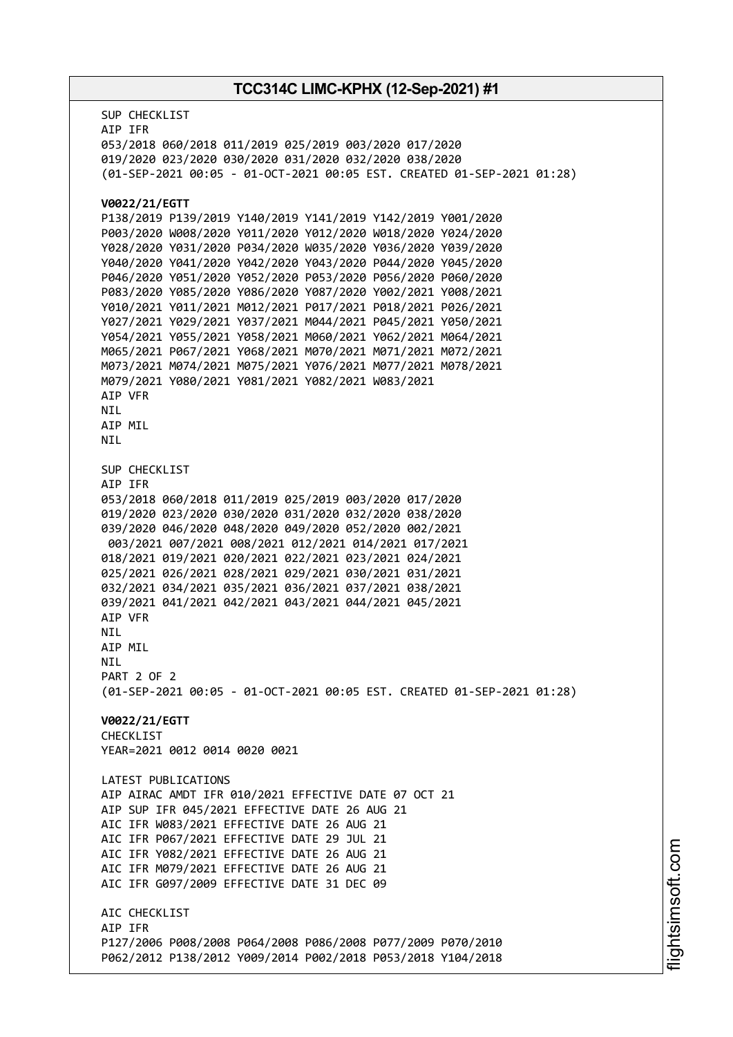SUP CHECKLIST
AIP IFR
053/2018 060/2018 011/2019 025/2019 003/2020 017/2020
019/2020 023/2020 030/2020 031/2020 032/2020 038/2020
(01-SEP-2021 00:05 - 01-OCT-2021 00:05 EST. CREATED 01-SEP-2021 01:28)

**V0022/21/EGTT**
P138/2019 P139/2019 Y140/2019 Y141/2019 Y142/2019 Y001/2020
P003/2020 W008/2020 Y011/2020 Y012/2020 W018/2020 Y024/2020
Y028/2020 Y031/2020 P034/2020 W035/2020 Y036/2020 Y039/2020
Y040/2020 Y041/2020 Y042/2020 Y043/2020 P044/2020 Y045/2020
P046/2020 Y051/2020 Y052/2020 P053/2020 P056/2020 P060/2020
P083/2020 Y085/2020 Y086/2020 Y087/2020 Y002/2021 Y008/2021
Y010/2021 Y011/2021 M012/2021 P017/2021 P018/2021 P026/2021
Y027/2021 Y029/2021 Y037/2021 M044/2021 P045/2021 Y050/2021
Y054/2021 Y055/2021 Y058/2021 M060/2021 Y062/2021 M064/2021
M065/2021 P067/2021 Y068/2021 M070/2021 M071/2021 M072/2021
M073/2021 M074/2021 M075/2021 Y076/2021 M077/2021 M078/2021
M079/2021 Y080/2021 Y081/2021 Y082/2021 W083/2021
AIP VFR
NIL
AIP MIL
NIL

SUP CHECKLIST
AIP IFR
053/2018 060/2018 011/2019 025/2019 003/2020 017/2020
019/2020 023/2020 030/2020 031/2020 032/2020 038/2020
039/2020 046/2020 048/2020 049/2020 052/2020 002/2021
003/2021 007/2021 008/2021 012/2021 014/2021 017/2021
018/2021 019/2021 020/2021 022/2021 023/2021 024/2021
025/2021 026/2021 028/2021 029/2021 030/2021 031/2021
032/2021 034/2021 035/2021 036/2021 037/2021 038/2021
039/2021 041/2021 042/2021 043/2021 044/2021 045/2021
AIP VFR
NIL
AIP MIL
NIL
PART 2 OF 2
(01-SEP-2021 00:05 - 01-OCT-2021 00:05 EST. CREATED 01-SEP-2021 01:28)

**V0022/21/EGTT**
CHECKLIST
YEAR=2021 0012 0014 0020 0021

LATEST PUBLICATIONS
AIP AIRAC AMDT IFR 010/2021 EFFECTIVE DATE 07 OCT 21
AIP SUP IFR 045/2021 EFFECTIVE DATE 26 AUG 21
AIC IFR W083/2021 EFFECTIVE DATE 26 AUG 21
AIC IFR P067/2021 EFFECTIVE DATE 29 JUL 21
AIC IFR Y082/2021 EFFECTIVE DATE 26 AUG 21
AIC IFR M079/2021 EFFECTIVE DATE 26 AUG 21
AIC IFR G097/2009 EFFECTIVE DATE 31 DEC 09

AIC CHECKLIST
AIP IFR
P127/2006 P008/2008 P064/2008 P086/2008 P077/2009 P070/2010
P062/2012 P138/2012 Y009/2014 P002/2018 P053/2018 Y104/2018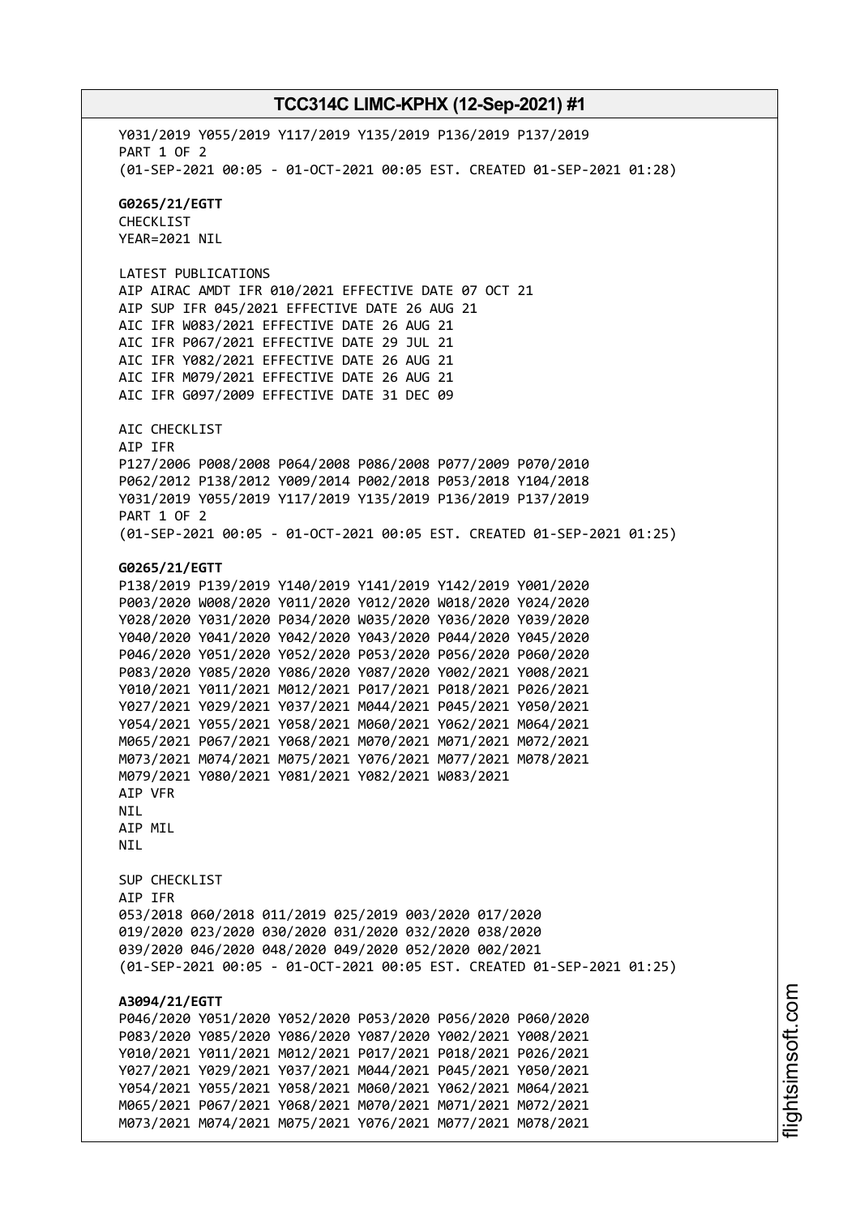Y031/2019 Y055/2019 Y117/2019 Y135/2019 P136/2019 P137/2019
PART 1 OF 2
(01-SEP-2021 00:05 - 01-OCT-2021 00:05 EST. CREATED 01-SEP-2021 01:28)

**G0265/21/EGTT**
CHECKLIST
YEAR=2021 NIL

LATEST PUBLICATIONS
AIP AIRAC AMDT IFR 010/2021 EFFECTIVE DATE 07 OCT 21
AIP SUP IFR 045/2021 EFFECTIVE DATE 26 AUG 21
AIC IFR W083/2021 EFFECTIVE DATE 26 AUG 21
AIC IFR P067/2021 EFFECTIVE DATE 29 JUL 21
AIC IFR Y082/2021 EFFECTIVE DATE 26 AUG 21
AIC IFR M079/2021 EFFECTIVE DATE 26 AUG 21
AIC IFR G097/2009 EFFECTIVE DATE 31 DEC 09

AIC CHECKLIST
AIP IFR
P127/2006 P008/2008 P064/2008 P086/2008 P077/2009 P070/2010
P062/2012 P138/2012 Y009/2014 P002/2018 P053/2018 Y104/2018
Y031/2019 Y055/2019 Y117/2019 Y135/2019 P136/2019 P137/2019
PART 1 OF 2
(01-SEP-2021 00:05 - 01-OCT-2021 00:05 EST. CREATED 01-SEP-2021 01:25)

**G0265/21/EGTT**
P138/2019 P139/2019 Y140/2019 Y141/2019 Y142/2019 Y001/2020
P003/2020 W008/2020 Y011/2020 Y012/2020 W018/2020 Y024/2020
Y028/2020 Y031/2020 P034/2020 W035/2020 Y036/2020 Y039/2020
Y040/2020 Y041/2020 Y042/2020 Y043/2020 P044/2020 Y045/2020
P046/2020 Y051/2020 Y052/2020 P053/2020 P056/2020 P060/2020
P083/2020 Y085/2020 Y086/2020 Y087/2020 Y002/2021 Y008/2021
Y010/2021 Y011/2021 M012/2021 P017/2021 P018/2021 P026/2021
Y027/2021 Y029/2021 Y037/2021 M044/2021 P045/2021 Y050/2021
Y054/2021 Y055/2021 Y058/2021 M060/2021 Y062/2021 M064/2021
M065/2021 P067/2021 Y068/2021 M070/2021 M071/2021 M072/2021
M073/2021 M074/2021 M075/2021 Y076/2021 M077/2021 M078/2021
M079/2021 Y080/2021 Y081/2021 Y082/2021 W083/2021
AIP VFR
NIL
AIP MIL
NIL

SUP CHECKLIST
AIP IFR
053/2018 060/2018 011/2019 025/2019 003/2020 017/2020
019/2020 023/2020 030/2020 031/2020 032/2020 038/2020
039/2020 046/2020 048/2020 049/2020 052/2020 002/2021
(01-SEP-2021 00:05 - 01-OCT-2021 00:05 EST. CREATED 01-SEP-2021 01:25)

**A3094/21/EGTT**
P046/2020 Y051/2020 Y052/2020 P053/2020 P056/2020 P060/2020
P083/2020 Y085/2020 Y086/2020 Y087/2020 Y002/2021 Y008/2021
Y010/2021 Y011/2021 M012/2021 P017/2021 P018/2021 P026/2021
Y027/2021 Y029/2021 Y037/2021 M044/2021 P045/2021 Y050/2021
Y054/2021 Y055/2021 Y058/2021 M060/2021 Y062/2021 M064/2021
M065/2021 P067/2021 Y068/2021 M070/2021 M071/2021 M072/2021
M073/2021 M074/2021 M075/2021 Y076/2021 M077/2021 M078/2021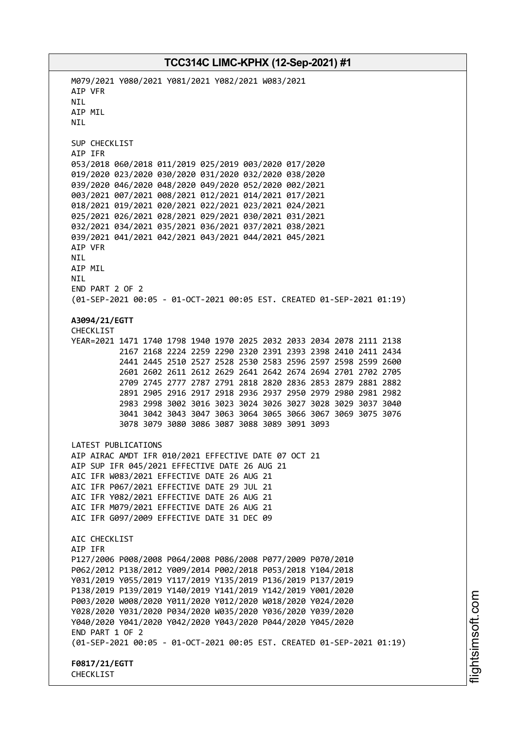M079/2021 Y080/2021 Y081/2021 Y082/2021 W083/2021
AIP VFR
NIL
AIP MIL
NIL

SUP CHECKLIST
AIP IFR
053/2018 060/2018 011/2019 025/2019 003/2020 017/2020
019/2020 023/2020 030/2020 031/2020 032/2020 038/2020
039/2020 046/2020 048/2020 049/2020 052/2020 002/2021
003/2021 007/2021 008/2021 012/2021 014/2021 017/2021
018/2021 019/2021 020/2021 022/2021 023/2021 024/2021
025/2021 026/2021 028/2021 029/2021 030/2021 031/2021
032/2021 034/2021 035/2021 036/2021 037/2021 038/2021
039/2021 041/2021 042/2021 043/2021 044/2021 045/2021
AIP VFR
NIL
AIP MIL
NIL
END PART 2 OF 2
(01-SEP-2021 00:05 - 01-OCT-2021 00:05 EST. CREATED 01-SEP-2021 01:19)

**A3094/21/EGTT**
CHECKLIST
YEAR=2021 1471 1740 1798 1940 1970 2025 2032 2033 2034 2078 2111 2138
2167 2168 2224 2259 2290 2320 2391 2393 2398 2410 2411 2434
2441 2445 2510 2527 2528 2530 2583 2596 2597 2598 2599 2600
2601 2602 2611 2612 2629 2641 2642 2674 2694 2701 2702 2705
2709 2745 2777 2787 2791 2818 2820 2836 2853 2879 2881 2882
2891 2905 2916 2917 2918 2936 2937 2950 2979 2980 2981 2982
2983 2998 3002 3016 3023 3024 3026 3027 3028 3029 3037 3040
3041 3042 3043 3047 3063 3064 3065 3066 3067 3069 3075 3076
3078 3079 3080 3086 3087 3088 3089 3091 3093

LATEST PUBLICATIONS
AIP AIRAC AMDT IFR 010/2021 EFFECTIVE DATE 07 OCT 21
AIP SUP IFR 045/2021 EFFECTIVE DATE 26 AUG 21
AIC IFR W083/2021 EFFECTIVE DATE 26 AUG 21
AIC IFR P067/2021 EFFECTIVE DATE 29 JUL 21
AIC IFR Y082/2021 EFFECTIVE DATE 26 AUG 21
AIC IFR M079/2021 EFFECTIVE DATE 26 AUG 21
AIC IFR G097/2009 EFFECTIVE DATE 31 DEC 09

AIC CHECKLIST
AIP IFR
P127/2006 P008/2008 P064/2008 P086/2008 P077/2009 P070/2010
P062/2012 P138/2012 Y009/2014 P002/2018 P053/2018 Y104/2018
Y031/2019 Y055/2019 Y117/2019 Y135/2019 P136/2019 P137/2019
P138/2019 P139/2019 Y140/2019 Y141/2019 Y142/2019 Y001/2020
P003/2020 W008/2020 Y011/2020 Y012/2020 W018/2020 Y024/2020
Y028/2020 Y031/2020 P034/2020 W035/2020 Y036/2020 Y039/2020
Y040/2020 Y041/2020 Y042/2020 Y043/2020 P044/2020 Y045/2020
END PART 1 OF 2
(01-SEP-2021 00:05 - 01-OCT-2021 00:05 EST. CREATED 01-SEP-2021 01:19)

**F0817/21/EGTT**
CHECKLIST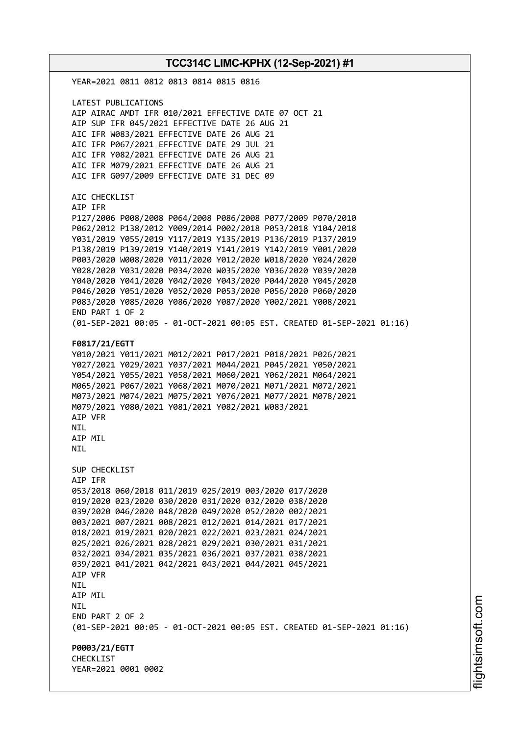YEAR=2021 0811 0812 0813 0814 0815 0816

LATEST PUBLICATIONS
AIP AIRAC AMDT IFR 010/2021 EFFECTIVE DATE 07 OCT 21
AIP SUP IFR 045/2021 EFFECTIVE DATE 26 AUG 21
AIC IFR W083/2021 EFFECTIVE DATE 26 AUG 21
AIC IFR P067/2021 EFFECTIVE DATE 29 JUL 21
AIC IFR Y082/2021 EFFECTIVE DATE 26 AUG 21
AIC IFR M079/2021 EFFECTIVE DATE 26 AUG 21
AIC IFR G097/2009 EFFECTIVE DATE 31 DEC 09

AIC CHECKLIST
AIP IFR
P127/2006 P008/2008 P064/2008 P086/2008 P077/2009 P070/2010
P062/2012 P138/2012 Y009/2014 P002/2018 P053/2018 Y104/2018
Y031/2019 Y055/2019 Y117/2019 Y135/2019 P136/2019 P137/2019
P138/2019 P139/2019 Y140/2019 Y141/2019 Y142/2019 Y001/2020
P003/2020 W008/2020 Y011/2020 Y012/2020 W018/2020 Y024/2020
Y028/2020 Y031/2020 P034/2020 W035/2020 Y036/2020 Y039/2020
Y040/2020 Y041/2020 Y042/2020 Y043/2020 P044/2020 Y045/2020
P046/2020 Y051/2020 Y052/2020 P053/2020 P056/2020 P060/2020
P083/2020 Y085/2020 Y086/2020 Y087/2020 Y002/2021 Y008/2021
END PART 1 OF 2
(01-SEP-2021 00:05 - 01-OCT-2021 00:05 EST. CREATED 01-SEP-2021 01:16)

**F0817/21/EGTT**
Y010/2021 Y011/2021 M012/2021 P017/2021 P018/2021 P026/2021
Y027/2021 Y029/2021 Y037/2021 M044/2021 P045/2021 Y050/2021
Y054/2021 Y055/2021 Y058/2021 M060/2021 Y062/2021 M064/2021
M065/2021 P067/2021 Y068/2021 M070/2021 M071/2021 M072/2021
M073/2021 M074/2021 M075/2021 Y076/2021 M077/2021 M078/2021
M079/2021 Y080/2021 Y081/2021 Y082/2021 W083/2021
AIP VFR
NIL
AIP MIL
NIL

SUP CHECKLIST
AIP IFR
053/2018 060/2018 011/2019 025/2019 003/2020 017/2020
019/2020 023/2020 030/2020 031/2020 032/2020 038/2020
039/2020 046/2020 048/2020 049/2020 052/2020 002/2021
003/2021 007/2021 008/2021 012/2021 014/2021 017/2021
018/2021 019/2021 020/2021 022/2021 023/2021 024/2021
025/2021 026/2021 028/2021 029/2021 030/2021 031/2021
032/2021 034/2021 035/2021 036/2021 037/2021 038/2021
039/2021 041/2021 042/2021 043/2021 044/2021 045/2021
AIP VFR
NIL
AIP MIL
NIL
END PART 2 OF 2
(01-SEP-2021 00:05 - 01-OCT-2021 00:05 EST. CREATED 01-SEP-2021 01:16)

**P0003/21/EGTT**
CHECKLIST
YEAR=2021 0001 0002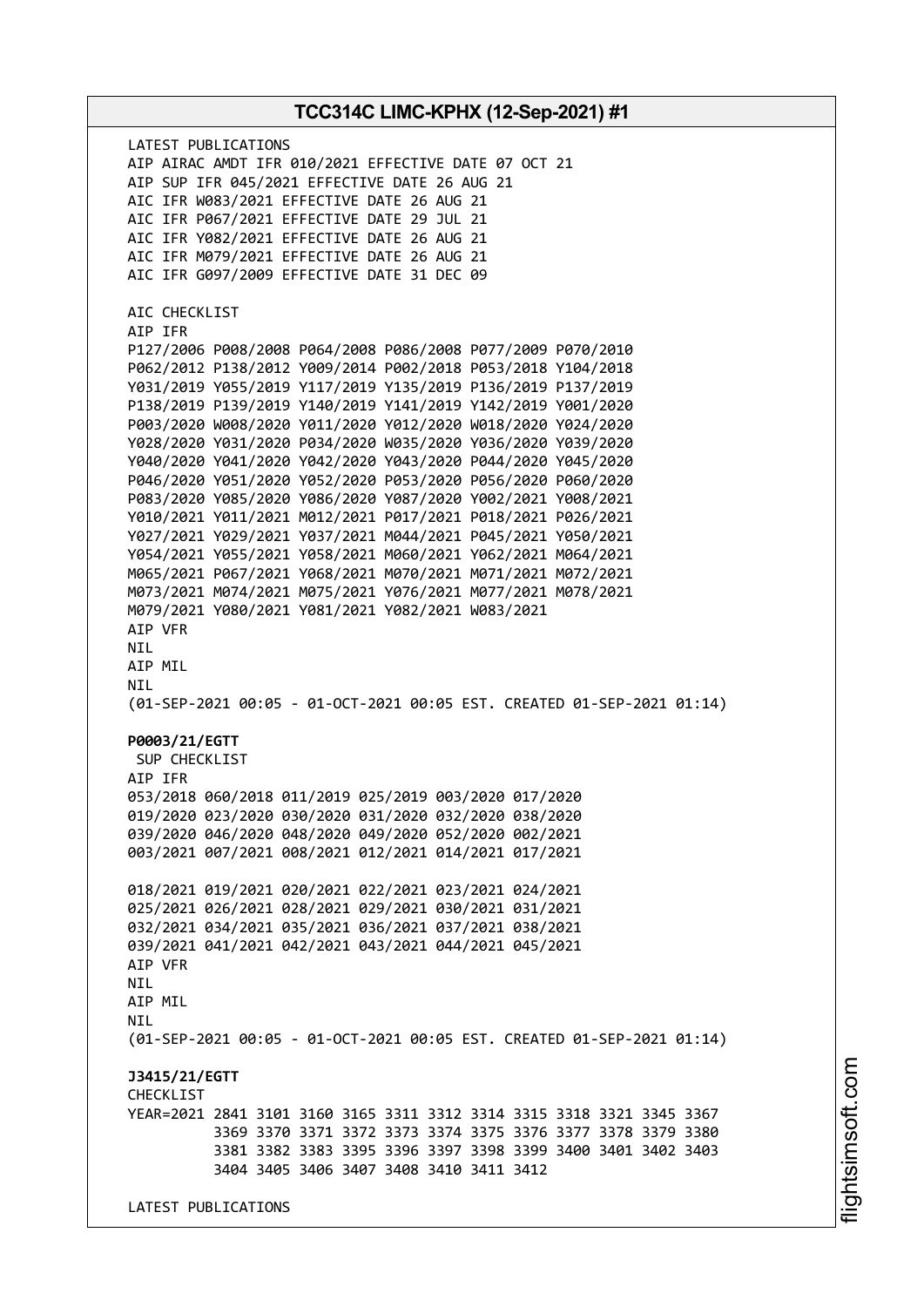LATEST PUBLICATIONS
AIP AIRAC AMDT IFR 010/2021 EFFECTIVE DATE 07 OCT 21
AIP SUP IFR 045/2021 EFFECTIVE DATE 26 AUG 21
AIC IFR W083/2021 EFFECTIVE DATE 26 AUG 21
AIC IFR P067/2021 EFFECTIVE DATE 29 JUL 21
AIC IFR Y082/2021 EFFECTIVE DATE 26 AUG 21
AIC IFR M079/2021 EFFECTIVE DATE 26 AUG 21
AIC IFR G097/2009 EFFECTIVE DATE 31 DEC 09

AIC CHECKLIST
AIP IFR
P127/2006 P008/2008 P064/2008 P086/2008 P077/2009 P070/2010
P062/2012 P138/2012 Y009/2014 P002/2018 P053/2018 Y104/2018
Y031/2019 Y055/2019 Y117/2019 Y135/2019 P136/2019 P137/2019
P138/2019 P139/2019 Y140/2019 Y141/2019 Y142/2019 Y001/2020
P003/2020 W008/2020 Y011/2020 Y012/2020 W018/2020 Y024/2020
Y028/2020 Y031/2020 P034/2020 W035/2020 Y036/2020 Y039/2020
Y040/2020 Y041/2020 Y042/2020 Y043/2020 P044/2020 Y045/2020
P046/2020 Y051/2020 Y052/2020 P053/2020 P056/2020 P060/2020
P083/2020 Y085/2020 Y086/2020 Y087/2020 Y002/2021 Y008/2021
Y010/2021 Y011/2021 M012/2021 P017/2021 P018/2021 P026/2021
Y027/2021 Y029/2021 Y037/2021 M044/2021 P045/2021 Y050/2021
Y054/2021 Y055/2021 Y058/2021 M060/2021 Y062/2021 M064/2021
M065/2021 P067/2021 Y068/2021 M070/2021 M071/2021 M072/2021
M073/2021 M074/2021 M075/2021 Y076/2021 M077/2021 M078/2021
M079/2021 Y080/2021 Y081/2021 Y082/2021 W083/2021
AIP VFR
NIL
AIP MIL
NIL
(01-SEP-2021 00:05 - 01-OCT-2021 00:05 EST. CREATED 01-SEP-2021 01:14)

**P0003/21/EGTT**
SUP CHECKLIST
AIP IFR
053/2018 060/2018 011/2019 025/2019 003/2020 017/2020
019/2020 023/2020 030/2020 031/2020 032/2020 038/2020
039/2020 046/2020 048/2020 049/2020 052/2020 002/2021
003/2021 007/2021 008/2021 012/2021 014/2021 017/2021

018/2021 019/2021 020/2021 022/2021 023/2021 024/2021
025/2021 026/2021 028/2021 029/2021 030/2021 031/2021
032/2021 034/2021 035/2021 036/2021 037/2021 038/2021
039/2021 041/2021 042/2021 043/2021 044/2021 045/2021
AIP VFR
NIL
AIP MIL
NIL
(01-SEP-2021 00:05 - 01-OCT-2021 00:05 EST. CREATED 01-SEP-2021 01:14)

**J3415/21/EGTT**
CHECKLIST
YEAR=2021 2841 3101 3160 3165 3311 3312 3314 3315 3318 3321 3345 3367
3369 3370 3371 3372 3373 3374 3375 3376 3377 3378 3379 3380
3381 3382 3383 3395 3396 3397 3398 3399 3400 3401 3402 3403
3404 3405 3406 3407 3408 3410 3411 3412

LATEST PUBLICATIONS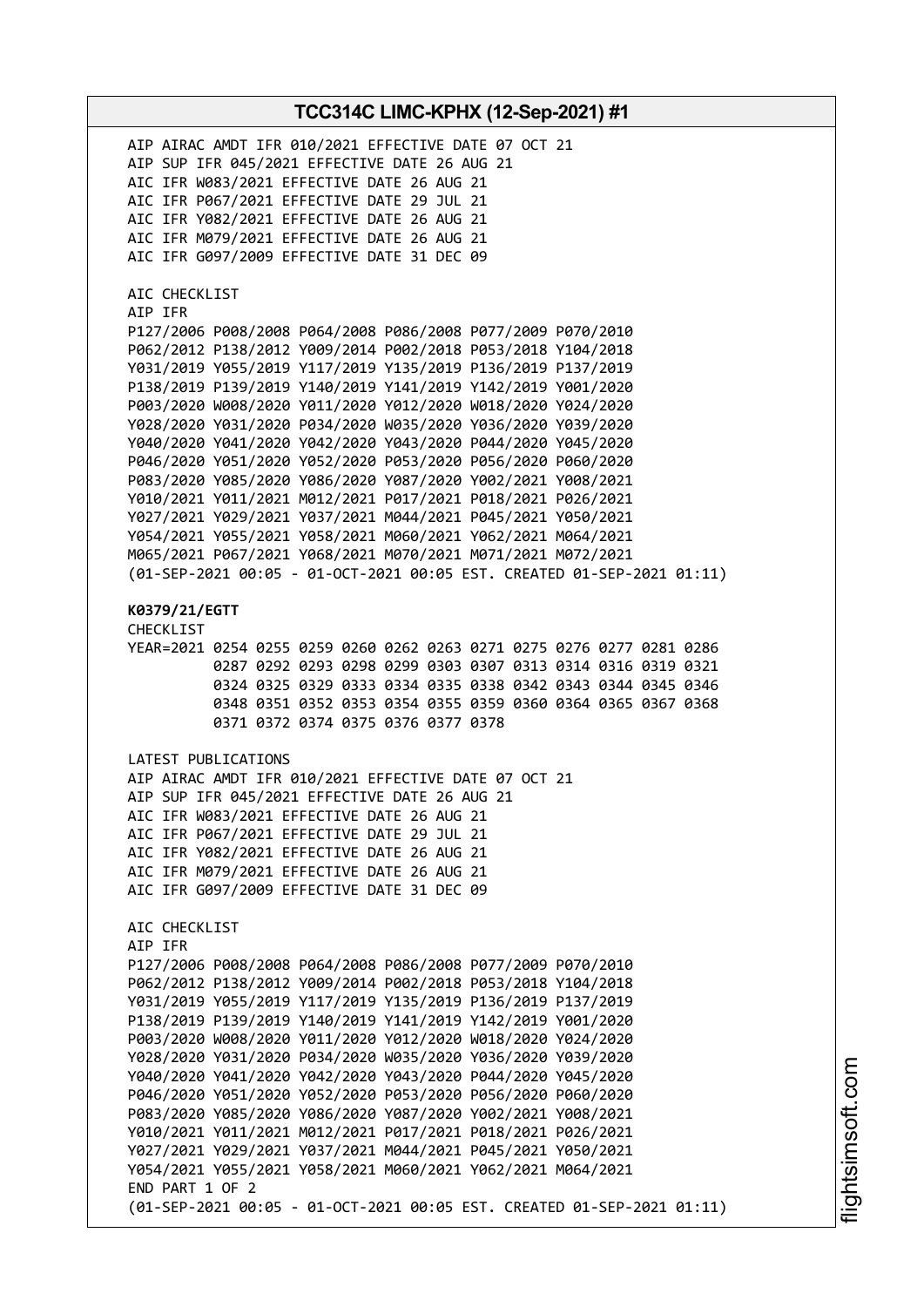AIP AIRAC AMDT IFR 010/2021 EFFECTIVE DATE 07 OCT 21
AIP SUP IFR 045/2021 EFFECTIVE DATE 26 AUG 21
AIC IFR W083/2021 EFFECTIVE DATE 26 AUG 21
AIC IFR P067/2021 EFFECTIVE DATE 29 JUL 21
AIC IFR Y082/2021 EFFECTIVE DATE 26 AUG 21
AIC IFR M079/2021 EFFECTIVE DATE 26 AUG 21
AIC IFR G097/2009 EFFECTIVE DATE 31 DEC 09

AIC CHECKLIST
AIP IFR
P127/2006 P008/2008 P064/2008 P086/2008 P077/2009 P070/2010
P062/2012 P138/2012 Y009/2014 P002/2018 P053/2018 Y104/2018
Y031/2019 Y055/2019 Y117/2019 Y135/2019 P136/2019 P137/2019
P138/2019 P139/2019 Y140/2019 Y141/2019 Y142/2019 Y001/2020
P003/2020 W008/2020 Y011/2020 Y012/2020 W018/2020 Y024/2020
Y028/2020 Y031/2020 P034/2020 W035/2020 Y036/2020 Y039/2020
Y040/2020 Y041/2020 Y042/2020 Y043/2020 P044/2020 Y045/2020
P046/2020 Y051/2020 Y052/2020 P053/2020 P056/2020 P060/2020
P083/2020 Y085/2020 Y086/2020 Y087/2020 Y002/2021 Y008/2021
Y010/2021 Y011/2021 M012/2021 P017/2021 P018/2021 P026/2021
Y027/2021 Y029/2021 Y037/2021 M044/2021 P045/2021 Y050/2021
Y054/2021 Y055/2021 Y058/2021 M060/2021 Y062/2021 M064/2021
M065/2021 P067/2021 Y068/2021 M070/2021 M071/2021 M072/2021
(01-SEP-2021 00:05 - 01-OCT-2021 00:05 EST. CREATED 01-SEP-2021 01:11)

**K0379/21/EGTT**
CHECKLIST
YEAR=2021 0254 0255 0259 0260 0262 0263 0271 0275 0276 0277 0281 0286
0287 0292 0293 0298 0299 0303 0307 0313 0314 0316 0319 0321
0324 0325 0329 0333 0334 0335 0338 0342 0343 0344 0345 0346
0348 0351 0352 0353 0354 0355 0359 0360 0364 0365 0367 0368
0371 0372 0374 0375 0376 0377 0378

LATEST PUBLICATIONS
AIP AIRAC AMDT IFR 010/2021 EFFECTIVE DATE 07 OCT 21
AIP SUP IFR 045/2021 EFFECTIVE DATE 26 AUG 21
AIC IFR W083/2021 EFFECTIVE DATE 26 AUG 21
AIC IFR P067/2021 EFFECTIVE DATE 29 JUL 21
AIC IFR Y082/2021 EFFECTIVE DATE 26 AUG 21
AIC IFR M079/2021 EFFECTIVE DATE 26 AUG 21
AIC IFR G097/2009 EFFECTIVE DATE 31 DEC 09

AIC CHECKLIST
AIP IFR
P127/2006 P008/2008 P064/2008 P086/2008 P077/2009 P070/2010
P062/2012 P138/2012 Y009/2014 P002/2018 P053/2018 Y104/2018
Y031/2019 Y055/2019 Y117/2019 Y135/2019 P136/2019 P137/2019
P138/2019 P139/2019 Y140/2019 Y141/2019 Y142/2019 Y001/2020
P003/2020 W008/2020 Y011/2020 Y012/2020 W018/2020 Y024/2020
Y028/2020 Y031/2020 P034/2020 W035/2020 Y036/2020 Y039/2020
Y040/2020 Y041/2020 Y042/2020 Y043/2020 P044/2020 Y045/2020
P046/2020 Y051/2020 Y052/2020 P053/2020 P056/2020 P060/2020
P083/2020 Y085/2020 Y086/2020 Y087/2020 Y002/2021 Y008/2021
Y010/2021 Y011/2021 M012/2021 P017/2021 P018/2021 P026/2021
Y027/2021 Y029/2021 Y037/2021 M044/2021 P045/2021 Y050/2021
Y054/2021 Y055/2021 Y058/2021 M060/2021 Y062/2021 M064/2021
END PART 1 OF 2
(01-SEP-2021 00:05 - 01-OCT-2021 00:05 EST. CREATED 01-SEP-2021 01:11)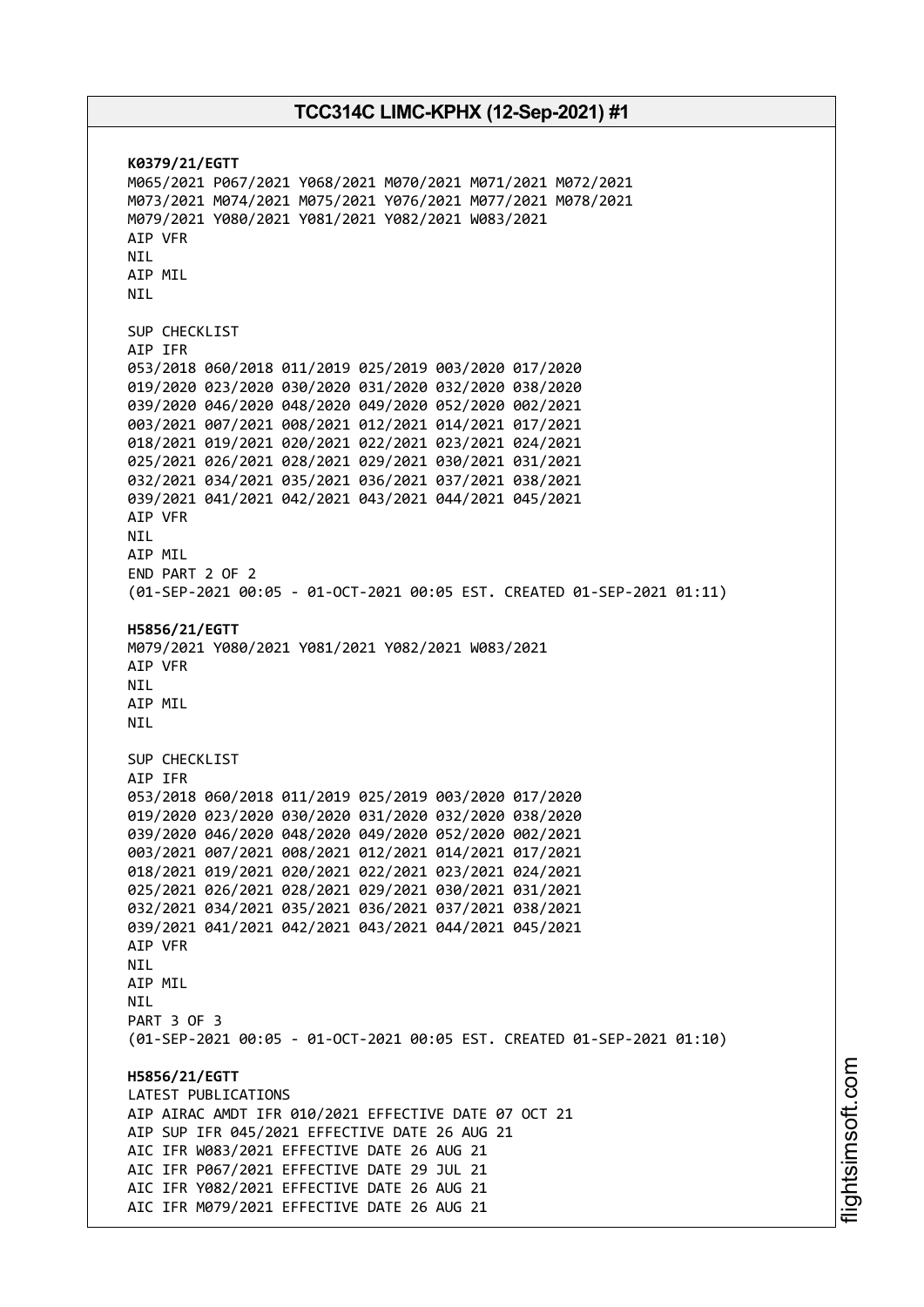**K0379/21/EGTT**
M065/2021 P067/2021 Y068/2021 M070/2021 M071/2021 M072/2021
M073/2021 M074/2021 M075/2021 Y076/2021 M077/2021 M078/2021
M079/2021 Y080/2021 Y081/2021 Y082/2021 W083/2021
AIP VFR
NIL
AIP MIL
NIL

SUP CHECKLIST
AIP IFR
053/2018 060/2018 011/2019 025/2019 003/2020 017/2020
019/2020 023/2020 030/2020 031/2020 032/2020 038/2020
039/2020 046/2020 048/2020 049/2020 052/2020 002/2021
003/2021 007/2021 008/2021 012/2021 014/2021 017/2021
018/2021 019/2021 020/2021 022/2021 023/2021 024/2021
025/2021 026/2021 028/2021 029/2021 030/2021 031/2021
032/2021 034/2021 035/2021 036/2021 037/2021 038/2021
039/2021 041/2021 042/2021 043/2021 044/2021 045/2021
AIP VFR
NIL
AIP MIL
END PART 2 OF 2
(01-SEP-2021 00:05 - 01-OCT-2021 00:05 EST. CREATED 01-SEP-2021 01:11)

**H5856/21/EGTT**
M079/2021 Y080/2021 Y081/2021 Y082/2021 W083/2021
AIP VFR
NIL
AIP MIL
NIL

SUP CHECKLIST
AIP IFR
053/2018 060/2018 011/2019 025/2019 003/2020 017/2020
019/2020 023/2020 030/2020 031/2020 032/2020 038/2020
039/2020 046/2020 048/2020 049/2020 052/2020 002/2021
003/2021 007/2021 008/2021 012/2021 014/2021 017/2021
018/2021 019/2021 020/2021 022/2021 023/2021 024/2021
025/2021 026/2021 028/2021 029/2021 030/2021 031/2021
032/2021 034/2021 035/2021 036/2021 037/2021 038/2021
039/2021 041/2021 042/2021 043/2021 044/2021 045/2021
AIP VFR
NIL
AIP MIL
NIL
PART 3 OF 3
(01-SEP-2021 00:05 - 01-OCT-2021 00:05 EST. CREATED 01-SEP-2021 01:10)

**H5856/21/EGTT**
LATEST PUBLICATIONS
AIP AIRAC AMDT IFR 010/2021 EFFECTIVE DATE 07 OCT 21
AIP SUP IFR 045/2021 EFFECTIVE DATE 26 AUG 21
AIC IFR W083/2021 EFFECTIVE DATE 26 AUG 21
AIC IFR P067/2021 EFFECTIVE DATE 29 JUL 21
AIC IFR Y082/2021 EFFECTIVE DATE 26 AUG 21
AIC IFR M079/2021 EFFECTIVE DATE 26 AUG 21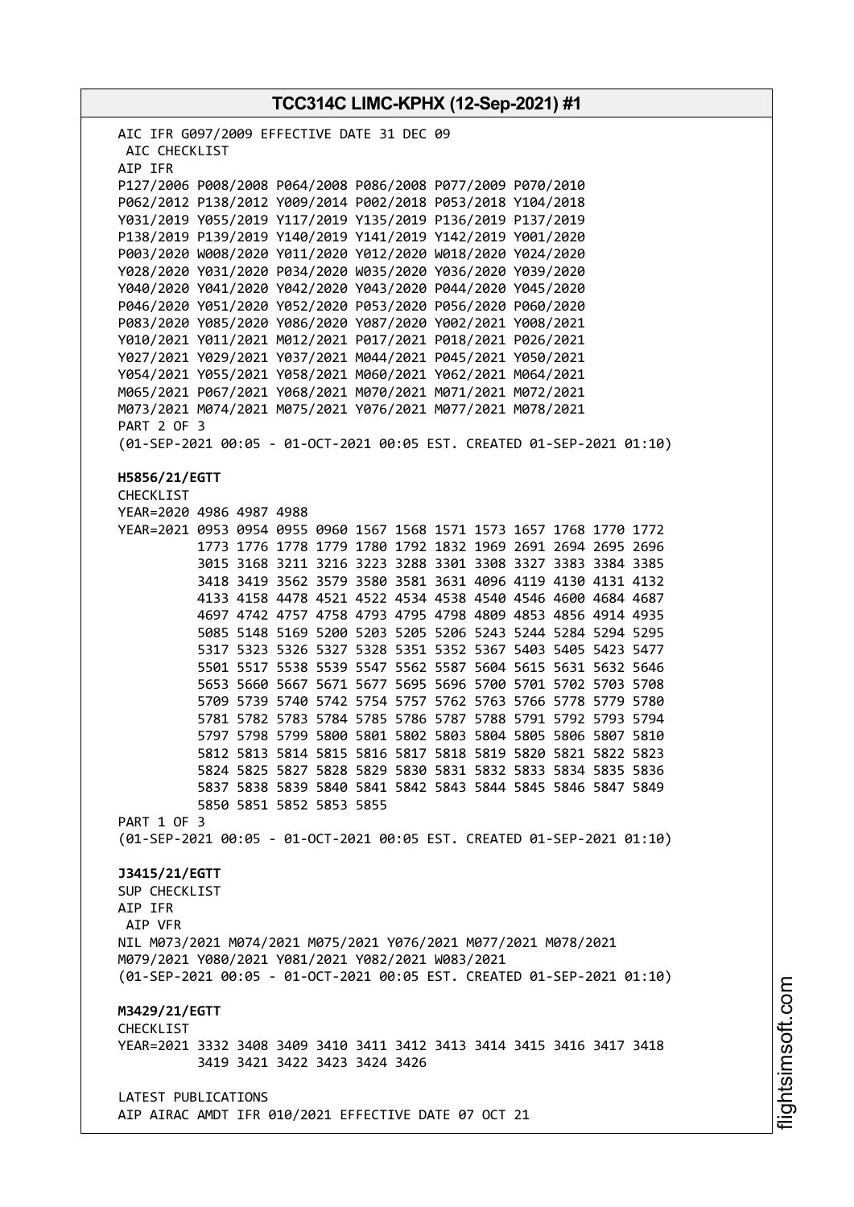AIC IFR G097/2009 EFFECTIVE DATE 31 DEC 09
AIC CHECKLIST
AIP IFR
P127/2006 P008/2008 P064/2008 P086/2008 P077/2009 P070/2010
P062/2012 P138/2012 Y009/2014 P002/2018 P053/2018 Y104/2018
Y031/2019 Y055/2019 Y117/2019 Y135/2019 P136/2019 P137/2019
P138/2019 P139/2019 Y140/2019 Y141/2019 Y142/2019 Y001/2020
P003/2020 W008/2020 Y011/2020 Y012/2020 W018/2020 Y024/2020
Y028/2020 Y031/2020 P034/2020 W035/2020 Y036/2020 Y039/2020
Y040/2020 Y041/2020 Y042/2020 Y043/2020 P044/2020 Y045/2020
P046/2020 Y051/2020 Y052/2020 P053/2020 P056/2020 P060/2020
P083/2020 Y085/2020 Y086/2020 Y087/2020 Y002/2021 Y008/2021
Y010/2021 Y011/2021 M012/2021 P017/2021 P018/2021 P026/2021
Y027/2021 Y029/2021 Y037/2021 M044/2021 P045/2021 Y050/2021
Y054/2021 Y055/2021 Y058/2021 M060/2021 Y062/2021 M064/2021
M065/2021 P067/2021 Y068/2021 M070/2021 M071/2021 M072/2021
M073/2021 M074/2021 M075/2021 Y076/2021 M077/2021 M078/2021
PART 2 OF 3
(01-SEP-2021 00:05 - 01-OCT-2021 00:05 EST. CREATED 01-SEP-2021 01:10)

**H5856/21/EGTT**
CHECKLIST
YEAR=2020 4986 4987 4988
YEAR=2021 0953 0954 0955 0960 1567 1568 1571 1573 1657 1768 1770 1772
1773 1776 1778 1779 1780 1792 1832 1969 2691 2694 2695 2696
3015 3168 3211 3216 3223 3288 3301 3308 3327 3383 3384 3385
3418 3419 3562 3579 3580 3581 3631 4096 4119 4130 4131 4132
4133 4158 4478 4521 4522 4534 4538 4540 4546 4600 4684 4687
4697 4742 4757 4758 4793 4795 4798 4809 4853 4856 4914 4935
5085 5148 5169 5200 5203 5205 5206 5243 5244 5284 5294 5295
5317 5323 5326 5327 5328 5351 5352 5367 5403 5405 5423 5477
5501 5517 5538 5539 5547 5562 5587 5604 5615 5631 5632 5646
5653 5660 5667 5671 5677 5695 5696 5700 5701 5702 5703 5708
5709 5739 5740 5742 5754 5757 5762 5763 5766 5778 5779 5780
5781 5782 5783 5784 5785 5786 5787 5788 5791 5792 5793 5794
5797 5798 5799 5800 5801 5802 5803 5804 5805 5806 5807 5810
5812 5813 5814 5815 5816 5817 5818 5819 5820 5821 5822 5823
5824 5825 5827 5828 5829 5830 5831 5832 5833 5834 5835 5836
5837 5838 5839 5840 5841 5842 5843 5844 5845 5846 5847 5849
5850 5851 5852 5853 5855
PART 1 OF 3
(01-SEP-2021 00:05 - 01-OCT-2021 00:05 EST. CREATED 01-SEP-2021 01:10)

**J3415/21/EGTT**
SUP CHECKLIST
AIP IFR
AIP VFR
NIL M073/2021 M074/2021 M075/2021 Y076/2021 M077/2021 M078/2021
M079/2021 Y080/2021 Y081/2021 Y082/2021 W083/2021
(01-SEP-2021 00:05 - 01-OCT-2021 00:05 EST. CREATED 01-SEP-2021 01:10)

**M3429/21/EGTT**
CHECKLIST
YEAR=2021 3332 3408 3409 3410 3411 3412 3413 3414 3415 3416 3417 3418
3419 3421 3422 3423 3424 3426

LATEST PUBLICATIONS
AIP AIRAC AMDT IFR 010/2021 EFFECTIVE DATE 07 OCT 21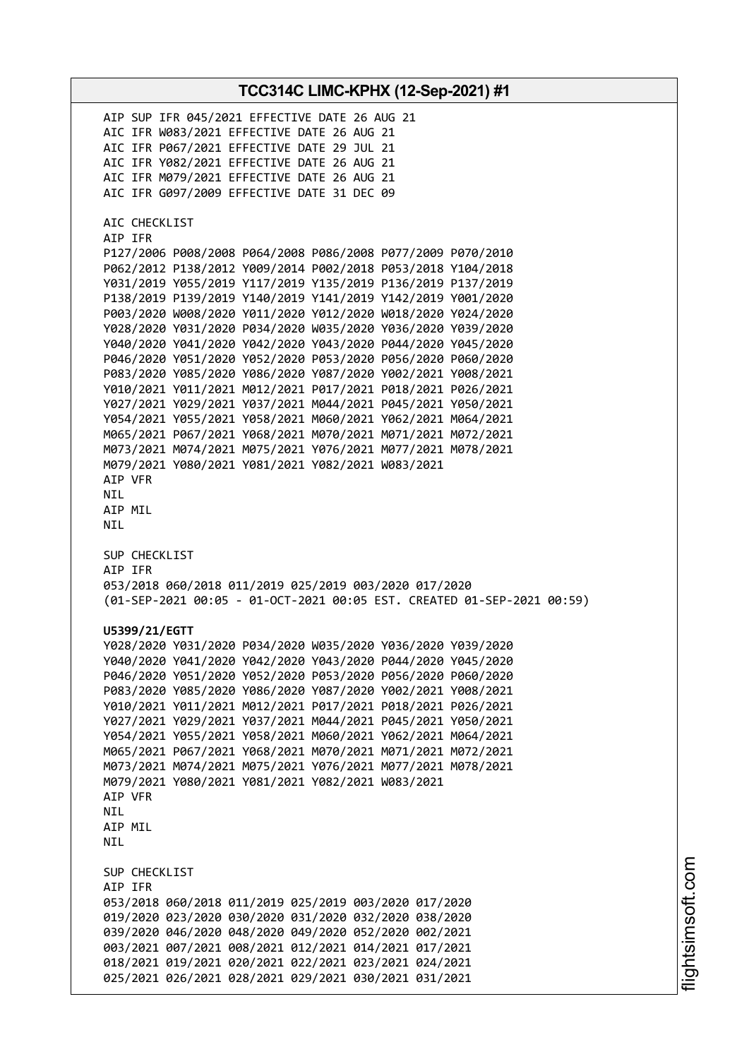AIP SUP IFR 045/2021 EFFECTIVE DATE 26 AUG 21
AIC IFR W083/2021 EFFECTIVE DATE 26 AUG 21
AIC IFR P067/2021 EFFECTIVE DATE 29 JUL 21
AIC IFR Y082/2021 EFFECTIVE DATE 26 AUG 21
AIC IFR M079/2021 EFFECTIVE DATE 26 AUG 21
AIC IFR G097/2009 EFFECTIVE DATE 31 DEC 09

AIC CHECKLIST
AIP IFR
P127/2006 P008/2008 P064/2008 P086/2008 P077/2009 P070/2010
P062/2012 P138/2012 Y009/2014 P002/2018 P053/2018 Y104/2018
Y031/2019 Y055/2019 Y117/2019 Y135/2019 P136/2019 P137/2019
P138/2019 P139/2019 Y140/2019 Y141/2019 Y142/2019 Y001/2020
P003/2020 W008/2020 Y011/2020 Y012/2020 W018/2020 Y024/2020
Y028/2020 Y031/2020 P034/2020 W035/2020 Y036/2020 Y039/2020
Y040/2020 Y041/2020 Y042/2020 Y043/2020 P044/2020 Y045/2020
P046/2020 Y051/2020 Y052/2020 P053/2020 P056/2020 P060/2020
P083/2020 Y085/2020 Y086/2020 Y087/2020 Y002/2021 Y008/2021
Y010/2021 Y011/2021 M012/2021 P017/2021 P018/2021 P026/2021
Y027/2021 Y029/2021 Y037/2021 M044/2021 P045/2021 Y050/2021
Y054/2021 Y055/2021 Y058/2021 M060/2021 Y062/2021 M064/2021
M065/2021 P067/2021 Y068/2021 M070/2021 M071/2021 M072/2021
M073/2021 M074/2021 M075/2021 Y076/2021 M077/2021 M078/2021
M079/2021 Y080/2021 Y081/2021 Y082/2021 W083/2021
AIP VFR
NIL
AIP MIL
NIL

SUP CHECKLIST
AIP IFR
053/2018 060/2018 011/2019 025/2019 003/2020 017/2020
(01-SEP-2021 00:05 - 01-OCT-2021 00:05 EST. CREATED 01-SEP-2021 00:59)

**U5399/21/EGTT**
Y028/2020 Y031/2020 P034/2020 W035/2020 Y036/2020 Y039/2020
Y040/2020 Y041/2020 Y042/2020 Y043/2020 P044/2020 Y045/2020
P046/2020 Y051/2020 Y052/2020 P053/2020 P056/2020 P060/2020
P083/2020 Y085/2020 Y086/2020 Y087/2020 Y002/2021 Y008/2021
Y010/2021 Y011/2021 M012/2021 P017/2021 P018/2021 P026/2021
Y027/2021 Y029/2021 Y037/2021 M044/2021 P045/2021 Y050/2021
Y054/2021 Y055/2021 Y058/2021 M060/2021 Y062/2021 M064/2021
M065/2021 P067/2021 Y068/2021 M070/2021 M071/2021 M072/2021
M073/2021 M074/2021 M075/2021 Y076/2021 M077/2021 M078/2021
M079/2021 Y080/2021 Y081/2021 Y082/2021 W083/2021
AIP VFR
NIL
AIP MIL
NIL

SUP CHECKLIST
AIP IFR
053/2018 060/2018 011/2019 025/2019 003/2020 017/2020
019/2020 023/2020 030/2020 031/2020 032/2020 038/2020
039/2020 046/2020 048/2020 049/2020 052/2020 002/2021
003/2021 007/2021 008/2021 012/2021 014/2021 017/2021
018/2021 019/2021 020/2021 022/2021 023/2021 024/2021
025/2021 026/2021 028/2021 029/2021 030/2021 031/2021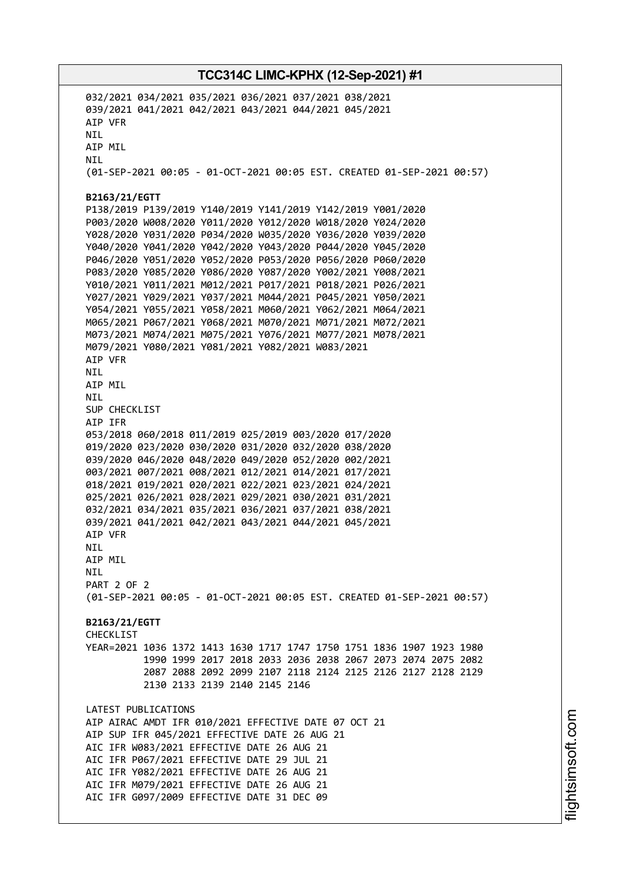032/2021 034/2021 035/2021 036/2021 037/2021 038/2021
039/2021 041/2021 042/2021 043/2021 044/2021 045/2021
AIP VFR
NIL
AIP MIL
NIL
(01-SEP-2021 00:05 - 01-OCT-2021 00:05 EST. CREATED 01-SEP-2021 00:57)

**B2163/21/EGTT**
P138/2019 P139/2019 Y140/2019 Y141/2019 Y142/2019 Y001/2020
P003/2020 W008/2020 Y011/2020 Y012/2020 W018/2020 Y024/2020
Y028/2020 Y031/2020 P034/2020 W035/2020 Y036/2020 Y039/2020
Y040/2020 Y041/2020 Y042/2020 Y043/2020 P044/2020 Y045/2020
P046/2020 Y051/2020 Y052/2020 P053/2020 P056/2020 P060/2020
P083/2020 Y085/2020 Y086/2020 Y087/2020 Y002/2021 Y008/2021
Y010/2021 Y011/2021 M012/2021 P017/2021 P018/2021 P026/2021
Y027/2021 Y029/2021 Y037/2021 M044/2021 P045/2021 Y050/2021
Y054/2021 Y055/2021 Y058/2021 M060/2021 Y062/2021 M064/2021
M065/2021 P067/2021 Y068/2021 M070/2021 M071/2021 M072/2021
M073/2021 M074/2021 M075/2021 Y076/2021 M077/2021 M078/2021
M079/2021 Y080/2021 Y081/2021 Y082/2021 W083/2021
AIP VFR
NIL
AIP MIL
NIL
SUP CHECKLIST
AIP IFR
053/2018 060/2018 011/2019 025/2019 003/2020 017/2020
019/2020 023/2020 030/2020 031/2020 032/2020 038/2020
039/2020 046/2020 048/2020 049/2020 052/2020 002/2021
003/2021 007/2021 008/2021 012/2021 014/2021 017/2021
018/2021 019/2021 020/2021 022/2021 023/2021 024/2021
025/2021 026/2021 028/2021 029/2021 030/2021 031/2021
032/2021 034/2021 035/2021 036/2021 037/2021 038/2021
039/2021 041/2021 042/2021 043/2021 044/2021 045/2021
AIP VFR
NIL
AIP MIL
NIL
PART 2 OF 2
(01-SEP-2021 00:05 - 01-OCT-2021 00:05 EST. CREATED 01-SEP-2021 00:57)

**B2163/21/EGTT**
CHECKLIST
YEAR=2021 1036 1372 1413 1630 1717 1747 1750 1751 1836 1907 1923 1980
1990 1999 2017 2018 2033 2036 2038 2067 2073 2074 2075 2082
2087 2088 2092 2099 2107 2118 2124 2125 2126 2127 2128 2129
2130 2133 2139 2140 2145 2146

LATEST PUBLICATIONS
AIP AIRAC AMDT IFR 010/2021 EFFECTIVE DATE 07 OCT 21
AIP SUP IFR 045/2021 EFFECTIVE DATE 26 AUG 21
AIC IFR W083/2021 EFFECTIVE DATE 26 AUG 21
AIC IFR P067/2021 EFFECTIVE DATE 29 JUL 21
AIC IFR Y082/2021 EFFECTIVE DATE 26 AUG 21
AIC IFR M079/2021 EFFECTIVE DATE 26 AUG 21
AIC IFR G097/2009 EFFECTIVE DATE 31 DEC 09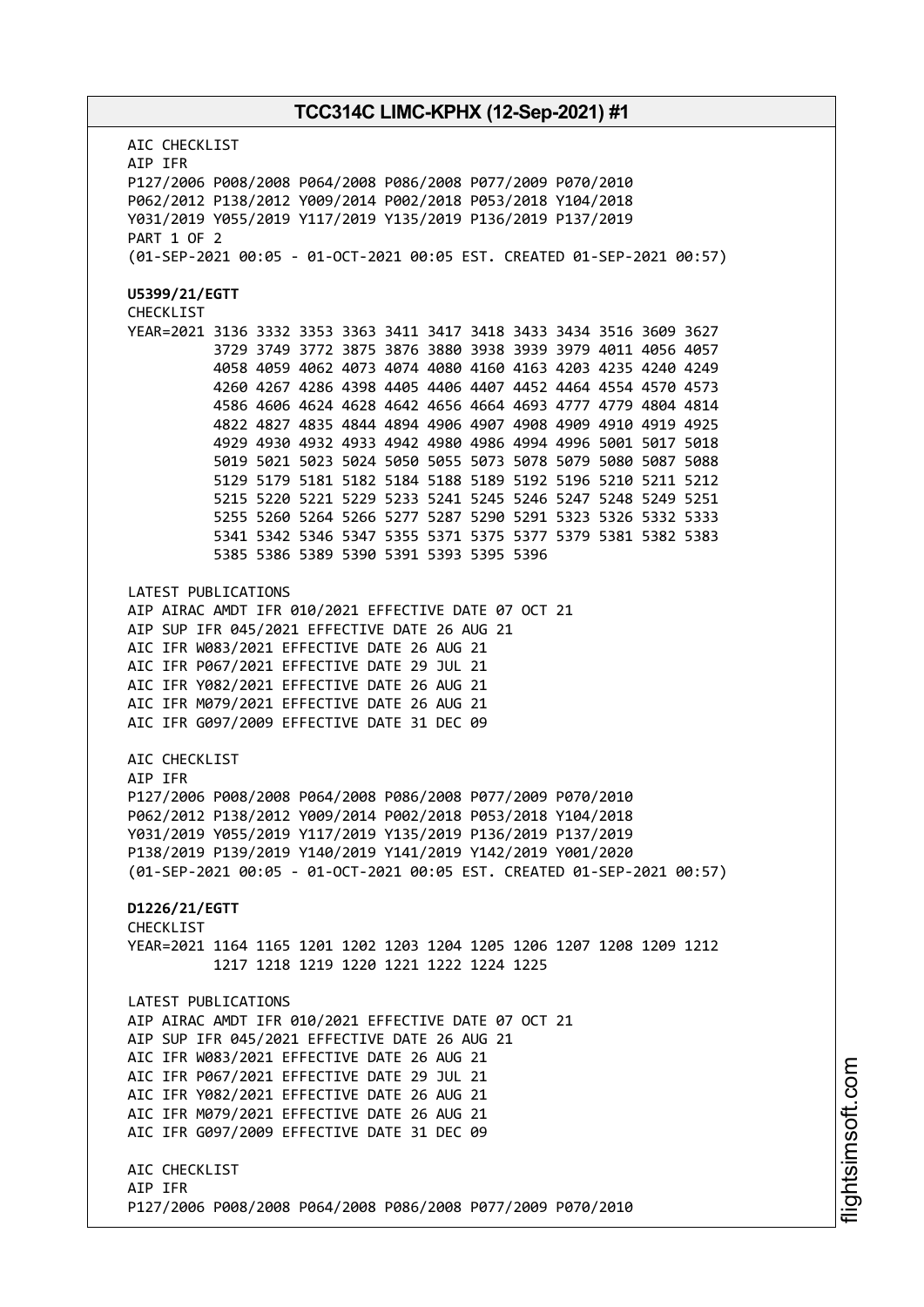AIC CHECKLIST
AIP IFR
P127/2006 P008/2008 P064/2008 P086/2008 P077/2009 P070/2010
P062/2012 P138/2012 Y009/2014 P002/2018 P053/2018 Y104/2018
Y031/2019 Y055/2019 Y117/2019 Y135/2019 P136/2019 P137/2019
PART 1 OF 2
(01-SEP-2021 00:05 - 01-OCT-2021 00:05 EST. CREATED 01-SEP-2021 00:57)

**U5399/21/EGTT**
CHECKLIST
YEAR=2021 3136 3332 3353 3363 3411 3417 3418 3433 3434 3516 3609 3627
3729 3749 3772 3875 3876 3880 3938 3939 3979 4011 4056 4057
4058 4059 4062 4073 4074 4080 4160 4163 4203 4235 4240 4249
4260 4267 4286 4398 4405 4406 4407 4452 4464 4554 4570 4573
4586 4606 4624 4628 4642 4656 4664 4693 4777 4779 4804 4814
4822 4827 4835 4844 4894 4906 4907 4908 4909 4910 4919 4925
4929 4930 4932 4933 4942 4980 4986 4994 4996 5001 5017 5018
5019 5021 5023 5024 5050 5055 5073 5078 5079 5080 5087 5088
5129 5179 5181 5182 5184 5188 5189 5192 5196 5210 5211 5212
5215 5220 5221 5229 5233 5241 5245 5246 5247 5248 5249 5251
5255 5260 5264 5266 5277 5287 5290 5291 5323 5326 5332 5333
5341 5342 5346 5347 5355 5371 5375 5377 5379 5381 5382 5383
5385 5386 5389 5390 5391 5393 5395 5396

LATEST PUBLICATIONS
AIP AIRAC AMDT IFR 010/2021 EFFECTIVE DATE 07 OCT 21
AIP SUP IFR 045/2021 EFFECTIVE DATE 26 AUG 21
AIC IFR W083/2021 EFFECTIVE DATE 26 AUG 21
AIC IFR P067/2021 EFFECTIVE DATE 29 JUL 21
AIC IFR Y082/2021 EFFECTIVE DATE 26 AUG 21
AIC IFR M079/2021 EFFECTIVE DATE 26 AUG 21
AIC IFR G097/2009 EFFECTIVE DATE 31 DEC 09

AIC CHECKLIST
AIP IFR
P127/2006 P008/2008 P064/2008 P086/2008 P077/2009 P070/2010
P062/2012 P138/2012 Y009/2014 P002/2018 P053/2018 Y104/2018
Y031/2019 Y055/2019 Y117/2019 Y135/2019 P136/2019 P137/2019
P138/2019 P139/2019 Y140/2019 Y141/2019 Y142/2019 Y001/2020
(01-SEP-2021 00:05 - 01-OCT-2021 00:05 EST. CREATED 01-SEP-2021 00:57)

**D1226/21/EGTT**
CHECKLIST
YEAR=2021 1164 1165 1201 1202 1203 1204 1205 1206 1207 1208 1209 1212
1217 1218 1219 1220 1221 1222 1224 1225

LATEST PUBLICATIONS
AIP AIRAC AMDT IFR 010/2021 EFFECTIVE DATE 07 OCT 21
AIP SUP IFR 045/2021 EFFECTIVE DATE 26 AUG 21
AIC IFR W083/2021 EFFECTIVE DATE 26 AUG 21
AIC IFR P067/2021 EFFECTIVE DATE 29 JUL 21
AIC IFR Y082/2021 EFFECTIVE DATE 26 AUG 21
AIC IFR M079/2021 EFFECTIVE DATE 26 AUG 21
AIC IFR G097/2009 EFFECTIVE DATE 31 DEC 09

AIC CHECKLIST
AIP IFR
P127/2006 P008/2008 P064/2008 P086/2008 P077/2009 P070/2010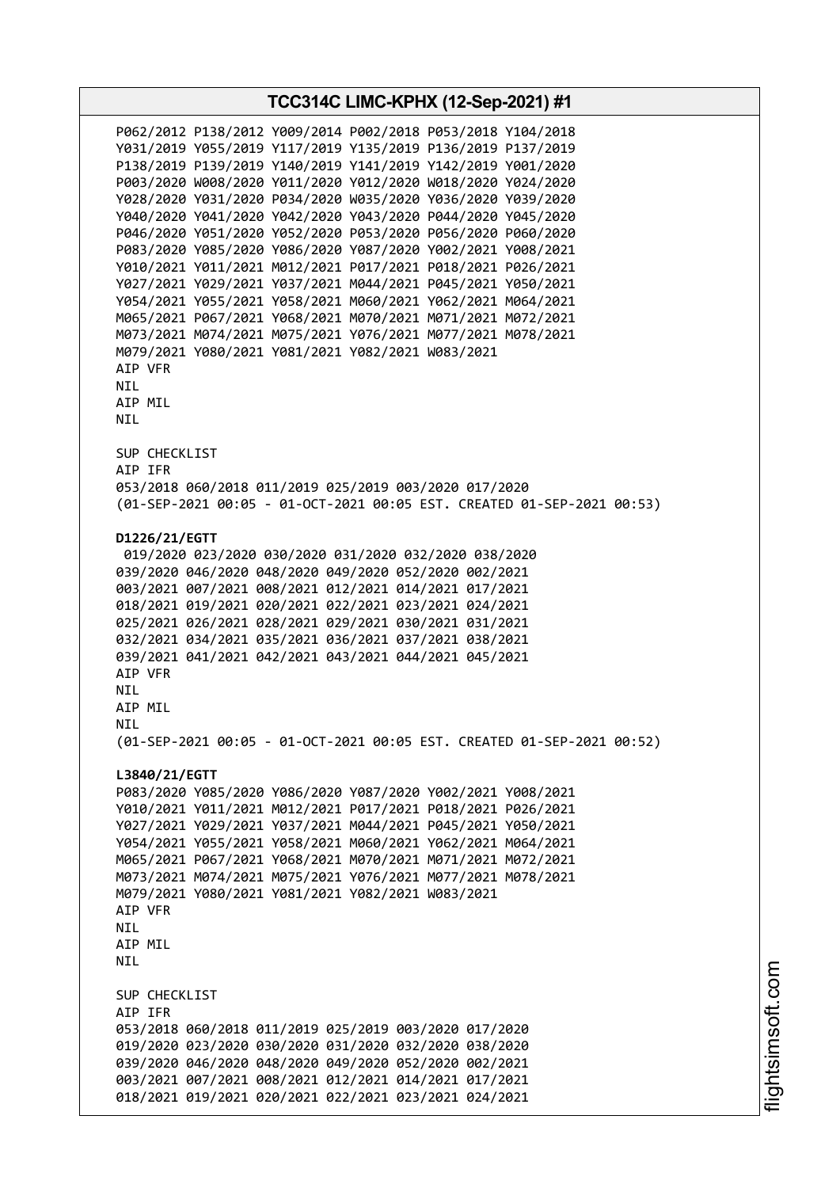P062/2012 P138/2012 Y009/2014 P002/2018 P053/2018 Y104/2018
Y031/2019 Y055/2019 Y117/2019 Y135/2019 P136/2019 P137/2019
P138/2019 P139/2019 Y140/2019 Y141/2019 Y142/2019 Y001/2020
P003/2020 W008/2020 Y011/2020 Y012/2020 W018/2020 Y024/2020
Y028/2020 Y031/2020 P034/2020 W035/2020 Y036/2020 Y039/2020
Y040/2020 Y041/2020 Y042/2020 Y043/2020 P044/2020 Y045/2020
P046/2020 Y051/2020 Y052/2020 P053/2020 P056/2020 P060/2020
P083/2020 Y085/2020 Y086/2020 Y087/2020 Y002/2021 Y008/2021
Y010/2021 Y011/2021 M012/2021 P017/2021 P018/2021 P026/2021
Y027/2021 Y029/2021 Y037/2021 M044/2021 P045/2021 Y050/2021
Y054/2021 Y055/2021 Y058/2021 M060/2021 Y062/2021 M064/2021
M065/2021 P067/2021 Y068/2021 M070/2021 M071/2021 M072/2021
M073/2021 M074/2021 M075/2021 Y076/2021 M077/2021 M078/2021
M079/2021 Y080/2021 Y081/2021 Y082/2021 W083/2021
AIP VFR
NIL
AIP MIL
NIL

SUP CHECKLIST
AIP IFR
053/2018 060/2018 011/2019 025/2019 003/2020 017/2020
(01-SEP-2021 00:05 - 01-OCT-2021 00:05 EST. CREATED 01-SEP-2021 00:53)

**D1226/21/EGTT**
019/2020 023/2020 030/2020 031/2020 032/2020 038/2020
039/2020 046/2020 048/2020 049/2020 052/2020 002/2021
003/2021 007/2021 008/2021 012/2021 014/2021 017/2021
018/2021 019/2021 020/2021 022/2021 023/2021 024/2021
025/2021 026/2021 028/2021 029/2021 030/2021 031/2021
032/2021 034/2021 035/2021 036/2021 037/2021 038/2021
039/2021 041/2021 042/2021 043/2021 044/2021 045/2021
AIP VFR
NIL
AIP MIL
NIL
(01-SEP-2021 00:05 - 01-OCT-2021 00:05 EST. CREATED 01-SEP-2021 00:52)

**L3840/21/EGTT**
P083/2020 Y085/2020 Y086/2020 Y087/2020 Y002/2021 Y008/2021
Y010/2021 Y011/2021 M012/2021 P017/2021 P018/2021 P026/2021
Y027/2021 Y029/2021 Y037/2021 M044/2021 P045/2021 Y050/2021
Y054/2021 Y055/2021 Y058/2021 M060/2021 Y062/2021 M064/2021
M065/2021 P067/2021 Y068/2021 M070/2021 M071/2021 M072/2021
M073/2021 M074/2021 M075/2021 Y076/2021 M077/2021 M078/2021
M079/2021 Y080/2021 Y081/2021 Y082/2021 W083/2021
AIP VFR
NIL
AIP MIL
NIL

SUP CHECKLIST
AIP IFR
053/2018 060/2018 011/2019 025/2019 003/2020 017/2020
019/2020 023/2020 030/2020 031/2020 032/2020 038/2020
039/2020 046/2020 048/2020 049/2020 052/2020 002/2021
003/2021 007/2021 008/2021 012/2021 014/2021 017/2021
018/2021 019/2021 020/2021 022/2021 023/2021 024/2021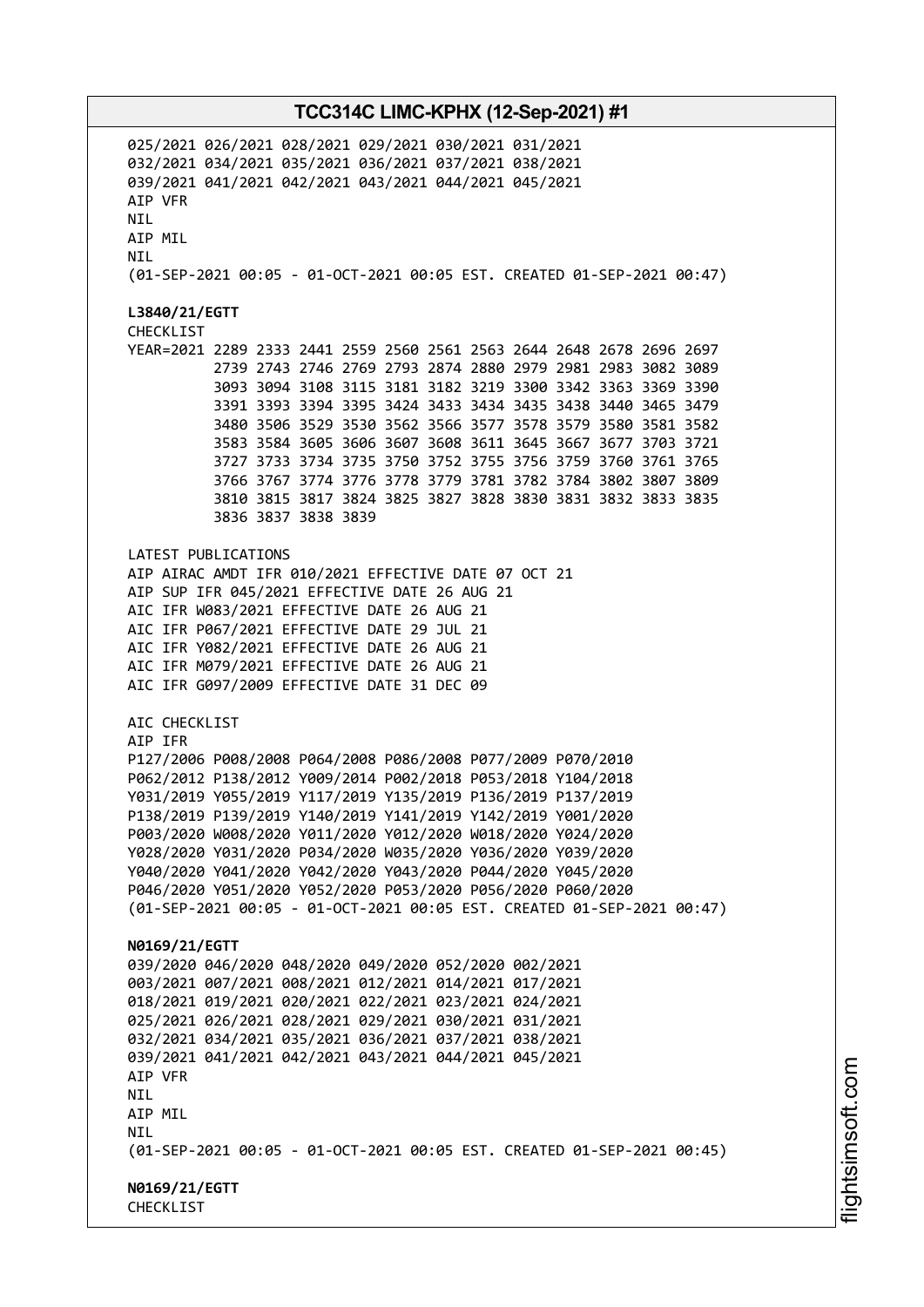025/2021 026/2021 028/2021 029/2021 030/2021 031/2021
032/2021 034/2021 035/2021 036/2021 037/2021 038/2021
039/2021 041/2021 042/2021 043/2021 044/2021 045/2021
AIP VFR
NIL
AIP MIL
NIL
(01-SEP-2021 00:05 - 01-OCT-2021 00:05 EST. CREATED 01-SEP-2021 00:47)

**L3840/21/EGTT**
CHECKLIST
YEAR=2021 2289 2333 2441 2559 2560 2561 2563 2644 2648 2678 2696 2697
2739 2743 2746 2769 2793 2874 2880 2979 2981 2983 3082 3089
3093 3094 3108 3115 3181 3182 3219 3300 3342 3363 3369 3390
3391 3393 3394 3395 3424 3433 3434 3435 3438 3440 3465 3479
3480 3506 3529 3530 3562 3566 3577 3578 3579 3580 3581 3582
3583 3584 3605 3606 3607 3608 3611 3645 3667 3677 3703 3721
3727 3733 3734 3735 3750 3752 3755 3756 3759 3760 3761 3765
3766 3767 3774 3776 3778 3779 3781 3782 3784 3802 3807 3809
3810 3815 3817 3824 3825 3827 3828 3830 3831 3832 3833 3835
3836 3837 3838 3839

LATEST PUBLICATIONS
AIP AIRAC AMDT IFR 010/2021 EFFECTIVE DATE 07 OCT 21
AIP SUP IFR 045/2021 EFFECTIVE DATE 26 AUG 21
AIC IFR W083/2021 EFFECTIVE DATE 26 AUG 21
AIC IFR P067/2021 EFFECTIVE DATE 29 JUL 21
AIC IFR Y082/2021 EFFECTIVE DATE 26 AUG 21
AIC IFR M079/2021 EFFECTIVE DATE 26 AUG 21
AIC IFR G097/2009 EFFECTIVE DATE 31 DEC 09

AIC CHECKLIST
AIP IFR
P127/2006 P008/2008 P064/2008 P086/2008 P077/2009 P070/2010
P062/2012 P138/2012 Y009/2014 P002/2018 P053/2018 Y104/2018
Y031/2019 Y055/2019 Y117/2019 Y135/2019 P136/2019 P137/2019
P138/2019 P139/2019 Y140/2019 Y141/2019 Y142/2019 Y001/2020
P003/2020 W008/2020 Y011/2020 Y012/2020 W018/2020 Y024/2020
Y028/2020 Y031/2020 P034/2020 W035/2020 Y036/2020 Y039/2020
Y040/2020 Y041/2020 Y042/2020 Y043/2020 P044/2020 Y045/2020
P046/2020 Y051/2020 Y052/2020 P053/2020 P056/2020 P060/2020
(01-SEP-2021 00:05 - 01-OCT-2021 00:05 EST. CREATED 01-SEP-2021 00:47)

**N0169/21/EGTT**
039/2020 046/2020 048/2020 049/2020 052/2020 002/2021
003/2021 007/2021 008/2021 012/2021 014/2021 017/2021
018/2021 019/2021 020/2021 022/2021 023/2021 024/2021
025/2021 026/2021 028/2021 029/2021 030/2021 031/2021
032/2021 034/2021 035/2021 036/2021 037/2021 038/2021
039/2021 041/2021 042/2021 043/2021 044/2021 045/2021
AIP VFR
NIL
AIP MIL
NIL
(01-SEP-2021 00:05 - 01-OCT-2021 00:05 EST. CREATED 01-SEP-2021 00:45)

**N0169/21/EGTT**
CHECKLIST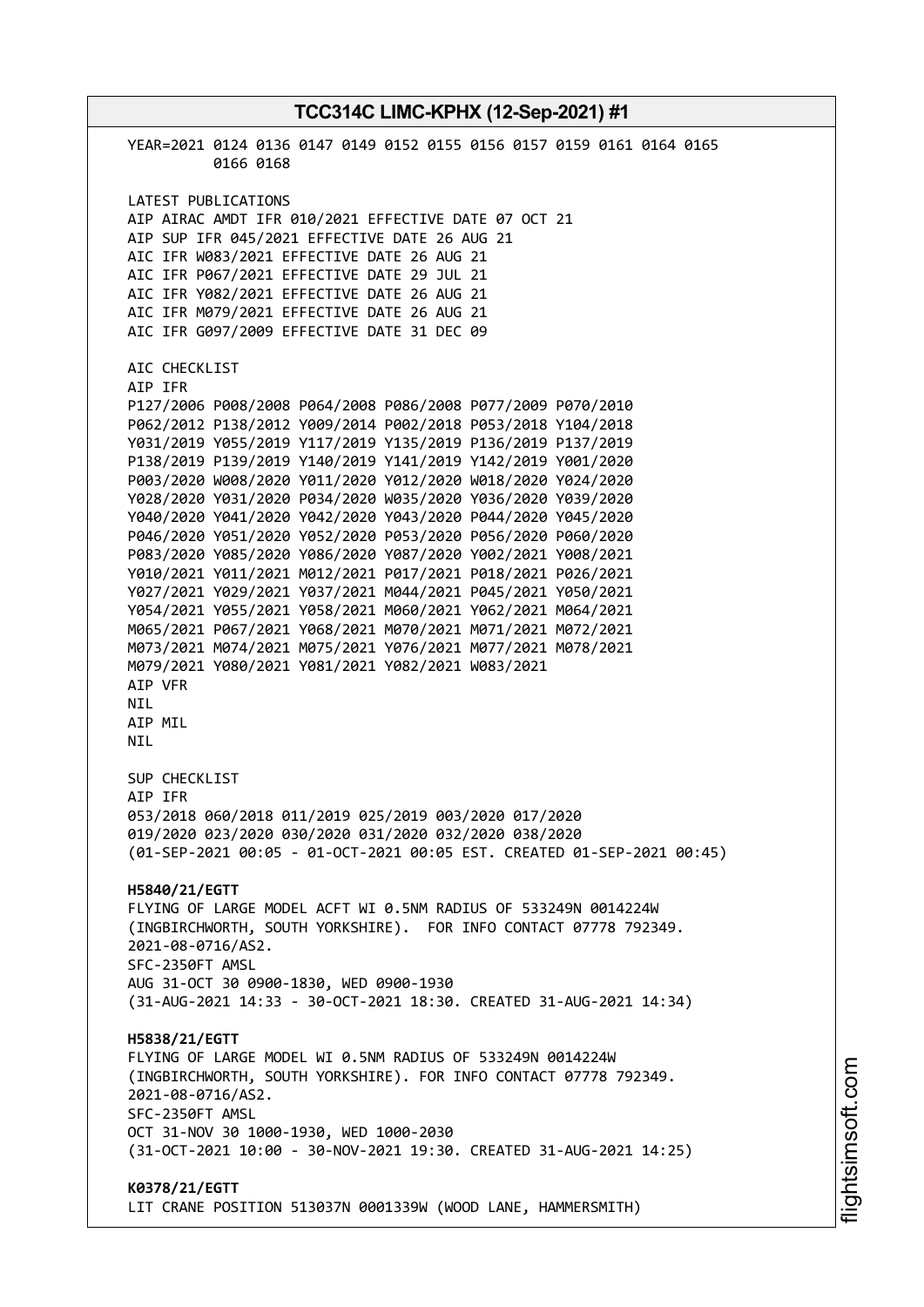YEAR=2021 0124 0136 0147 0149 0152 0155 0156 0157 0159 0161 0164 0165
0166 0168

LATEST PUBLICATIONS
AIP AIRAC AMDT IFR 010/2021 EFFECTIVE DATE 07 OCT 21
AIP SUP IFR 045/2021 EFFECTIVE DATE 26 AUG 21
AIC IFR W083/2021 EFFECTIVE DATE 26 AUG 21
AIC IFR P067/2021 EFFECTIVE DATE 29 JUL 21
AIC IFR Y082/2021 EFFECTIVE DATE 26 AUG 21
AIC IFR M079/2021 EFFECTIVE DATE 26 AUG 21
AIC IFR G097/2009 EFFECTIVE DATE 31 DEC 09

AIC CHECKLIST
AIP IFR
P127/2006 P008/2008 P064/2008 P086/2008 P077/2009 P070/2010
P062/2012 P138/2012 Y009/2014 P002/2018 P053/2018 Y104/2018
Y031/2019 Y055/2019 Y117/2019 Y135/2019 P136/2019 P137/2019
P138/2019 P139/2019 Y140/2019 Y141/2019 Y142/2019 Y001/2020
P003/2020 W008/2020 Y011/2020 Y012/2020 W018/2020 Y024/2020
Y028/2020 Y031/2020 P034/2020 W035/2020 Y036/2020 Y039/2020
Y040/2020 Y041/2020 Y042/2020 Y043/2020 P044/2020 Y045/2020
P046/2020 Y051/2020 Y052/2020 P053/2020 P056/2020 P060/2020
P083/2020 Y085/2020 Y086/2020 Y087/2020 Y002/2021 Y008/2021
Y010/2021 Y011/2021 M012/2021 P017/2021 P018/2021 P026/2021
Y027/2021 Y029/2021 Y037/2021 M044/2021 P045/2021 Y050/2021
Y054/2021 Y055/2021 Y058/2021 M060/2021 Y062/2021 M064/2021
M065/2021 P067/2021 Y068/2021 M070/2021 M071/2021 M072/2021
M073/2021 M074/2021 M075/2021 Y076/2021 M077/2021 M078/2021
M079/2021 Y080/2021 Y081/2021 Y082/2021 W083/2021
AIP VFR
NIL
AIP MIL
NIL

SUP CHECKLIST
AIP IFR
053/2018 060/2018 011/2019 025/2019 003/2020 017/2020
019/2020 023/2020 030/2020 031/2020 032/2020 038/2020
(01-SEP-2021 00:05 - 01-OCT-2021 00:05 EST. CREATED 01-SEP-2021 00:45)

**H5840/21/EGTT**
FLYING OF LARGE MODEL ACFT WI 0.5NM RADIUS OF 533249N 0014224W
(INGBIRCHWORTH, SOUTH YORKSHIRE). FOR INFO CONTACT 07778 792349.
2021-08-0716/AS2.
SFC-2350FT AMSL
AUG 31-OCT 30 0900-1830, WED 0900-1930
(31-AUG-2021 14:33 - 30-OCT-2021 18:30. CREATED 31-AUG-2021 14:34)

**H5838/21/EGTT**
FLYING OF LARGE MODEL WI 0.5NM RADIUS OF 533249N 0014224W
(INGBIRCHWORTH, SOUTH YORKSHIRE). FOR INFO CONTACT 07778 792349.
2021-08-0716/AS2.
SFC-2350FT AMSL
OCT 31-NOV 30 1000-1930, WED 1000-2030
(31-OCT-2021 10:00 - 30-NOV-2021 19:30. CREATED 31-AUG-2021 14:25)

**K0378/21/EGTT**
LIT CRANE POSITION 513037N 0001339W (WOOD LANE, HAMMERSMITH)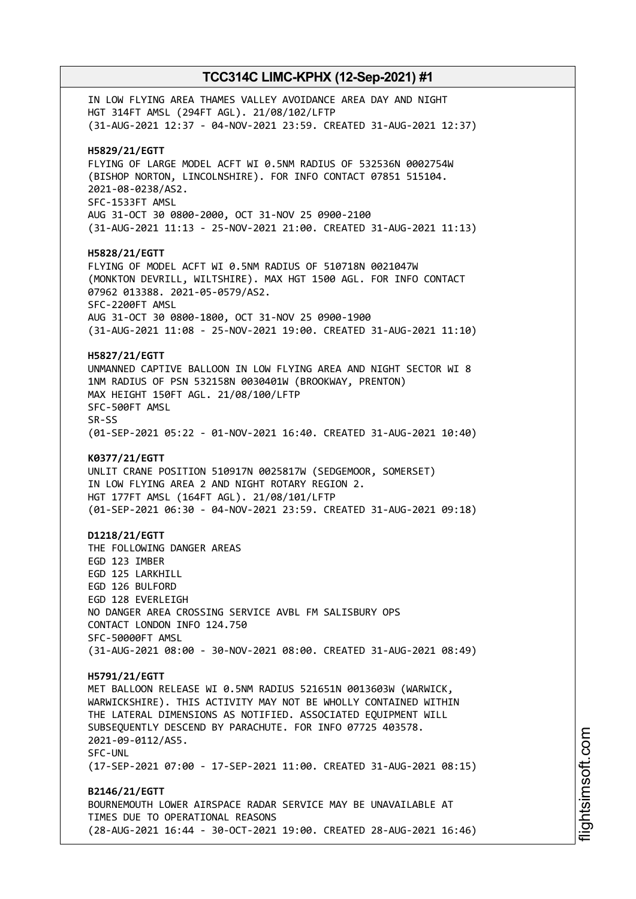IN LOW FLYING AREA THAMES VALLEY AVOIDANCE AREA DAY AND NIGHT
HGT 314FT AMSL (294FT AGL). 21/08/102/LFTP
(31-AUG-2021 12:37 - 04-NOV-2021 23:59. CREATED 31-AUG-2021 12:37)

**H5829/21/EGTT**
FLYING OF LARGE MODEL ACFT WI 0.5NM RADIUS OF 532536N 0002754W
(BISHOP NORTON, LINCOLNSHIRE). FOR INFO CONTACT 07851 515104.
2021-08-0238/AS2.
SFC-1533FT AMSL
AUG 31-OCT 30 0800-2000, OCT 31-NOV 25 0900-2100
(31-AUG-2021 11:13 - 25-NOV-2021 21:00. CREATED 31-AUG-2021 11:13)

**H5828/21/EGTT**
FLYING OF MODEL ACFT WI 0.5NM RADIUS OF 510718N 0021047W
(MONKTON DEVRILL, WILTSHIRE). MAX HGT 1500 AGL. FOR INFO CONTACT
07962 013388. 2021-05-0579/AS2.
SFC-2200FT AMSL
AUG 31-OCT 30 0800-1800, OCT 31-NOV 25 0900-1900
(31-AUG-2021 11:08 - 25-NOV-2021 19:00. CREATED 31-AUG-2021 11:10)

**H5827/21/EGTT**
UNMANNED CAPTIVE BALLOON IN LOW FLYING AREA AND NIGHT SECTOR WI 8
1NM RADIUS OF PSN 532158N 0030401W (BROOKWAY, PRENTON)
MAX HEIGHT 150FT AGL. 21/08/100/LFTP
SFC-500FT AMSL
SR-SS
(01-SEP-2021 05:22 - 01-NOV-2021 16:40. CREATED 31-AUG-2021 10:40)

**K0377/21/EGTT**
UNLIT CRANE POSITION 510917N 0025817W (SEDGEMOOR, SOMERSET)
IN LOW FLYING AREA 2 AND NIGHT ROTARY REGION 2.
HGT 177FT AMSL (164FT AGL). 21/08/101/LFTP
(01-SEP-2021 06:30 - 04-NOV-2021 23:59. CREATED 31-AUG-2021 09:18)

**D1218/21/EGTT**
THE FOLLOWING DANGER AREAS
EGD 123 IMBER
EGD 125 LARKHILL
EGD 126 BULFORD
EGD 128 EVERLEIGH
NO DANGER AREA CROSSING SERVICE AVBL FM SALISBURY OPS
CONTACT LONDON INFO 124.750
SFC-50000FT AMSL
(31-AUG-2021 08:00 - 30-NOV-2021 08:00. CREATED 31-AUG-2021 08:49)

**H5791/21/EGTT**
MET BALLOON RELEASE WI 0.5NM RADIUS 521651N 0013603W (WARWICK,
WARWICKSHIRE). THIS ACTIVITY MAY NOT BE WHOLLY CONTAINED WITHIN
THE LATERAL DIMENSIONS AS NOTIFIED. ASSOCIATED EQUIPMENT WILL
SUBSEQUENTLY DESCEND BY PARACHUTE. FOR INFO 07725 403578.
2021-09-0112/AS5.
SFC-UNL
(17-SEP-2021 07:00 - 17-SEP-2021 11:00. CREATED 31-AUG-2021 08:15)

**B2146/21/EGTT**
BOURNEMOUTH LOWER AIRSPACE RADAR SERVICE MAY BE UNAVAILABLE AT
TIMES DUE TO OPERATIONAL REASONS
(28-AUG-2021 16:44 - 30-OCT-2021 19:00. CREATED 28-AUG-2021 16:46)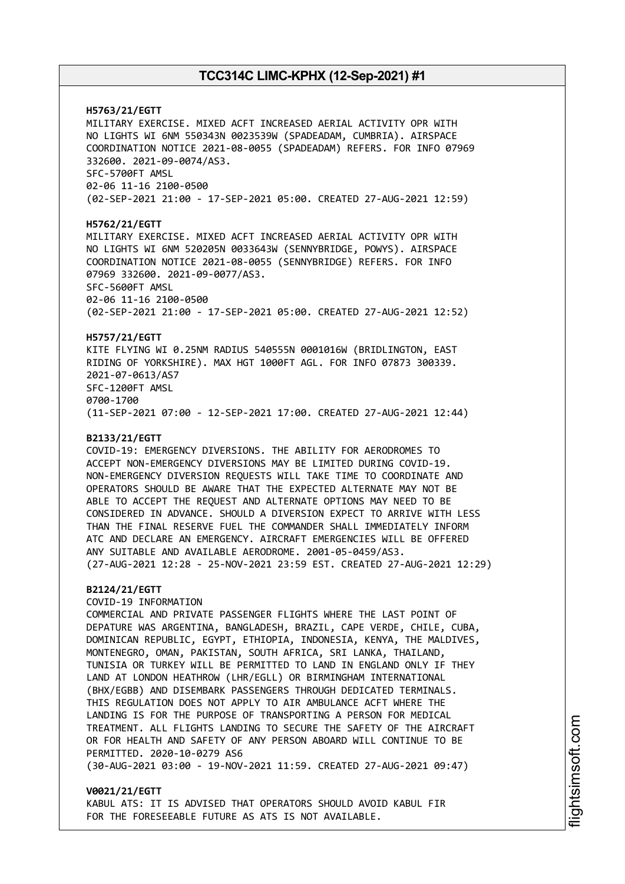**H5763/21/EGTT**
MILITARY EXERCISE. MIXED ACFT INCREASED AERIAL ACTIVITY OPR WITH NO LIGHTS WI 6NM 550343N 0023539W (SPADEADAM, CUMBRIA). AIRSPACE COORDINATION NOTICE 2021-08-0055 (SPADEADAM) REFERS. FOR INFO 07969 332600. 2021-09-0074/AS3.
SFC-5700FT AMSL
02-06 11-16 2100-0500
(02-SEP-2021 21:00 - 17-SEP-2021 05:00. CREATED 27-AUG-2021 12:59)

**H5762/21/EGTT**
MILITARY EXERCISE. MIXED ACFT INCREASED AERIAL ACTIVITY OPR WITH NO LIGHTS WI 6NM 520205N 0033643W (SENNYBRIDGE, POWYS). AIRSPACE COORDINATION NOTICE 2021-08-0055 (SENNYBRIDGE) REFERS. FOR INFO 07969 332600. 2021-09-0077/AS3.
SFC-5600FT AMSL
02-06 11-16 2100-0500
(02-SEP-2021 21:00 - 17-SEP-2021 05:00. CREATED 27-AUG-2021 12:52)

**H5757/21/EGTT**
KITE FLYING WI 0.25NM RADIUS 540555N 0001016W (BRIDLINGTON, EAST RIDING OF YORKSHIRE). MAX HGT 1000FT AGL. FOR INFO 07873 300339. 2021-07-0613/AS7
SFC-1200FT AMSL
0700-1700
(11-SEP-2021 07:00 - 12-SEP-2021 17:00. CREATED 27-AUG-2021 12:44)

**B2133/21/EGTT**
COVID-19: EMERGENCY DIVERSIONS. THE ABILITY FOR AERODROMES TO ACCEPT NON-EMERGENCY DIVERSIONS MAY BE LIMITED DURING COVID-19. NON-EMERGENCY DIVERSION REQUESTS WILL TAKE TIME TO COORDINATE AND OPERATORS SHOULD BE AWARE THAT THE EXPECTED ALTERNATE MAY NOT BE ABLE TO ACCEPT THE REQUEST AND ALTERNATE OPTIONS MAY NEED TO BE CONSIDERED IN ADVANCE. SHOULD A DIVERSION EXPECT TO ARRIVE WITH LESS THAN THE FINAL RESERVE FUEL THE COMMANDER SHALL IMMEDIATELY INFORM ATC AND DECLARE AN EMERGENCY. AIRCRAFT EMERGENCIES WILL BE OFFERED ANY SUITABLE AND AVAILABLE AERODROME. 2001-05-0459/AS3.
(27-AUG-2021 12:28 - 25-NOV-2021 23:59 EST. CREATED 27-AUG-2021 12:29)

**B2124/21/EGTT**
COVID-19 INFORMATION
COMMERCIAL AND PRIVATE PASSENGER FLIGHTS WHERE THE LAST POINT OF DEPATURE WAS ARGENTINA, BANGLADESH, BRAZIL, CAPE VERDE, CHILE, CUBA, DOMINICAN REPUBLIC, EGYPT, ETHIOPIA, INDONESIA, KENYA, THE MALDIVES, MONTENEGRO, OMAN, PAKISTAN, SOUTH AFRICA, SRI LANKA, THAILAND, TUNISIA OR TURKEY WILL BE PERMITTED TO LAND IN ENGLAND ONLY IF THEY LAND AT LONDON HEATHROW (LHR/EGLL) OR BIRMINGHAM INTERNATIONAL (BHX/EGBB) AND DISEMBARK PASSENGERS THROUGH DEDICATED TERMINALS. THIS REGULATION DOES NOT APPLY TO AIR AMBULANCE ACFT WHERE THE LANDING IS FOR THE PURPOSE OF TRANSPORTING A PERSON FOR MEDICAL TREATMENT. ALL FLIGHTS LANDING TO SECURE THE SAFETY OF THE AIRCRAFT OR FOR HEALTH AND SAFETY OF ANY PERSON ABOARD WILL CONTINUE TO BE PERMITTED. 2020-10-0279 AS6
(30-AUG-2021 03:00 - 19-NOV-2021 11:59. CREATED 27-AUG-2021 09:47)

**V0021/21/EGTT**
KABUL ATS: IT IS ADVISED THAT OPERATORS SHOULD AVOID KABUL FIR FOR THE FORESEEABLE FUTURE AS ATS IS NOT AVAILABLE.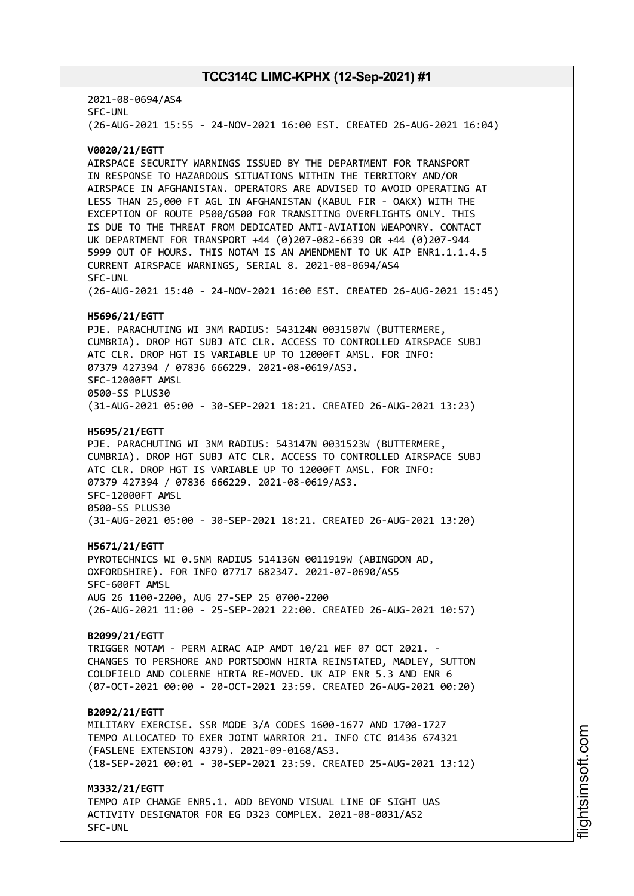2021-08-0694/AS4
SFC-UNL
(26-AUG-2021 15:55 - 24-NOV-2021 16:00 EST. CREATED 26-AUG-2021 16:04)

**V0020/21/EGTT**
AIRSPACE SECURITY WARNINGS ISSUED BY THE DEPARTMENT FOR TRANSPORT
IN RESPONSE TO HAZARDOUS SITUATIONS WITHIN THE TERRITORY AND/OR
AIRSPACE IN AFGHANISTAN. OPERATORS ARE ADVISED TO AVOID OPERATING AT
LESS THAN 25,000 FT AGL IN AFGHANISTAN (KABUL FIR - OAKX) WITH THE
EXCEPTION OF ROUTE P500/G500 FOR TRANSITING OVERFLIGHTS ONLY. THIS
IS DUE TO THE THREAT FROM DEDICATED ANTI-AVIATION WEAPONRY. CONTACT
UK DEPARTMENT FOR TRANSPORT +44 (0)207-082-6639 OR +44 (0)207-944
5999 OUT OF HOURS. THIS NOTAM IS AN AMENDMENT TO UK AIP ENR1.1.1.4.5
CURRENT AIRSPACE WARNINGS, SERIAL 8. 2021-08-0694/AS4
SFC-UNL
(26-AUG-2021 15:40 - 24-NOV-2021 16:00 EST. CREATED 26-AUG-2021 15:45)

**H5696/21/EGTT**
PJE. PARACHUTING WI 3NM RADIUS: 543124N 0031507W (BUTTERMERE,
CUMBRIA). DROP HGT SUBJ ATC CLR. ACCESS TO CONTROLLED AIRSPACE SUBJ
ATC CLR. DROP HGT IS VARIABLE UP TO 12000FT AMSL. FOR INFO:
07379 427394 / 07836 666229. 2021-08-0619/AS3.
SFC-12000FT AMSL
0500-SS PLUS30
(31-AUG-2021 05:00 - 30-SEP-2021 18:21. CREATED 26-AUG-2021 13:23)

**H5695/21/EGTT**
PJE. PARACHUTING WI 3NM RADIUS: 543147N 0031523W (BUTTERMERE,
CUMBRIA). DROP HGT SUBJ ATC CLR. ACCESS TO CONTROLLED AIRSPACE SUBJ
ATC CLR. DROP HGT IS VARIABLE UP TO 12000FT AMSL. FOR INFO:
07379 427394 / 07836 666229. 2021-08-0619/AS3.
SFC-12000FT AMSL
0500-SS PLUS30
(31-AUG-2021 05:00 - 30-SEP-2021 18:21. CREATED 26-AUG-2021 13:20)

**H5671/21/EGTT**
PYROTECHNICS WI 0.5NM RADIUS 514136N 0011919W (ABINGDON AD,
OXFORDSHIRE). FOR INFO 07717 682347. 2021-07-0690/AS5
SFC-600FT AMSL
AUG 26 1100-2200, AUG 27-SEP 25 0700-2200
(26-AUG-2021 11:00 - 25-SEP-2021 22:00. CREATED 26-AUG-2021 10:57)

**B2099/21/EGTT**
TRIGGER NOTAM - PERM AIRAC AIP AMDT 10/21 WEF 07 OCT 2021. -
CHANGES TO PERSHORE AND PORTSDOWN HIRTA REINSTATED, MADLEY, SUTTON
COLDFIELD AND COLERNE HIRTA RE-MOVED. UK AIP ENR 5.3 AND ENR 6
(07-OCT-2021 00:00 - 20-OCT-2021 23:59. CREATED 26-AUG-2021 00:20)

**B2092/21/EGTT**
MILITARY EXERCISE. SSR MODE 3/A CODES 1600-1677 AND 1700-1727
TEMPO ALLOCATED TO EXER JOINT WARRIOR 21. INFO CTC 01436 674321
(FASLENE EXTENSION 4379). 2021-09-0168/AS3.
(18-SEP-2021 00:01 - 30-SEP-2021 23:59. CREATED 25-AUG-2021 13:12)

**M3332/21/EGTT**
TEMPO AIP CHANGE ENR5.1. ADD BEYOND VISUAL LINE OF SIGHT UAS
ACTIVITY DESIGNATOR FOR EG D323 COMPLEX. 2021-08-0031/AS2
SFC-UNL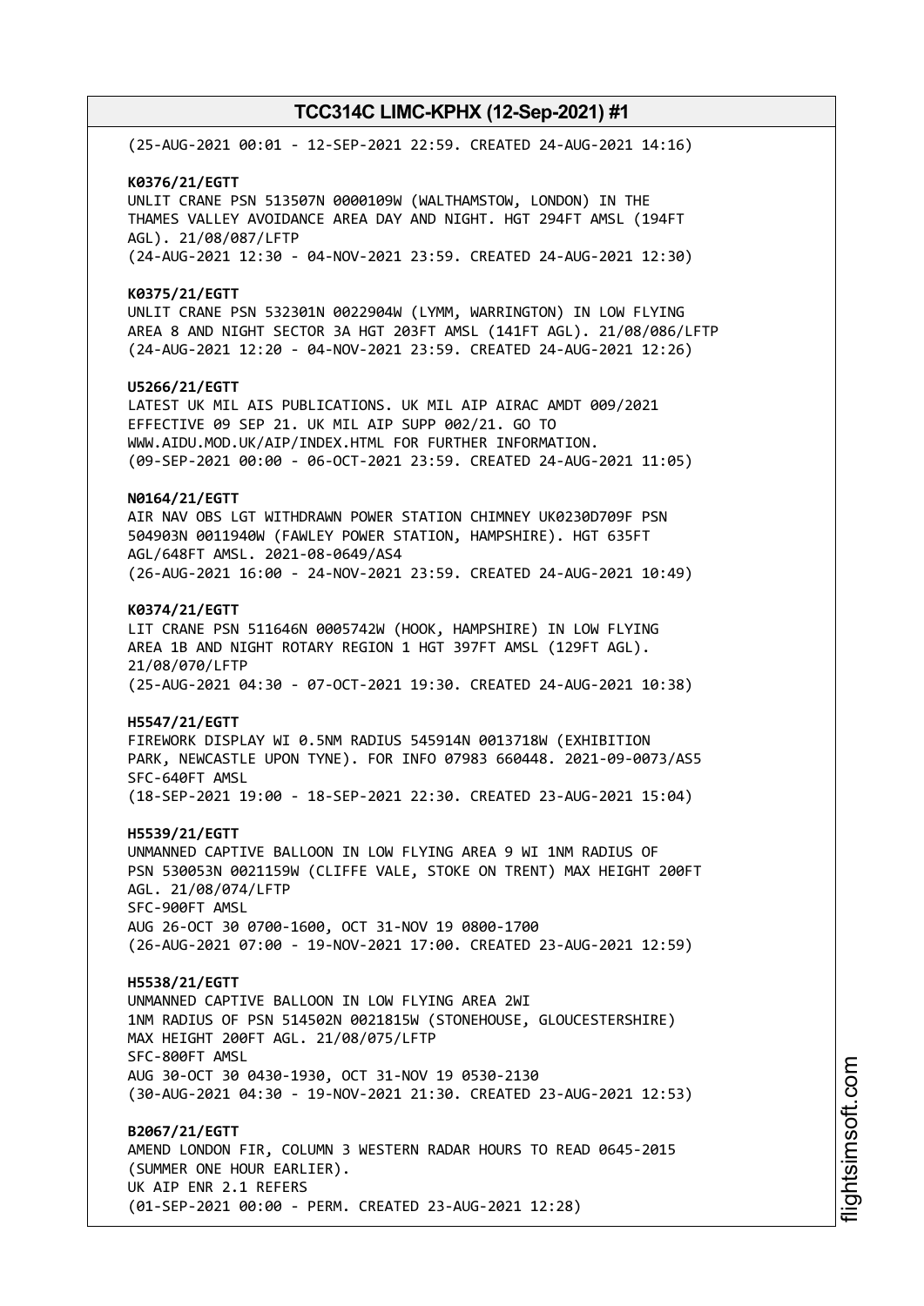(25-AUG-2021 00:01 - 12-SEP-2021 22:59. CREATED 24-AUG-2021 14:16)

**K0376/21/EGTT**
UNLIT CRANE PSN 513507N 0000109W (WALTHAMSTOW, LONDON) IN THE THAMES VALLEY AVOIDANCE AREA DAY AND NIGHT. HGT 294FT AMSL (194FT AGL). 21/08/087/LFTP
(24-AUG-2021 12:30 - 04-NOV-2021 23:59. CREATED 24-AUG-2021 12:30)

**K0375/21/EGTT**
UNLIT CRANE PSN 532301N 0022904W (LYMM, WARRINGTON) IN LOW FLYING AREA 8 AND NIGHT SECTOR 3A HGT 203FT AMSL (141FT AGL). 21/08/086/LFTP
(24-AUG-2021 12:20 - 04-NOV-2021 23:59. CREATED 24-AUG-2021 12:26)

**U5266/21/EGTT**
LATEST UK MIL AIS PUBLICATIONS. UK MIL AIP AIRAC AMDT 009/2021 EFFECTIVE 09 SEP 21. UK MIL AIP SUPP 002/21. GO TO WWW.AIDU.MOD.UK/AIP/INDEX.HTML FOR FURTHER INFORMATION.
(09-SEP-2021 00:00 - 06-OCT-2021 23:59. CREATED 24-AUG-2021 11:05)

**N0164/21/EGTT**
AIR NAV OBS LGT WITHDRAWN POWER STATION CHIMNEY UK0230D709F PSN 504903N 0011940W (FAWLEY POWER STATION, HAMPSHIRE). HGT 635FT AGL/648FT AMSL. 2021-08-0649/AS4
(26-AUG-2021 16:00 - 24-NOV-2021 23:59. CREATED 24-AUG-2021 10:49)

**K0374/21/EGTT**
LIT CRANE PSN 511646N 0005742W (HOOK, HAMPSHIRE) IN LOW FLYING AREA 1B AND NIGHT ROTARY REGION 1 HGT 397FT AMSL (129FT AGL). 21/08/070/LFTP
(25-AUG-2021 04:30 - 07-OCT-2021 19:30. CREATED 24-AUG-2021 10:38)

**H5547/21/EGTT**
FIREWORK DISPLAY WI 0.5NM RADIUS 545914N 0013718W (EXHIBITION PARK, NEWCASTLE UPON TYNE). FOR INFO 07983 660448. 2021-09-0073/AS5
SFC-640FT AMSL
(18-SEP-2021 19:00 - 18-SEP-2021 22:30. CREATED 23-AUG-2021 15:04)

**H5539/21/EGTT**
UNMANNED CAPTIVE BALLOON IN LOW FLYING AREA 9 WI 1NM RADIUS OF PSN 530053N 0021159W (CLIFFE VALE, STOKE ON TRENT) MAX HEIGHT 200FT AGL. 21/08/074/LFTP
SFC-900FT AMSL
AUG 26-OCT 30 0700-1600, OCT 31-NOV 19 0800-1700
(26-AUG-2021 07:00 - 19-NOV-2021 17:00. CREATED 23-AUG-2021 12:59)

**H5538/21/EGTT**
UNMANNED CAPTIVE BALLOON IN LOW FLYING AREA 2WI 1NM RADIUS OF PSN 514502N 0021815W (STONEHOUSE, GLOUCESTERSHIRE) MAX HEIGHT 200FT AGL. 21/08/075/LFTP
SFC-800FT AMSL
AUG 30-OCT 30 0430-1930, OCT 31-NOV 19 0530-2130
(30-AUG-2021 04:30 - 19-NOV-2021 21:30. CREATED 23-AUG-2021 12:53)

**B2067/21/EGTT**
AMEND LONDON FIR, COLUMN 3 WESTERN RADAR HOURS TO READ 0645-2015 (SUMMER ONE HOUR EARLIER).
UK AIP ENR 2.1 REFERS
(01-SEP-2021 00:00 - PERM. CREATED 23-AUG-2021 12:28)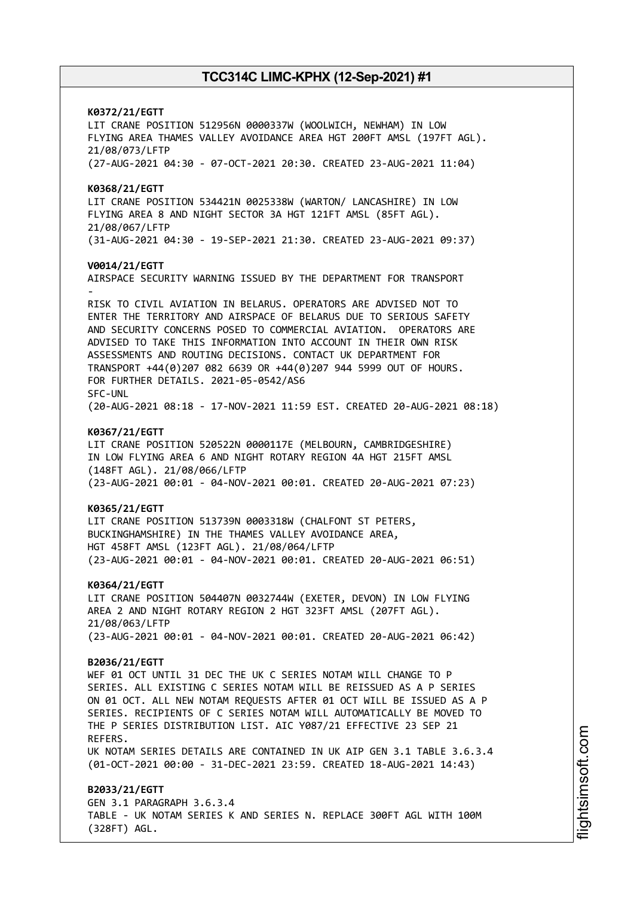**K0372/21/EGTT**
LIT CRANE POSITION 512956N 0000337W (WOOLWICH, NEWHAM) IN LOW FLYING AREA THAMES VALLEY AVOIDANCE AREA HGT 200FT AMSL (197FT AGL). 21/08/073/LFTP
(27-AUG-2021 04:30 - 07-OCT-2021 20:30. CREATED 23-AUG-2021 11:04)

**K0368/21/EGTT**
LIT CRANE POSITION 534421N 0025338W (WARTON/ LANCASHIRE) IN LOW FLYING AREA 8 AND NIGHT SECTOR 3A HGT 121FT AMSL (85FT AGL). 21/08/067/LFTP
(31-AUG-2021 04:30 - 19-SEP-2021 21:30. CREATED 23-AUG-2021 09:37)

**V0014/21/EGTT**
AIRSPACE SECURITY WARNING ISSUED BY THE DEPARTMENT FOR TRANSPORT
-
RISK TO CIVIL AVIATION IN BELARUS. OPERATORS ARE ADVISED NOT TO ENTER THE TERRITORY AND AIRSPACE OF BELARUS DUE TO SERIOUS SAFETY AND SECURITY CONCERNS POSED TO COMMERCIAL AVIATION. OPERATORS ARE ADVISED TO TAKE THIS INFORMATION INTO ACCOUNT IN THEIR OWN RISK ASSESSMENTS AND ROUTING DECISIONS. CONTACT UK DEPARTMENT FOR TRANSPORT +44(0)207 082 6639 OR +44(0)207 944 5999 OUT OF HOURS. FOR FURTHER DETAILS. 2021-05-0542/AS6
SFC-UNL
(20-AUG-2021 08:18 - 17-NOV-2021 11:59 EST. CREATED 20-AUG-2021 08:18)

**K0367/21/EGTT**
LIT CRANE POSITION 520522N 0000117E (MELBOURN, CAMBRIDGESHIRE) IN LOW FLYING AREA 6 AND NIGHT ROTARY REGION 4A HGT 215FT AMSL (148FT AGL). 21/08/066/LFTP
(23-AUG-2021 00:01 - 04-NOV-2021 00:01. CREATED 20-AUG-2021 07:23)

**K0365/21/EGTT**
LIT CRANE POSITION 513739N 0003318W (CHALFONT ST PETERS, BUCKINGHAMSHIRE) IN THE THAMES VALLEY AVOIDANCE AREA, HGT 458FT AMSL (123FT AGL). 21/08/064/LFTP
(23-AUG-2021 00:01 - 04-NOV-2021 00:01. CREATED 20-AUG-2021 06:51)

**K0364/21/EGTT**
LIT CRANE POSITION 504407N 0032744W (EXETER, DEVON) IN LOW FLYING AREA 2 AND NIGHT ROTARY REGION 2 HGT 323FT AMSL (207FT AGL). 21/08/063/LFTP
(23-AUG-2021 00:01 - 04-NOV-2021 00:01. CREATED 20-AUG-2021 06:42)

**B2036/21/EGTT**
WEF 01 OCT UNTIL 31 DEC THE UK C SERIES NOTAM WILL CHANGE TO P SERIES. ALL EXISTING C SERIES NOTAM WILL BE REISSUED AS A P SERIES ON 01 OCT. ALL NEW NOTAM REQUESTS AFTER 01 OCT WILL BE ISSUED AS A P SERIES. RECIPIENTS OF C SERIES NOTAM WILL AUTOMATICALLY BE MOVED TO THE P SERIES DISTRIBUTION LIST. AIC Y087/21 EFFECTIVE 23 SEP 21 REFERS.
UK NOTAM SERIES DETAILS ARE CONTAINED IN UK AIP GEN 3.1 TABLE 3.6.3.4
(01-OCT-2021 00:00 - 31-DEC-2021 23:59. CREATED 18-AUG-2021 14:43)

**B2033/21/EGTT**
GEN 3.1 PARAGRAPH 3.6.3.4
TABLE - UK NOTAM SERIES K AND SERIES N. REPLACE 300FT AGL WITH 100M (328FT) AGL.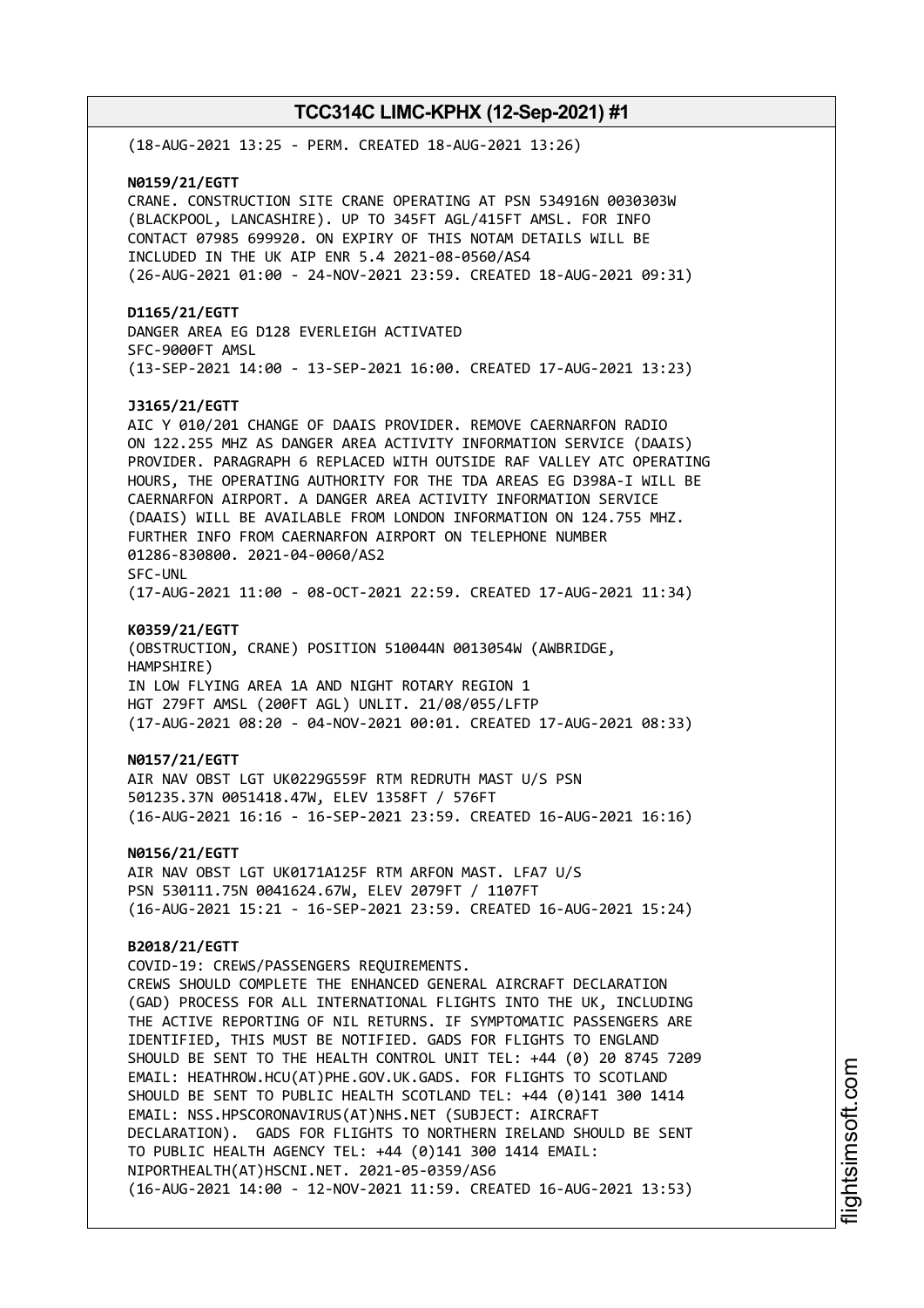(18-AUG-2021 13:25 - PERM. CREATED 18-AUG-2021 13:26)

**N0159/21/EGTT**
CRANE. CONSTRUCTION SITE CRANE OPERATING AT PSN 534916N 0030303W (BLACKPOOL, LANCASHIRE). UP TO 345FT AGL/415FT AMSL. FOR INFO CONTACT 07985 699920. ON EXPIRY OF THIS NOTAM DETAILS WILL BE INCLUDED IN THE UK AIP ENR 5.4 2021-08-0560/AS4
(26-AUG-2021 01:00 - 24-NOV-2021 23:59. CREATED 18-AUG-2021 09:31)

**D1165/21/EGTT**
DANGER AREA EG D128 EVERLEIGH ACTIVATED
SFC-9000FT AMSL
(13-SEP-2021 14:00 - 13-SEP-2021 16:00. CREATED 17-AUG-2021 13:23)

**J3165/21/EGTT**
AIC Y 010/201 CHANGE OF DAAIS PROVIDER. REMOVE CAERNARFON RADIO ON 122.255 MHZ AS DANGER AREA ACTIVITY INFORMATION SERVICE (DAAIS) PROVIDER. PARAGRAPH 6 REPLACED WITH OUTSIDE RAF VALLEY ATC OPERATING HOURS, THE OPERATING AUTHORITY FOR THE TDA AREAS EG D398A-I WILL BE CAERNARFON AIRPORT. A DANGER AREA ACTIVITY INFORMATION SERVICE (DAAIS) WILL BE AVAILABLE FROM LONDON INFORMATION ON 124.755 MHZ. FURTHER INFO FROM CAERNARFON AIRPORT ON TELEPHONE NUMBER 01286-830800. 2021-04-0060/AS2
SFC-UNL
(17-AUG-2021 11:00 - 08-OCT-2021 22:59. CREATED 17-AUG-2021 11:34)

**K0359/21/EGTT**
(OBSTRUCTION, CRANE) POSITION 510044N 0013054W (AWBRIDGE, HAMPSHIRE)
IN LOW FLYING AREA 1A AND NIGHT ROTARY REGION 1
HGT 279FT AMSL (200FT AGL) UNLIT. 21/08/055/LFTP
(17-AUG-2021 08:20 - 04-NOV-2021 00:01. CREATED 17-AUG-2021 08:33)

**N0157/21/EGTT**
AIR NAV OBST LGT UK0229G559F RTM REDRUTH MAST U/S PSN 501235.37N 0051418.47W, ELEV 1358FT / 576FT
(16-AUG-2021 16:16 - 16-SEP-2021 23:59. CREATED 16-AUG-2021 16:16)

**N0156/21/EGTT**
AIR NAV OBST LGT UK0171A125F RTM ARFON MAST. LFA7 U/S
PSN 530111.75N 0041624.67W, ELEV 2079FT / 1107FT
(16-AUG-2021 15:21 - 16-SEP-2021 23:59. CREATED 16-AUG-2021 15:24)

**B2018/21/EGTT**
COVID-19: CREWS/PASSENGERS REQUIREMENTS.
CREWS SHOULD COMPLETE THE ENHANCED GENERAL AIRCRAFT DECLARATION (GAD) PROCESS FOR ALL INTERNATIONAL FLIGHTS INTO THE UK, INCLUDING THE ACTIVE REPORTING OF NIL RETURNS. IF SYMPTOMATIC PASSENGERS ARE IDENTIFIED, THIS MUST BE NOTIFIED. GADS FOR FLIGHTS TO ENGLAND SHOULD BE SENT TO THE HEALTH CONTROL UNIT TEL: +44 (0) 20 8745 7209 EMAIL: HEATHROW.HCU(AT)PHE.GOV.UK.GADS. FOR FLIGHTS TO SCOTLAND SHOULD BE SENT TO PUBLIC HEALTH SCOTLAND TEL: +44 (0)141 300 1414 EMAIL: NSS.HPSCORONAVIRUS(AT)NHS.NET (SUBJECT: AIRCRAFT DECLARATION). GADS FOR FLIGHTS TO NORTHERN IRELAND SHOULD BE SENT TO PUBLIC HEALTH AGENCY TEL: +44 (0)141 300 1414 EMAIL: NIPORTHEALTH(AT)HSCNI.NET. 2021-05-0359/AS6
(16-AUG-2021 14:00 - 12-NOV-2021 11:59. CREATED 16-AUG-2021 13:53)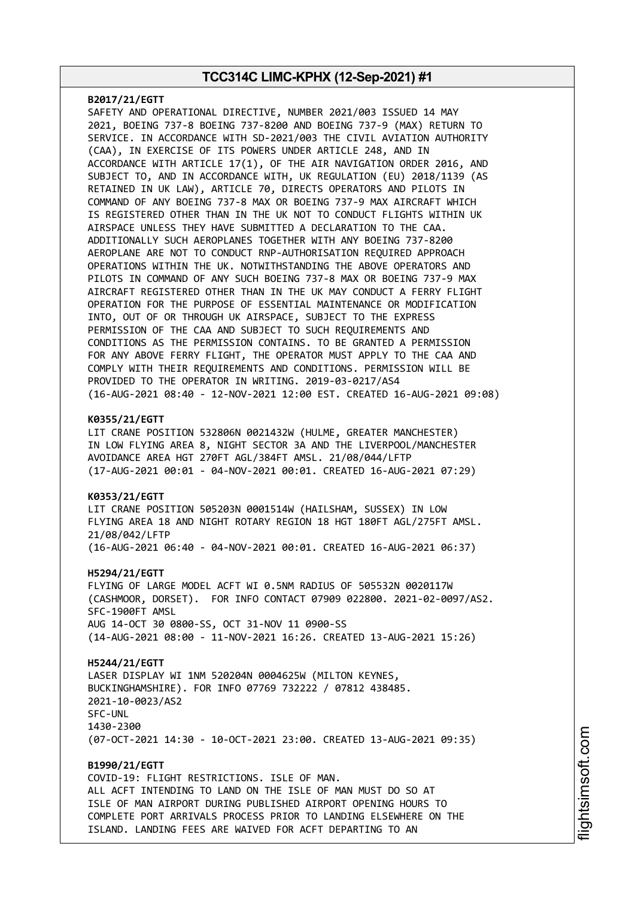**B2017/21/EGTT**
SAFETY AND OPERATIONAL DIRECTIVE, NUMBER 2021/003 ISSUED 14 MAY 2021, BOEING 737-8 BOEING 737-8200 AND BOEING 737-9 (MAX) RETURN TO SERVICE. IN ACCORDANCE WITH SD-2021/003 THE CIVIL AVIATION AUTHORITY (CAA), IN EXERCISE OF ITS POWERS UNDER ARTICLE 248, AND IN ACCORDANCE WITH ARTICLE 17(1), OF THE AIR NAVIGATION ORDER 2016, AND SUBJECT TO, AND IN ACCORDANCE WITH, UK REGULATION (EU) 2018/1139 (AS RETAINED IN UK LAW), ARTICLE 70, DIRECTS OPERATORS AND PILOTS IN COMMAND OF ANY BOEING 737-8 MAX OR BOEING 737-9 MAX AIRCRAFT WHICH IS REGISTERED OTHER THAN IN THE UK NOT TO CONDUCT FLIGHTS WITHIN UK AIRSPACE UNLESS THEY HAVE SUBMITTED A DECLARATION TO THE CAA. ADDITIONALLY SUCH AEROPLANES TOGETHER WITH ANY BOEING 737-8200 AEROPLANE ARE NOT TO CONDUCT RNP-AUTHORISATION REQUIRED APPROACH OPERATIONS WITHIN THE UK. NOTWITHSTANDING THE ABOVE OPERATORS AND PILOTS IN COMMAND OF ANY SUCH BOEING 737-8 MAX OR BOEING 737-9 MAX AIRCRAFT REGISTERED OTHER THAN IN THE UK MAY CONDUCT A FERRY FLIGHT OPERATION FOR THE PURPOSE OF ESSENTIAL MAINTENANCE OR MODIFICATION INTO, OUT OF OR THROUGH UK AIRSPACE, SUBJECT TO THE EXPRESS PERMISSION OF THE CAA AND SUBJECT TO SUCH REQUIREMENTS AND CONDITIONS AS THE PERMISSION CONTAINS. TO BE GRANTED A PERMISSION FOR ANY ABOVE FERRY FLIGHT, THE OPERATOR MUST APPLY TO THE CAA AND COMPLY WITH THEIR REQUIREMENTS AND CONDITIONS. PERMISSION WILL BE PROVIDED TO THE OPERATOR IN WRITING. 2019-03-0217/AS4
(16-AUG-2021 08:40 - 12-NOV-2021 12:00 EST. CREATED 16-AUG-2021 09:08)

**K0355/21/EGTT**
LIT CRANE POSITION 532806N 0021432W (HULME, GREATER MANCHESTER) IN LOW FLYING AREA 8, NIGHT SECTOR 3A AND THE LIVERPOOL/MANCHESTER AVOIDANCE AREA HGT 270FT AGL/384FT AMSL. 21/08/044/LFTP
(17-AUG-2021 00:01 - 04-NOV-2021 00:01. CREATED 16-AUG-2021 07:29)

**K0353/21/EGTT**
LIT CRANE POSITION 505203N 0001514W (HAILSHAM, SUSSEX) IN LOW FLYING AREA 18 AND NIGHT ROTARY REGION 18 HGT 180FT AGL/275FT AMSL. 21/08/042/LFTP
(16-AUG-2021 06:40 - 04-NOV-2021 00:01. CREATED 16-AUG-2021 06:37)

**H5294/21/EGTT**
FLYING OF LARGE MODEL ACFT WI 0.5NM RADIUS OF 505532N 0020117W (CASHMOOR, DORSET). FOR INFO CONTACT 07909 022800. 2021-02-0097/AS2.
SFC-1900FT AMSL
AUG 14-OCT 30 0800-SS, OCT 31-NOV 11 0900-SS
(14-AUG-2021 08:00 - 11-NOV-2021 16:26. CREATED 13-AUG-2021 15:26)

**H5244/21/EGTT**
LASER DISPLAY WI 1NM 520204N 0004625W (MILTON KEYNES, BUCKINGHAMSHIRE). FOR INFO 07769 732222 / 07812 438485.
2021-10-0023/AS2
SFC-UNL
1430-2300
(07-OCT-2021 14:30 - 10-OCT-2021 23:00. CREATED 13-AUG-2021 09:35)

**B1990/21/EGTT**
COVID-19: FLIGHT RESTRICTIONS. ISLE OF MAN.
ALL ACFT INTENDING TO LAND ON THE ISLE OF MAN MUST DO SO AT ISLE OF MAN AIRPORT DURING PUBLISHED AIRPORT OPENING HOURS TO COMPLETE PORT ARRIVALS PROCESS PRIOR TO LANDING ELSEWHERE ON THE ISLAND. LANDING FEES ARE WAIVED FOR ACFT DEPARTING TO AN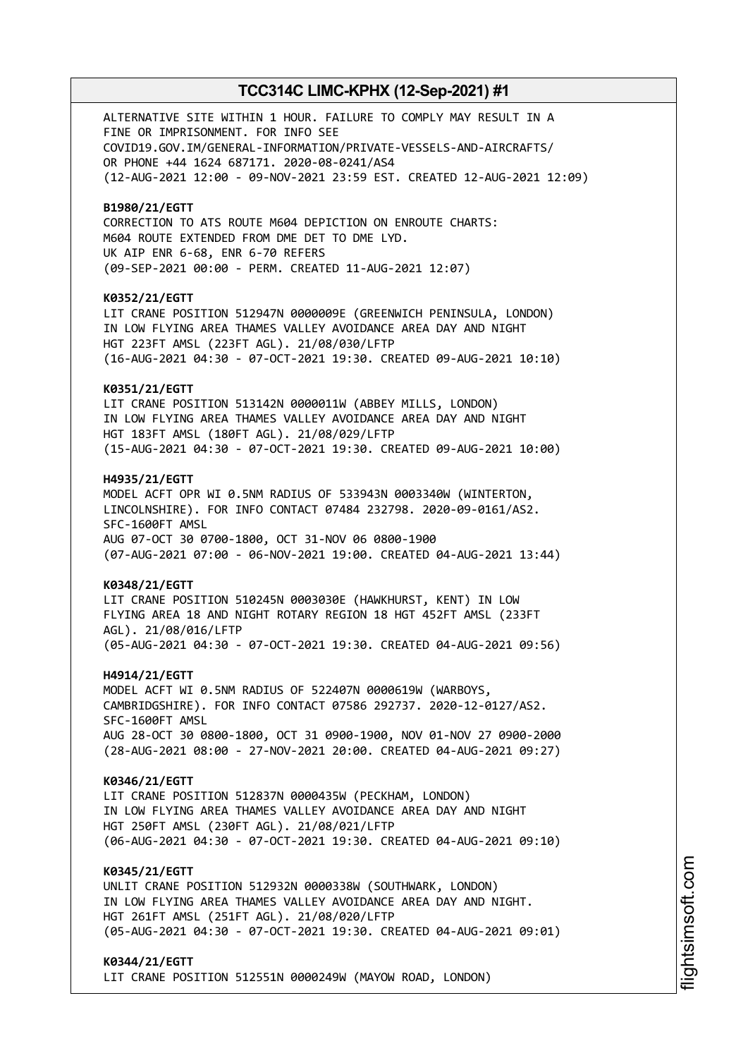ALTERNATIVE SITE WITHIN 1 HOUR. FAILURE TO COMPLY MAY RESULT IN A FINE OR IMPRISONMENT. FOR INFO SEE COVID19.GOV.IM/GENERAL-INFORMATION/PRIVATE-VESSELS-AND-AIRCRAFTS/ OR PHONE +44 1624 687171. 2020-08-0241/AS4
(12-AUG-2021 12:00 - 09-NOV-2021 23:59 EST. CREATED 12-AUG-2021 12:09)

**B1980/21/EGTT**
CORRECTION TO ATS ROUTE M604 DEPICTION ON ENROUTE CHARTS:
M604 ROUTE EXTENDED FROM DME DET TO DME LYD.
UK AIP ENR 6-68, ENR 6-70 REFERS
(09-SEP-2021 00:00 - PERM. CREATED 11-AUG-2021 12:07)

**K0352/21/EGTT**
LIT CRANE POSITION 512947N 0000009E (GREENWICH PENINSULA, LONDON) IN LOW FLYING AREA THAMES VALLEY AVOIDANCE AREA DAY AND NIGHT HGT 223FT AMSL (223FT AGL). 21/08/030/LFTP
(16-AUG-2021 04:30 - 07-OCT-2021 19:30. CREATED 09-AUG-2021 10:10)

**K0351/21/EGTT**
LIT CRANE POSITION 513142N 0000011W (ABBEY MILLS, LONDON) IN LOW FLYING AREA THAMES VALLEY AVOIDANCE AREA DAY AND NIGHT HGT 183FT AMSL (180FT AGL). 21/08/029/LFTP
(15-AUG-2021 04:30 - 07-OCT-2021 19:30. CREATED 09-AUG-2021 10:00)

**H4935/21/EGTT**
MODEL ACFT OPR WI 0.5NM RADIUS OF 533943N 0003340W (WINTERTON, LINCOLNSHIRE). FOR INFO CONTACT 07484 232798. 2020-09-0161/AS2.
SFC-1600FT AMSL
AUG 07-OCT 30 0700-1800, OCT 31-NOV 06 0800-1900
(07-AUG-2021 07:00 - 06-NOV-2021 19:00. CREATED 04-AUG-2021 13:44)

**K0348/21/EGTT**
LIT CRANE POSITION 510245N 0003030E (HAWKHURST, KENT) IN LOW FLYING AREA 18 AND NIGHT ROTARY REGION 18 HGT 452FT AMSL (233FT AGL). 21/08/016/LFTP
(05-AUG-2021 04:30 - 07-OCT-2021 19:30. CREATED 04-AUG-2021 09:56)

**H4914/21/EGTT**
MODEL ACFT WI 0.5NM RADIUS OF 522407N 0000619W (WARBOYS, CAMBRIDGSHIRE). FOR INFO CONTACT 07586 292737. 2020-12-0127/AS2.
SFC-1600FT AMSL
AUG 28-OCT 30 0800-1800, OCT 31 0900-1900, NOV 01-NOV 27 0900-2000
(28-AUG-2021 08:00 - 27-NOV-2021 20:00. CREATED 04-AUG-2021 09:27)

**K0346/21/EGTT**
LIT CRANE POSITION 512837N 0000435W (PECKHAM, LONDON) IN LOW FLYING AREA THAMES VALLEY AVOIDANCE AREA DAY AND NIGHT HGT 250FT AMSL (230FT AGL). 21/08/021/LFTP
(06-AUG-2021 04:30 - 07-OCT-2021 19:30. CREATED 04-AUG-2021 09:10)

**K0345/21/EGTT**
UNLIT CRANE POSITION 512932N 0000338W (SOUTHWARK, LONDON) IN LOW FLYING AREA THAMES VALLEY AVOIDANCE AREA DAY AND NIGHT. HGT 261FT AMSL (251FT AGL). 21/08/020/LFTP
(05-AUG-2021 04:30 - 07-OCT-2021 19:30. CREATED 04-AUG-2021 09:01)

**K0344/21/EGTT**
LIT CRANE POSITION 512551N 0000249W (MAYOW ROAD, LONDON)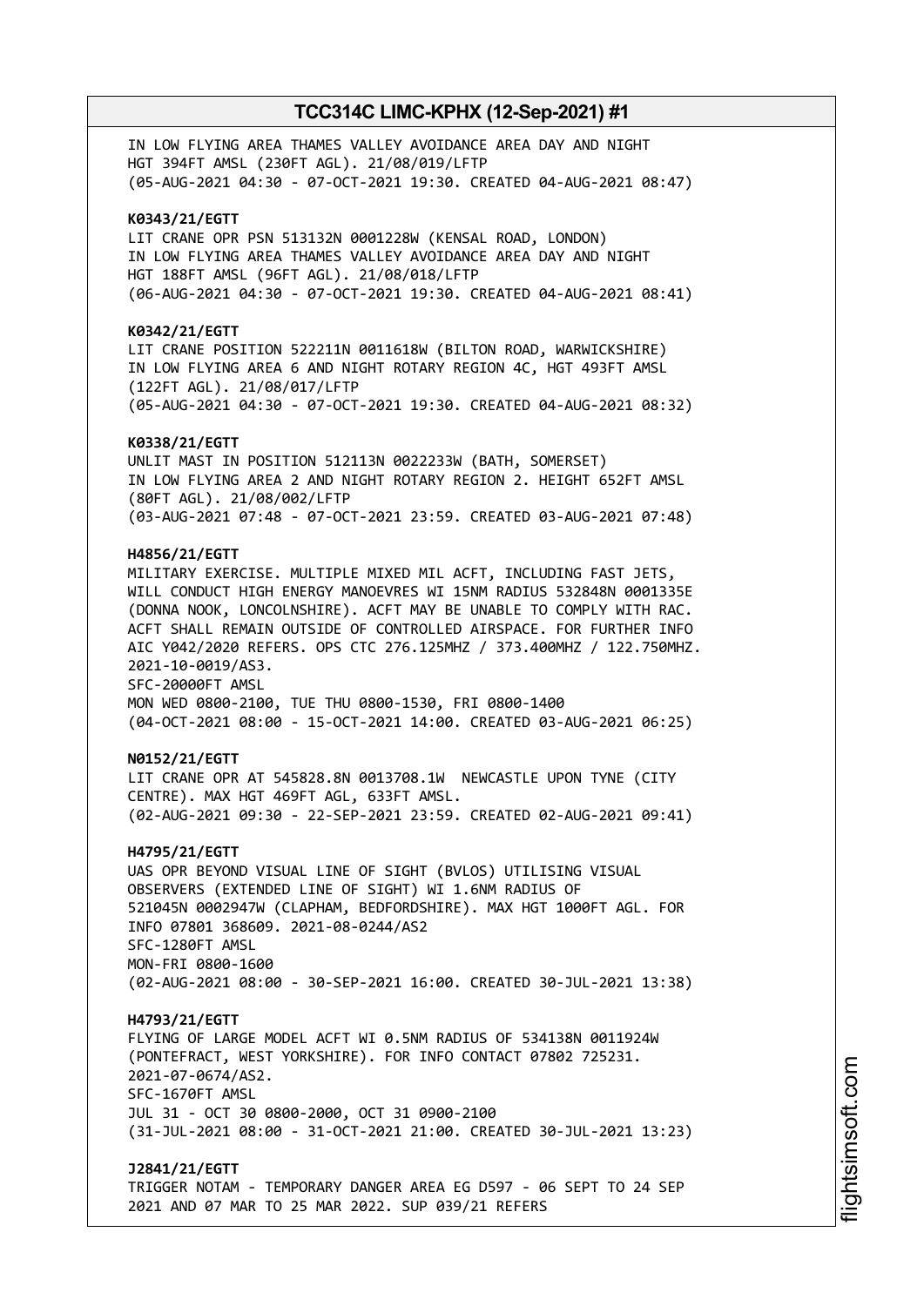IN LOW FLYING AREA THAMES VALLEY AVOIDANCE AREA DAY AND NIGHT
HGT 394FT AMSL (230FT AGL). 21/08/019/LFTP
(05-AUG-2021 04:30 - 07-OCT-2021 19:30. CREATED 04-AUG-2021 08:47)

**K0343/21/EGTT**
LIT CRANE OPR PSN 513132N 0001228W (KENSAL ROAD, LONDON)
IN LOW FLYING AREA THAMES VALLEY AVOIDANCE AREA DAY AND NIGHT
HGT 188FT AMSL (96FT AGL). 21/08/018/LFTP
(06-AUG-2021 04:30 - 07-OCT-2021 19:30. CREATED 04-AUG-2021 08:41)

**K0342/21/EGTT**
LIT CRANE POSITION 522211N 0011618W (BILTON ROAD, WARWICKSHIRE)
IN LOW FLYING AREA 6 AND NIGHT ROTARY REGION 4C, HGT 493FT AMSL
(122FT AGL). 21/08/017/LFTP
(05-AUG-2021 04:30 - 07-OCT-2021 19:30. CREATED 04-AUG-2021 08:32)

**K0338/21/EGTT**
UNLIT MAST IN POSITION 512113N 0022233W (BATH, SOMERSET)
IN LOW FLYING AREA 2 AND NIGHT ROTARY REGION 2. HEIGHT 652FT AMSL
(80FT AGL). 21/08/002/LFTP
(03-AUG-2021 07:48 - 07-OCT-2021 23:59. CREATED 03-AUG-2021 07:48)

**H4856/21/EGTT**
MILITARY EXERCISE. MULTIPLE MIXED MIL ACFT, INCLUDING FAST JETS,
WILL CONDUCT HIGH ENERGY MANOEVRES WI 15NM RADIUS 532848N 0001335E
(DONNA NOOK, LONCOLNSHIRE). ACFT MAY BE UNABLE TO COMPLY WITH RAC.
ACFT SHALL REMAIN OUTSIDE OF CONTROLLED AIRSPACE. FOR FURTHER INFO
AIC Y042/2020 REFERS. OPS CTC 276.125MHZ / 373.400MHZ / 122.750MHZ.
2021-10-0019/AS3.
SFC-20000FT AMSL
MON WED 0800-2100, TUE THU 0800-1530, FRI 0800-1400
(04-OCT-2021 08:00 - 15-OCT-2021 14:00. CREATED 03-AUG-2021 06:25)

**N0152/21/EGTT**
LIT CRANE OPR AT 545828.8N 0013708.1W NEWCASTLE UPON TYNE (CITY
CENTRE). MAX HGT 469FT AGL, 633FT AMSL.
(02-AUG-2021 09:30 - 22-SEP-2021 23:59. CREATED 02-AUG-2021 09:41)

**H4795/21/EGTT**
UAS OPR BEYOND VISUAL LINE OF SIGHT (BVLOS) UTILISING VISUAL
OBSERVERS (EXTENDED LINE OF SIGHT) WI 1.6NM RADIUS OF
521045N 0002947W (CLAPHAM, BEDFORDSHIRE). MAX HGT 1000FT AGL. FOR
INFO 07801 368609. 2021-08-0244/AS2
SFC-1280FT AMSL
MON-FRI 0800-1600
(02-AUG-2021 08:00 - 30-SEP-2021 16:00. CREATED 30-JUL-2021 13:38)

**H4793/21/EGTT**
FLYING OF LARGE MODEL ACFT WI 0.5NM RADIUS OF 534138N 0011924W
(PONTEFRACT, WEST YORKSHIRE). FOR INFO CONTACT 07802 725231.
2021-07-0674/AS2.
SFC-1670FT AMSL
JUL 31 - OCT 30 0800-2000, OCT 31 0900-2100
(31-JUL-2021 08:00 - 31-OCT-2021 21:00. CREATED 30-JUL-2021 13:23)

**J2841/21/EGTT**
TRIGGER NOTAM - TEMPORARY DANGER AREA EG D597 - 06 SEPT TO 24 SEP
2021 AND 07 MAR TO 25 MAR 2022. SUP 039/21 REFERS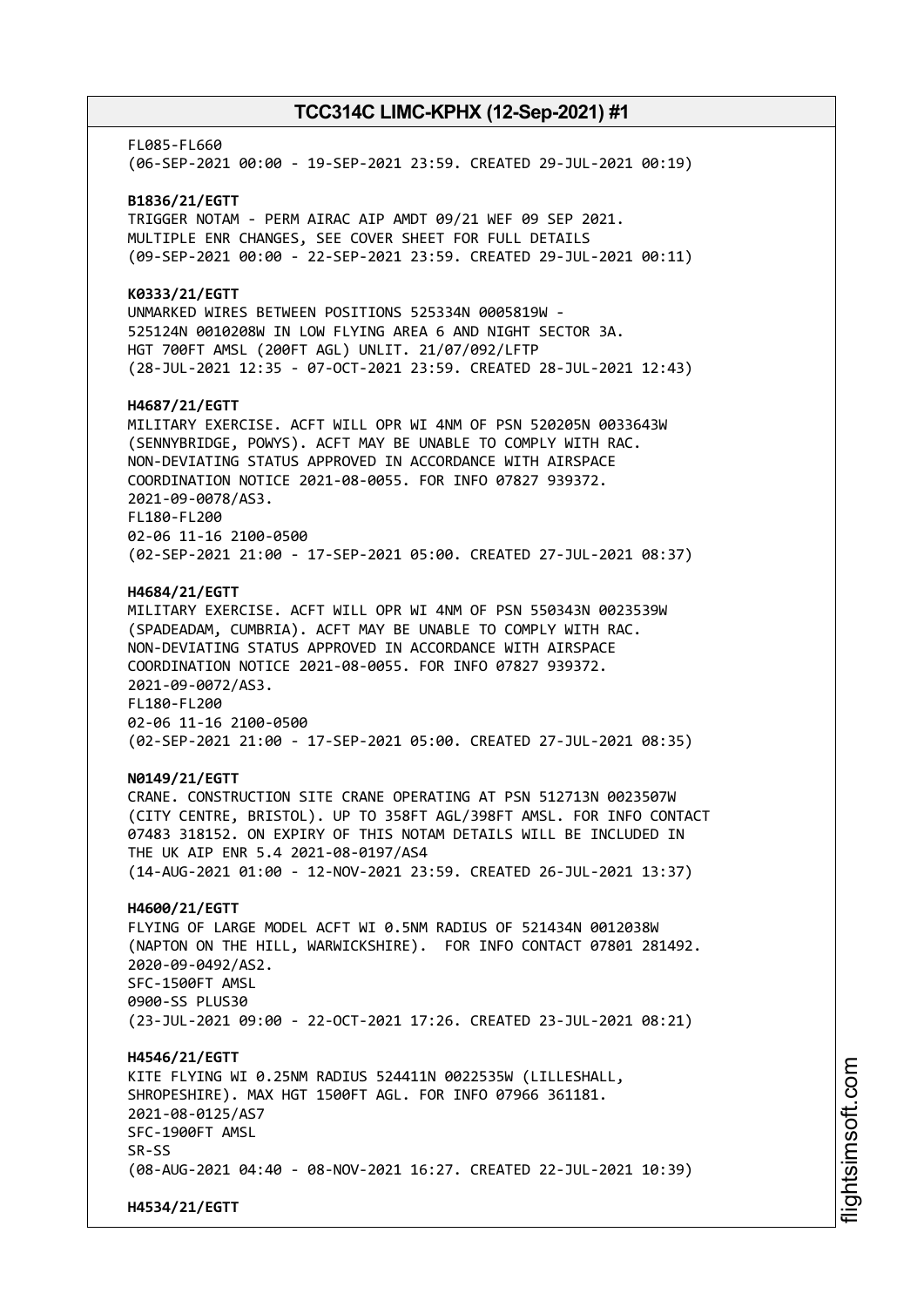FL085-FL660
(06-SEP-2021 00:00 - 19-SEP-2021 23:59. CREATED 29-JUL-2021 00:19)

**B1836/21/EGTT**
TRIGGER NOTAM - PERM AIRAC AIP AMDT 09/21 WEF 09 SEP 2021.
MULTIPLE ENR CHANGES, SEE COVER SHEET FOR FULL DETAILS
(09-SEP-2021 00:00 - 22-SEP-2021 23:59. CREATED 29-JUL-2021 00:11)

**K0333/21/EGTT**
UNMARKED WIRES BETWEEN POSITIONS 525334N 0005819W -
525124N 0010208W IN LOW FLYING AREA 6 AND NIGHT SECTOR 3A.
HGT 700FT AMSL (200FT AGL) UNLIT. 21/07/092/LFTP
(28-JUL-2021 12:35 - 07-OCT-2021 23:59. CREATED 28-JUL-2021 12:43)

**H4687/21/EGTT**
MILITARY EXERCISE. ACFT WILL OPR WI 4NM OF PSN 520205N 0033643W
(SENNYBRIDGE, POWYS). ACFT MAY BE UNABLE TO COMPLY WITH RAC.
NON-DEVIATING STATUS APPROVED IN ACCORDANCE WITH AIRSPACE
COORDINATION NOTICE 2021-08-0055. FOR INFO 07827 939372.
2021-09-0078/AS3.
FL180-FL200
02-06 11-16 2100-0500
(02-SEP-2021 21:00 - 17-SEP-2021 05:00. CREATED 27-JUL-2021 08:37)

**H4684/21/EGTT**
MILITARY EXERCISE. ACFT WILL OPR WI 4NM OF PSN 550343N 0023539W
(SPADEADAM, CUMBRIA). ACFT MAY BE UNABLE TO COMPLY WITH RAC.
NON-DEVIATING STATUS APPROVED IN ACCORDANCE WITH AIRSPACE
COORDINATION NOTICE 2021-08-0055. FOR INFO 07827 939372.
2021-09-0072/AS3.
FL180-FL200
02-06 11-16 2100-0500
(02-SEP-2021 21:00 - 17-SEP-2021 05:00. CREATED 27-JUL-2021 08:35)

**N0149/21/EGTT**
CRANE. CONSTRUCTION SITE CRANE OPERATING AT PSN 512713N 0023507W
(CITY CENTRE, BRISTOL). UP TO 358FT AGL/398FT AMSL. FOR INFO CONTACT
07483 318152. ON EXPIRY OF THIS NOTAM DETAILS WILL BE INCLUDED IN
THE UK AIP ENR 5.4 2021-08-0197/AS4
(14-AUG-2021 01:00 - 12-NOV-2021 23:59. CREATED 26-JUL-2021 13:37)

**H4600/21/EGTT**
FLYING OF LARGE MODEL ACFT WI 0.5NM RADIUS OF 521434N 0012038W
(NAPTON ON THE HILL, WARWICKSHIRE). FOR INFO CONTACT 07801 281492.
2020-09-0492/AS2.
SFC-1500FT AMSL
0900-SS PLUS30
(23-JUL-2021 09:00 - 22-OCT-2021 17:26. CREATED 23-JUL-2021 08:21)

**H4546/21/EGTT**
KITE FLYING WI 0.25NM RADIUS 524411N 0022535W (LILLESHALL,
SHROPESHIRE). MAX HGT 1500FT AGL. FOR INFO 07966 361181.
2021-08-0125/AS7
SFC-1900FT AMSL
SR-SS
(08-AUG-2021 04:40 - 08-NOV-2021 16:27. CREATED 22-JUL-2021 10:39)

**H4534/21/EGTT**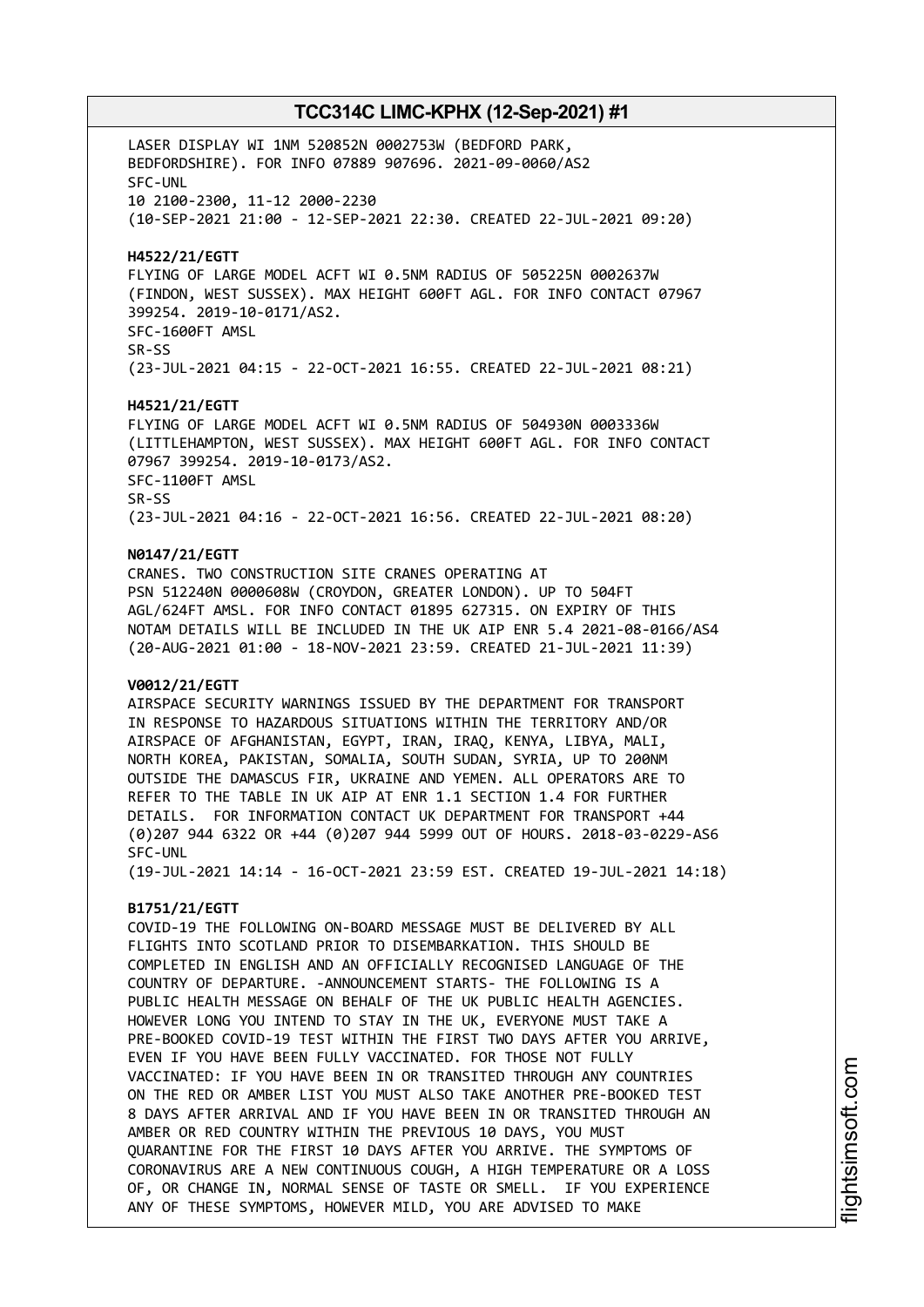LASER DISPLAY WI 1NM 520852N 0002753W (BEDFORD PARK, BEDFORDSHIRE). FOR INFO 07889 907696. 2021-09-0060/AS2
SFC-UNL
10 2100-2300, 11-12 2000-2230
(10-SEP-2021 21:00 - 12-SEP-2021 22:30. CREATED 22-JUL-2021 09:20)

**H4522/21/EGTT**
FLYING OF LARGE MODEL ACFT WI 0.5NM RADIUS OF 505225N 0002637W (FINDON, WEST SUSSEX). MAX HEIGHT 600FT AGL. FOR INFO CONTACT 07967 399254. 2019-10-0171/AS2.
SFC-1600FT AMSL
SR-SS
(23-JUL-2021 04:15 - 22-OCT-2021 16:55. CREATED 22-JUL-2021 08:21)

**H4521/21/EGTT**
FLYING OF LARGE MODEL ACFT WI 0.5NM RADIUS OF 504930N 0003336W (LITTLEHAMPTON, WEST SUSSEX). MAX HEIGHT 600FT AGL. FOR INFO CONTACT 07967 399254. 2019-10-0173/AS2.
SFC-1100FT AMSL
SR-SS
(23-JUL-2021 04:16 - 22-OCT-2021 16:56. CREATED 22-JUL-2021 08:20)

**N0147/21/EGTT**
CRANES. TWO CONSTRUCTION SITE CRANES OPERATING AT PSN 512240N 0000608W (CROYDON, GREATER LONDON). UP TO 504FT AGL/624FT AMSL. FOR INFO CONTACT 01895 627315. ON EXPIRY OF THIS NOTAM DETAILS WILL BE INCLUDED IN THE UK AIP ENR 5.4 2021-08-0166/AS4
(20-AUG-2021 01:00 - 18-NOV-2021 23:59. CREATED 21-JUL-2021 11:39)

**V0012/21/EGTT**
AIRSPACE SECURITY WARNINGS ISSUED BY THE DEPARTMENT FOR TRANSPORT IN RESPONSE TO HAZARDOUS SITUATIONS WITHIN THE TERRITORY AND/OR AIRSPACE OF AFGHANISTAN, EGYPT, IRAN, IRAQ, KENYA, LIBYA, MALI, NORTH KOREA, PAKISTAN, SOMALIA, SOUTH SUDAN, SYRIA, UP TO 200NM OUTSIDE THE DAMASCUS FIR, UKRAINE AND YEMEN. ALL OPERATORS ARE TO REFER TO THE TABLE IN UK AIP AT ENR 1.1 SECTION 1.4 FOR FURTHER DETAILS. FOR INFORMATION CONTACT UK DEPARTMENT FOR TRANSPORT +44 (0)207 944 6322 OR +44 (0)207 944 5999 OUT OF HOURS. 2018-03-0229-AS6
SFC-UNL
(19-JUL-2021 14:14 - 16-OCT-2021 23:59 EST. CREATED 19-JUL-2021 14:18)

**B1751/21/EGTT**
COVID-19 THE FOLLOWING ON-BOARD MESSAGE MUST BE DELIVERED BY ALL FLIGHTS INTO SCOTLAND PRIOR TO DISEMBARKATION. THIS SHOULD BE COMPLETED IN ENGLISH AND AN OFFICIALLY RECOGNISED LANGUAGE OF THE COUNTRY OF DEPARTURE. -ANNOUNCEMENT STARTS- THE FOLLOWING IS A PUBLIC HEALTH MESSAGE ON BEHALF OF THE UK PUBLIC HEALTH AGENCIES. HOWEVER LONG YOU INTEND TO STAY IN THE UK, EVERYONE MUST TAKE A PRE-BOOKED COVID-19 TEST WITHIN THE FIRST TWO DAYS AFTER YOU ARRIVE, EVEN IF YOU HAVE BEEN FULLY VACCINATED. FOR THOSE NOT FULLY VACCINATED: IF YOU HAVE BEEN IN OR TRANSITED THROUGH ANY COUNTRIES ON THE RED OR AMBER LIST YOU MUST ALSO TAKE ANOTHER PRE-BOOKED TEST 8 DAYS AFTER ARRIVAL AND IF YOU HAVE BEEN IN OR TRANSITED THROUGH AN AMBER OR RED COUNTRY WITHIN THE PREVIOUS 10 DAYS, YOU MUST QUARANTINE FOR THE FIRST 10 DAYS AFTER YOU ARRIVE. THE SYMPTOMS OF CORONAVIRUS ARE A NEW CONTINUOUS COUGH, A HIGH TEMPERATURE OR A LOSS OF, OR CHANGE IN, NORMAL SENSE OF TASTE OR SMELL. IF YOU EXPERIENCE ANY OF THESE SYMPTOMS, HOWEVER MILD, YOU ARE ADVISED TO MAKE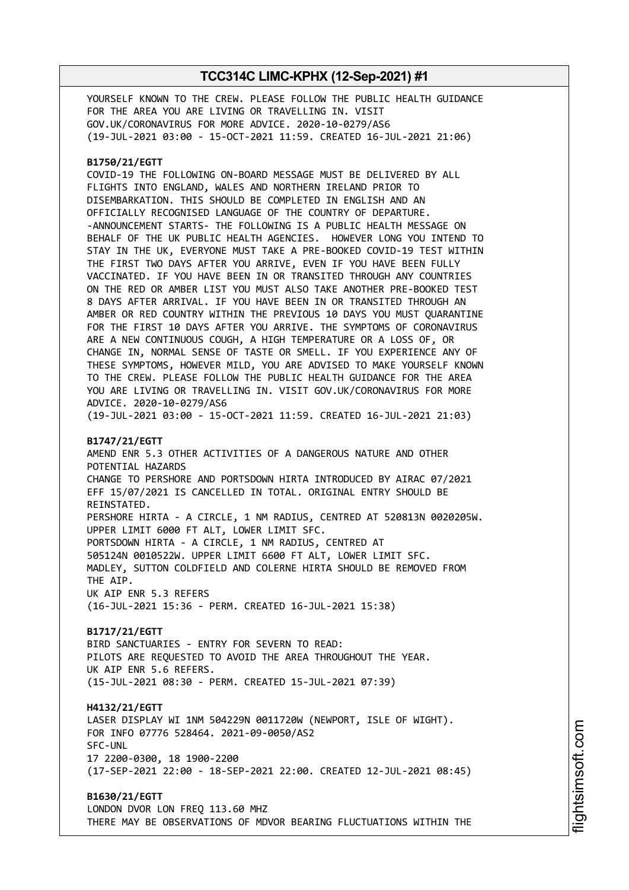YOURSELF KNOWN TO THE CREW. PLEASE FOLLOW THE PUBLIC HEALTH GUIDANCE FOR THE AREA YOU ARE LIVING OR TRAVELLING IN. VISIT GOV.UK/CORONAVIRUS FOR MORE ADVICE. 2020-10-0279/AS6
(19-JUL-2021 03:00 - 15-OCT-2021 11:59. CREATED 16-JUL-2021 21:06)

**B1750/21/EGTT**
COVID-19 THE FOLLOWING ON-BOARD MESSAGE MUST BE DELIVERED BY ALL FLIGHTS INTO ENGLAND, WALES AND NORTHERN IRELAND PRIOR TO DISEMBARKATION. THIS SHOULD BE COMPLETED IN ENGLISH AND AN OFFICIALLY RECOGNISED LANGUAGE OF THE COUNTRY OF DEPARTURE. -ANNOUNCEMENT STARTS- THE FOLLOWING IS A PUBLIC HEALTH MESSAGE ON BEHALF OF THE UK PUBLIC HEALTH AGENCIES. HOWEVER LONG YOU INTEND TO STAY IN THE UK, EVERYONE MUST TAKE A PRE-BOOKED COVID-19 TEST WITHIN THE FIRST TWO DAYS AFTER YOU ARRIVE, EVEN IF YOU HAVE BEEN FULLY VACCINATED. IF YOU HAVE BEEN IN OR TRANSITED THROUGH ANY COUNTRIES ON THE RED OR AMBER LIST YOU MUST ALSO TAKE ANOTHER PRE-BOOKED TEST 8 DAYS AFTER ARRIVAL. IF YOU HAVE BEEN IN OR TRANSITED THROUGH AN AMBER OR RED COUNTRY WITHIN THE PREVIOUS 10 DAYS YOU MUST QUARANTINE FOR THE FIRST 10 DAYS AFTER YOU ARRIVE. THE SYMPTOMS OF CORONAVIRUS ARE A NEW CONTINUOUS COUGH, A HIGH TEMPERATURE OR A LOSS OF, OR CHANGE IN, NORMAL SENSE OF TASTE OR SMELL. IF YOU EXPERIENCE ANY OF THESE SYMPTOMS, HOWEVER MILD, YOU ARE ADVISED TO MAKE YOURSELF KNOWN TO THE CREW. PLEASE FOLLOW THE PUBLIC HEALTH GUIDANCE FOR THE AREA YOU ARE LIVING OR TRAVELLING IN. VISIT GOV.UK/CORONAVIRUS FOR MORE ADVICE. 2020-10-0279/AS6
(19-JUL-2021 03:00 - 15-OCT-2021 11:59. CREATED 16-JUL-2021 21:03)

**B1747/21/EGTT**
AMEND ENR 5.3 OTHER ACTIVITIES OF A DANGEROUS NATURE AND OTHER POTENTIAL HAZARDS
CHANGE TO PERSHORE AND PORTSDOWN HIRTA INTRODUCED BY AIRAC 07/2021 EFF 15/07/2021 IS CANCELLED IN TOTAL. ORIGINAL ENTRY SHOULD BE REINSTATED.
PERSHORE HIRTA - A CIRCLE, 1 NM RADIUS, CENTRED AT 520813N 0020205W. UPPER LIMIT 6000 FT ALT, LOWER LIMIT SFC.
PORTSDOWN HIRTA - A CIRCLE, 1 NM RADIUS, CENTRED AT 505124N 0010522W. UPPER LIMIT 6600 FT ALT, LOWER LIMIT SFC.
MADLEY, SUTTON COLDFIELD AND COLERNE HIRTA SHOULD BE REMOVED FROM THE AIP.
UK AIP ENR 5.3 REFERS
(16-JUL-2021 15:36 - PERM. CREATED 16-JUL-2021 15:38)

**B1717/21/EGTT**
BIRD SANCTUARIES - ENTRY FOR SEVERN TO READ:
PILOTS ARE REQUESTED TO AVOID THE AREA THROUGHOUT THE YEAR.
UK AIP ENR 5.6 REFERS.
(15-JUL-2021 08:30 - PERM. CREATED 15-JUL-2021 07:39)

**H4132/21/EGTT**
LASER DISPLAY WI 1NM 504229N 0011720W (NEWPORT, ISLE OF WIGHT).
FOR INFO 07776 528464. 2021-09-0050/AS2
SFC-UNL
17 2200-0300, 18 1900-2200
(17-SEP-2021 22:00 - 18-SEP-2021 22:00. CREATED 12-JUL-2021 08:45)

**B1630/21/EGTT**
LONDON DVOR LON FREQ 113.60 MHZ
THERE MAY BE OBSERVATIONS OF MDVOR BEARING FLUCTUATIONS WITHIN THE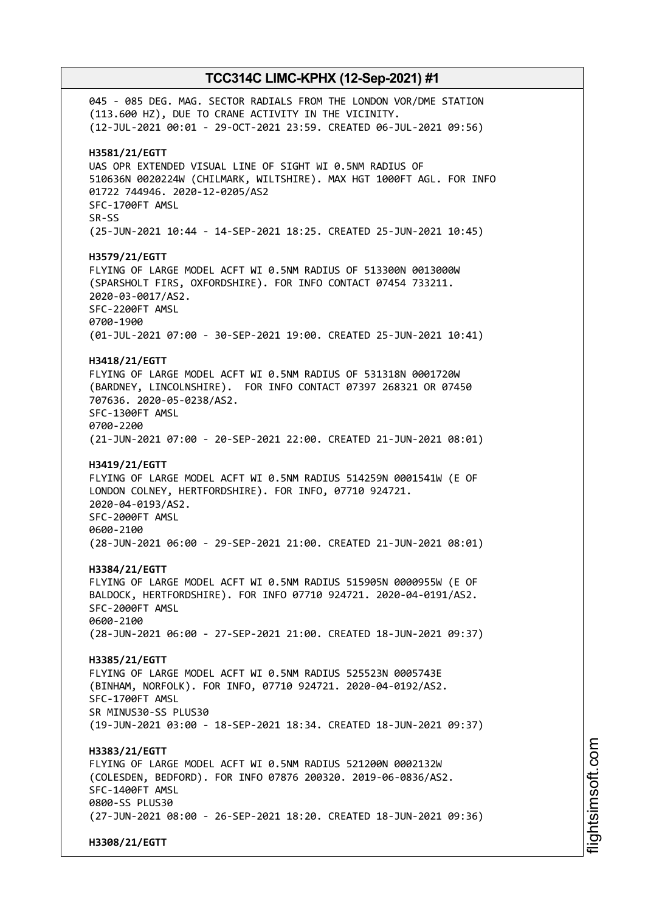045 - 085 DEG. MAG. SECTOR RADIALS FROM THE LONDON VOR/DME STATION (113.600 HZ), DUE TO CRANE ACTIVITY IN THE VICINITY.
(12-JUL-2021 00:01 - 29-OCT-2021 23:59. CREATED 06-JUL-2021 09:56)

**H3581/21/EGTT**
UAS OPR EXTENDED VISUAL LINE OF SIGHT WI 0.5NM RADIUS OF 510636N 0020224W (CHILMARK, WILTSHIRE). MAX HGT 1000FT AGL. FOR INFO 01722 744946. 2020-12-0205/AS2
SFC-1700FT AMSL
SR-SS
(25-JUN-2021 10:44 - 14-SEP-2021 18:25. CREATED 25-JUN-2021 10:45)

**H3579/21/EGTT**
FLYING OF LARGE MODEL ACFT WI 0.5NM RADIUS OF 513300N 0013000W (SPARSHOLT FIRS, OXFORDSHIRE). FOR INFO CONTACT 07454 733211. 2020-03-0017/AS2.
SFC-2200FT AMSL
0700-1900
(01-JUL-2021 07:00 - 30-SEP-2021 19:00. CREATED 25-JUN-2021 10:41)

**H3418/21/EGTT**
FLYING OF LARGE MODEL ACFT WI 0.5NM RADIUS OF 531318N 0001720W (BARDNEY, LINCOLNSHIRE). FOR INFO CONTACT 07397 268321 OR 07450 707636. 2020-05-0238/AS2.
SFC-1300FT AMSL
0700-2200
(21-JUN-2021 07:00 - 20-SEP-2021 22:00. CREATED 21-JUN-2021 08:01)

**H3419/21/EGTT**
FLYING OF LARGE MODEL ACFT WI 0.5NM RADIUS 514259N 0001541W (E OF LONDON COLNEY, HERTFORDSHIRE). FOR INFO, 07710 924721. 2020-04-0193/AS2.
SFC-2000FT AMSL
0600-2100
(28-JUN-2021 06:00 - 29-SEP-2021 21:00. CREATED 21-JUN-2021 08:01)

**H3384/21/EGTT**
FLYING OF LARGE MODEL ACFT WI 0.5NM RADIUS 515905N 0000955W (E OF BALDOCK, HERTFORDSHIRE). FOR INFO 07710 924721. 2020-04-0191/AS2.
SFC-2000FT AMSL
0600-2100
(28-JUN-2021 06:00 - 27-SEP-2021 21:00. CREATED 18-JUN-2021 09:37)

**H3385/21/EGTT**
FLYING OF LARGE MODEL ACFT WI 0.5NM RADIUS 525523N 0005743E (BINHAM, NORFOLK). FOR INFO, 07710 924721. 2020-04-0192/AS2.
SFC-1700FT AMSL
SR MINUS30-SS PLUS30
(19-JUN-2021 03:00 - 18-SEP-2021 18:34. CREATED 18-JUN-2021 09:37)

**H3383/21/EGTT**
FLYING OF LARGE MODEL ACFT WI 0.5NM RADIUS 521200N 0002132W (COLESDEN, BEDFORD). FOR INFO 07876 200320. 2019-06-0836/AS2.
SFC-1400FT AMSL
0800-SS PLUS30
(27-JUN-2021 08:00 - 26-SEP-2021 18:20. CREATED 18-JUN-2021 09:36)

**H3308/21/EGTT**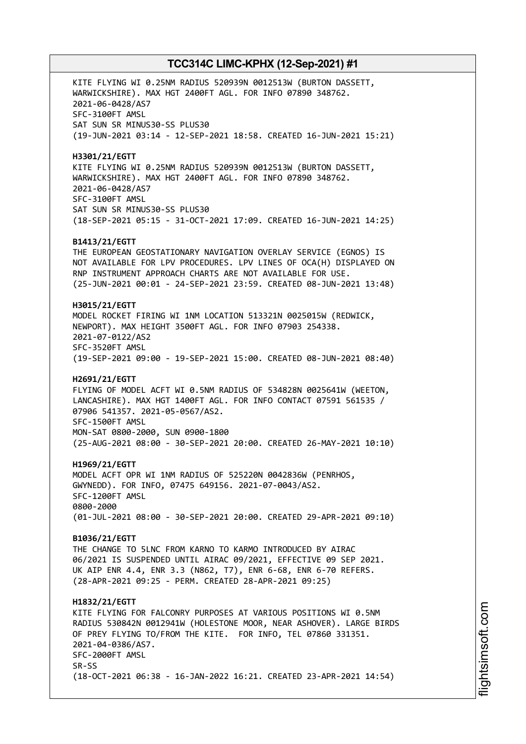KITE FLYING WI 0.25NM RADIUS 520939N 0012513W (BURTON DASSETT, WARWICKSHIRE). MAX HGT 2400FT AGL. FOR INFO 07890 348762.
2021-06-0428/AS7
SFC-3100FT AMSL
SAT SUN SR MINUS30-SS PLUS30
(19-JUN-2021 03:14 - 12-SEP-2021 18:58. CREATED 16-JUN-2021 15:21)

**H3301/21/EGTT**
KITE FLYING WI 0.25NM RADIUS 520939N 0012513W (BURTON DASSETT, WARWICKSHIRE). MAX HGT 2400FT AGL. FOR INFO 07890 348762.
2021-06-0428/AS7
SFC-3100FT AMSL
SAT SUN SR MINUS30-SS PLUS30
(18-SEP-2021 05:15 - 31-OCT-2021 17:09. CREATED 16-JUN-2021 14:25)

**B1413/21/EGTT**
THE EUROPEAN GEOSTATIONARY NAVIGATION OVERLAY SERVICE (EGNOS) IS NOT AVAILABLE FOR LPV PROCEDURES. LPV LINES OF OCA(H) DISPLAYED ON RNP INSTRUMENT APPROACH CHARTS ARE NOT AVAILABLE FOR USE.
(25-JUN-2021 00:01 - 24-SEP-2021 23:59. CREATED 08-JUN-2021 13:48)

**H3015/21/EGTT**
MODEL ROCKET FIRING WI 1NM LOCATION 513321N 0025015W (REDWICK, NEWPORT). MAX HEIGHT 3500FT AGL. FOR INFO 07903 254338.
2021-07-0122/AS2
SFC-3520FT AMSL
(19-SEP-2021 09:00 - 19-SEP-2021 15:00. CREATED 08-JUN-2021 08:40)

**H2691/21/EGTT**
FLYING OF MODEL ACFT WI 0.5NM RADIUS OF 534828N 0025641W (WEETON, LANCASHIRE). MAX HGT 1400FT AGL. FOR INFO CONTACT 07591 561535 / 07906 541357. 2021-05-0567/AS2.
SFC-1500FT AMSL
MON-SAT 0800-2000, SUN 0900-1800
(25-AUG-2021 08:00 - 30-SEP-2021 20:00. CREATED 26-MAY-2021 10:10)

**H1969/21/EGTT**
MODEL ACFT OPR WI 1NM RADIUS OF 525220N 0042836W (PENRHOS, GWYNEDD). FOR INFO, 07475 649156. 2021-07-0043/AS2.
SFC-1200FT AMSL
0800-2000
(01-JUL-2021 08:00 - 30-SEP-2021 20:00. CREATED 29-APR-2021 09:10)

**B1036/21/EGTT**
THE CHANGE TO 5LNC FROM KARNO TO KARMO INTRODUCED BY AIRAC 06/2021 IS SUSPENDED UNTIL AIRAC 09/2021, EFFECTIVE 09 SEP 2021.
UK AIP ENR 4.4, ENR 3.3 (N862, T7), ENR 6-68, ENR 6-70 REFERS.
(28-APR-2021 09:25 - PERM. CREATED 28-APR-2021 09:25)

**H1832/21/EGTT**
KITE FLYING FOR FALCONRY PURPOSES AT VARIOUS POSITIONS WI 0.5NM RADIUS 530842N 0012941W (HOLESTONE MOOR, NEAR ASHOVER). LARGE BIRDS OF PREY FLYING TO/FROM THE KITE. FOR INFO, TEL 07860 331351.
2021-04-0386/AS7.
SFC-2000FT AMSL
SR-SS
(18-OCT-2021 06:38 - 16-JAN-2022 16:21. CREATED 23-APR-2021 14:54)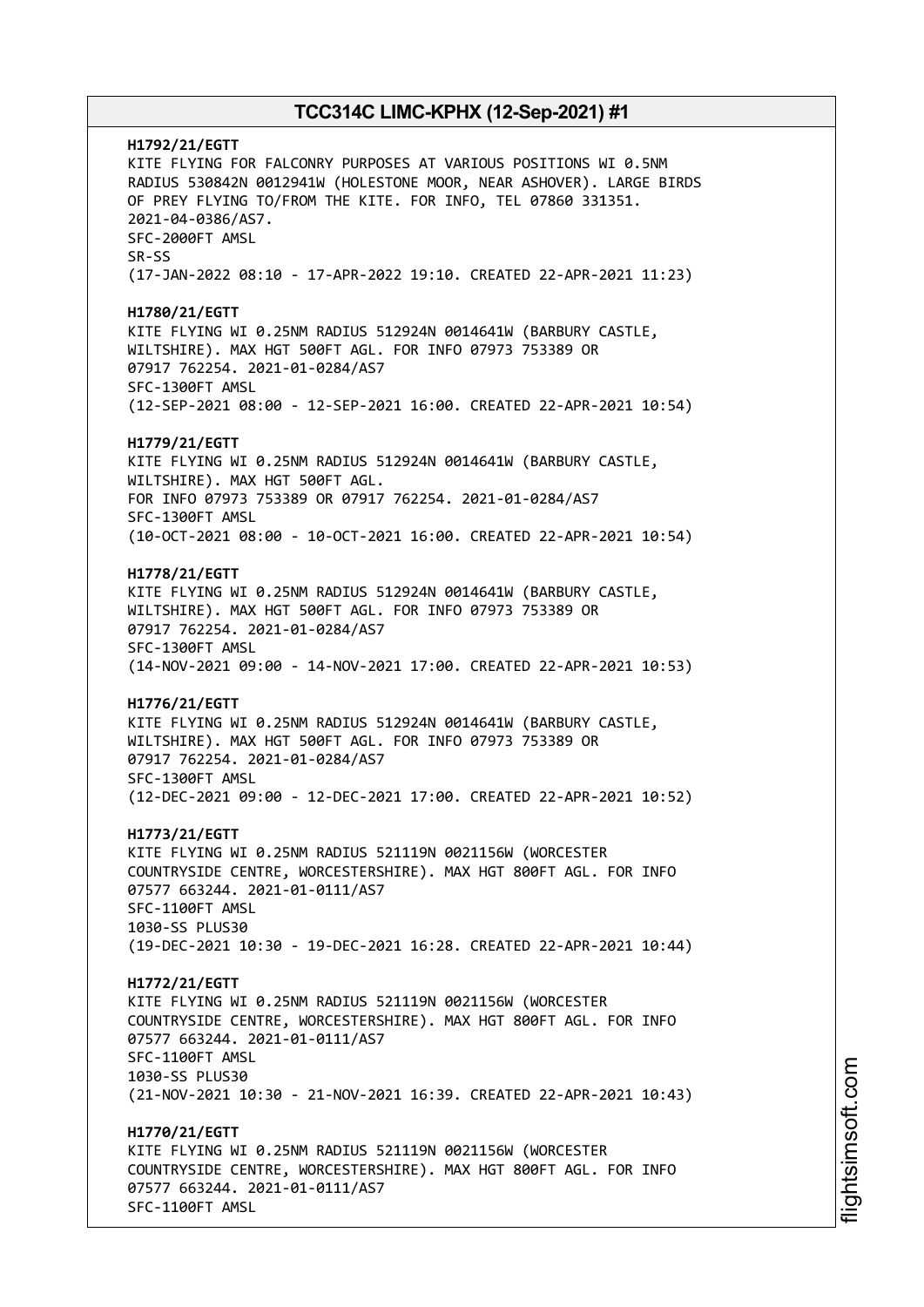**H1792/21/EGTT**
KITE FLYING FOR FALCONRY PURPOSES AT VARIOUS POSITIONS WI 0.5NM RADIUS 530842N 0012941W (HOLESTONE MOOR, NEAR ASHOVER). LARGE BIRDS OF PREY FLYING TO/FROM THE KITE. FOR INFO, TEL 07860 331351. 2021-04-0386/AS7.
SFC-2000FT AMSL
SR-SS
(17-JAN-2022 08:10 - 17-APR-2022 19:10. CREATED 22-APR-2021 11:23)

**H1780/21/EGTT**
KITE FLYING WI 0.25NM RADIUS 512924N 0014641W (BARBURY CASTLE, WILTSHIRE). MAX HGT 500FT AGL. FOR INFO 07973 753389 OR 07917 762254. 2021-01-0284/AS7
SFC-1300FT AMSL
(12-SEP-2021 08:00 - 12-SEP-2021 16:00. CREATED 22-APR-2021 10:54)

**H1779/21/EGTT**
KITE FLYING WI 0.25NM RADIUS 512924N 0014641W (BARBURY CASTLE, WILTSHIRE). MAX HGT 500FT AGL.
FOR INFO 07973 753389 OR 07917 762254. 2021-01-0284/AS7
SFC-1300FT AMSL
(10-OCT-2021 08:00 - 10-OCT-2021 16:00. CREATED 22-APR-2021 10:54)

**H1778/21/EGTT**
KITE FLYING WI 0.25NM RADIUS 512924N 0014641W (BARBURY CASTLE, WILTSHIRE). MAX HGT 500FT AGL. FOR INFO 07973 753389 OR 07917 762254. 2021-01-0284/AS7
SFC-1300FT AMSL
(14-NOV-2021 09:00 - 14-NOV-2021 17:00. CREATED 22-APR-2021 10:53)

**H1776/21/EGTT**
KITE FLYING WI 0.25NM RADIUS 512924N 0014641W (BARBURY CASTLE, WILTSHIRE). MAX HGT 500FT AGL. FOR INFO 07973 753389 OR 07917 762254. 2021-01-0284/AS7
SFC-1300FT AMSL
(12-DEC-2021 09:00 - 12-DEC-2021 17:00. CREATED 22-APR-2021 10:52)

**H1773/21/EGTT**
KITE FLYING WI 0.25NM RADIUS 521119N 0021156W (WORCESTER COUNTRYSIDE CENTRE, WORCESTERSHIRE). MAX HGT 800FT AGL. FOR INFO 07577 663244. 2021-01-0111/AS7
SFC-1100FT AMSL
1030-SS PLUS30
(19-DEC-2021 10:30 - 19-DEC-2021 16:28. CREATED 22-APR-2021 10:44)

**H1772/21/EGTT**
KITE FLYING WI 0.25NM RADIUS 521119N 0021156W (WORCESTER COUNTRYSIDE CENTRE, WORCESTERSHIRE). MAX HGT 800FT AGL. FOR INFO 07577 663244. 2021-01-0111/AS7
SFC-1100FT AMSL
1030-SS PLUS30
(21-NOV-2021 10:30 - 21-NOV-2021 16:39. CREATED 22-APR-2021 10:43)

**H1770/21/EGTT**
KITE FLYING WI 0.25NM RADIUS 521119N 0021156W (WORCESTER COUNTRYSIDE CENTRE, WORCESTERSHIRE). MAX HGT 800FT AGL. FOR INFO 07577 663244. 2021-01-0111/AS7
SFC-1100FT AMSL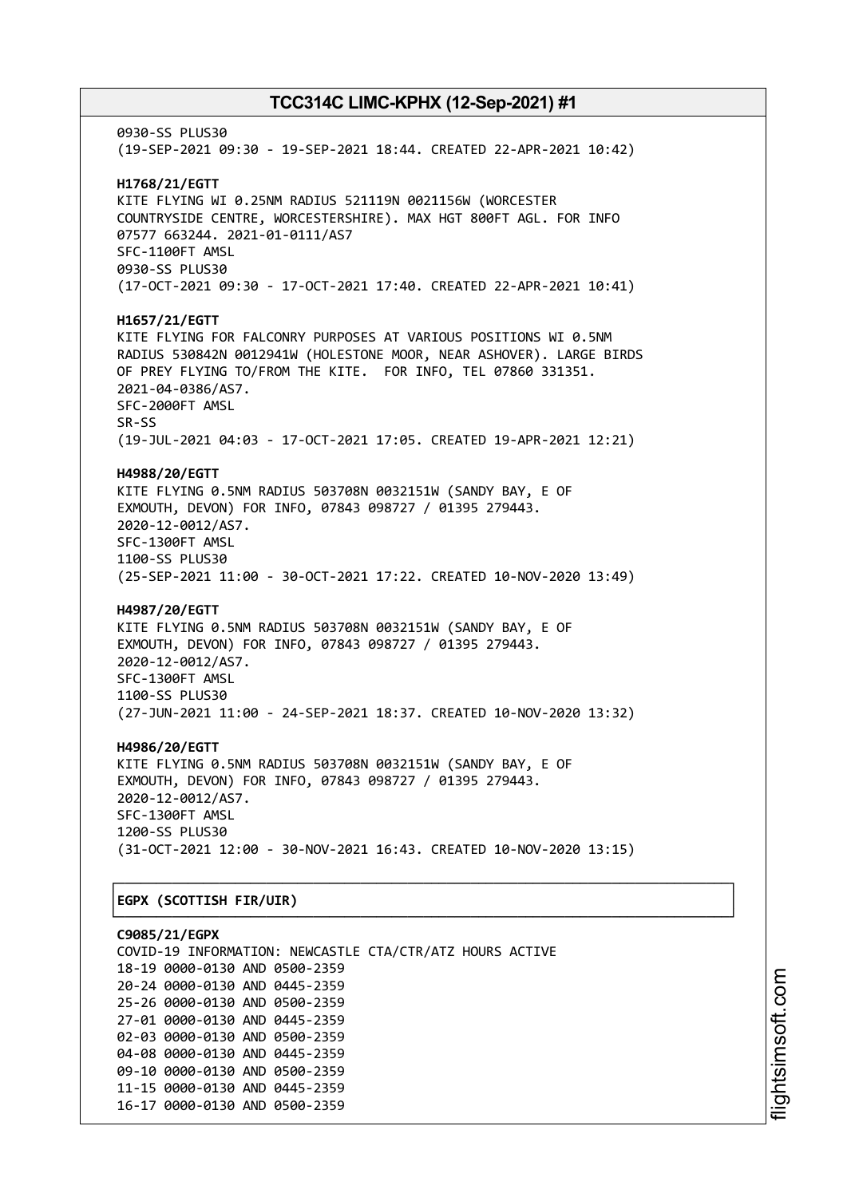0930-SS PLUS30
(19-SEP-2021 09:30 - 19-SEP-2021 18:44. CREATED 22-APR-2021 10:42)

**H1768/21/EGTT**
KITE FLYING WI 0.25NM RADIUS 521119N 0021156W (WORCESTER COUNTRYSIDE CENTRE, WORCESTERSHIRE). MAX HGT 800FT AGL. FOR INFO 07577 663244. 2021-01-0111/AS7
SFC-1100FT AMSL
0930-SS PLUS30
(17-OCT-2021 09:30 - 17-OCT-2021 17:40. CREATED 22-APR-2021 10:41)

**H1657/21/EGTT**
KITE FLYING FOR FALCONRY PURPOSES AT VARIOUS POSITIONS WI 0.5NM RADIUS 530842N 0012941W (HOLESTONE MOOR, NEAR ASHOVER). LARGE BIRDS OF PREY FLYING TO/FROM THE KITE. FOR INFO, TEL 07860 331351. 2021-04-0386/AS7.
SFC-2000FT AMSL
SR-SS
(19-JUL-2021 04:03 - 17-OCT-2021 17:05. CREATED 19-APR-2021 12:21)

**H4988/20/EGTT**
KITE FLYING 0.5NM RADIUS 503708N 0032151W (SANDY BAY, E OF EXMOUTH, DEVON) FOR INFO, 07843 098727 / 01395 279443. 2020-12-0012/AS7.
SFC-1300FT AMSL
1100-SS PLUS30
(25-SEP-2021 11:00 - 30-OCT-2021 17:22. CREATED 10-NOV-2020 13:49)

**H4987/20/EGTT**
KITE FLYING 0.5NM RADIUS 503708N 0032151W (SANDY BAY, E OF EXMOUTH, DEVON) FOR INFO, 07843 098727 / 01395 279443. 2020-12-0012/AS7.
SFC-1300FT AMSL
1100-SS PLUS30
(27-JUN-2021 11:00 - 24-SEP-2021 18:37. CREATED 10-NOV-2020 13:32)

**H4986/20/EGTT**
KITE FLYING 0.5NM RADIUS 503708N 0032151W (SANDY BAY, E OF EXMOUTH, DEVON) FOR INFO, 07843 098727 / 01395 279443. 2020-12-0012/AS7.
SFC-1300FT AMSL
1200-SS PLUS30
(31-OCT-2021 12:00 - 30-NOV-2021 16:43. CREATED 10-NOV-2020 13:15)

## EGPX (SCOTTISH FIR/UIR)

**C9085/21/EGPX**
COVID-19 INFORMATION: NEWCASTLE CTA/CTR/ATZ HOURS ACTIVE
18-19 0000-0130 AND 0500-2359
20-24 0000-0130 AND 0445-2359
25-26 0000-0130 AND 0500-2359
27-01 0000-0130 AND 0445-2359
02-03 0000-0130 AND 0500-2359
04-08 0000-0130 AND 0445-2359
09-10 0000-0130 AND 0500-2359
11-15 0000-0130 AND 0445-2359
16-17 0000-0130 AND 0500-2359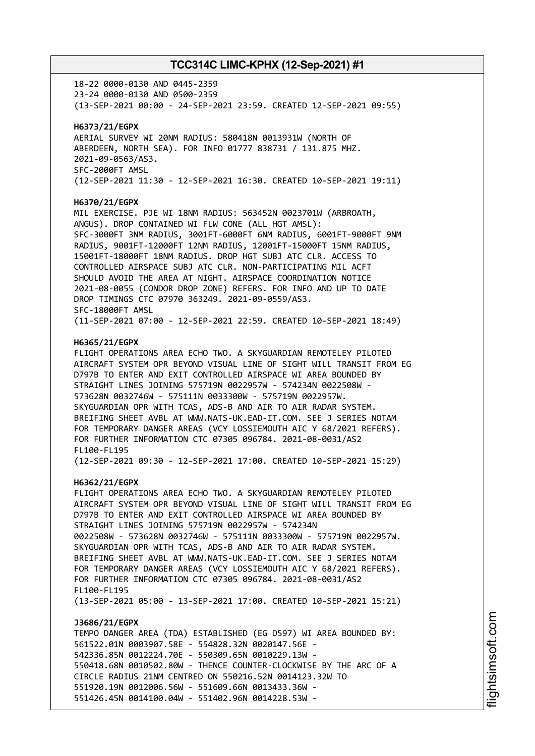18-22 0000-0130 AND 0445-2359
23-24 0000-0130 AND 0500-2359
(13-SEP-2021 00:00 - 24-SEP-2021 23:59. CREATED 12-SEP-2021 09:55)

**H6373/21/EGPX**
AERIAL SURVEY WI 20NM RADIUS: 580418N 0013931W (NORTH OF
ABERDEEN, NORTH SEA). FOR INFO 01777 838731 / 131.875 MHZ.
2021-09-0563/AS3.
SFC-2000FT AMSL
(12-SEP-2021 11:30 - 12-SEP-2021 16:30. CREATED 10-SEP-2021 19:11)

**H6370/21/EGPX**
MIL EXERCISE. PJE WI 18NM RADIUS: 563452N 0023701W (ARBROATH,
ANGUS). DROP CONTAINED WI FLW CONE (ALL HGT AMSL):
SFC-3000FT 3NM RADIUS, 3001FT-6000FT 6NM RADIUS, 6001FT-9000FT 9NM
RADIUS, 9001FT-12000FT 12NM RADIUS, 12001FT-15000FT 15NM RADIUS,
15001FT-18000FT 18NM RADIUS. DROP HGT SUBJ ATC CLR. ACCESS TO
CONTROLLED AIRSPACE SUBJ ATC CLR. NON-PARTICIPATING MIL ACFT
SHOULD AVOID THE AREA AT NIGHT. AIRSPACE COORDINATION NOTICE
2021-08-0055 (CONDOR DROP ZONE) REFERS. FOR INFO AND UP TO DATE
DROP TIMINGS CTC 07970 363249. 2021-09-0559/AS3.
SFC-18000FT AMSL
(11-SEP-2021 07:00 - 12-SEP-2021 22:59. CREATED 10-SEP-2021 18:49)

**H6365/21/EGPX**
FLIGHT OPERATIONS AREA ECHO TWO. A SKYGUARDIAN REMOTELEY PILOTED
AIRCRAFT SYSTEM OPR BEYOND VISUAL LINE OF SIGHT WILL TRANSIT FROM EG
D797B TO ENTER AND EXIT CONTROLLED AIRSPACE WI AREA BOUNDED BY
STRAIGHT LINES JOINING 575719N 0022957W - 574234N 0022508W -
573628N 0032746W - 575111N 0033300W - 575719N 0022957W.
SKYGUARDIAN OPR WITH TCAS, ADS-B AND AIR TO AIR RADAR SYSTEM.
BREIFING SHEET AVBL AT WWW.NATS-UK.EAD-IT.COM. SEE J SERIES NOTAM
FOR TEMPORARY DANGER AREAS (VCY LOSSIEMOUTH AIC Y 68/2021 REFERS).
FOR FURTHER INFORMATION CTC 07305 096784. 2021-08-0031/AS2
FL100-FL195
(12-SEP-2021 09:30 - 12-SEP-2021 17:00. CREATED 10-SEP-2021 15:29)

**H6362/21/EGPX**
FLIGHT OPERATIONS AREA ECHO TWO. A SKYGUARDIAN REMOTELEY PILOTED
AIRCRAFT SYSTEM OPR BEYOND VISUAL LINE OF SIGHT WILL TRANSIT FROM EG
D797B TO ENTER AND EXIT CONTROLLED AIRSPACE WI AREA BOUNDED BY
STRAIGHT LINES JOINING 575719N 0022957W - 574234N
0022508W - 573628N 0032746W - 575111N 0033300W - 575719N 0022957W.
SKYGUARDIAN OPR WITH TCAS, ADS-B AND AIR TO AIR RADAR SYSTEM.
BREIFING SHEET AVBL AT WWW.NATS-UK.EAD-IT.COM. SEE J SERIES NOTAM
FOR TEMPORARY DANGER AREAS (VCY LOSSIEMOUTH AIC Y 68/2021 REFERS).
FOR FURTHER INFORMATION CTC 07305 096784. 2021-08-0031/AS2
FL100-FL195
(13-SEP-2021 05:00 - 13-SEP-2021 17:00. CREATED 10-SEP-2021 15:21)

**J3686/21/EGPX**
TEMPO DANGER AREA (TDA) ESTABLISHED (EG D597) WI AREA BOUNDED BY:
561522.01N 0003907.58E - 554828.32N 0020147.56E -
542336.85N 0012224.70E - 550309.65N 0010229.13W -
550418.68N 0010502.80W - THENCE COUNTER-CLOCKWISE BY THE ARC OF A
CIRCLE RADIUS 21NM CENTRED ON 550216.52N 0014123.32W TO
551920.19N 0012006.56W - 551609.66N 0013433.36W -
551426.45N 0014100.04W - 551402.96N 0014228.53W -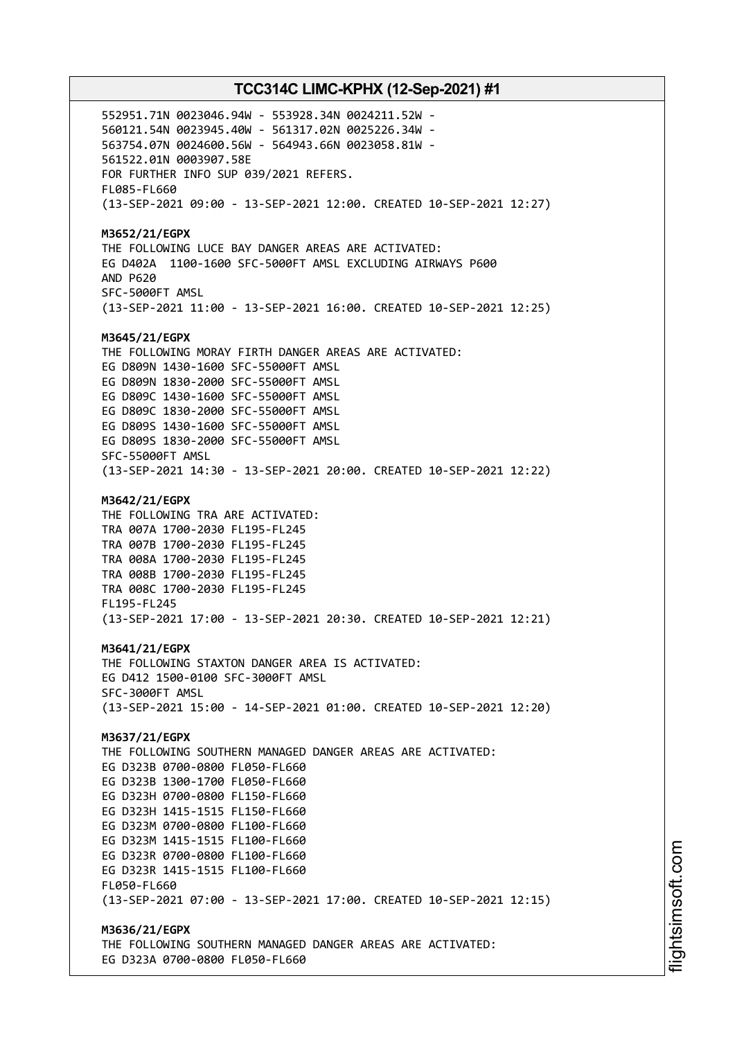552951.71N 0023046.94W - 553928.34N 0024211.52W -
560121.54N 0023945.40W - 561317.02N 0025226.34W -
563754.07N 0024600.56W - 564943.66N 0023058.81W -
561522.01N 0003907.58E
FOR FURTHER INFO SUP 039/2021 REFERS.
FL085-FL660
(13-SEP-2021 09:00 - 13-SEP-2021 12:00. CREATED 10-SEP-2021 12:27)

**M3652/21/EGPX**
THE FOLLOWING LUCE BAY DANGER AREAS ARE ACTIVATED:
EG D402A 1100-1600 SFC-5000FT AMSL EXCLUDING AIRWAYS P600
AND P620
SFC-5000FT AMSL
(13-SEP-2021 11:00 - 13-SEP-2021 16:00. CREATED 10-SEP-2021 12:25)

**M3645/21/EGPX**
THE FOLLOWING MORAY FIRTH DANGER AREAS ARE ACTIVATED:
EG D809N 1430-1600 SFC-55000FT AMSL
EG D809N 1830-2000 SFC-55000FT AMSL
EG D809C 1430-1600 SFC-55000FT AMSL
EG D809C 1830-2000 SFC-55000FT AMSL
EG D809S 1430-1600 SFC-55000FT AMSL
EG D809S 1830-2000 SFC-55000FT AMSL
SFC-55000FT AMSL
(13-SEP-2021 14:30 - 13-SEP-2021 20:00. CREATED 10-SEP-2021 12:22)

**M3642/21/EGPX**
THE FOLLOWING TRA ARE ACTIVATED:
TRA 007A 1700-2030 FL195-FL245
TRA 007B 1700-2030 FL195-FL245
TRA 008A 1700-2030 FL195-FL245
TRA 008B 1700-2030 FL195-FL245
TRA 008C 1700-2030 FL195-FL245
FL195-FL245
(13-SEP-2021 17:00 - 13-SEP-2021 20:30. CREATED 10-SEP-2021 12:21)

**M3641/21/EGPX**
THE FOLLOWING STAXTON DANGER AREA IS ACTIVATED:
EG D412 1500-0100 SFC-3000FT AMSL
SFC-3000FT AMSL
(13-SEP-2021 15:00 - 14-SEP-2021 01:00. CREATED 10-SEP-2021 12:20)

**M3637/21/EGPX**
THE FOLLOWING SOUTHERN MANAGED DANGER AREAS ARE ACTIVATED:
EG D323B 0700-0800 FL050-FL660
EG D323B 1300-1700 FL050-FL660
EG D323H 0700-0800 FL150-FL660
EG D323H 1415-1515 FL150-FL660
EG D323M 0700-0800 FL100-FL660
EG D323M 1415-1515 FL100-FL660
EG D323R 0700-0800 FL100-FL660
EG D323R 1415-1515 FL100-FL660
FL050-FL660
(13-SEP-2021 07:00 - 13-SEP-2021 17:00. CREATED 10-SEP-2021 12:15)

**M3636/21/EGPX**
THE FOLLOWING SOUTHERN MANAGED DANGER AREAS ARE ACTIVATED:
EG D323A 0700-0800 FL050-FL660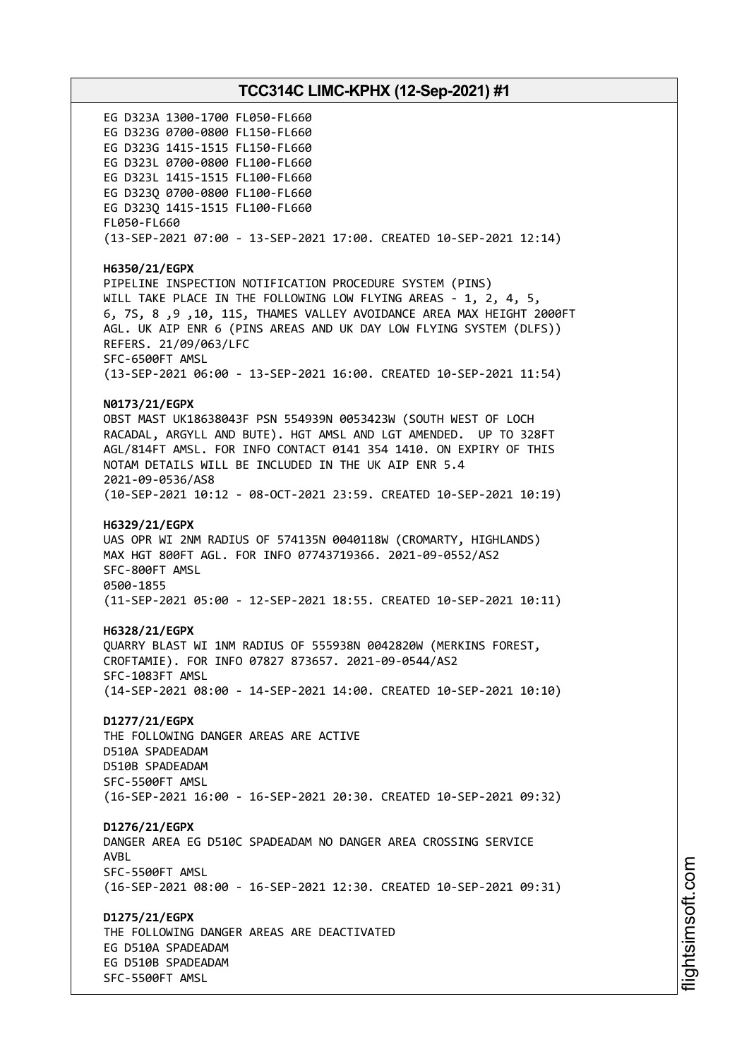EG D323A 1300-1700 FL050-FL660
EG D323G 0700-0800 FL150-FL660
EG D323G 1415-1515 FL150-FL660
EG D323L 0700-0800 FL100-FL660
EG D323L 1415-1515 FL100-FL660
EG D323Q 0700-0800 FL100-FL660
EG D323Q 1415-1515 FL100-FL660
FL050-FL660
(13-SEP-2021 07:00 - 13-SEP-2021 17:00. CREATED 10-SEP-2021 12:14)

**H6350/21/EGPX**
PIPELINE INSPECTION NOTIFICATION PROCEDURE SYSTEM (PINS)
WILL TAKE PLACE IN THE FOLLOWING LOW FLYING AREAS - 1, 2, 4, 5,
6, 7S, 8 ,9 ,10, 11S, THAMES VALLEY AVOIDANCE AREA MAX HEIGHT 2000FT
AGL. UK AIP ENR 6 (PINS AREAS AND UK DAY LOW FLYING SYSTEM (DLFS))
REFERS. 21/09/063/LFC
SFC-6500FT AMSL
(13-SEP-2021 06:00 - 13-SEP-2021 16:00. CREATED 10-SEP-2021 11:54)

**N0173/21/EGPX**
OBST MAST UK18638043F PSN 554939N 0053423W (SOUTH WEST OF LOCH
RACADAL, ARGYLL AND BUTE). HGT AMSL AND LGT AMENDED. UP TO 328FT
AGL/814FT AMSL. FOR INFO CONTACT 0141 354 1410. ON EXPIRY OF THIS
NOTAM DETAILS WILL BE INCLUDED IN THE UK AIP ENR 5.4
2021-09-0536/AS8
(10-SEP-2021 10:12 - 08-OCT-2021 23:59. CREATED 10-SEP-2021 10:19)

**H6329/21/EGPX**
UAS OPR WI 2NM RADIUS OF 574135N 0040118W (CROMARTY, HIGHLANDS)
MAX HGT 800FT AGL. FOR INFO 07743719366. 2021-09-0552/AS2
SFC-800FT AMSL
0500-1855
(11-SEP-2021 05:00 - 12-SEP-2021 18:55. CREATED 10-SEP-2021 10:11)

**H6328/21/EGPX**
QUARRY BLAST WI 1NM RADIUS OF 555938N 0042820W (MERKINS FOREST,
CROFTAMIE). FOR INFO 07827 873657. 2021-09-0544/AS2
SFC-1083FT AMSL
(14-SEP-2021 08:00 - 14-SEP-2021 14:00. CREATED 10-SEP-2021 10:10)

**D1277/21/EGPX**
THE FOLLOWING DANGER AREAS ARE ACTIVE
D510A SPADEADAM
D510B SPADEADAM
SFC-5500FT AMSL
(16-SEP-2021 16:00 - 16-SEP-2021 20:30. CREATED 10-SEP-2021 09:32)

**D1276/21/EGPX**
DANGER AREA EG D510C SPADEADAM NO DANGER AREA CROSSING SERVICE
AVBL
SFC-5500FT AMSL
(16-SEP-2021 08:00 - 16-SEP-2021 12:30. CREATED 10-SEP-2021 09:31)

**D1275/21/EGPX**
THE FOLLOWING DANGER AREAS ARE DEACTIVATED
EG D510A SPADEADAM
EG D510B SPADEADAM
SFC-5500FT AMSL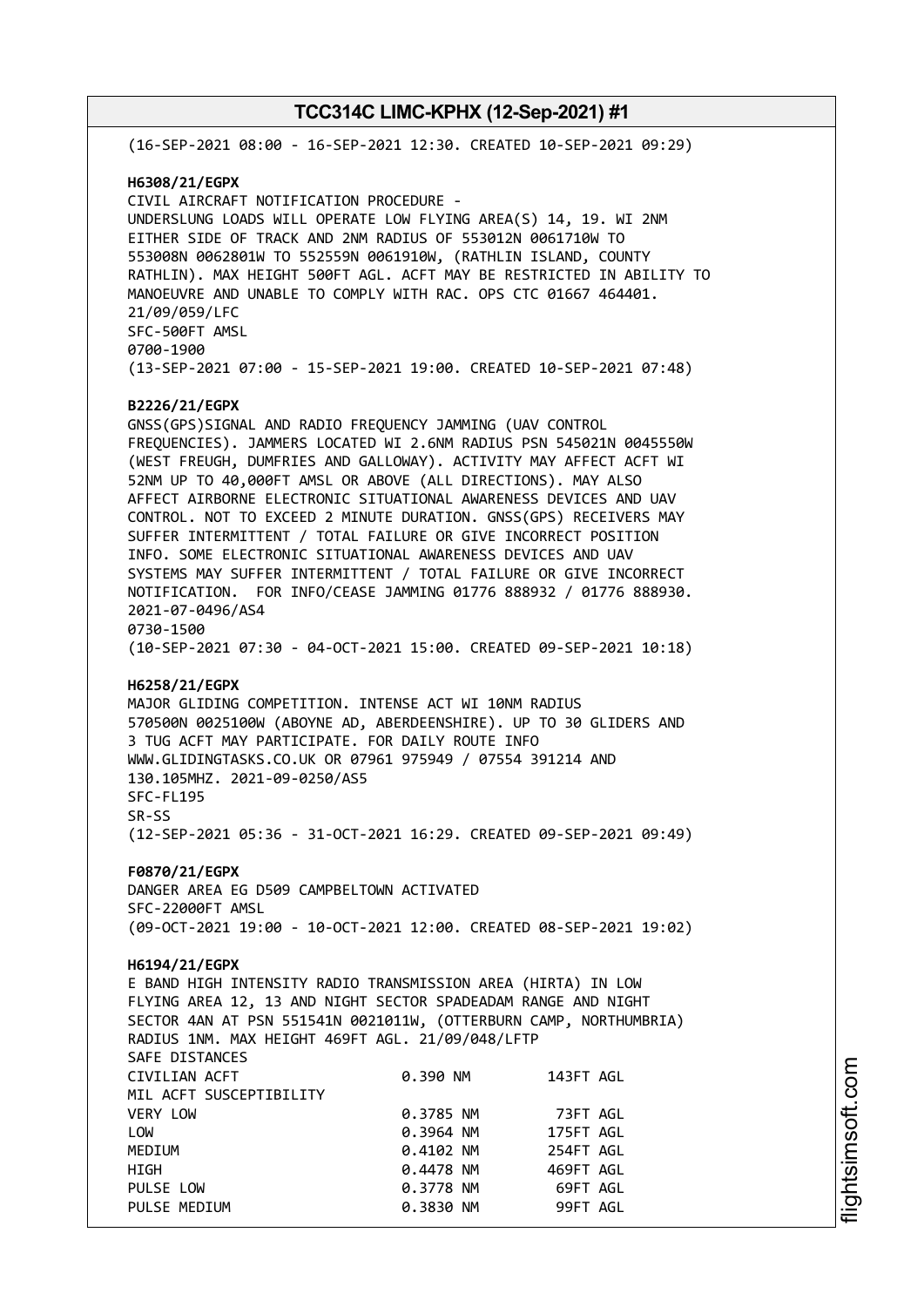(16-SEP-2021 08:00 - 16-SEP-2021 12:30. CREATED 10-SEP-2021 09:29)

**H6308/21/EGPX**
CIVIL AIRCRAFT NOTIFICATION PROCEDURE -
UNDERSLUNG LOADS WILL OPERATE LOW FLYING AREA(S) 14, 19. WI 2NM EITHER SIDE OF TRACK AND 2NM RADIUS OF 553012N 0061710W TO 553008N 0062801W TO 552559N 0061910W, (RATHLIN ISLAND, COUNTY RATHLIN). MAX HEIGHT 500FT AGL. ACFT MAY BE RESTRICTED IN ABILITY TO MANOEUVRE AND UNABLE TO COMPLY WITH RAC. OPS CTC 01667 464401.
21/09/059/LFC
SFC-500FT AMSL
0700-1900
(13-SEP-2021 07:00 - 15-SEP-2021 19:00. CREATED 10-SEP-2021 07:48)

**B2226/21/EGPX**
GNSS(GPS)SIGNAL AND RADIO FREQUENCY JAMMING (UAV CONTROL FREQUENCIES). JAMMERS LOCATED WI 2.6NM RADIUS PSN 545021N 0045550W (WEST FREUGH, DUMFRIES AND GALLOWAY). ACTIVITY MAY AFFECT ACFT WI 52NM UP TO 40,000FT AMSL OR ABOVE (ALL DIRECTIONS). MAY ALSO AFFECT AIRBORNE ELECTRONIC SITUATIONAL AWARENESS DEVICES AND UAV CONTROL. NOT TO EXCEED 2 MINUTE DURATION. GNSS(GPS) RECEIVERS MAY SUFFER INTERMITTENT / TOTAL FAILURE OR GIVE INCORRECT POSITION INFO. SOME ELECTRONIC SITUATIONAL AWARENESS DEVICES AND UAV SYSTEMS MAY SUFFER INTERMITTENT / TOTAL FAILURE OR GIVE INCORRECT NOTIFICATION. FOR INFO/CEASE JAMMING 01776 888932 / 01776 888930.
2021-07-0496/AS4
0730-1500
(10-SEP-2021 07:30 - 04-OCT-2021 15:00. CREATED 09-SEP-2021 10:18)

**H6258/21/EGPX**
MAJOR GLIDING COMPETITION. INTENSE ACT WI 10NM RADIUS 570500N 0025100W (ABOYNE AD, ABERDEENSHIRE). UP TO 30 GLIDERS AND 3 TUG ACFT MAY PARTICIPATE. FOR DAILY ROUTE INFO WWW.GLIDINGTASKS.CO.UK OR 07961 975949 / 07554 391214 AND 130.105MHZ. 2021-09-0250/AS5
SFC-FL195
SR-SS
(12-SEP-2021 05:36 - 31-OCT-2021 16:29. CREATED 09-SEP-2021 09:49)

**F0870/21/EGPX**
DANGER AREA EG D509 CAMPBELTOWN ACTIVATED
SFC-22000FT AMSL
(09-OCT-2021 19:00 - 10-OCT-2021 12:00. CREATED 08-SEP-2021 19:02)

**H6194/21/EGPX**
E BAND HIGH INTENSITY RADIO TRANSMISSION AREA (HIRTA) IN LOW FLYING AREA 12, 13 AND NIGHT SECTOR SPADEADAM RANGE AND NIGHT SECTOR 4AN AT PSN 551541N 0021011W, (OTTERBURN CAMP, NORTHUMBRIA) RADIUS 1NM. MAX HEIGHT 469FT AGL. 21/09/048/LFTP

| SAFE DISTANCES | | |
|---|---|---|
| CIVILIAN ACFT | 0.390 NM | 143FT AGL |
| MIL ACFT SUSCEPTIBILITY | | |
| VERY LOW | 0.3785 NM | 73FT AGL |
| LOW | 0.3964 NM | 175FT AGL |
| MEDIUM | 0.4102 NM | 254FT AGL |
| HIGH | 0.4478 NM | 469FT AGL |
| PULSE LOW | 0.3778 NM | 69FT AGL |
| PULSE MEDIUM | 0.3830 NM | 99FT AGL |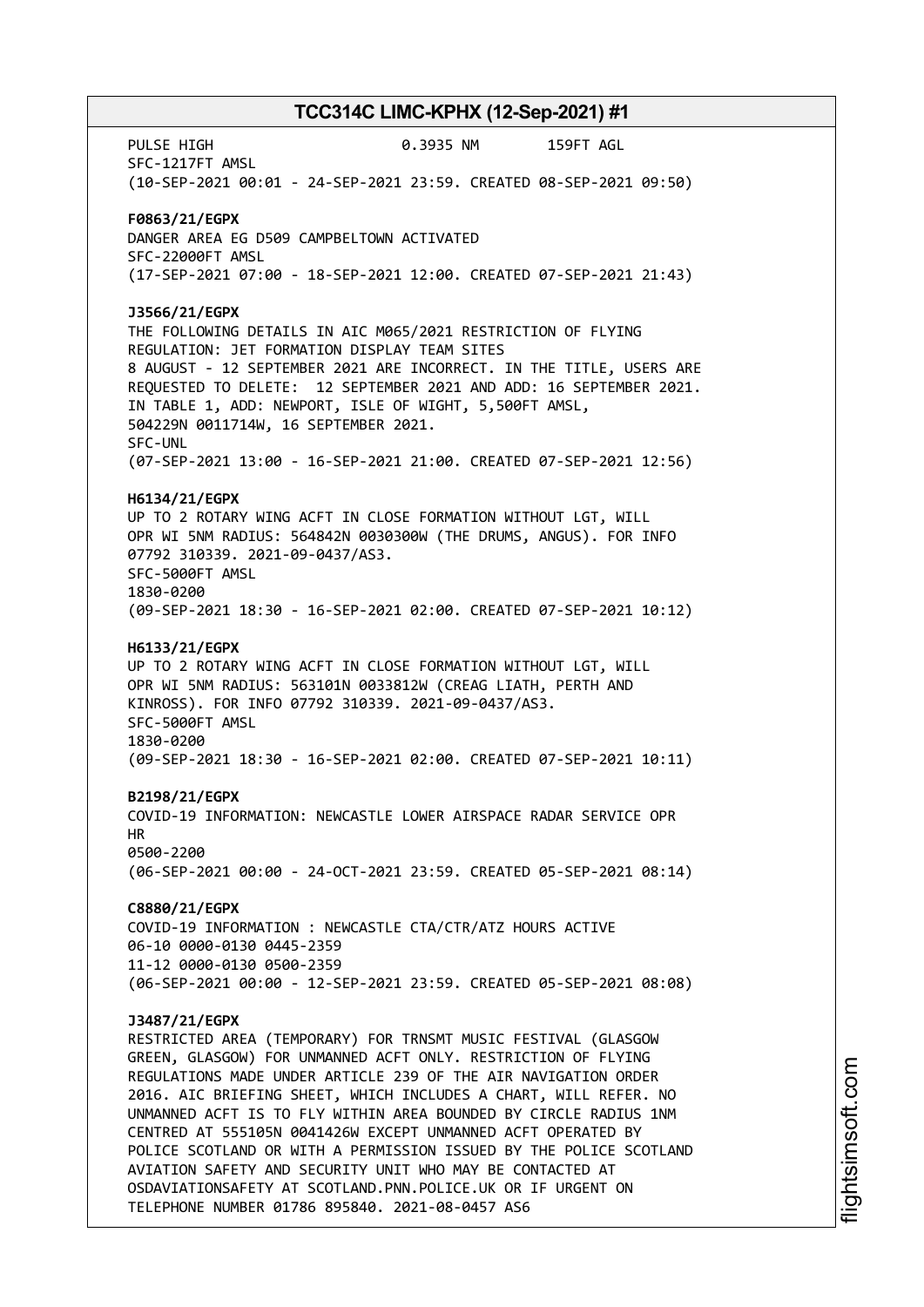PULSE HIGH 0.3935 NM 159FT AGL
SFC-1217FT AMSL
(10-SEP-2021 00:01 - 24-SEP-2021 23:59. CREATED 08-SEP-2021 09:50)

**F0863/21/EGPX**
DANGER AREA EG D509 CAMPBELTOWN ACTIVATED
SFC-22000FT AMSL
(17-SEP-2021 07:00 - 18-SEP-2021 12:00. CREATED 07-SEP-2021 21:43)

**J3566/21/EGPX**
THE FOLLOWING DETAILS IN AIC M065/2021 RESTRICTION OF FLYING REGULATION: JET FORMATION DISPLAY TEAM SITES
8 AUGUST - 12 SEPTEMBER 2021 ARE INCORRECT. IN THE TITLE, USERS ARE REQUESTED TO DELETE: 12 SEPTEMBER 2021 AND ADD: 16 SEPTEMBER 2021.
IN TABLE 1, ADD: NEWPORT, ISLE OF WIGHT, 5,500FT AMSL,
504229N 0011714W, 16 SEPTEMBER 2021.
SFC-UNL
(07-SEP-2021 13:00 - 16-SEP-2021 21:00. CREATED 07-SEP-2021 12:56)

**H6134/21/EGPX**
UP TO 2 ROTARY WING ACFT IN CLOSE FORMATION WITHOUT LGT, WILL OPR WI 5NM RADIUS: 564842N 0030300W (THE DRUMS, ANGUS). FOR INFO 07792 310339. 2021-09-0437/AS3.
SFC-5000FT AMSL
1830-0200
(09-SEP-2021 18:30 - 16-SEP-2021 02:00. CREATED 07-SEP-2021 10:12)

**H6133/21/EGPX**
UP TO 2 ROTARY WING ACFT IN CLOSE FORMATION WITHOUT LGT, WILL OPR WI 5NM RADIUS: 563101N 0033812W (CREAG LIATH, PERTH AND KINROSS). FOR INFO 07792 310339. 2021-09-0437/AS3.
SFC-5000FT AMSL
1830-0200
(09-SEP-2021 18:30 - 16-SEP-2021 02:00. CREATED 07-SEP-2021 10:11)

**B2198/21/EGPX**
COVID-19 INFORMATION: NEWCASTLE LOWER AIRSPACE RADAR SERVICE OPR HR
0500-2200
(06-SEP-2021 00:00 - 24-OCT-2021 23:59. CREATED 05-SEP-2021 08:14)

**C8880/21/EGPX**
COVID-19 INFORMATION : NEWCASTLE CTA/CTR/ATZ HOURS ACTIVE
06-10 0000-0130 0445-2359
11-12 0000-0130 0500-2359
(06-SEP-2021 00:00 - 12-SEP-2021 23:59. CREATED 05-SEP-2021 08:08)

**J3487/21/EGPX**
RESTRICTED AREA (TEMPORARY) FOR TRNSMT MUSIC FESTIVAL (GLASGOW GREEN, GLASGOW) FOR UNMANNED ACFT ONLY. RESTRICTION OF FLYING REGULATIONS MADE UNDER ARTICLE 239 OF THE AIR NAVIGATION ORDER 2016. AIC BRIEFING SHEET, WHICH INCLUDES A CHART, WILL REFER. NO UNMANNED ACFT IS TO FLY WITHIN AREA BOUNDED BY CIRCLE RADIUS 1NM CENTRED AT 555105N 0041426W EXCEPT UNMANNED ACFT OPERATED BY POLICE SCOTLAND OR WITH A PERMISSION ISSUED BY THE POLICE SCOTLAND AVIATION SAFETY AND SECURITY UNIT WHO MAY BE CONTACTED AT OSDAVIATIONSAFETY AT SCOTLAND.PNN.POLICE.UK OR IF URGENT ON TELEPHONE NUMBER 01786 895840. 2021-08-0457 AS6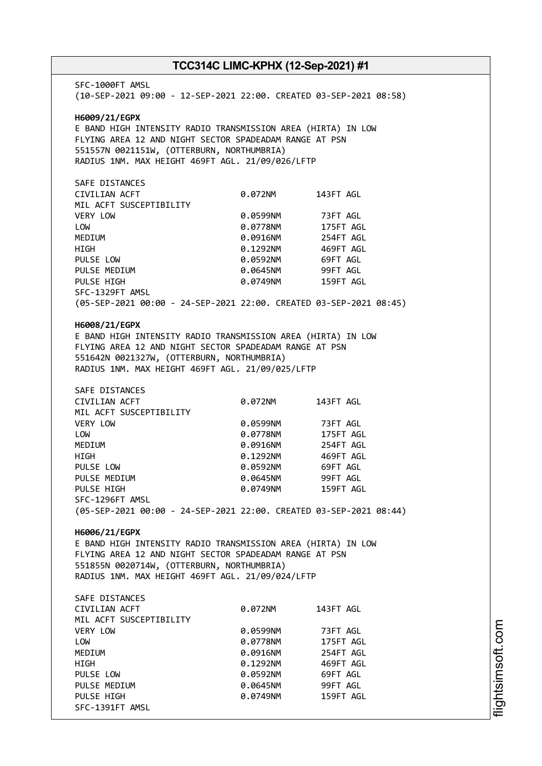SFC-1000FT AMSL
(10-SEP-2021 09:00 - 12-SEP-2021 22:00. CREATED 03-SEP-2021 08:58)

**H6009/21/EGPX**
E BAND HIGH INTENSITY RADIO TRANSMISSION AREA (HIRTA) IN LOW FLYING AREA 12 AND NIGHT SECTOR SPADEADAM RANGE AT PSN 551557N 0021151W, (OTTERBURN, NORTHUMBRIA)
RADIUS 1NM. MAX HEIGHT 469FT AGL. 21/09/026/LFTP

| SAFE DISTANCES | | |
|---|---|---|
| CIVILIAN ACFT | 0.072NM | 143FT AGL |
| MIL ACFT SUSCEPTIBILITY | | |
| VERY LOW | 0.0599NM | 73FT AGL |
| LOW | 0.0778NM | 175FT AGL |
| MEDIUM | 0.0916NM | 254FT AGL |
| HIGH | 0.1292NM | 469FT AGL |
| PULSE LOW | 0.0592NM | 69FT AGL |
| PULSE MEDIUM | 0.0645NM | 99FT AGL |
| PULSE HIGH | 0.0749NM | 159FT AGL |

SFC-1329FT AMSL
(05-SEP-2021 00:00 - 24-SEP-2021 22:00. CREATED 03-SEP-2021 08:45)

**H6008/21/EGPX**
E BAND HIGH INTENSITY RADIO TRANSMISSION AREA (HIRTA) IN LOW FLYING AREA 12 AND NIGHT SECTOR SPADEADAM RANGE AT PSN 551642N 0021327W, (OTTERBURN, NORTHUMBRIA)
RADIUS 1NM. MAX HEIGHT 469FT AGL. 21/09/025/LFTP

| SAFE DISTANCES | | |
|---|---|---|
| CIVILIAN ACFT | 0.072NM | 143FT AGL |
| MIL ACFT SUSCEPTIBILITY | | |
| VERY LOW | 0.0599NM | 73FT AGL |
| LOW | 0.0778NM | 175FT AGL |
| MEDIUM | 0.0916NM | 254FT AGL |
| HIGH | 0.1292NM | 469FT AGL |
| PULSE LOW | 0.0592NM | 69FT AGL |
| PULSE MEDIUM | 0.0645NM | 99FT AGL |
| PULSE HIGH | 0.0749NM | 159FT AGL |

SFC-1296FT AMSL
(05-SEP-2021 00:00 - 24-SEP-2021 22:00. CREATED 03-SEP-2021 08:44)

**H6006/21/EGPX**
E BAND HIGH INTENSITY RADIO TRANSMISSION AREA (HIRTA) IN LOW FLYING AREA 12 AND NIGHT SECTOR SPADEADAM RANGE AT PSN 551855N 0020714W, (OTTERBURN, NORTHUMBRIA)
RADIUS 1NM. MAX HEIGHT 469FT AGL. 21/09/024/LFTP

| SAFE DISTANCES | | |
|---|---|---|
| CIVILIAN ACFT | 0.072NM | 143FT AGL |
| MIL ACFT SUSCEPTIBILITY | | |
| VERY LOW | 0.0599NM | 73FT AGL |
| LOW | 0.0778NM | 175FT AGL |
| MEDIUM | 0.0916NM | 254FT AGL |
| HIGH | 0.1292NM | 469FT AGL |
| PULSE LOW | 0.0592NM | 69FT AGL |
| PULSE MEDIUM | 0.0645NM | 99FT AGL |
| PULSE HIGH | 0.0749NM | 159FT AGL |

SFC-1391FT AMSL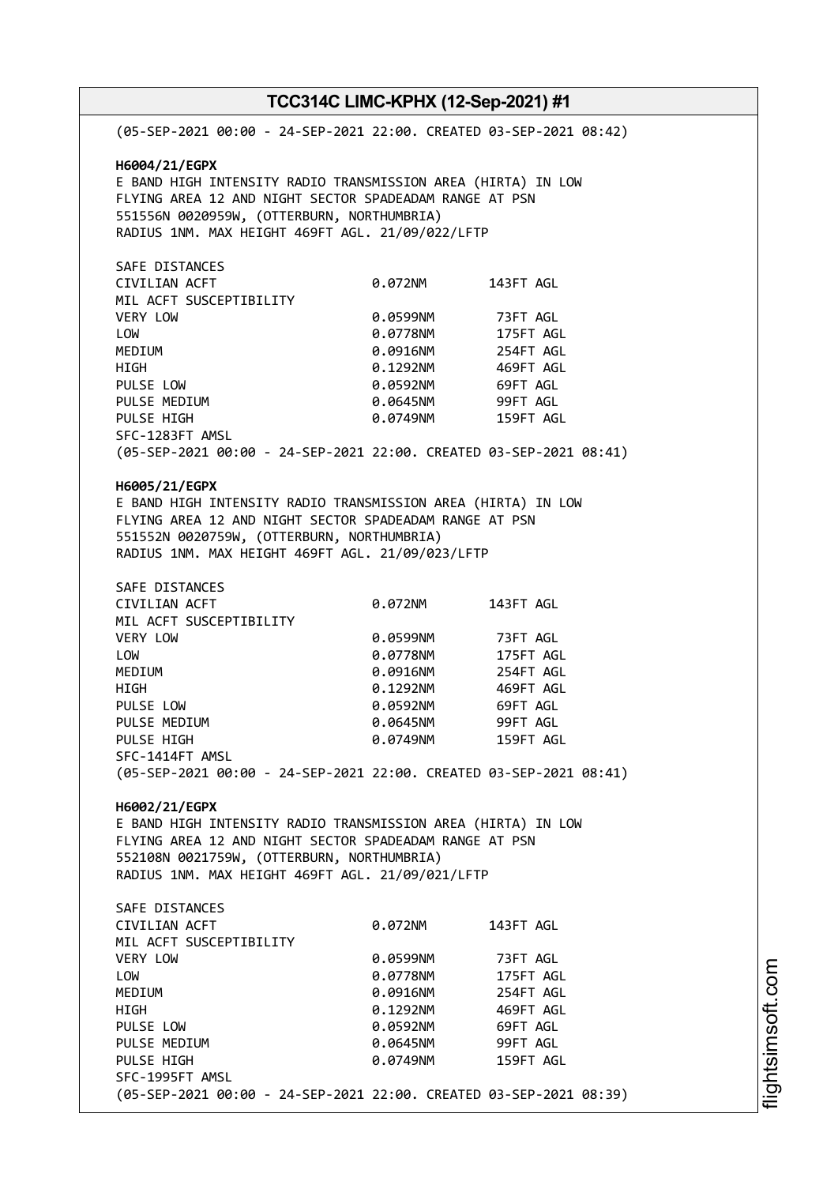(05-SEP-2021 00:00 - 24-SEP-2021 22:00. CREATED 03-SEP-2021 08:42)

**H6004/21/EGPX**
E BAND HIGH INTENSITY RADIO TRANSMISSION AREA (HIRTA) IN LOW FLYING AREA 12 AND NIGHT SECTOR SPADEADAM RANGE AT PSN 551556N 0020959W, (OTTERBURN, NORTHUMBRIA)
RADIUS 1NM. MAX HEIGHT 469FT AGL. 21/09/022/LFTP

SAFE DISTANCES

| | | |
|---|---|---|
| CIVILIAN ACFT | 0.072NM | 143FT AGL |
| MIL ACFT SUSCEPTIBILITY | | |
| VERY LOW | 0.0599NM | 73FT AGL |
| LOW | 0.0778NM | 175FT AGL |
| MEDIUM | 0.0916NM | 254FT AGL |
| HIGH | 0.1292NM | 469FT AGL |
| PULSE LOW | 0.0592NM | 69FT AGL |
| PULSE MEDIUM | 0.0645NM | 99FT AGL |
| PULSE HIGH | 0.0749NM | 159FT AGL |

SFC-1283FT AMSL
(05-SEP-2021 00:00 - 24-SEP-2021 22:00. CREATED 03-SEP-2021 08:41)

**H6005/21/EGPX**
E BAND HIGH INTENSITY RADIO TRANSMISSION AREA (HIRTA) IN LOW FLYING AREA 12 AND NIGHT SECTOR SPADEADAM RANGE AT PSN 551552N 0020759W, (OTTERBURN, NORTHUMBRIA)
RADIUS 1NM. MAX HEIGHT 469FT AGL. 21/09/023/LFTP

SAFE DISTANCES

| | | |
|---|---|---|
| CIVILIAN ACFT | 0.072NM | 143FT AGL |
| MIL ACFT SUSCEPTIBILITY | | |
| VERY LOW | 0.0599NM | 73FT AGL |
| LOW | 0.0778NM | 175FT AGL |
| MEDIUM | 0.0916NM | 254FT AGL |
| HIGH | 0.1292NM | 469FT AGL |
| PULSE LOW | 0.0592NM | 69FT AGL |
| PULSE MEDIUM | 0.0645NM | 99FT AGL |
| PULSE HIGH | 0.0749NM | 159FT AGL |

SFC-1414FT AMSL
(05-SEP-2021 00:00 - 24-SEP-2021 22:00. CREATED 03-SEP-2021 08:41)

**H6002/21/EGPX**
E BAND HIGH INTENSITY RADIO TRANSMISSION AREA (HIRTA) IN LOW FLYING AREA 12 AND NIGHT SECTOR SPADEADAM RANGE AT PSN 552108N 0021759W, (OTTERBURN, NORTHUMBRIA)
RADIUS 1NM. MAX HEIGHT 469FT AGL. 21/09/021/LFTP

SAFE DISTANCES

| | | |
|---|---|---|
| CIVILIAN ACFT | 0.072NM | 143FT AGL |
| MIL ACFT SUSCEPTIBILITY | | |
| VERY LOW | 0.0599NM | 73FT AGL |
| LOW | 0.0778NM | 175FT AGL |
| MEDIUM | 0.0916NM | 254FT AGL |
| HIGH | 0.1292NM | 469FT AGL |
| PULSE LOW | 0.0592NM | 69FT AGL |
| PULSE MEDIUM | 0.0645NM | 99FT AGL |
| PULSE HIGH | 0.0749NM | 159FT AGL |

SFC-1995FT AMSL
(05-SEP-2021 00:00 - 24-SEP-2021 22:00. CREATED 03-SEP-2021 08:39)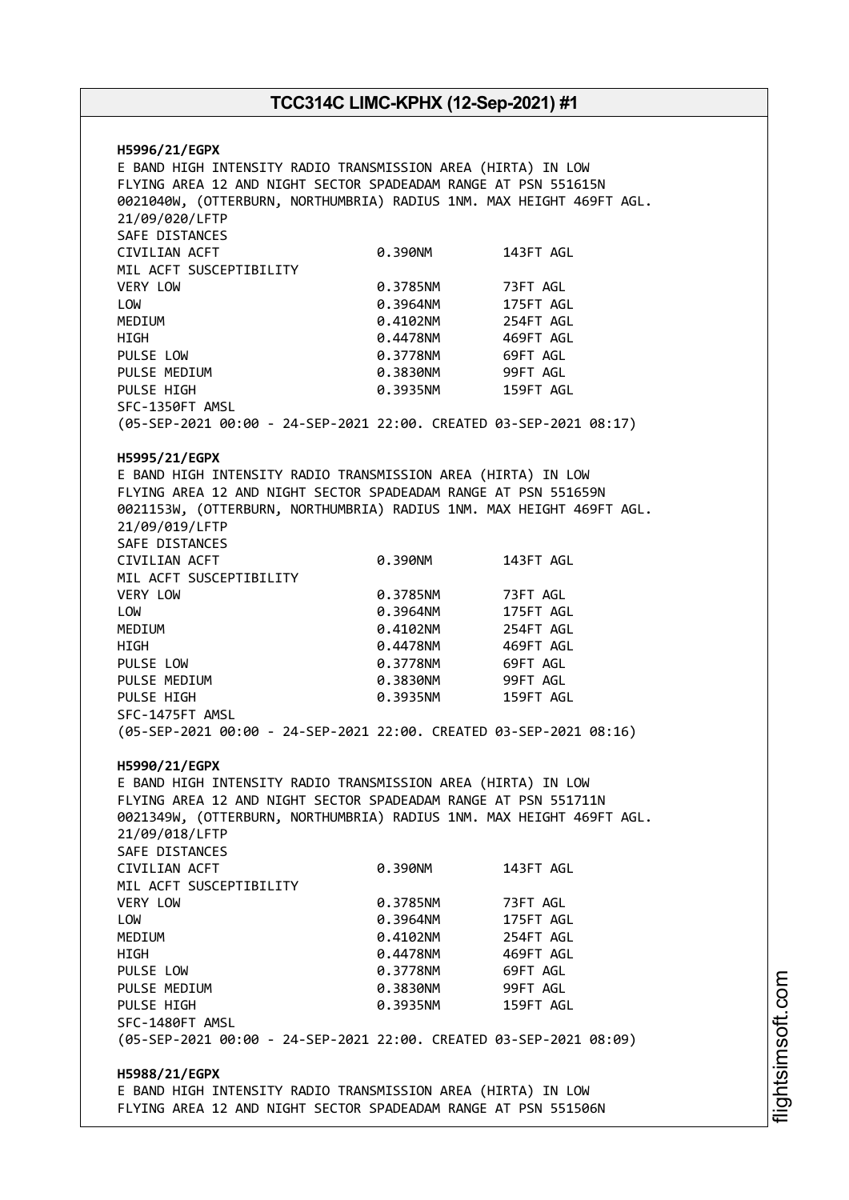**H5996/21/EGPX**
E BAND HIGH INTENSITY RADIO TRANSMISSION AREA (HIRTA) IN LOW FLYING AREA 12 AND NIGHT SECTOR SPADEADAM RANGE AT PSN 551615N 0021040W, (OTTERBURN, NORTHUMBRIA) RADIUS 1NM. MAX HEIGHT 469FT AGL. 21/09/020/LFTP
SAFE DISTANCES

| | | |
|---|---|---|
| CIVILIAN ACFT | 0.390NM | 143FT AGL |
| MIL ACFT SUSCEPTIBILITY | | |
| VERY LOW | 0.3785NM | 73FT AGL |
| LOW | 0.3964NM | 175FT AGL |
| MEDIUM | 0.4102NM | 254FT AGL |
| HIGH | 0.4478NM | 469FT AGL |
| PULSE LOW | 0.3778NM | 69FT AGL |
| PULSE MEDIUM | 0.3830NM | 99FT AGL |
| PULSE HIGH | 0.3935NM | 159FT AGL |

SFC-1350FT AMSL
(05-SEP-2021 00:00 - 24-SEP-2021 22:00. CREATED 03-SEP-2021 08:17)

**H5995/21/EGPX**
E BAND HIGH INTENSITY RADIO TRANSMISSION AREA (HIRTA) IN LOW FLYING AREA 12 AND NIGHT SECTOR SPADEADAM RANGE AT PSN 551659N 0021153W, (OTTERBURN, NORTHUMBRIA) RADIUS 1NM. MAX HEIGHT 469FT AGL. 21/09/019/LFTP
SAFE DISTANCES

| | | |
|---|---|---|
| CIVILIAN ACFT | 0.390NM | 143FT AGL |
| MIL ACFT SUSCEPTIBILITY | | |
| VERY LOW | 0.3785NM | 73FT AGL |
| LOW | 0.3964NM | 175FT AGL |
| MEDIUM | 0.4102NM | 254FT AGL |
| HIGH | 0.4478NM | 469FT AGL |
| PULSE LOW | 0.3778NM | 69FT AGL |
| PULSE MEDIUM | 0.3830NM | 99FT AGL |
| PULSE HIGH | 0.3935NM | 159FT AGL |

SFC-1475FT AMSL
(05-SEP-2021 00:00 - 24-SEP-2021 22:00. CREATED 03-SEP-2021 08:16)

**H5990/21/EGPX**
E BAND HIGH INTENSITY RADIO TRANSMISSION AREA (HIRTA) IN LOW FLYING AREA 12 AND NIGHT SECTOR SPADEADAM RANGE AT PSN 551711N 0021349W, (OTTERBURN, NORTHUMBRIA) RADIUS 1NM. MAX HEIGHT 469FT AGL. 21/09/018/LFTP
SAFE DISTANCES

| | | |
|---|---|---|
| CIVILIAN ACFT | 0.390NM | 143FT AGL |
| MIL ACFT SUSCEPTIBILITY | | |
| VERY LOW | 0.3785NM | 73FT AGL |
| LOW | 0.3964NM | 175FT AGL |
| MEDIUM | 0.4102NM | 254FT AGL |
| HIGH | 0.4478NM | 469FT AGL |
| PULSE LOW | 0.3778NM | 69FT AGL |
| PULSE MEDIUM | 0.3830NM | 99FT AGL |
| PULSE HIGH | 0.3935NM | 159FT AGL |

SFC-1480FT AMSL
(05-SEP-2021 00:00 - 24-SEP-2021 22:00. CREATED 03-SEP-2021 08:09)

**H5988/21/EGPX**
E BAND HIGH INTENSITY RADIO TRANSMISSION AREA (HIRTA) IN LOW FLYING AREA 12 AND NIGHT SECTOR SPADEADAM RANGE AT PSN 551506N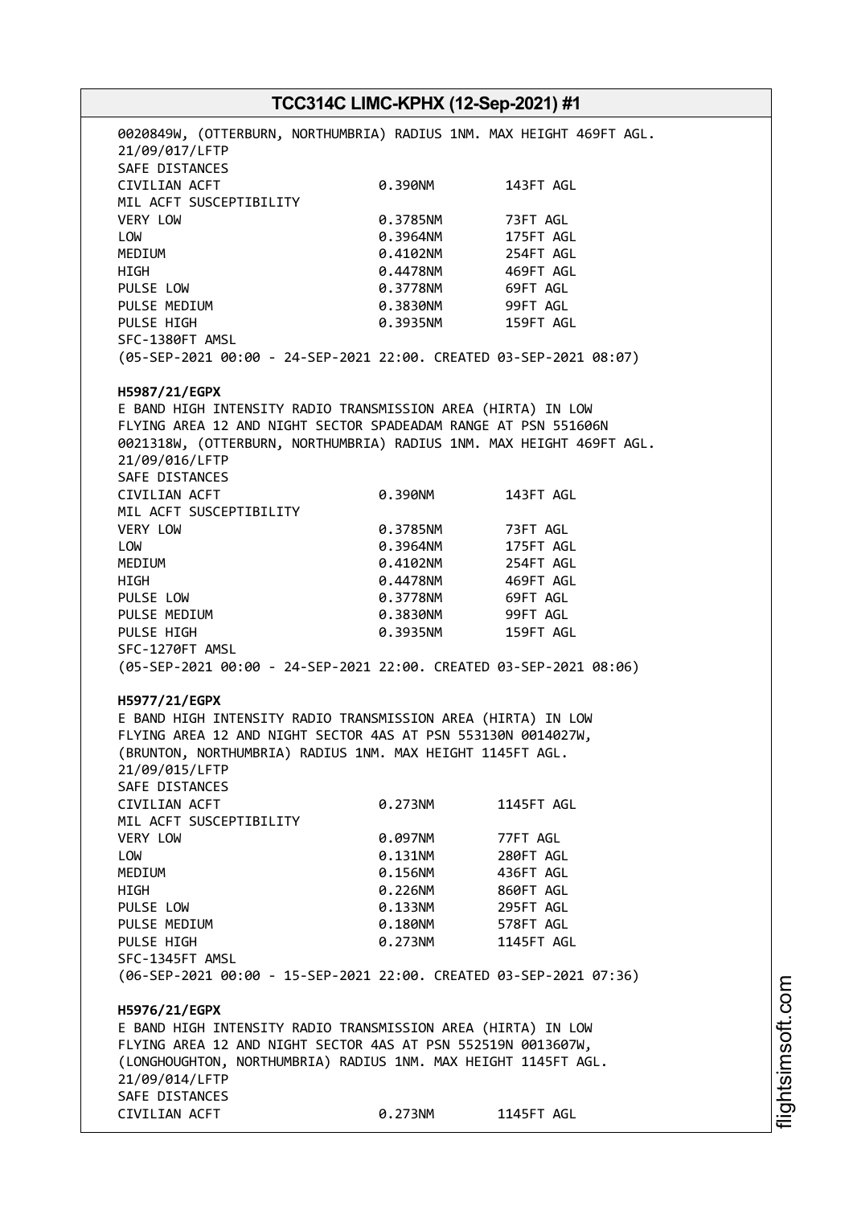0020849W, (OTTERBURN, NORTHUMBRIA) RADIUS 1NM. MAX HEIGHT 469FT AGL.
21/09/017/LFTP
SAFE DISTANCES

| | | |
|---|---|---|
| CIVILIAN ACFT | 0.390NM | 143FT AGL |
| MIL ACFT SUSCEPTIBILITY | | |
| VERY LOW | 0.3785NM | 73FT AGL |
| LOW | 0.3964NM | 175FT AGL |
| MEDIUM | 0.4102NM | 254FT AGL |
| HIGH | 0.4478NM | 469FT AGL |
| PULSE LOW | 0.3778NM | 69FT AGL |
| PULSE MEDIUM | 0.3830NM | 99FT AGL |
| PULSE HIGH | 0.3935NM | 159FT AGL |

SFC-1380FT AMSL
(05-SEP-2021 00:00 - 24-SEP-2021 22:00. CREATED 03-SEP-2021 08:07)

**H5987/21/EGPX**
E BAND HIGH INTENSITY RADIO TRANSMISSION AREA (HIRTA) IN LOW FLYING AREA 12 AND NIGHT SECTOR SPADEADAM RANGE AT PSN 551606N 0021318W, (OTTERBURN, NORTHUMBRIA) RADIUS 1NM. MAX HEIGHT 469FT AGL.
21/09/016/LFTP
SAFE DISTANCES

| | | |
|---|---|---|
| CIVILIAN ACFT | 0.390NM | 143FT AGL |
| MIL ACFT SUSCEPTIBILITY | | |
| VERY LOW | 0.3785NM | 73FT AGL |
| LOW | 0.3964NM | 175FT AGL |
| MEDIUM | 0.4102NM | 254FT AGL |
| HIGH | 0.4478NM | 469FT AGL |
| PULSE LOW | 0.3778NM | 69FT AGL |
| PULSE MEDIUM | 0.3830NM | 99FT AGL |
| PULSE HIGH | 0.3935NM | 159FT AGL |

SFC-1270FT AMSL
(05-SEP-2021 00:00 - 24-SEP-2021 22:00. CREATED 03-SEP-2021 08:06)

**H5977/21/EGPX**
E BAND HIGH INTENSITY RADIO TRANSMISSION AREA (HIRTA) IN LOW FLYING AREA 12 AND NIGHT SECTOR 4AS AT PSN 553130N 0014027W, (BRUNTON, NORTHUMBRIA) RADIUS 1NM. MAX HEIGHT 1145FT AGL.
21/09/015/LFTP
SAFE DISTANCES

| | | |
|---|---|---|
| CIVILIAN ACFT | 0.273NM | 1145FT AGL |
| MIL ACFT SUSCEPTIBILITY | | |
| VERY LOW | 0.097NM | 77FT AGL |
| LOW | 0.131NM | 280FT AGL |
| MEDIUM | 0.156NM | 436FT AGL |
| HIGH | 0.226NM | 860FT AGL |
| PULSE LOW | 0.133NM | 295FT AGL |
| PULSE MEDIUM | 0.180NM | 578FT AGL |
| PULSE HIGH | 0.273NM | 1145FT AGL |

SFC-1345FT AMSL
(06-SEP-2021 00:00 - 15-SEP-2021 22:00. CREATED 03-SEP-2021 07:36)

**H5976/21/EGPX**
E BAND HIGH INTENSITY RADIO TRANSMISSION AREA (HIRTA) IN LOW FLYING AREA 12 AND NIGHT SECTOR 4AS AT PSN 552519N 0013607W, (LONGHOUGHTON, NORTHUMBRIA) RADIUS 1NM. MAX HEIGHT 1145FT AGL.
21/09/014/LFTP
SAFE DISTANCES

| | | |
|---|---|---|
| CIVILIAN ACFT | 0.273NM | 1145FT AGL |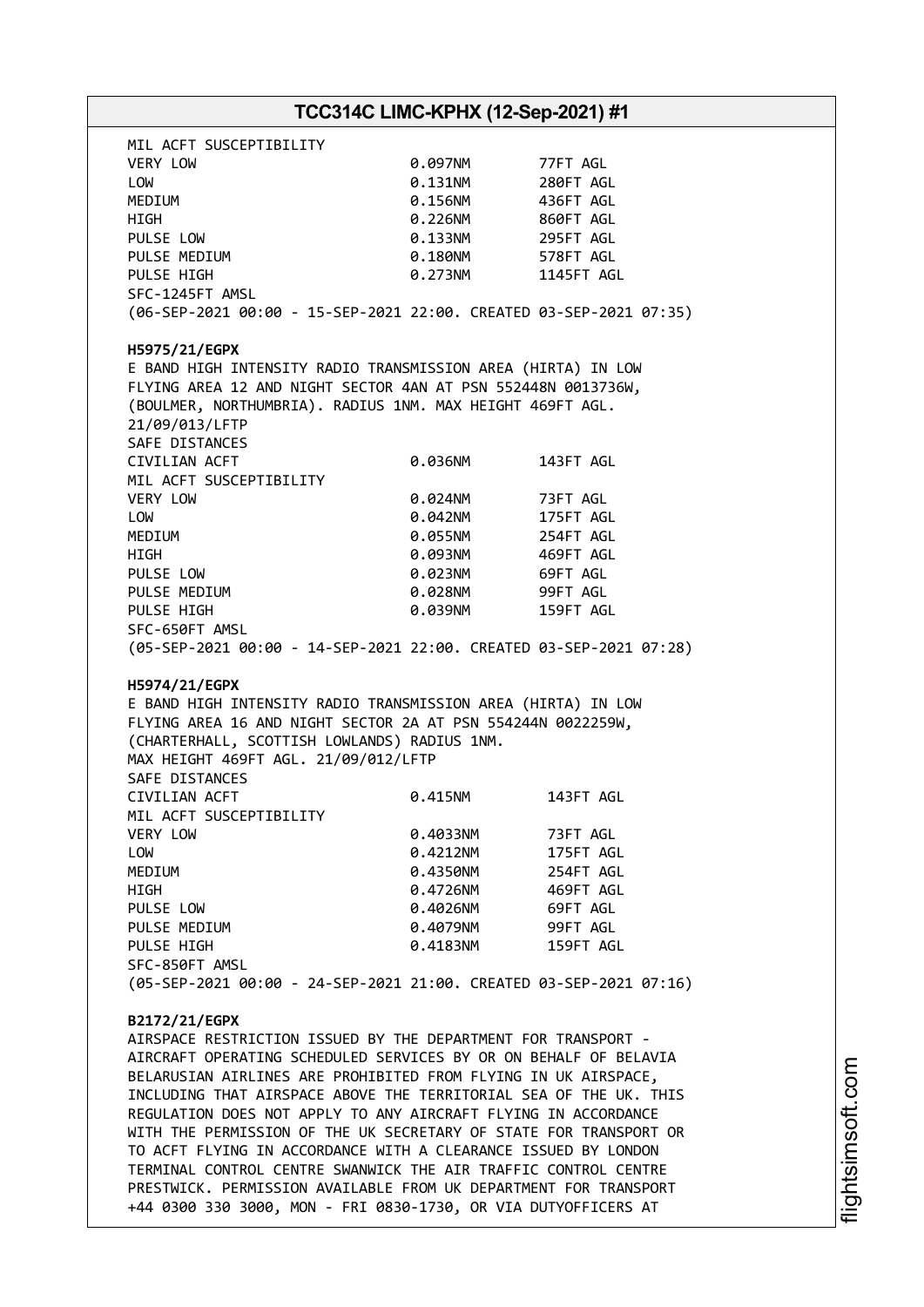MIL ACFT SUSCEPTIBILITY

| | | |
|---|---|---|
| VERY LOW | 0.097NM | 77FT AGL |
| LOW | 0.131NM | 280FT AGL |
| MEDIUM | 0.156NM | 436FT AGL |
| HIGH | 0.226NM | 860FT AGL |
| PULSE LOW | 0.133NM | 295FT AGL |
| PULSE MEDIUM | 0.180NM | 578FT AGL |
| PULSE HIGH | 0.273NM | 1145FT AGL |

SFC-1245FT AMSL
(06-SEP-2021 00:00 - 15-SEP-2021 22:00. CREATED 03-SEP-2021 07:35)

**H5975/21/EGPX**
E BAND HIGH INTENSITY RADIO TRANSMISSION AREA (HIRTA) IN LOW FLYING AREA 12 AND NIGHT SECTOR 4AN AT PSN 552448N 0013736W, (BOULMER, NORTHUMBRIA). RADIUS 1NM. MAX HEIGHT 469FT AGL. 21/09/013/LFTP
SAFE DISTANCES

| | | |
|---|---|---|
| CIVILIAN ACFT | 0.036NM | 143FT AGL |
| MIL ACFT SUSCEPTIBILITY | | |
| VERY LOW | 0.024NM | 73FT AGL |
| LOW | 0.042NM | 175FT AGL |
| MEDIUM | 0.055NM | 254FT AGL |
| HIGH | 0.093NM | 469FT AGL |
| PULSE LOW | 0.023NM | 69FT AGL |
| PULSE MEDIUM | 0.028NM | 99FT AGL |
| PULSE HIGH | 0.039NM | 159FT AGL |

SFC-650FT AMSL
(05-SEP-2021 00:00 - 14-SEP-2021 22:00. CREATED 03-SEP-2021 07:28)

**H5974/21/EGPX**
E BAND HIGH INTENSITY RADIO TRANSMISSION AREA (HIRTA) IN LOW FLYING AREA 16 AND NIGHT SECTOR 2A AT PSN 554244N 0022259W, (CHARTERHALL, SCOTTISH LOWLANDS) RADIUS 1NM.
MAX HEIGHT 469FT AGL. 21/09/012/LFTP
SAFE DISTANCES

| | | |
|---|---|---|
| CIVILIAN ACFT | 0.415NM | 143FT AGL |
| MIL ACFT SUSCEPTIBILITY | | |
| VERY LOW | 0.4033NM | 73FT AGL |
| LOW | 0.4212NM | 175FT AGL |
| MEDIUM | 0.4350NM | 254FT AGL |
| HIGH | 0.4726NM | 469FT AGL |
| PULSE LOW | 0.4026NM | 69FT AGL |
| PULSE MEDIUM | 0.4079NM | 99FT AGL |
| PULSE HIGH | 0.4183NM | 159FT AGL |

SFC-850FT AMSL
(05-SEP-2021 00:00 - 24-SEP-2021 21:00. CREATED 03-SEP-2021 07:16)

**B2172/21/EGPX**
AIRSPACE RESTRICTION ISSUED BY THE DEPARTMENT FOR TRANSPORT - AIRCRAFT OPERATING SCHEDULED SERVICES BY OR ON BEHALF OF BELAVIA BELARUSIAN AIRLINES ARE PROHIBITED FROM FLYING IN UK AIRSPACE, INCLUDING THAT AIRSPACE ABOVE THE TERRITORIAL SEA OF THE UK. THIS REGULATION DOES NOT APPLY TO ANY AIRCRAFT FLYING IN ACCORDANCE WITH THE PERMISSION OF THE UK SECRETARY OF STATE FOR TRANSPORT OR TO ACFT FLYING IN ACCORDANCE WITH A CLEARANCE ISSUED BY LONDON TERMINAL CONTROL CENTRE SWANWICK THE AIR TRAFFIC CONTROL CENTRE PRESTWICK. PERMISSION AVAILABLE FROM UK DEPARTMENT FOR TRANSPORT +44 0300 330 3000, MON - FRI 0830-1730, OR VIA DUTYOFFICERS AT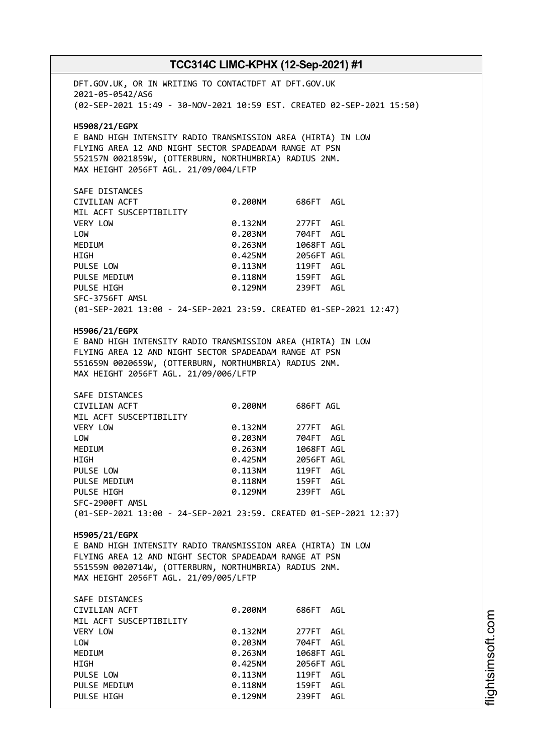DFT.GOV.UK, OR IN WRITING TO CONTACTDFT AT DFT.GOV.UK
2021-05-0542/AS6
(02-SEP-2021 15:49 - 30-NOV-2021 10:59 EST. CREATED 02-SEP-2021 15:50)

**H5908/21/EGPX**
E BAND HIGH INTENSITY RADIO TRANSMISSION AREA (HIRTA) IN LOW FLYING AREA 12 AND NIGHT SECTOR SPADEADAM RANGE AT PSN 552157N 0021859W, (OTTERBURN, NORTHUMBRIA) RADIUS 2NM.
MAX HEIGHT 2056FT AGL. 21/09/004/LFTP

SAFE DISTANCES

| | | |
|---|---|---|
| CIVILIAN ACFT | 0.200NM | 686FT AGL |
| MIL ACFT SUSCEPTIBILITY | | |
| VERY LOW | 0.132NM | 277FT AGL |
| LOW | 0.203NM | 704FT AGL |
| MEDIUM | 0.263NM | 1068FT AGL |
| HIGH | 0.425NM | 2056FT AGL |
| PULSE LOW | 0.113NM | 119FT AGL |
| PULSE MEDIUM | 0.118NM | 159FT AGL |
| PULSE HIGH | 0.129NM | 239FT AGL |

SFC-3756FT AMSL
(01-SEP-2021 13:00 - 24-SEP-2021 23:59. CREATED 01-SEP-2021 12:47)

**H5906/21/EGPX**
E BAND HIGH INTENSITY RADIO TRANSMISSION AREA (HIRTA) IN LOW FLYING AREA 12 AND NIGHT SECTOR SPADEADAM RANGE AT PSN 551659N 0020659W, (OTTERBURN, NORTHUMBRIA) RADIUS 2NM.
MAX HEIGHT 2056FT AGL. 21/09/006/LFTP

SAFE DISTANCES

| | | |
|---|---|---|
| CIVILIAN ACFT | 0.200NM | 686FT AGL |
| MIL ACFT SUSCEPTIBILITY | | |
| VERY LOW | 0.132NM | 277FT AGL |
| LOW | 0.203NM | 704FT AGL |
| MEDIUM | 0.263NM | 1068FT AGL |
| HIGH | 0.425NM | 2056FT AGL |
| PULSE LOW | 0.113NM | 119FT AGL |
| PULSE MEDIUM | 0.118NM | 159FT AGL |
| PULSE HIGH | 0.129NM | 239FT AGL |

SFC-2900FT AMSL
(01-SEP-2021 13:00 - 24-SEP-2021 23:59. CREATED 01-SEP-2021 12:37)

**H5905/21/EGPX**
E BAND HIGH INTENSITY RADIO TRANSMISSION AREA (HIRTA) IN LOW FLYING AREA 12 AND NIGHT SECTOR SPADEADAM RANGE AT PSN 551559N 0020714W, (OTTERBURN, NORTHUMBRIA) RADIUS 2NM.
MAX HEIGHT 2056FT AGL. 21/09/005/LFTP

SAFE DISTANCES

| | | |
|---|---|---|
| CIVILIAN ACFT | 0.200NM | 686FT AGL |
| MIL ACFT SUSCEPTIBILITY | | |
| VERY LOW | 0.132NM | 277FT AGL |
| LOW | 0.203NM | 704FT AGL |
| MEDIUM | 0.263NM | 1068FT AGL |
| HIGH | 0.425NM | 2056FT AGL |
| PULSE LOW | 0.113NM | 119FT AGL |
| PULSE MEDIUM | 0.118NM | 159FT AGL |
| PULSE HIGH | 0.129NM | 239FT AGL |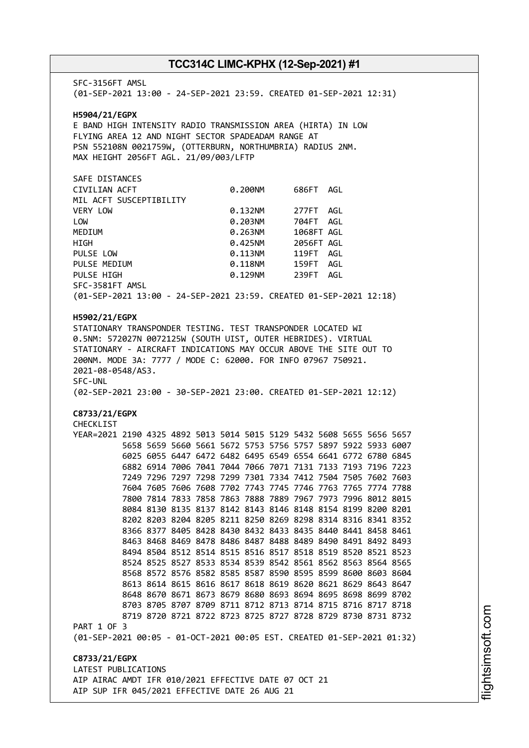SFC-3156FT AMSL
(01-SEP-2021 13:00 - 24-SEP-2021 23:59. CREATED 01-SEP-2021 12:31)

**H5904/21/EGPX**
E BAND HIGH INTENSITY RADIO TRANSMISSION AREA (HIRTA) IN LOW FLYING AREA 12 AND NIGHT SECTOR SPADEADAM RANGE AT PSN 552108N 0021759W, (OTTERBURN, NORTHUMBRIA) RADIUS 2NM. MAX HEIGHT 2056FT AGL. 21/09/003/LFTP

| SAFE DISTANCES | | |
|---|---|---|
| CIVILIAN ACFT | 0.200NM | 686FT AGL |
| MIL ACFT SUSCEPTIBILITY | | |
| VERY LOW | 0.132NM | 277FT AGL |
| LOW | 0.203NM | 704FT AGL |
| MEDIUM | 0.263NM | 1068FT AGL |
| HIGH | 0.425NM | 2056FT AGL |
| PULSE LOW | 0.113NM | 119FT AGL |
| PULSE MEDIUM | 0.118NM | 159FT AGL |
| PULSE HIGH | 0.129NM | 239FT AGL |

SFC-3581FT AMSL
(01-SEP-2021 13:00 - 24-SEP-2021 23:59. CREATED 01-SEP-2021 12:18)

**H5902/21/EGPX**
STATIONARY TRANSPONDER TESTING. TEST TRANSPONDER LOCATED WI 0.5NM: 572027N 0072125W (SOUTH UIST, OUTER HEBRIDES). VIRTUAL STATIONARY - AIRCRAFT INDICATIONS MAY OCCUR ABOVE THE SITE OUT TO 200NM. MODE 3A: 7777 / MODE C: 62000. FOR INFO 07967 750921. 2021-08-0548/AS3.
SFC-UNL
(02-SEP-2021 23:00 - 30-SEP-2021 23:00. CREATED 01-SEP-2021 12:12)

**C8733/21/EGPX**
CHECKLIST
YEAR=2021 2190 4325 4892 5013 5014 5015 5129 5432 5608 5655 5656 5657 5658 5659 5660 5661 5672 5753 5756 5757 5897 5922 5933 6007 6025 6055 6447 6472 6482 6495 6549 6554 6641 6772 6780 6845 6882 6914 7006 7041 7044 7066 7071 7131 7133 7193 7196 7223 7249 7296 7297 7298 7299 7301 7334 7412 7504 7505 7602 7603 7604 7605 7606 7608 7702 7743 7745 7746 7763 7765 7774 7788 7800 7814 7833 7858 7863 7888 7889 7967 7973 7996 8012 8015 8084 8130 8135 8137 8142 8143 8146 8148 8154 8199 8200 8201 8202 8203 8204 8205 8211 8250 8269 8298 8314 8316 8341 8352 8366 8377 8405 8428 8430 8432 8433 8435 8440 8441 8458 8461 8463 8468 8469 8478 8486 8487 8488 8489 8490 8491 8492 8493 8494 8504 8512 8514 8515 8516 8517 8518 8519 8520 8521 8523 8524 8525 8527 8533 8534 8539 8542 8561 8562 8563 8564 8565 8568 8572 8576 8582 8585 8587 8590 8595 8599 8600 8603 8604 8613 8614 8615 8616 8617 8618 8619 8620 8621 8629 8643 8647 8648 8670 8671 8673 8679 8680 8693 8694 8695 8698 8699 8702 8703 8705 8707 8709 8711 8712 8713 8714 8715 8716 8717 8718 8719 8720 8721 8722 8723 8725 8727 8728 8729 8730 8731 8732
PART 1 OF 3
(01-SEP-2021 00:05 - 01-OCT-2021 00:05 EST. CREATED 01-SEP-2021 01:32)

**C8733/21/EGPX**
LATEST PUBLICATIONS
AIP AIRAC AMDT IFR 010/2021 EFFECTIVE DATE 07 OCT 21
AIP SUP IFR 045/2021 EFFECTIVE DATE 26 AUG 21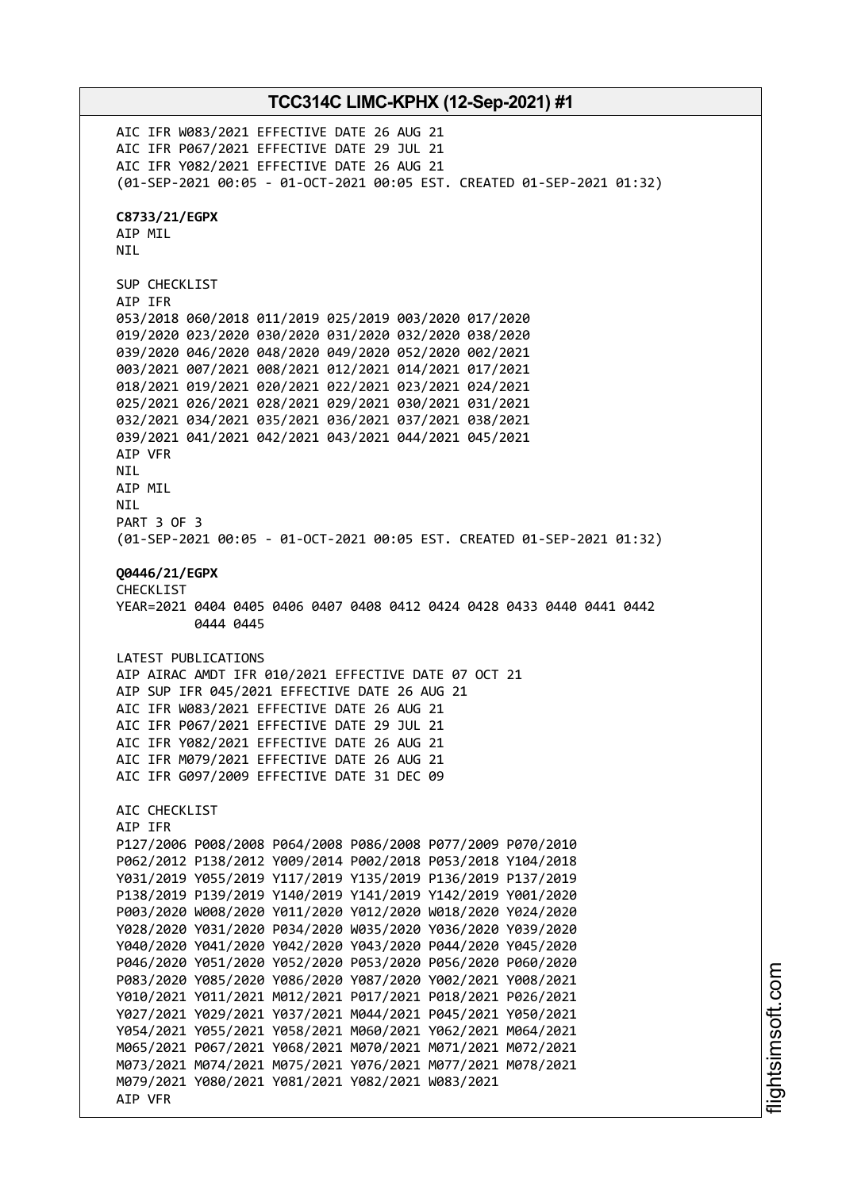AIC IFR W083/2021 EFFECTIVE DATE 26 AUG 21
AIC IFR P067/2021 EFFECTIVE DATE 29 JUL 21
AIC IFR Y082/2021 EFFECTIVE DATE 26 AUG 21
(01-SEP-2021 00:05 - 01-OCT-2021 00:05 EST. CREATED 01-SEP-2021 01:32)

**C8733/21/EGPX**
AIP MIL
NIL

SUP CHECKLIST
AIP IFR
053/2018 060/2018 011/2019 025/2019 003/2020 017/2020
019/2020 023/2020 030/2020 031/2020 032/2020 038/2020
039/2020 046/2020 048/2020 049/2020 052/2020 002/2021
003/2021 007/2021 008/2021 012/2021 014/2021 017/2021
018/2021 019/2021 020/2021 022/2021 023/2021 024/2021
025/2021 026/2021 028/2021 029/2021 030/2021 031/2021
032/2021 034/2021 035/2021 036/2021 037/2021 038/2021
039/2021 041/2021 042/2021 043/2021 044/2021 045/2021
AIP VFR
NIL
AIP MIL
NIL
PART 3 OF 3
(01-SEP-2021 00:05 - 01-OCT-2021 00:05 EST. CREATED 01-SEP-2021 01:32)

**Q0446/21/EGPX**
CHECKLIST
YEAR=2021 0404 0405 0406 0407 0408 0412 0424 0428 0433 0440 0441 0442
0444 0445

LATEST PUBLICATIONS
AIP AIRAC AMDT IFR 010/2021 EFFECTIVE DATE 07 OCT 21
AIP SUP IFR 045/2021 EFFECTIVE DATE 26 AUG 21
AIC IFR W083/2021 EFFECTIVE DATE 26 AUG 21
AIC IFR P067/2021 EFFECTIVE DATE 29 JUL 21
AIC IFR Y082/2021 EFFECTIVE DATE 26 AUG 21
AIC IFR M079/2021 EFFECTIVE DATE 26 AUG 21
AIC IFR G097/2009 EFFECTIVE DATE 31 DEC 09

AIC CHECKLIST
AIP IFR
P127/2006 P008/2008 P064/2008 P086/2008 P077/2009 P070/2010
P062/2012 P138/2012 Y009/2014 P002/2018 P053/2018 Y104/2018
Y031/2019 Y055/2019 Y117/2019 Y135/2019 P136/2019 P137/2019
P138/2019 P139/2019 Y140/2019 Y141/2019 Y142/2019 Y001/2020
P003/2020 W008/2020 Y011/2020 Y012/2020 W018/2020 Y024/2020
Y028/2020 Y031/2020 P034/2020 W035/2020 Y036/2020 Y039/2020
Y040/2020 Y041/2020 Y042/2020 Y043/2020 P044/2020 Y045/2020
P046/2020 Y051/2020 Y052/2020 P053/2020 P056/2020 P060/2020
P083/2020 Y085/2020 Y086/2020 Y087/2020 Y002/2021 Y008/2021
Y010/2021 Y011/2021 M012/2021 P017/2021 P018/2021 P026/2021
Y027/2021 Y029/2021 Y037/2021 M044/2021 P045/2021 Y050/2021
Y054/2021 Y055/2021 Y058/2021 M060/2021 Y062/2021 M064/2021
M065/2021 P067/2021 Y068/2021 M070/2021 M071/2021 M072/2021
M073/2021 M074/2021 M075/2021 Y076/2021 M077/2021 M078/2021
M079/2021 Y080/2021 Y081/2021 Y082/2021 W083/2021
AIP VFR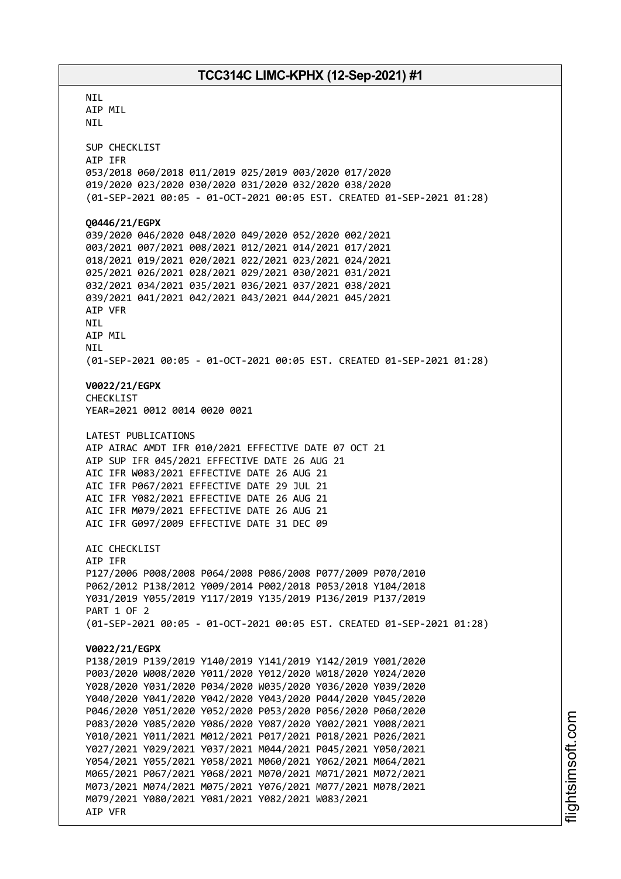NIL
AIP MIL
NIL

SUP CHECKLIST
AIP IFR
053/2018 060/2018 011/2019 025/2019 003/2020 017/2020
019/2020 023/2020 030/2020 031/2020 032/2020 038/2020
(01-SEP-2021 00:05 - 01-OCT-2021 00:05 EST. CREATED 01-SEP-2021 01:28)

**Q0446/21/EGPX**
039/2020 046/2020 048/2020 049/2020 052/2020 002/2021
003/2021 007/2021 008/2021 012/2021 014/2021 017/2021
018/2021 019/2021 020/2021 022/2021 023/2021 024/2021
025/2021 026/2021 028/2021 029/2021 030/2021 031/2021
032/2021 034/2021 035/2021 036/2021 037/2021 038/2021
039/2021 041/2021 042/2021 043/2021 044/2021 045/2021
AIP VFR
NIL
AIP MIL
NIL
(01-SEP-2021 00:05 - 01-OCT-2021 00:05 EST. CREATED 01-SEP-2021 01:28)

**V0022/21/EGPX**
CHECKLIST
YEAR=2021 0012 0014 0020 0021

LATEST PUBLICATIONS
AIP AIRAC AMDT IFR 010/2021 EFFECTIVE DATE 07 OCT 21
AIP SUP IFR 045/2021 EFFECTIVE DATE 26 AUG 21
AIC IFR W083/2021 EFFECTIVE DATE 26 AUG 21
AIC IFR P067/2021 EFFECTIVE DATE 29 JUL 21
AIC IFR Y082/2021 EFFECTIVE DATE 26 AUG 21
AIC IFR M079/2021 EFFECTIVE DATE 26 AUG 21
AIC IFR G097/2009 EFFECTIVE DATE 31 DEC 09

AIC CHECKLIST
AIP IFR
P127/2006 P008/2008 P064/2008 P086/2008 P077/2009 P070/2010
P062/2012 P138/2012 Y009/2014 P002/2018 P053/2018 Y104/2018
Y031/2019 Y055/2019 Y117/2019 Y135/2019 P136/2019 P137/2019
PART 1 OF 2
(01-SEP-2021 00:05 - 01-OCT-2021 00:05 EST. CREATED 01-SEP-2021 01:28)

**V0022/21/EGPX**
P138/2019 P139/2019 Y140/2019 Y141/2019 Y142/2019 Y001/2020
P003/2020 W008/2020 Y011/2020 Y012/2020 W018/2020 Y024/2020
Y028/2020 Y031/2020 P034/2020 W035/2020 Y036/2020 Y039/2020
Y040/2020 Y041/2020 Y042/2020 Y043/2020 P044/2020 Y045/2020
P046/2020 Y051/2020 Y052/2020 P053/2020 P056/2020 P060/2020
P083/2020 Y085/2020 Y086/2020 Y087/2020 Y002/2021 Y008/2021
Y010/2021 Y011/2021 M012/2021 P017/2021 P018/2021 P026/2021
Y027/2021 Y029/2021 Y037/2021 M044/2021 P045/2021 Y050/2021
Y054/2021 Y055/2021 Y058/2021 M060/2021 Y062/2021 M064/2021
M065/2021 P067/2021 Y068/2021 M070/2021 M071/2021 M072/2021
M073/2021 M074/2021 M075/2021 Y076/2021 M077/2021 M078/2021
M079/2021 Y080/2021 Y081/2021 Y082/2021 W083/2021
AIP VFR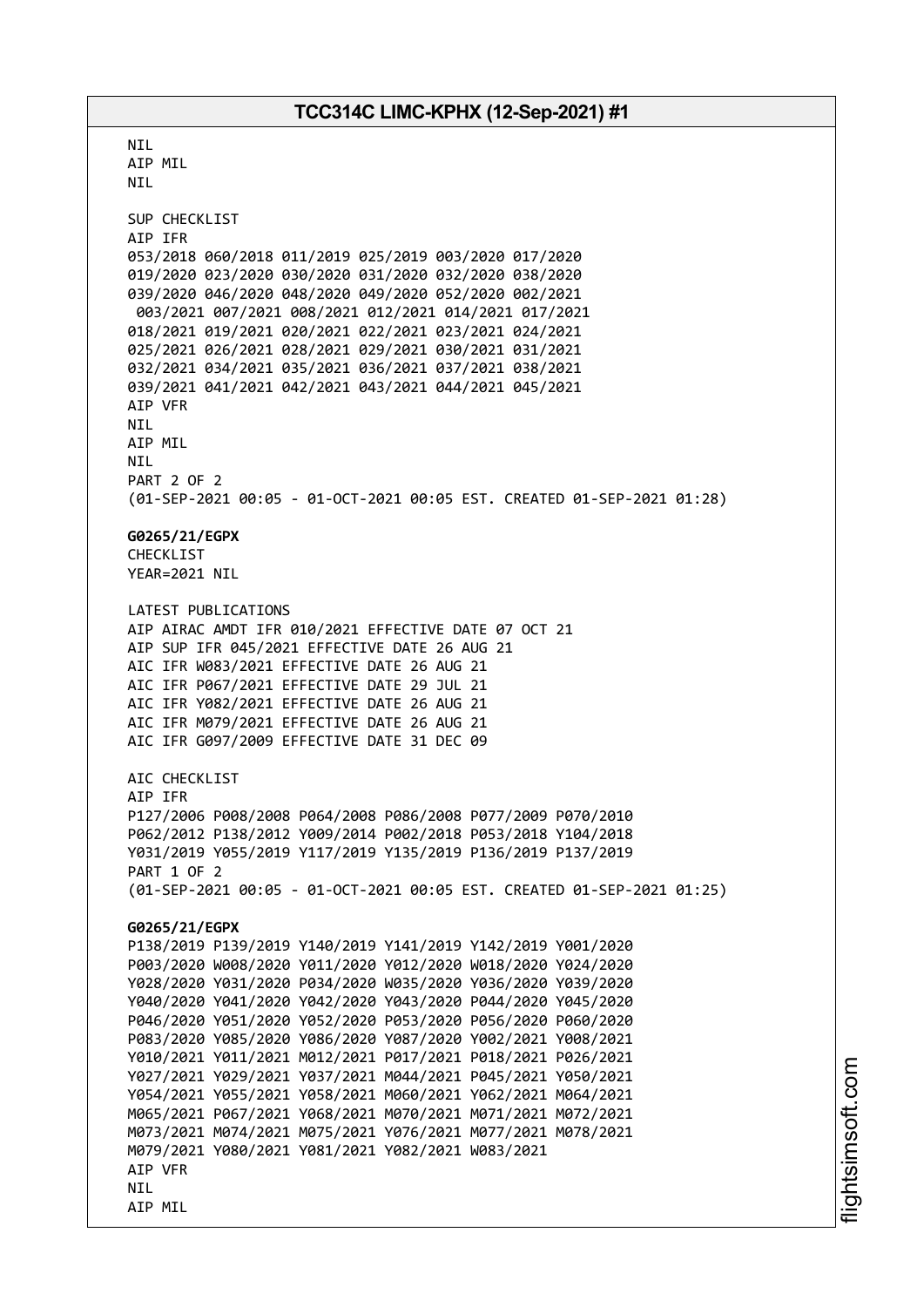NIL
AIP MIL
NIL

SUP CHECKLIST
AIP IFR
053/2018 060/2018 011/2019 025/2019 003/2020 017/2020
019/2020 023/2020 030/2020 031/2020 032/2020 038/2020
039/2020 046/2020 048/2020 049/2020 052/2020 002/2021
003/2021 007/2021 008/2021 012/2021 014/2021 017/2021
018/2021 019/2021 020/2021 022/2021 023/2021 024/2021
025/2021 026/2021 028/2021 029/2021 030/2021 031/2021
032/2021 034/2021 035/2021 036/2021 037/2021 038/2021
039/2021 041/2021 042/2021 043/2021 044/2021 045/2021
AIP VFR
NIL
AIP MIL
NIL
PART 2 OF 2
(01-SEP-2021 00:05 - 01-OCT-2021 00:05 EST. CREATED 01-SEP-2021 01:28)

**G0265/21/EGPX**
CHECKLIST
YEAR=2021 NIL

LATEST PUBLICATIONS
AIP AIRAC AMDT IFR 010/2021 EFFECTIVE DATE 07 OCT 21
AIP SUP IFR 045/2021 EFFECTIVE DATE 26 AUG 21
AIC IFR W083/2021 EFFECTIVE DATE 26 AUG 21
AIC IFR P067/2021 EFFECTIVE DATE 29 JUL 21
AIC IFR Y082/2021 EFFECTIVE DATE 26 AUG 21
AIC IFR M079/2021 EFFECTIVE DATE 26 AUG 21
AIC IFR G097/2009 EFFECTIVE DATE 31 DEC 09

AIC CHECKLIST
AIP IFR
P127/2006 P008/2008 P064/2008 P086/2008 P077/2009 P070/2010
P062/2012 P138/2012 Y009/2014 P002/2018 P053/2018 Y104/2018
Y031/2019 Y055/2019 Y117/2019 Y135/2019 P136/2019 P137/2019
PART 1 OF 2
(01-SEP-2021 00:05 - 01-OCT-2021 00:05 EST. CREATED 01-SEP-2021 01:25)

**G0265/21/EGPX**
P138/2019 P139/2019 Y140/2019 Y141/2019 Y142/2019 Y001/2020
P003/2020 W008/2020 Y011/2020 Y012/2020 W018/2020 Y024/2020
Y028/2020 Y031/2020 P034/2020 W035/2020 Y036/2020 Y039/2020
Y040/2020 Y041/2020 Y042/2020 Y043/2020 P044/2020 Y045/2020
P046/2020 Y051/2020 Y052/2020 P053/2020 P056/2020 P060/2020
P083/2020 Y085/2020 Y086/2020 Y087/2020 Y002/2021 Y008/2021
Y010/2021 Y011/2021 M012/2021 P017/2021 P018/2021 P026/2021
Y027/2021 Y029/2021 Y037/2021 M044/2021 P045/2021 Y050/2021
Y054/2021 Y055/2021 Y058/2021 M060/2021 Y062/2021 M064/2021
M065/2021 P067/2021 Y068/2021 M070/2021 M071/2021 M072/2021
M073/2021 M074/2021 M075/2021 Y076/2021 M077/2021 M078/2021
M079/2021 Y080/2021 Y081/2021 Y082/2021 W083/2021
AIP VFR
NIL
AIP MIL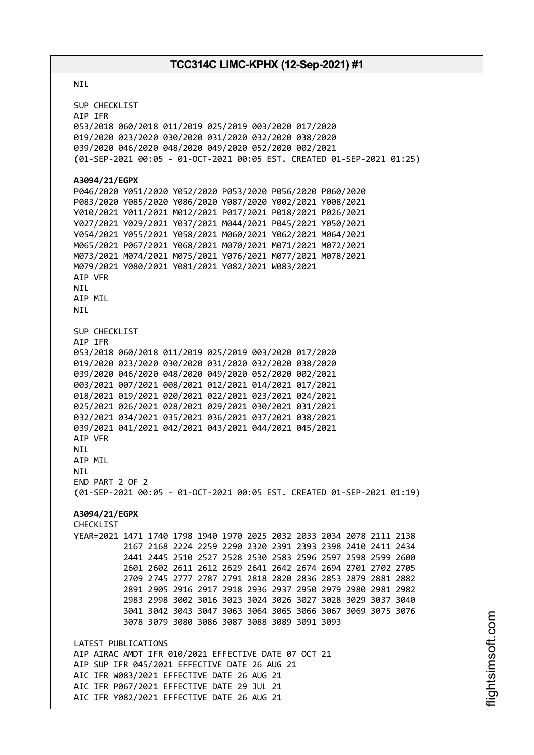NIL

SUP CHECKLIST
AIP IFR
053/2018 060/2018 011/2019 025/2019 003/2020 017/2020
019/2020 023/2020 030/2020 031/2020 032/2020 038/2020
039/2020 046/2020 048/2020 049/2020 052/2020 002/2021
(01-SEP-2021 00:05 - 01-OCT-2021 00:05 EST. CREATED 01-SEP-2021 01:25)

**A3094/21/EGPX**
P046/2020 Y051/2020 Y052/2020 P053/2020 P056/2020 P060/2020
P083/2020 Y085/2020 Y086/2020 Y087/2020 Y002/2021 Y008/2021
Y010/2021 Y011/2021 M012/2021 P017/2021 P018/2021 P026/2021
Y027/2021 Y029/2021 Y037/2021 M044/2021 P045/2021 Y050/2021
Y054/2021 Y055/2021 Y058/2021 M060/2021 Y062/2021 M064/2021
M065/2021 P067/2021 Y068/2021 M070/2021 M071/2021 M072/2021
M073/2021 M074/2021 M075/2021 Y076/2021 M077/2021 M078/2021
M079/2021 Y080/2021 Y081/2021 Y082/2021 W083/2021
AIP VFR
NIL
AIP MIL
NIL

SUP CHECKLIST
AIP IFR
053/2018 060/2018 011/2019 025/2019 003/2020 017/2020
019/2020 023/2020 030/2020 031/2020 032/2020 038/2020
039/2020 046/2020 048/2020 049/2020 052/2020 002/2021
003/2021 007/2021 008/2021 012/2021 014/2021 017/2021
018/2021 019/2021 020/2021 022/2021 023/2021 024/2021
025/2021 026/2021 028/2021 029/2021 030/2021 031/2021
032/2021 034/2021 035/2021 036/2021 037/2021 038/2021
039/2021 041/2021 042/2021 043/2021 044/2021 045/2021
AIP VFR
NIL
AIP MIL
NIL
END PART 2 OF 2
(01-SEP-2021 00:05 - 01-OCT-2021 00:05 EST. CREATED 01-SEP-2021 01:19)

**A3094/21/EGPX**
CHECKLIST
YEAR=2021 1471 1740 1798 1940 1970 2025 2032 2033 2034 2078 2111 2138
2167 2168 2224 2259 2290 2320 2391 2393 2398 2410 2411 2434
2441 2445 2510 2527 2528 2530 2583 2596 2597 2598 2599 2600
2601 2602 2611 2612 2629 2641 2642 2674 2694 2701 2702 2705
2709 2745 2777 2787 2791 2818 2820 2836 2853 2879 2881 2882
2891 2905 2916 2917 2918 2936 2937 2950 2979 2980 2981 2982
2983 2998 3002 3016 3023 3024 3026 3027 3028 3029 3037 3040
3041 3042 3043 3047 3063 3064 3065 3066 3067 3069 3075 3076
3078 3079 3080 3086 3087 3088 3089 3091 3093

LATEST PUBLICATIONS
AIP AIRAC AMDT IFR 010/2021 EFFECTIVE DATE 07 OCT 21
AIP SUP IFR 045/2021 EFFECTIVE DATE 26 AUG 21
AIC IFR W083/2021 EFFECTIVE DATE 26 AUG 21
AIC IFR P067/2021 EFFECTIVE DATE 29 JUL 21
AIC IFR Y082/2021 EFFECTIVE DATE 26 AUG 21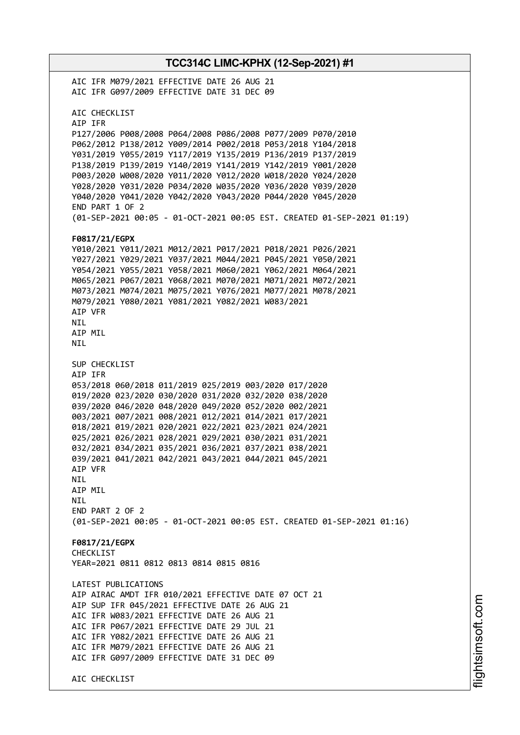AIC IFR M079/2021 EFFECTIVE DATE 26 AUG 21
AIC IFR G097/2009 EFFECTIVE DATE 31 DEC 09

AIC CHECKLIST
AIP IFR
P127/2006 P008/2008 P064/2008 P086/2008 P077/2009 P070/2010
P062/2012 P138/2012 Y009/2014 P002/2018 P053/2018 Y104/2018
Y031/2019 Y055/2019 Y117/2019 Y135/2019 P136/2019 P137/2019
P138/2019 P139/2019 Y140/2019 Y141/2019 Y142/2019 Y001/2020
P003/2020 W008/2020 Y011/2020 Y012/2020 W018/2020 Y024/2020
Y028/2020 Y031/2020 P034/2020 W035/2020 Y036/2020 Y039/2020
Y040/2020 Y041/2020 Y042/2020 Y043/2020 P044/2020 Y045/2020
END PART 1 OF 2
(01-SEP-2021 00:05 - 01-OCT-2021 00:05 EST. CREATED 01-SEP-2021 01:19)

**F0817/21/EGPX**
Y010/2021 Y011/2021 M012/2021 P017/2021 P018/2021 P026/2021
Y027/2021 Y029/2021 Y037/2021 M044/2021 P045/2021 Y050/2021
Y054/2021 Y055/2021 Y058/2021 M060/2021 Y062/2021 M064/2021
M065/2021 P067/2021 Y068/2021 M070/2021 M071/2021 M072/2021
M073/2021 M074/2021 M075/2021 Y076/2021 M077/2021 M078/2021
M079/2021 Y080/2021 Y081/2021 Y082/2021 W083/2021
AIP VFR
NIL
AIP MIL
NIL

SUP CHECKLIST
AIP IFR
053/2018 060/2018 011/2019 025/2019 003/2020 017/2020
019/2020 023/2020 030/2020 031/2020 032/2020 038/2020
039/2020 046/2020 048/2020 049/2020 052/2020 002/2021
003/2021 007/2021 008/2021 012/2021 014/2021 017/2021
018/2021 019/2021 020/2021 022/2021 023/2021 024/2021
025/2021 026/2021 028/2021 029/2021 030/2021 031/2021
032/2021 034/2021 035/2021 036/2021 037/2021 038/2021
039/2021 041/2021 042/2021 043/2021 044/2021 045/2021
AIP VFR
NIL
AIP MIL
NIL
END PART 2 OF 2
(01-SEP-2021 00:05 - 01-OCT-2021 00:05 EST. CREATED 01-SEP-2021 01:16)

**F0817/21/EGPX**
CHECKLIST
YEAR=2021 0811 0812 0813 0814 0815 0816

LATEST PUBLICATIONS
AIP AIRAC AMDT IFR 010/2021 EFFECTIVE DATE 07 OCT 21
AIP SUP IFR 045/2021 EFFECTIVE DATE 26 AUG 21
AIC IFR W083/2021 EFFECTIVE DATE 26 AUG 21
AIC IFR P067/2021 EFFECTIVE DATE 29 JUL 21
AIC IFR Y082/2021 EFFECTIVE DATE 26 AUG 21
AIC IFR M079/2021 EFFECTIVE DATE 26 AUG 21
AIC IFR G097/2009 EFFECTIVE DATE 31 DEC 09

AIC CHECKLIST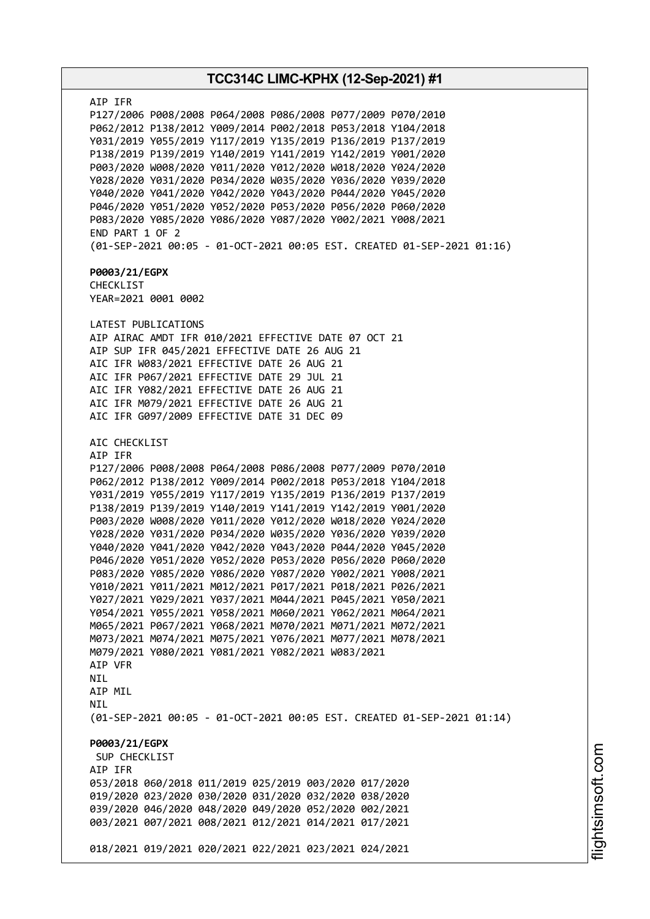AIP IFR
P127/2006 P008/2008 P064/2008 P086/2008 P077/2009 P070/2010
P062/2012 P138/2012 Y009/2014 P002/2018 P053/2018 Y104/2018
Y031/2019 Y055/2019 Y117/2019 Y135/2019 P136/2019 P137/2019
P138/2019 P139/2019 Y140/2019 Y141/2019 Y142/2019 Y001/2020
P003/2020 W008/2020 Y011/2020 Y012/2020 W018/2020 Y024/2020
Y028/2020 Y031/2020 P034/2020 W035/2020 Y036/2020 Y039/2020
Y040/2020 Y041/2020 Y042/2020 Y043/2020 P044/2020 Y045/2020
P046/2020 Y051/2020 Y052/2020 P053/2020 P056/2020 P060/2020
P083/2020 Y085/2020 Y086/2020 Y087/2020 Y002/2021 Y008/2021
END PART 1 OF 2
(01-SEP-2021 00:05 - 01-OCT-2021 00:05 EST. CREATED 01-SEP-2021 01:16)

**P0003/21/EGPX**
CHECKLIST
YEAR=2021 0001 0002

LATEST PUBLICATIONS
AIP AIRAC AMDT IFR 010/2021 EFFECTIVE DATE 07 OCT 21
AIP SUP IFR 045/2021 EFFECTIVE DATE 26 AUG 21
AIC IFR W083/2021 EFFECTIVE DATE 26 AUG 21
AIC IFR P067/2021 EFFECTIVE DATE 29 JUL 21
AIC IFR Y082/2021 EFFECTIVE DATE 26 AUG 21
AIC IFR M079/2021 EFFECTIVE DATE 26 AUG 21
AIC IFR G097/2009 EFFECTIVE DATE 31 DEC 09

AIC CHECKLIST
AIP IFR
P127/2006 P008/2008 P064/2008 P086/2008 P077/2009 P070/2010
P062/2012 P138/2012 Y009/2014 P002/2018 P053/2018 Y104/2018
Y031/2019 Y055/2019 Y117/2019 Y135/2019 P136/2019 P137/2019
P138/2019 P139/2019 Y140/2019 Y141/2019 Y142/2019 Y001/2020
P003/2020 W008/2020 Y011/2020 Y012/2020 W018/2020 Y024/2020
Y028/2020 Y031/2020 P034/2020 W035/2020 Y036/2020 Y039/2020
Y040/2020 Y041/2020 Y042/2020 Y043/2020 P044/2020 Y045/2020
P046/2020 Y051/2020 Y052/2020 P053/2020 P056/2020 P060/2020
P083/2020 Y085/2020 Y086/2020 Y087/2020 Y002/2021 Y008/2021
Y010/2021 Y011/2021 M012/2021 P017/2021 P018/2021 P026/2021
Y027/2021 Y029/2021 Y037/2021 M044/2021 P045/2021 Y050/2021
Y054/2021 Y055/2021 Y058/2021 M060/2021 Y062/2021 M064/2021
M065/2021 P067/2021 Y068/2021 M070/2021 M071/2021 M072/2021
M073/2021 M074/2021 M075/2021 Y076/2021 M077/2021 M078/2021
M079/2021 Y080/2021 Y081/2021 Y082/2021 W083/2021
AIP VFR
NIL
AIP MIL
NIL
(01-SEP-2021 00:05 - 01-OCT-2021 00:05 EST. CREATED 01-SEP-2021 01:14)

**P0003/21/EGPX**
SUP CHECKLIST
AIP IFR
053/2018 060/2018 011/2019 025/2019 003/2020 017/2020
019/2020 023/2020 030/2020 031/2020 032/2020 038/2020
039/2020 046/2020 048/2020 049/2020 052/2020 002/2021
003/2021 007/2021 008/2021 012/2021 014/2021 017/2021

018/2021 019/2021 020/2021 022/2021 023/2021 024/2021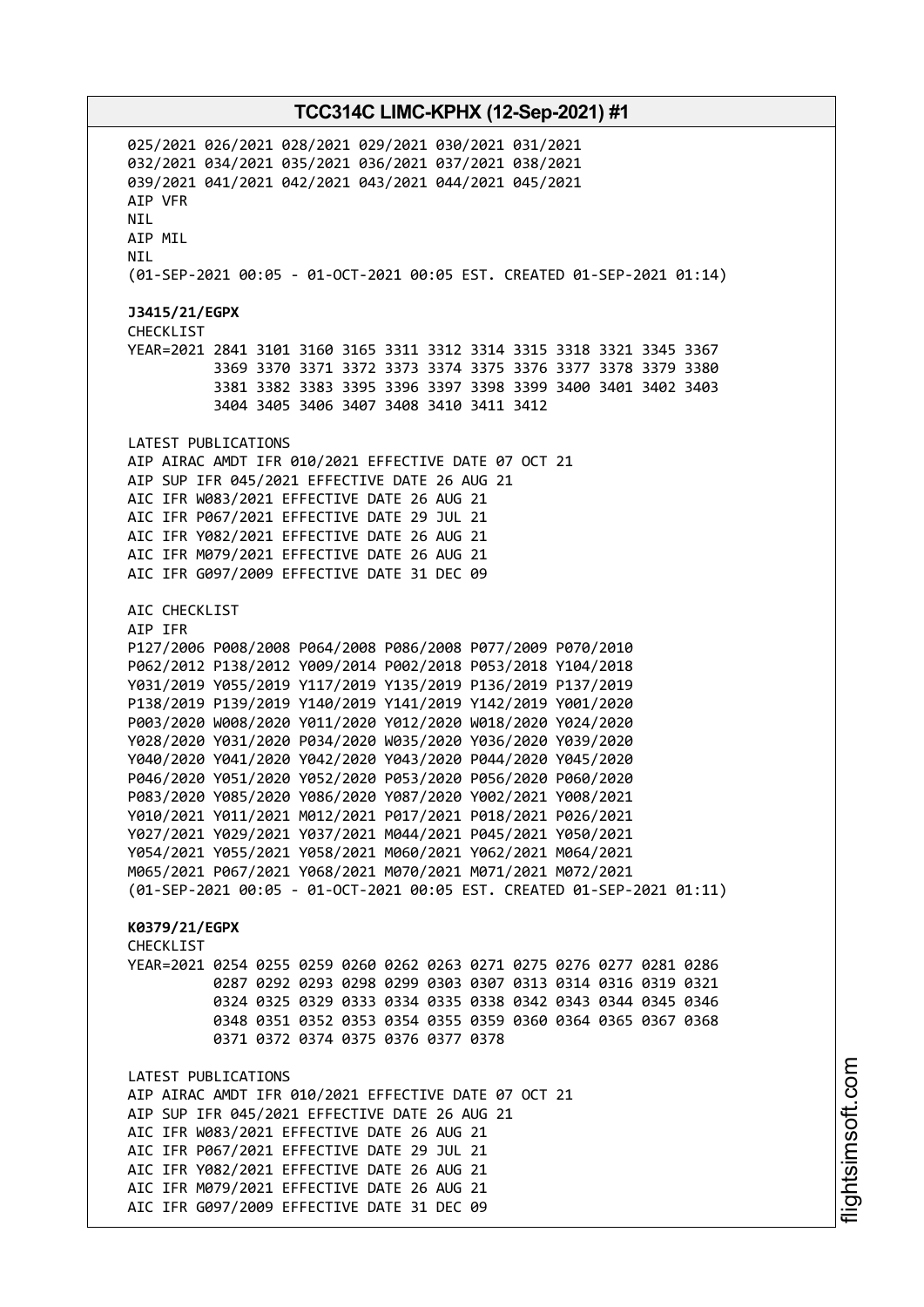025/2021 026/2021 028/2021 029/2021 030/2021 031/2021
032/2021 034/2021 035/2021 036/2021 037/2021 038/2021
039/2021 041/2021 042/2021 043/2021 044/2021 045/2021
AIP VFR
NIL
AIP MIL
NIL
(01-SEP-2021 00:05 - 01-OCT-2021 00:05 EST. CREATED 01-SEP-2021 01:14)

**J3415/21/EGPX**
CHECKLIST
YEAR=2021 2841 3101 3160 3165 3311 3312 3314 3315 3318 3321 3345 3367
3369 3370 3371 3372 3373 3374 3375 3376 3377 3378 3379 3380
3381 3382 3383 3395 3396 3397 3398 3399 3400 3401 3402 3403
3404 3405 3406 3407 3408 3410 3411 3412

LATEST PUBLICATIONS
AIP AIRAC AMDT IFR 010/2021 EFFECTIVE DATE 07 OCT 21
AIP SUP IFR 045/2021 EFFECTIVE DATE 26 AUG 21
AIC IFR W083/2021 EFFECTIVE DATE 26 AUG 21
AIC IFR P067/2021 EFFECTIVE DATE 29 JUL 21
AIC IFR Y082/2021 EFFECTIVE DATE 26 AUG 21
AIC IFR M079/2021 EFFECTIVE DATE 26 AUG 21
AIC IFR G097/2009 EFFECTIVE DATE 31 DEC 09

AIC CHECKLIST
AIP IFR
P127/2006 P008/2008 P064/2008 P086/2008 P077/2009 P070/2010
P062/2012 P138/2012 Y009/2014 P002/2018 P053/2018 Y104/2018
Y031/2019 Y055/2019 Y117/2019 Y135/2019 P136/2019 P137/2019
P138/2019 P139/2019 Y140/2019 Y141/2019 Y142/2019 Y001/2020
P003/2020 W008/2020 Y011/2020 Y012/2020 W018/2020 Y024/2020
Y028/2020 Y031/2020 P034/2020 W035/2020 Y036/2020 Y039/2020
Y040/2020 Y041/2020 Y042/2020 Y043/2020 P044/2020 Y045/2020
P046/2020 Y051/2020 Y052/2020 P053/2020 P056/2020 P060/2020
P083/2020 Y085/2020 Y086/2020 Y087/2020 Y002/2021 Y008/2021
Y010/2021 Y011/2021 M012/2021 P017/2021 P018/2021 P026/2021
Y027/2021 Y029/2021 Y037/2021 M044/2021 P045/2021 Y050/2021
Y054/2021 Y055/2021 Y058/2021 M060/2021 Y062/2021 M064/2021
M065/2021 P067/2021 Y068/2021 M070/2021 M071/2021 M072/2021
(01-SEP-2021 00:05 - 01-OCT-2021 00:05 EST. CREATED 01-SEP-2021 01:11)

**K0379/21/EGPX**
CHECKLIST
YEAR=2021 0254 0255 0259 0260 0262 0263 0271 0275 0276 0277 0281 0286
0287 0292 0293 0298 0299 0303 0307 0313 0314 0316 0319 0321
0324 0325 0329 0333 0334 0335 0338 0342 0343 0344 0345 0346
0348 0351 0352 0353 0354 0355 0359 0360 0364 0365 0367 0368
0371 0372 0374 0375 0376 0377 0378

LATEST PUBLICATIONS
AIP AIRAC AMDT IFR 010/2021 EFFECTIVE DATE 07 OCT 21
AIP SUP IFR 045/2021 EFFECTIVE DATE 26 AUG 21
AIC IFR W083/2021 EFFECTIVE DATE 26 AUG 21
AIC IFR P067/2021 EFFECTIVE DATE 29 JUL 21
AIC IFR Y082/2021 EFFECTIVE DATE 26 AUG 21
AIC IFR M079/2021 EFFECTIVE DATE 26 AUG 21
AIC IFR G097/2009 EFFECTIVE DATE 31 DEC 09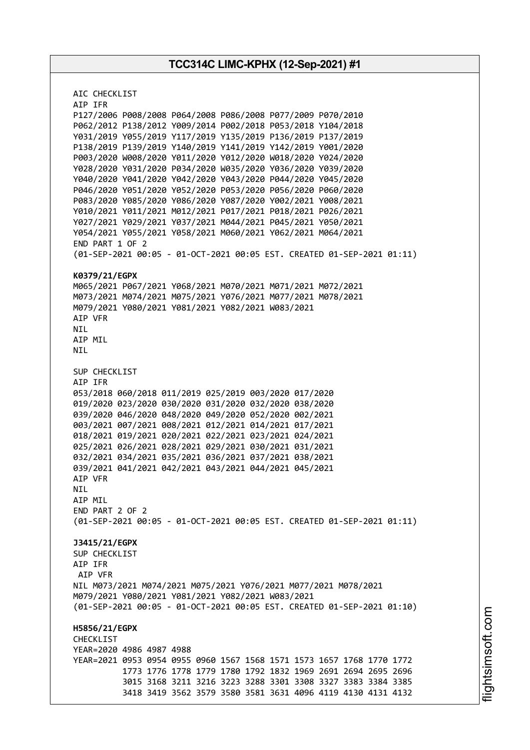AIC CHECKLIST
AIP IFR
P127/2006 P008/2008 P064/2008 P086/2008 P077/2009 P070/2010
P062/2012 P138/2012 Y009/2014 P002/2018 P053/2018 Y104/2018
Y031/2019 Y055/2019 Y117/2019 Y135/2019 P136/2019 P137/2019
P138/2019 P139/2019 Y140/2019 Y141/2019 Y142/2019 Y001/2020
P003/2020 W008/2020 Y011/2020 Y012/2020 W018/2020 Y024/2020
Y028/2020 Y031/2020 P034/2020 W035/2020 Y036/2020 Y039/2020
Y040/2020 Y041/2020 Y042/2020 Y043/2020 P044/2020 Y045/2020
P046/2020 Y051/2020 Y052/2020 P053/2020 P056/2020 P060/2020
P083/2020 Y085/2020 Y086/2020 Y087/2020 Y002/2021 Y008/2021
Y010/2021 Y011/2021 M012/2021 P017/2021 P018/2021 P026/2021
Y027/2021 Y029/2021 Y037/2021 M044/2021 P045/2021 Y050/2021
Y054/2021 Y055/2021 Y058/2021 M060/2021 Y062/2021 M064/2021
END PART 1 OF 2
(01-SEP-2021 00:05 - 01-OCT-2021 00:05 EST. CREATED 01-SEP-2021 01:11)

**K0379/21/EGPX**
M065/2021 P067/2021 Y068/2021 M070/2021 M071/2021 M072/2021
M073/2021 M074/2021 M075/2021 Y076/2021 M077/2021 M078/2021
M079/2021 Y080/2021 Y081/2021 Y082/2021 W083/2021
AIP VFR
NIL
AIP MIL
NIL

SUP CHECKLIST
AIP IFR
053/2018 060/2018 011/2019 025/2019 003/2020 017/2020
019/2020 023/2020 030/2020 031/2020 032/2020 038/2020
039/2020 046/2020 048/2020 049/2020 052/2020 002/2021
003/2021 007/2021 008/2021 012/2021 014/2021 017/2021
018/2021 019/2021 020/2021 022/2021 023/2021 024/2021
025/2021 026/2021 028/2021 029/2021 030/2021 031/2021
032/2021 034/2021 035/2021 036/2021 037/2021 038/2021
039/2021 041/2021 042/2021 043/2021 044/2021 045/2021
AIP VFR
NIL
AIP MIL
END PART 2 OF 2
(01-SEP-2021 00:05 - 01-OCT-2021 00:05 EST. CREATED 01-SEP-2021 01:11)

**J3415/21/EGPX**
SUP CHECKLIST
AIP IFR
AIP VFR
NIL M073/2021 M074/2021 M075/2021 Y076/2021 M077/2021 M078/2021
M079/2021 Y080/2021 Y081/2021 Y082/2021 W083/2021
(01-SEP-2021 00:05 - 01-OCT-2021 00:05 EST. CREATED 01-SEP-2021 01:10)

**H5856/21/EGPX**
CHECKLIST
YEAR=2020 4986 4987 4988
YEAR=2021 0953 0954 0955 0960 1567 1568 1571 1573 1657 1768 1770 1772
1773 1776 1778 1779 1780 1792 1832 1969 2691 2694 2695 2696
3015 3168 3211 3216 3223 3288 3301 3308 3327 3383 3384 3385
3418 3419 3562 3579 3580 3581 3631 4096 4119 4130 4131 4132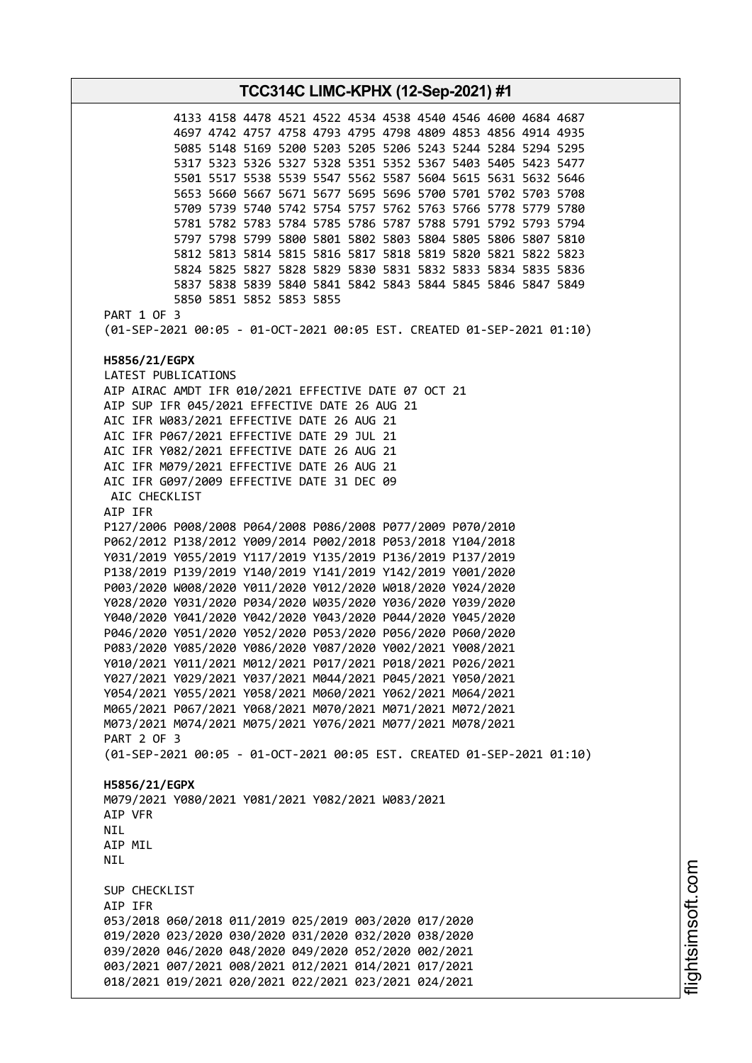4133 4158 4478 4521 4522 4534 4538 4540 4546 4600 4684 4687
4697 4742 4757 4758 4793 4795 4798 4809 4853 4856 4914 4935
5085 5148 5169 5200 5203 5205 5206 5243 5244 5284 5294 5295
5317 5323 5326 5327 5328 5351 5352 5367 5403 5405 5423 5477
5501 5517 5538 5539 5547 5562 5587 5604 5615 5631 5632 5646
5653 5660 5667 5671 5677 5695 5696 5700 5701 5702 5703 5708
5709 5739 5740 5742 5754 5757 5762 5763 5766 5778 5779 5780
5781 5782 5783 5784 5785 5786 5787 5788 5791 5792 5793 5794
5797 5798 5799 5800 5801 5802 5803 5804 5805 5806 5807 5810
5812 5813 5814 5815 5816 5817 5818 5819 5820 5821 5822 5823
5824 5825 5827 5828 5829 5830 5831 5832 5833 5834 5835 5836
5837 5838 5839 5840 5841 5842 5843 5844 5845 5846 5847 5849
5850 5851 5852 5853 5855
PART 1 OF 3
(01-SEP-2021 00:05 - 01-OCT-2021 00:05 EST. CREATED 01-SEP-2021 01:10)

**H5856/21/EGPX**
LATEST PUBLICATIONS
AIP AIRAC AMDT IFR 010/2021 EFFECTIVE DATE 07 OCT 21
AIP SUP IFR 045/2021 EFFECTIVE DATE 26 AUG 21
AIC IFR W083/2021 EFFECTIVE DATE 26 AUG 21
AIC IFR P067/2021 EFFECTIVE DATE 29 JUL 21
AIC IFR Y082/2021 EFFECTIVE DATE 26 AUG 21
AIC IFR M079/2021 EFFECTIVE DATE 26 AUG 21
AIC IFR G097/2009 EFFECTIVE DATE 31 DEC 09
AIC CHECKLIST
AIP IFR
P127/2006 P008/2008 P064/2008 P086/2008 P077/2009 P070/2010
P062/2012 P138/2012 Y009/2014 P002/2018 P053/2018 Y104/2018
Y031/2019 Y055/2019 Y117/2019 Y135/2019 P136/2019 P137/2019
P138/2019 P139/2019 Y140/2019 Y141/2019 Y142/2019 Y001/2020
P003/2020 W008/2020 Y011/2020 Y012/2020 W018/2020 Y024/2020
Y028/2020 Y031/2020 P034/2020 W035/2020 Y036/2020 Y039/2020
Y040/2020 Y041/2020 Y042/2020 Y043/2020 P044/2020 Y045/2020
P046/2020 Y051/2020 Y052/2020 P053/2020 P056/2020 P060/2020
P083/2020 Y085/2020 Y086/2020 Y087/2020 Y002/2021 Y008/2021
Y010/2021 Y011/2021 M012/2021 P017/2021 P018/2021 P026/2021
Y027/2021 Y029/2021 Y037/2021 M044/2021 P045/2021 Y050/2021
Y054/2021 Y055/2021 Y058/2021 M060/2021 Y062/2021 M064/2021
M065/2021 P067/2021 Y068/2021 M070/2021 M071/2021 M072/2021
M073/2021 M074/2021 M075/2021 Y076/2021 M077/2021 M078/2021
PART 2 OF 3
(01-SEP-2021 00:05 - 01-OCT-2021 00:05 EST. CREATED 01-SEP-2021 01:10)

**H5856/21/EGPX**
M079/2021 Y080/2021 Y081/2021 Y082/2021 W083/2021
AIP VFR
NIL
AIP MIL
NIL

SUP CHECKLIST
AIP IFR
053/2018 060/2018 011/2019 025/2019 003/2020 017/2020
019/2020 023/2020 030/2020 031/2020 032/2020 038/2020
039/2020 046/2020 048/2020 049/2020 052/2020 002/2021
003/2021 007/2021 008/2021 012/2021 014/2021 017/2021
018/2021 019/2021 020/2021 022/2021 023/2021 024/2021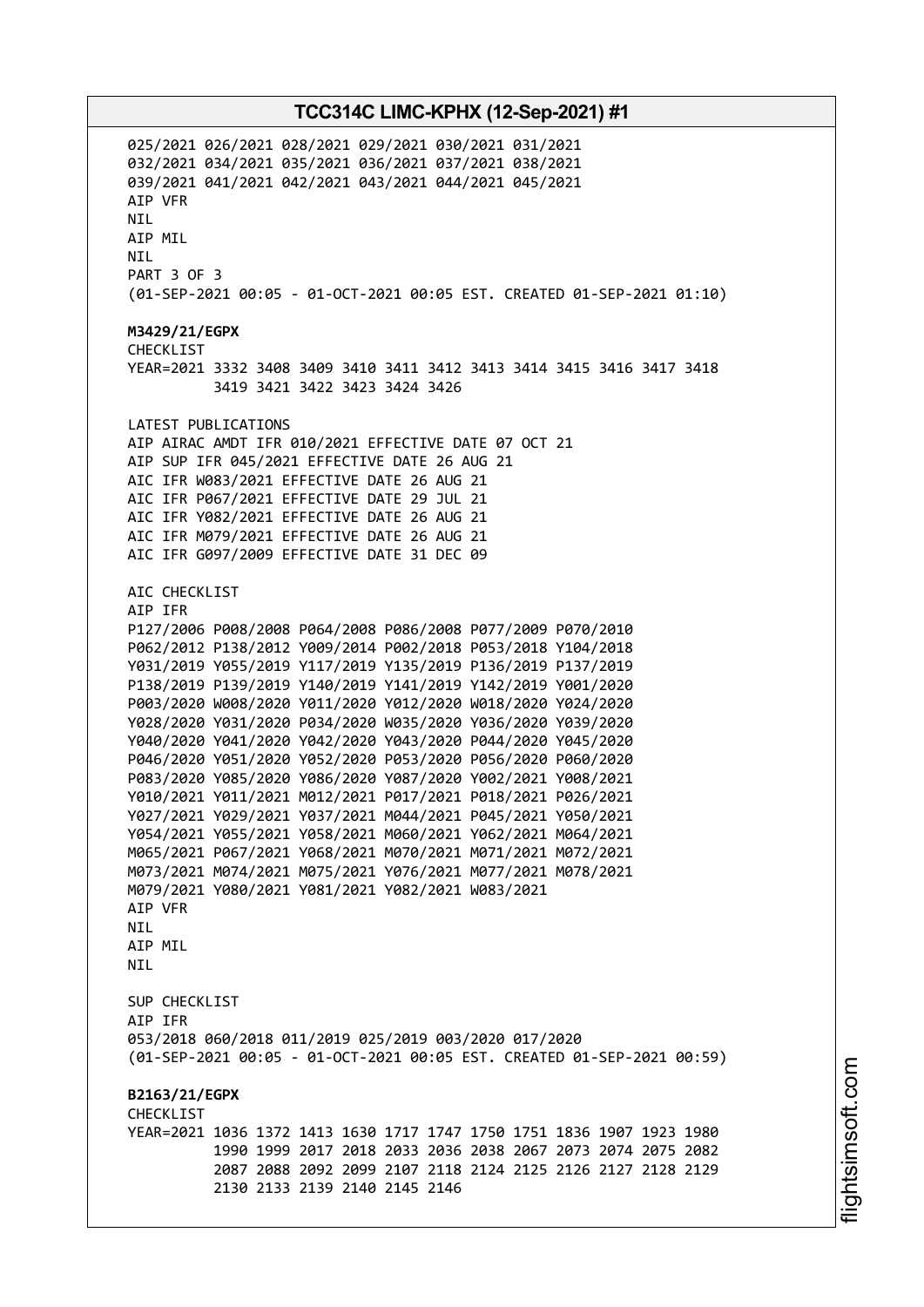025/2021 026/2021 028/2021 029/2021 030/2021 031/2021
032/2021 034/2021 035/2021 036/2021 037/2021 038/2021
039/2021 041/2021 042/2021 043/2021 044/2021 045/2021
AIP VFR
NIL
AIP MIL
NIL
PART 3 OF 3
(01-SEP-2021 00:05 - 01-OCT-2021 00:05 EST. CREATED 01-SEP-2021 01:10)

**M3429/21/EGPX**
CHECKLIST
YEAR=2021 3332 3408 3409 3410 3411 3412 3413 3414 3415 3416 3417 3418
3419 3421 3422 3423 3424 3426

LATEST PUBLICATIONS
AIP AIRAC AMDT IFR 010/2021 EFFECTIVE DATE 07 OCT 21
AIP SUP IFR 045/2021 EFFECTIVE DATE 26 AUG 21
AIC IFR W083/2021 EFFECTIVE DATE 26 AUG 21
AIC IFR P067/2021 EFFECTIVE DATE 29 JUL 21
AIC IFR Y082/2021 EFFECTIVE DATE 26 AUG 21
AIC IFR M079/2021 EFFECTIVE DATE 26 AUG 21
AIC IFR G097/2009 EFFECTIVE DATE 31 DEC 09

AIC CHECKLIST
AIP IFR
P127/2006 P008/2008 P064/2008 P086/2008 P077/2009 P070/2010
P062/2012 P138/2012 Y009/2014 P002/2018 P053/2018 Y104/2018
Y031/2019 Y055/2019 Y117/2019 Y135/2019 P136/2019 P137/2019
P138/2019 P139/2019 Y140/2019 Y141/2019 Y142/2019 Y001/2020
P003/2020 W008/2020 Y011/2020 Y012/2020 W018/2020 Y024/2020
Y028/2020 Y031/2020 P034/2020 W035/2020 Y036/2020 Y039/2020
Y040/2020 Y041/2020 Y042/2020 Y043/2020 P044/2020 Y045/2020
P046/2020 Y051/2020 Y052/2020 P053/2020 P056/2020 P060/2020
P083/2020 Y085/2020 Y086/2020 Y087/2020 Y002/2021 Y008/2021
Y010/2021 Y011/2021 M012/2021 P017/2021 P018/2021 P026/2021
Y027/2021 Y029/2021 Y037/2021 M044/2021 P045/2021 Y050/2021
Y054/2021 Y055/2021 Y058/2021 M060/2021 Y062/2021 M064/2021
M065/2021 P067/2021 Y068/2021 M070/2021 M071/2021 M072/2021
M073/2021 M074/2021 M075/2021 Y076/2021 M077/2021 M078/2021
M079/2021 Y080/2021 Y081/2021 Y082/2021 W083/2021
AIP VFR
NIL
AIP MIL
NIL

SUP CHECKLIST
AIP IFR
053/2018 060/2018 011/2019 025/2019 003/2020 017/2020
(01-SEP-2021 00:05 - 01-OCT-2021 00:05 EST. CREATED 01-SEP-2021 00:59)

**B2163/21/EGPX**
CHECKLIST
YEAR=2021 1036 1372 1413 1630 1717 1747 1750 1751 1836 1907 1923 1980
1990 1999 2017 2018 2033 2036 2038 2067 2073 2074 2075 2082
2087 2088 2092 2099 2107 2118 2124 2125 2126 2127 2128 2129
2130 2133 2139 2140 2145 2146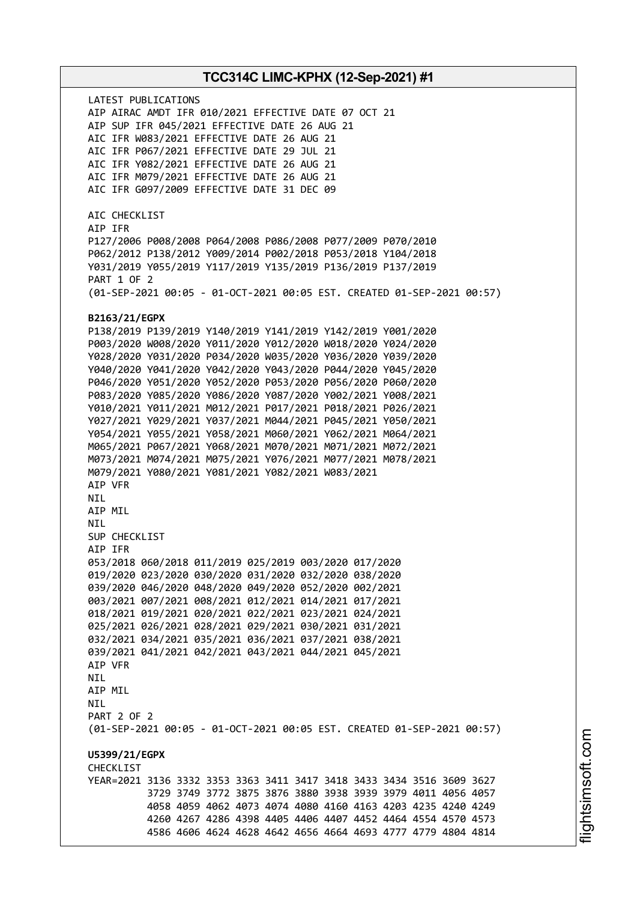LATEST PUBLICATIONS
AIP AIRAC AMDT IFR 010/2021 EFFECTIVE DATE 07 OCT 21
AIP SUP IFR 045/2021 EFFECTIVE DATE 26 AUG 21
AIC IFR W083/2021 EFFECTIVE DATE 26 AUG 21
AIC IFR P067/2021 EFFECTIVE DATE 29 JUL 21
AIC IFR Y082/2021 EFFECTIVE DATE 26 AUG 21
AIC IFR M079/2021 EFFECTIVE DATE 26 AUG 21
AIC IFR G097/2009 EFFECTIVE DATE 31 DEC 09

AIC CHECKLIST
AIP IFR
P127/2006 P008/2008 P064/2008 P086/2008 P077/2009 P070/2010
P062/2012 P138/2012 Y009/2014 P002/2018 P053/2018 Y104/2018
Y031/2019 Y055/2019 Y117/2019 Y135/2019 P136/2019 P137/2019
PART 1 OF 2
(01-SEP-2021 00:05 - 01-OCT-2021 00:05 EST. CREATED 01-SEP-2021 00:57)

**B2163/21/EGPX**
P138/2019 P139/2019 Y140/2019 Y141/2019 Y142/2019 Y001/2020
P003/2020 W008/2020 Y011/2020 Y012/2020 W018/2020 Y024/2020
Y028/2020 Y031/2020 P034/2020 W035/2020 Y036/2020 Y039/2020
Y040/2020 Y041/2020 Y042/2020 Y043/2020 P044/2020 Y045/2020
P046/2020 Y051/2020 Y052/2020 P053/2020 P056/2020 P060/2020
P083/2020 Y085/2020 Y086/2020 Y087/2020 Y002/2021 Y008/2021
Y010/2021 Y011/2021 M012/2021 P017/2021 P018/2021 P026/2021
Y027/2021 Y029/2021 Y037/2021 M044/2021 P045/2021 Y050/2021
Y054/2021 Y055/2021 Y058/2021 M060/2021 Y062/2021 M064/2021
M065/2021 P067/2021 Y068/2021 M070/2021 M071/2021 M072/2021
M073/2021 M074/2021 M075/2021 Y076/2021 M077/2021 M078/2021
M079/2021 Y080/2021 Y081/2021 Y082/2021 W083/2021
AIP VFR
NIL
AIP MIL
NIL
SUP CHECKLIST
AIP IFR
053/2018 060/2018 011/2019 025/2019 003/2020 017/2020
019/2020 023/2020 030/2020 031/2020 032/2020 038/2020
039/2020 046/2020 048/2020 049/2020 052/2020 002/2021
003/2021 007/2021 008/2021 012/2021 014/2021 017/2021
018/2021 019/2021 020/2021 022/2021 023/2021 024/2021
025/2021 026/2021 028/2021 029/2021 030/2021 031/2021
032/2021 034/2021 035/2021 036/2021 037/2021 038/2021
039/2021 041/2021 042/2021 043/2021 044/2021 045/2021
AIP VFR
NIL
AIP MIL
NIL
PART 2 OF 2
(01-SEP-2021 00:05 - 01-OCT-2021 00:05 EST. CREATED 01-SEP-2021 00:57)

**U5399/21/EGPX**
CHECKLIST
YEAR=2021 3136 3332 3353 3363 3411 3417 3418 3433 3434 3516 3609 3627
3729 3749 3772 3875 3876 3880 3938 3939 3979 4011 4056 4057
4058 4059 4062 4073 4074 4080 4160 4163 4203 4235 4240 4249
4260 4267 4286 4398 4405 4406 4407 4452 4464 4554 4570 4573
4586 4606 4624 4628 4642 4656 4664 4693 4777 4779 4804 4814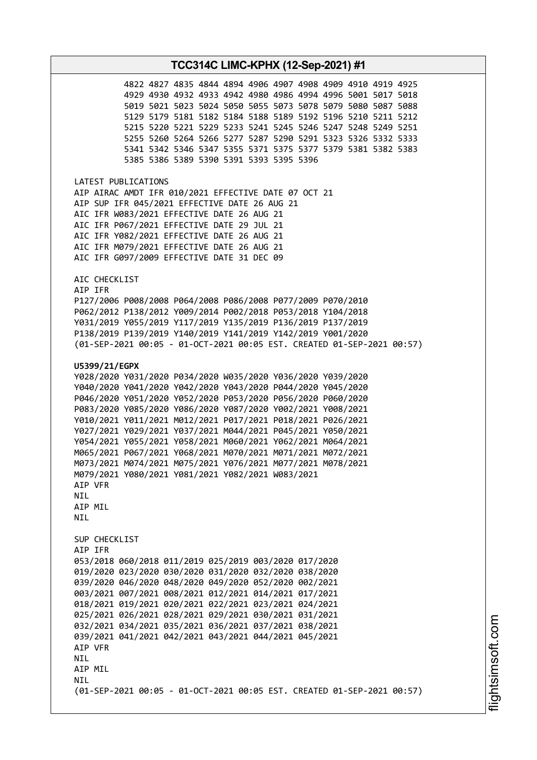4822 4827 4835 4844 4894 4906 4907 4908 4909 4910 4919 4925
4929 4930 4932 4933 4942 4980 4986 4994 4996 5001 5017 5018
5019 5021 5023 5024 5050 5055 5073 5078 5079 5080 5087 5088
5129 5179 5181 5182 5184 5188 5189 5192 5196 5210 5211 5212
5215 5220 5221 5229 5233 5241 5245 5246 5247 5248 5249 5251
5255 5260 5264 5266 5277 5287 5290 5291 5323 5326 5332 5333
5341 5342 5346 5347 5355 5371 5375 5377 5379 5381 5382 5383
5385 5386 5389 5390 5391 5393 5395 5396

LATEST PUBLICATIONS
AIP AIRAC AMDT IFR 010/2021 EFFECTIVE DATE 07 OCT 21
AIP SUP IFR 045/2021 EFFECTIVE DATE 26 AUG 21
AIC IFR W083/2021 EFFECTIVE DATE 26 AUG 21
AIC IFR P067/2021 EFFECTIVE DATE 29 JUL 21
AIC IFR Y082/2021 EFFECTIVE DATE 26 AUG 21
AIC IFR M079/2021 EFFECTIVE DATE 26 AUG 21
AIC IFR G097/2009 EFFECTIVE DATE 31 DEC 09

AIC CHECKLIST
AIP IFR
P127/2006 P008/2008 P064/2008 P086/2008 P077/2009 P070/2010
P062/2012 P138/2012 Y009/2014 P002/2018 P053/2018 Y104/2018
Y031/2019 Y055/2019 Y117/2019 Y135/2019 P136/2019 P137/2019
P138/2019 P139/2019 Y140/2019 Y141/2019 Y142/2019 Y001/2020
(01-SEP-2021 00:05 - 01-OCT-2021 00:05 EST. CREATED 01-SEP-2021 00:57)

**U5399/21/EGPX**
Y028/2020 Y031/2020 P034/2020 W035/2020 Y036/2020 Y039/2020
Y040/2020 Y041/2020 Y042/2020 Y043/2020 P044/2020 Y045/2020
P046/2020 Y051/2020 Y052/2020 P053/2020 P056/2020 P060/2020
P083/2020 Y085/2020 Y086/2020 Y087/2020 Y002/2021 Y008/2021
Y010/2021 Y011/2021 M012/2021 P017/2021 P018/2021 P026/2021
Y027/2021 Y029/2021 Y037/2021 M044/2021 P045/2021 Y050/2021
Y054/2021 Y055/2021 Y058/2021 M060/2021 Y062/2021 M064/2021
M065/2021 P067/2021 Y068/2021 M070/2021 M071/2021 M072/2021
M073/2021 M074/2021 M075/2021 Y076/2021 M077/2021 M078/2021
M079/2021 Y080/2021 Y081/2021 Y082/2021 W083/2021
AIP VFR
NIL
AIP MIL
NIL

SUP CHECKLIST
AIP IFR
053/2018 060/2018 011/2019 025/2019 003/2020 017/2020
019/2020 023/2020 030/2020 031/2020 032/2020 038/2020
039/2020 046/2020 048/2020 049/2020 052/2020 002/2021
003/2021 007/2021 008/2021 012/2021 014/2021 017/2021
018/2021 019/2021 020/2021 022/2021 023/2021 024/2021
025/2021 026/2021 028/2021 029/2021 030/2021 031/2021
032/2021 034/2021 035/2021 036/2021 037/2021 038/2021
039/2021 041/2021 042/2021 043/2021 044/2021 045/2021
AIP VFR
NIL
AIP MIL
NIL
(01-SEP-2021 00:05 - 01-OCT-2021 00:05 EST. CREATED 01-SEP-2021 00:57)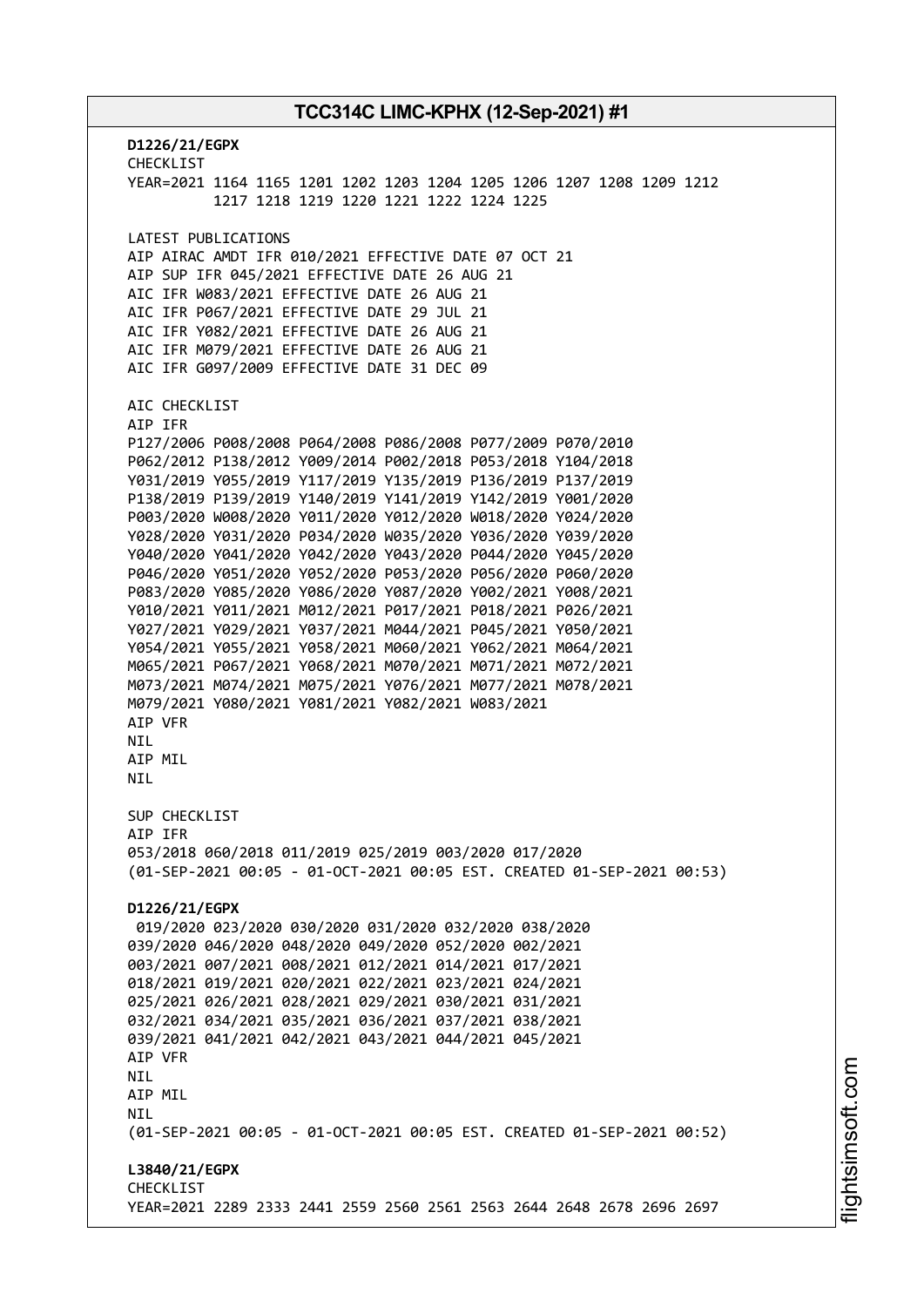**D1226/21/EGPX**
CHECKLIST
YEAR=2021 1164 1165 1201 1202 1203 1204 1205 1206 1207 1208 1209 1212
1217 1218 1219 1220 1221 1222 1224 1225

LATEST PUBLICATIONS
AIP AIRAC AMDT IFR 010/2021 EFFECTIVE DATE 07 OCT 21
AIP SUP IFR 045/2021 EFFECTIVE DATE 26 AUG 21
AIC IFR W083/2021 EFFECTIVE DATE 26 AUG 21
AIC IFR P067/2021 EFFECTIVE DATE 29 JUL 21
AIC IFR Y082/2021 EFFECTIVE DATE 26 AUG 21
AIC IFR M079/2021 EFFECTIVE DATE 26 AUG 21
AIC IFR G097/2009 EFFECTIVE DATE 31 DEC 09

AIC CHECKLIST
AIP IFR
P127/2006 P008/2008 P064/2008 P086/2008 P077/2009 P070/2010
P062/2012 P138/2012 Y009/2014 P002/2018 P053/2018 Y104/2018
Y031/2019 Y055/2019 Y117/2019 Y135/2019 P136/2019 P137/2019
P138/2019 P139/2019 Y140/2019 Y141/2019 Y142/2019 Y001/2020
P003/2020 W008/2020 Y011/2020 Y012/2020 W018/2020 Y024/2020
Y028/2020 Y031/2020 P034/2020 W035/2020 Y036/2020 Y039/2020
Y040/2020 Y041/2020 Y042/2020 Y043/2020 P044/2020 Y045/2020
P046/2020 Y051/2020 Y052/2020 P053/2020 P056/2020 P060/2020
P083/2020 Y085/2020 Y086/2020 Y087/2020 Y002/2021 Y008/2021
Y010/2021 Y011/2021 M012/2021 P017/2021 P018/2021 P026/2021
Y027/2021 Y029/2021 Y037/2021 M044/2021 P045/2021 Y050/2021
Y054/2021 Y055/2021 Y058/2021 M060/2021 Y062/2021 M064/2021
M065/2021 P067/2021 Y068/2021 M070/2021 M071/2021 M072/2021
M073/2021 M074/2021 M075/2021 Y076/2021 M077/2021 M078/2021
M079/2021 Y080/2021 Y081/2021 Y082/2021 W083/2021
AIP VFR
NIL
AIP MIL
NIL

SUP CHECKLIST
AIP IFR
053/2018 060/2018 011/2019 025/2019 003/2020 017/2020
(01-SEP-2021 00:05 - 01-OCT-2021 00:05 EST. CREATED 01-SEP-2021 00:53)

**D1226/21/EGPX**
019/2020 023/2020 030/2020 031/2020 032/2020 038/2020
039/2020 046/2020 048/2020 049/2020 052/2020 002/2021
003/2021 007/2021 008/2021 012/2021 014/2021 017/2021
018/2021 019/2021 020/2021 022/2021 023/2021 024/2021
025/2021 026/2021 028/2021 029/2021 030/2021 031/2021
032/2021 034/2021 035/2021 036/2021 037/2021 038/2021
039/2021 041/2021 042/2021 043/2021 044/2021 045/2021
AIP VFR
NIL
AIP MIL
NIL
(01-SEP-2021 00:05 - 01-OCT-2021 00:05 EST. CREATED 01-SEP-2021 00:52)

**L3840/21/EGPX**
CHECKLIST
YEAR=2021 2289 2333 2441 2559 2560 2561 2563 2644 2648 2678 2696 2697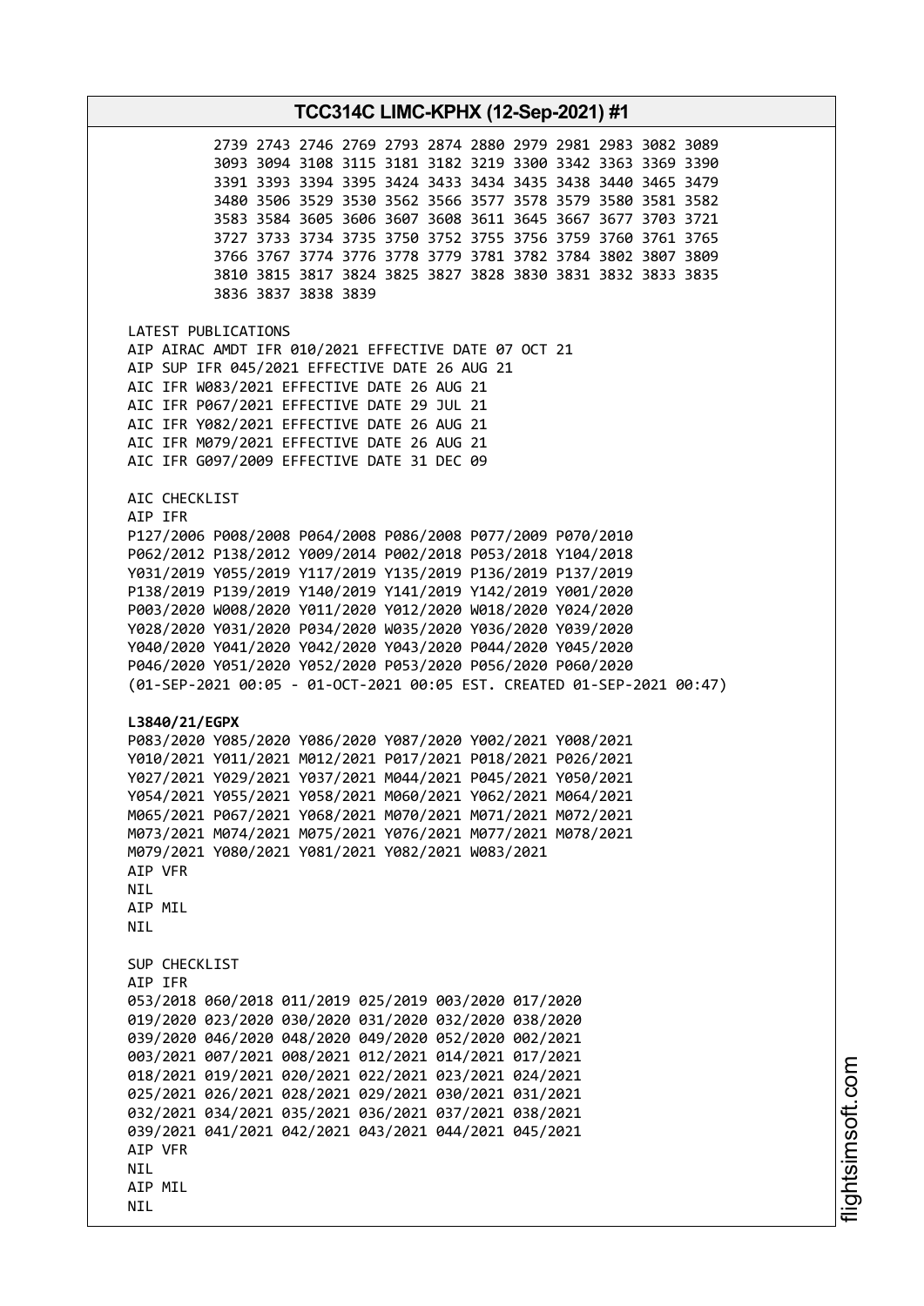2739 2743 2746 2769 2793 2874 2880 2979 2981 2983 3082 3089
3093 3094 3108 3115 3181 3182 3219 3300 3342 3363 3369 3390
3391 3393 3394 3395 3424 3433 3434 3435 3438 3440 3465 3479
3480 3506 3529 3530 3562 3566 3577 3578 3579 3580 3581 3582
3583 3584 3605 3606 3607 3608 3611 3645 3667 3677 3703 3721
3727 3733 3734 3735 3750 3752 3755 3756 3759 3760 3761 3765
3766 3767 3774 3776 3778 3779 3781 3782 3784 3802 3807 3809
3810 3815 3817 3824 3825 3827 3828 3830 3831 3832 3833 3835
3836 3837 3838 3839

LATEST PUBLICATIONS
AIP AIRAC AMDT IFR 010/2021 EFFECTIVE DATE 07 OCT 21
AIP SUP IFR 045/2021 EFFECTIVE DATE 26 AUG 21
AIC IFR W083/2021 EFFECTIVE DATE 26 AUG 21
AIC IFR P067/2021 EFFECTIVE DATE 29 JUL 21
AIC IFR Y082/2021 EFFECTIVE DATE 26 AUG 21
AIC IFR M079/2021 EFFECTIVE DATE 26 AUG 21
AIC IFR G097/2009 EFFECTIVE DATE 31 DEC 09

AIC CHECKLIST
AIP IFR
P127/2006 P008/2008 P064/2008 P086/2008 P077/2009 P070/2010
P062/2012 P138/2012 Y009/2014 P002/2018 P053/2018 Y104/2018
Y031/2019 Y055/2019 Y117/2019 Y135/2019 P136/2019 P137/2019
P138/2019 P139/2019 Y140/2019 Y141/2019 Y142/2019 Y001/2020
P003/2020 W008/2020 Y011/2020 Y012/2020 W018/2020 Y024/2020
Y028/2020 Y031/2020 P034/2020 W035/2020 Y036/2020 Y039/2020
Y040/2020 Y041/2020 Y042/2020 Y043/2020 P044/2020 Y045/2020
P046/2020 Y051/2020 Y052/2020 P053/2020 P056/2020 P060/2020
(01-SEP-2021 00:05 - 01-OCT-2021 00:05 EST. CREATED 01-SEP-2021 00:47)

**L3840/21/EGPX**
P083/2020 Y085/2020 Y086/2020 Y087/2020 Y002/2021 Y008/2021
Y010/2021 Y011/2021 M012/2021 P017/2021 P018/2021 P026/2021
Y027/2021 Y029/2021 Y037/2021 M044/2021 P045/2021 Y050/2021
Y054/2021 Y055/2021 Y058/2021 M060/2021 Y062/2021 M064/2021
M065/2021 P067/2021 Y068/2021 M070/2021 M071/2021 M072/2021
M073/2021 M074/2021 M075/2021 Y076/2021 M077/2021 M078/2021
M079/2021 Y080/2021 Y081/2021 Y082/2021 W083/2021
AIP VFR
NIL
AIP MIL
NIL

SUP CHECKLIST
AIP IFR
053/2018 060/2018 011/2019 025/2019 003/2020 017/2020
019/2020 023/2020 030/2020 031/2020 032/2020 038/2020
039/2020 046/2020 048/2020 049/2020 052/2020 002/2021
003/2021 007/2021 008/2021 012/2021 014/2021 017/2021
018/2021 019/2021 020/2021 022/2021 023/2021 024/2021
025/2021 026/2021 028/2021 029/2021 030/2021 031/2021
032/2021 034/2021 035/2021 036/2021 037/2021 038/2021
039/2021 041/2021 042/2021 043/2021 044/2021 045/2021
AIP VFR
NIL
AIP MIL
NIL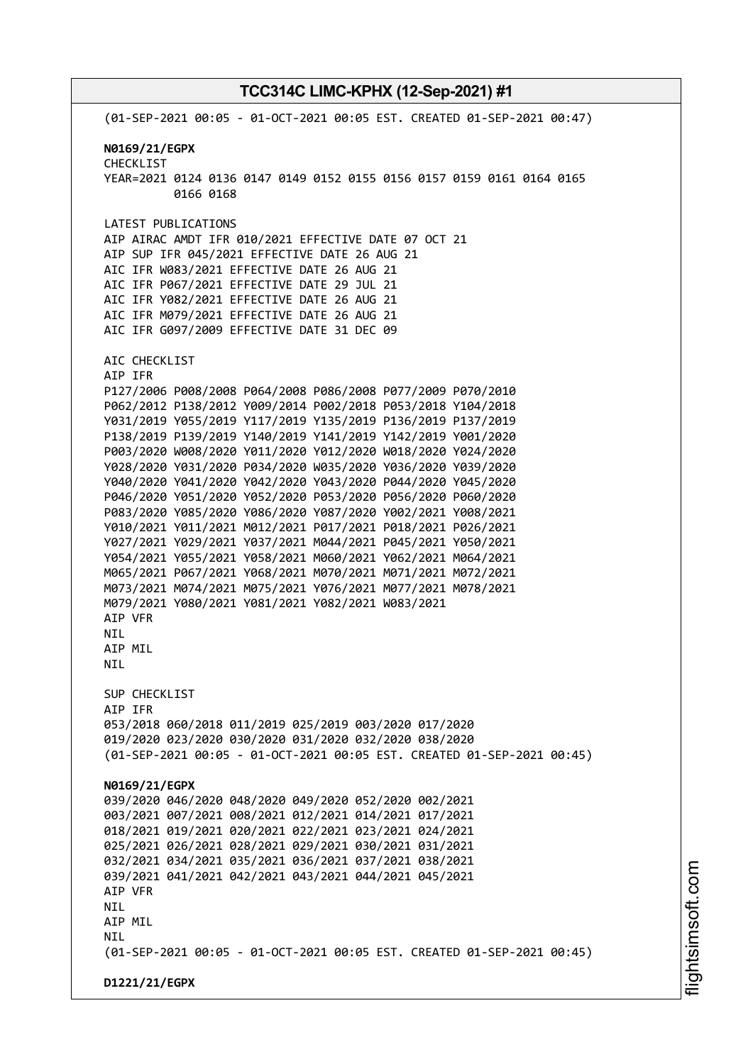(01-SEP-2021 00:05 - 01-OCT-2021 00:05 EST. CREATED 01-SEP-2021 00:47)

**N0169/21/EGPX**
CHECKLIST
YEAR=2021 0124 0136 0147 0149 0152 0155 0156 0157 0159 0161 0164 0165
0166 0168

LATEST PUBLICATIONS
AIP AIRAC AMDT IFR 010/2021 EFFECTIVE DATE 07 OCT 21
AIP SUP IFR 045/2021 EFFECTIVE DATE 26 AUG 21
AIC IFR W083/2021 EFFECTIVE DATE 26 AUG 21
AIC IFR P067/2021 EFFECTIVE DATE 29 JUL 21
AIC IFR Y082/2021 EFFECTIVE DATE 26 AUG 21
AIC IFR M079/2021 EFFECTIVE DATE 26 AUG 21
AIC IFR G097/2009 EFFECTIVE DATE 31 DEC 09

AIC CHECKLIST
AIP IFR
P127/2006 P008/2008 P064/2008 P086/2008 P077/2009 P070/2010
P062/2012 P138/2012 Y009/2014 P002/2018 P053/2018 Y104/2018
Y031/2019 Y055/2019 Y117/2019 Y135/2019 P136/2019 P137/2019
P138/2019 P139/2019 Y140/2019 Y141/2019 Y142/2019 Y001/2020
P003/2020 W008/2020 Y011/2020 Y012/2020 W018/2020 Y024/2020
Y028/2020 Y031/2020 P034/2020 W035/2020 Y036/2020 Y039/2020
Y040/2020 Y041/2020 Y042/2020 Y043/2020 P044/2020 Y045/2020
P046/2020 Y051/2020 Y052/2020 P053/2020 P056/2020 P060/2020
P083/2020 Y085/2020 Y086/2020 Y087/2020 Y002/2021 Y008/2021
Y010/2021 Y011/2021 M012/2021 P017/2021 P018/2021 P026/2021
Y027/2021 Y029/2021 Y037/2021 M044/2021 P045/2021 Y050/2021
Y054/2021 Y055/2021 Y058/2021 M060/2021 Y062/2021 M064/2021
M065/2021 P067/2021 Y068/2021 M070/2021 M071/2021 M072/2021
M073/2021 M074/2021 M075/2021 Y076/2021 M077/2021 M078/2021
M079/2021 Y080/2021 Y081/2021 Y082/2021 W083/2021
AIP VFR
NIL
AIP MIL
NIL

SUP CHECKLIST
AIP IFR
053/2018 060/2018 011/2019 025/2019 003/2020 017/2020
019/2020 023/2020 030/2020 031/2020 032/2020 038/2020
(01-SEP-2021 00:05 - 01-OCT-2021 00:05 EST. CREATED 01-SEP-2021 00:45)

**N0169/21/EGPX**
039/2020 046/2020 048/2020 049/2020 052/2020 002/2021
003/2021 007/2021 008/2021 012/2021 014/2021 017/2021
018/2021 019/2021 020/2021 022/2021 023/2021 024/2021
025/2021 026/2021 028/2021 029/2021 030/2021 031/2021
032/2021 034/2021 035/2021 036/2021 037/2021 038/2021
039/2021 041/2021 042/2021 043/2021 044/2021 045/2021
AIP VFR
NIL
AIP MIL
NIL
(01-SEP-2021 00:05 - 01-OCT-2021 00:05 EST. CREATED 01-SEP-2021 00:45)

**D1221/21/EGPX**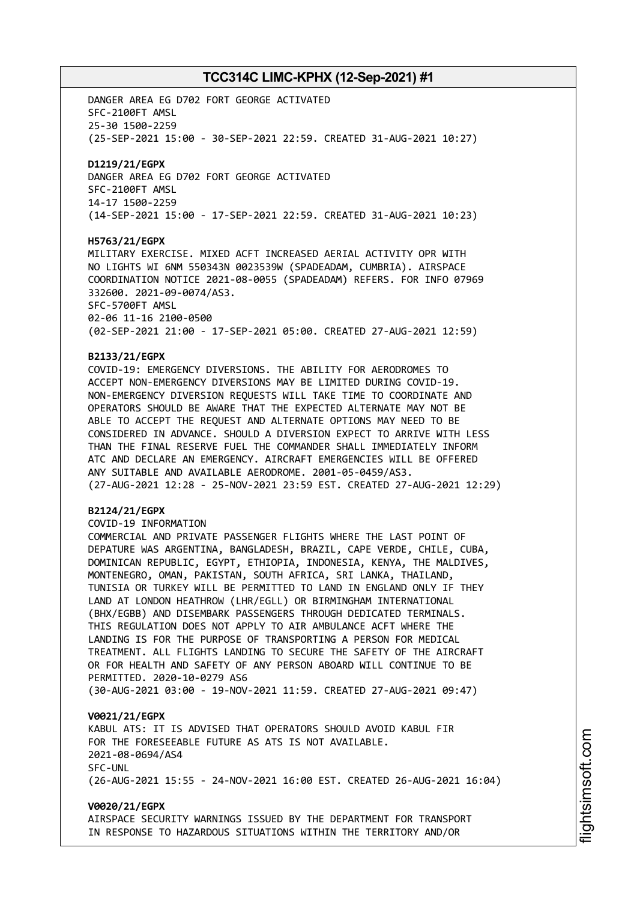DANGER AREA EG D702 FORT GEORGE ACTIVATED
SFC-2100FT AMSL
25-30 1500-2259
(25-SEP-2021 15:00 - 30-SEP-2021 22:59. CREATED 31-AUG-2021 10:27)

**D1219/21/EGPX**
DANGER AREA EG D702 FORT GEORGE ACTIVATED
SFC-2100FT AMSL
14-17 1500-2259
(14-SEP-2021 15:00 - 17-SEP-2021 22:59. CREATED 31-AUG-2021 10:23)

**H5763/21/EGPX**
MILITARY EXERCISE. MIXED ACFT INCREASED AERIAL ACTIVITY OPR WITH NO LIGHTS WI 6NM 550343N 0023539W (SPADEADAM, CUMBRIA). AIRSPACE COORDINATION NOTICE 2021-08-0055 (SPADEADAM) REFERS. FOR INFO 07969 332600. 2021-09-0074/AS3.
SFC-5700FT AMSL
02-06 11-16 2100-0500
(02-SEP-2021 21:00 - 17-SEP-2021 05:00. CREATED 27-AUG-2021 12:59)

**B2133/21/EGPX**
COVID-19: EMERGENCY DIVERSIONS. THE ABILITY FOR AERODROMES TO ACCEPT NON-EMERGENCY DIVERSIONS MAY BE LIMITED DURING COVID-19. NON-EMERGENCY DIVERSION REQUESTS WILL TAKE TIME TO COORDINATE AND OPERATORS SHOULD BE AWARE THAT THE EXPECTED ALTERNATE MAY NOT BE ABLE TO ACCEPT THE REQUEST AND ALTERNATE OPTIONS MAY NEED TO BE CONSIDERED IN ADVANCE. SHOULD A DIVERSION EXPECT TO ARRIVE WITH LESS THAN THE FINAL RESERVE FUEL THE COMMANDER SHALL IMMEDIATELY INFORM ATC AND DECLARE AN EMERGENCY. AIRCRAFT EMERGENCIES WILL BE OFFERED ANY SUITABLE AND AVAILABLE AERODROME. 2001-05-0459/AS3.
(27-AUG-2021 12:28 - 25-NOV-2021 23:59 EST. CREATED 27-AUG-2021 12:29)

**B2124/21/EGPX**
COVID-19 INFORMATION
COMMERCIAL AND PRIVATE PASSENGER FLIGHTS WHERE THE LAST POINT OF DEPATURE WAS ARGENTINA, BANGLADESH, BRAZIL, CAPE VERDE, CHILE, CUBA, DOMINICAN REPUBLIC, EGYPT, ETHIOPIA, INDONESIA, KENYA, THE MALDIVES, MONTENEGRO, OMAN, PAKISTAN, SOUTH AFRICA, SRI LANKA, THAILAND, TUNISIA OR TURKEY WILL BE PERMITTED TO LAND IN ENGLAND ONLY IF THEY LAND AT LONDON HEATHROW (LHR/EGLL) OR BIRMINGHAM INTERNATIONAL (BHX/EGBB) AND DISEMBARK PASSENGERS THROUGH DEDICATED TERMINALS. THIS REGULATION DOES NOT APPLY TO AIR AMBULANCE ACFT WHERE THE LANDING IS FOR THE PURPOSE OF TRANSPORTING A PERSON FOR MEDICAL TREATMENT. ALL FLIGHTS LANDING TO SECURE THE SAFETY OF THE AIRCRAFT OR FOR HEALTH AND SAFETY OF ANY PERSON ABOARD WILL CONTINUE TO BE PERMITTED. 2020-10-0279 AS6
(30-AUG-2021 03:00 - 19-NOV-2021 11:59. CREATED 27-AUG-2021 09:47)

**V0021/21/EGPX**
KABUL ATS: IT IS ADVISED THAT OPERATORS SHOULD AVOID KABUL FIR FOR THE FORESEEABLE FUTURE AS ATS IS NOT AVAILABLE.
2021-08-0694/AS4
SFC-UNL
(26-AUG-2021 15:55 - 24-NOV-2021 16:00 EST. CREATED 26-AUG-2021 16:04)

**V0020/21/EGPX**
AIRSPACE SECURITY WARNINGS ISSUED BY THE DEPARTMENT FOR TRANSPORT IN RESPONSE TO HAZARDOUS SITUATIONS WITHIN THE TERRITORY AND/OR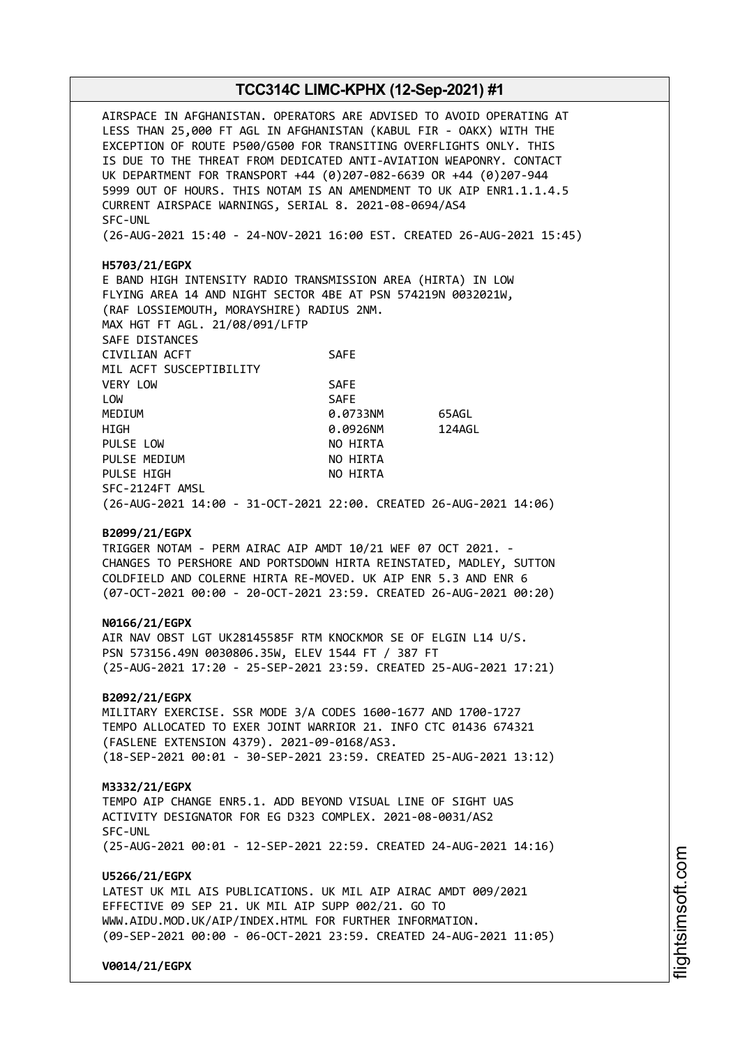AIRSPACE IN AFGHANISTAN. OPERATORS ARE ADVISED TO AVOID OPERATING AT LESS THAN 25,000 FT AGL IN AFGHANISTAN (KABUL FIR - OAKX) WITH THE EXCEPTION OF ROUTE P500/G500 FOR TRANSITING OVERFLIGHTS ONLY. THIS IS DUE TO THE THREAT FROM DEDICATED ANTI-AVIATION WEAPONRY. CONTACT UK DEPARTMENT FOR TRANSPORT +44 (0)207-082-6639 OR +44 (0)207-944 5999 OUT OF HOURS. THIS NOTAM IS AN AMENDMENT TO UK AIP ENR1.1.1.4.5 CURRENT AIRSPACE WARNINGS, SERIAL 8. 2021-08-0694/AS4
SFC-UNL
(26-AUG-2021 15:40 - 24-NOV-2021 16:00 EST. CREATED 26-AUG-2021 15:45)

**H5703/21/EGPX**
E BAND HIGH INTENSITY RADIO TRANSMISSION AREA (HIRTA) IN LOW FLYING AREA 14 AND NIGHT SECTOR 4BE AT PSN 574219N 0032021W, (RAF LOSSIEMOUTH, MORAYSHIRE) RADIUS 2NM.
MAX HGT FT AGL. 21/08/091/LFTP
SAFE DISTANCES

| | | |
|---|---|---|
| CIVILIAN ACFT | SAFE | |
| MIL ACFT SUSCEPTIBILITY | | |
| VERY LOW | SAFE | |
| LOW | SAFE | |
| MEDIUM | 0.0733NM | 65AGL |
| HIGH | 0.0926NM | 124AGL |
| PULSE LOW | NO HIRTA | |
| PULSE MEDIUM | NO HIRTA | |
| PULSE HIGH | NO HIRTA | |

SFC-2124FT AMSL
(26-AUG-2021 14:00 - 31-OCT-2021 22:00. CREATED 26-AUG-2021 14:06)

**B2099/21/EGPX**
TRIGGER NOTAM - PERM AIRAC AIP AMDT 10/21 WEF 07 OCT 2021. - CHANGES TO PERSHORE AND PORTSDOWN HIRTA REINSTATED, MADLEY, SUTTON COLDFIELD AND COLERNE HIRTA RE-MOVED. UK AIP ENR 5.3 AND ENR 6
(07-OCT-2021 00:00 - 20-OCT-2021 23:59. CREATED 26-AUG-2021 00:20)

**N0166/21/EGPX**
AIR NAV OBST LGT UK28145585F RTM KNOCKMOR SE OF ELGIN L14 U/S. PSN 573156.49N 0030806.35W, ELEV 1544 FT / 387 FT
(25-AUG-2021 17:20 - 25-SEP-2021 23:59. CREATED 25-AUG-2021 17:21)

**B2092/21/EGPX**
MILITARY EXERCISE. SSR MODE 3/A CODES 1600-1677 AND 1700-1727 TEMPO ALLOCATED TO EXER JOINT WARRIOR 21. INFO CTC 01436 674321 (FASLENE EXTENSION 4379). 2021-09-0168/AS3.
(18-SEP-2021 00:01 - 30-SEP-2021 23:59. CREATED 25-AUG-2021 13:12)

**M3332/21/EGPX**
TEMPO AIP CHANGE ENR5.1. ADD BEYOND VISUAL LINE OF SIGHT UAS ACTIVITY DESIGNATOR FOR EG D323 COMPLEX. 2021-08-0031/AS2
SFC-UNL
(25-AUG-2021 00:01 - 12-SEP-2021 22:59. CREATED 24-AUG-2021 14:16)

**U5266/21/EGPX**
LATEST UK MIL AIS PUBLICATIONS. UK MIL AIP AIRAC AMDT 009/2021 EFFECTIVE 09 SEP 21. UK MIL AIP SUPP 002/21. GO TO WWW.AIDU.MOD.UK/AIP/INDEX.HTML FOR FURTHER INFORMATION.
(09-SEP-2021 00:00 - 06-OCT-2021 23:59. CREATED 24-AUG-2021 11:05)

**V0014/21/EGPX**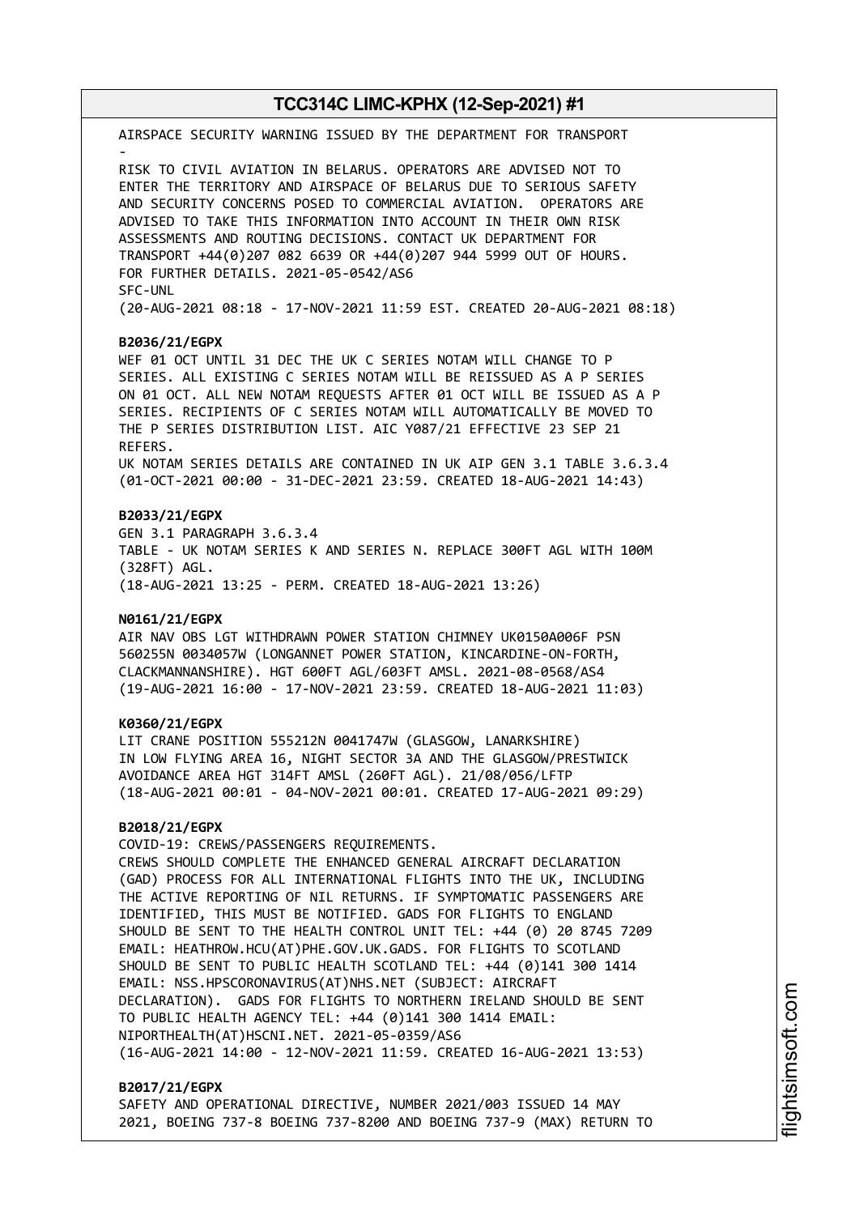AIRSPACE SECURITY WARNING ISSUED BY THE DEPARTMENT FOR TRANSPORT
-
RISK TO CIVIL AVIATION IN BELARUS. OPERATORS ARE ADVISED NOT TO ENTER THE TERRITORY AND AIRSPACE OF BELARUS DUE TO SERIOUS SAFETY AND SECURITY CONCERNS POSED TO COMMERCIAL AVIATION. OPERATORS ARE ADVISED TO TAKE THIS INFORMATION INTO ACCOUNT IN THEIR OWN RISK ASSESSMENTS AND ROUTING DECISIONS. CONTACT UK DEPARTMENT FOR TRANSPORT +44(0)207 082 6639 OR +44(0)207 944 5999 OUT OF HOURS. FOR FURTHER DETAILS. 2021-05-0542/AS6
SFC-UNL
(20-AUG-2021 08:18 - 17-NOV-2021 11:59 EST. CREATED 20-AUG-2021 08:18)

**B2036/21/EGPX**
WEF 01 OCT UNTIL 31 DEC THE UK C SERIES NOTAM WILL CHANGE TO P SERIES. ALL EXISTING C SERIES NOTAM WILL BE REISSUED AS A P SERIES ON 01 OCT. ALL NEW NOTAM REQUESTS AFTER 01 OCT WILL BE ISSUED AS A P SERIES. RECIPIENTS OF C SERIES NOTAM WILL AUTOMATICALLY BE MOVED TO THE P SERIES DISTRIBUTION LIST. AIC Y087/21 EFFECTIVE 23 SEP 21 REFERS.
UK NOTAM SERIES DETAILS ARE CONTAINED IN UK AIP GEN 3.1 TABLE 3.6.3.4
(01-OCT-2021 00:00 - 31-DEC-2021 23:59. CREATED 18-AUG-2021 14:43)

**B2033/21/EGPX**
GEN 3.1 PARAGRAPH 3.6.3.4
TABLE - UK NOTAM SERIES K AND SERIES N. REPLACE 300FT AGL WITH 100M (328FT) AGL.
(18-AUG-2021 13:25 - PERM. CREATED 18-AUG-2021 13:26)

**N0161/21/EGPX**
AIR NAV OBS LGT WITHDRAWN POWER STATION CHIMNEY UK0150A006F PSN 560255N 0034057W (LONGANNET POWER STATION, KINCARDINE-ON-FORTH, CLACKMANNANSHIRE). HGT 600FT AGL/603FT AMSL. 2021-08-0568/AS4
(19-AUG-2021 16:00 - 17-NOV-2021 23:59. CREATED 18-AUG-2021 11:03)

**K0360/21/EGPX**
LIT CRANE POSITION 555212N 0041747W (GLASGOW, LANARKSHIRE) IN LOW FLYING AREA 16, NIGHT SECTOR 3A AND THE GLASGOW/PRESTWICK AVOIDANCE AREA HGT 314FT AMSL (260FT AGL). 21/08/056/LFTP
(18-AUG-2021 00:01 - 04-NOV-2021 00:01. CREATED 17-AUG-2021 09:29)

**B2018/21/EGPX**
COVID-19: CREWS/PASSENGERS REQUIREMENTS.
CREWS SHOULD COMPLETE THE ENHANCED GENERAL AIRCRAFT DECLARATION (GAD) PROCESS FOR ALL INTERNATIONAL FLIGHTS INTO THE UK, INCLUDING THE ACTIVE REPORTING OF NIL RETURNS. IF SYMPTOMATIC PASSENGERS ARE IDENTIFIED, THIS MUST BE NOTIFIED. GADS FOR FLIGHTS TO ENGLAND SHOULD BE SENT TO THE HEALTH CONTROL UNIT TEL: +44 (0) 20 8745 7209 EMAIL: HEATHROW.HCU(AT)PHE.GOV.UK.GADS. FOR FLIGHTS TO SCOTLAND SHOULD BE SENT TO PUBLIC HEALTH SCOTLAND TEL: +44 (0)141 300 1414 EMAIL: NSS.HPSCORONAVIRUS(AT)NHS.NET (SUBJECT: AIRCRAFT DECLARATION). GADS FOR FLIGHTS TO NORTHERN IRELAND SHOULD BE SENT TO PUBLIC HEALTH AGENCY TEL: +44 (0)141 300 1414 EMAIL: NIPORTHEALTH(AT)HSCNI.NET. 2021-05-0359/AS6
(16-AUG-2021 14:00 - 12-NOV-2021 11:59. CREATED 16-AUG-2021 13:53)

**B2017/21/EGPX**
SAFETY AND OPERATIONAL DIRECTIVE, NUMBER 2021/003 ISSUED 14 MAY 2021, BOEING 737-8 BOEING 737-8200 AND BOEING 737-9 (MAX) RETURN TO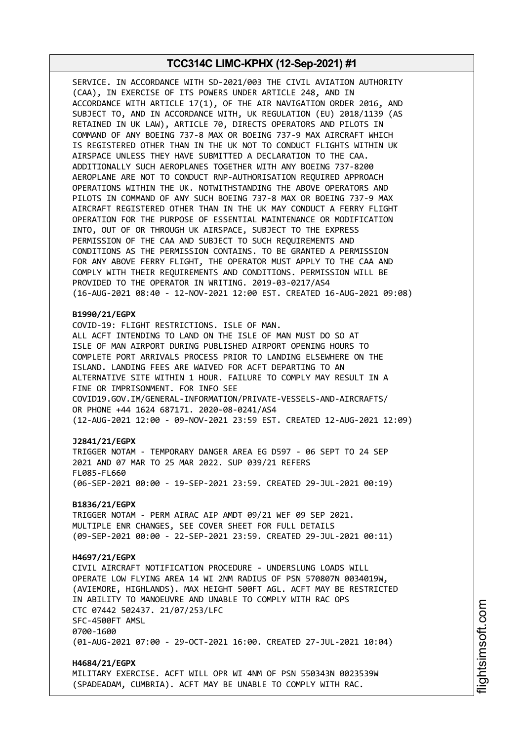SERVICE. IN ACCORDANCE WITH SD-2021/003 THE CIVIL AVIATION AUTHORITY (CAA), IN EXERCISE OF ITS POWERS UNDER ARTICLE 248, AND IN ACCORDANCE WITH ARTICLE 17(1), OF THE AIR NAVIGATION ORDER 2016, AND SUBJECT TO, AND IN ACCORDANCE WITH, UK REGULATION (EU) 2018/1139 (AS RETAINED IN UK LAW), ARTICLE 70, DIRECTS OPERATORS AND PILOTS IN COMMAND OF ANY BOEING 737-8 MAX OR BOEING 737-9 MAX AIRCRAFT WHICH IS REGISTERED OTHER THAN IN THE UK NOT TO CONDUCT FLIGHTS WITHIN UK AIRSPACE UNLESS THEY HAVE SUBMITTED A DECLARATION TO THE CAA. ADDITIONALLY SUCH AEROPLANES TOGETHER WITH ANY BOEING 737-8200 AEROPLANE ARE NOT TO CONDUCT RNP-AUTHORISATION REQUIRED APPROACH OPERATIONS WITHIN THE UK. NOTWITHSTANDING THE ABOVE OPERATORS AND PILOTS IN COMMAND OF ANY SUCH BOEING 737-8 MAX OR BOEING 737-9 MAX AIRCRAFT REGISTERED OTHER THAN IN THE UK MAY CONDUCT A FERRY FLIGHT OPERATION FOR THE PURPOSE OF ESSENTIAL MAINTENANCE OR MODIFICATION INTO, OUT OF OR THROUGH UK AIRSPACE, SUBJECT TO THE EXPRESS PERMISSION OF THE CAA AND SUBJECT TO SUCH REQUIREMENTS AND CONDITIONS AS THE PERMISSION CONTAINS. TO BE GRANTED A PERMISSION FOR ANY ABOVE FERRY FLIGHT, THE OPERATOR MUST APPLY TO THE CAA AND COMPLY WITH THEIR REQUIREMENTS AND CONDITIONS. PERMISSION WILL BE PROVIDED TO THE OPERATOR IN WRITING. 2019-03-0217/AS4
(16-AUG-2021 08:40 - 12-NOV-2021 12:00 EST. CREATED 16-AUG-2021 09:08)

**B1990/21/EGPX**
COVID-19: FLIGHT RESTRICTIONS. ISLE OF MAN.
ALL ACFT INTENDING TO LAND ON THE ISLE OF MAN MUST DO SO AT ISLE OF MAN AIRPORT DURING PUBLISHED AIRPORT OPENING HOURS TO COMPLETE PORT ARRIVALS PROCESS PRIOR TO LANDING ELSEWHERE ON THE ISLAND. LANDING FEES ARE WAIVED FOR ACFT DEPARTING TO AN ALTERNATIVE SITE WITHIN 1 HOUR. FAILURE TO COMPLY MAY RESULT IN A FINE OR IMPRISONMENT. FOR INFO SEE COVID19.GOV.IM/GENERAL-INFORMATION/PRIVATE-VESSELS-AND-AIRCRAFTS/ OR PHONE +44 1624 687171. 2020-08-0241/AS4
(12-AUG-2021 12:00 - 09-NOV-2021 23:59 EST. CREATED 12-AUG-2021 12:09)

**J2841/21/EGPX**
TRIGGER NOTAM - TEMPORARY DANGER AREA EG D597 - 06 SEPT TO 24 SEP 2021 AND 07 MAR TO 25 MAR 2022. SUP 039/21 REFERS
FL085-FL660
(06-SEP-2021 00:00 - 19-SEP-2021 23:59. CREATED 29-JUL-2021 00:19)

**B1836/21/EGPX**
TRIGGER NOTAM - PERM AIRAC AIP AMDT 09/21 WEF 09 SEP 2021.
MULTIPLE ENR CHANGES, SEE COVER SHEET FOR FULL DETAILS
(09-SEP-2021 00:00 - 22-SEP-2021 23:59. CREATED 29-JUL-2021 00:11)

**H4697/21/EGPX**
CIVIL AIRCRAFT NOTIFICATION PROCEDURE - UNDERSLUNG LOADS WILL OPERATE LOW FLYING AREA 14 WI 2NM RADIUS OF PSN 570807N 0034019W, (AVIEMORE, HIGHLANDS). MAX HEIGHT 500FT AGL. ACFT MAY BE RESTRICTED IN ABILITY TO MANOEUVRE AND UNABLE TO COMPLY WITH RAC OPS
CTC 07442 502437. 21/07/253/LFC
SFC-4500FT AMSL
0700-1600
(01-AUG-2021 07:00 - 29-OCT-2021 16:00. CREATED 27-JUL-2021 10:04)

**H4684/21/EGPX**
MILITARY EXERCISE. ACFT WILL OPR WI 4NM OF PSN 550343N 0023539W (SPADEADAM, CUMBRIA). ACFT MAY BE UNABLE TO COMPLY WITH RAC.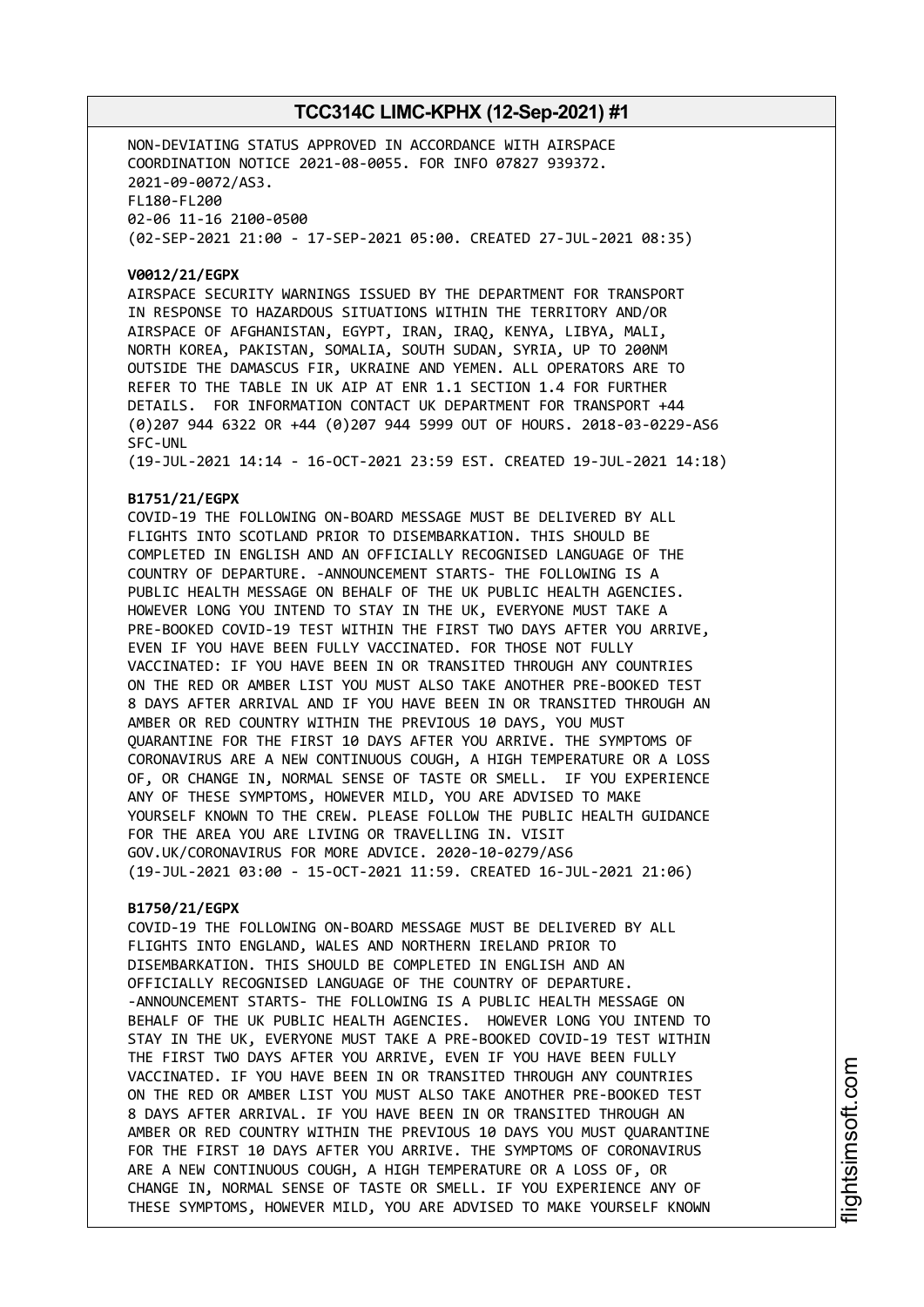NON-DEVIATING STATUS APPROVED IN ACCORDANCE WITH AIRSPACE COORDINATION NOTICE 2021-08-0055. FOR INFO 07827 939372. 2021-09-0072/AS3.
FL180-FL200
02-06 11-16 2100-0500
(02-SEP-2021 21:00 - 17-SEP-2021 05:00. CREATED 27-JUL-2021 08:35)

**V0012/21/EGPX**
AIRSPACE SECURITY WARNINGS ISSUED BY THE DEPARTMENT FOR TRANSPORT IN RESPONSE TO HAZARDOUS SITUATIONS WITHIN THE TERRITORY AND/OR AIRSPACE OF AFGHANISTAN, EGYPT, IRAN, IRAQ, KENYA, LIBYA, MALI, NORTH KOREA, PAKISTAN, SOMALIA, SOUTH SUDAN, SYRIA, UP TO 200NM OUTSIDE THE DAMASCUS FIR, UKRAINE AND YEMEN. ALL OPERATORS ARE TO REFER TO THE TABLE IN UK AIP AT ENR 1.1 SECTION 1.4 FOR FURTHER DETAILS. FOR INFORMATION CONTACT UK DEPARTMENT FOR TRANSPORT +44 (0)207 944 6322 OR +44 (0)207 944 5999 OUT OF HOURS. 2018-03-0229-AS6
SFC-UNL
(19-JUL-2021 14:14 - 16-OCT-2021 23:59 EST. CREATED 19-JUL-2021 14:18)

**B1751/21/EGPX**
COVID-19 THE FOLLOWING ON-BOARD MESSAGE MUST BE DELIVERED BY ALL FLIGHTS INTO SCOTLAND PRIOR TO DISEMBARKATION. THIS SHOULD BE COMPLETED IN ENGLISH AND AN OFFICIALLY RECOGNISED LANGUAGE OF THE COUNTRY OF DEPARTURE. -ANNOUNCEMENT STARTS- THE FOLLOWING IS A PUBLIC HEALTH MESSAGE ON BEHALF OF THE UK PUBLIC HEALTH AGENCIES. HOWEVER LONG YOU INTEND TO STAY IN THE UK, EVERYONE MUST TAKE A PRE-BOOKED COVID-19 TEST WITHIN THE FIRST TWO DAYS AFTER YOU ARRIVE, EVEN IF YOU HAVE BEEN FULLY VACCINATED. FOR THOSE NOT FULLY VACCINATED: IF YOU HAVE BEEN IN OR TRANSITED THROUGH ANY COUNTRIES ON THE RED OR AMBER LIST YOU MUST ALSO TAKE ANOTHER PRE-BOOKED TEST 8 DAYS AFTER ARRIVAL AND IF YOU HAVE BEEN IN OR TRANSITED THROUGH AN AMBER OR RED COUNTRY WITHIN THE PREVIOUS 10 DAYS, YOU MUST QUARANTINE FOR THE FIRST 10 DAYS AFTER YOU ARRIVE. THE SYMPTOMS OF CORONAVIRUS ARE A NEW CONTINUOUS COUGH, A HIGH TEMPERATURE OR A LOSS OF, OR CHANGE IN, NORMAL SENSE OF TASTE OR SMELL. IF YOU EXPERIENCE ANY OF THESE SYMPTOMS, HOWEVER MILD, YOU ARE ADVISED TO MAKE YOURSELF KNOWN TO THE CREW. PLEASE FOLLOW THE PUBLIC HEALTH GUIDANCE FOR THE AREA YOU ARE LIVING OR TRAVELLING IN. VISIT GOV.UK/CORONAVIRUS FOR MORE ADVICE. 2020-10-0279/AS6
(19-JUL-2021 03:00 - 15-OCT-2021 11:59. CREATED 16-JUL-2021 21:06)

**B1750/21/EGPX**
COVID-19 THE FOLLOWING ON-BOARD MESSAGE MUST BE DELIVERED BY ALL FLIGHTS INTO ENGLAND, WALES AND NORTHERN IRELAND PRIOR TO DISEMBARKATION. THIS SHOULD BE COMPLETED IN ENGLISH AND AN OFFICIALLY RECOGNISED LANGUAGE OF THE COUNTRY OF DEPARTURE. -ANNOUNCEMENT STARTS- THE FOLLOWING IS A PUBLIC HEALTH MESSAGE ON BEHALF OF THE UK PUBLIC HEALTH AGENCIES. HOWEVER LONG YOU INTEND TO STAY IN THE UK, EVERYONE MUST TAKE A PRE-BOOKED COVID-19 TEST WITHIN THE FIRST TWO DAYS AFTER YOU ARRIVE, EVEN IF YOU HAVE BEEN FULLY VACCINATED. IF YOU HAVE BEEN IN OR TRANSITED THROUGH ANY COUNTRIES ON THE RED OR AMBER LIST YOU MUST ALSO TAKE ANOTHER PRE-BOOKED TEST 8 DAYS AFTER ARRIVAL. IF YOU HAVE BEEN IN OR TRANSITED THROUGH AN AMBER OR RED COUNTRY WITHIN THE PREVIOUS 10 DAYS YOU MUST QUARANTINE FOR THE FIRST 10 DAYS AFTER YOU ARRIVE. THE SYMPTOMS OF CORONAVIRUS ARE A NEW CONTINUOUS COUGH, A HIGH TEMPERATURE OR A LOSS OF, OR CHANGE IN, NORMAL SENSE OF TASTE OR SMELL. IF YOU EXPERIENCE ANY OF THESE SYMPTOMS, HOWEVER MILD, YOU ARE ADVISED TO MAKE YOURSELF KNOWN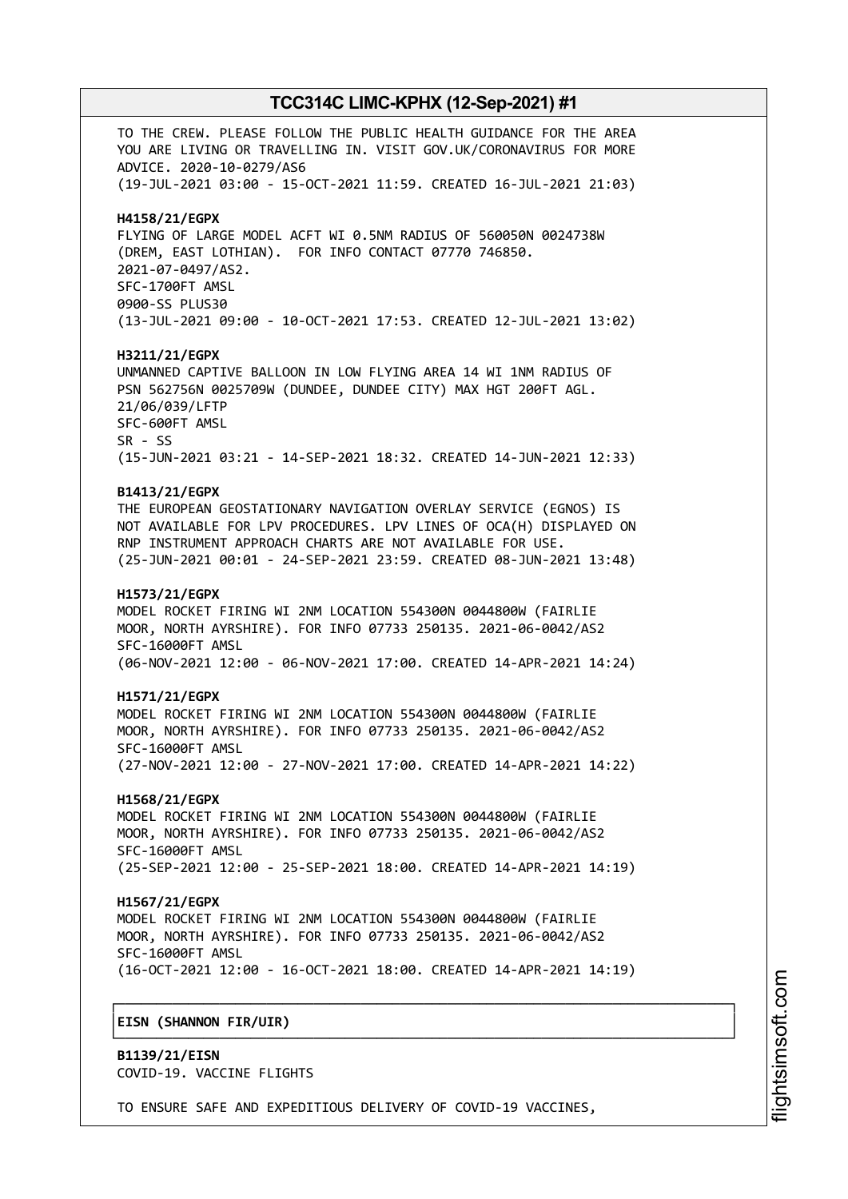TO THE CREW. PLEASE FOLLOW THE PUBLIC HEALTH GUIDANCE FOR THE AREA YOU ARE LIVING OR TRAVELLING IN. VISIT GOV.UK/CORONAVIRUS FOR MORE ADVICE. 2020-10-0279/AS6
(19-JUL-2021 03:00 - 15-OCT-2021 11:59. CREATED 16-JUL-2021 21:03)

**H4158/21/EGPX**
FLYING OF LARGE MODEL ACFT WI 0.5NM RADIUS OF 560050N 0024738W (DREM, EAST LOTHIAN). FOR INFO CONTACT 07770 746850.
2021-07-0497/AS2.
SFC-1700FT AMSL
0900-SS PLUS30
(13-JUL-2021 09:00 - 10-OCT-2021 17:53. CREATED 12-JUL-2021 13:02)

**H3211/21/EGPX**
UNMANNED CAPTIVE BALLOON IN LOW FLYING AREA 14 WI 1NM RADIUS OF PSN 562756N 0025709W (DUNDEE, DUNDEE CITY) MAX HGT 200FT AGL.
21/06/039/LFTP
SFC-600FT AMSL
SR - SS
(15-JUN-2021 03:21 - 14-SEP-2021 18:32. CREATED 14-JUN-2021 12:33)

**B1413/21/EGPX**
THE EUROPEAN GEOSTATIONARY NAVIGATION OVERLAY SERVICE (EGNOS) IS NOT AVAILABLE FOR LPV PROCEDURES. LPV LINES OF OCA(H) DISPLAYED ON RNP INSTRUMENT APPROACH CHARTS ARE NOT AVAILABLE FOR USE.
(25-JUN-2021 00:01 - 24-SEP-2021 23:59. CREATED 08-JUN-2021 13:48)

**H1573/21/EGPX**
MODEL ROCKET FIRING WI 2NM LOCATION 554300N 0044800W (FAIRLIE MOOR, NORTH AYRSHIRE). FOR INFO 07733 250135. 2021-06-0042/AS2
SFC-16000FT AMSL
(06-NOV-2021 12:00 - 06-NOV-2021 17:00. CREATED 14-APR-2021 14:24)

**H1571/21/EGPX**
MODEL ROCKET FIRING WI 2NM LOCATION 554300N 0044800W (FAIRLIE MOOR, NORTH AYRSHIRE). FOR INFO 07733 250135. 2021-06-0042/AS2
SFC-16000FT AMSL
(27-NOV-2021 12:00 - 27-NOV-2021 17:00. CREATED 14-APR-2021 14:22)

**H1568/21/EGPX**
MODEL ROCKET FIRING WI 2NM LOCATION 554300N 0044800W (FAIRLIE MOOR, NORTH AYRSHIRE). FOR INFO 07733 250135. 2021-06-0042/AS2
SFC-16000FT AMSL
(25-SEP-2021 12:00 - 25-SEP-2021 18:00. CREATED 14-APR-2021 14:19)

**H1567/21/EGPX**
MODEL ROCKET FIRING WI 2NM LOCATION 554300N 0044800W (FAIRLIE MOOR, NORTH AYRSHIRE). FOR INFO 07733 250135. 2021-06-0042/AS2
SFC-16000FT AMSL
(16-OCT-2021 12:00 - 16-OCT-2021 18:00. CREATED 14-APR-2021 14:19)

**EISN (SHANNON FIR/UIR)**

**B1139/21/EISN**
COVID-19. VACCINE FLIGHTS

TO ENSURE SAFE AND EXPEDITIOUS DELIVERY OF COVID-19 VACCINES,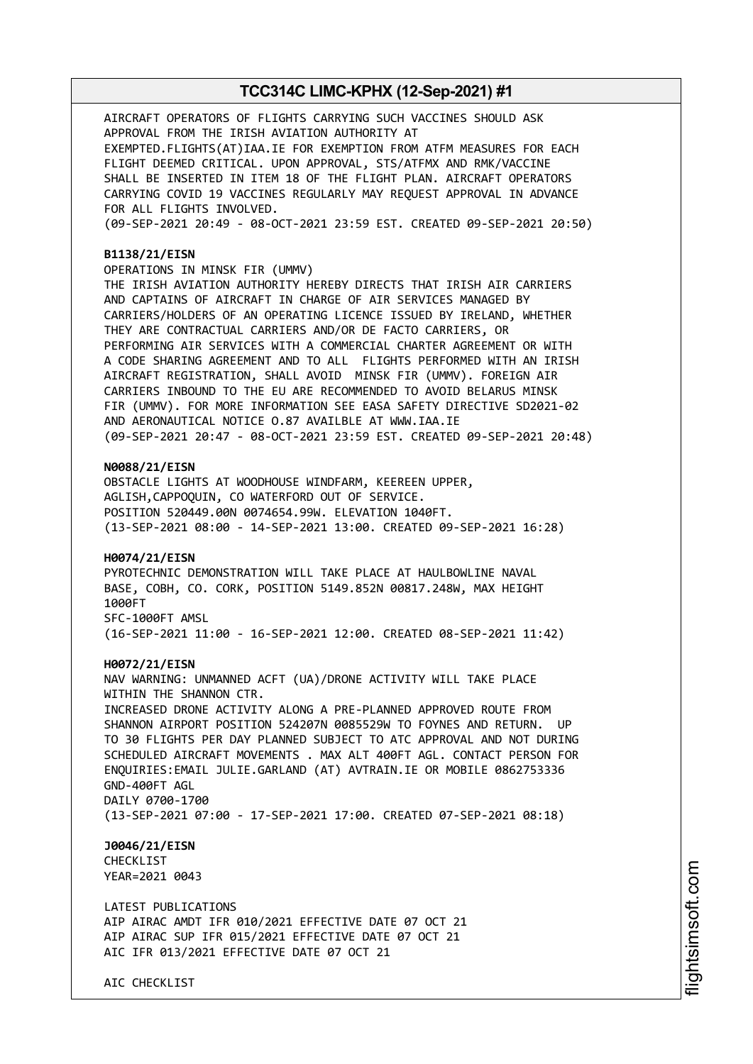AIRCRAFT OPERATORS OF FLIGHTS CARRYING SUCH VACCINES SHOULD ASK APPROVAL FROM THE IRISH AVIATION AUTHORITY AT EXEMPTED.FLIGHTS(AT)IAA.IE FOR EXEMPTION FROM ATFM MEASURES FOR EACH FLIGHT DEEMED CRITICAL. UPON APPROVAL, STS/ATFMX AND RMK/VACCINE SHALL BE INSERTED IN ITEM 18 OF THE FLIGHT PLAN. AIRCRAFT OPERATORS CARRYING COVID 19 VACCINES REGULARLY MAY REQUEST APPROVAL IN ADVANCE FOR ALL FLIGHTS INVOLVED.
(09-SEP-2021 20:49 - 08-OCT-2021 23:59 EST. CREATED 09-SEP-2021 20:50)

**B1138/21/EISN**
OPERATIONS IN MINSK FIR (UMMV)
THE IRISH AVIATION AUTHORITY HEREBY DIRECTS THAT IRISH AIR CARRIERS AND CAPTAINS OF AIRCRAFT IN CHARGE OF AIR SERVICES MANAGED BY CARRIERS/HOLDERS OF AN OPERATING LICENCE ISSUED BY IRELAND, WHETHER THEY ARE CONTRACTUAL CARRIERS AND/OR DE FACTO CARRIERS, OR PERFORMING AIR SERVICES WITH A COMMERCIAL CHARTER AGREEMENT OR WITH A CODE SHARING AGREEMENT AND TO ALL FLIGHTS PERFORMED WITH AN IRISH AIRCRAFT REGISTRATION, SHALL AVOID MINSK FIR (UMMV). FOREIGN AIR CARRIERS INBOUND TO THE EU ARE RECOMMENDED TO AVOID BELARUS MINSK FIR (UMMV). FOR MORE INFORMATION SEE EASA SAFETY DIRECTIVE SD2021-02 AND AERONAUTICAL NOTICE O.87 AVAILBLE AT WWW.IAA.IE
(09-SEP-2021 20:47 - 08-OCT-2021 23:59 EST. CREATED 09-SEP-2021 20:48)

**N0088/21/EISN**
OBSTACLE LIGHTS AT WOODHOUSE WINDFARM, KEEREEN UPPER, AGLISH,CAPPOQUIN, CO WATERFORD OUT OF SERVICE.
POSITION 520449.00N 0074654.99W. ELEVATION 1040FT.
(13-SEP-2021 08:00 - 14-SEP-2021 13:00. CREATED 09-SEP-2021 16:28)

**H0074/21/EISN**
PYROTECHNIC DEMONSTRATION WILL TAKE PLACE AT HAULBOWLINE NAVAL BASE, COBH, CO. CORK, POSITION 5149.852N 00817.248W, MAX HEIGHT 1000FT
SFC-1000FT AMSL
(16-SEP-2021 11:00 - 16-SEP-2021 12:00. CREATED 08-SEP-2021 11:42)

**H0072/21/EISN**
NAV WARNING: UNMANNED ACFT (UA)/DRONE ACTIVITY WILL TAKE PLACE WITHIN THE SHANNON CTR.
INCREASED DRONE ACTIVITY ALONG A PRE-PLANNED APPROVED ROUTE FROM SHANNON AIRPORT POSITION 524207N 0085529W TO FOYNES AND RETURN. UP TO 30 FLIGHTS PER DAY PLANNED SUBJECT TO ATC APPROVAL AND NOT DURING SCHEDULED AIRCRAFT MOVEMENTS . MAX ALT 400FT AGL. CONTACT PERSON FOR ENQUIRIES:EMAIL JULIE.GARLAND (AT) AVTRAIN.IE OR MOBILE 0862753336
GND-400FT AGL
DAILY 0700-1700
(13-SEP-2021 07:00 - 17-SEP-2021 17:00. CREATED 07-SEP-2021 08:18)

**J0046/21/EISN**
CHECKLIST
YEAR=2021 0043

LATEST PUBLICATIONS
AIP AIRAC AMDT IFR 010/2021 EFFECTIVE DATE 07 OCT 21
AIP AIRAC SUP IFR 015/2021 EFFECTIVE DATE 07 OCT 21
AIC IFR 013/2021 EFFECTIVE DATE 07 OCT 21

AIC CHECKLIST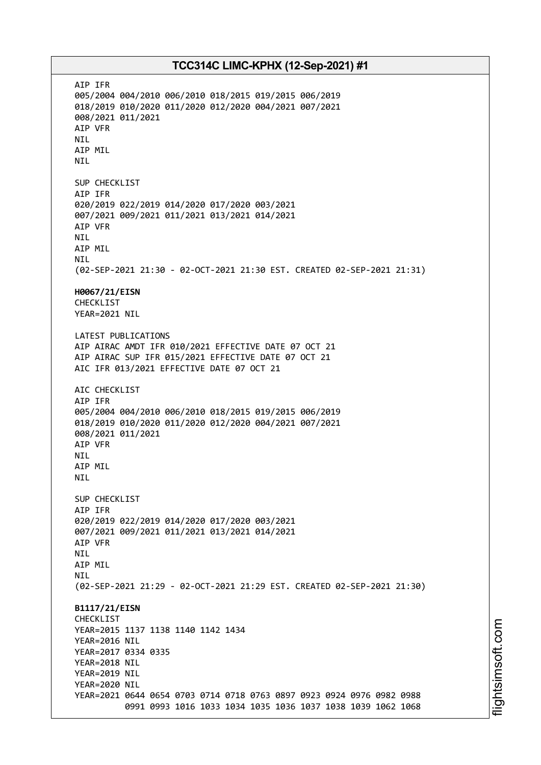AIP IFR
005/2004 004/2010 006/2010 018/2015 019/2015 006/2019
018/2019 010/2020 011/2020 012/2020 004/2021 007/2021
008/2021 011/2021
AIP VFR
NIL
AIP MIL
NIL

SUP CHECKLIST
AIP IFR
020/2019 022/2019 014/2020 017/2020 003/2021
007/2021 009/2021 011/2021 013/2021 014/2021
AIP VFR
NIL
AIP MIL
NIL
(02-SEP-2021 21:30 - 02-OCT-2021 21:30 EST. CREATED 02-SEP-2021 21:31)

**H0067/21/EISN**
CHECKLIST
YEAR=2021 NIL

LATEST PUBLICATIONS
AIP AIRAC AMDT IFR 010/2021 EFFECTIVE DATE 07 OCT 21
AIP AIRAC SUP IFR 015/2021 EFFECTIVE DATE 07 OCT 21
AIC IFR 013/2021 EFFECTIVE DATE 07 OCT 21

AIC CHECKLIST
AIP IFR
005/2004 004/2010 006/2010 018/2015 019/2015 006/2019
018/2019 010/2020 011/2020 012/2020 004/2021 007/2021
008/2021 011/2021
AIP VFR
NIL
AIP MIL
NIL

SUP CHECKLIST
AIP IFR
020/2019 022/2019 014/2020 017/2020 003/2021
007/2021 009/2021 011/2021 013/2021 014/2021
AIP VFR
NIL
AIP MIL
NIL
(02-SEP-2021 21:29 - 02-OCT-2021 21:29 EST. CREATED 02-SEP-2021 21:30)

**B1117/21/EISN**
CHECKLIST
YEAR=2015 1137 1138 1140 1142 1434
YEAR=2016 NIL
YEAR=2017 0334 0335
YEAR=2018 NIL
YEAR=2019 NIL
YEAR=2020 NIL
YEAR=2021 0644 0654 0703 0714 0718 0763 0897 0923 0924 0976 0982 0988
0991 0993 1016 1033 1034 1035 1036 1037 1038 1039 1062 1068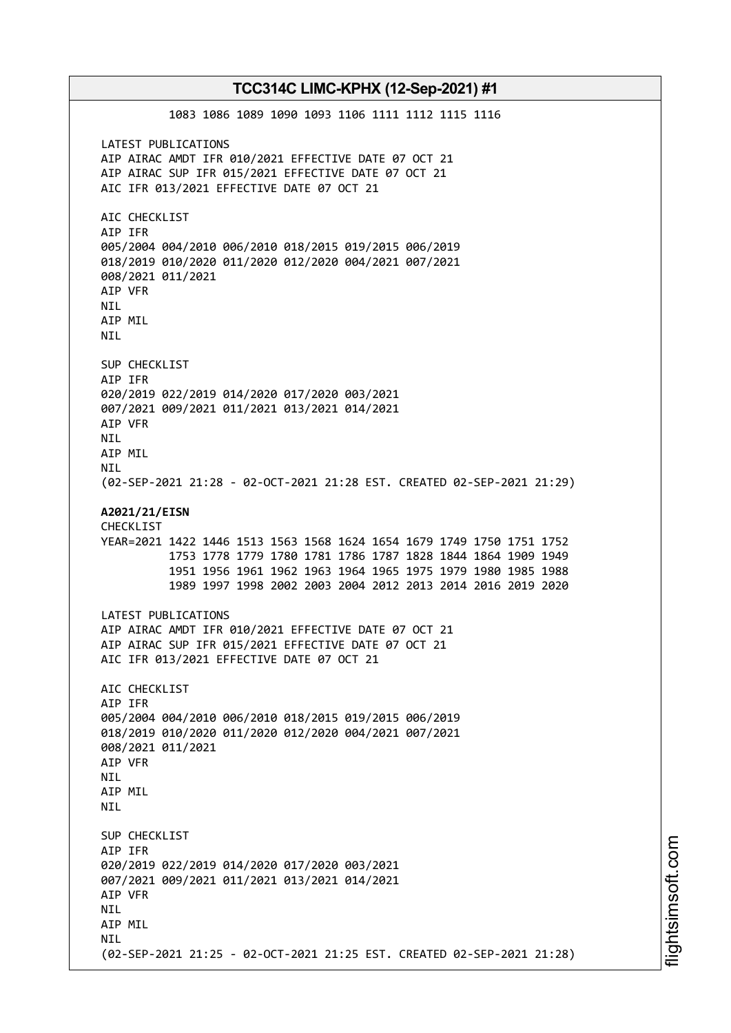1083 1086 1089 1090 1093 1106 1111 1112 1115 1116

LATEST PUBLICATIONS
AIP AIRAC AMDT IFR 010/2021 EFFECTIVE DATE 07 OCT 21
AIP AIRAC SUP IFR 015/2021 EFFECTIVE DATE 07 OCT 21
AIC IFR 013/2021 EFFECTIVE DATE 07 OCT 21

AIC CHECKLIST
AIP IFR
005/2004 004/2010 006/2010 018/2015 019/2015 006/2019
018/2019 010/2020 011/2020 012/2020 004/2021 007/2021
008/2021 011/2021
AIP VFR
NIL
AIP MIL
NIL

SUP CHECKLIST
AIP IFR
020/2019 022/2019 014/2020 017/2020 003/2021
007/2021 009/2021 011/2021 013/2021 014/2021
AIP VFR
NIL
AIP MIL
NIL
(02-SEP-2021 21:28 - 02-OCT-2021 21:28 EST. CREATED 02-SEP-2021 21:29)

**A2021/21/EISN**
CHECKLIST
YEAR=2021 1422 1446 1513 1563 1568 1624 1654 1679 1749 1750 1751 1752
1753 1778 1779 1780 1781 1786 1787 1828 1844 1864 1909 1949
1951 1956 1961 1962 1963 1964 1965 1975 1979 1980 1985 1988
1989 1997 1998 2002 2003 2004 2012 2013 2014 2016 2019 2020

LATEST PUBLICATIONS
AIP AIRAC AMDT IFR 010/2021 EFFECTIVE DATE 07 OCT 21
AIP AIRAC SUP IFR 015/2021 EFFECTIVE DATE 07 OCT 21
AIC IFR 013/2021 EFFECTIVE DATE 07 OCT 21

AIC CHECKLIST
AIP IFR
005/2004 004/2010 006/2010 018/2015 019/2015 006/2019
018/2019 010/2020 011/2020 012/2020 004/2021 007/2021
008/2021 011/2021
AIP VFR
NIL
AIP MIL
NIL

SUP CHECKLIST
AIP IFR
020/2019 022/2019 014/2020 017/2020 003/2021
007/2021 009/2021 011/2021 013/2021 014/2021
AIP VFR
NIL
AIP MIL
NIL
(02-SEP-2021 21:25 - 02-OCT-2021 21:25 EST. CREATED 02-SEP-2021 21:28)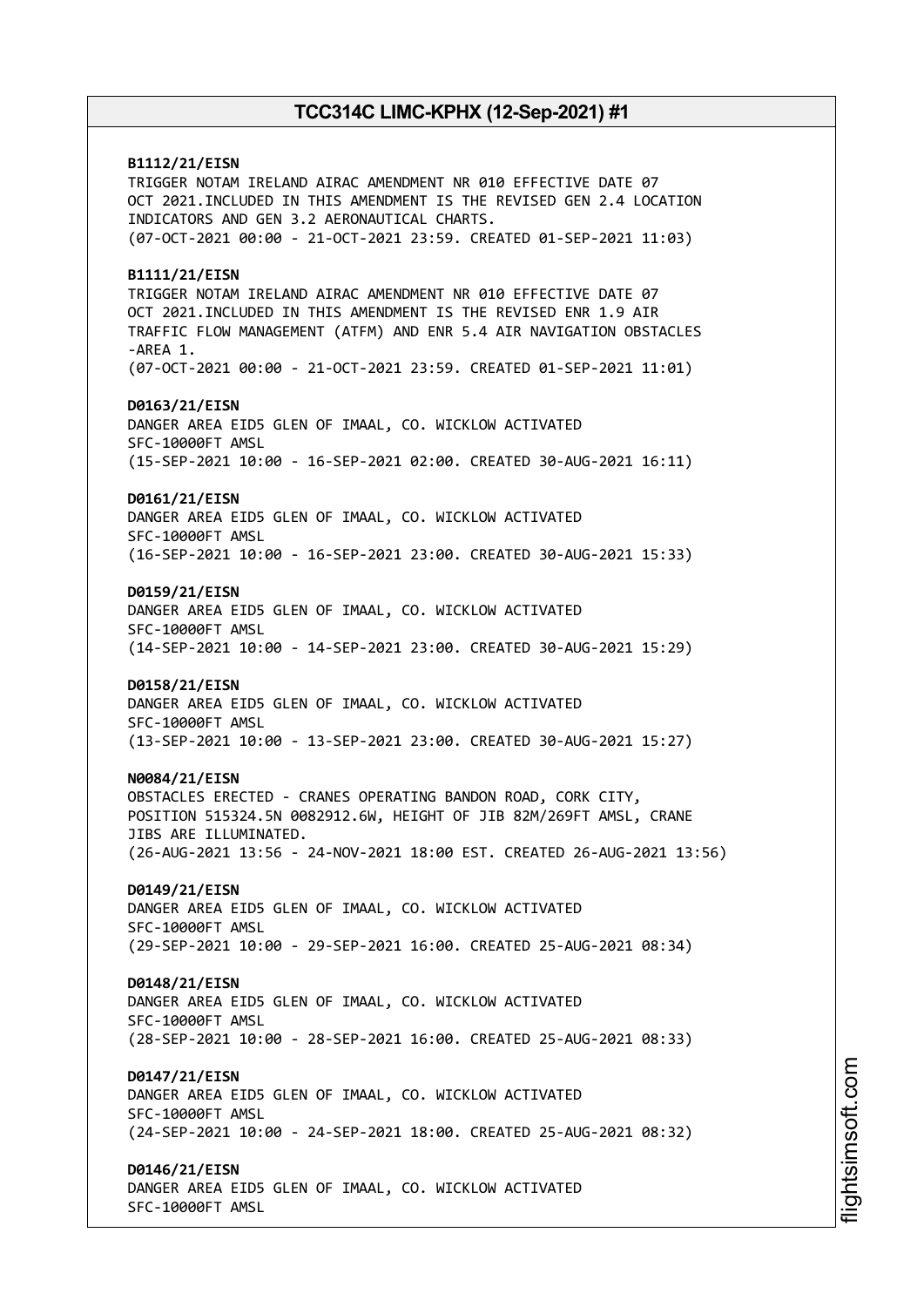**B1112/21/EISN**
TRIGGER NOTAM IRELAND AIRAC AMENDMENT NR 010 EFFECTIVE DATE 07 OCT 2021.INCLUDED IN THIS AMENDMENT IS THE REVISED GEN 2.4 LOCATION INDICATORS AND GEN 3.2 AERONAUTICAL CHARTS.
(07-OCT-2021 00:00 - 21-OCT-2021 23:59. CREATED 01-SEP-2021 11:03)

**B1111/21/EISN**
TRIGGER NOTAM IRELAND AIRAC AMENDMENT NR 010 EFFECTIVE DATE 07 OCT 2021.INCLUDED IN THIS AMENDMENT IS THE REVISED ENR 1.9 AIR TRAFFIC FLOW MANAGEMENT (ATFM) AND ENR 5.4 AIR NAVIGATION OBSTACLES -AREA 1.
(07-OCT-2021 00:00 - 21-OCT-2021 23:59. CREATED 01-SEP-2021 11:01)

**D0163/21/EISN**
DANGER AREA EID5 GLEN OF IMAAL, CO. WICKLOW ACTIVATED
SFC-10000FT AMSL
(15-SEP-2021 10:00 - 16-SEP-2021 02:00. CREATED 30-AUG-2021 16:11)

**D0161/21/EISN**
DANGER AREA EID5 GLEN OF IMAAL, CO. WICKLOW ACTIVATED
SFC-10000FT AMSL
(16-SEP-2021 10:00 - 16-SEP-2021 23:00. CREATED 30-AUG-2021 15:33)

**D0159/21/EISN**
DANGER AREA EID5 GLEN OF IMAAL, CO. WICKLOW ACTIVATED
SFC-10000FT AMSL
(14-SEP-2021 10:00 - 14-SEP-2021 23:00. CREATED 30-AUG-2021 15:29)

**D0158/21/EISN**
DANGER AREA EID5 GLEN OF IMAAL, CO. WICKLOW ACTIVATED
SFC-10000FT AMSL
(13-SEP-2021 10:00 - 13-SEP-2021 23:00. CREATED 30-AUG-2021 15:27)

**N0084/21/EISN**
OBSTACLES ERECTED - CRANES OPERATING BANDON ROAD, CORK CITY, POSITION 515324.5N 0082912.6W, HEIGHT OF JIB 82M/269FT AMSL, CRANE JIBS ARE ILLUMINATED.
(26-AUG-2021 13:56 - 24-NOV-2021 18:00 EST. CREATED 26-AUG-2021 13:56)

**D0149/21/EISN**
DANGER AREA EID5 GLEN OF IMAAL, CO. WICKLOW ACTIVATED
SFC-10000FT AMSL
(29-SEP-2021 10:00 - 29-SEP-2021 16:00. CREATED 25-AUG-2021 08:34)

**D0148/21/EISN**
DANGER AREA EID5 GLEN OF IMAAL, CO. WICKLOW ACTIVATED
SFC-10000FT AMSL
(28-SEP-2021 10:00 - 28-SEP-2021 16:00. CREATED 25-AUG-2021 08:33)

**D0147/21/EISN**
DANGER AREA EID5 GLEN OF IMAAL, CO. WICKLOW ACTIVATED
SFC-10000FT AMSL
(24-SEP-2021 10:00 - 24-SEP-2021 18:00. CREATED 25-AUG-2021 08:32)

**D0146/21/EISN**
DANGER AREA EID5 GLEN OF IMAAL, CO. WICKLOW ACTIVATED
SFC-10000FT AMSL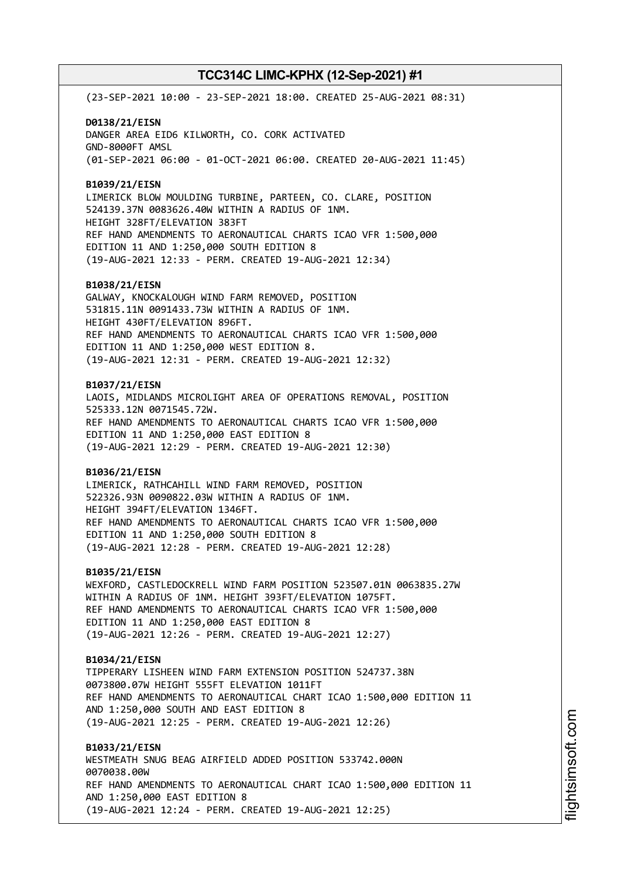(23-SEP-2021 10:00 - 23-SEP-2021 18:00. CREATED 25-AUG-2021 08:31)

**D0138/21/EISN**
DANGER AREA EID6 KILWORTH, CO. CORK ACTIVATED
GND-8000FT AMSL
(01-SEP-2021 06:00 - 01-OCT-2021 06:00. CREATED 20-AUG-2021 11:45)

**B1039/21/EISN**
LIMERICK BLOW MOULDING TURBINE, PARTEEN, CO. CLARE, POSITION
524139.37N 0083626.40W WITHIN A RADIUS OF 1NM.
HEIGHT 328FT/ELEVATION 383FT
REF HAND AMENDMENTS TO AERONAUTICAL CHARTS ICAO VFR 1:500,000
EDITION 11 AND 1:250,000 SOUTH EDITION 8
(19-AUG-2021 12:33 - PERM. CREATED 19-AUG-2021 12:34)

**B1038/21/EISN**
GALWAY, KNOCKALOUGH WIND FARM REMOVED, POSITION
531815.11N 0091433.73W WITHIN A RADIUS OF 1NM.
HEIGHT 430FT/ELEVATION 896FT.
REF HAND AMENDMENTS TO AERONAUTICAL CHARTS ICAO VFR 1:500,000
EDITION 11 AND 1:250,000 WEST EDITION 8.
(19-AUG-2021 12:31 - PERM. CREATED 19-AUG-2021 12:32)

**B1037/21/EISN**
LAOIS, MIDLANDS MICROLIGHT AREA OF OPERATIONS REMOVAL, POSITION
525333.12N 0071545.72W.
REF HAND AMENDMENTS TO AERONAUTICAL CHARTS ICAO VFR 1:500,000
EDITION 11 AND 1:250,000 EAST EDITION 8
(19-AUG-2021 12:29 - PERM. CREATED 19-AUG-2021 12:30)

**B1036/21/EISN**
LIMERICK, RATHCAHILL WIND FARM REMOVED, POSITION
522326.93N 0090822.03W WITHIN A RADIUS OF 1NM.
HEIGHT 394FT/ELEVATION 1346FT.
REF HAND AMENDMENTS TO AERONAUTICAL CHARTS ICAO VFR 1:500,000
EDITION 11 AND 1:250,000 SOUTH EDITION 8
(19-AUG-2021 12:28 - PERM. CREATED 19-AUG-2021 12:28)

**B1035/21/EISN**
WEXFORD, CASTLEDOCKRELL WIND FARM POSITION 523507.01N 0063835.27W
WITHIN A RADIUS OF 1NM. HEIGHT 393FT/ELEVATION 1075FT.
REF HAND AMENDMENTS TO AERONAUTICAL CHARTS ICAO VFR 1:500,000
EDITION 11 AND 1:250,000 EAST EDITION 8
(19-AUG-2021 12:26 - PERM. CREATED 19-AUG-2021 12:27)

**B1034/21/EISN**
TIPPERARY LISHEEN WIND FARM EXTENSION POSITION 524737.38N
0073800.07W HEIGHT 555FT ELEVATION 1011FT
REF HAND AMENDMENTS TO AERONAUTICAL CHART ICAO 1:500,000 EDITION 11
AND 1:250,000 SOUTH AND EAST EDITION 8
(19-AUG-2021 12:25 - PERM. CREATED 19-AUG-2021 12:26)

**B1033/21/EISN**
WESTMEATH SNUG BEAG AIRFIELD ADDED POSITION 533742.000N
0070038.00W
REF HAND AMENDMENTS TO AERONAUTICAL CHART ICAO 1:500,000 EDITION 11
AND 1:250,000 EAST EDITION 8
(19-AUG-2021 12:24 - PERM. CREATED 19-AUG-2021 12:25)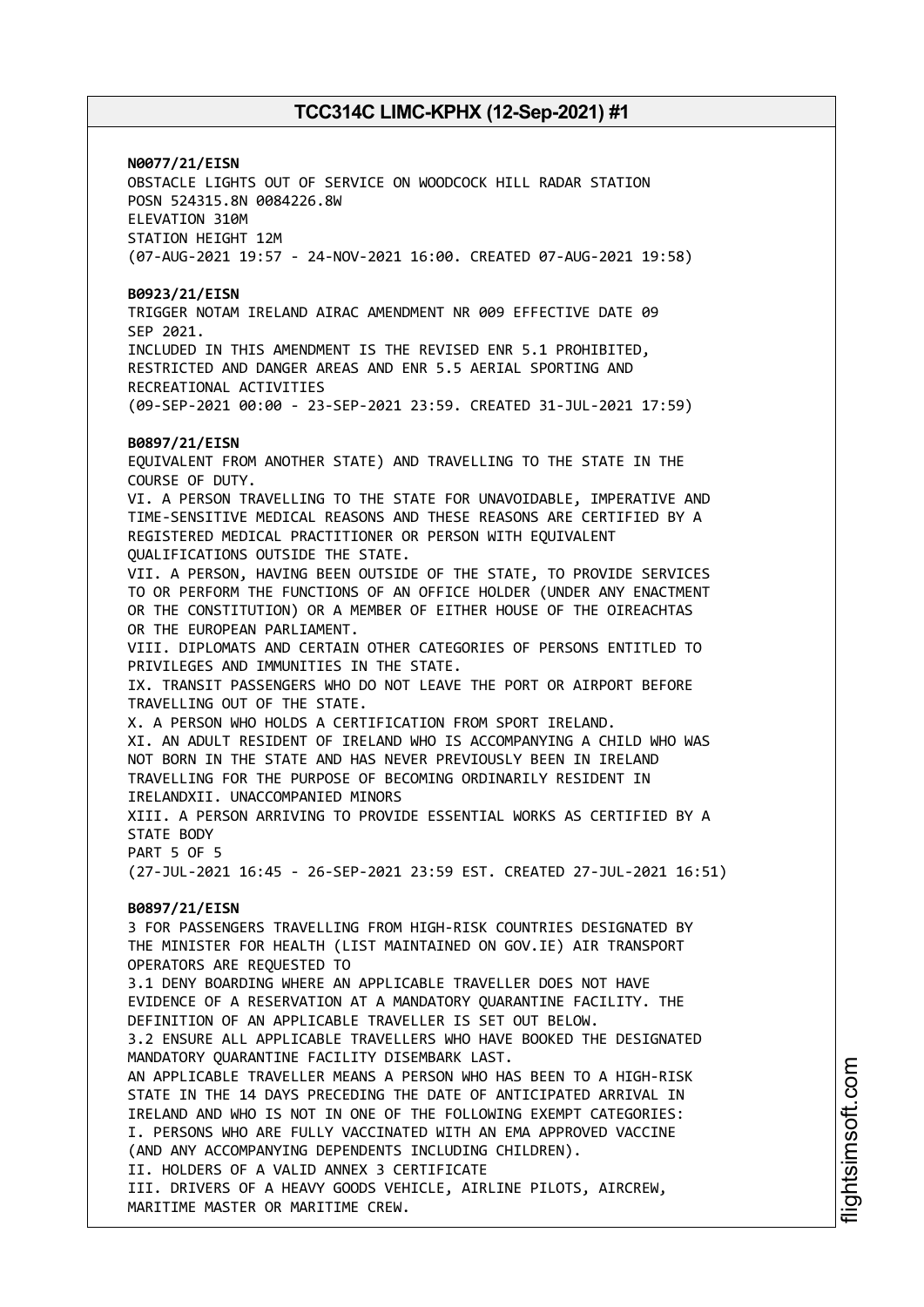**N0077/21/EISN**
OBSTACLE LIGHTS OUT OF SERVICE ON WOODCOCK HILL RADAR STATION
POSN 524315.8N 0084226.8W
ELEVATION 310M
STATION HEIGHT 12M
(07-AUG-2021 19:57 - 24-NOV-2021 16:00. CREATED 07-AUG-2021 19:58)

**B0923/21/EISN**
TRIGGER NOTAM IRELAND AIRAC AMENDMENT NR 009 EFFECTIVE DATE 09 SEP 2021.
INCLUDED IN THIS AMENDMENT IS THE REVISED ENR 5.1 PROHIBITED, RESTRICTED AND DANGER AREAS AND ENR 5.5 AERIAL SPORTING AND RECREATIONAL ACTIVITIES
(09-SEP-2021 00:00 - 23-SEP-2021 23:59. CREATED 31-JUL-2021 17:59)

**B0897/21/EISN**
EQUIVALENT FROM ANOTHER STATE) AND TRAVELLING TO THE STATE IN THE COURSE OF DUTY.
VI. A PERSON TRAVELLING TO THE STATE FOR UNAVOIDABLE, IMPERATIVE AND TIME-SENSITIVE MEDICAL REASONS AND THESE REASONS ARE CERTIFIED BY A REGISTERED MEDICAL PRACTITIONER OR PERSON WITH EQUIVALENT QUALIFICATIONS OUTSIDE THE STATE.
VII. A PERSON, HAVING BEEN OUTSIDE OF THE STATE, TO PROVIDE SERVICES TO OR PERFORM THE FUNCTIONS OF AN OFFICE HOLDER (UNDER ANY ENACTMENT OR THE CONSTITUTION) OR A MEMBER OF EITHER HOUSE OF THE OIREACHTAS OR THE EUROPEAN PARLIAMENT.
VIII. DIPLOMATS AND CERTAIN OTHER CATEGORIES OF PERSONS ENTITLED TO PRIVILEGES AND IMMUNITIES IN THE STATE.
IX. TRANSIT PASSENGERS WHO DO NOT LEAVE THE PORT OR AIRPORT BEFORE TRAVELLING OUT OF THE STATE.
X. A PERSON WHO HOLDS A CERTIFICATION FROM SPORT IRELAND.
XI. AN ADULT RESIDENT OF IRELAND WHO IS ACCOMPANYING A CHILD WHO WAS NOT BORN IN THE STATE AND HAS NEVER PREVIOUSLY BEEN IN IRELAND TRAVELLING FOR THE PURPOSE OF BECOMING ORDINARILY RESIDENT IN IRELANDXII. UNACCOMPANIED MINORS
XIII. A PERSON ARRIVING TO PROVIDE ESSENTIAL WORKS AS CERTIFIED BY A STATE BODY
PART 5 OF 5
(27-JUL-2021 16:45 - 26-SEP-2021 23:59 EST. CREATED 27-JUL-2021 16:51)

**B0897/21/EISN**
3 FOR PASSENGERS TRAVELLING FROM HIGH-RISK COUNTRIES DESIGNATED BY THE MINISTER FOR HEALTH (LIST MAINTAINED ON GOV.IE) AIR TRANSPORT OPERATORS ARE REQUESTED TO
3.1 DENY BOARDING WHERE AN APPLICABLE TRAVELLER DOES NOT HAVE EVIDENCE OF A RESERVATION AT A MANDATORY QUARANTINE FACILITY. THE DEFINITION OF AN APPLICABLE TRAVELLER IS SET OUT BELOW.
3.2 ENSURE ALL APPLICABLE TRAVELLERS WHO HAVE BOOKED THE DESIGNATED MANDATORY QUARANTINE FACILITY DISEMBARK LAST.
AN APPLICABLE TRAVELLER MEANS A PERSON WHO HAS BEEN TO A HIGH-RISK STATE IN THE 14 DAYS PRECEDING THE DATE OF ANTICIPATED ARRIVAL IN IRELAND AND WHO IS NOT IN ONE OF THE FOLLOWING EXEMPT CATEGORIES:
I. PERSONS WHO ARE FULLY VACCINATED WITH AN EMA APPROVED VACCINE (AND ANY ACCOMPANYING DEPENDENTS INCLUDING CHILDREN).
II. HOLDERS OF A VALID ANNEX 3 CERTIFICATE
III. DRIVERS OF A HEAVY GOODS VEHICLE, AIRLINE PILOTS, AIRCREW, MARITIME MASTER OR MARITIME CREW.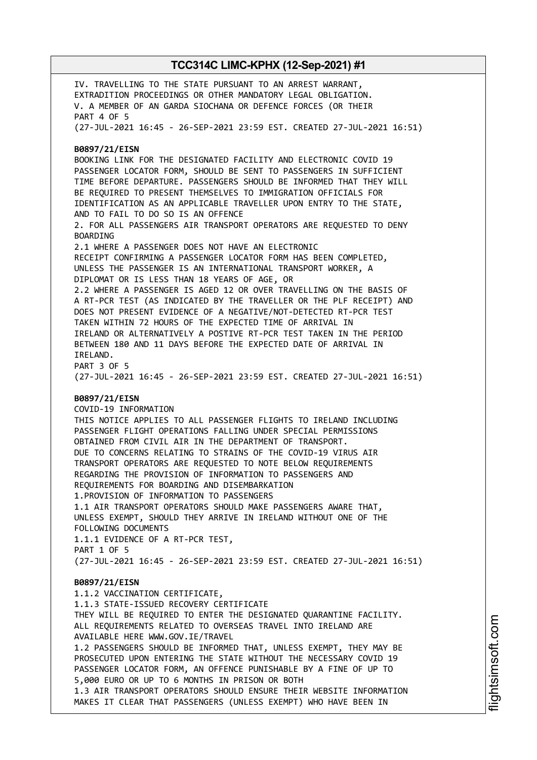IV. TRAVELLING TO THE STATE PURSUANT TO AN ARREST WARRANT,
EXTRADITION PROCEEDINGS OR OTHER MANDATORY LEGAL OBLIGATION.
V. A MEMBER OF AN GARDA SIOCHANA OR DEFENCE FORCES (OR THEIR
PART 4 OF 5
(27-JUL-2021 16:45 - 26-SEP-2021 23:59 EST. CREATED 27-JUL-2021 16:51)

**B0897/21/EISN**
BOOKING LINK FOR THE DESIGNATED FACILITY AND ELECTRONIC COVID 19
PASSENGER LOCATOR FORM, SHOULD BE SENT TO PASSENGERS IN SUFFICIENT
TIME BEFORE DEPARTURE. PASSENGERS SHOULD BE INFORMED THAT THEY WILL
BE REQUIRED TO PRESENT THEMSELVES TO IMMIGRATION OFFICIALS FOR
IDENTIFICATION AS AN APPLICABLE TRAVELLER UPON ENTRY TO THE STATE,
AND TO FAIL TO DO SO IS AN OFFENCE
2. FOR ALL PASSENGERS AIR TRANSPORT OPERATORS ARE REQUESTED TO DENY
BOARDING
2.1 WHERE A PASSENGER DOES NOT HAVE AN ELECTRONIC
RECEIPT CONFIRMING A PASSENGER LOCATOR FORM HAS BEEN COMPLETED,
UNLESS THE PASSENGER IS AN INTERNATIONAL TRANSPORT WORKER, A
DIPLOMAT OR IS LESS THAN 18 YEARS OF AGE, OR
2.2 WHERE A PASSENGER IS AGED 12 OR OVER TRAVELLING ON THE BASIS OF
A RT-PCR TEST (AS INDICATED BY THE TRAVELLER OR THE PLF RECEIPT) AND
DOES NOT PRESENT EVIDENCE OF A NEGATIVE/NOT-DETECTED RT-PCR TEST
TAKEN WITHIN 72 HOURS OF THE EXPECTED TIME OF ARRIVAL IN
IRELAND OR ALTERNATIVELY A POSTIVE RT-PCR TEST TAKEN IN THE PERIOD
BETWEEN 180 AND 11 DAYS BEFORE THE EXPECTED DATE OF ARRIVAL IN
IRELAND.
PART 3 OF 5
(27-JUL-2021 16:45 - 26-SEP-2021 23:59 EST. CREATED 27-JUL-2021 16:51)

**B0897/21/EISN**
COVID-19 INFORMATION
THIS NOTICE APPLIES TO ALL PASSENGER FLIGHTS TO IRELAND INCLUDING
PASSENGER FLIGHT OPERATIONS FALLING UNDER SPECIAL PERMISSIONS
OBTAINED FROM CIVIL AIR IN THE DEPARTMENT OF TRANSPORT.
DUE TO CONCERNS RELATING TO STRAINS OF THE COVID-19 VIRUS AIR
TRANSPORT OPERATORS ARE REQUESTED TO NOTE BELOW REQUIREMENTS
REGARDING THE PROVISION OF INFORMATION TO PASSENGERS AND
REQUIREMENTS FOR BOARDING AND DISEMBARKATION
1.PROVISION OF INFORMATION TO PASSENGERS
1.1 AIR TRANSPORT OPERATORS SHOULD MAKE PASSENGERS AWARE THAT,
UNLESS EXEMPT, SHOULD THEY ARRIVE IN IRELAND WITHOUT ONE OF THE
FOLLOWING DOCUMENTS
1.1.1 EVIDENCE OF A RT-PCR TEST,
PART 1 OF 5
(27-JUL-2021 16:45 - 26-SEP-2021 23:59 EST. CREATED 27-JUL-2021 16:51)

**B0897/21/EISN**
1.1.2 VACCINATION CERTIFICATE,
1.1.3 STATE-ISSUED RECOVERY CERTIFICATE
THEY WILL BE REQUIRED TO ENTER THE DESIGNATED QUARANTINE FACILITY.
ALL REQUIREMENTS RELATED TO OVERSEAS TRAVEL INTO IRELAND ARE
AVAILABLE HERE WWW.GOV.IE/TRAVEL
1.2 PASSENGERS SHOULD BE INFORMED THAT, UNLESS EXEMPT, THEY MAY BE
PROSECUTED UPON ENTERING THE STATE WITHOUT THE NECESSARY COVID 19
PASSENGER LOCATOR FORM, AN OFFENCE PUNISHABLE BY A FINE OF UP TO
5,000 EURO OR UP TO 6 MONTHS IN PRISON OR BOTH
1.3 AIR TRANSPORT OPERATORS SHOULD ENSURE THEIR WEBSITE INFORMATION
MAKES IT CLEAR THAT PASSENGERS (UNLESS EXEMPT) WHO HAVE BEEN IN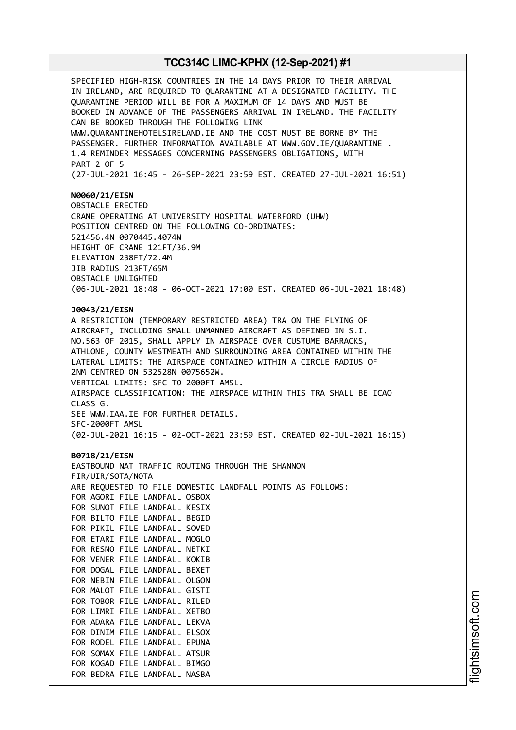SPECIFIED HIGH-RISK COUNTRIES IN THE 14 DAYS PRIOR TO THEIR ARRIVAL IN IRELAND, ARE REQUIRED TO QUARANTINE AT A DESIGNATED FACILITY. THE QUARANTINE PERIOD WILL BE FOR A MAXIMUM OF 14 DAYS AND MUST BE BOOKED IN ADVANCE OF THE PASSENGERS ARRIVAL IN IRELAND. THE FACILITY CAN BE BOOKED THROUGH THE FOLLOWING LINK WWW.QUARANTINEHOTELSIRELAND.IE AND THE COST MUST BE BORNE BY THE PASSENGER. FURTHER INFORMATION AVAILABLE AT WWW.GOV.IE/QUARANTINE .
1.4 REMINDER MESSAGES CONCERNING PASSENGERS OBLIGATIONS, WITH
PART 2 OF 5
(27-JUL-2021 16:45 - 26-SEP-2021 23:59 EST. CREATED 27-JUL-2021 16:51)

**N0060/21/EISN**
OBSTACLE ERECTED
CRANE OPERATING AT UNIVERSITY HOSPITAL WATERFORD (UHW)
POSITION CENTRED ON THE FOLLOWING CO-ORDINATES:
521456.4N 0070445.4074W
HEIGHT OF CRANE 121FT/36.9M
ELEVATION 238FT/72.4M
JIB RADIUS 213FT/65M
OBSTACLE UNLIGHTED
(06-JUL-2021 18:48 - 06-OCT-2021 17:00 EST. CREATED 06-JUL-2021 18:48)

**J0043/21/EISN**
A RESTRICTION (TEMPORARY RESTRICTED AREA) TRA ON THE FLYING OF AIRCRAFT, INCLUDING SMALL UNMANNED AIRCRAFT AS DEFINED IN S.I. NO.563 OF 2015, SHALL APPLY IN AIRSPACE OVER CUSTUME BARRACKS, ATHLONE, COUNTY WESTMEATH AND SURROUNDING AREA CONTAINED WITHIN THE LATERAL LIMITS: THE AIRSPACE CONTAINED WITHIN A CIRCLE RADIUS OF 2NM CENTRED ON 532528N 0075652W.
VERTICAL LIMITS: SFC TO 2000FT AMSL.
AIRSPACE CLASSIFICATION: THE AIRSPACE WITHIN THIS TRA SHALL BE ICAO CLASS G.
SEE WWW.IAA.IE FOR FURTHER DETAILS.
SFC-2000FT AMSL
(02-JUL-2021 16:15 - 02-OCT-2021 23:59 EST. CREATED 02-JUL-2021 16:15)

**B0718/21/EISN**
EASTBOUND NAT TRAFFIC ROUTING THROUGH THE SHANNON
FIR/UIR/SOTA/NOTA
ARE REQUESTED TO FILE DOMESTIC LANDFALL POINTS AS FOLLOWS:
FOR AGORI FILE LANDFALL OSBOX
FOR SUNOT FILE LANDFALL KESIX
FOR BILTO FILE LANDFALL BEGID
FOR PIKIL FILE LANDFALL SOVED
FOR ETARI FILE LANDFALL MOGLO
FOR RESNO FILE LANDFALL NETKI
FOR VENER FILE LANDFALL KOKIB
FOR DOGAL FILE LANDFALL BEXET
FOR NEBIN FILE LANDFALL OLGON
FOR MALOT FILE LANDFALL GISTI
FOR TOBOR FILE LANDFALL RILED
FOR LIMRI FILE LANDFALL XETBO
FOR ADARA FILE LANDFALL LEKVA
FOR DINIM FILE LANDFALL ELSOX
FOR RODEL FILE LANDFALL EPUNA
FOR SOMAX FILE LANDFALL ATSUR
FOR KOGAD FILE LANDFALL BIMGO
FOR BEDRA FILE LANDFALL NASBA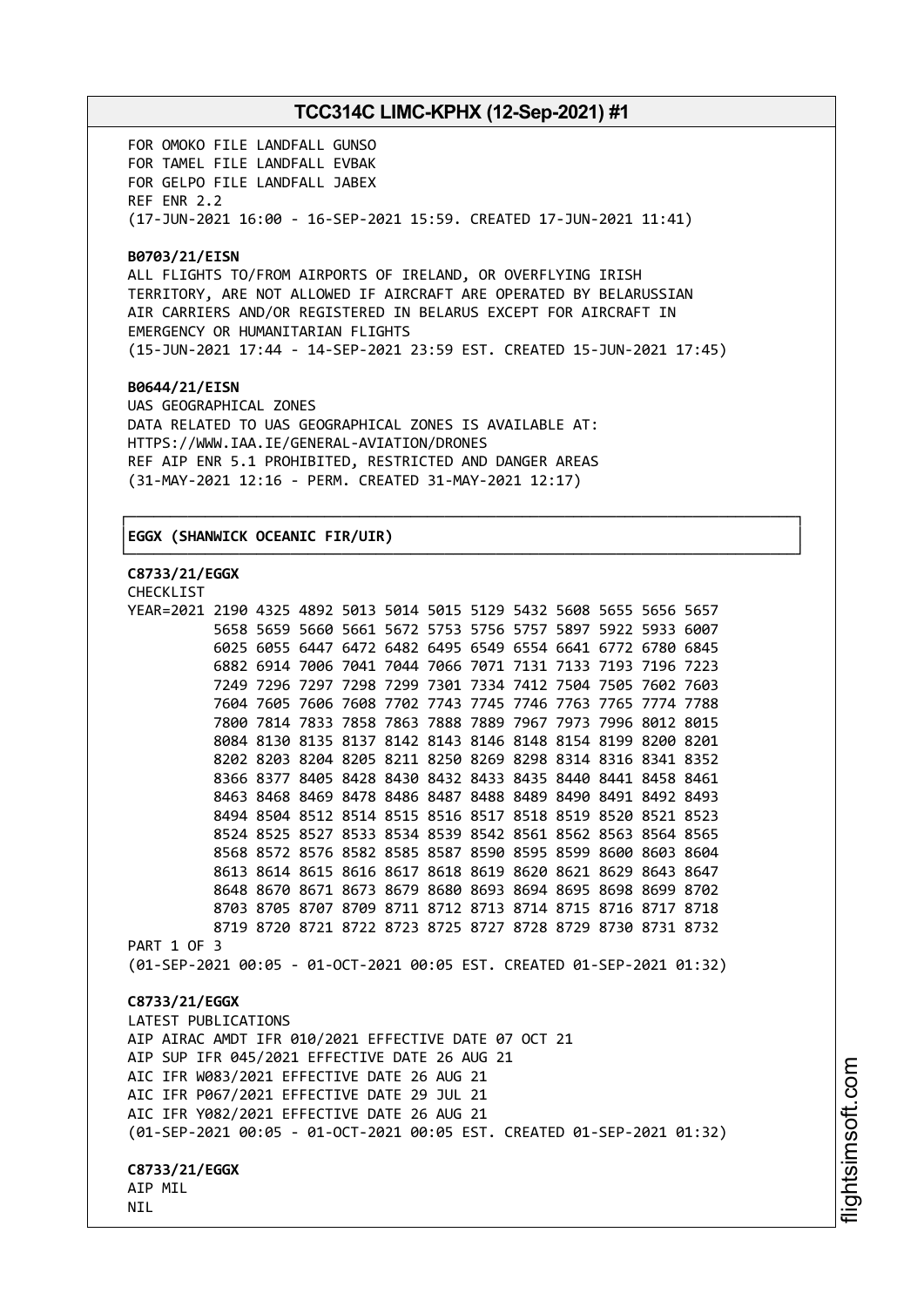FOR OMOKO FILE LANDFALL GUNSO
FOR TAMEL FILE LANDFALL EVBAK
FOR GELPO FILE LANDFALL JABEX
REF ENR 2.2
(17-JUN-2021 16:00 - 16-SEP-2021 15:59. CREATED 17-JUN-2021 11:41)

**B0703/21/EISN**
ALL FLIGHTS TO/FROM AIRPORTS OF IRELAND, OR OVERFLYING IRISH TERRITORY, ARE NOT ALLOWED IF AIRCRAFT ARE OPERATED BY BELARUSSIAN AIR CARRIERS AND/OR REGISTERED IN BELARUS EXCEPT FOR AIRCRAFT IN EMERGENCY OR HUMANITARIAN FLIGHTS
(15-JUN-2021 17:44 - 14-SEP-2021 23:59 EST. CREATED 15-JUN-2021 17:45)

**B0644/21/EISN**
UAS GEOGRAPHICAL ZONES
DATA RELATED TO UAS GEOGRAPHICAL ZONES IS AVAILABLE AT:
HTTPS://WWW.IAA.IE/GENERAL-AVIATION/DRONES
REF AIP ENR 5.1 PROHIBITED, RESTRICTED AND DANGER AREAS
(31-MAY-2021 12:16 - PERM. CREATED 31-MAY-2021 12:17)

**EGGX (SHANWICK OCEANIC FIR/UIR)**

**C8733/21/EGGX**
CHECKLIST
YEAR=2021 2190 4325 4892 5013 5014 5015 5129 5432 5608 5655 5656 5657
5658 5659 5660 5661 5672 5753 5756 5757 5897 5922 5933 6007
6025 6055 6447 6472 6482 6495 6549 6554 6641 6772 6780 6845
6882 6914 7006 7041 7044 7066 7071 7131 7133 7193 7196 7223
7249 7296 7297 7298 7299 7301 7334 7412 7504 7505 7602 7603
7604 7605 7606 7608 7702 7743 7745 7746 7763 7765 7774 7788
7800 7814 7833 7858 7863 7888 7889 7967 7973 7996 8012 8015
8084 8130 8135 8137 8142 8143 8146 8148 8154 8199 8200 8201
8202 8203 8204 8205 8211 8250 8269 8298 8314 8316 8341 8352
8366 8377 8405 8428 8430 8432 8433 8435 8440 8441 8458 8461
8463 8468 8469 8478 8486 8487 8488 8489 8490 8491 8492 8493
8494 8504 8512 8514 8515 8516 8517 8518 8519 8520 8521 8523
8524 8525 8527 8533 8534 8539 8542 8561 8562 8563 8564 8565
8568 8572 8576 8582 8585 8587 8590 8595 8599 8600 8603 8604
8613 8614 8615 8616 8617 8618 8619 8620 8621 8629 8643 8647
8648 8670 8671 8673 8679 8680 8693 8694 8695 8698 8699 8702
8703 8705 8707 8709 8711 8712 8713 8714 8715 8716 8717 8718
8719 8720 8721 8722 8723 8725 8727 8728 8729 8730 8731 8732
PART 1 OF 3
(01-SEP-2021 00:05 - 01-OCT-2021 00:05 EST. CREATED 01-SEP-2021 01:32)

**C8733/21/EGGX**
LATEST PUBLICATIONS
AIP AIRAC AMDT IFR 010/2021 EFFECTIVE DATE 07 OCT 21
AIP SUP IFR 045/2021 EFFECTIVE DATE 26 AUG 21
AIC IFR W083/2021 EFFECTIVE DATE 26 AUG 21
AIC IFR P067/2021 EFFECTIVE DATE 29 JUL 21
AIC IFR Y082/2021 EFFECTIVE DATE 26 AUG 21
(01-SEP-2021 00:05 - 01-OCT-2021 00:05 EST. CREATED 01-SEP-2021 01:32)

**C8733/21/EGGX**
AIP MIL
NIL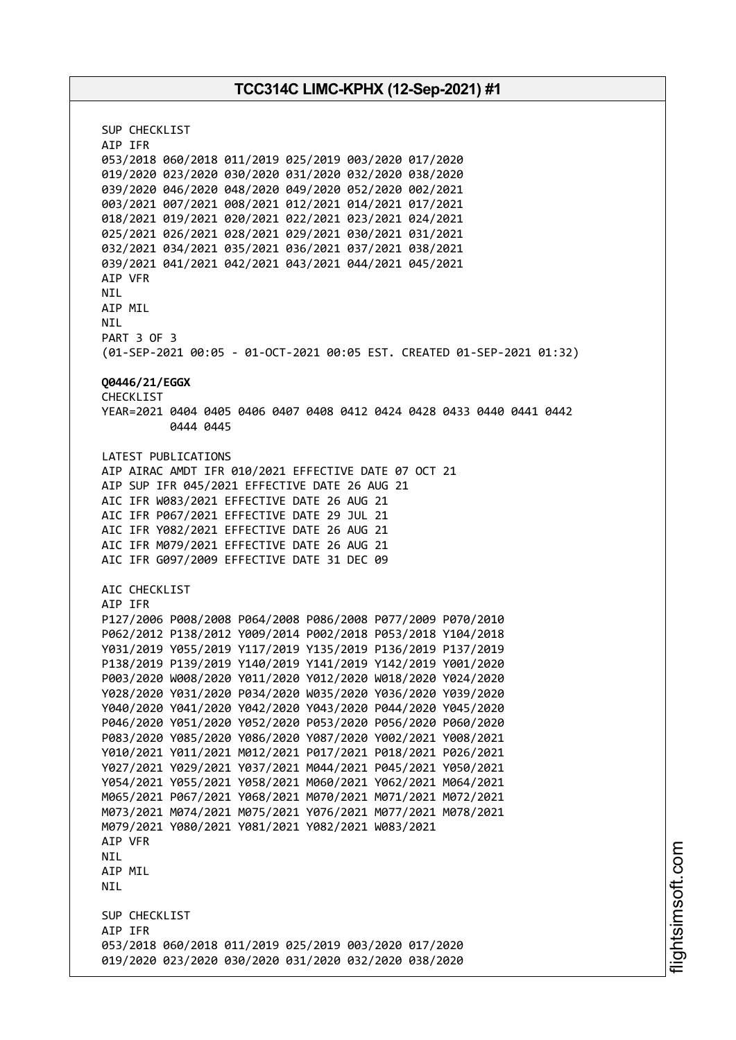SUP CHECKLIST
AIP IFR
053/2018 060/2018 011/2019 025/2019 003/2020 017/2020
019/2020 023/2020 030/2020 031/2020 032/2020 038/2020
039/2020 046/2020 048/2020 049/2020 052/2020 002/2021
003/2021 007/2021 008/2021 012/2021 014/2021 017/2021
018/2021 019/2021 020/2021 022/2021 023/2021 024/2021
025/2021 026/2021 028/2021 029/2021 030/2021 031/2021
032/2021 034/2021 035/2021 036/2021 037/2021 038/2021
039/2021 041/2021 042/2021 043/2021 044/2021 045/2021
AIP VFR
NIL
AIP MIL
NIL
PART 3 OF 3
(01-SEP-2021 00:05 - 01-OCT-2021 00:05 EST. CREATED 01-SEP-2021 01:32)

**Q0446/21/EGGX**
CHECKLIST
YEAR=2021 0404 0405 0406 0407 0408 0412 0424 0428 0433 0440 0441 0442
0444 0445

LATEST PUBLICATIONS
AIP AIRAC AMDT IFR 010/2021 EFFECTIVE DATE 07 OCT 21
AIP SUP IFR 045/2021 EFFECTIVE DATE 26 AUG 21
AIC IFR W083/2021 EFFECTIVE DATE 26 AUG 21
AIC IFR P067/2021 EFFECTIVE DATE 29 JUL 21
AIC IFR Y082/2021 EFFECTIVE DATE 26 AUG 21
AIC IFR M079/2021 EFFECTIVE DATE 26 AUG 21
AIC IFR G097/2009 EFFECTIVE DATE 31 DEC 09

AIC CHECKLIST
AIP IFR
P127/2006 P008/2008 P064/2008 P086/2008 P077/2009 P070/2010
P062/2012 P138/2012 Y009/2014 P002/2018 P053/2018 Y104/2018
Y031/2019 Y055/2019 Y117/2019 Y135/2019 P136/2019 P137/2019
P138/2019 P139/2019 Y140/2019 Y141/2019 Y142/2019 Y001/2020
P003/2020 W008/2020 Y011/2020 Y012/2020 W018/2020 Y024/2020
Y028/2020 Y031/2020 P034/2020 W035/2020 Y036/2020 Y039/2020
Y040/2020 Y041/2020 Y042/2020 Y043/2020 P044/2020 Y045/2020
P046/2020 Y051/2020 Y052/2020 P053/2020 P056/2020 P060/2020
P083/2020 Y085/2020 Y086/2020 Y087/2020 Y002/2021 Y008/2021
Y010/2021 Y011/2021 M012/2021 P017/2021 P018/2021 P026/2021
Y027/2021 Y029/2021 Y037/2021 M044/2021 P045/2021 Y050/2021
Y054/2021 Y055/2021 Y058/2021 M060/2021 Y062/2021 M064/2021
M065/2021 P067/2021 Y068/2021 M070/2021 M071/2021 M072/2021
M073/2021 M074/2021 M075/2021 Y076/2021 M077/2021 M078/2021
M079/2021 Y080/2021 Y081/2021 Y082/2021 W083/2021
AIP VFR
NIL
AIP MIL
NIL

SUP CHECKLIST
AIP IFR
053/2018 060/2018 011/2019 025/2019 003/2020 017/2020
019/2020 023/2020 030/2020 031/2020 032/2020 038/2020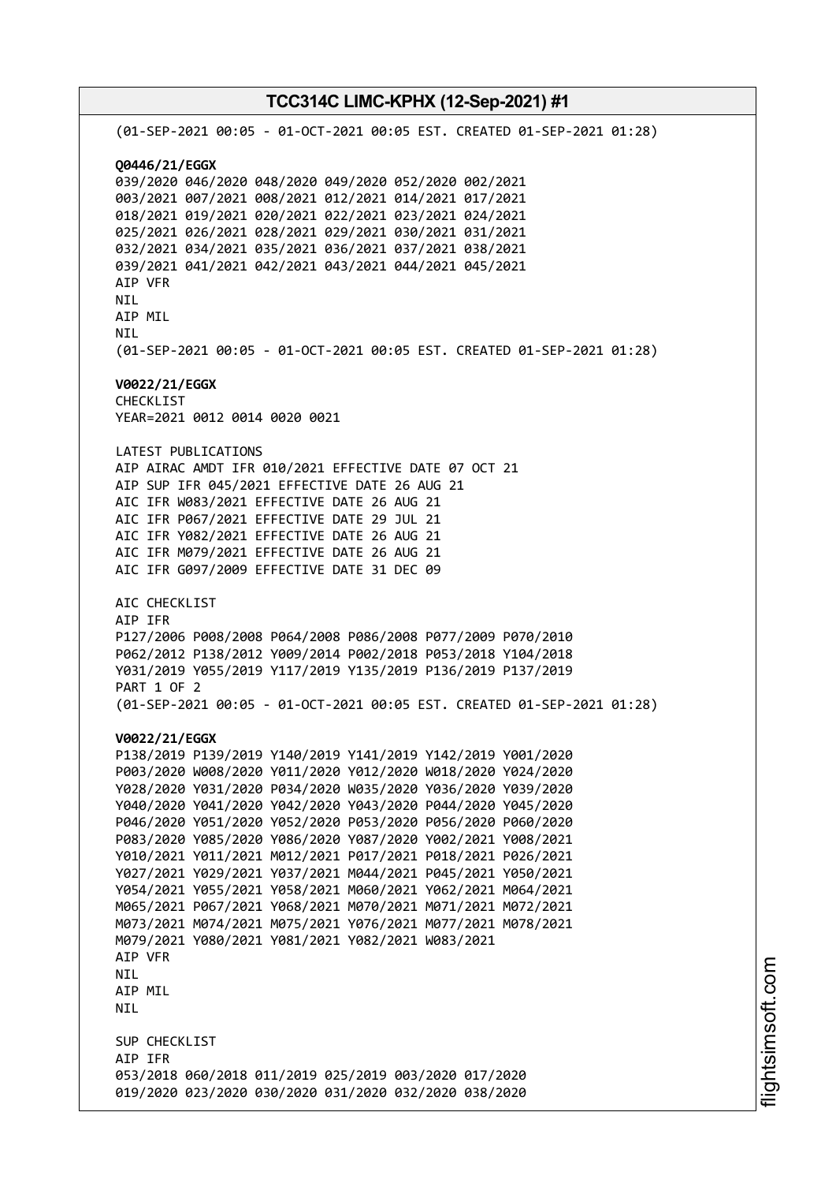(01-SEP-2021 00:05 - 01-OCT-2021 00:05 EST. CREATED 01-SEP-2021 01:28)

**Q0446/21/EGGX**
039/2020 046/2020 048/2020 049/2020 052/2020 002/2021
003/2021 007/2021 008/2021 012/2021 014/2021 017/2021
018/2021 019/2021 020/2021 022/2021 023/2021 024/2021
025/2021 026/2021 028/2021 029/2021 030/2021 031/2021
032/2021 034/2021 035/2021 036/2021 037/2021 038/2021
039/2021 041/2021 042/2021 043/2021 044/2021 045/2021
AIP VFR
NIL
AIP MIL
NIL
(01-SEP-2021 00:05 - 01-OCT-2021 00:05 EST. CREATED 01-SEP-2021 01:28)

**V0022/21/EGGX**
CHECKLIST
YEAR=2021 0012 0014 0020 0021

LATEST PUBLICATIONS
AIP AIRAC AMDT IFR 010/2021 EFFECTIVE DATE 07 OCT 21
AIP SUP IFR 045/2021 EFFECTIVE DATE 26 AUG 21
AIC IFR W083/2021 EFFECTIVE DATE 26 AUG 21
AIC IFR P067/2021 EFFECTIVE DATE 29 JUL 21
AIC IFR Y082/2021 EFFECTIVE DATE 26 AUG 21
AIC IFR M079/2021 EFFECTIVE DATE 26 AUG 21
AIC IFR G097/2009 EFFECTIVE DATE 31 DEC 09

AIC CHECKLIST
AIP IFR
P127/2006 P008/2008 P064/2008 P086/2008 P077/2009 P070/2010
P062/2012 P138/2012 Y009/2014 P002/2018 P053/2018 Y104/2018
Y031/2019 Y055/2019 Y117/2019 Y135/2019 P136/2019 P137/2019
PART 1 OF 2
(01-SEP-2021 00:05 - 01-OCT-2021 00:05 EST. CREATED 01-SEP-2021 01:28)

**V0022/21/EGGX**
P138/2019 P139/2019 Y140/2019 Y141/2019 Y142/2019 Y001/2020
P003/2020 W008/2020 Y011/2020 Y012/2020 W018/2020 Y024/2020
Y028/2020 Y031/2020 P034/2020 W035/2020 Y036/2020 Y039/2020
Y040/2020 Y041/2020 Y042/2020 Y043/2020 P044/2020 Y045/2020
P046/2020 Y051/2020 Y052/2020 P053/2020 P056/2020 P060/2020
P083/2020 Y085/2020 Y086/2020 Y087/2020 Y002/2021 Y008/2021
Y010/2021 Y011/2021 M012/2021 P017/2021 P018/2021 P026/2021
Y027/2021 Y029/2021 Y037/2021 M044/2021 P045/2021 Y050/2021
Y054/2021 Y055/2021 Y058/2021 M060/2021 Y062/2021 M064/2021
M065/2021 P067/2021 Y068/2021 M070/2021 M071/2021 M072/2021
M073/2021 M074/2021 M075/2021 Y076/2021 M077/2021 M078/2021
M079/2021 Y080/2021 Y081/2021 Y082/2021 W083/2021
AIP VFR
NIL
AIP MIL
NIL

SUP CHECKLIST
AIP IFR
053/2018 060/2018 011/2019 025/2019 003/2020 017/2020
019/2020 023/2020 030/2020 031/2020 032/2020 038/2020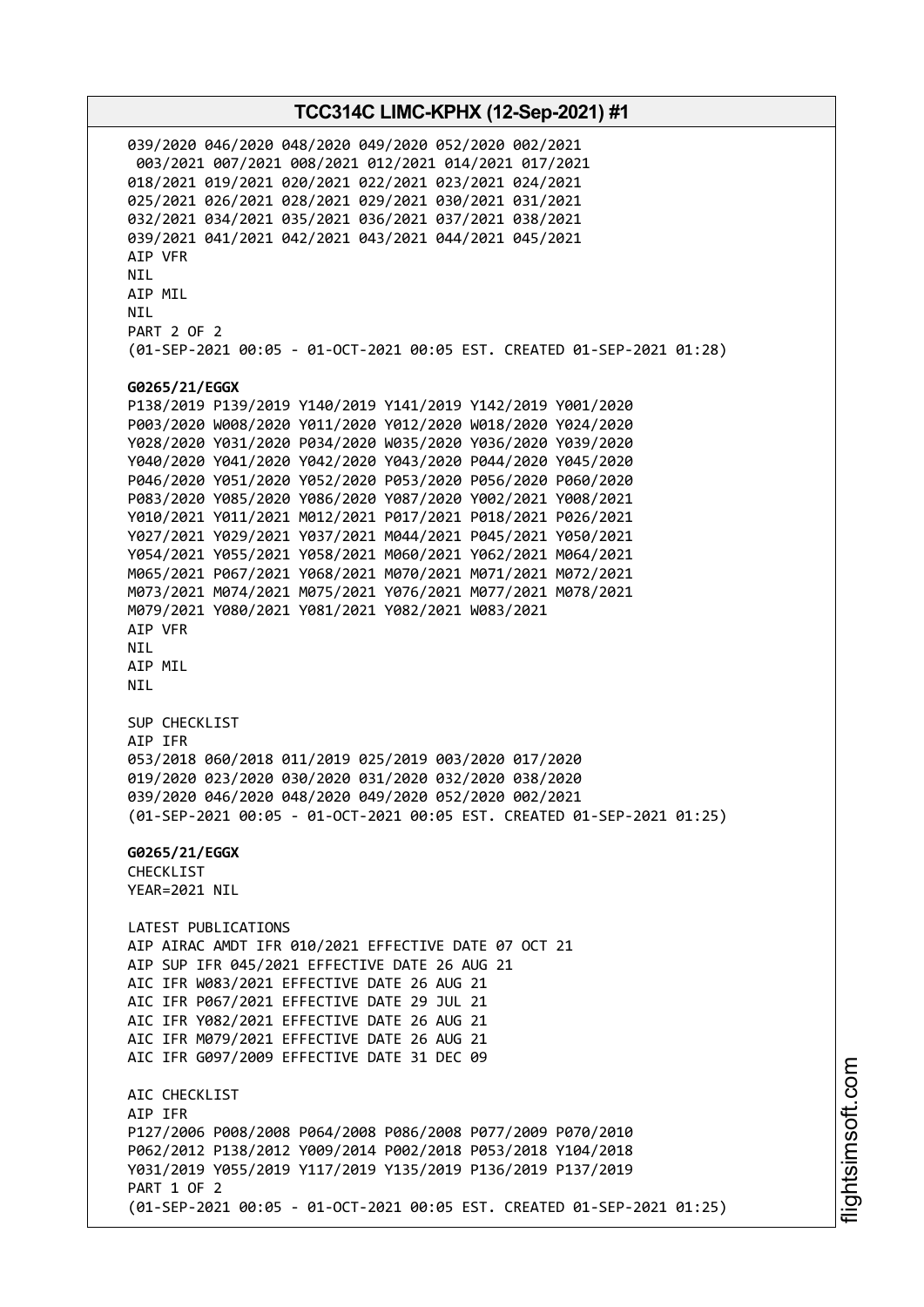039/2020 046/2020 048/2020 049/2020 052/2020 002/2021
003/2021 007/2021 008/2021 012/2021 014/2021 017/2021
018/2021 019/2021 020/2021 022/2021 023/2021 024/2021
025/2021 026/2021 028/2021 029/2021 030/2021 031/2021
032/2021 034/2021 035/2021 036/2021 037/2021 038/2021
039/2021 041/2021 042/2021 043/2021 044/2021 045/2021
AIP VFR
NIL
AIP MIL
NIL
PART 2 OF 2
(01-SEP-2021 00:05 - 01-OCT-2021 00:05 EST. CREATED 01-SEP-2021 01:28)

**G0265/21/EGGX**
P138/2019 P139/2019 Y140/2019 Y141/2019 Y142/2019 Y001/2020
P003/2020 W008/2020 Y011/2020 Y012/2020 W018/2020 Y024/2020
Y028/2020 Y031/2020 P034/2020 W035/2020 Y036/2020 Y039/2020
Y040/2020 Y041/2020 Y042/2020 Y043/2020 P044/2020 Y045/2020
P046/2020 Y051/2020 Y052/2020 P053/2020 P056/2020 P060/2020
P083/2020 Y085/2020 Y086/2020 Y087/2020 Y002/2021 Y008/2021
Y010/2021 Y011/2021 M012/2021 P017/2021 P018/2021 P026/2021
Y027/2021 Y029/2021 Y037/2021 M044/2021 P045/2021 Y050/2021
Y054/2021 Y055/2021 Y058/2021 M060/2021 Y062/2021 M064/2021
M065/2021 P067/2021 Y068/2021 M070/2021 M071/2021 M072/2021
M073/2021 M074/2021 M075/2021 Y076/2021 M077/2021 M078/2021
M079/2021 Y080/2021 Y081/2021 Y082/2021 W083/2021
AIP VFR
NIL
AIP MIL
NIL

SUP CHECKLIST
AIP IFR
053/2018 060/2018 011/2019 025/2019 003/2020 017/2020
019/2020 023/2020 030/2020 031/2020 032/2020 038/2020
039/2020 046/2020 048/2020 049/2020 052/2020 002/2021
(01-SEP-2021 00:05 - 01-OCT-2021 00:05 EST. CREATED 01-SEP-2021 01:25)

**G0265/21/EGGX**
CHECKLIST
YEAR=2021 NIL

LATEST PUBLICATIONS
AIP AIRAC AMDT IFR 010/2021 EFFECTIVE DATE 07 OCT 21
AIP SUP IFR 045/2021 EFFECTIVE DATE 26 AUG 21
AIC IFR W083/2021 EFFECTIVE DATE 26 AUG 21
AIC IFR P067/2021 EFFECTIVE DATE 29 JUL 21
AIC IFR Y082/2021 EFFECTIVE DATE 26 AUG 21
AIC IFR M079/2021 EFFECTIVE DATE 26 AUG 21
AIC IFR G097/2009 EFFECTIVE DATE 31 DEC 09

AIC CHECKLIST
AIP IFR
P127/2006 P008/2008 P064/2008 P086/2008 P077/2009 P070/2010
P062/2012 P138/2012 Y009/2014 P002/2018 P053/2018 Y104/2018
Y031/2019 Y055/2019 Y117/2019 Y135/2019 P136/2019 P137/2019
PART 1 OF 2
(01-SEP-2021 00:05 - 01-OCT-2021 00:05 EST. CREATED 01-SEP-2021 01:25)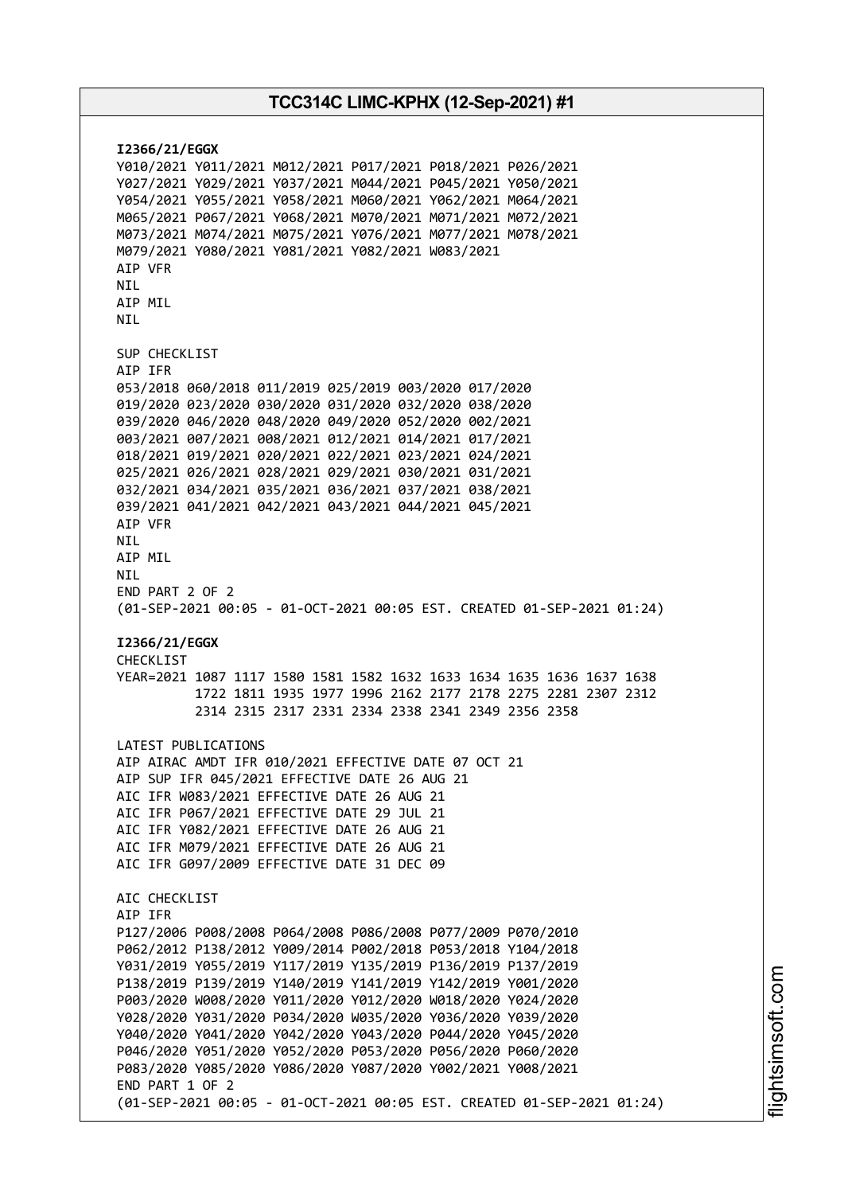**I2366/21/EGGX**

Y010/2021 Y011/2021 M012/2021 P017/2021 P018/2021 P026/2021
Y027/2021 Y029/2021 Y037/2021 M044/2021 P045/2021 Y050/2021
Y054/2021 Y055/2021 Y058/2021 M060/2021 Y062/2021 M064/2021
M065/2021 P067/2021 Y068/2021 M070/2021 M071/2021 M072/2021
M073/2021 M074/2021 M075/2021 Y076/2021 M077/2021 M078/2021
M079/2021 Y080/2021 Y081/2021 Y082/2021 W083/2021
AIP VFR
NIL
AIP MIL
NIL

SUP CHECKLIST
AIP IFR
053/2018 060/2018 011/2019 025/2019 003/2020 017/2020
019/2020 023/2020 030/2020 031/2020 032/2020 038/2020
039/2020 046/2020 048/2020 049/2020 052/2020 002/2021
003/2021 007/2021 008/2021 012/2021 014/2021 017/2021
018/2021 019/2021 020/2021 022/2021 023/2021 024/2021
025/2021 026/2021 028/2021 029/2021 030/2021 031/2021
032/2021 034/2021 035/2021 036/2021 037/2021 038/2021
039/2021 041/2021 042/2021 043/2021 044/2021 045/2021
AIP VFR
NIL
AIP MIL
NIL
END PART 2 OF 2
(01-SEP-2021 00:05 - 01-OCT-2021 00:05 EST. CREATED 01-SEP-2021 01:24)

**I2366/21/EGGX**

CHECKLIST
YEAR=2021 1087 1117 1580 1581 1582 1632 1633 1634 1635 1636 1637 1638
1722 1811 1935 1977 1996 2162 2177 2178 2275 2281 2307 2312
2314 2315 2317 2331 2334 2338 2341 2349 2356 2358

LATEST PUBLICATIONS
AIP AIRAC AMDT IFR 010/2021 EFFECTIVE DATE 07 OCT 21
AIP SUP IFR 045/2021 EFFECTIVE DATE 26 AUG 21
AIC IFR W083/2021 EFFECTIVE DATE 26 AUG 21
AIC IFR P067/2021 EFFECTIVE DATE 29 JUL 21
AIC IFR Y082/2021 EFFECTIVE DATE 26 AUG 21
AIC IFR M079/2021 EFFECTIVE DATE 26 AUG 21
AIC IFR G097/2009 EFFECTIVE DATE 31 DEC 09

AIC CHECKLIST
AIP IFR
P127/2006 P008/2008 P064/2008 P086/2008 P077/2009 P070/2010
P062/2012 P138/2012 Y009/2014 P002/2018 P053/2018 Y104/2018
Y031/2019 Y055/2019 Y117/2019 Y135/2019 P136/2019 P137/2019
P138/2019 P139/2019 Y140/2019 Y141/2019 Y142/2019 Y001/2020
P003/2020 W008/2020 Y011/2020 Y012/2020 W018/2020 Y024/2020
Y028/2020 Y031/2020 P034/2020 W035/2020 Y036/2020 Y039/2020
Y040/2020 Y041/2020 Y042/2020 Y043/2020 P044/2020 Y045/2020
P046/2020 Y051/2020 Y052/2020 P053/2020 P056/2020 P060/2020
P083/2020 Y085/2020 Y086/2020 Y087/2020 Y002/2021 Y008/2021
END PART 1 OF 2
(01-SEP-2021 00:05 - 01-OCT-2021 00:05 EST. CREATED 01-SEP-2021 01:24)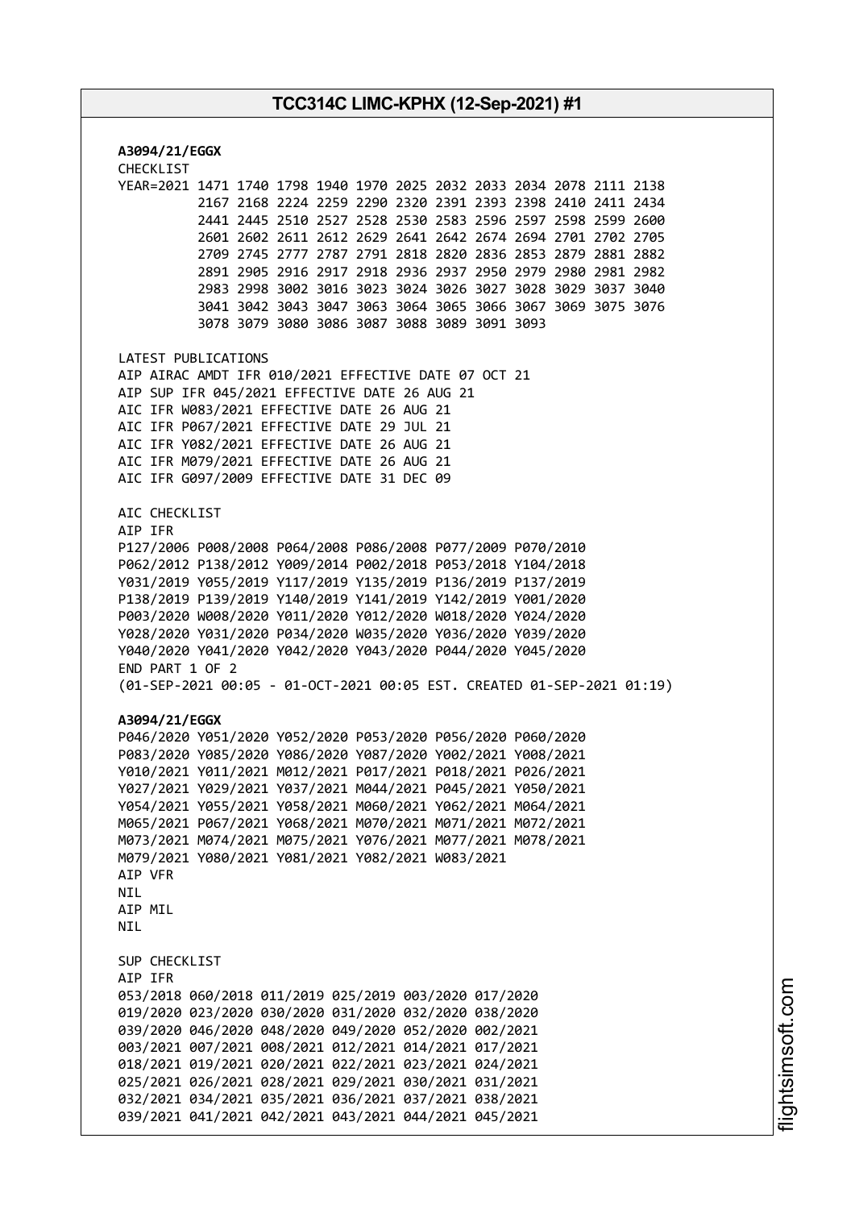**A3094/21/EGGX**
CHECKLIST
YEAR=2021 1471 1740 1798 1940 1970 2025 2032 2033 2034 2078 2111 2138
2167 2168 2224 2259 2290 2320 2391 2393 2398 2410 2411 2434
2441 2445 2510 2527 2528 2530 2583 2596 2597 2598 2599 2600
2601 2602 2611 2612 2629 2641 2642 2674 2694 2701 2702 2705
2709 2745 2777 2787 2791 2818 2820 2836 2853 2879 2881 2882
2891 2905 2916 2917 2918 2936 2937 2950 2979 2980 2981 2982
2983 2998 3002 3016 3023 3024 3026 3027 3028 3029 3037 3040
3041 3042 3043 3047 3063 3064 3065 3066 3067 3069 3075 3076
3078 3079 3080 3086 3087 3088 3089 3091 3093

LATEST PUBLICATIONS
AIP AIRAC AMDT IFR 010/2021 EFFECTIVE DATE 07 OCT 21
AIP SUP IFR 045/2021 EFFECTIVE DATE 26 AUG 21
AIC IFR W083/2021 EFFECTIVE DATE 26 AUG 21
AIC IFR P067/2021 EFFECTIVE DATE 29 JUL 21
AIC IFR Y082/2021 EFFECTIVE DATE 26 AUG 21
AIC IFR M079/2021 EFFECTIVE DATE 26 AUG 21
AIC IFR G097/2009 EFFECTIVE DATE 31 DEC 09

AIC CHECKLIST
AIP IFR
P127/2006 P008/2008 P064/2008 P086/2008 P077/2009 P070/2010
P062/2012 P138/2012 Y009/2014 P002/2018 P053/2018 Y104/2018
Y031/2019 Y055/2019 Y117/2019 Y135/2019 P136/2019 P137/2019
P138/2019 P139/2019 Y140/2019 Y141/2019 Y142/2019 Y001/2020
P003/2020 W008/2020 Y011/2020 Y012/2020 W018/2020 Y024/2020
Y028/2020 Y031/2020 P034/2020 W035/2020 Y036/2020 Y039/2020
Y040/2020 Y041/2020 Y042/2020 Y043/2020 P044/2020 Y045/2020
END PART 1 OF 2
(01-SEP-2021 00:05 - 01-OCT-2021 00:05 EST. CREATED 01-SEP-2021 01:19)

**A3094/21/EGGX**
P046/2020 Y051/2020 Y052/2020 P053/2020 P056/2020 P060/2020
P083/2020 Y085/2020 Y086/2020 Y087/2020 Y002/2021 Y008/2021
Y010/2021 Y011/2021 M012/2021 P017/2021 P018/2021 P026/2021
Y027/2021 Y029/2021 Y037/2021 M044/2021 P045/2021 Y050/2021
Y054/2021 Y055/2021 Y058/2021 M060/2021 Y062/2021 M064/2021
M065/2021 P067/2021 Y068/2021 M070/2021 M071/2021 M072/2021
M073/2021 M074/2021 M075/2021 Y076/2021 M077/2021 M078/2021
M079/2021 Y080/2021 Y081/2021 Y082/2021 W083/2021
AIP VFR
NIL
AIP MIL
NIL

SUP CHECKLIST
AIP IFR
053/2018 060/2018 011/2019 025/2019 003/2020 017/2020
019/2020 023/2020 030/2020 031/2020 032/2020 038/2020
039/2020 046/2020 048/2020 049/2020 052/2020 002/2021
003/2021 007/2021 008/2021 012/2021 014/2021 017/2021
018/2021 019/2021 020/2021 022/2021 023/2021 024/2021
025/2021 026/2021 028/2021 029/2021 030/2021 031/2021
032/2021 034/2021 035/2021 036/2021 037/2021 038/2021
039/2021 041/2021 042/2021 043/2021 044/2021 045/2021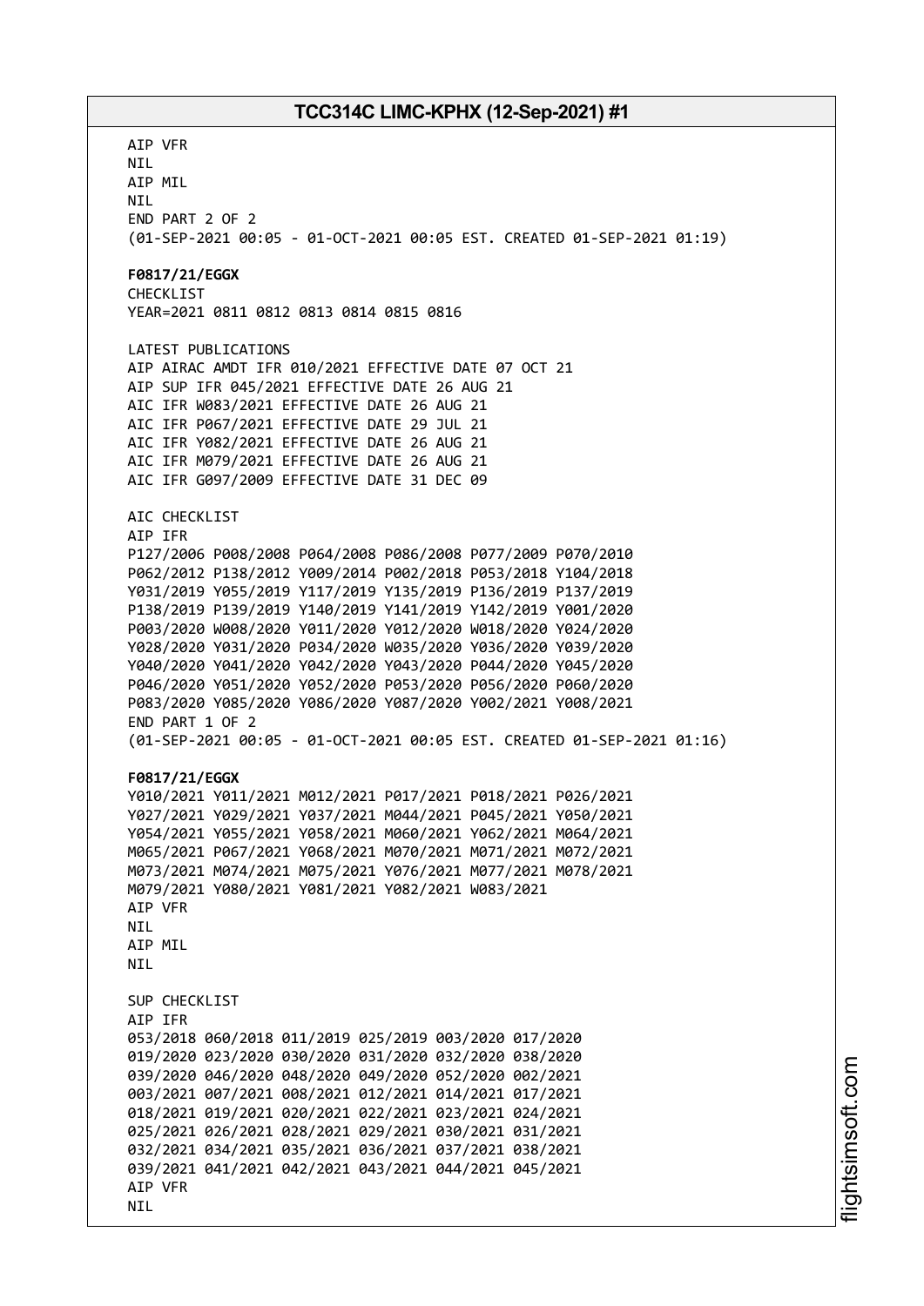AIP VFR
NIL
AIP MIL
NIL
END PART 2 OF 2
(01-SEP-2021 00:05 - 01-OCT-2021 00:05 EST. CREATED 01-SEP-2021 01:19)

**F0817/21/EGGX**
CHECKLIST
YEAR=2021 0811 0812 0813 0814 0815 0816

LATEST PUBLICATIONS
AIP AIRAC AMDT IFR 010/2021 EFFECTIVE DATE 07 OCT 21
AIP SUP IFR 045/2021 EFFECTIVE DATE 26 AUG 21
AIC IFR W083/2021 EFFECTIVE DATE 26 AUG 21
AIC IFR P067/2021 EFFECTIVE DATE 29 JUL 21
AIC IFR Y082/2021 EFFECTIVE DATE 26 AUG 21
AIC IFR M079/2021 EFFECTIVE DATE 26 AUG 21
AIC IFR G097/2009 EFFECTIVE DATE 31 DEC 09

AIC CHECKLIST
AIP IFR
P127/2006 P008/2008 P064/2008 P086/2008 P077/2009 P070/2010
P062/2012 P138/2012 Y009/2014 P002/2018 P053/2018 Y104/2018
Y031/2019 Y055/2019 Y117/2019 Y135/2019 P136/2019 P137/2019
P138/2019 P139/2019 Y140/2019 Y141/2019 Y142/2019 Y001/2020
P003/2020 W008/2020 Y011/2020 Y012/2020 W018/2020 Y024/2020
Y028/2020 Y031/2020 P034/2020 W035/2020 Y036/2020 Y039/2020
Y040/2020 Y041/2020 Y042/2020 Y043/2020 P044/2020 Y045/2020
P046/2020 Y051/2020 Y052/2020 P053/2020 P056/2020 P060/2020
P083/2020 Y085/2020 Y086/2020 Y087/2020 Y002/2021 Y008/2021
END PART 1 OF 2
(01-SEP-2021 00:05 - 01-OCT-2021 00:05 EST. CREATED 01-SEP-2021 01:16)

**F0817/21/EGGX**
Y010/2021 Y011/2021 M012/2021 P017/2021 P018/2021 P026/2021
Y027/2021 Y029/2021 Y037/2021 M044/2021 P045/2021 Y050/2021
Y054/2021 Y055/2021 Y058/2021 M060/2021 Y062/2021 M064/2021
M065/2021 P067/2021 Y068/2021 M070/2021 M071/2021 M072/2021
M073/2021 M074/2021 M075/2021 Y076/2021 M077/2021 M078/2021
M079/2021 Y080/2021 Y081/2021 Y082/2021 W083/2021
AIP VFR
NIL
AIP MIL
NIL

SUP CHECKLIST
AIP IFR
053/2018 060/2018 011/2019 025/2019 003/2020 017/2020
019/2020 023/2020 030/2020 031/2020 032/2020 038/2020
039/2020 046/2020 048/2020 049/2020 052/2020 002/2021
003/2021 007/2021 008/2021 012/2021 014/2021 017/2021
018/2021 019/2021 020/2021 022/2021 023/2021 024/2021
025/2021 026/2021 028/2021 029/2021 030/2021 031/2021
032/2021 034/2021 035/2021 036/2021 037/2021 038/2021
039/2021 041/2021 042/2021 043/2021 044/2021 045/2021
AIP VFR
NIL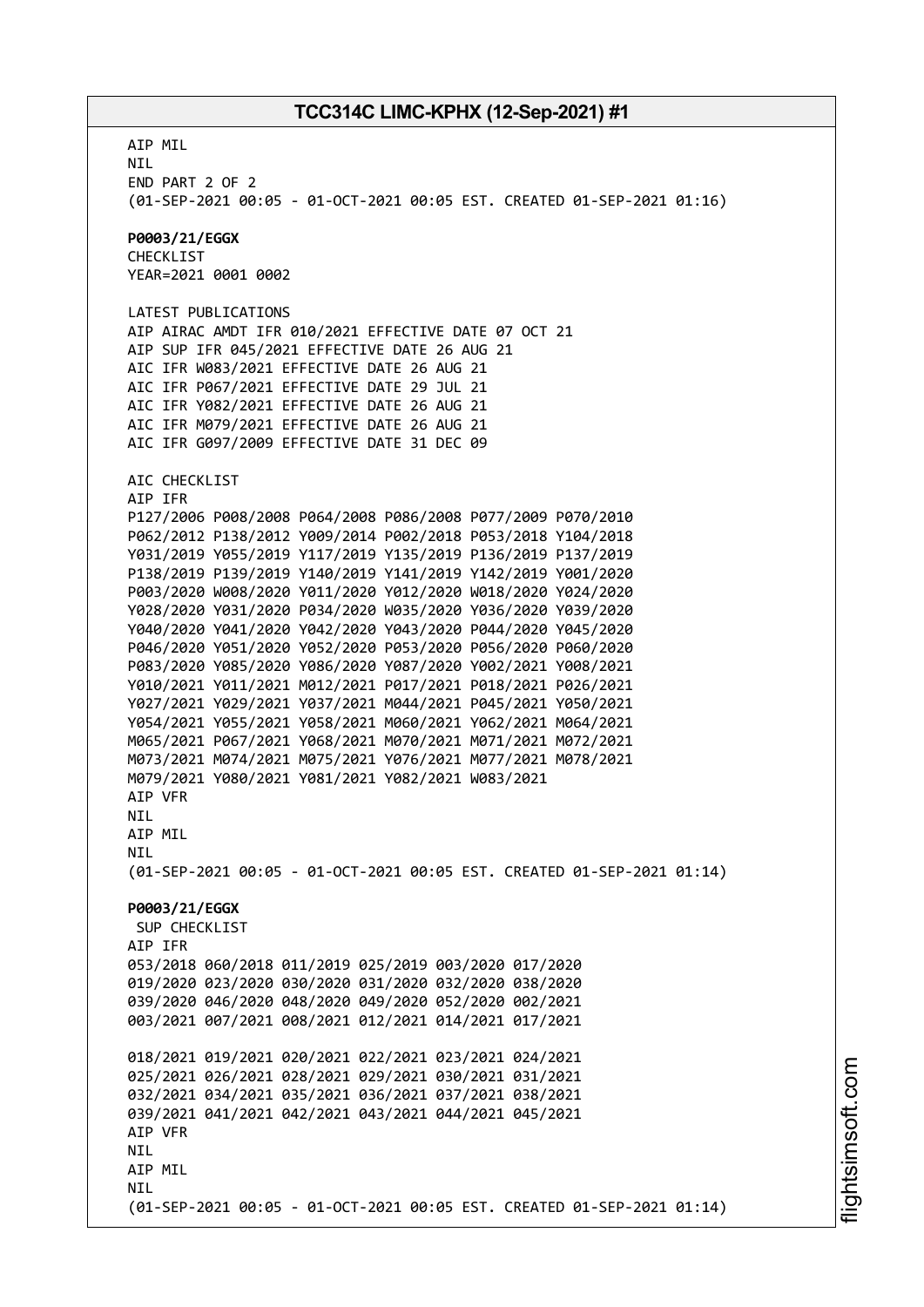AIP MIL
NIL
END PART 2 OF 2
(01-SEP-2021 00:05 - 01-OCT-2021 00:05 EST. CREATED 01-SEP-2021 01:16)

**P0003/21/EGGX**
CHECKLIST
YEAR=2021 0001 0002

LATEST PUBLICATIONS
AIP AIRAC AMDT IFR 010/2021 EFFECTIVE DATE 07 OCT 21
AIP SUP IFR 045/2021 EFFECTIVE DATE 26 AUG 21
AIC IFR W083/2021 EFFECTIVE DATE 26 AUG 21
AIC IFR P067/2021 EFFECTIVE DATE 29 JUL 21
AIC IFR Y082/2021 EFFECTIVE DATE 26 AUG 21
AIC IFR M079/2021 EFFECTIVE DATE 26 AUG 21
AIC IFR G097/2009 EFFECTIVE DATE 31 DEC 09

AIC CHECKLIST
AIP IFR
P127/2006 P008/2008 P064/2008 P086/2008 P077/2009 P070/2010
P062/2012 P138/2012 Y009/2014 P002/2018 P053/2018 Y104/2018
Y031/2019 Y055/2019 Y117/2019 Y135/2019 P136/2019 P137/2019
P138/2019 P139/2019 Y140/2019 Y141/2019 Y142/2019 Y001/2020
P003/2020 W008/2020 Y011/2020 Y012/2020 W018/2020 Y024/2020
Y028/2020 Y031/2020 P034/2020 W035/2020 Y036/2020 Y039/2020
Y040/2020 Y041/2020 Y042/2020 Y043/2020 P044/2020 Y045/2020
P046/2020 Y051/2020 Y052/2020 P053/2020 P056/2020 P060/2020
P083/2020 Y085/2020 Y086/2020 Y087/2020 Y002/2021 Y008/2021
Y010/2021 Y011/2021 M012/2021 P017/2021 P018/2021 P026/2021
Y027/2021 Y029/2021 Y037/2021 M044/2021 P045/2021 Y050/2021
Y054/2021 Y055/2021 Y058/2021 M060/2021 Y062/2021 M064/2021
M065/2021 P067/2021 Y068/2021 M070/2021 M071/2021 M072/2021
M073/2021 M074/2021 M075/2021 Y076/2021 M077/2021 M078/2021
M079/2021 Y080/2021 Y081/2021 Y082/2021 W083/2021
AIP VFR
NIL
AIP MIL
NIL
(01-SEP-2021 00:05 - 01-OCT-2021 00:05 EST. CREATED 01-SEP-2021 01:14)

**P0003/21/EGGX**
SUP CHECKLIST
AIP IFR
053/2018 060/2018 011/2019 025/2019 003/2020 017/2020
019/2020 023/2020 030/2020 031/2020 032/2020 038/2020
039/2020 046/2020 048/2020 049/2020 052/2020 002/2021
003/2021 007/2021 008/2021 012/2021 014/2021 017/2021

018/2021 019/2021 020/2021 022/2021 023/2021 024/2021
025/2021 026/2021 028/2021 029/2021 030/2021 031/2021
032/2021 034/2021 035/2021 036/2021 037/2021 038/2021
039/2021 041/2021 042/2021 043/2021 044/2021 045/2021
AIP VFR
NIL
AIP MIL
NIL
(01-SEP-2021 00:05 - 01-OCT-2021 00:05 EST. CREATED 01-SEP-2021 01:14)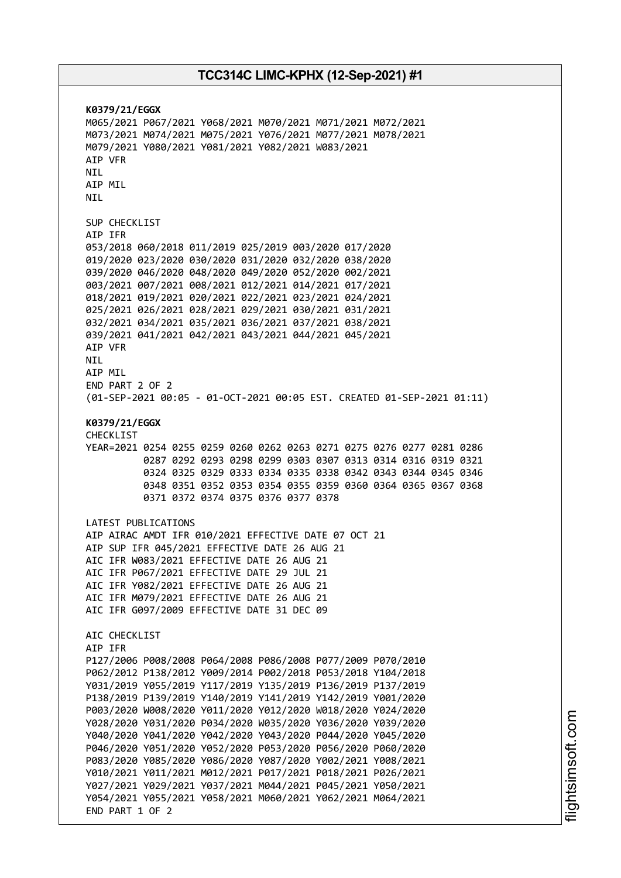**K0379/21/EGGX**
M065/2021 P067/2021 Y068/2021 M070/2021 M071/2021 M072/2021
M073/2021 M074/2021 M075/2021 Y076/2021 M077/2021 M078/2021
M079/2021 Y080/2021 Y081/2021 Y082/2021 W083/2021
AIP VFR
NIL
AIP MIL
NIL

SUP CHECKLIST
AIP IFR
053/2018 060/2018 011/2019 025/2019 003/2020 017/2020
019/2020 023/2020 030/2020 031/2020 032/2020 038/2020
039/2020 046/2020 048/2020 049/2020 052/2020 002/2021
003/2021 007/2021 008/2021 012/2021 014/2021 017/2021
018/2021 019/2021 020/2021 022/2021 023/2021 024/2021
025/2021 026/2021 028/2021 029/2021 030/2021 031/2021
032/2021 034/2021 035/2021 036/2021 037/2021 038/2021
039/2021 041/2021 042/2021 043/2021 044/2021 045/2021
AIP VFR
NIL
AIP MIL
END PART 2 OF 2
(01-SEP-2021 00:05 - 01-OCT-2021 00:05 EST. CREATED 01-SEP-2021 01:11)

**K0379/21/EGGX**
CHECKLIST
YEAR=2021 0254 0255 0259 0260 0262 0263 0271 0275 0276 0277 0281 0286
0287 0292 0293 0298 0299 0303 0307 0313 0314 0316 0319 0321
0324 0325 0329 0333 0334 0335 0338 0342 0343 0344 0345 0346
0348 0351 0352 0353 0354 0355 0359 0360 0364 0365 0367 0368
0371 0372 0374 0375 0376 0377 0378

LATEST PUBLICATIONS
AIP AIRAC AMDT IFR 010/2021 EFFECTIVE DATE 07 OCT 21
AIP SUP IFR 045/2021 EFFECTIVE DATE 26 AUG 21
AIC IFR W083/2021 EFFECTIVE DATE 26 AUG 21
AIC IFR P067/2021 EFFECTIVE DATE 29 JUL 21
AIC IFR Y082/2021 EFFECTIVE DATE 26 AUG 21
AIC IFR M079/2021 EFFECTIVE DATE 26 AUG 21
AIC IFR G097/2009 EFFECTIVE DATE 31 DEC 09

AIC CHECKLIST
AIP IFR
P127/2006 P008/2008 P064/2008 P086/2008 P077/2009 P070/2010
P062/2012 P138/2012 Y009/2014 P002/2018 P053/2018 Y104/2018
Y031/2019 Y055/2019 Y117/2019 Y135/2019 P136/2019 P137/2019
P138/2019 P139/2019 Y140/2019 Y141/2019 Y142/2019 Y001/2020
P003/2020 W008/2020 Y011/2020 Y012/2020 W018/2020 Y024/2020
Y028/2020 Y031/2020 P034/2020 W035/2020 Y036/2020 Y039/2020
Y040/2020 Y041/2020 Y042/2020 Y043/2020 P044/2020 Y045/2020
P046/2020 Y051/2020 Y052/2020 P053/2020 P056/2020 P060/2020
P083/2020 Y085/2020 Y086/2020 Y087/2020 Y002/2021 Y008/2021
Y010/2021 Y011/2021 M012/2021 P017/2021 P018/2021 P026/2021
Y027/2021 Y029/2021 Y037/2021 M044/2021 P045/2021 Y050/2021
Y054/2021 Y055/2021 Y058/2021 M060/2021 Y062/2021 M064/2021
END PART 1 OF 2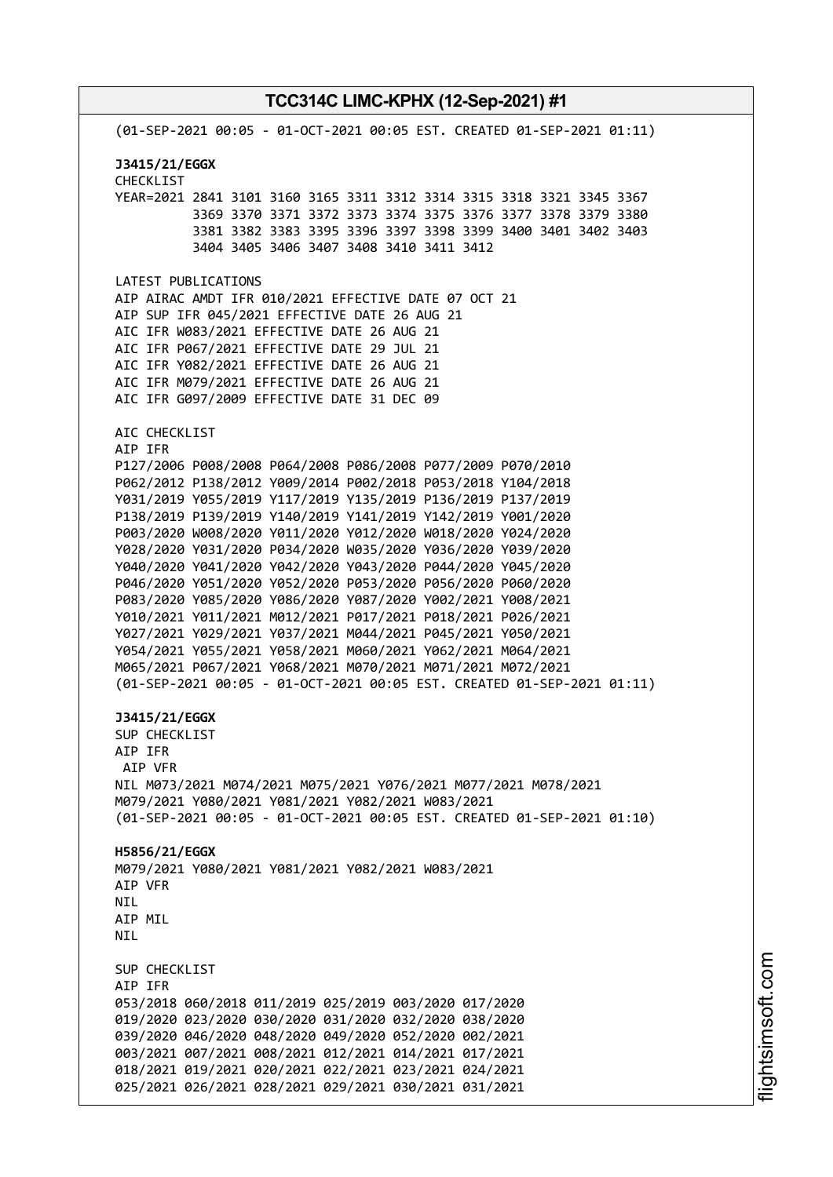(01-SEP-2021 00:05 - 01-OCT-2021 00:05 EST. CREATED 01-SEP-2021 01:11)

**J3415/21/EGGX**
CHECKLIST
YEAR=2021 2841 3101 3160 3165 3311 3312 3314 3315 3318 3321 3345 3367
3369 3370 3371 3372 3373 3374 3375 3376 3377 3378 3379 3380
3381 3382 3383 3395 3396 3397 3398 3399 3400 3401 3402 3403
3404 3405 3406 3407 3408 3410 3411 3412

LATEST PUBLICATIONS
AIP AIRAC AMDT IFR 010/2021 EFFECTIVE DATE 07 OCT 21
AIP SUP IFR 045/2021 EFFECTIVE DATE 26 AUG 21
AIC IFR W083/2021 EFFECTIVE DATE 26 AUG 21
AIC IFR P067/2021 EFFECTIVE DATE 29 JUL 21
AIC IFR Y082/2021 EFFECTIVE DATE 26 AUG 21
AIC IFR M079/2021 EFFECTIVE DATE 26 AUG 21
AIC IFR G097/2009 EFFECTIVE DATE 31 DEC 09

AIC CHECKLIST
AIP IFR
P127/2006 P008/2008 P064/2008 P086/2008 P077/2009 P070/2010
P062/2012 P138/2012 Y009/2014 P002/2018 P053/2018 Y104/2018
Y031/2019 Y055/2019 Y117/2019 Y135/2019 P136/2019 P137/2019
P138/2019 P139/2019 Y140/2019 Y141/2019 Y142/2019 Y001/2020
P003/2020 W008/2020 Y011/2020 Y012/2020 W018/2020 Y024/2020
Y028/2020 Y031/2020 P034/2020 W035/2020 Y036/2020 Y039/2020
Y040/2020 Y041/2020 Y042/2020 Y043/2020 P044/2020 Y045/2020
P046/2020 Y051/2020 Y052/2020 P053/2020 P056/2020 P060/2020
P083/2020 Y085/2020 Y086/2020 Y087/2020 Y002/2021 Y008/2021
Y010/2021 Y011/2021 M012/2021 P017/2021 P018/2021 P026/2021
Y027/2021 Y029/2021 Y037/2021 M044/2021 P045/2021 Y050/2021
Y054/2021 Y055/2021 Y058/2021 M060/2021 Y062/2021 M064/2021
M065/2021 P067/2021 Y068/2021 M070/2021 M071/2021 M072/2021
(01-SEP-2021 00:05 - 01-OCT-2021 00:05 EST. CREATED 01-SEP-2021 01:11)

**J3415/21/EGGX**
SUP CHECKLIST
AIP IFR
AIP VFR
NIL M073/2021 M074/2021 M075/2021 Y076/2021 M077/2021 M078/2021
M079/2021 Y080/2021 Y081/2021 Y082/2021 W083/2021
(01-SEP-2021 00:05 - 01-OCT-2021 00:05 EST. CREATED 01-SEP-2021 01:10)

**H5856/21/EGGX**
M079/2021 Y080/2021 Y081/2021 Y082/2021 W083/2021
AIP VFR
NIL
AIP MIL
NIL

SUP CHECKLIST
AIP IFR
053/2018 060/2018 011/2019 025/2019 003/2020 017/2020
019/2020 023/2020 030/2020 031/2020 032/2020 038/2020
039/2020 046/2020 048/2020 049/2020 052/2020 002/2021
003/2021 007/2021 008/2021 012/2021 014/2021 017/2021
018/2021 019/2021 020/2021 022/2021 023/2021 024/2021
025/2021 026/2021 028/2021 029/2021 030/2021 031/2021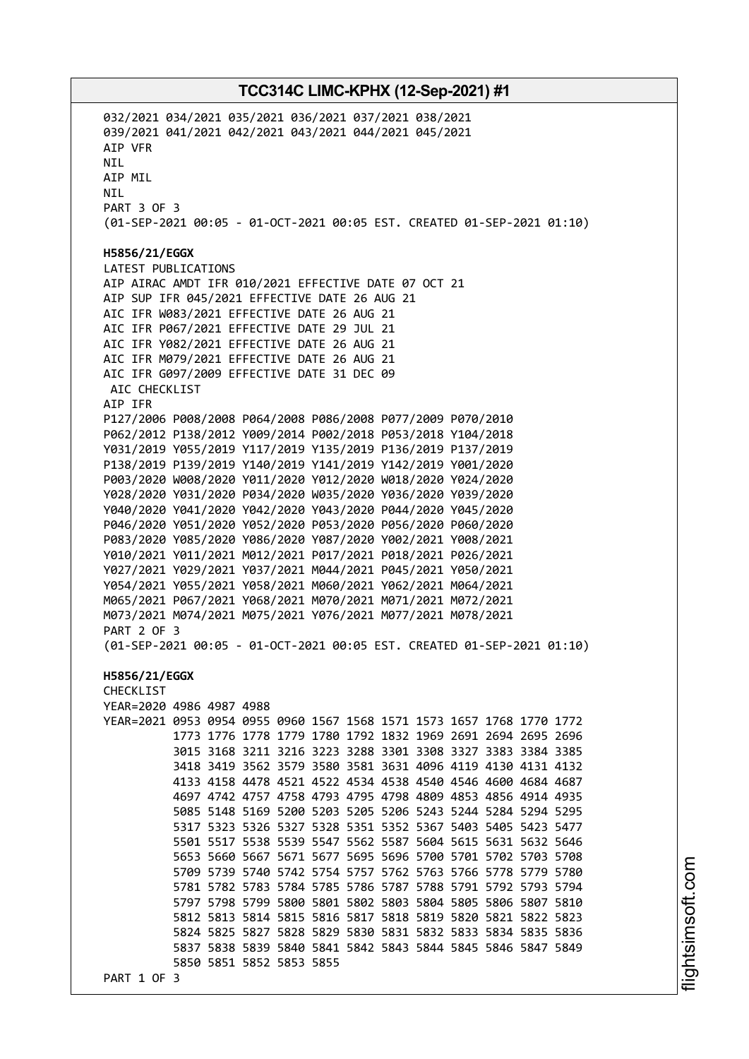032/2021 034/2021 035/2021 036/2021 037/2021 038/2021
039/2021 041/2021 042/2021 043/2021 044/2021 045/2021
AIP VFR
NIL
AIP MIL
NIL
PART 3 OF 3
(01-SEP-2021 00:05 - 01-OCT-2021 00:05 EST. CREATED 01-SEP-2021 01:10)

**H5856/21/EGGX**
LATEST PUBLICATIONS
AIP AIRAC AMDT IFR 010/2021 EFFECTIVE DATE 07 OCT 21
AIP SUP IFR 045/2021 EFFECTIVE DATE 26 AUG 21
AIC IFR W083/2021 EFFECTIVE DATE 26 AUG 21
AIC IFR P067/2021 EFFECTIVE DATE 29 JUL 21
AIC IFR Y082/2021 EFFECTIVE DATE 26 AUG 21
AIC IFR M079/2021 EFFECTIVE DATE 26 AUG 21
AIC IFR G097/2009 EFFECTIVE DATE 31 DEC 09
AIC CHECKLIST
AIP IFR
P127/2006 P008/2008 P064/2008 P086/2008 P077/2009 P070/2010
P062/2012 P138/2012 Y009/2014 P002/2018 P053/2018 Y104/2018
Y031/2019 Y055/2019 Y117/2019 Y135/2019 P136/2019 P137/2019
P138/2019 P139/2019 Y140/2019 Y141/2019 Y142/2019 Y001/2020
P003/2020 W008/2020 Y011/2020 Y012/2020 W018/2020 Y024/2020
Y028/2020 Y031/2020 P034/2020 W035/2020 Y036/2020 Y039/2020
Y040/2020 Y041/2020 Y042/2020 Y043/2020 P044/2020 Y045/2020
P046/2020 Y051/2020 Y052/2020 P053/2020 P056/2020 P060/2020
P083/2020 Y085/2020 Y086/2020 Y087/2020 Y002/2021 Y008/2021
Y010/2021 Y011/2021 M012/2021 P017/2021 P018/2021 P026/2021
Y027/2021 Y029/2021 Y037/2021 M044/2021 P045/2021 Y050/2021
Y054/2021 Y055/2021 Y058/2021 M060/2021 Y062/2021 M064/2021
M065/2021 P067/2021 Y068/2021 M070/2021 M071/2021 M072/2021
M073/2021 M074/2021 M075/2021 Y076/2021 M077/2021 M078/2021
PART 2 OF 3
(01-SEP-2021 00:05 - 01-OCT-2021 00:05 EST. CREATED 01-SEP-2021 01:10)

**H5856/21/EGGX**
CHECKLIST
YEAR=2020 4986 4987 4988
YEAR=2021 0953 0954 0955 0960 1567 1568 1571 1573 1657 1768 1770 1772
1773 1776 1778 1779 1780 1792 1832 1969 2691 2694 2695 2696
3015 3168 3211 3216 3223 3288 3301 3308 3327 3383 3384 3385
3418 3419 3562 3579 3580 3581 3631 4096 4119 4130 4131 4132
4133 4158 4478 4521 4522 4534 4538 4540 4546 4600 4684 4687
4697 4742 4757 4758 4793 4795 4798 4809 4853 4856 4914 4935
5085 5148 5169 5200 5203 5205 5206 5243 5244 5284 5294 5295
5317 5323 5326 5327 5328 5351 5352 5367 5403 5405 5423 5477
5501 5517 5538 5539 5547 5562 5587 5604 5615 5631 5632 5646
5653 5660 5667 5671 5677 5695 5696 5700 5701 5702 5703 5708
5709 5739 5740 5742 5754 5757 5762 5763 5766 5778 5779 5780
5781 5782 5783 5784 5785 5786 5787 5788 5791 5792 5793 5794
5797 5798 5799 5800 5801 5802 5803 5804 5805 5806 5807 5810
5812 5813 5814 5815 5816 5817 5818 5819 5820 5821 5822 5823
5824 5825 5827 5828 5829 5830 5831 5832 5833 5834 5835 5836
5837 5838 5839 5840 5841 5842 5843 5844 5845 5846 5847 5849
5850 5851 5852 5853 5855
PART 1 OF 3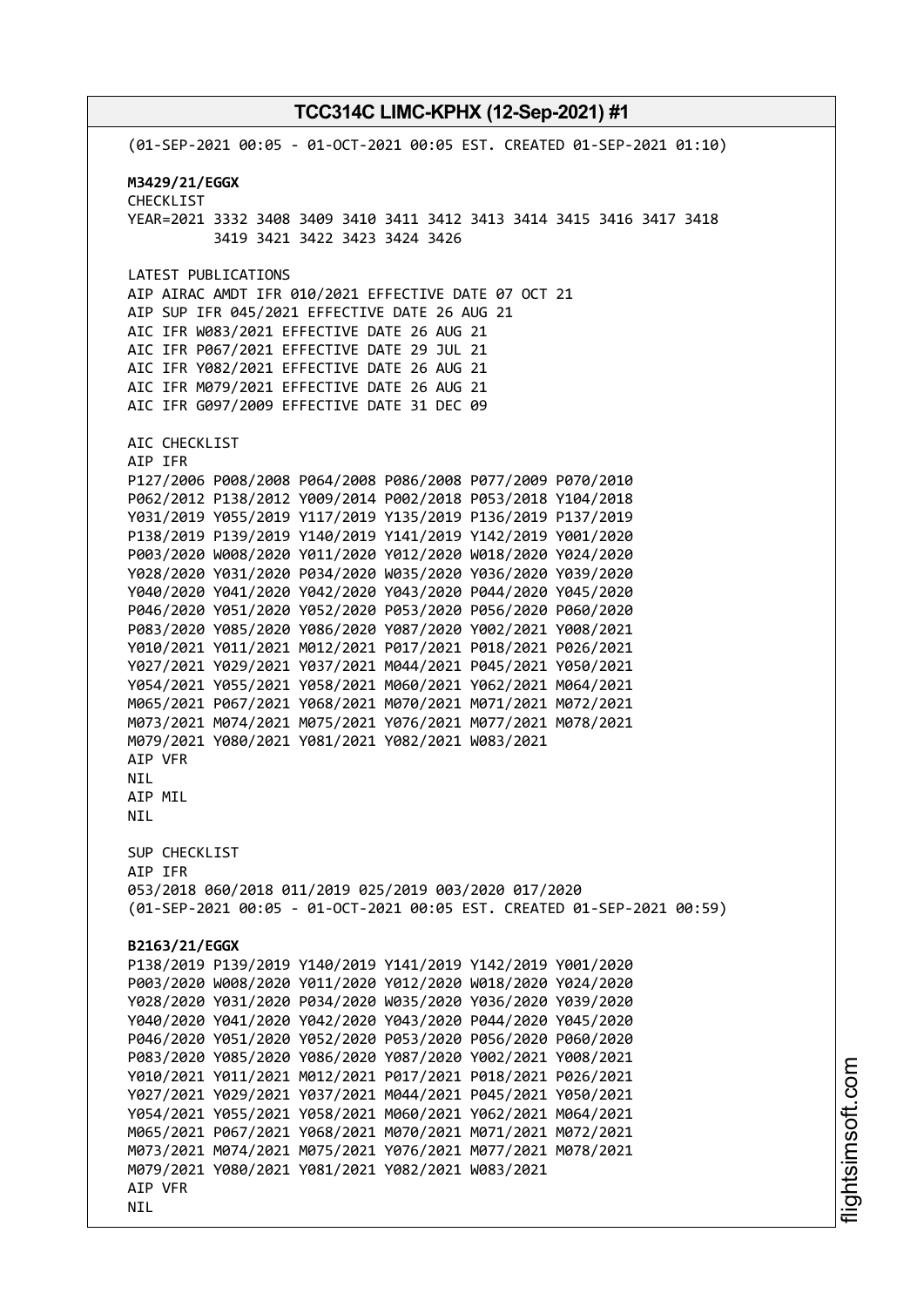(01-SEP-2021 00:05 - 01-OCT-2021 00:05 EST. CREATED 01-SEP-2021 01:10)

**M3429/21/EGGX**
CHECKLIST
YEAR=2021 3332 3408 3409 3410 3411 3412 3413 3414 3415 3416 3417 3418
3419 3421 3422 3423 3424 3426

LATEST PUBLICATIONS
AIP AIRAC AMDT IFR 010/2021 EFFECTIVE DATE 07 OCT 21
AIP SUP IFR 045/2021 EFFECTIVE DATE 26 AUG 21
AIC IFR W083/2021 EFFECTIVE DATE 26 AUG 21
AIC IFR P067/2021 EFFECTIVE DATE 29 JUL 21
AIC IFR Y082/2021 EFFECTIVE DATE 26 AUG 21
AIC IFR M079/2021 EFFECTIVE DATE 26 AUG 21
AIC IFR G097/2009 EFFECTIVE DATE 31 DEC 09

AIC CHECKLIST
AIP IFR
P127/2006 P008/2008 P064/2008 P086/2008 P077/2009 P070/2010
P062/2012 P138/2012 Y009/2014 P002/2018 P053/2018 Y104/2018
Y031/2019 Y055/2019 Y117/2019 Y135/2019 P136/2019 P137/2019
P138/2019 P139/2019 Y140/2019 Y141/2019 Y142/2019 Y001/2020
P003/2020 W008/2020 Y011/2020 Y012/2020 W018/2020 Y024/2020
Y028/2020 Y031/2020 P034/2020 W035/2020 Y036/2020 Y039/2020
Y040/2020 Y041/2020 Y042/2020 Y043/2020 P044/2020 Y045/2020
P046/2020 Y051/2020 Y052/2020 P053/2020 P056/2020 P060/2020
P083/2020 Y085/2020 Y086/2020 Y087/2020 Y002/2021 Y008/2021
Y010/2021 Y011/2021 M012/2021 P017/2021 P018/2021 P026/2021
Y027/2021 Y029/2021 Y037/2021 M044/2021 P045/2021 Y050/2021
Y054/2021 Y055/2021 Y058/2021 M060/2021 Y062/2021 M064/2021
M065/2021 P067/2021 Y068/2021 M070/2021 M071/2021 M072/2021
M073/2021 M074/2021 M075/2021 Y076/2021 M077/2021 M078/2021
M079/2021 Y080/2021 Y081/2021 Y082/2021 W083/2021
AIP VFR
NIL
AIP MIL
NIL

SUP CHECKLIST
AIP IFR
053/2018 060/2018 011/2019 025/2019 003/2020 017/2020
(01-SEP-2021 00:05 - 01-OCT-2021 00:05 EST. CREATED 01-SEP-2021 00:59)

**B2163/21/EGGX**
P138/2019 P139/2019 Y140/2019 Y141/2019 Y142/2019 Y001/2020
P003/2020 W008/2020 Y011/2020 Y012/2020 W018/2020 Y024/2020
Y028/2020 Y031/2020 P034/2020 W035/2020 Y036/2020 Y039/2020
Y040/2020 Y041/2020 Y042/2020 Y043/2020 P044/2020 Y045/2020
P046/2020 Y051/2020 Y052/2020 P053/2020 P056/2020 P060/2020
P083/2020 Y085/2020 Y086/2020 Y087/2020 Y002/2021 Y008/2021
Y010/2021 Y011/2021 M012/2021 P017/2021 P018/2021 P026/2021
Y027/2021 Y029/2021 Y037/2021 M044/2021 P045/2021 Y050/2021
Y054/2021 Y055/2021 Y058/2021 M060/2021 Y062/2021 M064/2021
M065/2021 P067/2021 Y068/2021 M070/2021 M071/2021 M072/2021
M073/2021 M074/2021 M075/2021 Y076/2021 M077/2021 M078/2021
M079/2021 Y080/2021 Y081/2021 Y082/2021 W083/2021
AIP VFR
NIL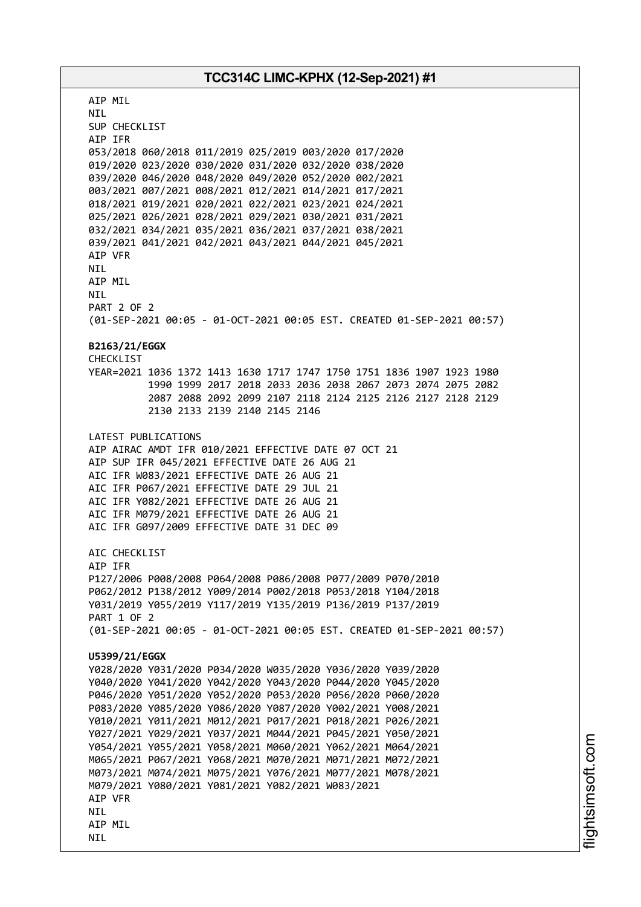AIP MIL
NIL
SUP CHECKLIST
AIP IFR
053/2018 060/2018 011/2019 025/2019 003/2020 017/2020
019/2020 023/2020 030/2020 031/2020 032/2020 038/2020
039/2020 046/2020 048/2020 049/2020 052/2020 002/2021
003/2021 007/2021 008/2021 012/2021 014/2021 017/2021
018/2021 019/2021 020/2021 022/2021 023/2021 024/2021
025/2021 026/2021 028/2021 029/2021 030/2021 031/2021
032/2021 034/2021 035/2021 036/2021 037/2021 038/2021
039/2021 041/2021 042/2021 043/2021 044/2021 045/2021
AIP VFR
NIL
AIP MIL
NIL
PART 2 OF 2
(01-SEP-2021 00:05 - 01-OCT-2021 00:05 EST. CREATED 01-SEP-2021 00:57)

**B2163/21/EGGX**
CHECKLIST
YEAR=2021 1036 1372 1413 1630 1717 1747 1750 1751 1836 1907 1923 1980
1990 1999 2017 2018 2033 2036 2038 2067 2073 2074 2075 2082
2087 2088 2092 2099 2107 2118 2124 2125 2126 2127 2128 2129
2130 2133 2139 2140 2145 2146

LATEST PUBLICATIONS
AIP AIRAC AMDT IFR 010/2021 EFFECTIVE DATE 07 OCT 21
AIP SUP IFR 045/2021 EFFECTIVE DATE 26 AUG 21
AIC IFR W083/2021 EFFECTIVE DATE 26 AUG 21
AIC IFR P067/2021 EFFECTIVE DATE 29 JUL 21
AIC IFR Y082/2021 EFFECTIVE DATE 26 AUG 21
AIC IFR M079/2021 EFFECTIVE DATE 26 AUG 21
AIC IFR G097/2009 EFFECTIVE DATE 31 DEC 09

AIC CHECKLIST
AIP IFR
P127/2006 P008/2008 P064/2008 P086/2008 P077/2009 P070/2010
P062/2012 P138/2012 Y009/2014 P002/2018 P053/2018 Y104/2018
Y031/2019 Y055/2019 Y117/2019 Y135/2019 P136/2019 P137/2019
PART 1 OF 2
(01-SEP-2021 00:05 - 01-OCT-2021 00:05 EST. CREATED 01-SEP-2021 00:57)

**U5399/21/EGGX**
Y028/2020 Y031/2020 P034/2020 W035/2020 Y036/2020 Y039/2020
Y040/2020 Y041/2020 Y042/2020 Y043/2020 P044/2020 Y045/2020
P046/2020 Y051/2020 Y052/2020 P053/2020 P056/2020 P060/2020
P083/2020 Y085/2020 Y086/2020 Y087/2020 Y002/2021 Y008/2021
Y010/2021 Y011/2021 M012/2021 P017/2021 P018/2021 P026/2021
Y027/2021 Y029/2021 Y037/2021 M044/2021 P045/2021 Y050/2021
Y054/2021 Y055/2021 Y058/2021 M060/2021 Y062/2021 M064/2021
M065/2021 P067/2021 Y068/2021 M070/2021 M071/2021 M072/2021
M073/2021 M074/2021 M075/2021 Y076/2021 M077/2021 M078/2021
M079/2021 Y080/2021 Y081/2021 Y082/2021 W083/2021
AIP VFR
NIL
AIP MIL
NIL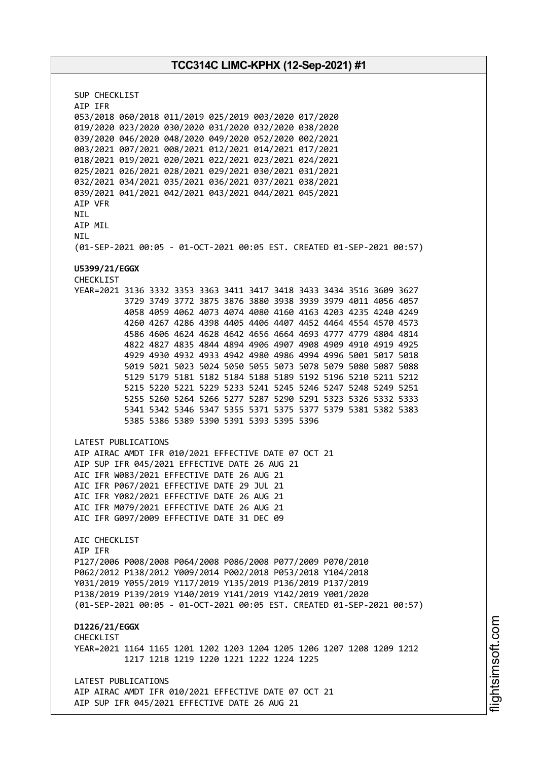SUP CHECKLIST
AIP IFR
053/2018 060/2018 011/2019 025/2019 003/2020 017/2020
019/2020 023/2020 030/2020 031/2020 032/2020 038/2020
039/2020 046/2020 048/2020 049/2020 052/2020 002/2021
003/2021 007/2021 008/2021 012/2021 014/2021 017/2021
018/2021 019/2021 020/2021 022/2021 023/2021 024/2021
025/2021 026/2021 028/2021 029/2021 030/2021 031/2021
032/2021 034/2021 035/2021 036/2021 037/2021 038/2021
039/2021 041/2021 042/2021 043/2021 044/2021 045/2021
AIP VFR
NIL
AIP MIL
NIL
(01-SEP-2021 00:05 - 01-OCT-2021 00:05 EST. CREATED 01-SEP-2021 00:57)

**U5399/21/EGGX**
CHECKLIST
YEAR=2021 3136 3332 3353 3363 3411 3417 3418 3433 3434 3516 3609 3627
3729 3749 3772 3875 3876 3880 3938 3939 3979 4011 4056 4057
4058 4059 4062 4073 4074 4080 4160 4163 4203 4235 4240 4249
4260 4267 4286 4398 4405 4406 4407 4452 4464 4554 4570 4573
4586 4606 4624 4628 4642 4656 4664 4693 4777 4779 4804 4814
4822 4827 4835 4844 4894 4906 4907 4908 4909 4910 4919 4925
4929 4930 4932 4933 4942 4980 4986 4994 4996 5001 5017 5018
5019 5021 5023 5024 5050 5055 5073 5078 5079 5080 5087 5088
5129 5179 5181 5182 5184 5188 5189 5192 5196 5210 5211 5212
5215 5220 5221 5229 5233 5241 5245 5246 5247 5248 5249 5251
5255 5260 5264 5266 5277 5287 5290 5291 5323 5326 5332 5333
5341 5342 5346 5347 5355 5371 5375 5377 5379 5381 5382 5383
5385 5386 5389 5390 5391 5393 5395 5396

LATEST PUBLICATIONS
AIP AIRAC AMDT IFR 010/2021 EFFECTIVE DATE 07 OCT 21
AIP SUP IFR 045/2021 EFFECTIVE DATE 26 AUG 21
AIC IFR W083/2021 EFFECTIVE DATE 26 AUG 21
AIC IFR P067/2021 EFFECTIVE DATE 29 JUL 21
AIC IFR Y082/2021 EFFECTIVE DATE 26 AUG 21
AIC IFR M079/2021 EFFECTIVE DATE 26 AUG 21
AIC IFR G097/2009 EFFECTIVE DATE 31 DEC 09

AIC CHECKLIST
AIP IFR
P127/2006 P008/2008 P064/2008 P086/2008 P077/2009 P070/2010
P062/2012 P138/2012 Y009/2014 P002/2018 P053/2018 Y104/2018
Y031/2019 Y055/2019 Y117/2019 Y135/2019 P136/2019 P137/2019
P138/2019 P139/2019 Y140/2019 Y141/2019 Y142/2019 Y001/2020
(01-SEP-2021 00:05 - 01-OCT-2021 00:05 EST. CREATED 01-SEP-2021 00:57)

**D1226/21/EGGX**
CHECKLIST
YEAR=2021 1164 1165 1201 1202 1203 1204 1205 1206 1207 1208 1209 1212
1217 1218 1219 1220 1221 1222 1224 1225

LATEST PUBLICATIONS
AIP AIRAC AMDT IFR 010/2021 EFFECTIVE DATE 07 OCT 21
AIP SUP IFR 045/2021 EFFECTIVE DATE 26 AUG 21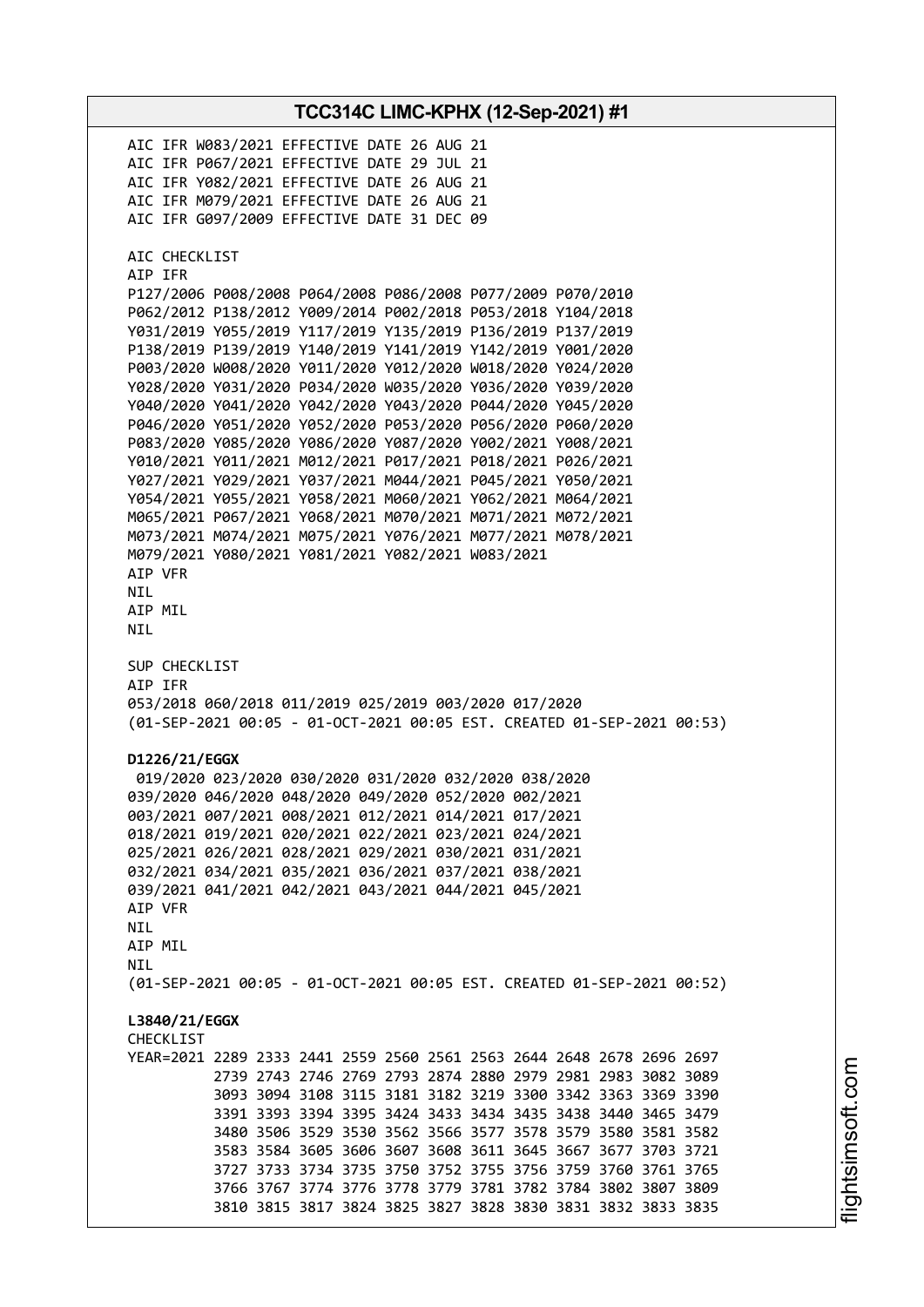AIC IFR W083/2021 EFFECTIVE DATE 26 AUG 21
AIC IFR P067/2021 EFFECTIVE DATE 29 JUL 21
AIC IFR Y082/2021 EFFECTIVE DATE 26 AUG 21
AIC IFR M079/2021 EFFECTIVE DATE 26 AUG 21
AIC IFR G097/2009 EFFECTIVE DATE 31 DEC 09

AIC CHECKLIST
AIP IFR
P127/2006 P008/2008 P064/2008 P086/2008 P077/2009 P070/2010
P062/2012 P138/2012 Y009/2014 P002/2018 P053/2018 Y104/2018
Y031/2019 Y055/2019 Y117/2019 Y135/2019 P136/2019 P137/2019
P138/2019 P139/2019 Y140/2019 Y141/2019 Y142/2019 Y001/2020
P003/2020 W008/2020 Y011/2020 Y012/2020 W018/2020 Y024/2020
Y028/2020 Y031/2020 P034/2020 W035/2020 Y036/2020 Y039/2020
Y040/2020 Y041/2020 Y042/2020 Y043/2020 P044/2020 Y045/2020
P046/2020 Y051/2020 Y052/2020 P053/2020 P056/2020 P060/2020
P083/2020 Y085/2020 Y086/2020 Y087/2020 Y002/2021 Y008/2021
Y010/2021 Y011/2021 M012/2021 P017/2021 P018/2021 P026/2021
Y027/2021 Y029/2021 Y037/2021 M044/2021 P045/2021 Y050/2021
Y054/2021 Y055/2021 Y058/2021 M060/2021 Y062/2021 M064/2021
M065/2021 P067/2021 Y068/2021 M070/2021 M071/2021 M072/2021
M073/2021 M074/2021 M075/2021 Y076/2021 M077/2021 M078/2021
M079/2021 Y080/2021 Y081/2021 Y082/2021 W083/2021
AIP VFR
NIL
AIP MIL
NIL

SUP CHECKLIST
AIP IFR
053/2018 060/2018 011/2019 025/2019 003/2020 017/2020
(01-SEP-2021 00:05 - 01-OCT-2021 00:05 EST. CREATED 01-SEP-2021 00:53)

**D1226/21/EGGX**
019/2020 023/2020 030/2020 031/2020 032/2020 038/2020
039/2020 046/2020 048/2020 049/2020 052/2020 002/2021
003/2021 007/2021 008/2021 012/2021 014/2021 017/2021
018/2021 019/2021 020/2021 022/2021 023/2021 024/2021
025/2021 026/2021 028/2021 029/2021 030/2021 031/2021
032/2021 034/2021 035/2021 036/2021 037/2021 038/2021
039/2021 041/2021 042/2021 043/2021 044/2021 045/2021
AIP VFR
NIL
AIP MIL
NIL
(01-SEP-2021 00:05 - 01-OCT-2021 00:05 EST. CREATED 01-SEP-2021 00:52)

**L3840/21/EGGX**
CHECKLIST
YEAR=2021 2289 2333 2441 2559 2560 2561 2563 2644 2648 2678 2696 2697
2739 2743 2746 2769 2793 2874 2880 2979 2981 2983 3082 3089
3093 3094 3108 3115 3181 3182 3219 3300 3342 3363 3369 3390
3391 3393 3394 3395 3424 3433 3434 3435 3438 3440 3465 3479
3480 3506 3529 3530 3562 3566 3577 3578 3579 3580 3581 3582
3583 3584 3605 3606 3607 3608 3611 3645 3667 3677 3703 3721
3727 3733 3734 3735 3750 3752 3755 3756 3759 3760 3761 3765
3766 3767 3774 3776 3778 3779 3781 3782 3784 3802 3807 3809
3810 3815 3817 3824 3825 3827 3828 3830 3831 3832 3833 3835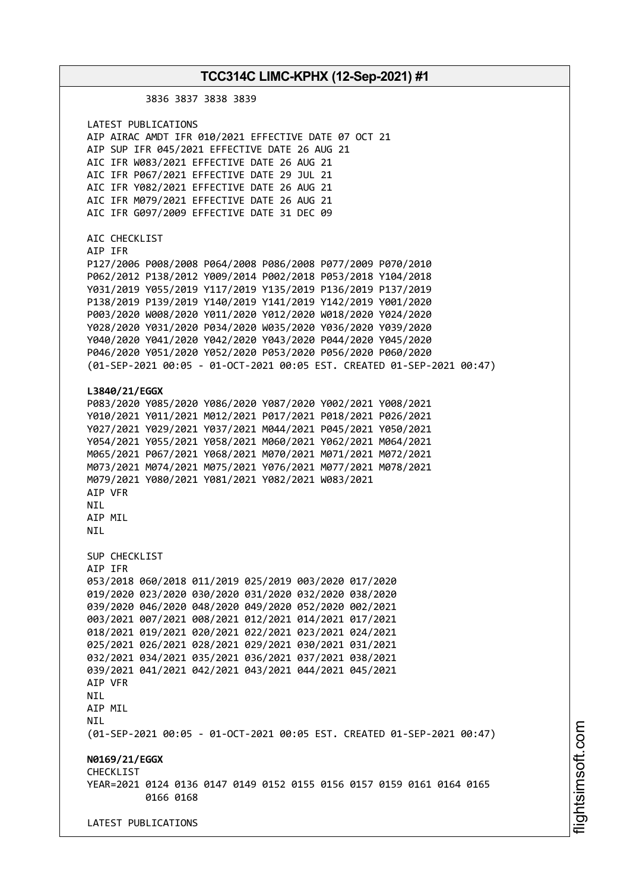3836 3837 3838 3839

LATEST PUBLICATIONS
AIP AIRAC AMDT IFR 010/2021 EFFECTIVE DATE 07 OCT 21
AIP SUP IFR 045/2021 EFFECTIVE DATE 26 AUG 21
AIC IFR W083/2021 EFFECTIVE DATE 26 AUG 21
AIC IFR P067/2021 EFFECTIVE DATE 29 JUL 21
AIC IFR Y082/2021 EFFECTIVE DATE 26 AUG 21
AIC IFR M079/2021 EFFECTIVE DATE 26 AUG 21
AIC IFR G097/2009 EFFECTIVE DATE 31 DEC 09

AIC CHECKLIST
AIP IFR
P127/2006 P008/2008 P064/2008 P086/2008 P077/2009 P070/2010
P062/2012 P138/2012 Y009/2014 P002/2018 P053/2018 Y104/2018
Y031/2019 Y055/2019 Y117/2019 Y135/2019 P136/2019 P137/2019
P138/2019 P139/2019 Y140/2019 Y141/2019 Y142/2019 Y001/2020
P003/2020 W008/2020 Y011/2020 Y012/2020 W018/2020 Y024/2020
Y028/2020 Y031/2020 P034/2020 W035/2020 Y036/2020 Y039/2020
Y040/2020 Y041/2020 Y042/2020 Y043/2020 P044/2020 Y045/2020
P046/2020 Y051/2020 Y052/2020 P053/2020 P056/2020 P060/2020
(01-SEP-2021 00:05 - 01-OCT-2021 00:05 EST. CREATED 01-SEP-2021 00:47)

**L3840/21/EGGX**
P083/2020 Y085/2020 Y086/2020 Y087/2020 Y002/2021 Y008/2021
Y010/2021 Y011/2021 M012/2021 P017/2021 P018/2021 P026/2021
Y027/2021 Y029/2021 Y037/2021 M044/2021 P045/2021 Y050/2021
Y054/2021 Y055/2021 Y058/2021 M060/2021 Y062/2021 M064/2021
M065/2021 P067/2021 Y068/2021 M070/2021 M071/2021 M072/2021
M073/2021 M074/2021 M075/2021 Y076/2021 M077/2021 M078/2021
M079/2021 Y080/2021 Y081/2021 Y082/2021 W083/2021
AIP VFR
NIL
AIP MIL
NIL

SUP CHECKLIST
AIP IFR
053/2018 060/2018 011/2019 025/2019 003/2020 017/2020
019/2020 023/2020 030/2020 031/2020 032/2020 038/2020
039/2020 046/2020 048/2020 049/2020 052/2020 002/2021
003/2021 007/2021 008/2021 012/2021 014/2021 017/2021
018/2021 019/2021 020/2021 022/2021 023/2021 024/2021
025/2021 026/2021 028/2021 029/2021 030/2021 031/2021
032/2021 034/2021 035/2021 036/2021 037/2021 038/2021
039/2021 041/2021 042/2021 043/2021 044/2021 045/2021
AIP VFR
NIL
AIP MIL
NIL
(01-SEP-2021 00:05 - 01-OCT-2021 00:05 EST. CREATED 01-SEP-2021 00:47)

**N0169/21/EGGX**
CHECKLIST
YEAR=2021 0124 0136 0147 0149 0152 0155 0156 0157 0159 0161 0164 0165
0166 0168

LATEST PUBLICATIONS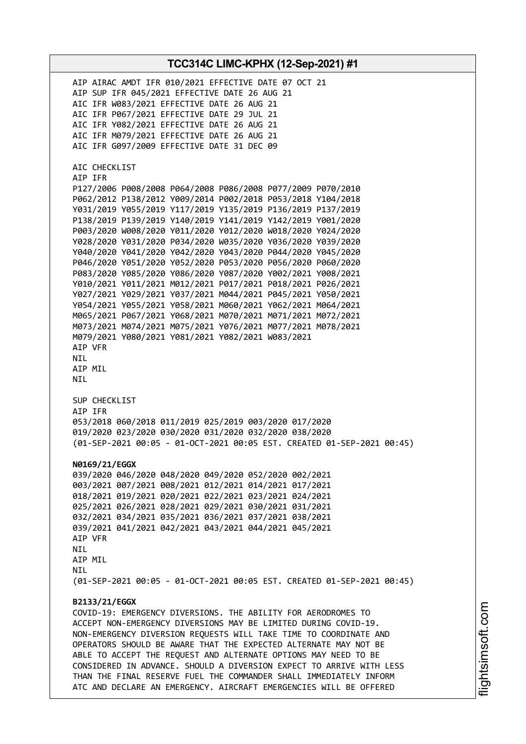AIP AIRAC AMDT IFR 010/2021 EFFECTIVE DATE 07 OCT 21
AIP SUP IFR 045/2021 EFFECTIVE DATE 26 AUG 21
AIC IFR W083/2021 EFFECTIVE DATE 26 AUG 21
AIC IFR P067/2021 EFFECTIVE DATE 29 JUL 21
AIC IFR Y082/2021 EFFECTIVE DATE 26 AUG 21
AIC IFR M079/2021 EFFECTIVE DATE 26 AUG 21
AIC IFR G097/2009 EFFECTIVE DATE 31 DEC 09

AIC CHECKLIST
AIP IFR
P127/2006 P008/2008 P064/2008 P086/2008 P077/2009 P070/2010
P062/2012 P138/2012 Y009/2014 P002/2018 P053/2018 Y104/2018
Y031/2019 Y055/2019 Y117/2019 Y135/2019 P136/2019 P137/2019
P138/2019 P139/2019 Y140/2019 Y141/2019 Y142/2019 Y001/2020
P003/2020 W008/2020 Y011/2020 Y012/2020 W018/2020 Y024/2020
Y028/2020 Y031/2020 P034/2020 W035/2020 Y036/2020 Y039/2020
Y040/2020 Y041/2020 Y042/2020 Y043/2020 P044/2020 Y045/2020
P046/2020 Y051/2020 Y052/2020 P053/2020 P056/2020 P060/2020
P083/2020 Y085/2020 Y086/2020 Y087/2020 Y002/2021 Y008/2021
Y010/2021 Y011/2021 M012/2021 P017/2021 P018/2021 P026/2021
Y027/2021 Y029/2021 Y037/2021 M044/2021 P045/2021 Y050/2021
Y054/2021 Y055/2021 Y058/2021 M060/2021 Y062/2021 M064/2021
M065/2021 P067/2021 Y068/2021 M070/2021 M071/2021 M072/2021
M073/2021 M074/2021 M075/2021 Y076/2021 M077/2021 M078/2021
M079/2021 Y080/2021 Y081/2021 Y082/2021 W083/2021
AIP VFR
NIL
AIP MIL
NIL

SUP CHECKLIST
AIP IFR
053/2018 060/2018 011/2019 025/2019 003/2020 017/2020
019/2020 023/2020 030/2020 031/2020 032/2020 038/2020
(01-SEP-2021 00:05 - 01-OCT-2021 00:05 EST. CREATED 01-SEP-2021 00:45)

**N0169/21/EGGX**
039/2020 046/2020 048/2020 049/2020 052/2020 002/2021
003/2021 007/2021 008/2021 012/2021 014/2021 017/2021
018/2021 019/2021 020/2021 022/2021 023/2021 024/2021
025/2021 026/2021 028/2021 029/2021 030/2021 031/2021
032/2021 034/2021 035/2021 036/2021 037/2021 038/2021
039/2021 041/2021 042/2021 043/2021 044/2021 045/2021
AIP VFR
NIL
AIP MIL
NIL
(01-SEP-2021 00:05 - 01-OCT-2021 00:05 EST. CREATED 01-SEP-2021 00:45)

**B2133/21/EGGX**
COVID-19: EMERGENCY DIVERSIONS. THE ABILITY FOR AERODROMES TO ACCEPT NON-EMERGENCY DIVERSIONS MAY BE LIMITED DURING COVID-19. NON-EMERGENCY DIVERSION REQUESTS WILL TAKE TIME TO COORDINATE AND OPERATORS SHOULD BE AWARE THAT THE EXPECTED ALTERNATE MAY NOT BE ABLE TO ACCEPT THE REQUEST AND ALTERNATE OPTIONS MAY NEED TO BE CONSIDERED IN ADVANCE. SHOULD A DIVERSION EXPECT TO ARRIVE WITH LESS THAN THE FINAL RESERVE FUEL THE COMMANDER SHALL IMMEDIATELY INFORM ATC AND DECLARE AN EMERGENCY. AIRCRAFT EMERGENCIES WILL BE OFFERED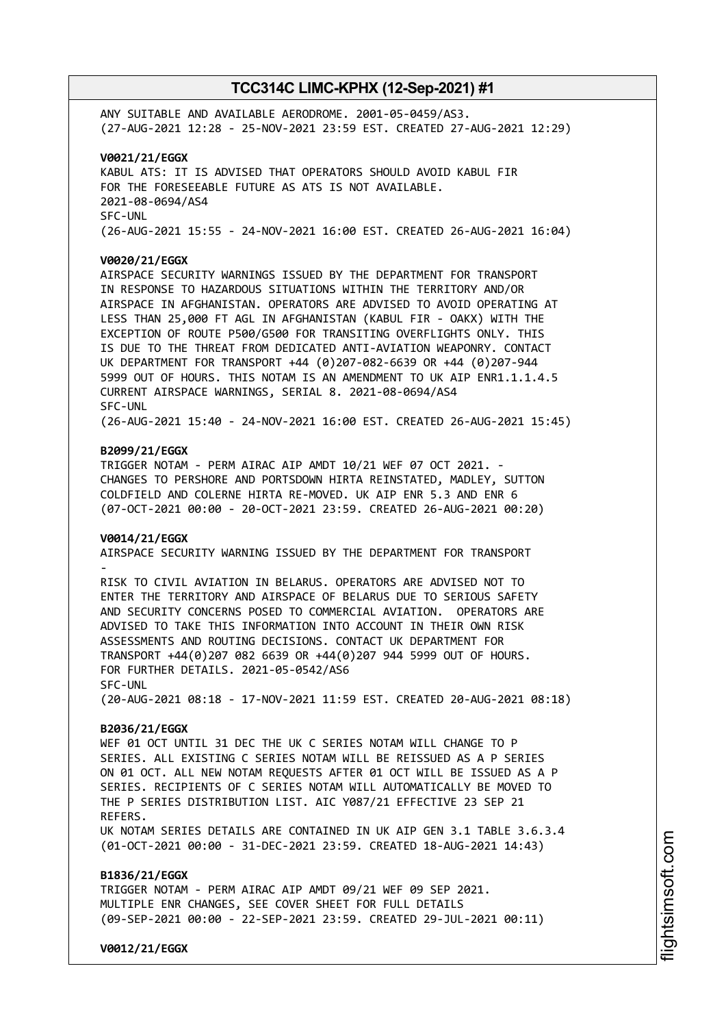ANY SUITABLE AND AVAILABLE AERODROME. 2001-05-0459/AS3.
(27-AUG-2021 12:28 - 25-NOV-2021 23:59 EST. CREATED 27-AUG-2021 12:29)

**V0021/21/EGGX**
KABUL ATS: IT IS ADVISED THAT OPERATORS SHOULD AVOID KABUL FIR
FOR THE FORESEEABLE FUTURE AS ATS IS NOT AVAILABLE.
2021-08-0694/AS4
SFC-UNL
(26-AUG-2021 15:55 - 24-NOV-2021 16:00 EST. CREATED 26-AUG-2021 16:04)

**V0020/21/EGGX**
AIRSPACE SECURITY WARNINGS ISSUED BY THE DEPARTMENT FOR TRANSPORT
IN RESPONSE TO HAZARDOUS SITUATIONS WITHIN THE TERRITORY AND/OR
AIRSPACE IN AFGHANISTAN. OPERATORS ARE ADVISED TO AVOID OPERATING AT
LESS THAN 25,000 FT AGL IN AFGHANISTAN (KABUL FIR - OAKX) WITH THE
EXCEPTION OF ROUTE P500/G500 FOR TRANSITING OVERFLIGHTS ONLY. THIS
IS DUE TO THE THREAT FROM DEDICATED ANTI-AVIATION WEAPONRY. CONTACT
UK DEPARTMENT FOR TRANSPORT +44 (0)207-082-6639 OR +44 (0)207-944
5999 OUT OF HOURS. THIS NOTAM IS AN AMENDMENT TO UK AIP ENR1.1.1.4.5
CURRENT AIRSPACE WARNINGS, SERIAL 8. 2021-08-0694/AS4
SFC-UNL
(26-AUG-2021 15:40 - 24-NOV-2021 16:00 EST. CREATED 26-AUG-2021 15:45)

**B2099/21/EGGX**
TRIGGER NOTAM - PERM AIRAC AIP AMDT 10/21 WEF 07 OCT 2021. -
CHANGES TO PERSHORE AND PORTSDOWN HIRTA REINSTATED, MADLEY, SUTTON
COLDFIELD AND COLERNE HIRTA RE-MOVED. UK AIP ENR 5.3 AND ENR 6
(07-OCT-2021 00:00 - 20-OCT-2021 23:59. CREATED 26-AUG-2021 00:20)

**V0014/21/EGGX**
AIRSPACE SECURITY WARNING ISSUED BY THE DEPARTMENT FOR TRANSPORT
-
RISK TO CIVIL AVIATION IN BELARUS. OPERATORS ARE ADVISED NOT TO
ENTER THE TERRITORY AND AIRSPACE OF BELARUS DUE TO SERIOUS SAFETY
AND SECURITY CONCERNS POSED TO COMMERCIAL AVIATION. OPERATORS ARE
ADVISED TO TAKE THIS INFORMATION INTO ACCOUNT IN THEIR OWN RISK
ASSESSMENTS AND ROUTING DECISIONS. CONTACT UK DEPARTMENT FOR
TRANSPORT +44(0)207 082 6639 OR +44(0)207 944 5999 OUT OF HOURS.
FOR FURTHER DETAILS. 2021-05-0542/AS6
SFC-UNL
(20-AUG-2021 08:18 - 17-NOV-2021 11:59 EST. CREATED 20-AUG-2021 08:18)

**B2036/21/EGGX**
WEF 01 OCT UNTIL 31 DEC THE UK C SERIES NOTAM WILL CHANGE TO P
SERIES. ALL EXISTING C SERIES NOTAM WILL BE REISSUED AS A P SERIES
ON 01 OCT. ALL NEW NOTAM REQUESTS AFTER 01 OCT WILL BE ISSUED AS A P
SERIES. RECIPIENTS OF C SERIES NOTAM WILL AUTOMATICALLY BE MOVED TO
THE P SERIES DISTRIBUTION LIST. AIC Y087/21 EFFECTIVE 23 SEP 21
REFERS.
UK NOTAM SERIES DETAILS ARE CONTAINED IN UK AIP GEN 3.1 TABLE 3.6.3.4
(01-OCT-2021 00:00 - 31-DEC-2021 23:59. CREATED 18-AUG-2021 14:43)

**B1836/21/EGGX**
TRIGGER NOTAM - PERM AIRAC AIP AMDT 09/21 WEF 09 SEP 2021.
MULTIPLE ENR CHANGES, SEE COVER SHEET FOR FULL DETAILS
(09-SEP-2021 00:00 - 22-SEP-2021 23:59. CREATED 29-JUL-2021 00:11)

**V0012/21/EGGX**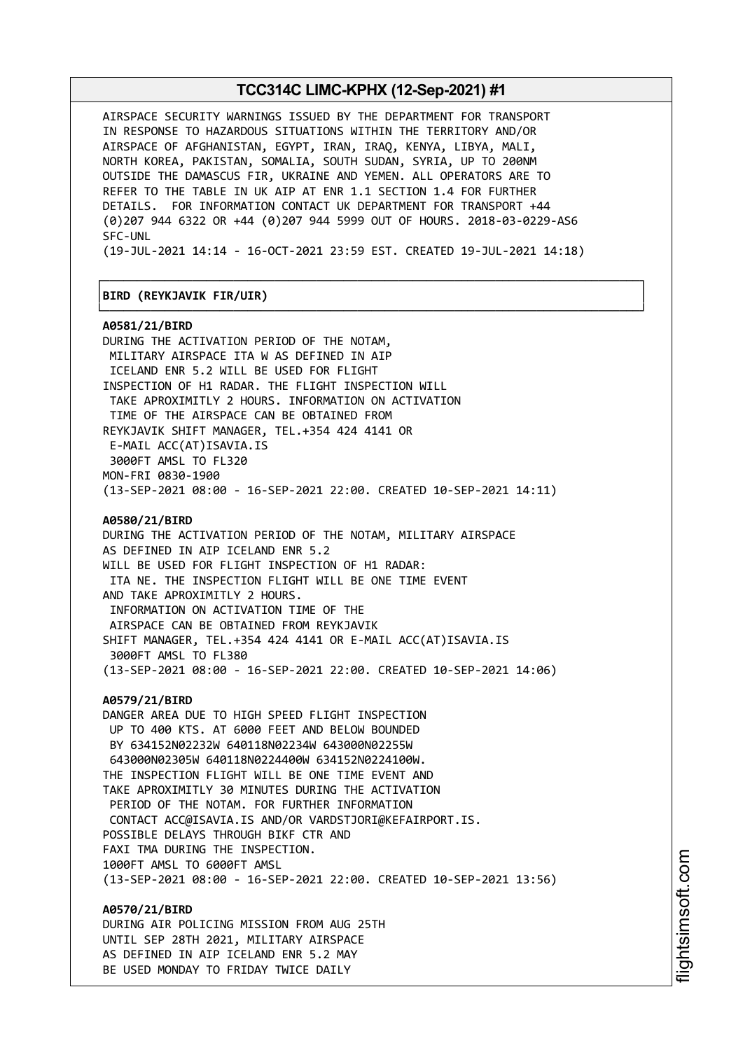AIRSPACE SECURITY WARNINGS ISSUED BY THE DEPARTMENT FOR TRANSPORT IN RESPONSE TO HAZARDOUS SITUATIONS WITHIN THE TERRITORY AND/OR AIRSPACE OF AFGHANISTAN, EGYPT, IRAN, IRAQ, KENYA, LIBYA, MALI, NORTH KOREA, PAKISTAN, SOMALIA, SOUTH SUDAN, SYRIA, UP TO 200NM OUTSIDE THE DAMASCUS FIR, UKRAINE AND YEMEN. ALL OPERATORS ARE TO REFER TO THE TABLE IN UK AIP AT ENR 1.1 SECTION 1.4 FOR FURTHER DETAILS. FOR INFORMATION CONTACT UK DEPARTMENT FOR TRANSPORT +44 (0)207 944 6322 OR +44 (0)207 944 5999 OUT OF HOURS. 2018-03-0229-AS6
SFC-UNL
(19-JUL-2021 14:14 - 16-OCT-2021 23:59 EST. CREATED 19-JUL-2021 14:18)

**BIRD (REYKJAVIK FIR/UIR)**

**A0581/21/BIRD**
DURING THE ACTIVATION PERIOD OF THE NOTAM,
MILITARY AIRSPACE ITA W AS DEFINED IN AIP
ICELAND ENR 5.2 WILL BE USED FOR FLIGHT
INSPECTION OF H1 RADAR. THE FLIGHT INSPECTION WILL
TAKE APROXIMITLY 2 HOURS. INFORMATION ON ACTIVATION
TIME OF THE AIRSPACE CAN BE OBTAINED FROM
REYKJAVIK SHIFT MANAGER, TEL.+354 424 4141 OR
E-MAIL ACC(AT)ISAVIA.IS
3000FT AMSL TO FL320
MON-FRI 0830-1900
(13-SEP-2021 08:00 - 16-SEP-2021 22:00. CREATED 10-SEP-2021 14:11)

**A0580/21/BIRD**
DURING THE ACTIVATION PERIOD OF THE NOTAM, MILITARY AIRSPACE
AS DEFINED IN AIP ICELAND ENR 5.2
WILL BE USED FOR FLIGHT INSPECTION OF H1 RADAR:
ITA NE. THE INSPECTION FLIGHT WILL BE ONE TIME EVENT
AND TAKE APROXIMITLY 2 HOURS.
INFORMATION ON ACTIVATION TIME OF THE
AIRSPACE CAN BE OBTAINED FROM REYKJAVIK
SHIFT MANAGER, TEL.+354 424 4141 OR E-MAIL ACC(AT)ISAVIA.IS
3000FT AMSL TO FL380
(13-SEP-2021 08:00 - 16-SEP-2021 22:00. CREATED 10-SEP-2021 14:06)

**A0579/21/BIRD**
DANGER AREA DUE TO HIGH SPEED FLIGHT INSPECTION
UP TO 400 KTS. AT 6000 FEET AND BELOW BOUNDED
BY 634152N02232W 640118N02234W 643000N02255W
643000N02305W 640118N0224400W 634152N0224100W.
THE INSPECTION FLIGHT WILL BE ONE TIME EVENT AND
TAKE APROXIMITLY 30 MINUTES DURING THE ACTIVATION
PERIOD OF THE NOTAM. FOR FURTHER INFORMATION
CONTACT ACC@ISAVIA.IS AND/OR VARDSTJORI@KEFAIRPORT.IS.
POSSIBLE DELAYS THROUGH BIKF CTR AND
FAXI TMA DURING THE INSPECTION.
1000FT AMSL TO 6000FT AMSL
(13-SEP-2021 08:00 - 16-SEP-2021 22:00. CREATED 10-SEP-2021 13:56)

**A0570/21/BIRD**
DURING AIR POLICING MISSION FROM AUG 25TH
UNTIL SEP 28TH 2021, MILITARY AIRSPACE
AS DEFINED IN AIP ICELAND ENR 5.2 MAY
BE USED MONDAY TO FRIDAY TWICE DAILY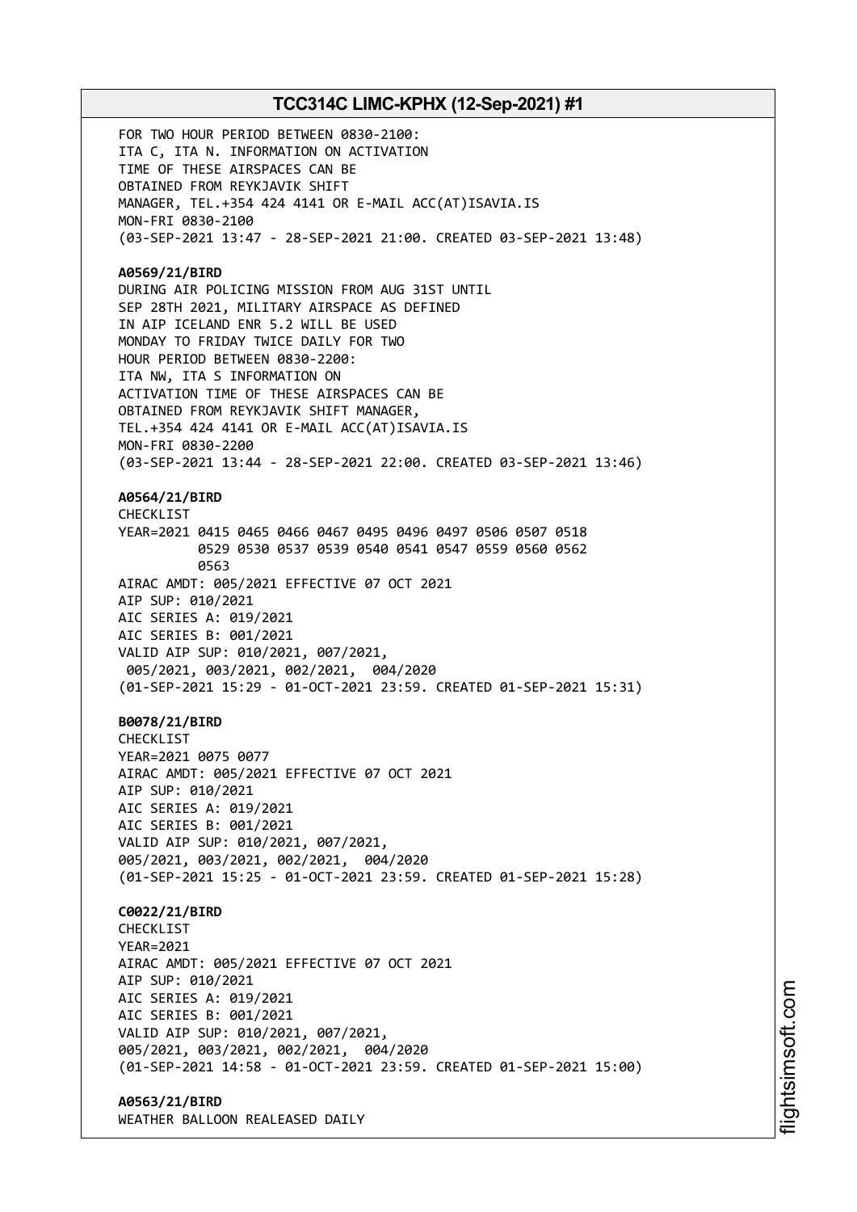FOR TWO HOUR PERIOD BETWEEN 0830-2100:
ITA C, ITA N. INFORMATION ON ACTIVATION
TIME OF THESE AIRSPACES CAN BE
OBTAINED FROM REYKJAVIK SHIFT
MANAGER, TEL.+354 424 4141 OR E-MAIL ACC(AT)ISAVIA.IS
MON-FRI 0830-2100
(03-SEP-2021 13:47 - 28-SEP-2021 21:00. CREATED 03-SEP-2021 13:48)

**A0569/21/BIRD**
DURING AIR POLICING MISSION FROM AUG 31ST UNTIL
SEP 28TH 2021, MILITARY AIRSPACE AS DEFINED
IN AIP ICELAND ENR 5.2 WILL BE USED
MONDAY TO FRIDAY TWICE DAILY FOR TWO
HOUR PERIOD BETWEEN 0830-2200:
ITA NW, ITA S INFORMATION ON
ACTIVATION TIME OF THESE AIRSPACES CAN BE
OBTAINED FROM REYKJAVIK SHIFT MANAGER,
TEL.+354 424 4141 OR E-MAIL ACC(AT)ISAVIA.IS
MON-FRI 0830-2200
(03-SEP-2021 13:44 - 28-SEP-2021 22:00. CREATED 03-SEP-2021 13:46)

**A0564/21/BIRD**
CHECKLIST
YEAR=2021 0415 0465 0466 0467 0495 0496 0497 0506 0507 0518
0529 0530 0537 0539 0540 0541 0547 0559 0560 0562
0563
AIRAC AMDT: 005/2021 EFFECTIVE 07 OCT 2021
AIP SUP: 010/2021
AIC SERIES A: 019/2021
AIC SERIES B: 001/2021
VALID AIP SUP: 010/2021, 007/2021,
005/2021, 003/2021, 002/2021, 004/2020
(01-SEP-2021 15:29 - 01-OCT-2021 23:59. CREATED 01-SEP-2021 15:31)

**B0078/21/BIRD**
CHECKLIST
YEAR=2021 0075 0077
AIRAC AMDT: 005/2021 EFFECTIVE 07 OCT 2021
AIP SUP: 010/2021
AIC SERIES A: 019/2021
AIC SERIES B: 001/2021
VALID AIP SUP: 010/2021, 007/2021,
005/2021, 003/2021, 002/2021, 004/2020
(01-SEP-2021 15:25 - 01-OCT-2021 23:59. CREATED 01-SEP-2021 15:28)

**C0022/21/BIRD**
CHECKLIST
YEAR=2021
AIRAC AMDT: 005/2021 EFFECTIVE 07 OCT 2021
AIP SUP: 010/2021
AIC SERIES A: 019/2021
AIC SERIES B: 001/2021
VALID AIP SUP: 010/2021, 007/2021,
005/2021, 003/2021, 002/2021, 004/2020
(01-SEP-2021 14:58 - 01-OCT-2021 23:59. CREATED 01-SEP-2021 15:00)

**A0563/21/BIRD**
WEATHER BALLOON REALEASED DAILY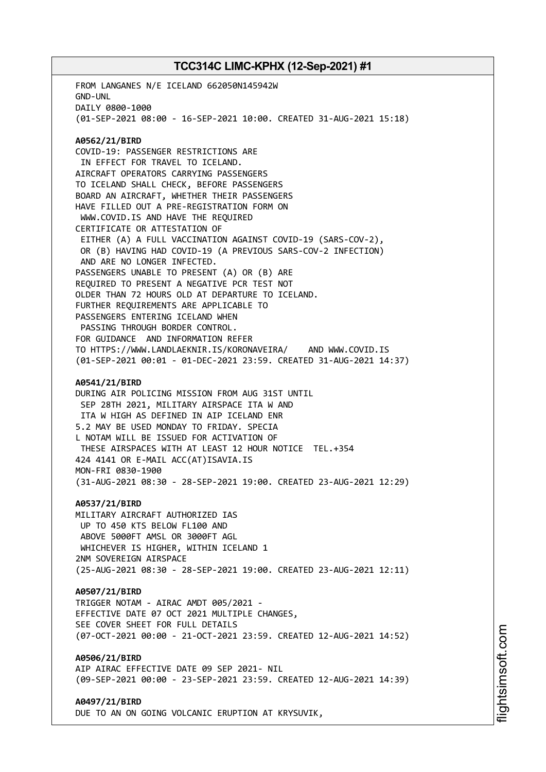FROM LANGANES N/E ICELAND 662050N145942W
GND-UNL
DAILY 0800-1000
(01-SEP-2021 08:00 - 16-SEP-2021 10:00. CREATED 31-AUG-2021 15:18)

**A0562/21/BIRD**
COVID-19: PASSENGER RESTRICTIONS ARE
IN EFFECT FOR TRAVEL TO ICELAND.
AIRCRAFT OPERATORS CARRYING PASSENGERS
TO ICELAND SHALL CHECK, BEFORE PASSENGERS
BOARD AN AIRCRAFT, WHETHER THEIR PASSENGERS
HAVE FILLED OUT A PRE-REGISTRATION FORM ON
WWW.COVID.IS AND HAVE THE REQUIRED
CERTIFICATE OR ATTESTATION OF
EITHER (A) A FULL VACCINATION AGAINST COVID-19 (SARS-COV-2),
OR (B) HAVING HAD COVID-19 (A PREVIOUS SARS-COV-2 INFECTION)
AND ARE NO LONGER INFECTED.
PASSENGERS UNABLE TO PRESENT (A) OR (B) ARE
REQUIRED TO PRESENT A NEGATIVE PCR TEST NOT
OLDER THAN 72 HOURS OLD AT DEPARTURE TO ICELAND.
FURTHER REQUIREMENTS ARE APPLICABLE TO
PASSENGERS ENTERING ICELAND WHEN
PASSING THROUGH BORDER CONTROL.
FOR GUIDANCE AND INFORMATION REFER
TO HTTPS://WWW.LANDLAEKNIR.IS/KORONAVEIRA/ AND WWW.COVID.IS
(01-SEP-2021 00:01 - 01-DEC-2021 23:59. CREATED 31-AUG-2021 14:37)

**A0541/21/BIRD**
DURING AIR POLICING MISSION FROM AUG 31ST UNTIL
SEP 28TH 2021, MILITARY AIRSPACE ITA W AND
ITA W HIGH AS DEFINED IN AIP ICELAND ENR
5.2 MAY BE USED MONDAY TO FRIDAY. SPECIA
L NOTAM WILL BE ISSUED FOR ACTIVATION OF
THESE AIRSPACES WITH AT LEAST 12 HOUR NOTICE TEL.+354
424 4141 OR E-MAIL ACC(AT)ISAVIA.IS
MON-FRI 0830-1900
(31-AUG-2021 08:30 - 28-SEP-2021 19:00. CREATED 23-AUG-2021 12:29)

**A0537/21/BIRD**
MILITARY AIRCRAFT AUTHORIZED IAS
UP TO 450 KTS BELOW FL100 AND
ABOVE 5000FT AMSL OR 3000FT AGL
WHICHEVER IS HIGHER, WITHIN ICELAND 1
2NM SOVEREIGN AIRSPACE
(25-AUG-2021 08:30 - 28-SEP-2021 19:00. CREATED 23-AUG-2021 12:11)

**A0507/21/BIRD**
TRIGGER NOTAM - AIRAC AMDT 005/2021 -
EFFECTIVE DATE 07 OCT 2021 MULTIPLE CHANGES,
SEE COVER SHEET FOR FULL DETAILS
(07-OCT-2021 00:00 - 21-OCT-2021 23:59. CREATED 12-AUG-2021 14:52)

**A0506/21/BIRD**
AIP AIRAC EFFECTIVE DATE 09 SEP 2021- NIL
(09-SEP-2021 00:00 - 23-SEP-2021 23:59. CREATED 12-AUG-2021 14:39)

**A0497/21/BIRD**
DUE TO AN ON GOING VOLCANIC ERUPTION AT KRYSUVIK,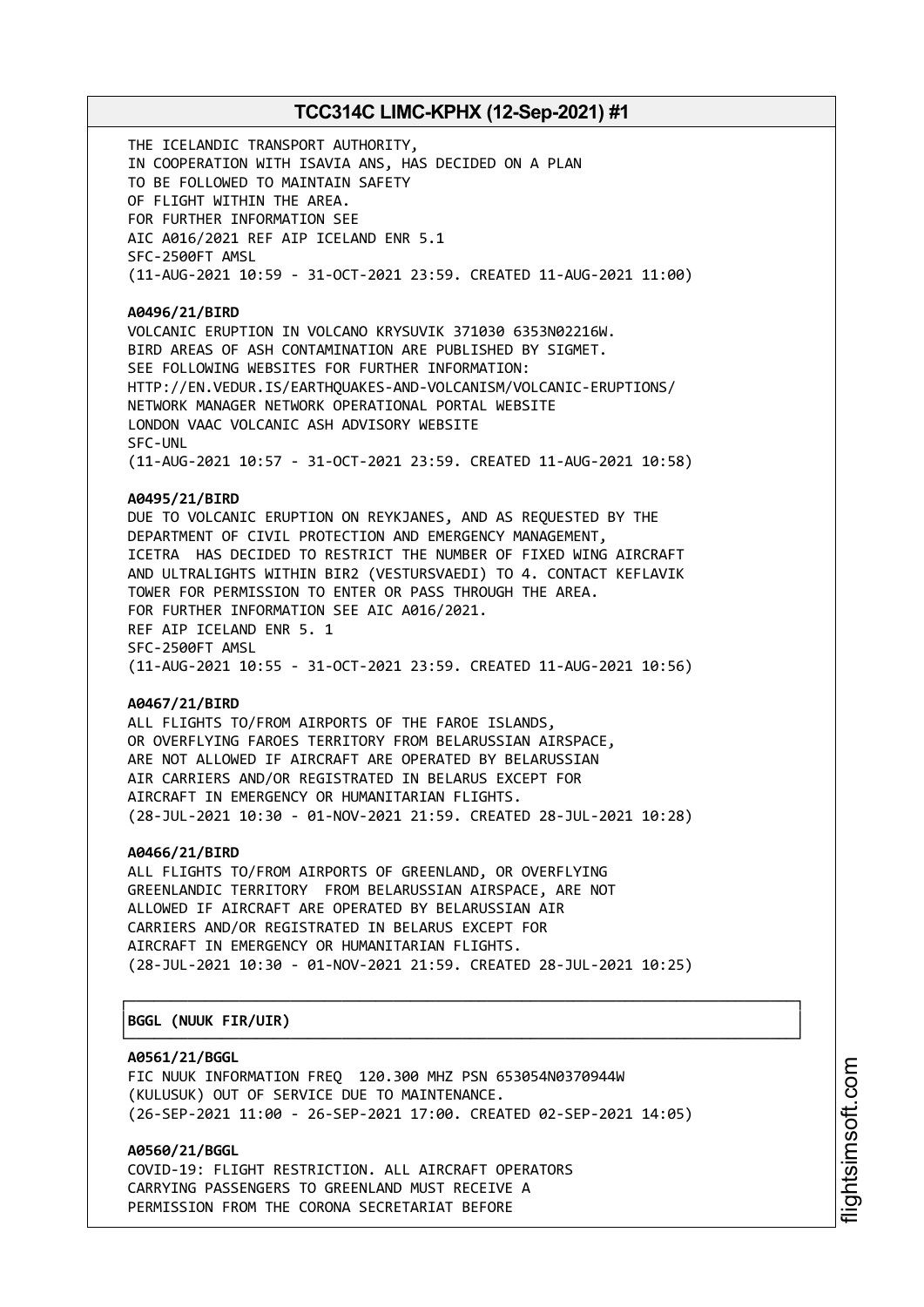THE ICELANDIC TRANSPORT AUTHORITY,
IN COOPERATION WITH ISAVIA ANS, HAS DECIDED ON A PLAN
TO BE FOLLOWED TO MAINTAIN SAFETY
OF FLIGHT WITHIN THE AREA.
FOR FURTHER INFORMATION SEE
AIC A016/2021 REF AIP ICELAND ENR 5.1
SFC-2500FT AMSL
(11-AUG-2021 10:59 - 31-OCT-2021 23:59. CREATED 11-AUG-2021 11:00)

**A0496/21/BIRD**
VOLCANIC ERUPTION IN VOLCANO KRYSUVIK 371030 6353N02216W.
BIRD AREAS OF ASH CONTAMINATION ARE PUBLISHED BY SIGMET.
SEE FOLLOWING WEBSITES FOR FURTHER INFORMATION:
HTTP://EN.VEDUR.IS/EARTHQUAKES-AND-VOLCANISM/VOLCANIC-ERUPTIONS/
NETWORK MANAGER NETWORK OPERATIONAL PORTAL WEBSITE
LONDON VAAC VOLCANIC ASH ADVISORY WEBSITE
SFC-UNL
(11-AUG-2021 10:57 - 31-OCT-2021 23:59. CREATED 11-AUG-2021 10:58)

**A0495/21/BIRD**
DUE TO VOLCANIC ERUPTION ON REYKJANES, AND AS REQUESTED BY THE
DEPARTMENT OF CIVIL PROTECTION AND EMERGENCY MANAGEMENT,
ICETRA HAS DECIDED TO RESTRICT THE NUMBER OF FIXED WING AIRCRAFT
AND ULTRALIGHTS WITHIN BIR2 (VESTURSVAEDI) TO 4. CONTACT KEFLAVIK
TOWER FOR PERMISSION TO ENTER OR PASS THROUGH THE AREA.
FOR FURTHER INFORMATION SEE AIC A016/2021.
REF AIP ICELAND ENR 5. 1
SFC-2500FT AMSL
(11-AUG-2021 10:55 - 31-OCT-2021 23:59. CREATED 11-AUG-2021 10:56)

**A0467/21/BIRD**
ALL FLIGHTS TO/FROM AIRPORTS OF THE FAROE ISLANDS,
OR OVERFLYING FAROES TERRITORY FROM BELARUSSIAN AIRSPACE,
ARE NOT ALLOWED IF AIRCRAFT ARE OPERATED BY BELARUSSIAN
AIR CARRIERS AND/OR REGISTRATED IN BELARUS EXCEPT FOR
AIRCRAFT IN EMERGENCY OR HUMANITARIAN FLIGHTS.
(28-JUL-2021 10:30 - 01-NOV-2021 21:59. CREATED 28-JUL-2021 10:28)

**A0466/21/BIRD**
ALL FLIGHTS TO/FROM AIRPORTS OF GREENLAND, OR OVERFLYING
GREENLANDIC TERRITORY FROM BELARUSSIAN AIRSPACE, ARE NOT
ALLOWED IF AIRCRAFT ARE OPERATED BY BELARUSSIAN AIR
CARRIERS AND/OR REGISTRATED IN BELARUS EXCEPT FOR
AIRCRAFT IN EMERGENCY OR HUMANITARIAN FLIGHTS.
(28-JUL-2021 10:30 - 01-NOV-2021 21:59. CREATED 28-JUL-2021 10:25)

## BGGL (NUUK FIR/UIR)

**A0561/21/BGGL**
FIC NUUK INFORMATION FREQ 120.300 MHZ PSN 653054N0370944W
(KULUSUK) OUT OF SERVICE DUE TO MAINTENANCE.
(26-SEP-2021 11:00 - 26-SEP-2021 17:00. CREATED 02-SEP-2021 14:05)

**A0560/21/BGGL**
COVID-19: FLIGHT RESTRICTION. ALL AIRCRAFT OPERATORS
CARRYING PASSENGERS TO GREENLAND MUST RECEIVE A
PERMISSION FROM THE CORONA SECRETARIAT BEFORE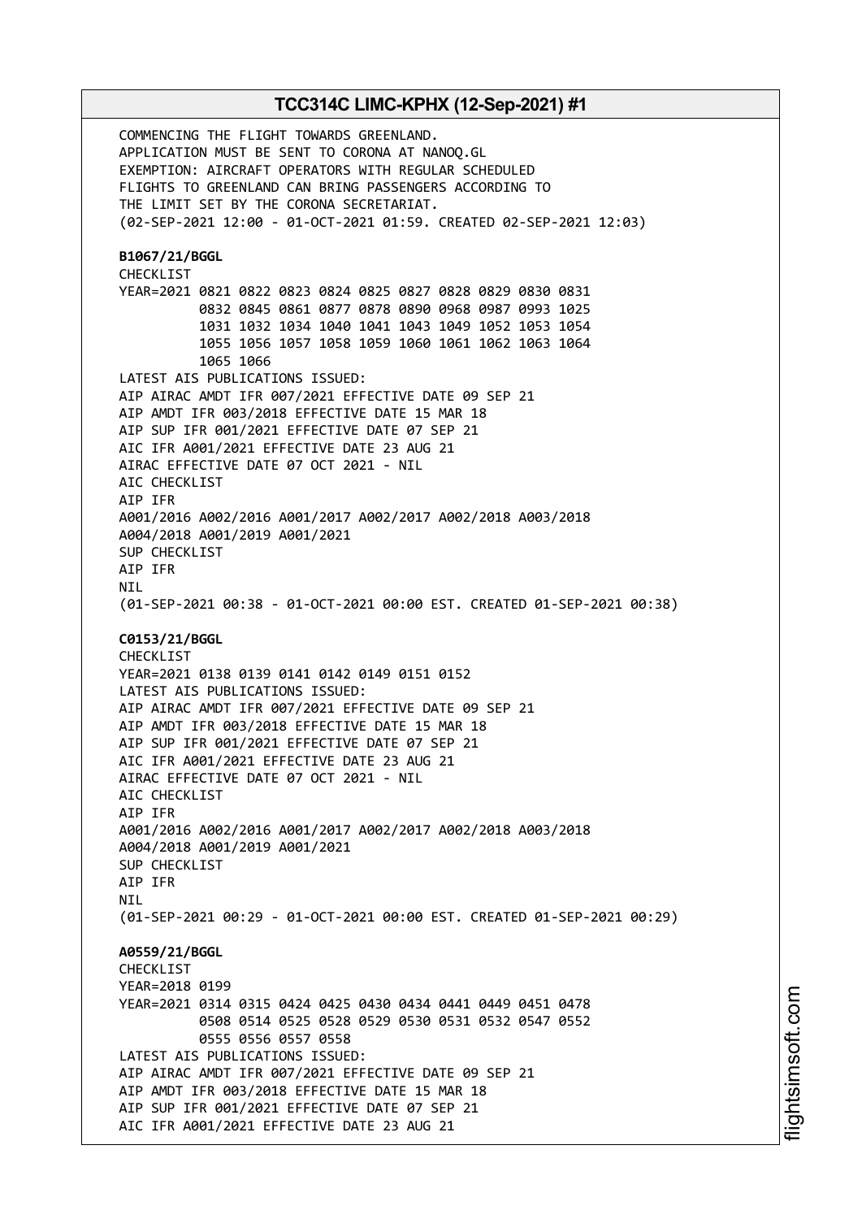COMMENCING THE FLIGHT TOWARDS GREENLAND.
APPLICATION MUST BE SENT TO CORONA AT NANOQ.GL
EXEMPTION: AIRCRAFT OPERATORS WITH REGULAR SCHEDULED
FLIGHTS TO GREENLAND CAN BRING PASSENGERS ACCORDING TO
THE LIMIT SET BY THE CORONA SECRETARIAT.
(02-SEP-2021 12:00 - 01-OCT-2021 01:59. CREATED 02-SEP-2021 12:03)

**B1067/21/BGGL**
CHECKLIST
YEAR=2021 0821 0822 0823 0824 0825 0827 0828 0829 0830 0831
0832 0845 0861 0877 0878 0890 0968 0987 0993 1025
1031 1032 1034 1040 1041 1043 1049 1052 1053 1054
1055 1056 1057 1058 1059 1060 1061 1062 1063 1064
1065 1066
LATEST AIS PUBLICATIONS ISSUED:
AIP AIRAC AMDT IFR 007/2021 EFFECTIVE DATE 09 SEP 21
AIP AMDT IFR 003/2018 EFFECTIVE DATE 15 MAR 18
AIP SUP IFR 001/2021 EFFECTIVE DATE 07 SEP 21
AIC IFR A001/2021 EFFECTIVE DATE 23 AUG 21
AIRAC EFFECTIVE DATE 07 OCT 2021 - NIL
AIC CHECKLIST
AIP IFR
A001/2016 A002/2016 A001/2017 A002/2017 A002/2018 A003/2018
A004/2018 A001/2019 A001/2021
SUP CHECKLIST
AIP IFR
NIL
(01-SEP-2021 00:38 - 01-OCT-2021 00:00 EST. CREATED 01-SEP-2021 00:38)

**C0153/21/BGGL**
CHECKLIST
YEAR=2021 0138 0139 0141 0142 0149 0151 0152
LATEST AIS PUBLICATIONS ISSUED:
AIP AIRAC AMDT IFR 007/2021 EFFECTIVE DATE 09 SEP 21
AIP AMDT IFR 003/2018 EFFECTIVE DATE 15 MAR 18
AIP SUP IFR 001/2021 EFFECTIVE DATE 07 SEP 21
AIC IFR A001/2021 EFFECTIVE DATE 23 AUG 21
AIRAC EFFECTIVE DATE 07 OCT 2021 - NIL
AIC CHECKLIST
AIP IFR
A001/2016 A002/2016 A001/2017 A002/2017 A002/2018 A003/2018
A004/2018 A001/2019 A001/2021
SUP CHECKLIST
AIP IFR
NIL
(01-SEP-2021 00:29 - 01-OCT-2021 00:00 EST. CREATED 01-SEP-2021 00:29)

**A0559/21/BGGL**
CHECKLIST
YEAR=2018 0199
YEAR=2021 0314 0315 0424 0425 0430 0434 0441 0449 0451 0478
0508 0514 0525 0528 0529 0530 0531 0532 0547 0552
0555 0556 0557 0558
LATEST AIS PUBLICATIONS ISSUED:
AIP AIRAC AMDT IFR 007/2021 EFFECTIVE DATE 09 SEP 21
AIP AMDT IFR 003/2018 EFFECTIVE DATE 15 MAR 18
AIP SUP IFR 001/2021 EFFECTIVE DATE 07 SEP 21
AIC IFR A001/2021 EFFECTIVE DATE 23 AUG 21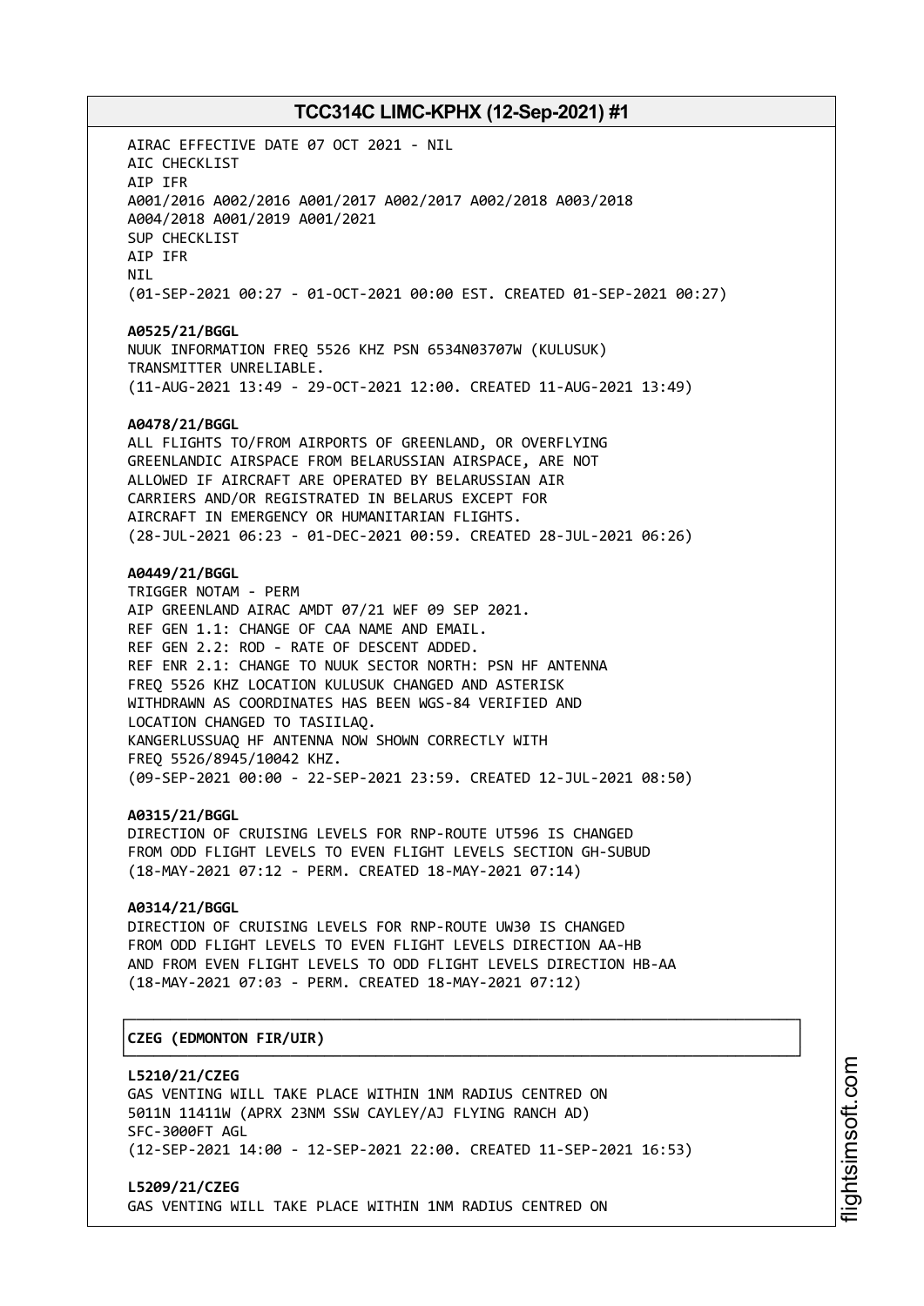AIRAC EFFECTIVE DATE 07 OCT 2021 - NIL
AIC CHECKLIST
AIP IFR
A001/2016 A002/2016 A001/2017 A002/2017 A002/2018 A003/2018
A004/2018 A001/2019 A001/2021
SUP CHECKLIST
AIP IFR
NIL
(01-SEP-2021 00:27 - 01-OCT-2021 00:00 EST. CREATED 01-SEP-2021 00:27)

**A0525/21/BGGL**
NUUK INFORMATION FREQ 5526 KHZ PSN 6534N03707W (KULUSUK)
TRANSMITTER UNRELIABLE.
(11-AUG-2021 13:49 - 29-OCT-2021 12:00. CREATED 11-AUG-2021 13:49)

**A0478/21/BGGL**
ALL FLIGHTS TO/FROM AIRPORTS OF GREENLAND, OR OVERFLYING
GREENLANDIC AIRSPACE FROM BELARUSSIAN AIRSPACE, ARE NOT
ALLOWED IF AIRCRAFT ARE OPERATED BY BELARUSSIAN AIR
CARRIERS AND/OR REGISTRATED IN BELARUS EXCEPT FOR
AIRCRAFT IN EMERGENCY OR HUMANITARIAN FLIGHTS.
(28-JUL-2021 06:23 - 01-DEC-2021 00:59. CREATED 28-JUL-2021 06:26)

**A0449/21/BGGL**
TRIGGER NOTAM - PERM
AIP GREENLAND AIRAC AMDT 07/21 WEF 09 SEP 2021.
REF GEN 1.1: CHANGE OF CAA NAME AND EMAIL.
REF GEN 2.2: ROD - RATE OF DESCENT ADDED.
REF ENR 2.1: CHANGE TO NUUK SECTOR NORTH: PSN HF ANTENNA
FREQ 5526 KHZ LOCATION KULUSUK CHANGED AND ASTERISK
WITHDRAWN AS COORDINATES HAS BEEN WGS-84 VERIFIED AND
LOCATION CHANGED TO TASIILAQ.
KANGERLUSSUAQ HF ANTENNA NOW SHOWN CORRECTLY WITH
FREQ 5526/8945/10042 KHZ.
(09-SEP-2021 00:00 - 22-SEP-2021 23:59. CREATED 12-JUL-2021 08:50)

**A0315/21/BGGL**
DIRECTION OF CRUISING LEVELS FOR RNP-ROUTE UT596 IS CHANGED
FROM ODD FLIGHT LEVELS TO EVEN FLIGHT LEVELS SECTION GH-SUBUD
(18-MAY-2021 07:12 - PERM. CREATED 18-MAY-2021 07:14)

**A0314/21/BGGL**
DIRECTION OF CRUISING LEVELS FOR RNP-ROUTE UW30 IS CHANGED
FROM ODD FLIGHT LEVELS TO EVEN FLIGHT LEVELS DIRECTION AA-HB
AND FROM EVEN FLIGHT LEVELS TO ODD FLIGHT LEVELS DIRECTION HB-AA
(18-MAY-2021 07:03 - PERM. CREATED 18-MAY-2021 07:12)

## CZEG (EDMONTON FIR/UIR)

**L5210/21/CZEG**
GAS VENTING WILL TAKE PLACE WITHIN 1NM RADIUS CENTRED ON
5011N 11411W (APRX 23NM SSW CAYLEY/AJ FLYING RANCH AD)
SFC-3000FT AGL
(12-SEP-2021 14:00 - 12-SEP-2021 22:00. CREATED 11-SEP-2021 16:53)

**L5209/21/CZEG**
GAS VENTING WILL TAKE PLACE WITHIN 1NM RADIUS CENTRED ON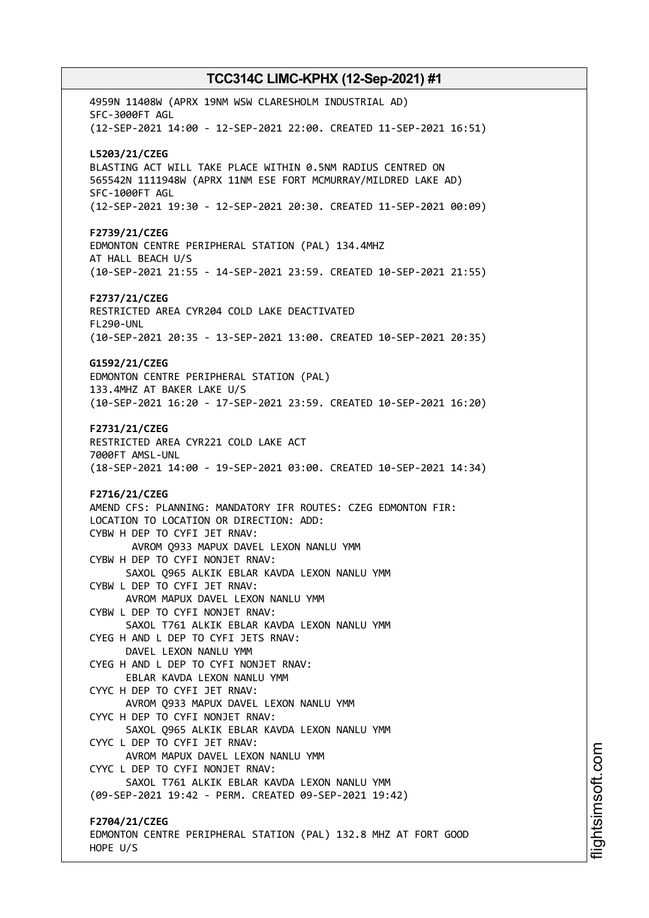4959N 11408W (APRX 19NM WSW CLARESHOLM INDUSTRIAL AD)
SFC-3000FT AGL
(12-SEP-2021 14:00 - 12-SEP-2021 22:00. CREATED 11-SEP-2021 16:51)

**L5203/21/CZEG**
BLASTING ACT WILL TAKE PLACE WITHIN 0.5NM RADIUS CENTRED ON
565542N 1111948W (APRX 11NM ESE FORT MCMURRAY/MILDRED LAKE AD)
SFC-1000FT AGL
(12-SEP-2021 19:30 - 12-SEP-2021 20:30. CREATED 11-SEP-2021 00:09)

**F2739/21/CZEG**
EDMONTON CENTRE PERIPHERAL STATION (PAL) 134.4MHZ
AT HALL BEACH U/S
(10-SEP-2021 21:55 - 14-SEP-2021 23:59. CREATED 10-SEP-2021 21:55)

**F2737/21/CZEG**
RESTRICTED AREA CYR204 COLD LAKE DEACTIVATED
FL290-UNL
(10-SEP-2021 20:35 - 13-SEP-2021 13:00. CREATED 10-SEP-2021 20:35)

**G1592/21/CZEG**
EDMONTON CENTRE PERIPHERAL STATION (PAL)
133.4MHZ AT BAKER LAKE U/S
(10-SEP-2021 16:20 - 17-SEP-2021 23:59. CREATED 10-SEP-2021 16:20)

**F2731/21/CZEG**
RESTRICTED AREA CYR221 COLD LAKE ACT
7000FT AMSL-UNL
(18-SEP-2021 14:00 - 19-SEP-2021 03:00. CREATED 10-SEP-2021 14:34)

**F2716/21/CZEG**
AMEND CFS: PLANNING: MANDATORY IFR ROUTES: CZEG EDMONTON FIR:
LOCATION TO LOCATION OR DIRECTION: ADD:
CYBW H DEP TO CYFI JET RNAV:
AVROM Q933 MAPUX DAVEL LEXON NANLU YMM
CYBW H DEP TO CYFI NONJET RNAV:
SAXOL Q965 ALKIK EBLAR KAVDA LEXON NANLU YMM
CYBW L DEP TO CYFI JET RNAV:
AVROM MAPUX DAVEL LEXON NANLU YMM
CYBW L DEP TO CYFI NONJET RNAV:
SAXOL T761 ALKIK EBLAR KAVDA LEXON NANLU YMM
CYEG H AND L DEP TO CYFI JETS RNAV:
DAVEL LEXON NANLU YMM
CYEG H AND L DEP TO CYFI NONJET RNAV:
EBLAR KAVDA LEXON NANLU YMM
CYYC H DEP TO CYFI JET RNAV:
AVROM Q933 MAPUX DAVEL LEXON NANLU YMM
CYYC H DEP TO CYFI NONJET RNAV:
SAXOL Q965 ALKIK EBLAR KAVDA LEXON NANLU YMM
CYYC L DEP TO CYFI JET RNAV:
AVROM MAPUX DAVEL LEXON NANLU YMM
CYYC L DEP TO CYFI NONJET RNAV:
SAXOL T761 ALKIK EBLAR KAVDA LEXON NANLU YMM
(09-SEP-2021 19:42 - PERM. CREATED 09-SEP-2021 19:42)

**F2704/21/CZEG**
EDMONTON CENTRE PERIPHERAL STATION (PAL) 132.8 MHZ AT FORT GOOD
HOPE U/S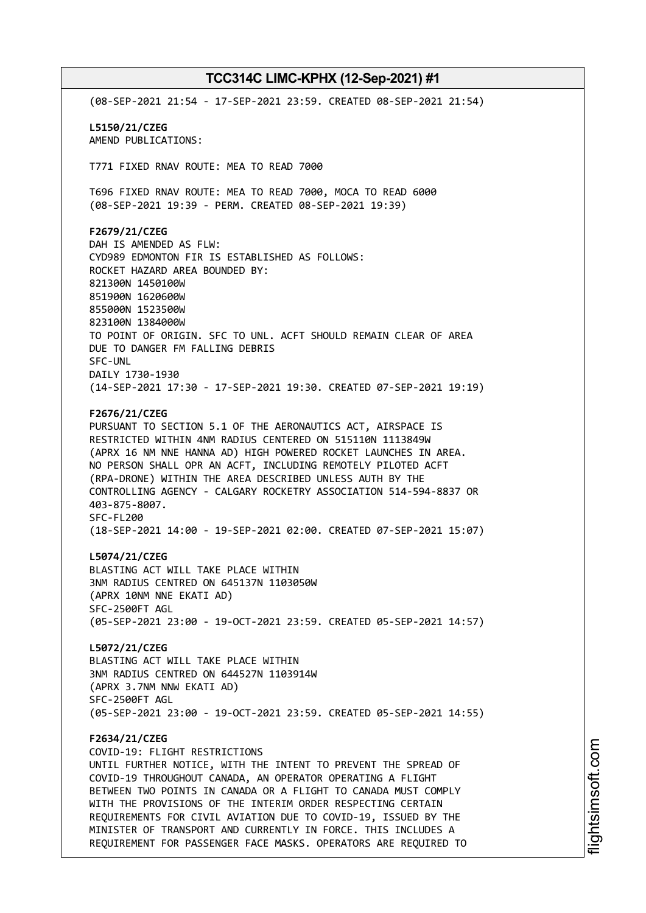(08-SEP-2021 21:54 - 17-SEP-2021 23:59. CREATED 08-SEP-2021 21:54)

**L5150/21/CZEG**
AMEND PUBLICATIONS:

T771 FIXED RNAV ROUTE: MEA TO READ 7000

T696 FIXED RNAV ROUTE: MEA TO READ 7000, MOCA TO READ 6000
(08-SEP-2021 19:39 - PERM. CREATED 08-SEP-2021 19:39)

**F2679/21/CZEG**
DAH IS AMENDED AS FLW:
CYD989 EDMONTON FIR IS ESTABLISHED AS FOLLOWS:
ROCKET HAZARD AREA BOUNDED BY:
821300N 1450100W
851900N 1620600W
855000N 1523500W
823100N 1384000W
TO POINT OF ORIGIN. SFC TO UNL. ACFT SHOULD REMAIN CLEAR OF AREA
DUE TO DANGER FM FALLING DEBRIS
SFC-UNL
DAILY 1730-1930
(14-SEP-2021 17:30 - 17-SEP-2021 19:30. CREATED 07-SEP-2021 19:19)

**F2676/21/CZEG**
PURSUANT TO SECTION 5.1 OF THE AERONAUTICS ACT, AIRSPACE IS
RESTRICTED WITHIN 4NM RADIUS CENTERED ON 515110N 1113849W
(APRX 16 NM NNE HANNA AD) HIGH POWERED ROCKET LAUNCHES IN AREA.
NO PERSON SHALL OPR AN ACFT, INCLUDING REMOTELY PILOTED ACFT
(RPA-DRONE) WITHIN THE AREA DESCRIBED UNLESS AUTH BY THE
CONTROLLING AGENCY - CALGARY ROCKETRY ASSOCIATION 514-594-8837 OR
403-875-8007.
SFC-FL200
(18-SEP-2021 14:00 - 19-SEP-2021 02:00. CREATED 07-SEP-2021 15:07)

**L5074/21/CZEG**
BLASTING ACT WILL TAKE PLACE WITHIN
3NM RADIUS CENTRED ON 645137N 1103050W
(APRX 10NM NNE EKATI AD)
SFC-2500FT AGL
(05-SEP-2021 23:00 - 19-OCT-2021 23:59. CREATED 05-SEP-2021 14:57)

**L5072/21/CZEG**
BLASTING ACT WILL TAKE PLACE WITHIN
3NM RADIUS CENTRED ON 644527N 1103914W
(APRX 3.7NM NNW EKATI AD)
SFC-2500FT AGL
(05-SEP-2021 23:00 - 19-OCT-2021 23:59. CREATED 05-SEP-2021 14:55)

**F2634/21/CZEG**
COVID-19: FLIGHT RESTRICTIONS
UNTIL FURTHER NOTICE, WITH THE INTENT TO PREVENT THE SPREAD OF
COVID-19 THROUGHOUT CANADA, AN OPERATOR OPERATING A FLIGHT
BETWEEN TWO POINTS IN CANADA OR A FLIGHT TO CANADA MUST COMPLY
WITH THE PROVISIONS OF THE INTERIM ORDER RESPECTING CERTAIN
REQUIREMENTS FOR CIVIL AVIATION DUE TO COVID-19, ISSUED BY THE
MINISTER OF TRANSPORT AND CURRENTLY IN FORCE. THIS INCLUDES A
REQUIREMENT FOR PASSENGER FACE MASKS. OPERATORS ARE REQUIRED TO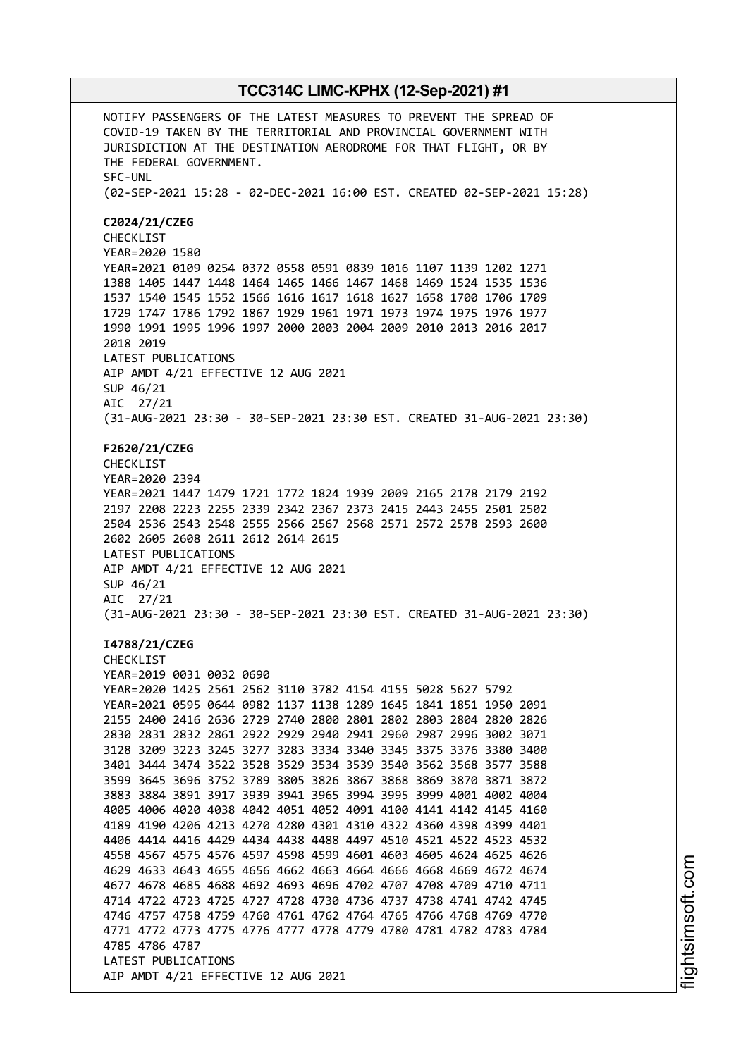NOTIFY PASSENGERS OF THE LATEST MEASURES TO PREVENT THE SPREAD OF COVID-19 TAKEN BY THE TERRITORIAL AND PROVINCIAL GOVERNMENT WITH JURISDICTION AT THE DESTINATION AERODROME FOR THAT FLIGHT, OR BY THE FEDERAL GOVERNMENT.
SFC-UNL
(02-SEP-2021 15:28 - 02-DEC-2021 16:00 EST. CREATED 02-SEP-2021 15:28)

**C2024/21/CZEG**
CHECKLIST
YEAR=2020 1580
YEAR=2021 0109 0254 0372 0558 0591 0839 1016 1107 1139 1202 1271 1388 1405 1447 1448 1464 1465 1466 1467 1468 1469 1524 1535 1536 1537 1540 1545 1552 1566 1616 1617 1618 1627 1658 1700 1706 1709 1729 1747 1786 1792 1867 1929 1961 1971 1973 1974 1975 1976 1977 1990 1991 1995 1996 1997 2000 2003 2004 2009 2010 2013 2016 2017 2018 2019
LATEST PUBLICATIONS
AIP AMDT 4/21 EFFECTIVE 12 AUG 2021
SUP 46/21
AIC 27/21
(31-AUG-2021 23:30 - 30-SEP-2021 23:30 EST. CREATED 31-AUG-2021 23:30)

**F2620/21/CZEG**
CHECKLIST
YEAR=2020 2394
YEAR=2021 1447 1479 1721 1772 1824 1939 2009 2165 2178 2179 2192 2197 2208 2223 2255 2339 2342 2367 2373 2415 2443 2455 2501 2502 2504 2536 2543 2548 2555 2566 2567 2568 2571 2572 2578 2593 2600 2602 2605 2608 2611 2612 2614 2615
LATEST PUBLICATIONS
AIP AMDT 4/21 EFFECTIVE 12 AUG 2021
SUP 46/21
AIC 27/21
(31-AUG-2021 23:30 - 30-SEP-2021 23:30 EST. CREATED 31-AUG-2021 23:30)

**I4788/21/CZEG**
CHECKLIST
YEAR=2019 0031 0032 0690
YEAR=2020 1425 2561 2562 3110 3782 4154 4155 5028 5627 5792
YEAR=2021 0595 0644 0982 1137 1138 1289 1645 1841 1851 1950 2091 2155 2400 2416 2636 2729 2740 2800 2801 2802 2803 2804 2820 2826 2830 2831 2832 2861 2922 2929 2940 2941 2960 2987 2996 3002 3071 3128 3209 3223 3245 3277 3283 3334 3340 3345 3375 3376 3380 3400 3401 3444 3474 3522 3528 3529 3534 3539 3540 3562 3568 3577 3588 3599 3645 3696 3752 3789 3805 3826 3867 3868 3869 3870 3871 3872 3883 3884 3891 3917 3939 3941 3965 3994 3995 3999 4001 4002 4004 4005 4006 4020 4038 4042 4051 4052 4091 4100 4141 4142 4145 4160 4189 4190 4206 4213 4270 4280 4301 4310 4322 4360 4398 4399 4401 4406 4414 4416 4429 4434 4438 4488 4497 4510 4521 4522 4523 4532 4558 4567 4575 4576 4597 4598 4599 4601 4603 4605 4624 4625 4626 4629 4633 4643 4655 4656 4662 4663 4664 4666 4668 4669 4672 4674 4677 4678 4685 4688 4692 4693 4696 4702 4707 4708 4709 4710 4711 4714 4722 4723 4725 4727 4728 4730 4736 4737 4738 4741 4742 4745 4746 4757 4758 4759 4760 4761 4762 4764 4765 4766 4768 4769 4770 4771 4772 4773 4775 4776 4777 4778 4779 4780 4781 4782 4783 4784 4785 4786 4787
LATEST PUBLICATIONS
AIP AMDT 4/21 EFFECTIVE 12 AUG 2021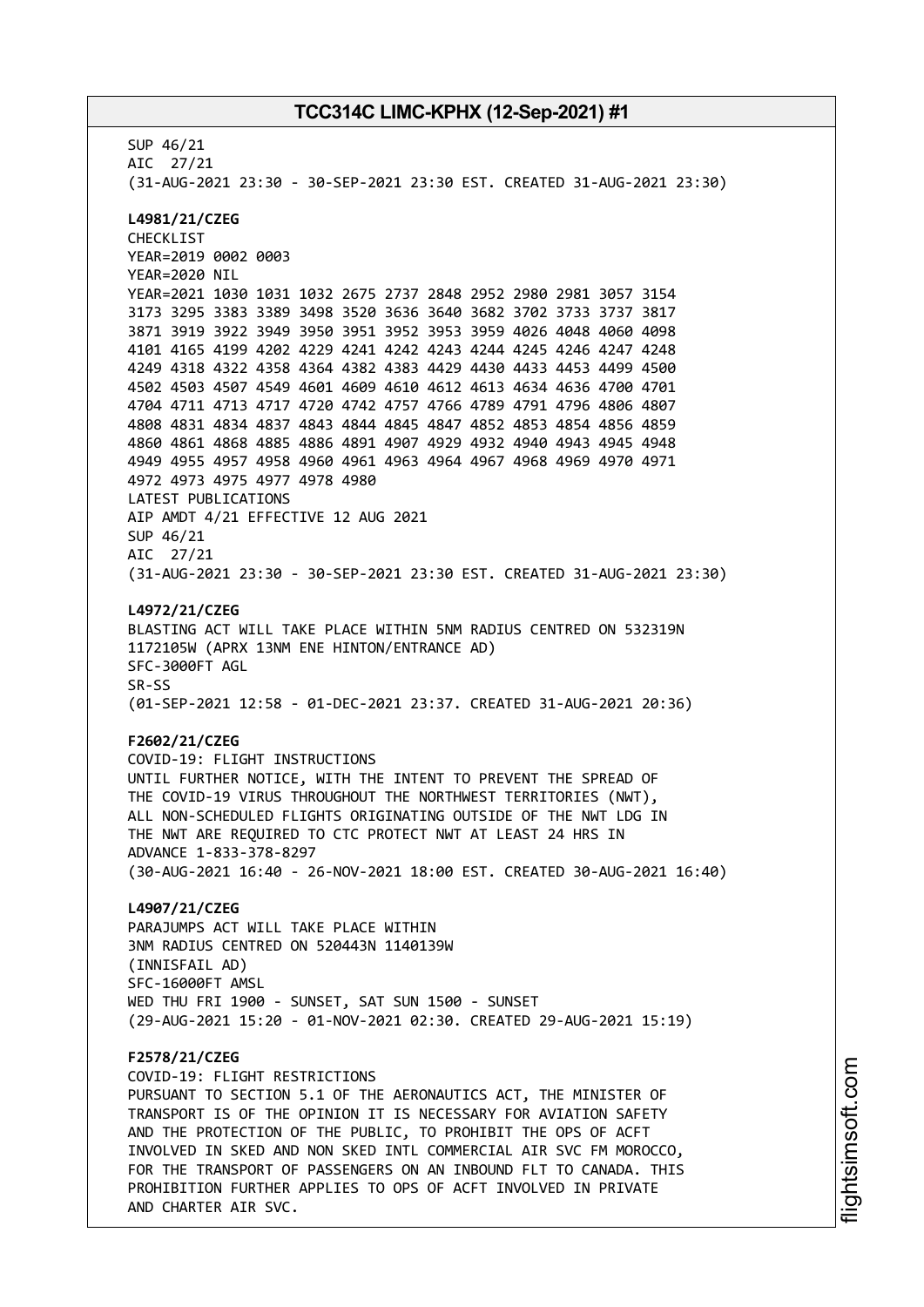SUP 46/21
AIC 27/21
(31-AUG-2021 23:30 - 30-SEP-2021 23:30 EST. CREATED 31-AUG-2021 23:30)

**L4981/21/CZEG**
CHECKLIST
YEAR=2019 0002 0003
YEAR=2020 NIL
YEAR=2021 1030 1031 1032 2675 2737 2848 2952 2980 2981 3057 3154
3173 3295 3383 3389 3498 3520 3636 3640 3682 3702 3733 3737 3817
3871 3919 3922 3949 3950 3951 3952 3953 3959 4026 4048 4060 4098
4101 4165 4199 4202 4229 4241 4242 4243 4244 4245 4246 4247 4248
4249 4318 4322 4358 4364 4382 4383 4429 4430 4433 4453 4499 4500
4502 4503 4507 4549 4601 4609 4610 4612 4613 4634 4636 4700 4701
4704 4711 4713 4717 4720 4742 4757 4766 4789 4791 4796 4806 4807
4808 4831 4834 4837 4843 4844 4845 4847 4852 4853 4854 4856 4859
4860 4861 4868 4885 4886 4891 4907 4929 4932 4940 4943 4945 4948
4949 4955 4957 4958 4960 4961 4963 4964 4967 4968 4969 4970 4971
4972 4973 4975 4977 4978 4980
LATEST PUBLICATIONS
AIP AMDT 4/21 EFFECTIVE 12 AUG 2021
SUP 46/21
AIC 27/21
(31-AUG-2021 23:30 - 30-SEP-2021 23:30 EST. CREATED 31-AUG-2021 23:30)

**L4972/21/CZEG**
BLASTING ACT WILL TAKE PLACE WITHIN 5NM RADIUS CENTRED ON 532319N
1172105W (APRX 13NM ENE HINTON/ENTRANCE AD)
SFC-3000FT AGL
SR-SS
(01-SEP-2021 12:58 - 01-DEC-2021 23:37. CREATED 31-AUG-2021 20:36)

**F2602/21/CZEG**
COVID-19: FLIGHT INSTRUCTIONS
UNTIL FURTHER NOTICE, WITH THE INTENT TO PREVENT THE SPREAD OF
THE COVID-19 VIRUS THROUGHOUT THE NORTHWEST TERRITORIES (NWT),
ALL NON-SCHEDULED FLIGHTS ORIGINATING OUTSIDE OF THE NWT LDG IN
THE NWT ARE REQUIRED TO CTC PROTECT NWT AT LEAST 24 HRS IN
ADVANCE 1-833-378-8297
(30-AUG-2021 16:40 - 26-NOV-2021 18:00 EST. CREATED 30-AUG-2021 16:40)

**L4907/21/CZEG**
PARAJUMPS ACT WILL TAKE PLACE WITHIN
3NM RADIUS CENTRED ON 520443N 1140139W
(INNISFAIL AD)
SFC-16000FT AMSL
WED THU FRI 1900 - SUNSET, SAT SUN 1500 - SUNSET
(29-AUG-2021 15:20 - 01-NOV-2021 02:30. CREATED 29-AUG-2021 15:19)

**F2578/21/CZEG**
COVID-19: FLIGHT RESTRICTIONS
PURSUANT TO SECTION 5.1 OF THE AERONAUTICS ACT, THE MINISTER OF
TRANSPORT IS OF THE OPINION IT IS NECESSARY FOR AVIATION SAFETY
AND THE PROTECTION OF THE PUBLIC, TO PROHIBIT THE OPS OF ACFT
INVOLVED IN SKED AND NON SKED INTL COMMERCIAL AIR SVC FM MOROCCO,
FOR THE TRANSPORT OF PASSENGERS ON AN INBOUND FLT TO CANADA. THIS
PROHIBITION FURTHER APPLIES TO OPS OF ACFT INVOLVED IN PRIVATE
AND CHARTER AIR SVC.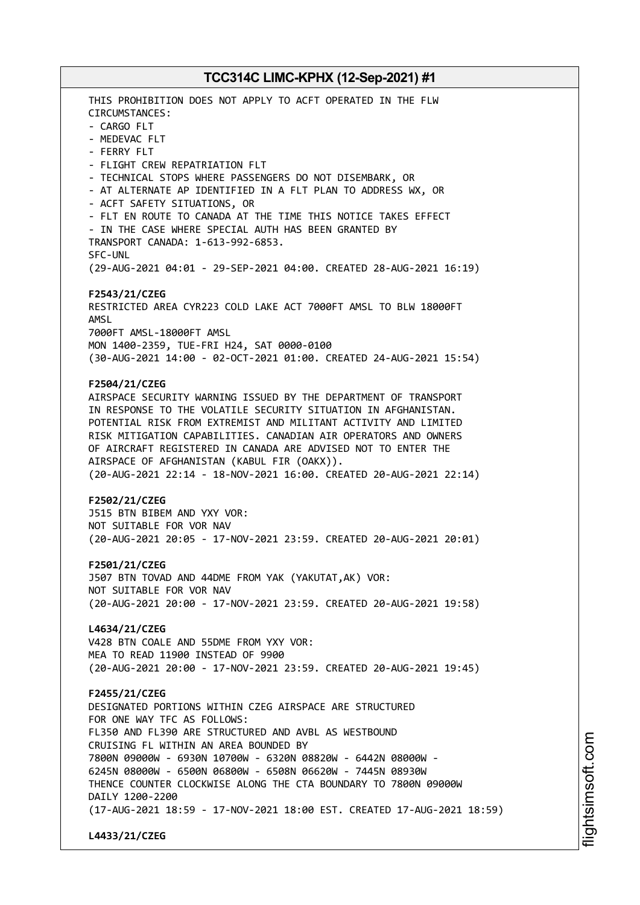THIS PROHIBITION DOES NOT APPLY TO ACFT OPERATED IN THE FLW CIRCUMSTANCES:
- CARGO FLT
- MEDEVAC FLT
- FERRY FLT
- FLIGHT CREW REPATRIATION FLT
- TECHNICAL STOPS WHERE PASSENGERS DO NOT DISEMBARK, OR
- AT ALTERNATE AP IDENTIFIED IN A FLT PLAN TO ADDRESS WX, OR
- ACFT SAFETY SITUATIONS, OR
- FLT EN ROUTE TO CANADA AT THE TIME THIS NOTICE TAKES EFFECT
- IN THE CASE WHERE SPECIAL AUTH HAS BEEN GRANTED BY TRANSPORT CANADA: 1-613-992-6853.

SFC-UNL
(29-AUG-2021 04:01 - 29-SEP-2021 04:00. CREATED 28-AUG-2021 16:19)

**F2543/21/CZEG**
RESTRICTED AREA CYR223 COLD LAKE ACT 7000FT AMSL TO BLW 18000FT AMSL
7000FT AMSL-18000FT AMSL
MON 1400-2359, TUE-FRI H24, SAT 0000-0100
(30-AUG-2021 14:00 - 02-OCT-2021 01:00. CREATED 24-AUG-2021 15:54)

**F2504/21/CZEG**
AIRSPACE SECURITY WARNING ISSUED BY THE DEPARTMENT OF TRANSPORT IN RESPONSE TO THE VOLATILE SECURITY SITUATION IN AFGHANISTAN. POTENTIAL RISK FROM EXTREMIST AND MILITANT ACTIVITY AND LIMITED RISK MITIGATION CAPABILITIES. CANADIAN AIR OPERATORS AND OWNERS OF AIRCRAFT REGISTERED IN CANADA ARE ADVISED NOT TO ENTER THE AIRSPACE OF AFGHANISTAN (KABUL FIR (OAKX)).
(20-AUG-2021 22:14 - 18-NOV-2021 16:00. CREATED 20-AUG-2021 22:14)

**F2502/21/CZEG**
J515 BTN BIBEM AND YXY VOR:
NOT SUITABLE FOR VOR NAV
(20-AUG-2021 20:05 - 17-NOV-2021 23:59. CREATED 20-AUG-2021 20:01)

**F2501/21/CZEG**
J507 BTN TOVAD AND 44DME FROM YAK (YAKUTAT,AK) VOR:
NOT SUITABLE FOR VOR NAV
(20-AUG-2021 20:00 - 17-NOV-2021 23:59. CREATED 20-AUG-2021 19:58)

**L4634/21/CZEG**
V428 BTN COALE AND 55DME FROM YXY VOR:
MEA TO READ 11900 INSTEAD OF 9900
(20-AUG-2021 20:00 - 17-NOV-2021 23:59. CREATED 20-AUG-2021 19:45)

**F2455/21/CZEG**
DESIGNATED PORTIONS WITHIN CZEG AIRSPACE ARE STRUCTURED FOR ONE WAY TFC AS FOLLOWS:
FL350 AND FL390 ARE STRUCTURED AND AVBL AS WESTBOUND CRUISING FL WITHIN AN AREA BOUNDED BY
7800N 09000W - 6930N 10700W - 6320N 08820W - 6442N 08000W - 6245N 08000W - 6500N 06800W - 6508N 06620W - 7445N 08930W
THENCE COUNTER CLOCKWISE ALONG THE CTA BOUNDARY TO 7800N 09000W
DAILY 1200-2200
(17-AUG-2021 18:59 - 17-NOV-2021 18:00 EST. CREATED 17-AUG-2021 18:59)

**L4433/21/CZEG**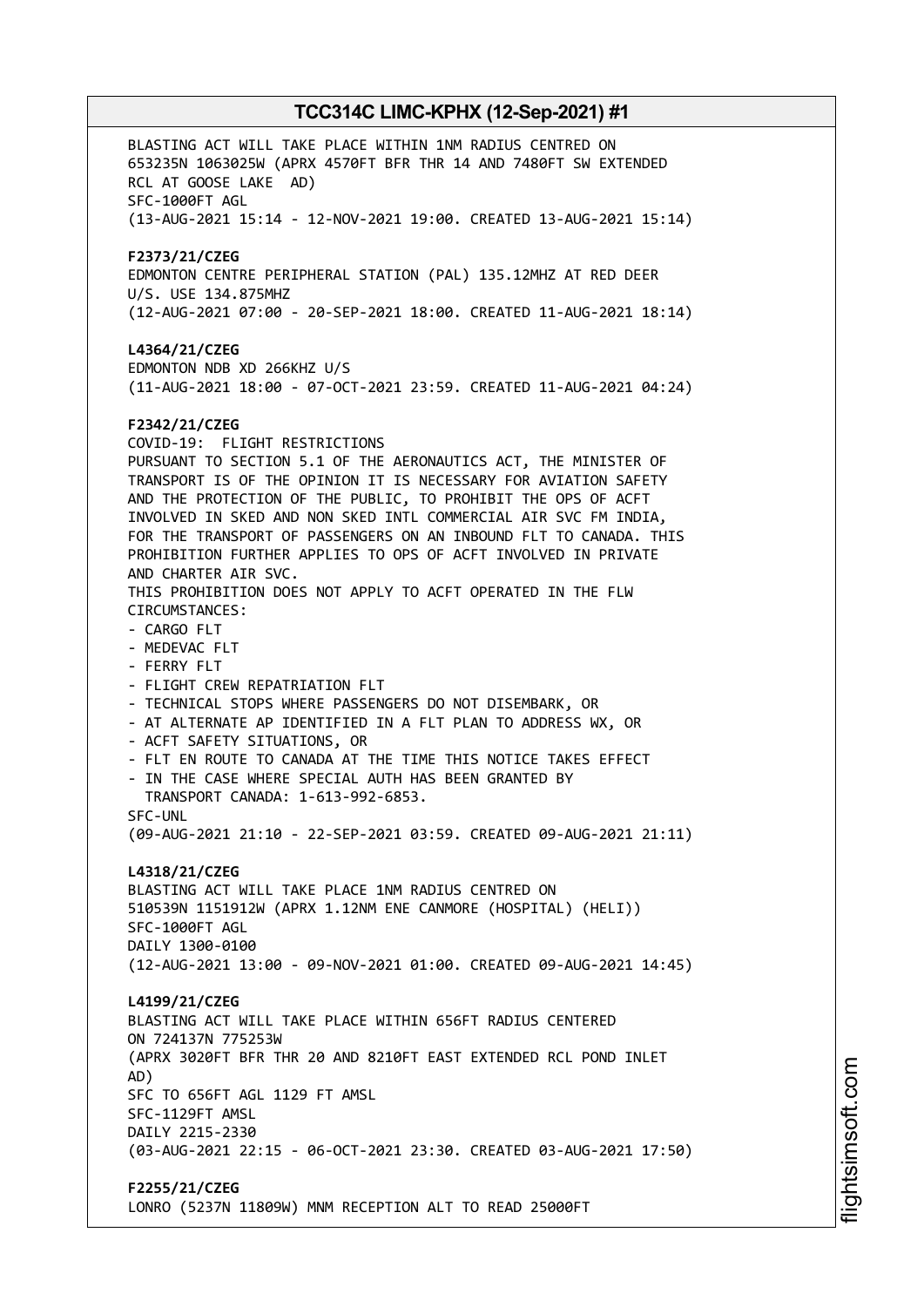BLASTING ACT WILL TAKE PLACE WITHIN 1NM RADIUS CENTRED ON
653235N 1063025W (APRX 4570FT BFR THR 14 AND 7480FT SW EXTENDED
RCL AT GOOSE LAKE AD)
SFC-1000FT AGL
(13-AUG-2021 15:14 - 12-NOV-2021 19:00. CREATED 13-AUG-2021 15:14)

**F2373/21/CZEG**
EDMONTON CENTRE PERIPHERAL STATION (PAL) 135.12MHZ AT RED DEER
U/S. USE 134.875MHZ
(12-AUG-2021 07:00 - 20-SEP-2021 18:00. CREATED 11-AUG-2021 18:14)

**L4364/21/CZEG**
EDMONTON NDB XD 266KHZ U/S
(11-AUG-2021 18:00 - 07-OCT-2021 23:59. CREATED 11-AUG-2021 04:24)

**F2342/21/CZEG**
COVID-19: FLIGHT RESTRICTIONS
PURSUANT TO SECTION 5.1 OF THE AERONAUTICS ACT, THE MINISTER OF
TRANSPORT IS OF THE OPINION IT IS NECESSARY FOR AVIATION SAFETY
AND THE PROTECTION OF THE PUBLIC, TO PROHIBIT THE OPS OF ACFT
INVOLVED IN SKED AND NON SKED INTL COMMERCIAL AIR SVC FM INDIA,
FOR THE TRANSPORT OF PASSENGERS ON AN INBOUND FLT TO CANADA. THIS
PROHIBITION FURTHER APPLIES TO OPS OF ACFT INVOLVED IN PRIVATE
AND CHARTER AIR SVC.
THIS PROHIBITION DOES NOT APPLY TO ACFT OPERATED IN THE FLW
CIRCUMSTANCES:
- CARGO FLT
- MEDEVAC FLT
- FERRY FLT
- FLIGHT CREW REPATRIATION FLT
- TECHNICAL STOPS WHERE PASSENGERS DO NOT DISEMBARK, OR
- AT ALTERNATE AP IDENTIFIED IN A FLT PLAN TO ADDRESS WX, OR
- ACFT SAFETY SITUATIONS, OR
- FLT EN ROUTE TO CANADA AT THE TIME THIS NOTICE TAKES EFFECT
- IN THE CASE WHERE SPECIAL AUTH HAS BEEN GRANTED BY
  TRANSPORT CANADA: 1-613-992-6853.

SFC-UNL
(09-AUG-2021 21:10 - 22-SEP-2021 03:59. CREATED 09-AUG-2021 21:11)

**L4318/21/CZEG**
BLASTING ACT WILL TAKE PLACE 1NM RADIUS CENTRED ON
510539N 1151912W (APRX 1.12NM ENE CANMORE (HOSPITAL) (HELI))
SFC-1000FT AGL
DAILY 1300-0100
(12-AUG-2021 13:00 - 09-NOV-2021 01:00. CREATED 09-AUG-2021 14:45)

**L4199/21/CZEG**
BLASTING ACT WILL TAKE PLACE WITHIN 656FT RADIUS CENTERED
ON 724137N 775253W
(APRX 3020FT BFR THR 20 AND 8210FT EAST EXTENDED RCL POND INLET
AD)
SFC TO 656FT AGL 1129 FT AMSL
SFC-1129FT AMSL
DAILY 2215-2330
(03-AUG-2021 22:15 - 06-OCT-2021 23:30. CREATED 03-AUG-2021 17:50)

**F2255/21/CZEG**
LONRO (5237N 11809W) MNM RECEPTION ALT TO READ 25000FT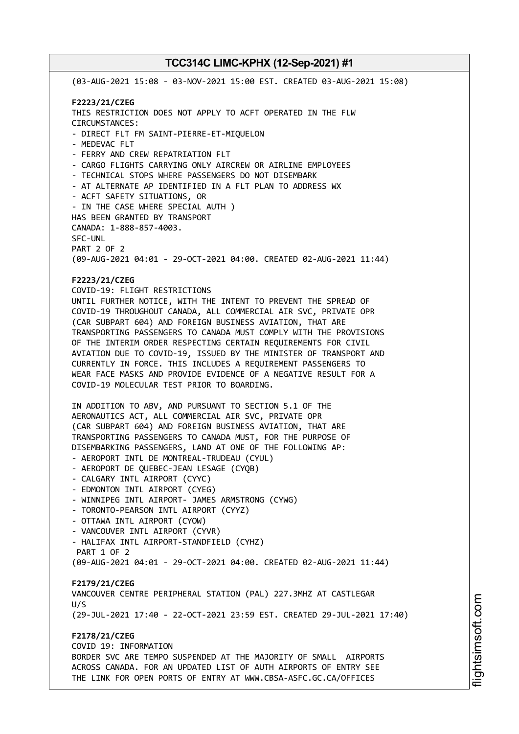(03-AUG-2021 15:08 - 03-NOV-2021 15:00 EST. CREATED 03-AUG-2021 15:08)

**F2223/21/CZEG**
THIS RESTRICTION DOES NOT APPLY TO ACFT OPERATED IN THE FLW
CIRCUMSTANCES:
- DIRECT FLT FM SAINT-PIERRE-ET-MIQUELON
- MEDEVAC FLT
- FERRY AND CREW REPATRIATION FLT
- CARGO FLIGHTS CARRYING ONLY AIRCREW OR AIRLINE EMPLOYEES
- TECHNICAL STOPS WHERE PASSENGERS DO NOT DISEMBARK
- AT ALTERNATE AP IDENTIFIED IN A FLT PLAN TO ADDRESS WX
- ACFT SAFETY SITUATIONS, OR
- IN THE CASE WHERE SPECIAL AUTH )
HAS BEEN GRANTED BY TRANSPORT
CANADA: 1-888-857-4003.
SFC-UNL
PART 2 OF 2
(09-AUG-2021 04:01 - 29-OCT-2021 04:00. CREATED 02-AUG-2021 11:44)

**F2223/21/CZEG**
COVID-19: FLIGHT RESTRICTIONS
UNTIL FURTHER NOTICE, WITH THE INTENT TO PREVENT THE SPREAD OF
COVID-19 THROUGHOUT CANADA, ALL COMMERCIAL AIR SVC, PRIVATE OPR
(CAR SUBPART 604) AND FOREIGN BUSINESS AVIATION, THAT ARE
TRANSPORTING PASSENGERS TO CANADA MUST COMPLY WITH THE PROVISIONS
OF THE INTERIM ORDER RESPECTING CERTAIN REQUIREMENTS FOR CIVIL
AVIATION DUE TO COVID-19, ISSUED BY THE MINISTER OF TRANSPORT AND
CURRENTLY IN FORCE. THIS INCLUDES A REQUIREMENT PASSENGERS TO
WEAR FACE MASKS AND PROVIDE EVIDENCE OF A NEGATIVE RESULT FOR A
COVID-19 MOLECULAR TEST PRIOR TO BOARDING.

IN ADDITION TO ABV, AND PURSUANT TO SECTION 5.1 OF THE
AERONAUTICS ACT, ALL COMMERCIAL AIR SVC, PRIVATE OPR
(CAR SUBPART 604) AND FOREIGN BUSINESS AVIATION, THAT ARE
TRANSPORTING PASSENGERS TO CANADA MUST, FOR THE PURPOSE OF
DISEMBARKING PASSENGERS, LAND AT ONE OF THE FOLLOWING AP:
- AEROPORT INTL DE MONTREAL-TRUDEAU (CYUL)
- AEROPORT DE QUEBEC-JEAN LESAGE (CYQB)
- CALGARY INTL AIRPORT (CYYC)
- EDMONTON INTL AIRPORT (CYEG)
- WINNIPEG INTL AIRPORT- JAMES ARMSTRONG (CYWG)
- TORONTO-PEARSON INTL AIRPORT (CYYZ)
- OTTAWA INTL AIRPORT (CYOW)
- VANCOUVER INTL AIRPORT (CYVR)
- HALIFAX INTL AIRPORT-STANDFIELD (CYHZ)
PART 1 OF 2
(09-AUG-2021 04:01 - 29-OCT-2021 04:00. CREATED 02-AUG-2021 11:44)

**F2179/21/CZEG**
VANCOUVER CENTRE PERIPHERAL STATION (PAL) 227.3MHZ AT CASTLEGAR
U/S
(29-JUL-2021 17:40 - 22-OCT-2021 23:59 EST. CREATED 29-JUL-2021 17:40)

**F2178/21/CZEG**
COVID 19: INFORMATION
BORDER SVC ARE TEMPO SUSPENDED AT THE MAJORITY OF SMALL AIRPORTS
ACROSS CANADA. FOR AN UPDATED LIST OF AUTH AIRPORTS OF ENTRY SEE
THE LINK FOR OPEN PORTS OF ENTRY AT WWW.CBSA-ASFC.GC.CA/OFFICES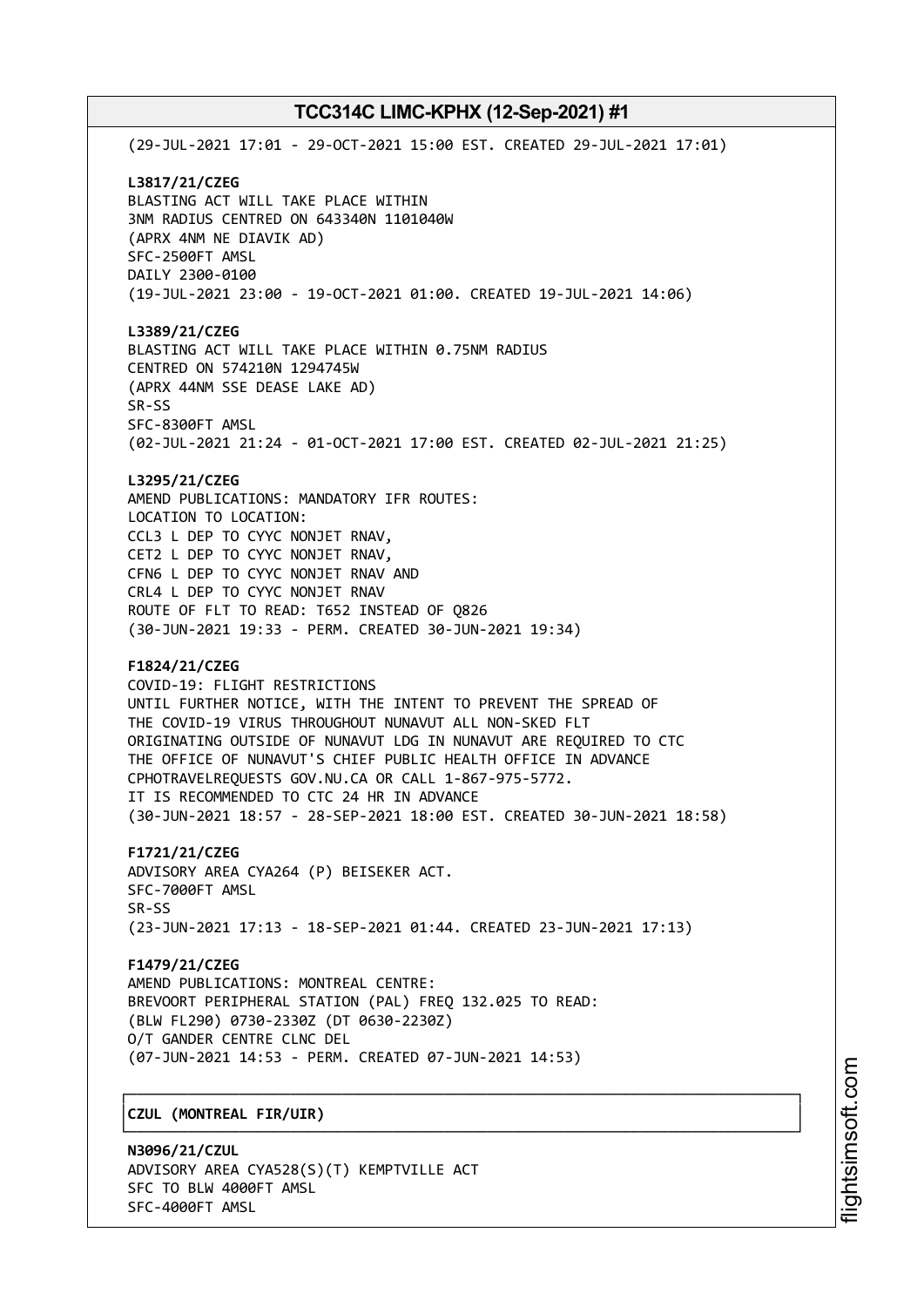(29-JUL-2021 17:01 - 29-OCT-2021 15:00 EST. CREATED 29-JUL-2021 17:01)

**L3817/21/CZEG**
BLASTING ACT WILL TAKE PLACE WITHIN
3NM RADIUS CENTRED ON 643340N 1101040W
(APRX 4NM NE DIAVIK AD)
SFC-2500FT AMSL
DAILY 2300-0100
(19-JUL-2021 23:00 - 19-OCT-2021 01:00. CREATED 19-JUL-2021 14:06)

**L3389/21/CZEG**
BLASTING ACT WILL TAKE PLACE WITHIN 0.75NM RADIUS
CENTRED ON 574210N 1294745W
(APRX 44NM SSE DEASE LAKE AD)
SR-SS
SFC-8300FT AMSL
(02-JUL-2021 21:24 - 01-OCT-2021 17:00 EST. CREATED 02-JUL-2021 21:25)

**L3295/21/CZEG**
AMEND PUBLICATIONS: MANDATORY IFR ROUTES:
LOCATION TO LOCATION:
CCL3 L DEP TO CYYC NONJET RNAV,
CET2 L DEP TO CYYC NONJET RNAV,
CFN6 L DEP TO CYYC NONJET RNAV AND
CRL4 L DEP TO CYYC NONJET RNAV
ROUTE OF FLT TO READ: T652 INSTEAD OF Q826
(30-JUN-2021 19:33 - PERM. CREATED 30-JUN-2021 19:34)

**F1824/21/CZEG**
COVID-19: FLIGHT RESTRICTIONS
UNTIL FURTHER NOTICE, WITH THE INTENT TO PREVENT THE SPREAD OF
THE COVID-19 VIRUS THROUGHOUT NUNAVUT ALL NON-SKED FLT
ORIGINATING OUTSIDE OF NUNAVUT LDG IN NUNAVUT ARE REQUIRED TO CTC
THE OFFICE OF NUNAVUT'S CHIEF PUBLIC HEALTH OFFICE IN ADVANCE
CPHOTRAVELREQUESTS GOV.NU.CA OR CALL 1-867-975-5772.
IT IS RECOMMENDED TO CTC 24 HR IN ADVANCE
(30-JUN-2021 18:57 - 28-SEP-2021 18:00 EST. CREATED 30-JUN-2021 18:58)

**F1721/21/CZEG**
ADVISORY AREA CYA264 (P) BEISEKER ACT.
SFC-7000FT AMSL
SR-SS
(23-JUN-2021 17:13 - 18-SEP-2021 01:44. CREATED 23-JUN-2021 17:13)

**F1479/21/CZEG**
AMEND PUBLICATIONS: MONTREAL CENTRE:
BREVOORT PERIPHERAL STATION (PAL) FREQ 132.025 TO READ:
(BLW FL290) 0730-2330Z (DT 0630-2230Z)
O/T GANDER CENTRE CLNC DEL
(07-JUN-2021 14:53 - PERM. CREATED 07-JUN-2021 14:53)

## CZUL (MONTREAL FIR/UIR)

**N3096/21/CZUL**
ADVISORY AREA CYA528(S)(T) KEMPTVILLE ACT
SFC TO BLW 4000FT AMSL
SFC-4000FT AMSL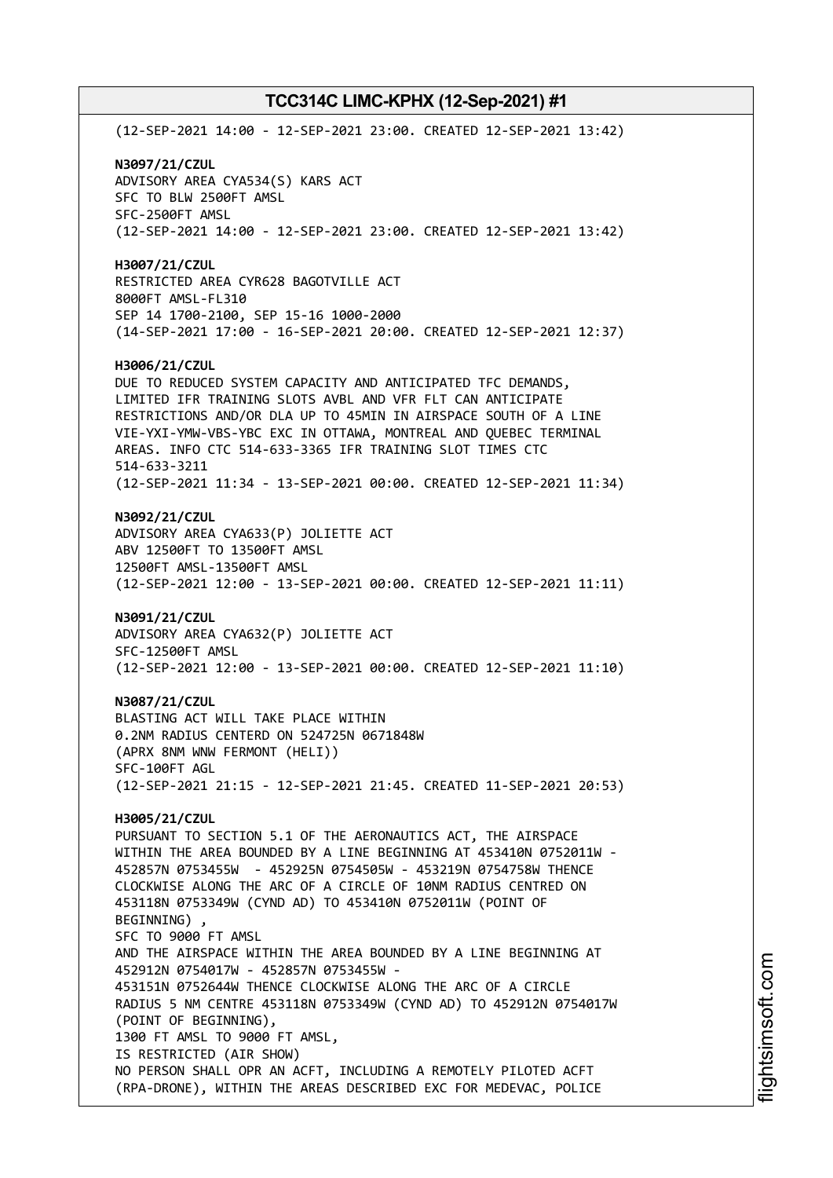(12-SEP-2021 14:00 - 12-SEP-2021 23:00. CREATED 12-SEP-2021 13:42)

**N3097/21/CZUL**
ADVISORY AREA CYA534(S) KARS ACT
SFC TO BLW 2500FT AMSL
SFC-2500FT AMSL
(12-SEP-2021 14:00 - 12-SEP-2021 23:00. CREATED 12-SEP-2021 13:42)

**H3007/21/CZUL**
RESTRICTED AREA CYR628 BAGOTVILLE ACT
8000FT AMSL-FL310
SEP 14 1700-2100, SEP 15-16 1000-2000
(14-SEP-2021 17:00 - 16-SEP-2021 20:00. CREATED 12-SEP-2021 12:37)

**H3006/21/CZUL**
DUE TO REDUCED SYSTEM CAPACITY AND ANTICIPATED TFC DEMANDS,
LIMITED IFR TRAINING SLOTS AVBL AND VFR FLT CAN ANTICIPATE
RESTRICTIONS AND/OR DLA UP TO 45MIN IN AIRSPACE SOUTH OF A LINE
VIE-YXI-YMW-VBS-YBC EXC IN OTTAWA, MONTREAL AND QUEBEC TERMINAL
AREAS. INFO CTC 514-633-3365 IFR TRAINING SLOT TIMES CTC
514-633-3211
(12-SEP-2021 11:34 - 13-SEP-2021 00:00. CREATED 12-SEP-2021 11:34)

**N3092/21/CZUL**
ADVISORY AREA CYA633(P) JOLIETTE ACT
ABV 12500FT TO 13500FT AMSL
12500FT AMSL-13500FT AMSL
(12-SEP-2021 12:00 - 13-SEP-2021 00:00. CREATED 12-SEP-2021 11:11)

**N3091/21/CZUL**
ADVISORY AREA CYA632(P) JOLIETTE ACT
SFC-12500FT AMSL
(12-SEP-2021 12:00 - 13-SEP-2021 00:00. CREATED 12-SEP-2021 11:10)

**N3087/21/CZUL**
BLASTING ACT WILL TAKE PLACE WITHIN
0.2NM RADIUS CENTERD ON 524725N 0671848W
(APRX 8NM WNW FERMONT (HELI))
SFC-100FT AGL
(12-SEP-2021 21:15 - 12-SEP-2021 21:45. CREATED 11-SEP-2021 20:53)

**H3005/21/CZUL**
PURSUANT TO SECTION 5.1 OF THE AERONAUTICS ACT, THE AIRSPACE
WITHIN THE AREA BOUNDED BY A LINE BEGINNING AT 453410N 0752011W -
452857N 0753455W - 452925N 0754505W - 453219N 0754758W THENCE
CLOCKWISE ALONG THE ARC OF A CIRCLE OF 10NM RADIUS CENTRED ON
453118N 0753349W (CYND AD) TO 453410N 0752011W (POINT OF
BEGINNING) ,
SFC TO 9000 FT AMSL
AND THE AIRSPACE WITHIN THE AREA BOUNDED BY A LINE BEGINNING AT
452912N 0754017W - 452857N 0753455W -
453151N 0752644W THENCE CLOCKWISE ALONG THE ARC OF A CIRCLE
RADIUS 5 NM CENTRE 453118N 0753349W (CYND AD) TO 452912N 0754017W
(POINT OF BEGINNING),
1300 FT AMSL TO 9000 FT AMSL,
IS RESTRICTED (AIR SHOW)
NO PERSON SHALL OPR AN ACFT, INCLUDING A REMOTELY PILOTED ACFT
(RPA-DRONE), WITHIN THE AREAS DESCRIBED EXC FOR MEDEVAC, POLICE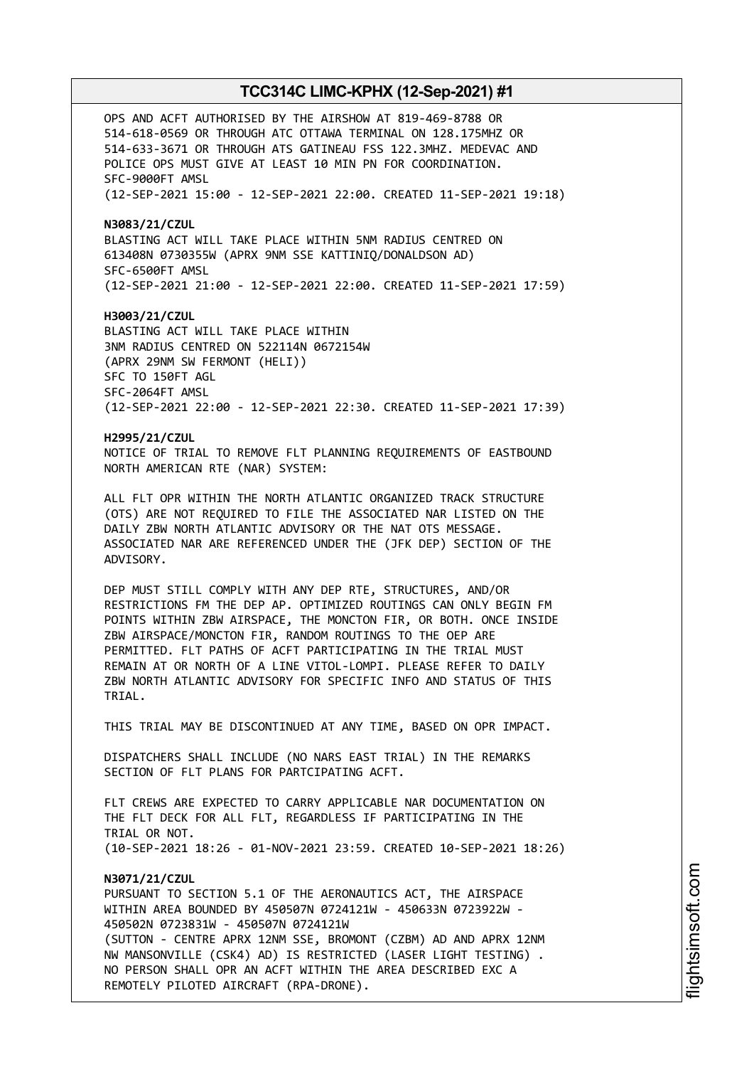OPS AND ACFT AUTHORISED BY THE AIRSHOW AT 819-469-8788 OR
514-618-0569 OR THROUGH ATC OTTAWA TERMINAL ON 128.175MHZ OR
514-633-3671 OR THROUGH ATS GATINEAU FSS 122.3MHZ. MEDEVAC AND
POLICE OPS MUST GIVE AT LEAST 10 MIN PN FOR COORDINATION.
SFC-9000FT AMSL
(12-SEP-2021 15:00 - 12-SEP-2021 22:00. CREATED 11-SEP-2021 19:18)

**N3083/21/CZUL**
BLASTING ACT WILL TAKE PLACE WITHIN 5NM RADIUS CENTRED ON
613408N 0730355W (APRX 9NM SSE KATTINIQ/DONALDSON AD)
SFC-6500FT AMSL
(12-SEP-2021 21:00 - 12-SEP-2021 22:00. CREATED 11-SEP-2021 17:59)

**H3003/21/CZUL**
BLASTING ACT WILL TAKE PLACE WITHIN
3NM RADIUS CENTRED ON 522114N 0672154W
(APRX 29NM SW FERMONT (HELI))
SFC TO 150FT AGL
SFC-2064FT AMSL
(12-SEP-2021 22:00 - 12-SEP-2021 22:30. CREATED 11-SEP-2021 17:39)

**H2995/21/CZUL**
NOTICE OF TRIAL TO REMOVE FLT PLANNING REQUIREMENTS OF EASTBOUND
NORTH AMERICAN RTE (NAR) SYSTEM:

ALL FLT OPR WITHIN THE NORTH ATLANTIC ORGANIZED TRACK STRUCTURE
(OTS) ARE NOT REQUIRED TO FILE THE ASSOCIATED NAR LISTED ON THE
DAILY ZBW NORTH ATLANTIC ADVISORY OR THE NAT OTS MESSAGE.
ASSOCIATED NAR ARE REFERENCED UNDER THE (JFK DEP) SECTION OF THE
ADVISORY.

DEP MUST STILL COMPLY WITH ANY DEP RTE, STRUCTURES, AND/OR
RESTRICTIONS FM THE DEP AP. OPTIMIZED ROUTINGS CAN ONLY BEGIN FM
POINTS WITHIN ZBW AIRSPACE, THE MONCTON FIR, OR BOTH. ONCE INSIDE
ZBW AIRSPACE/MONCTON FIR, RANDOM ROUTINGS TO THE OEP ARE
PERMITTED. FLT PATHS OF ACFT PARTICIPATING IN THE TRIAL MUST
REMAIN AT OR NORTH OF A LINE VITOL-LOMPI. PLEASE REFER TO DAILY
ZBW NORTH ATLANTIC ADVISORY FOR SPECIFIC INFO AND STATUS OF THIS
TRIAL.

THIS TRIAL MAY BE DISCONTINUED AT ANY TIME, BASED ON OPR IMPACT.

DISPATCHERS SHALL INCLUDE (NO NARS EAST TRIAL) IN THE REMARKS
SECTION OF FLT PLANS FOR PARTCIPATING ACFT.

FLT CREWS ARE EXPECTED TO CARRY APPLICABLE NAR DOCUMENTATION ON
THE FLT DECK FOR ALL FLT, REGARDLESS IF PARTICIPATING IN THE
TRIAL OR NOT.
(10-SEP-2021 18:26 - 01-NOV-2021 23:59. CREATED 10-SEP-2021 18:26)

**N3071/21/CZUL**
PURSUANT TO SECTION 5.1 OF THE AERONAUTICS ACT, THE AIRSPACE
WITHIN AREA BOUNDED BY 450507N 0724121W - 450633N 0723922W -
450502N 0723831W - 450507N 0724121W
(SUTTON - CENTRE APRX 12NM SSE, BROMONT (CZBM) AD AND APRX 12NM
NW MANSONVILLE (CSK4) AD) IS RESTRICTED (LASER LIGHT TESTING) .
NO PERSON SHALL OPR AN ACFT WITHIN THE AREA DESCRIBED EXC A
REMOTELY PILOTED AIRCRAFT (RPA-DRONE).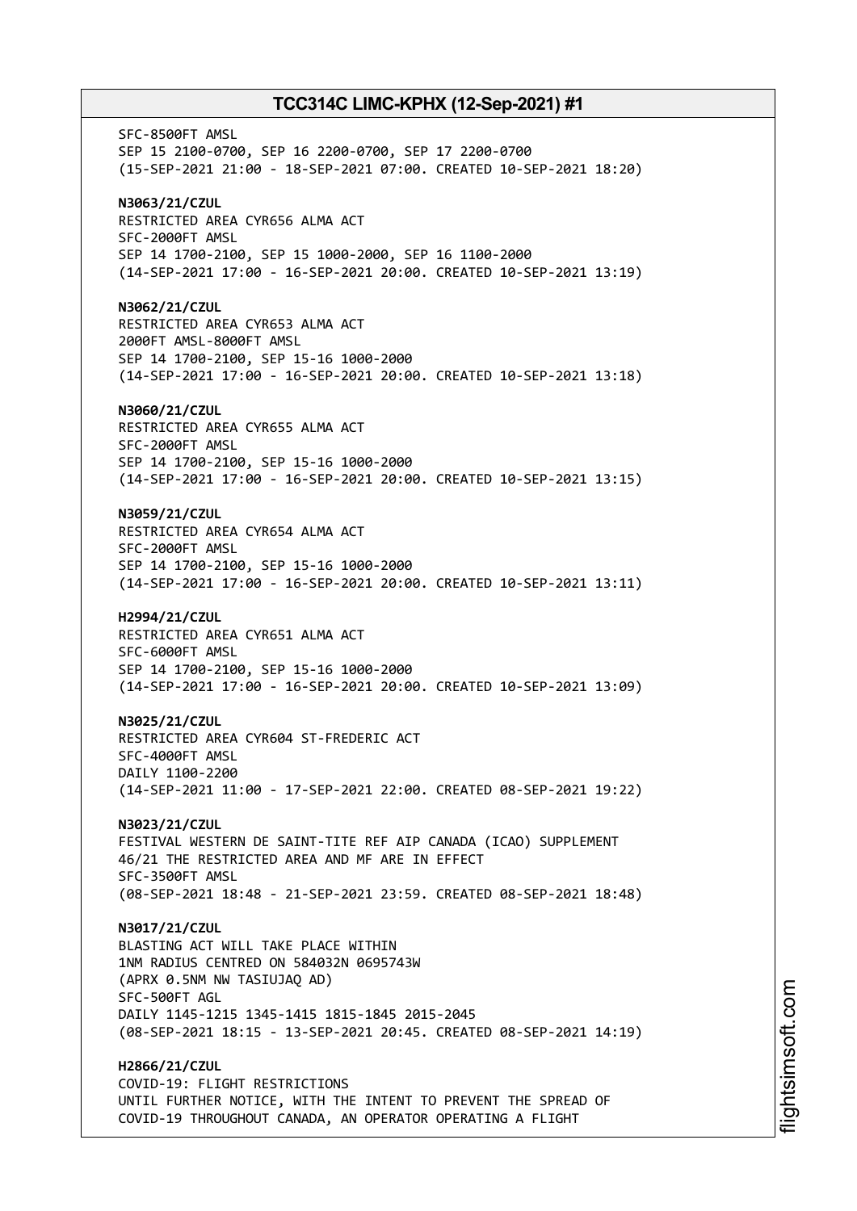SFC-8500FT AMSL
SEP 15 2100-0700, SEP 16 2200-0700, SEP 17 2200-0700
(15-SEP-2021 21:00 - 18-SEP-2021 07:00. CREATED 10-SEP-2021 18:20)

**N3063/21/CZUL**
RESTRICTED AREA CYR656 ALMA ACT
SFC-2000FT AMSL
SEP 14 1700-2100, SEP 15 1000-2000, SEP 16 1100-2000
(14-SEP-2021 17:00 - 16-SEP-2021 20:00. CREATED 10-SEP-2021 13:19)

**N3062/21/CZUL**
RESTRICTED AREA CYR653 ALMA ACT
2000FT AMSL-8000FT AMSL
SEP 14 1700-2100, SEP 15-16 1000-2000
(14-SEP-2021 17:00 - 16-SEP-2021 20:00. CREATED 10-SEP-2021 13:18)

**N3060/21/CZUL**
RESTRICTED AREA CYR655 ALMA ACT
SFC-2000FT AMSL
SEP 14 1700-2100, SEP 15-16 1000-2000
(14-SEP-2021 17:00 - 16-SEP-2021 20:00. CREATED 10-SEP-2021 13:15)

**N3059/21/CZUL**
RESTRICTED AREA CYR654 ALMA ACT
SFC-2000FT AMSL
SEP 14 1700-2100, SEP 15-16 1000-2000
(14-SEP-2021 17:00 - 16-SEP-2021 20:00. CREATED 10-SEP-2021 13:11)

**H2994/21/CZUL**
RESTRICTED AREA CYR651 ALMA ACT
SFC-6000FT AMSL
SEP 14 1700-2100, SEP 15-16 1000-2000
(14-SEP-2021 17:00 - 16-SEP-2021 20:00. CREATED 10-SEP-2021 13:09)

**N3025/21/CZUL**
RESTRICTED AREA CYR604 ST-FREDERIC ACT
SFC-4000FT AMSL
DAILY 1100-2200
(14-SEP-2021 11:00 - 17-SEP-2021 22:00. CREATED 08-SEP-2021 19:22)

**N3023/21/CZUL**
FESTIVAL WESTERN DE SAINT-TITE REF AIP CANADA (ICAO) SUPPLEMENT
46/21 THE RESTRICTED AREA AND MF ARE IN EFFECT
SFC-3500FT AMSL
(08-SEP-2021 18:48 - 21-SEP-2021 23:59. CREATED 08-SEP-2021 18:48)

**N3017/21/CZUL**
BLASTING ACT WILL TAKE PLACE WITHIN
1NM RADIUS CENTRED ON 584032N 0695743W
(APRX 0.5NM NW TASIUJAQ AD)
SFC-500FT AGL
DAILY 1145-1215 1345-1415 1815-1845 2015-2045
(08-SEP-2021 18:15 - 13-SEP-2021 20:45. CREATED 08-SEP-2021 14:19)

**H2866/21/CZUL**
COVID-19: FLIGHT RESTRICTIONS
UNTIL FURTHER NOTICE, WITH THE INTENT TO PREVENT THE SPREAD OF
COVID-19 THROUGHOUT CANADA, AN OPERATOR OPERATING A FLIGHT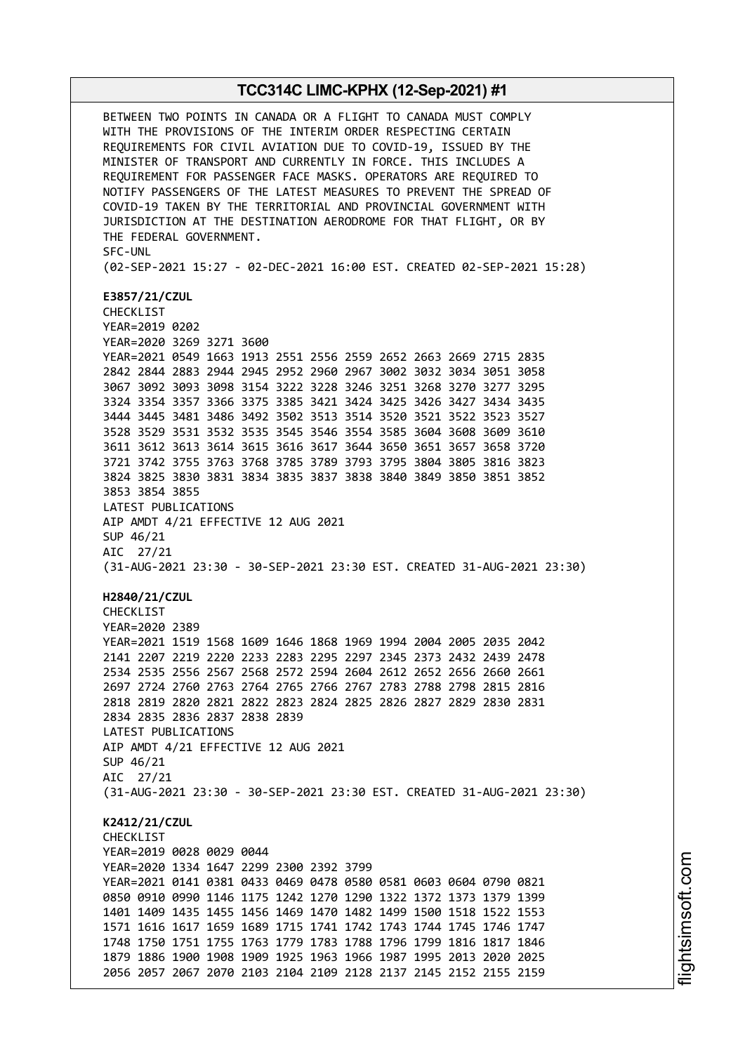BETWEEN TWO POINTS IN CANADA OR A FLIGHT TO CANADA MUST COMPLY WITH THE PROVISIONS OF THE INTERIM ORDER RESPECTING CERTAIN REQUIREMENTS FOR CIVIL AVIATION DUE TO COVID-19, ISSUED BY THE MINISTER OF TRANSPORT AND CURRENTLY IN FORCE. THIS INCLUDES A REQUIREMENT FOR PASSENGER FACE MASKS. OPERATORS ARE REQUIRED TO NOTIFY PASSENGERS OF THE LATEST MEASURES TO PREVENT THE SPREAD OF COVID-19 TAKEN BY THE TERRITORIAL AND PROVINCIAL GOVERNMENT WITH JURISDICTION AT THE DESTINATION AERODROME FOR THAT FLIGHT, OR BY THE FEDERAL GOVERNMENT.
SFC-UNL
(02-SEP-2021 15:27 - 02-DEC-2021 16:00 EST. CREATED 02-SEP-2021 15:28)

**E3857/21/CZUL**
CHECKLIST
YEAR=2019 0202
YEAR=2020 3269 3271 3600
YEAR=2021 0549 1663 1913 2551 2556 2559 2652 2663 2669 2715 2835 2842 2844 2883 2944 2945 2952 2960 2967 3002 3032 3034 3051 3058 3067 3092 3093 3098 3154 3222 3228 3246 3251 3268 3270 3277 3295 3324 3354 3357 3366 3375 3385 3421 3424 3425 3426 3427 3434 3435 3444 3445 3481 3486 3492 3502 3513 3514 3520 3521 3522 3523 3527 3528 3529 3531 3532 3535 3545 3546 3554 3585 3604 3608 3609 3610 3611 3612 3613 3614 3615 3616 3617 3644 3650 3651 3657 3658 3720 3721 3742 3755 3763 3768 3785 3789 3793 3795 3804 3805 3816 3823 3824 3825 3830 3831 3834 3835 3837 3838 3840 3849 3850 3851 3852 3853 3854 3855
LATEST PUBLICATIONS
AIP AMDT 4/21 EFFECTIVE 12 AUG 2021
SUP 46/21
AIC 27/21
(31-AUG-2021 23:30 - 30-SEP-2021 23:30 EST. CREATED 31-AUG-2021 23:30)

**H2840/21/CZUL**
CHECKLIST
YEAR=2020 2389
YEAR=2021 1519 1568 1609 1646 1868 1969 1994 2004 2005 2035 2042 2141 2207 2219 2220 2233 2283 2295 2297 2345 2373 2432 2439 2478 2534 2535 2556 2567 2568 2572 2594 2604 2612 2652 2656 2660 2661 2697 2724 2760 2763 2764 2765 2766 2767 2783 2788 2798 2815 2816 2818 2819 2820 2821 2822 2823 2824 2825 2826 2827 2829 2830 2831 2834 2835 2836 2837 2838 2839
LATEST PUBLICATIONS
AIP AMDT 4/21 EFFECTIVE 12 AUG 2021
SUP 46/21
AIC 27/21
(31-AUG-2021 23:30 - 30-SEP-2021 23:30 EST. CREATED 31-AUG-2021 23:30)

**K2412/21/CZUL**
CHECKLIST
YEAR=2019 0028 0029 0044
YEAR=2020 1334 1647 2299 2300 2392 3799
YEAR=2021 0141 0381 0433 0469 0478 0580 0581 0603 0604 0790 0821 0850 0910 0990 1146 1175 1242 1270 1290 1322 1372 1373 1379 1399 1401 1409 1435 1455 1456 1469 1470 1482 1499 1500 1518 1522 1553 1571 1616 1617 1659 1689 1715 1741 1742 1743 1744 1745 1746 1747 1748 1750 1751 1755 1763 1779 1783 1788 1796 1799 1816 1817 1846 1879 1886 1900 1908 1909 1925 1963 1966 1987 1995 2013 2020 2025 2056 2057 2067 2070 2103 2104 2109 2128 2137 2145 2152 2155 2159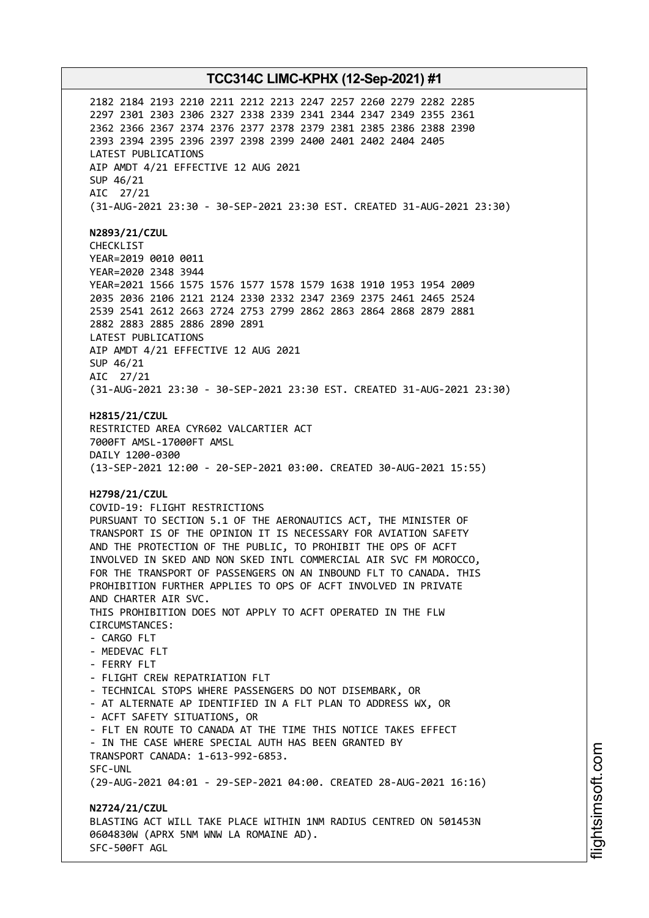2182 2184 2193 2210 2211 2212 2213 2247 2257 2260 2279 2282 2285
2297 2301 2303 2306 2327 2338 2339 2341 2344 2347 2349 2355 2361
2362 2366 2367 2374 2376 2377 2378 2379 2381 2385 2386 2388 2390
2393 2394 2395 2396 2397 2398 2399 2400 2401 2402 2404 2405
LATEST PUBLICATIONS
AIP AMDT 4/21 EFFECTIVE 12 AUG 2021
SUP 46/21
AIC 27/21
(31-AUG-2021 23:30 - 30-SEP-2021 23:30 EST. CREATED 31-AUG-2021 23:30)

**N2893/21/CZUL**
CHECKLIST
YEAR=2019 0010 0011
YEAR=2020 2348 3944
YEAR=2021 1566 1575 1576 1577 1578 1579 1638 1910 1953 1954 2009
2035 2036 2106 2121 2124 2330 2332 2347 2369 2375 2461 2465 2524
2539 2541 2612 2663 2724 2753 2799 2862 2863 2864 2868 2879 2881
2882 2883 2885 2886 2890 2891
LATEST PUBLICATIONS
AIP AMDT 4/21 EFFECTIVE 12 AUG 2021
SUP 46/21
AIC 27/21
(31-AUG-2021 23:30 - 30-SEP-2021 23:30 EST. CREATED 31-AUG-2021 23:30)

**H2815/21/CZUL**
RESTRICTED AREA CYR602 VALCARTIER ACT
7000FT AMSL-17000FT AMSL
DAILY 1200-0300
(13-SEP-2021 12:00 - 20-SEP-2021 03:00. CREATED 30-AUG-2021 15:55)

**H2798/21/CZUL**
COVID-19: FLIGHT RESTRICTIONS
PURSUANT TO SECTION 5.1 OF THE AERONAUTICS ACT, THE MINISTER OF
TRANSPORT IS OF THE OPINION IT IS NECESSARY FOR AVIATION SAFETY
AND THE PROTECTION OF THE PUBLIC, TO PROHIBIT THE OPS OF ACFT
INVOLVED IN SKED AND NON SKED INTL COMMERCIAL AIR SVC FM MOROCCO,
FOR THE TRANSPORT OF PASSENGERS ON AN INBOUND FLT TO CANADA. THIS
PROHIBITION FURTHER APPLIES TO OPS OF ACFT INVOLVED IN PRIVATE
AND CHARTER AIR SVC.
THIS PROHIBITION DOES NOT APPLY TO ACFT OPERATED IN THE FLW
CIRCUMSTANCES:
- CARGO FLT
- MEDEVAC FLT
- FERRY FLT
- FLIGHT CREW REPATRIATION FLT
- TECHNICAL STOPS WHERE PASSENGERS DO NOT DISEMBARK, OR
- AT ALTERNATE AP IDENTIFIED IN A FLT PLAN TO ADDRESS WX, OR
- ACFT SAFETY SITUATIONS, OR
- FLT EN ROUTE TO CANADA AT THE TIME THIS NOTICE TAKES EFFECT
- IN THE CASE WHERE SPECIAL AUTH HAS BEEN GRANTED BY
TRANSPORT CANADA: 1-613-992-6853.
SFC-UNL
(29-AUG-2021 04:01 - 29-SEP-2021 04:00. CREATED 28-AUG-2021 16:16)

**N2724/21/CZUL**
BLASTING ACT WILL TAKE PLACE WITHIN 1NM RADIUS CENTRED ON 501453N
0604830W (APRX 5NM WNW LA ROMAINE AD).
SFC-500FT AGL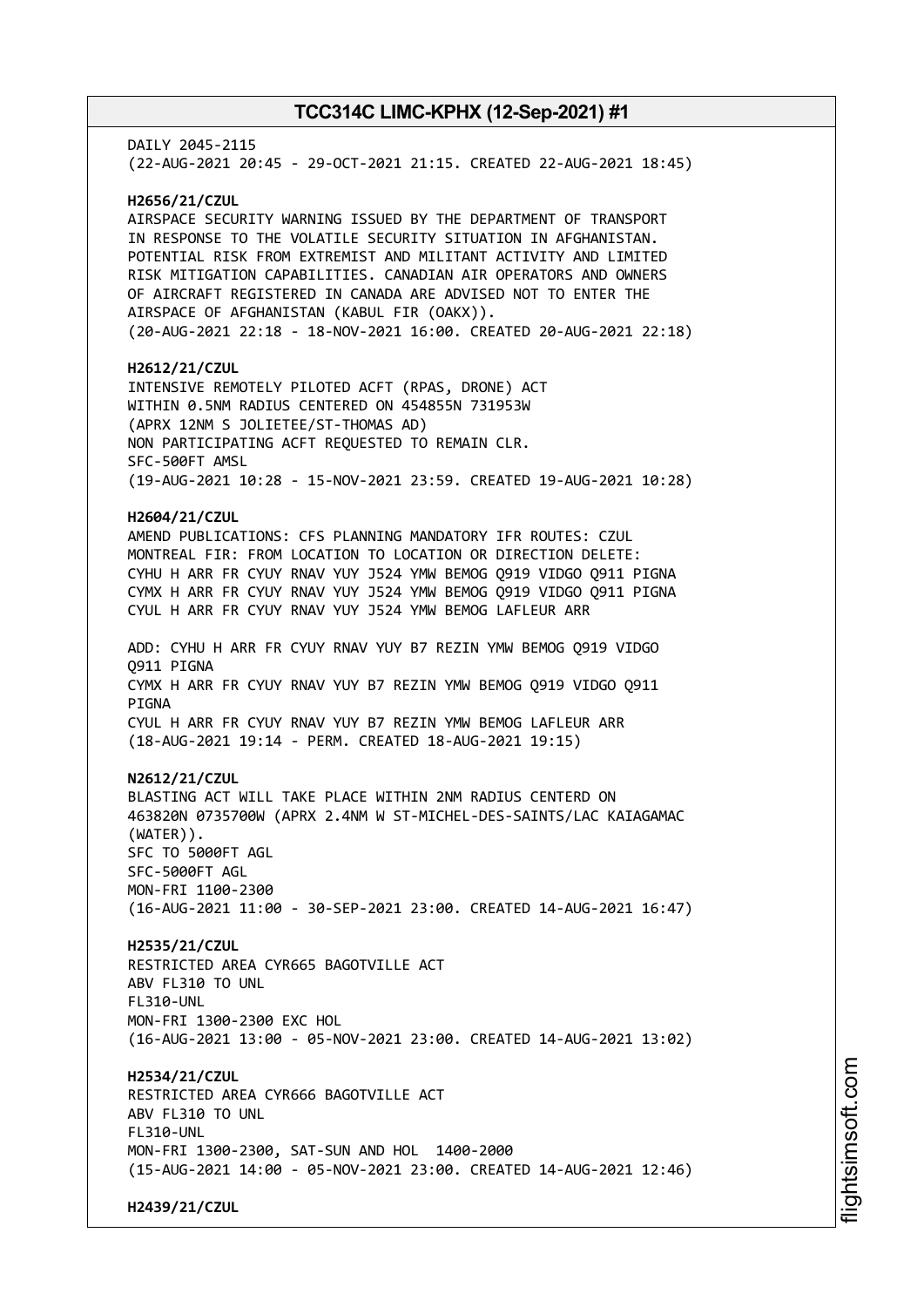DAILY 2045-2115
(22-AUG-2021 20:45 - 29-OCT-2021 21:15. CREATED 22-AUG-2021 18:45)

**H2656/21/CZUL**
AIRSPACE SECURITY WARNING ISSUED BY THE DEPARTMENT OF TRANSPORT IN RESPONSE TO THE VOLATILE SECURITY SITUATION IN AFGHANISTAN. POTENTIAL RISK FROM EXTREMIST AND MILITANT ACTIVITY AND LIMITED RISK MITIGATION CAPABILITIES. CANADIAN AIR OPERATORS AND OWNERS OF AIRCRAFT REGISTERED IN CANADA ARE ADVISED NOT TO ENTER THE AIRSPACE OF AFGHANISTAN (KABUL FIR (OAKX)).
(20-AUG-2021 22:18 - 18-NOV-2021 16:00. CREATED 20-AUG-2021 22:18)

**H2612/21/CZUL**
INTENSIVE REMOTELY PILOTED ACFT (RPAS, DRONE) ACT
WITHIN 0.5NM RADIUS CENTERED ON 454855N 731953W
(APRX 12NM S JOLIETEE/ST-THOMAS AD)
NON PARTICIPATING ACFT REQUESTED TO REMAIN CLR.
SFC-500FT AMSL
(19-AUG-2021 10:28 - 15-NOV-2021 23:59. CREATED 19-AUG-2021 10:28)

**H2604/21/CZUL**
AMEND PUBLICATIONS: CFS PLANNING MANDATORY IFR ROUTES: CZUL MONTREAL FIR: FROM LOCATION TO LOCATION OR DIRECTION DELETE:
CYHU H ARR FR CYUY RNAV YUY J524 YMW BEMOG Q919 VIDGO Q911 PIGNA
CYMX H ARR FR CYUY RNAV YUY J524 YMW BEMOG Q919 VIDGO Q911 PIGNA
CYUL H ARR FR CYUY RNAV YUY J524 YMW BEMOG LAFLEUR ARR

ADD: CYHU H ARR FR CYUY RNAV YUY B7 REZIN YMW BEMOG Q919 VIDGO Q911 PIGNA
CYMX H ARR FR CYUY RNAV YUY B7 REZIN YMW BEMOG Q919 VIDGO Q911 PIGNA
CYUL H ARR FR CYUY RNAV YUY B7 REZIN YMW BEMOG LAFLEUR ARR
(18-AUG-2021 19:14 - PERM. CREATED 18-AUG-2021 19:15)

**N2612/21/CZUL**
BLASTING ACT WILL TAKE PLACE WITHIN 2NM RADIUS CENTERD ON 463820N 0735700W (APRX 2.4NM W ST-MICHEL-DES-SAINTS/LAC KAIAGAMAC (WATER)).
SFC TO 5000FT AGL
SFC-5000FT AGL
MON-FRI 1100-2300
(16-AUG-2021 11:00 - 30-SEP-2021 23:00. CREATED 14-AUG-2021 16:47)

**H2535/21/CZUL**
RESTRICTED AREA CYR665 BAGOTVILLE ACT
ABV FL310 TO UNL
FL310-UNL
MON-FRI 1300-2300 EXC HOL
(16-AUG-2021 13:00 - 05-NOV-2021 23:00. CREATED 14-AUG-2021 13:02)

**H2534/21/CZUL**
RESTRICTED AREA CYR666 BAGOTVILLE ACT
ABV FL310 TO UNL
FL310-UNL
MON-FRI 1300-2300, SAT-SUN AND HOL 1400-2000
(15-AUG-2021 14:00 - 05-NOV-2021 23:00. CREATED 14-AUG-2021 12:46)

**H2439/21/CZUL**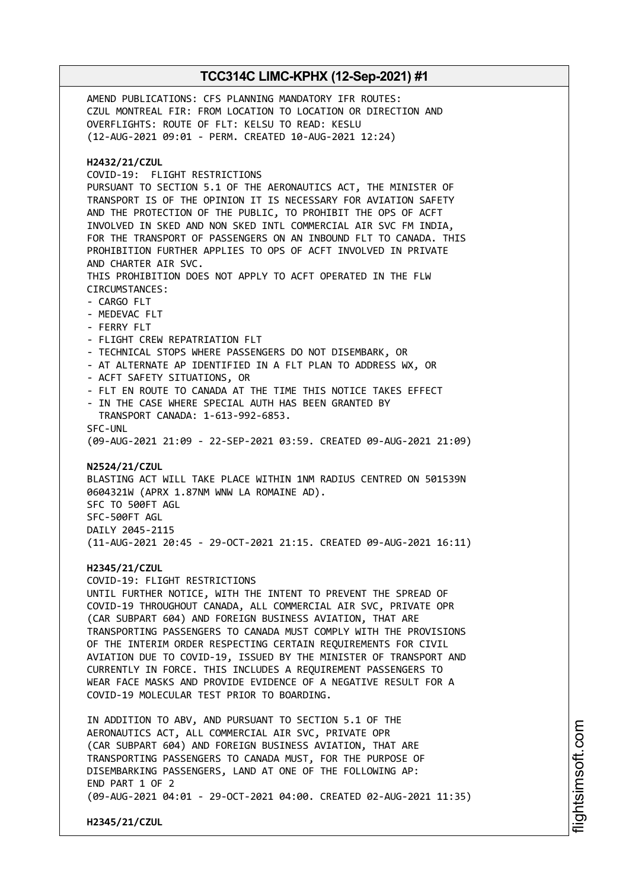AMEND PUBLICATIONS: CFS PLANNING MANDATORY IFR ROUTES:
CZUL MONTREAL FIR: FROM LOCATION TO LOCATION OR DIRECTION AND
OVERFLIGHTS: ROUTE OF FLT: KELSU TO READ: KESLU
(12-AUG-2021 09:01 - PERM. CREATED 10-AUG-2021 12:24)

**H2432/21/CZUL**
COVID-19: FLIGHT RESTRICTIONS
PURSUANT TO SECTION 5.1 OF THE AERONAUTICS ACT, THE MINISTER OF
TRANSPORT IS OF THE OPINION IT IS NECESSARY FOR AVIATION SAFETY
AND THE PROTECTION OF THE PUBLIC, TO PROHIBIT THE OPS OF ACFT
INVOLVED IN SKED AND NON SKED INTL COMMERCIAL AIR SVC FM INDIA,
FOR THE TRANSPORT OF PASSENGERS ON AN INBOUND FLT TO CANADA. THIS
PROHIBITION FURTHER APPLIES TO OPS OF ACFT INVOLVED IN PRIVATE
AND CHARTER AIR SVC.
THIS PROHIBITION DOES NOT APPLY TO ACFT OPERATED IN THE FLW
CIRCUMSTANCES:
- CARGO FLT
- MEDEVAC FLT
- FERRY FLT
- FLIGHT CREW REPATRIATION FLT
- TECHNICAL STOPS WHERE PASSENGERS DO NOT DISEMBARK, OR
- AT ALTERNATE AP IDENTIFIED IN A FLT PLAN TO ADDRESS WX, OR
- ACFT SAFETY SITUATIONS, OR
- FLT EN ROUTE TO CANADA AT THE TIME THIS NOTICE TAKES EFFECT
- IN THE CASE WHERE SPECIAL AUTH HAS BEEN GRANTED BY
  TRANSPORT CANADA: 1-613-992-6853.
SFC-UNL
(09-AUG-2021 21:09 - 22-SEP-2021 03:59. CREATED 09-AUG-2021 21:09)

**N2524/21/CZUL**
BLASTING ACT WILL TAKE PLACE WITHIN 1NM RADIUS CENTRED ON 501539N
0604321W (APRX 1.87NM WNW LA ROMAINE AD).
SFC TO 500FT AGL
SFC-500FT AGL
DAILY 2045-2115
(11-AUG-2021 20:45 - 29-OCT-2021 21:15. CREATED 09-AUG-2021 16:11)

**H2345/21/CZUL**
COVID-19: FLIGHT RESTRICTIONS
UNTIL FURTHER NOTICE, WITH THE INTENT TO PREVENT THE SPREAD OF
COVID-19 THROUGHOUT CANADA, ALL COMMERCIAL AIR SVC, PRIVATE OPR
(CAR SUBPART 604) AND FOREIGN BUSINESS AVIATION, THAT ARE
TRANSPORTING PASSENGERS TO CANADA MUST COMPLY WITH THE PROVISIONS
OF THE INTERIM ORDER RESPECTING CERTAIN REQUIREMENTS FOR CIVIL
AVIATION DUE TO COVID-19, ISSUED BY THE MINISTER OF TRANSPORT AND
CURRENTLY IN FORCE. THIS INCLUDES A REQUIREMENT PASSENGERS TO
WEAR FACE MASKS AND PROVIDE EVIDENCE OF A NEGATIVE RESULT FOR A
COVID-19 MOLECULAR TEST PRIOR TO BOARDING.

IN ADDITION TO ABV, AND PURSUANT TO SECTION 5.1 OF THE
AERONAUTICS ACT, ALL COMMERCIAL AIR SVC, PRIVATE OPR
(CAR SUBPART 604) AND FOREIGN BUSINESS AVIATION, THAT ARE
TRANSPORTING PASSENGERS TO CANADA MUST, FOR THE PURPOSE OF
DISEMBARKING PASSENGERS, LAND AT ONE OF THE FOLLOWING AP:
END PART 1 OF 2
(09-AUG-2021 04:01 - 29-OCT-2021 04:00. CREATED 02-AUG-2021 11:35)

**H2345/21/CZUL**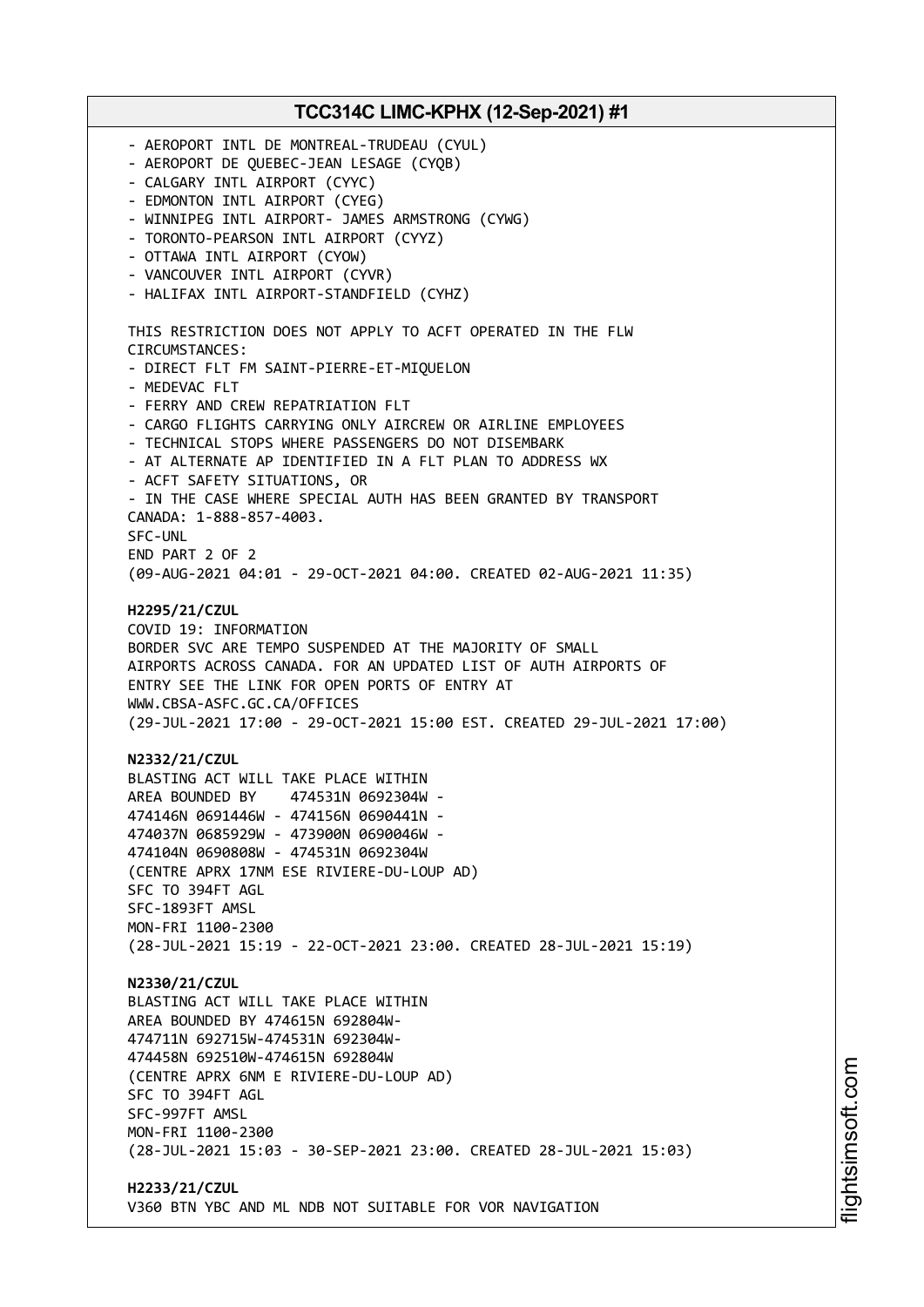- AEROPORT INTL DE MONTREAL-TRUDEAU (CYUL)
- AEROPORT DE QUEBEC-JEAN LESAGE (CYQB)
- CALGARY INTL AIRPORT (CYYC)
- EDMONTON INTL AIRPORT (CYEG)
- WINNIPEG INTL AIRPORT- JAMES ARMSTRONG (CYWG)
- TORONTO-PEARSON INTL AIRPORT (CYYZ)
- OTTAWA INTL AIRPORT (CYOW)
- VANCOUVER INTL AIRPORT (CYVR)
- HALIFAX INTL AIRPORT-STANDFIELD (CYHZ)

THIS RESTRICTION DOES NOT APPLY TO ACFT OPERATED IN THE FLW CIRCUMSTANCES:
- DIRECT FLT FM SAINT-PIERRE-ET-MIQUELON
- MEDEVAC FLT
- FERRY AND CREW REPATRIATION FLT
- CARGO FLIGHTS CARRYING ONLY AIRCREW OR AIRLINE EMPLOYEES
- TECHNICAL STOPS WHERE PASSENGERS DO NOT DISEMBARK
- AT ALTERNATE AP IDENTIFIED IN A FLT PLAN TO ADDRESS WX
- ACFT SAFETY SITUATIONS, OR
- IN THE CASE WHERE SPECIAL AUTH HAS BEEN GRANTED BY TRANSPORT CANADA: 1-888-857-4003.

SFC-UNL
END PART 2 OF 2
(09-AUG-2021 04:01 - 29-OCT-2021 04:00. CREATED 02-AUG-2021 11:35)

**H2295/21/CZUL**
COVID 19: INFORMATION
BORDER SVC ARE TEMPO SUSPENDED AT THE MAJORITY OF SMALL AIRPORTS ACROSS CANADA. FOR AN UPDATED LIST OF AUTH AIRPORTS OF ENTRY SEE THE LINK FOR OPEN PORTS OF ENTRY AT WWW.CBSA-ASFC.GC.CA/OFFICES
(29-JUL-2021 17:00 - 29-OCT-2021 15:00 EST. CREATED 29-JUL-2021 17:00)

**N2332/21/CZUL**
BLASTING ACT WILL TAKE PLACE WITHIN
AREA BOUNDED BY 474531N 0692304W - 474146N 0691446W - 474156N 0690441N - 474037N 0685929W - 473900N 0690046W - 474104N 0690808W - 474531N 0692304W
(CENTRE APRX 17NM ESE RIVIERE-DU-LOUP AD)
SFC TO 394FT AGL
SFC-1893FT AMSL
MON-FRI 1100-2300
(28-JUL-2021 15:19 - 22-OCT-2021 23:00. CREATED 28-JUL-2021 15:19)

**N2330/21/CZUL**
BLASTING ACT WILL TAKE PLACE WITHIN
AREA BOUNDED BY 474615N 692804W- 474711N 692715W-474531N 692304W- 474458N 692510W-474615N 692804W
(CENTRE APRX 6NM E RIVIERE-DU-LOUP AD)
SFC TO 394FT AGL
SFC-997FT AMSL
MON-FRI 1100-2300
(28-JUL-2021 15:03 - 30-SEP-2021 23:00. CREATED 28-JUL-2021 15:03)

**H2233/21/CZUL**
V360 BTN YBC AND ML NDB NOT SUITABLE FOR VOR NAVIGATION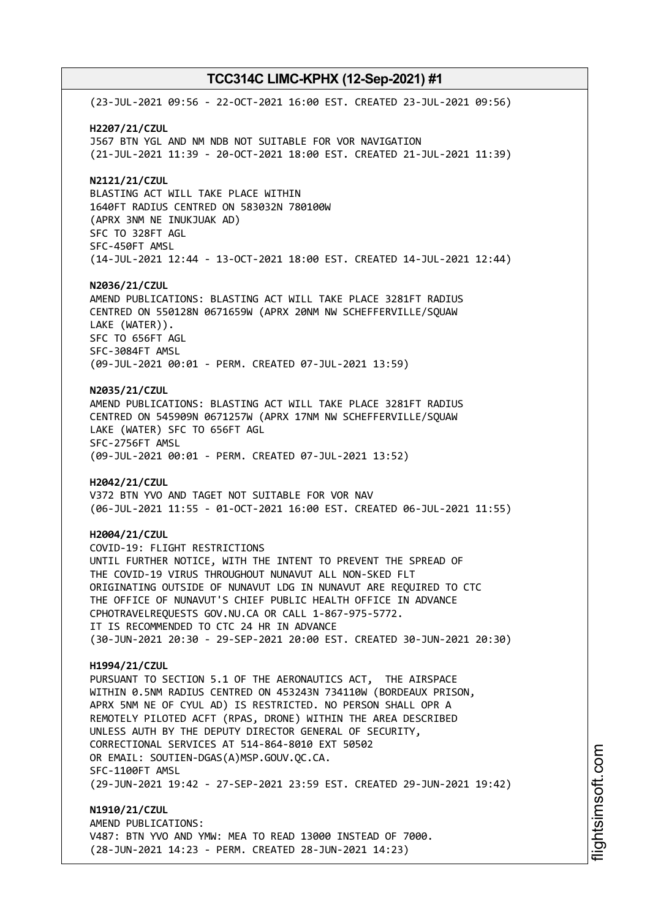(23-JUL-2021 09:56 - 22-OCT-2021 16:00 EST. CREATED 23-JUL-2021 09:56)

**H2207/21/CZUL**
J567 BTN YGL AND NM NDB NOT SUITABLE FOR VOR NAVIGATION
(21-JUL-2021 11:39 - 20-OCT-2021 18:00 EST. CREATED 21-JUL-2021 11:39)

**N2121/21/CZUL**
BLASTING ACT WILL TAKE PLACE WITHIN
1640FT RADIUS CENTRED ON 583032N 780100W
(APRX 3NM NE INUKJUAK AD)
SFC TO 328FT AGL
SFC-450FT AMSL
(14-JUL-2021 12:44 - 13-OCT-2021 18:00 EST. CREATED 14-JUL-2021 12:44)

**N2036/21/CZUL**
AMEND PUBLICATIONS: BLASTING ACT WILL TAKE PLACE 3281FT RADIUS
CENTRED ON 550128N 0671659W (APRX 20NM NW SCHEFFERVILLE/SQUAW
LAKE (WATER)).
SFC TO 656FT AGL
SFC-3084FT AMSL
(09-JUL-2021 00:01 - PERM. CREATED 07-JUL-2021 13:59)

**N2035/21/CZUL**
AMEND PUBLICATIONS: BLASTING ACT WILL TAKE PLACE 3281FT RADIUS
CENTRED ON 545909N 0671257W (APRX 17NM NW SCHEFFERVILLE/SQUAW
LAKE (WATER) SFC TO 656FT AGL
SFC-2756FT AMSL
(09-JUL-2021 00:01 - PERM. CREATED 07-JUL-2021 13:52)

**H2042/21/CZUL**
V372 BTN YVO AND TAGET NOT SUITABLE FOR VOR NAV
(06-JUL-2021 11:55 - 01-OCT-2021 16:00 EST. CREATED 06-JUL-2021 11:55)

**H2004/21/CZUL**
COVID-19: FLIGHT RESTRICTIONS
UNTIL FURTHER NOTICE, WITH THE INTENT TO PREVENT THE SPREAD OF
THE COVID-19 VIRUS THROUGHOUT NUNAVUT ALL NON-SKED FLT
ORIGINATING OUTSIDE OF NUNAVUT LDG IN NUNAVUT ARE REQUIRED TO CTC
THE OFFICE OF NUNAVUT'S CHIEF PUBLIC HEALTH OFFICE IN ADVANCE
CPHOTRAVELREQUESTS GOV.NU.CA OR CALL 1-867-975-5772.
IT IS RECOMMENDED TO CTC 24 HR IN ADVANCE
(30-JUN-2021 20:30 - 29-SEP-2021 20:00 EST. CREATED 30-JUN-2021 20:30)

**H1994/21/CZUL**
PURSUANT TO SECTION 5.1 OF THE AERONAUTICS ACT, THE AIRSPACE
WITHIN 0.5NM RADIUS CENTRED ON 453243N 734110W (BORDEAUX PRISON,
APRX 5NM NE OF CYUL AD) IS RESTRICTED. NO PERSON SHALL OPR A
REMOTELY PILOTED ACFT (RPAS, DRONE) WITHIN THE AREA DESCRIBED
UNLESS AUTH BY THE DEPUTY DIRECTOR GENERAL OF SECURITY,
CORRECTIONAL SERVICES AT 514-864-8010 EXT 50502
OR EMAIL: SOUTIEN-DGAS(A)MSP.GOUV.QC.CA.
SFC-1100FT AMSL
(29-JUN-2021 19:42 - 27-SEP-2021 23:59 EST. CREATED 29-JUN-2021 19:42)

**N1910/21/CZUL**
AMEND PUBLICATIONS:
V487: BTN YVO AND YMW: MEA TO READ 13000 INSTEAD OF 7000.
(28-JUN-2021 14:23 - PERM. CREATED 28-JUN-2021 14:23)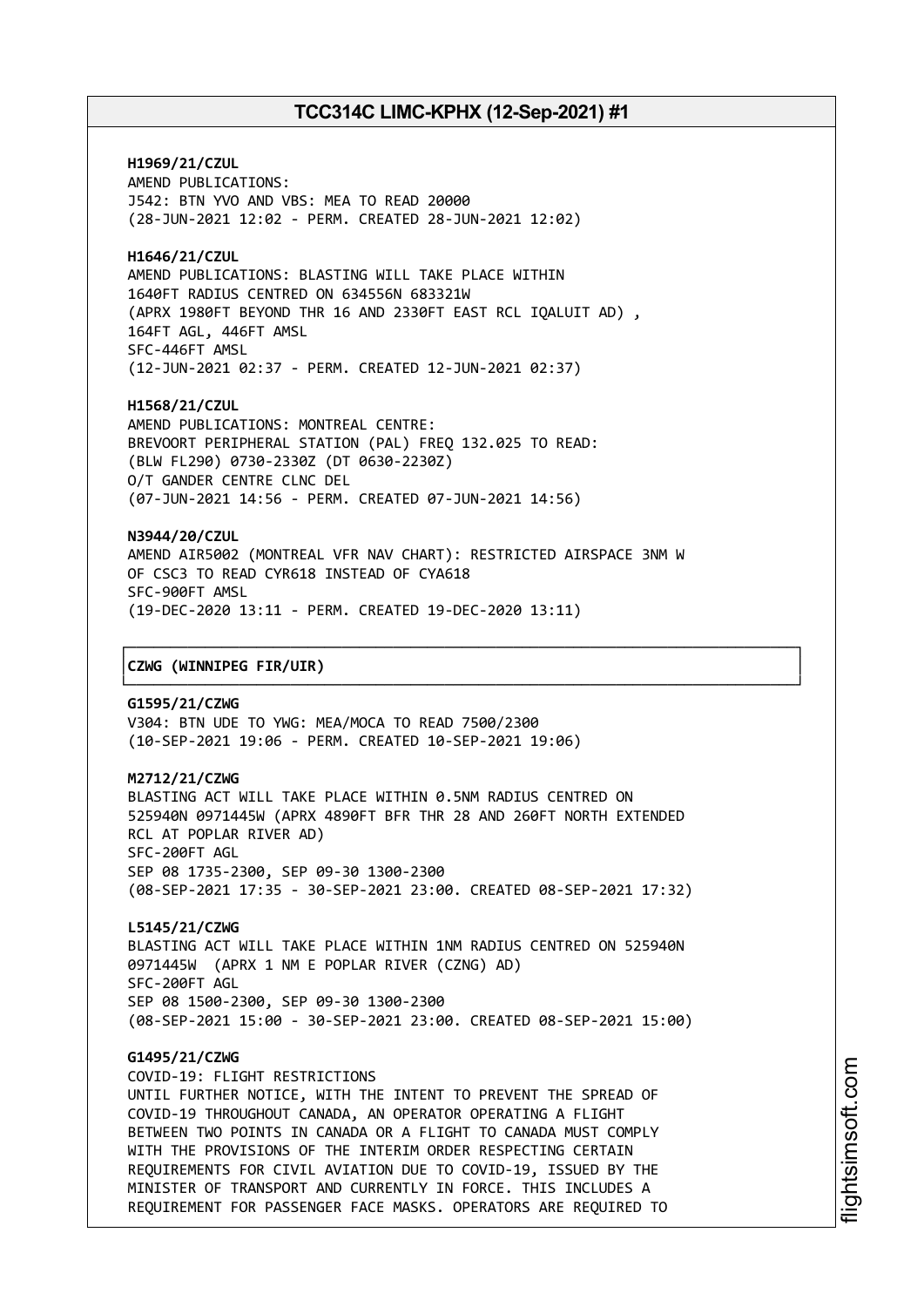**H1969/21/CZUL**
AMEND PUBLICATIONS:
J542: BTN YVO AND VBS: MEA TO READ 20000
(28-JUN-2021 12:02 - PERM. CREATED 28-JUN-2021 12:02)

**H1646/21/CZUL**
AMEND PUBLICATIONS: BLASTING WILL TAKE PLACE WITHIN
1640FT RADIUS CENTRED ON 634556N 683321W
(APRX 1980FT BEYOND THR 16 AND 2330FT EAST RCL IQALUIT AD) ,
164FT AGL, 446FT AMSL
SFC-446FT AMSL
(12-JUN-2021 02:37 - PERM. CREATED 12-JUN-2021 02:37)

**H1568/21/CZUL**
AMEND PUBLICATIONS: MONTREAL CENTRE:
BREVOORT PERIPHERAL STATION (PAL) FREQ 132.025 TO READ:
(BLW FL290) 0730-2330Z (DT 0630-2230Z)
O/T GANDER CENTRE CLNC DEL
(07-JUN-2021 14:56 - PERM. CREATED 07-JUN-2021 14:56)

**N3944/20/CZUL**
AMEND AIR5002 (MONTREAL VFR NAV CHART): RESTRICTED AIRSPACE 3NM W
OF CSC3 TO READ CYR618 INSTEAD OF CYA618
SFC-900FT AMSL
(19-DEC-2020 13:11 - PERM. CREATED 19-DEC-2020 13:11)

## CZWG (WINNIPEG FIR/UIR)

**G1595/21/CZWG**
V304: BTN UDE TO YWG: MEA/MOCA TO READ 7500/2300
(10-SEP-2021 19:06 - PERM. CREATED 10-SEP-2021 19:06)

**M2712/21/CZWG**
BLASTING ACT WILL TAKE PLACE WITHIN 0.5NM RADIUS CENTRED ON
525940N 0971445W (APRX 4890FT BFR THR 28 AND 260FT NORTH EXTENDED
RCL AT POPLAR RIVER AD)
SFC-200FT AGL
SEP 08 1735-2300, SEP 09-30 1300-2300
(08-SEP-2021 17:35 - 30-SEP-2021 23:00. CREATED 08-SEP-2021 17:32)

**L5145/21/CZWG**
BLASTING ACT WILL TAKE PLACE WITHIN 1NM RADIUS CENTRED ON 525940N
0971445W (APRX 1 NM E POPLAR RIVER (CZNG) AD)
SFC-200FT AGL
SEP 08 1500-2300, SEP 09-30 1300-2300
(08-SEP-2021 15:00 - 30-SEP-2021 23:00. CREATED 08-SEP-2021 15:00)

**G1495/21/CZWG**
COVID-19: FLIGHT RESTRICTIONS
UNTIL FURTHER NOTICE, WITH THE INTENT TO PREVENT THE SPREAD OF
COVID-19 THROUGHOUT CANADA, AN OPERATOR OPERATING A FLIGHT
BETWEEN TWO POINTS IN CANADA OR A FLIGHT TO CANADA MUST COMPLY
WITH THE PROVISIONS OF THE INTERIM ORDER RESPECTING CERTAIN
REQUIREMENTS FOR CIVIL AVIATION DUE TO COVID-19, ISSUED BY THE
MINISTER OF TRANSPORT AND CURRENTLY IN FORCE. THIS INCLUDES A
REQUIREMENT FOR PASSENGER FACE MASKS. OPERATORS ARE REQUIRED TO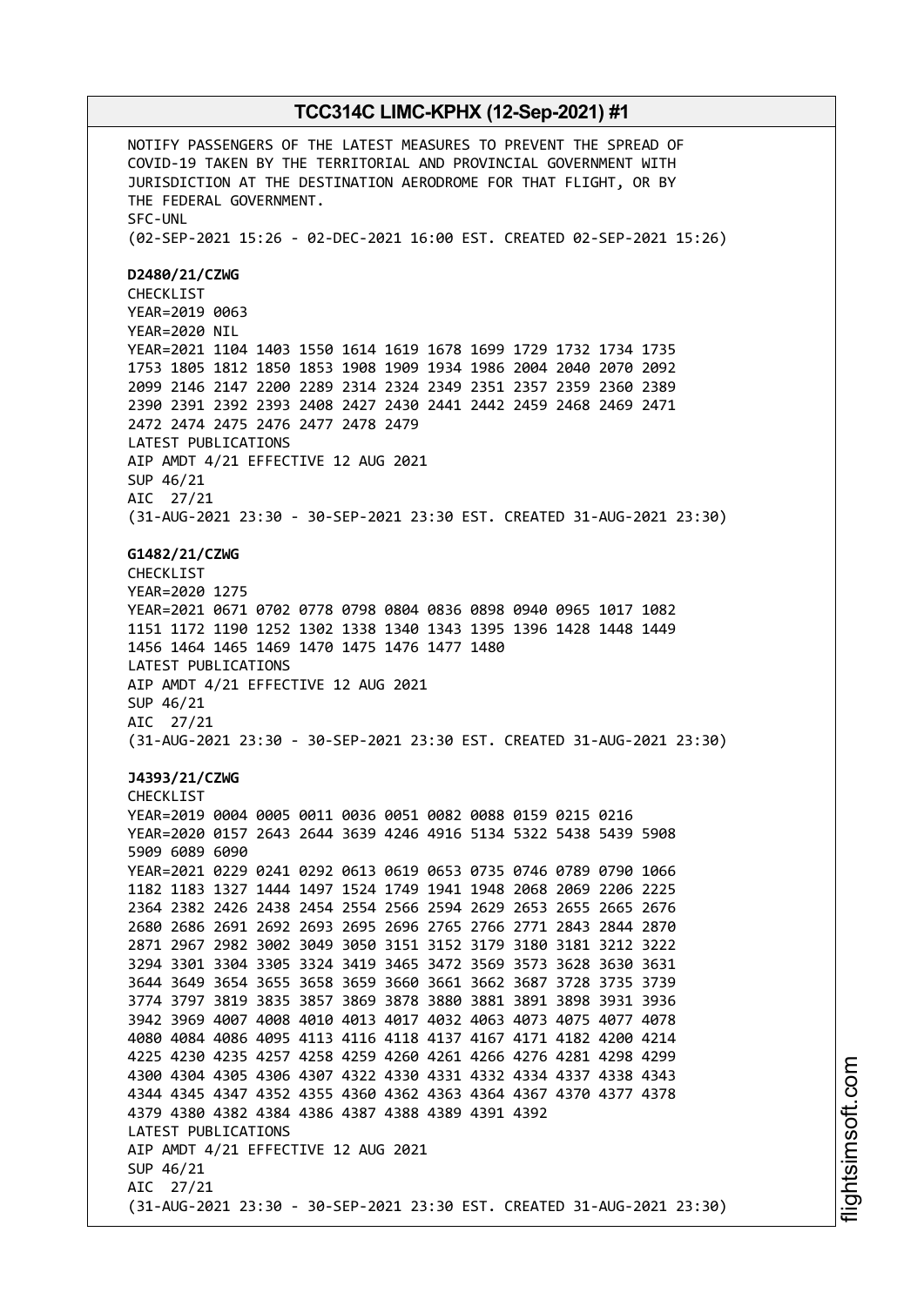NOTIFY PASSENGERS OF THE LATEST MEASURES TO PREVENT THE SPREAD OF COVID-19 TAKEN BY THE TERRITORIAL AND PROVINCIAL GOVERNMENT WITH JURISDICTION AT THE DESTINATION AERODROME FOR THAT FLIGHT, OR BY THE FEDERAL GOVERNMENT.
SFC-UNL
(02-SEP-2021 15:26 - 02-DEC-2021 16:00 EST. CREATED 02-SEP-2021 15:26)

**D2480/21/CZWG**
CHECKLIST
YEAR=2019 0063
YEAR=2020 NIL
YEAR=2021 1104 1403 1550 1614 1619 1678 1699 1729 1732 1734 1735 1753 1805 1812 1850 1853 1908 1909 1934 1986 2004 2040 2070 2092 2099 2146 2147 2200 2289 2314 2324 2349 2351 2357 2359 2360 2389 2390 2391 2392 2393 2408 2427 2430 2441 2442 2459 2468 2469 2471 2472 2474 2475 2476 2477 2478 2479
LATEST PUBLICATIONS
AIP AMDT 4/21 EFFECTIVE 12 AUG 2021
SUP 46/21
AIC 27/21
(31-AUG-2021 23:30 - 30-SEP-2021 23:30 EST. CREATED 31-AUG-2021 23:30)

**G1482/21/CZWG**
CHECKLIST
YEAR=2020 1275
YEAR=2021 0671 0702 0778 0798 0804 0836 0898 0940 0965 1017 1082 1151 1172 1190 1252 1302 1338 1340 1343 1395 1396 1428 1448 1449 1456 1464 1465 1469 1470 1475 1476 1477 1480
LATEST PUBLICATIONS
AIP AMDT 4/21 EFFECTIVE 12 AUG 2021
SUP 46/21
AIC 27/21
(31-AUG-2021 23:30 - 30-SEP-2021 23:30 EST. CREATED 31-AUG-2021 23:30)

**J4393/21/CZWG**
CHECKLIST
YEAR=2019 0004 0005 0011 0036 0051 0082 0088 0159 0215 0216
YEAR=2020 0157 2643 2644 3639 4246 4916 5134 5322 5438 5439 5908 5909 6089 6090
YEAR=2021 0229 0241 0292 0613 0619 0653 0735 0746 0789 0790 1066 1182 1183 1327 1444 1497 1524 1749 1941 1948 2068 2069 2206 2225 2364 2382 2426 2438 2454 2554 2566 2594 2629 2653 2655 2665 2676 2680 2686 2691 2692 2693 2695 2696 2765 2766 2771 2843 2844 2870 2871 2967 2982 3002 3049 3050 3151 3152 3179 3180 3181 3212 3222 3294 3301 3304 3305 3324 3419 3465 3472 3569 3573 3628 3630 3631 3644 3649 3654 3655 3658 3659 3660 3661 3662 3687 3728 3735 3739 3774 3797 3819 3835 3857 3869 3878 3880 3881 3891 3898 3931 3936 3942 3969 4007 4008 4010 4013 4017 4032 4063 4073 4075 4077 4078 4080 4084 4086 4095 4113 4116 4118 4137 4167 4171 4182 4200 4214 4225 4230 4235 4257 4258 4259 4260 4261 4266 4276 4281 4298 4299 4300 4304 4305 4306 4307 4322 4330 4331 4332 4334 4337 4338 4343 4344 4345 4347 4352 4355 4360 4362 4363 4364 4367 4370 4377 4378 4379 4380 4382 4384 4386 4387 4388 4389 4391 4392
LATEST PUBLICATIONS
AIP AMDT 4/21 EFFECTIVE 12 AUG 2021
SUP 46/21
AIC 27/21
(31-AUG-2021 23:30 - 30-SEP-2021 23:30 EST. CREATED 31-AUG-2021 23:30)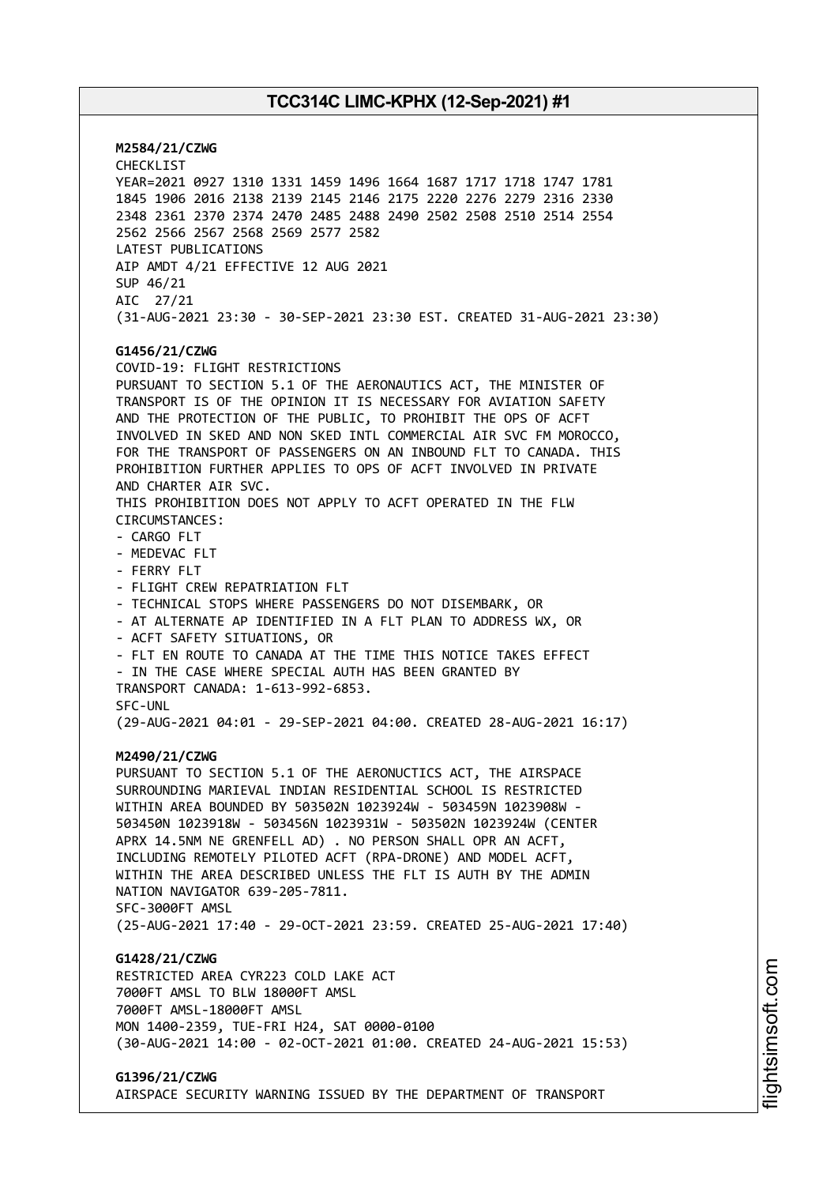**M2584/21/CZWG**
CHECKLIST
YEAR=2021 0927 1310 1331 1459 1496 1664 1687 1717 1718 1747 1781
1845 1906 2016 2138 2139 2145 2146 2175 2220 2276 2279 2316 2330
2348 2361 2370 2374 2470 2485 2488 2490 2502 2508 2510 2514 2554
2562 2566 2567 2568 2569 2577 2582
LATEST PUBLICATIONS
AIP AMDT 4/21 EFFECTIVE 12 AUG 2021
SUP 46/21
AIC 27/21
(31-AUG-2021 23:30 - 30-SEP-2021 23:30 EST. CREATED 31-AUG-2021 23:30)

**G1456/21/CZWG**
COVID-19: FLIGHT RESTRICTIONS
PURSUANT TO SECTION 5.1 OF THE AERONAUTICS ACT, THE MINISTER OF
TRANSPORT IS OF THE OPINION IT IS NECESSARY FOR AVIATION SAFETY
AND THE PROTECTION OF THE PUBLIC, TO PROHIBIT THE OPS OF ACFT
INVOLVED IN SKED AND NON SKED INTL COMMERCIAL AIR SVC FM MOROCCO,
FOR THE TRANSPORT OF PASSENGERS ON AN INBOUND FLT TO CANADA. THIS
PROHIBITION FURTHER APPLIES TO OPS OF ACFT INVOLVED IN PRIVATE
AND CHARTER AIR SVC.
THIS PROHIBITION DOES NOT APPLY TO ACFT OPERATED IN THE FLW
CIRCUMSTANCES:
- CARGO FLT
- MEDEVAC FLT
- FERRY FLT
- FLIGHT CREW REPATRIATION FLT
- TECHNICAL STOPS WHERE PASSENGERS DO NOT DISEMBARK, OR
- AT ALTERNATE AP IDENTIFIED IN A FLT PLAN TO ADDRESS WX, OR
- ACFT SAFETY SITUATIONS, OR
- FLT EN ROUTE TO CANADA AT THE TIME THIS NOTICE TAKES EFFECT
- IN THE CASE WHERE SPECIAL AUTH HAS BEEN GRANTED BY
TRANSPORT CANADA: 1-613-992-6853.
SFC-UNL
(29-AUG-2021 04:01 - 29-SEP-2021 04:00. CREATED 28-AUG-2021 16:17)

**M2490/21/CZWG**
PURSUANT TO SECTION 5.1 OF THE AERONUCTICS ACT, THE AIRSPACE
SURROUNDING MARIEVAL INDIAN RESIDENTIAL SCHOOL IS RESTRICTED
WITHIN AREA BOUNDED BY 503502N 1023924W - 503459N 1023908W -
503450N 1023918W - 503456N 1023931W - 503502N 1023924W (CENTER
APRX 14.5NM NE GRENFELL AD) . NO PERSON SHALL OPR AN ACFT,
INCLUDING REMOTELY PILOTED ACFT (RPA-DRONE) AND MODEL ACFT,
WITHIN THE AREA DESCRIBED UNLESS THE FLT IS AUTH BY THE ADMIN
NATION NAVIGATOR 639-205-7811.
SFC-3000FT AMSL
(25-AUG-2021 17:40 - 29-OCT-2021 23:59. CREATED 25-AUG-2021 17:40)

**G1428/21/CZWG**
RESTRICTED AREA CYR223 COLD LAKE ACT
7000FT AMSL TO BLW 18000FT AMSL
7000FT AMSL-18000FT AMSL
MON 1400-2359, TUE-FRI H24, SAT 0000-0100
(30-AUG-2021 14:00 - 02-OCT-2021 01:00. CREATED 24-AUG-2021 15:53)

**G1396/21/CZWG**
AIRSPACE SECURITY WARNING ISSUED BY THE DEPARTMENT OF TRANSPORT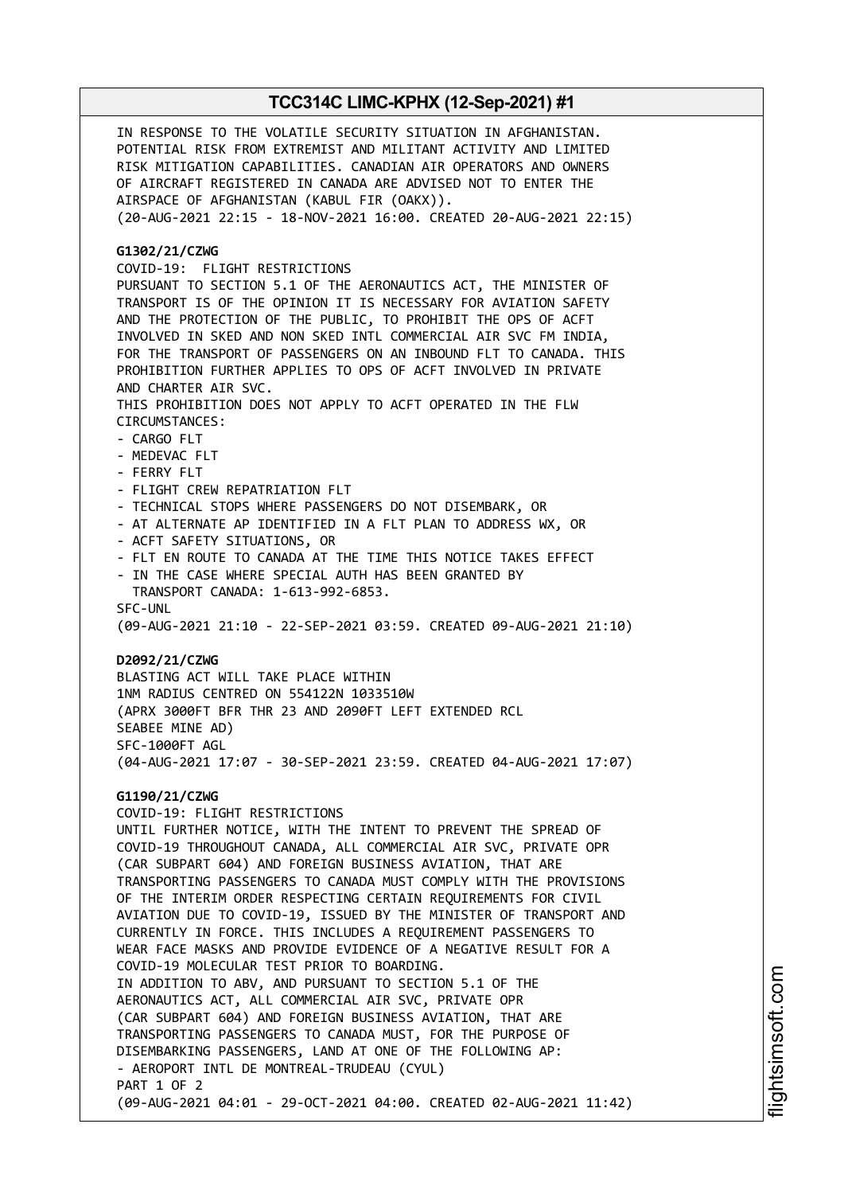IN RESPONSE TO THE VOLATILE SECURITY SITUATION IN AFGHANISTAN.
POTENTIAL RISK FROM EXTREMIST AND MILITANT ACTIVITY AND LIMITED
RISK MITIGATION CAPABILITIES. CANADIAN AIR OPERATORS AND OWNERS
OF AIRCRAFT REGISTERED IN CANADA ARE ADVISED NOT TO ENTER THE
AIRSPACE OF AFGHANISTAN (KABUL FIR (OAKX)).
(20-AUG-2021 22:15 - 18-NOV-2021 16:00. CREATED 20-AUG-2021 22:15)

**G1302/21/CZWG**
COVID-19: FLIGHT RESTRICTIONS
PURSUANT TO SECTION 5.1 OF THE AERONAUTICS ACT, THE MINISTER OF
TRANSPORT IS OF THE OPINION IT IS NECESSARY FOR AVIATION SAFETY
AND THE PROTECTION OF THE PUBLIC, TO PROHIBIT THE OPS OF ACFT
INVOLVED IN SKED AND NON SKED INTL COMMERCIAL AIR SVC FM INDIA,
FOR THE TRANSPORT OF PASSENGERS ON AN INBOUND FLT TO CANADA. THIS
PROHIBITION FURTHER APPLIES TO OPS OF ACFT INVOLVED IN PRIVATE
AND CHARTER AIR SVC.
THIS PROHIBITION DOES NOT APPLY TO ACFT OPERATED IN THE FLW
CIRCUMSTANCES:
- CARGO FLT
- MEDEVAC FLT
- FERRY FLT
- FLIGHT CREW REPATRIATION FLT
- TECHNICAL STOPS WHERE PASSENGERS DO NOT DISEMBARK, OR
- AT ALTERNATE AP IDENTIFIED IN A FLT PLAN TO ADDRESS WX, OR
- ACFT SAFETY SITUATIONS, OR
- FLT EN ROUTE TO CANADA AT THE TIME THIS NOTICE TAKES EFFECT
- IN THE CASE WHERE SPECIAL AUTH HAS BEEN GRANTED BY
  TRANSPORT CANADA: 1-613-992-6853.
SFC-UNL
(09-AUG-2021 21:10 - 22-SEP-2021 03:59. CREATED 09-AUG-2021 21:10)

**D2092/21/CZWG**
BLASTING ACT WILL TAKE PLACE WITHIN
1NM RADIUS CENTRED ON 554122N 1033510W
(APRX 3000FT BFR THR 23 AND 2090FT LEFT EXTENDED RCL
SEABEE MINE AD)
SFC-1000FT AGL
(04-AUG-2021 17:07 - 30-SEP-2021 23:59. CREATED 04-AUG-2021 17:07)

**G1190/21/CZWG**
COVID-19: FLIGHT RESTRICTIONS
UNTIL FURTHER NOTICE, WITH THE INTENT TO PREVENT THE SPREAD OF
COVID-19 THROUGHOUT CANADA, ALL COMMERCIAL AIR SVC, PRIVATE OPR
(CAR SUBPART 604) AND FOREIGN BUSINESS AVIATION, THAT ARE
TRANSPORTING PASSENGERS TO CANADA MUST COMPLY WITH THE PROVISIONS
OF THE INTERIM ORDER RESPECTING CERTAIN REQUIREMENTS FOR CIVIL
AVIATION DUE TO COVID-19, ISSUED BY THE MINISTER OF TRANSPORT AND
CURRENTLY IN FORCE. THIS INCLUDES A REQUIREMENT PASSENGERS TO
WEAR FACE MASKS AND PROVIDE EVIDENCE OF A NEGATIVE RESULT FOR A
COVID-19 MOLECULAR TEST PRIOR TO BOARDING.
IN ADDITION TO ABV, AND PURSUANT TO SECTION 5.1 OF THE
AERONAUTICS ACT, ALL COMMERCIAL AIR SVC, PRIVATE OPR
(CAR SUBPART 604) AND FOREIGN BUSINESS AVIATION, THAT ARE
TRANSPORTING PASSENGERS TO CANADA MUST, FOR THE PURPOSE OF
DISEMBARKING PASSENGERS, LAND AT ONE OF THE FOLLOWING AP:
- AEROPORT INTL DE MONTREAL-TRUDEAU (CYUL)
PART 1 OF 2
(09-AUG-2021 04:01 - 29-OCT-2021 04:00. CREATED 02-AUG-2021 11:42)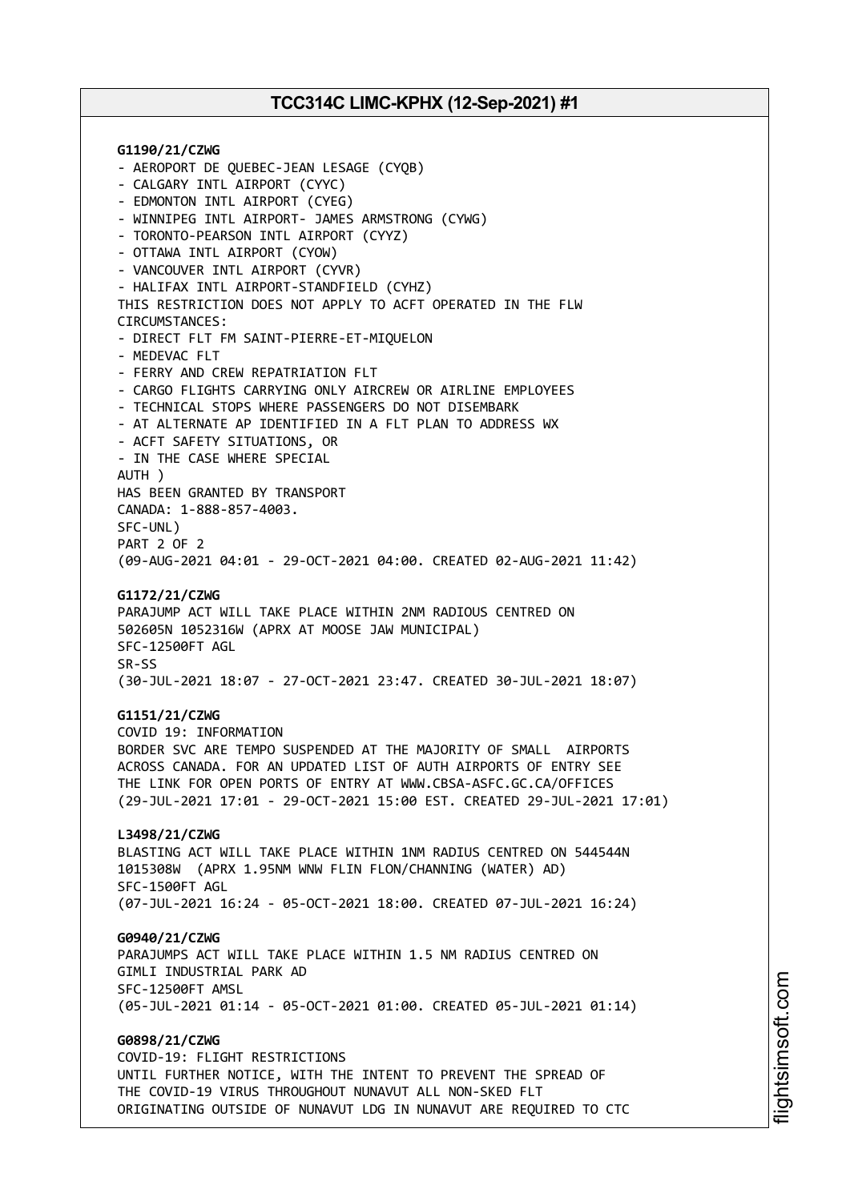**G1190/21/CZWG**
- AEROPORT DE QUEBEC-JEAN LESAGE (CYQB)
- CALGARY INTL AIRPORT (CYYC)
- EDMONTON INTL AIRPORT (CYEG)
- WINNIPEG INTL AIRPORT- JAMES ARMSTRONG (CYWG)
- TORONTO-PEARSON INTL AIRPORT (CYYZ)
- OTTAWA INTL AIRPORT (CYOW)
- VANCOUVER INTL AIRPORT (CYVR)
- HALIFAX INTL AIRPORT-STANDFIELD (CYHZ)

THIS RESTRICTION DOES NOT APPLY TO ACFT OPERATED IN THE FLW CIRCUMSTANCES:
- DIRECT FLT FM SAINT-PIERRE-ET-MIQUELON
- MEDEVAC FLT
- FERRY AND CREW REPATRIATION FLT
- CARGO FLIGHTS CARRYING ONLY AIRCREW OR AIRLINE EMPLOYEES
- TECHNICAL STOPS WHERE PASSENGERS DO NOT DISEMBARK
- AT ALTERNATE AP IDENTIFIED IN A FLT PLAN TO ADDRESS WX
- ACFT SAFETY SITUATIONS, OR
- IN THE CASE WHERE SPECIAL

AUTH )
HAS BEEN GRANTED BY TRANSPORT
CANADA: 1-888-857-4003.
SFC-UNL)
PART 2 OF 2
(09-AUG-2021 04:01 - 29-OCT-2021 04:00. CREATED 02-AUG-2021 11:42)

**G1172/21/CZWG**
PARAJUMP ACT WILL TAKE PLACE WITHIN 2NM RADIOUS CENTRED ON 502605N 1052316W (APRX AT MOOSE JAW MUNICIPAL)
SFC-12500FT AGL
SR-SS
(30-JUL-2021 18:07 - 27-OCT-2021 23:47. CREATED 30-JUL-2021 18:07)

**G1151/21/CZWG**
COVID 19: INFORMATION
BORDER SVC ARE TEMPO SUSPENDED AT THE MAJORITY OF SMALL AIRPORTS ACROSS CANADA. FOR AN UPDATED LIST OF AUTH AIRPORTS OF ENTRY SEE THE LINK FOR OPEN PORTS OF ENTRY AT WWW.CBSA-ASFC.GC.CA/OFFICES
(29-JUL-2021 17:01 - 29-OCT-2021 15:00 EST. CREATED 29-JUL-2021 17:01)

**L3498/21/CZWG**
BLASTING ACT WILL TAKE PLACE WITHIN 1NM RADIUS CENTRED ON 544544N 1015308W (APRX 1.95NM WNW FLIN FLON/CHANNING (WATER) AD)
SFC-1500FT AGL
(07-JUL-2021 16:24 - 05-OCT-2021 18:00. CREATED 07-JUL-2021 16:24)

**G0940/21/CZWG**
PARAJUMPS ACT WILL TAKE PLACE WITHIN 1.5 NM RADIUS CENTRED ON GIMLI INDUSTRIAL PARK AD
SFC-12500FT AMSL
(05-JUL-2021 01:14 - 05-OCT-2021 01:00. CREATED 05-JUL-2021 01:14)

**G0898/21/CZWG**
COVID-19: FLIGHT RESTRICTIONS
UNTIL FURTHER NOTICE, WITH THE INTENT TO PREVENT THE SPREAD OF THE COVID-19 VIRUS THROUGHOUT NUNAVUT ALL NON-SKED FLT ORIGINATING OUTSIDE OF NUNAVUT LDG IN NUNAVUT ARE REQUIRED TO CTC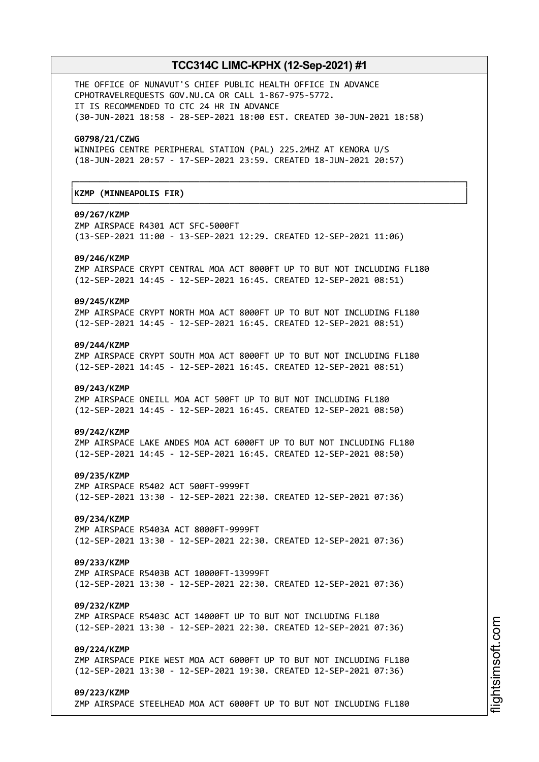THE OFFICE OF NUNAVUT'S CHIEF PUBLIC HEALTH OFFICE IN ADVANCE
CPHOTRAVELREQUESTS GOV.NU.CA OR CALL 1-867-975-5772.
IT IS RECOMMENDED TO CTC 24 HR IN ADVANCE
(30-JUN-2021 18:58 - 28-SEP-2021 18:00 EST. CREATED 30-JUN-2021 18:58)

**G0798/21/CZWG**
WINNIPEG CENTRE PERIPHERAL STATION (PAL) 225.2MHZ AT KENORA U/S
(18-JUN-2021 20:57 - 17-SEP-2021 23:59. CREATED 18-JUN-2021 20:57)

**KZMP (MINNEAPOLIS FIR)**

**09/267/KZMP**
ZMP AIRSPACE R4301 ACT SFC-5000FT
(13-SEP-2021 11:00 - 13-SEP-2021 12:29. CREATED 12-SEP-2021 11:06)

**09/246/KZMP**
ZMP AIRSPACE CRYPT CENTRAL MOA ACT 8000FT UP TO BUT NOT INCLUDING FL180
(12-SEP-2021 14:45 - 12-SEP-2021 16:45. CREATED 12-SEP-2021 08:51)

**09/245/KZMP**
ZMP AIRSPACE CRYPT NORTH MOA ACT 8000FT UP TO BUT NOT INCLUDING FL180
(12-SEP-2021 14:45 - 12-SEP-2021 16:45. CREATED 12-SEP-2021 08:51)

**09/244/KZMP**
ZMP AIRSPACE CRYPT SOUTH MOA ACT 8000FT UP TO BUT NOT INCLUDING FL180
(12-SEP-2021 14:45 - 12-SEP-2021 16:45. CREATED 12-SEP-2021 08:51)

**09/243/KZMP**
ZMP AIRSPACE ONEILL MOA ACT 500FT UP TO BUT NOT INCLUDING FL180
(12-SEP-2021 14:45 - 12-SEP-2021 16:45. CREATED 12-SEP-2021 08:50)

**09/242/KZMP**
ZMP AIRSPACE LAKE ANDES MOA ACT 6000FT UP TO BUT NOT INCLUDING FL180
(12-SEP-2021 14:45 - 12-SEP-2021 16:45. CREATED 12-SEP-2021 08:50)

**09/235/KZMP**
ZMP AIRSPACE R5402 ACT 500FT-9999FT
(12-SEP-2021 13:30 - 12-SEP-2021 22:30. CREATED 12-SEP-2021 07:36)

**09/234/KZMP**
ZMP AIRSPACE R5403A ACT 8000FT-9999FT
(12-SEP-2021 13:30 - 12-SEP-2021 22:30. CREATED 12-SEP-2021 07:36)

**09/233/KZMP**
ZMP AIRSPACE R5403B ACT 10000FT-13999FT
(12-SEP-2021 13:30 - 12-SEP-2021 22:30. CREATED 12-SEP-2021 07:36)

**09/232/KZMP**
ZMP AIRSPACE R5403C ACT 14000FT UP TO BUT NOT INCLUDING FL180
(12-SEP-2021 13:30 - 12-SEP-2021 22:30. CREATED 12-SEP-2021 07:36)

**09/224/KZMP**
ZMP AIRSPACE PIKE WEST MOA ACT 6000FT UP TO BUT NOT INCLUDING FL180
(12-SEP-2021 13:30 - 12-SEP-2021 19:30. CREATED 12-SEP-2021 07:36)

**09/223/KZMP**
ZMP AIRSPACE STEELHEAD MOA ACT 6000FT UP TO BUT NOT INCLUDING FL180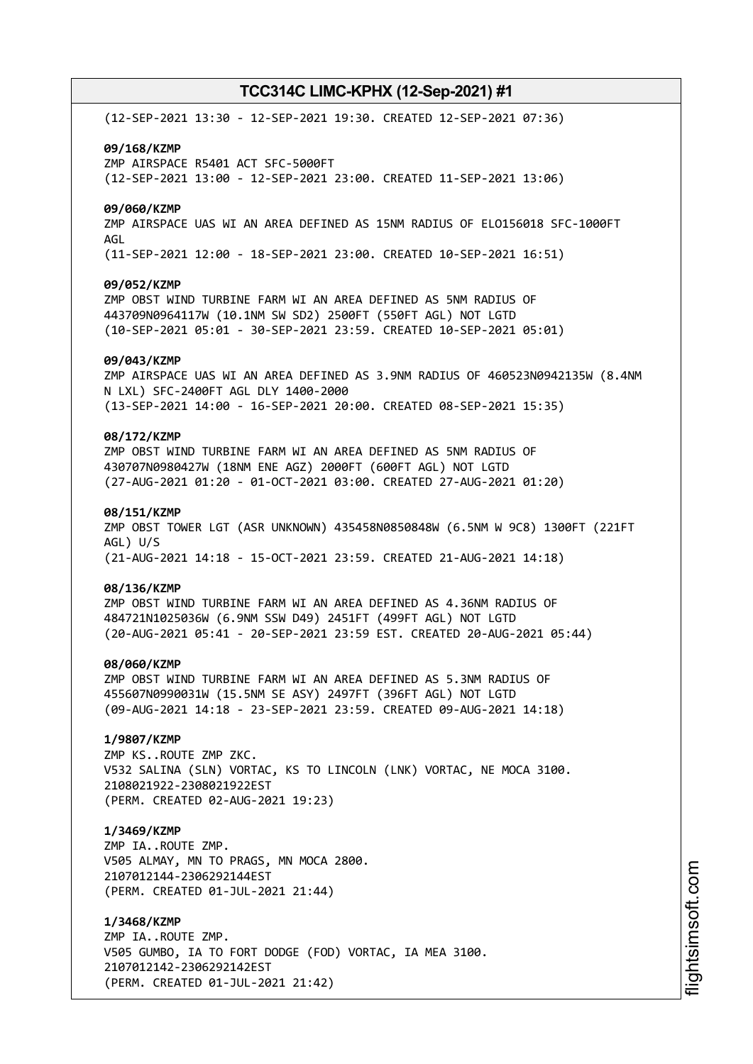(12-SEP-2021 13:30 - 12-SEP-2021 19:30. CREATED 12-SEP-2021 07:36)

**09/168/KZMP**
ZMP AIRSPACE R5401 ACT SFC-5000FT
(12-SEP-2021 13:00 - 12-SEP-2021 23:00. CREATED 11-SEP-2021 13:06)

**09/060/KZMP**
ZMP AIRSPACE UAS WI AN AREA DEFINED AS 15NM RADIUS OF ELO156018 SFC-1000FT AGL
(11-SEP-2021 12:00 - 18-SEP-2021 23:00. CREATED 10-SEP-2021 16:51)

**09/052/KZMP**
ZMP OBST WIND TURBINE FARM WI AN AREA DEFINED AS 5NM RADIUS OF 443709N0964117W (10.1NM SW SD2) 2500FT (550FT AGL) NOT LGTD
(10-SEP-2021 05:01 - 30-SEP-2021 23:59. CREATED 10-SEP-2021 05:01)

**09/043/KZMP**
ZMP AIRSPACE UAS WI AN AREA DEFINED AS 3.9NM RADIUS OF 460523N0942135W (8.4NM N LXL) SFC-2400FT AGL DLY 1400-2000
(13-SEP-2021 14:00 - 16-SEP-2021 20:00. CREATED 08-SEP-2021 15:35)

**08/172/KZMP**
ZMP OBST WIND TURBINE FARM WI AN AREA DEFINED AS 5NM RADIUS OF 430707N0980427W (18NM ENE AGZ) 2000FT (600FT AGL) NOT LGTD
(27-AUG-2021 01:20 - 01-OCT-2021 03:00. CREATED 27-AUG-2021 01:20)

**08/151/KZMP**
ZMP OBST TOWER LGT (ASR UNKNOWN) 435458N0850848W (6.5NM W 9C8) 1300FT (221FT AGL) U/S
(21-AUG-2021 14:18 - 15-OCT-2021 23:59. CREATED 21-AUG-2021 14:18)

**08/136/KZMP**
ZMP OBST WIND TURBINE FARM WI AN AREA DEFINED AS 4.36NM RADIUS OF 484721N1025036W (6.9NM SSW D49) 2451FT (499FT AGL) NOT LGTD
(20-AUG-2021 05:41 - 20-SEP-2021 23:59 EST. CREATED 20-AUG-2021 05:44)

**08/060/KZMP**
ZMP OBST WIND TURBINE FARM WI AN AREA DEFINED AS 5.3NM RADIUS OF 455607N0990031W (15.5NM SE ASY) 2497FT (396FT AGL) NOT LGTD
(09-AUG-2021 14:18 - 23-SEP-2021 23:59. CREATED 09-AUG-2021 14:18)

**1/9807/KZMP**
ZMP KS..ROUTE ZMP ZKC.
V532 SALINA (SLN) VORTAC, KS TO LINCOLN (LNK) VORTAC, NE MOCA 3100.
2108021922-2308021922EST
(PERM. CREATED 02-AUG-2021 19:23)

**1/3469/KZMP**
ZMP IA..ROUTE ZMP.
V505 ALMAY, MN TO PRAGS, MN MOCA 2800.
2107012144-2306292144EST
(PERM. CREATED 01-JUL-2021 21:44)

**1/3468/KZMP**
ZMP IA..ROUTE ZMP.
V505 GUMBO, IA TO FORT DODGE (FOD) VORTAC, IA MEA 3100.
2107012142-2306292142EST
(PERM. CREATED 01-JUL-2021 21:42)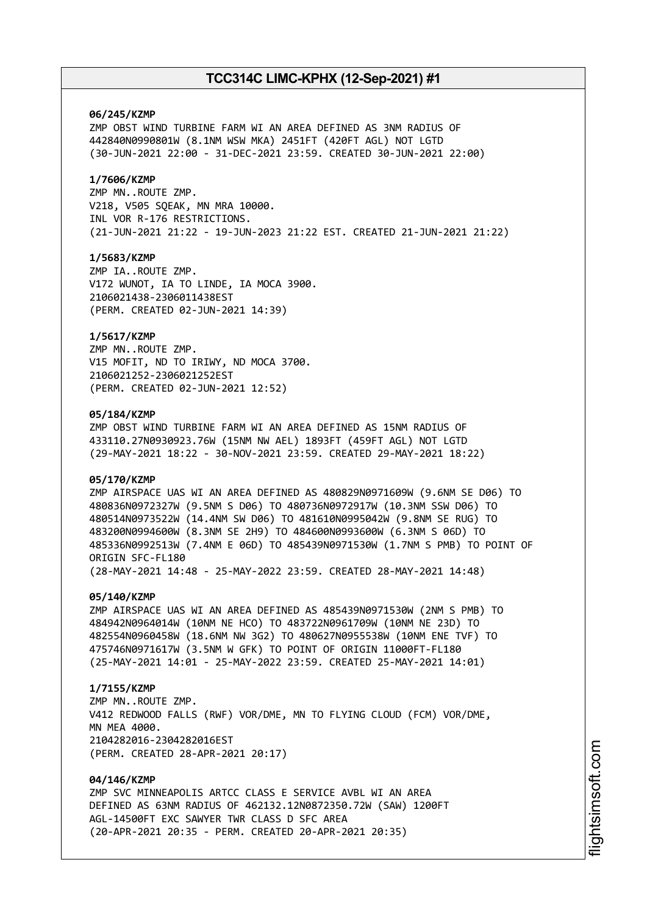**06/245/KZMP**
ZMP OBST WIND TURBINE FARM WI AN AREA DEFINED AS 3NM RADIUS OF
442840N0990801W (8.1NM WSW MKA) 2451FT (420FT AGL) NOT LGTD
(30-JUN-2021 22:00 - 31-DEC-2021 23:59. CREATED 30-JUN-2021 22:00)

**1/7606/KZMP**
ZMP MN..ROUTE ZMP.
V218, V505 SQEAK, MN MRA 10000.
INL VOR R-176 RESTRICTIONS.
(21-JUN-2021 21:22 - 19-JUN-2023 21:22 EST. CREATED 21-JUN-2021 21:22)

**1/5683/KZMP**
ZMP IA..ROUTE ZMP.
V172 WUNOT, IA TO LINDE, IA MOCA 3900.
2106021438-2306011438EST
(PERM. CREATED 02-JUN-2021 14:39)

**1/5617/KZMP**
ZMP MN..ROUTE ZMP.
V15 MOFIT, ND TO IRIWY, ND MOCA 3700.
2106021252-2306021252EST
(PERM. CREATED 02-JUN-2021 12:52)

**05/184/KZMP**
ZMP OBST WIND TURBINE FARM WI AN AREA DEFINED AS 15NM RADIUS OF
433110.27N0930923.76W (15NM NW AEL) 1893FT (459FT AGL) NOT LGTD
(29-MAY-2021 18:22 - 30-NOV-2021 23:59. CREATED 29-MAY-2021 18:22)

**05/170/KZMP**
ZMP AIRSPACE UAS WI AN AREA DEFINED AS 480829N0971609W (9.6NM SE D06) TO
480836N0972327W (9.5NM S D06) TO 480736N0972917W (10.3NM SSW D06) TO
480514N0973522W (14.4NM SW D06) TO 481610N0995042W (9.8NM SE RUG) TO
483200N0994600W (8.3NM SE 2H9) TO 484600N0993600W (6.3NM S 06D) TO
485336N0992513W (7.4NM E 06D) TO 485439N0971530W (1.7NM S PMB) TO POINT OF
ORIGIN SFC-FL180
(28-MAY-2021 14:48 - 25-MAY-2022 23:59. CREATED 28-MAY-2021 14:48)

**05/140/KZMP**
ZMP AIRSPACE UAS WI AN AREA DEFINED AS 485439N0971530W (2NM S PMB) TO
484942N0964014W (10NM NE HCO) TO 483722N0961709W (10NM NE 23D) TO
482554N0960458W (18.6NM NW 3G2) TO 480627N0955538W (10NM ENE TVF) TO
475746N0971617W (3.5NM W GFK) TO POINT OF ORIGIN 11000FT-FL180
(25-MAY-2021 14:01 - 25-MAY-2022 23:59. CREATED 25-MAY-2021 14:01)

**1/7155/KZMP**
ZMP MN..ROUTE ZMP.
V412 REDWOOD FALLS (RWF) VOR/DME, MN TO FLYING CLOUD (FCM) VOR/DME,
MN MEA 4000.
2104282016-2304282016EST
(PERM. CREATED 28-APR-2021 20:17)

**04/146/KZMP**
ZMP SVC MINNEAPOLIS ARTCC CLASS E SERVICE AVBL WI AN AREA
DEFINED AS 63NM RADIUS OF 462132.12N0872350.72W (SAW) 1200FT
AGL-14500FT EXC SAWYER TWR CLASS D SFC AREA
(20-APR-2021 20:35 - PERM. CREATED 20-APR-2021 20:35)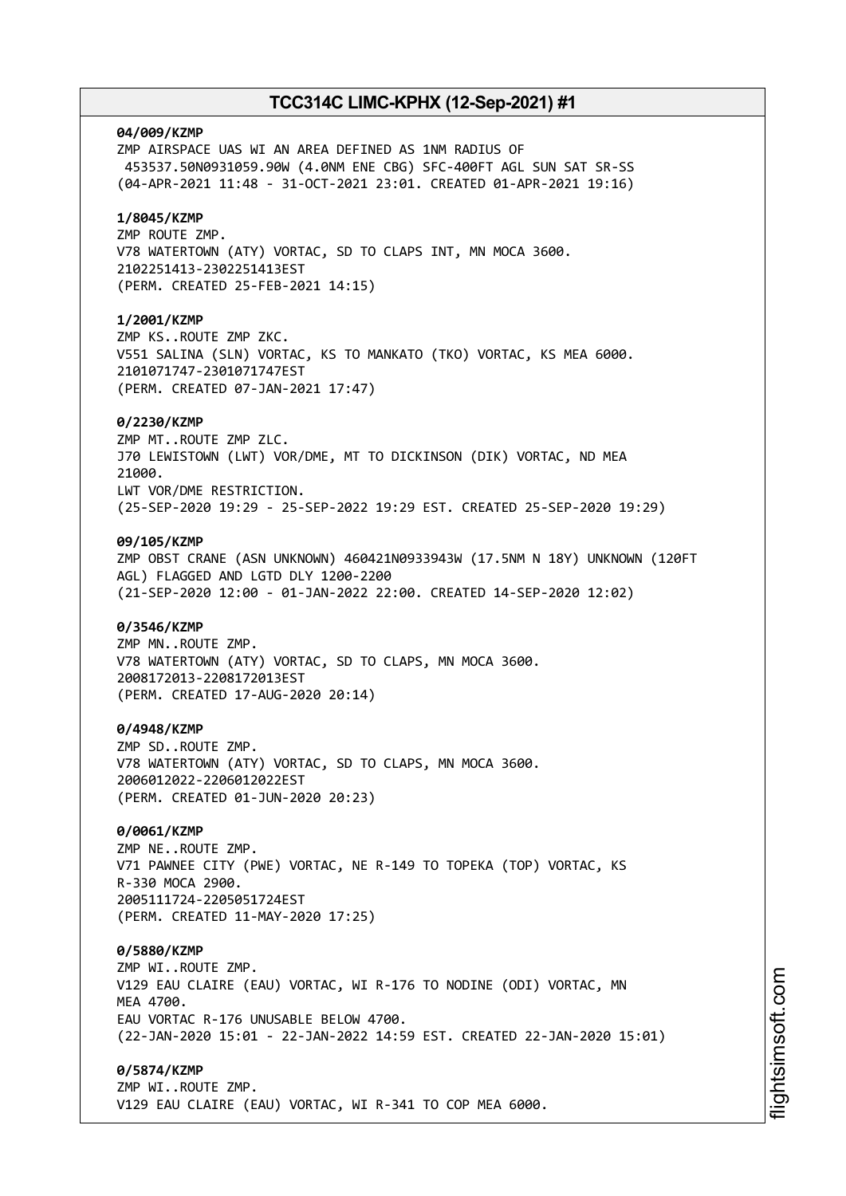**04/009/KZMP**
ZMP AIRSPACE UAS WI AN AREA DEFINED AS 1NM RADIUS OF
453537.50N0931059.90W (4.0NM ENE CBG) SFC-400FT AGL SUN SAT SR-SS
(04-APR-2021 11:48 - 31-OCT-2021 23:01. CREATED 01-APR-2021 19:16)

**1/8045/KZMP**
ZMP ROUTE ZMP.
V78 WATERTOWN (ATY) VORTAC, SD TO CLAPS INT, MN MOCA 3600.
2102251413-2302251413EST
(PERM. CREATED 25-FEB-2021 14:15)

**1/2001/KZMP**
ZMP KS..ROUTE ZMP ZKC.
V551 SALINA (SLN) VORTAC, KS TO MANKATO (TKO) VORTAC, KS MEA 6000.
2101071747-2301071747EST
(PERM. CREATED 07-JAN-2021 17:47)

**0/2230/KZMP**
ZMP MT..ROUTE ZMP ZLC.
J70 LEWISTOWN (LWT) VOR/DME, MT TO DICKINSON (DIK) VORTAC, ND MEA
21000.
LWT VOR/DME RESTRICTION.
(25-SEP-2020 19:29 - 25-SEP-2022 19:29 EST. CREATED 25-SEP-2020 19:29)

**09/105/KZMP**
ZMP OBST CRANE (ASN UNKNOWN) 460421N0933943W (17.5NM N 18Y) UNKNOWN (120FT
AGL) FLAGGED AND LGTD DLY 1200-2200
(21-SEP-2020 12:00 - 01-JAN-2022 22:00. CREATED 14-SEP-2020 12:02)

**0/3546/KZMP**
ZMP MN..ROUTE ZMP.
V78 WATERTOWN (ATY) VORTAC, SD TO CLAPS, MN MOCA 3600.
2008172013-2208172013EST
(PERM. CREATED 17-AUG-2020 20:14)

**0/4948/KZMP**
ZMP SD..ROUTE ZMP.
V78 WATERTOWN (ATY) VORTAC, SD TO CLAPS, MN MOCA 3600.
2006012022-2206012022EST
(PERM. CREATED 01-JUN-2020 20:23)

**0/0061/KZMP**
ZMP NE..ROUTE ZMP.
V71 PAWNEE CITY (PWE) VORTAC, NE R-149 TO TOPEKA (TOP) VORTAC, KS
R-330 MOCA 2900.
2005111724-2205051724EST
(PERM. CREATED 11-MAY-2020 17:25)

**0/5880/KZMP**
ZMP WI..ROUTE ZMP.
V129 EAU CLAIRE (EAU) VORTAC, WI R-176 TO NODINE (ODI) VORTAC, MN
MEA 4700.
EAU VORTAC R-176 UNUSABLE BELOW 4700.
(22-JAN-2020 15:01 - 22-JAN-2022 14:59 EST. CREATED 22-JAN-2020 15:01)

**0/5874/KZMP**
ZMP WI..ROUTE ZMP.
V129 EAU CLAIRE (EAU) VORTAC, WI R-341 TO COP MEA 6000.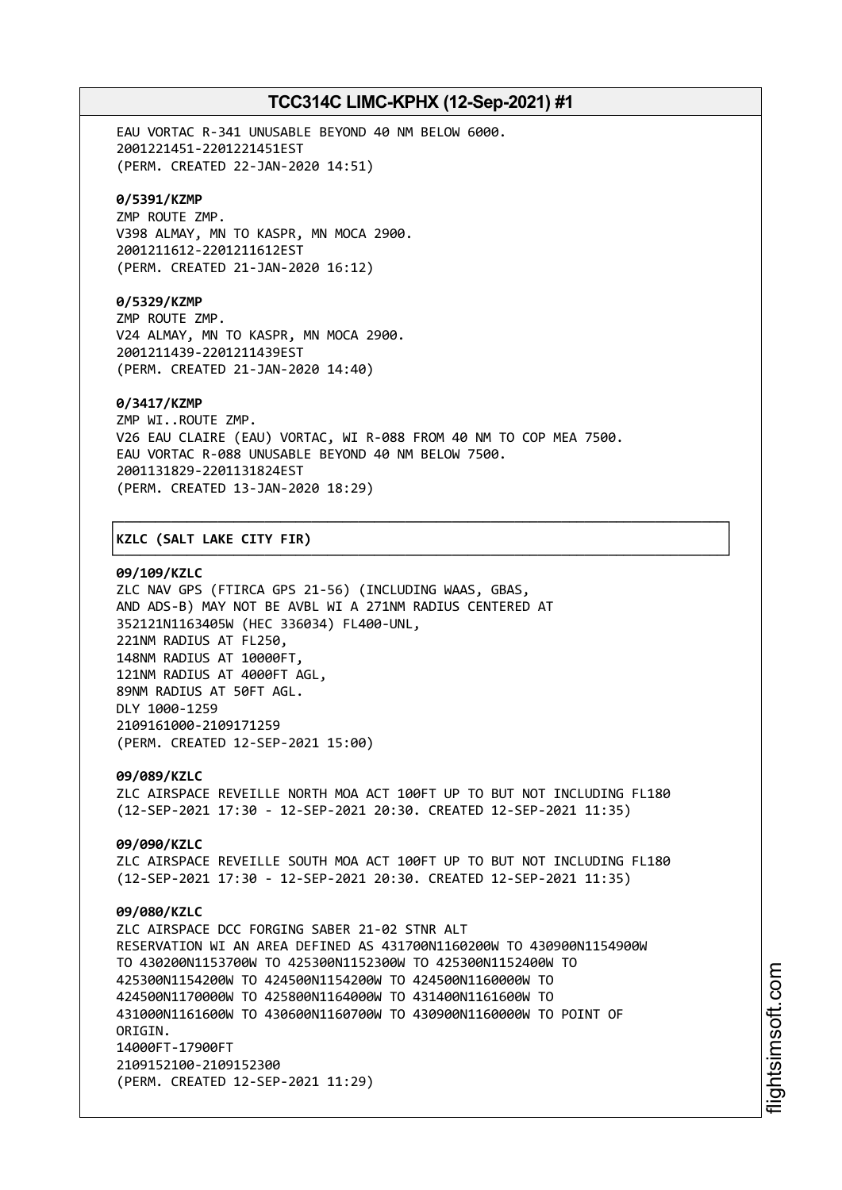EAU VORTAC R-341 UNUSABLE BEYOND 40 NM BELOW 6000.
2001221451-2201221451EST
(PERM. CREATED 22-JAN-2020 14:51)

**0/5391/KZMP**
ZMP ROUTE ZMP.
V398 ALMAY, MN TO KASPR, MN MOCA 2900.
2001211612-2201211612EST
(PERM. CREATED 21-JAN-2020 16:12)

**0/5329/KZMP**
ZMP ROUTE ZMP.
V24 ALMAY, MN TO KASPR, MN MOCA 2900.
2001211439-2201211439EST
(PERM. CREATED 21-JAN-2020 14:40)

**0/3417/KZMP**
ZMP WI..ROUTE ZMP.
V26 EAU CLAIRE (EAU) VORTAC, WI R-088 FROM 40 NM TO COP MEA 7500.
EAU VORTAC R-088 UNUSABLE BEYOND 40 NM BELOW 7500.
2001131829-2201131824EST
(PERM. CREATED 13-JAN-2020 18:29)

## KZLC (SALT LAKE CITY FIR)

**09/109/KZLC**
ZLC NAV GPS (FTIRCA GPS 21-56) (INCLUDING WAAS, GBAS,
AND ADS-B) MAY NOT BE AVBL WI A 271NM RADIUS CENTERED AT
352121N1163405W (HEC 336034) FL400-UNL,
221NM RADIUS AT FL250,
148NM RADIUS AT 10000FT,
121NM RADIUS AT 4000FT AGL,
89NM RADIUS AT 50FT AGL.
DLY 1000-1259
2109161000-2109171259
(PERM. CREATED 12-SEP-2021 15:00)

**09/089/KZLC**
ZLC AIRSPACE REVEILLE NORTH MOA ACT 100FT UP TO BUT NOT INCLUDING FL180
(12-SEP-2021 17:30 - 12-SEP-2021 20:30. CREATED 12-SEP-2021 11:35)

**09/090/KZLC**
ZLC AIRSPACE REVEILLE SOUTH MOA ACT 100FT UP TO BUT NOT INCLUDING FL180
(12-SEP-2021 17:30 - 12-SEP-2021 20:30. CREATED 12-SEP-2021 11:35)

**09/080/KZLC**
ZLC AIRSPACE DCC FORGING SABER 21-02 STNR ALT
RESERVATION WI AN AREA DEFINED AS 431700N1160200W TO 430900N1154900W
TO 430200N1153700W TO 425300N1152300W TO 425300N1152400W TO
425300N1154200W TO 424500N1154200W TO 424500N1160000W TO
424500N1170000W TO 425800N1164000W TO 431400N1161600W TO
431000N1161600W TO 430600N1160700W TO 430900N1160000W TO POINT OF
ORIGIN.
14000FT-17900FT
2109152100-2109152300
(PERM. CREATED 12-SEP-2021 11:29)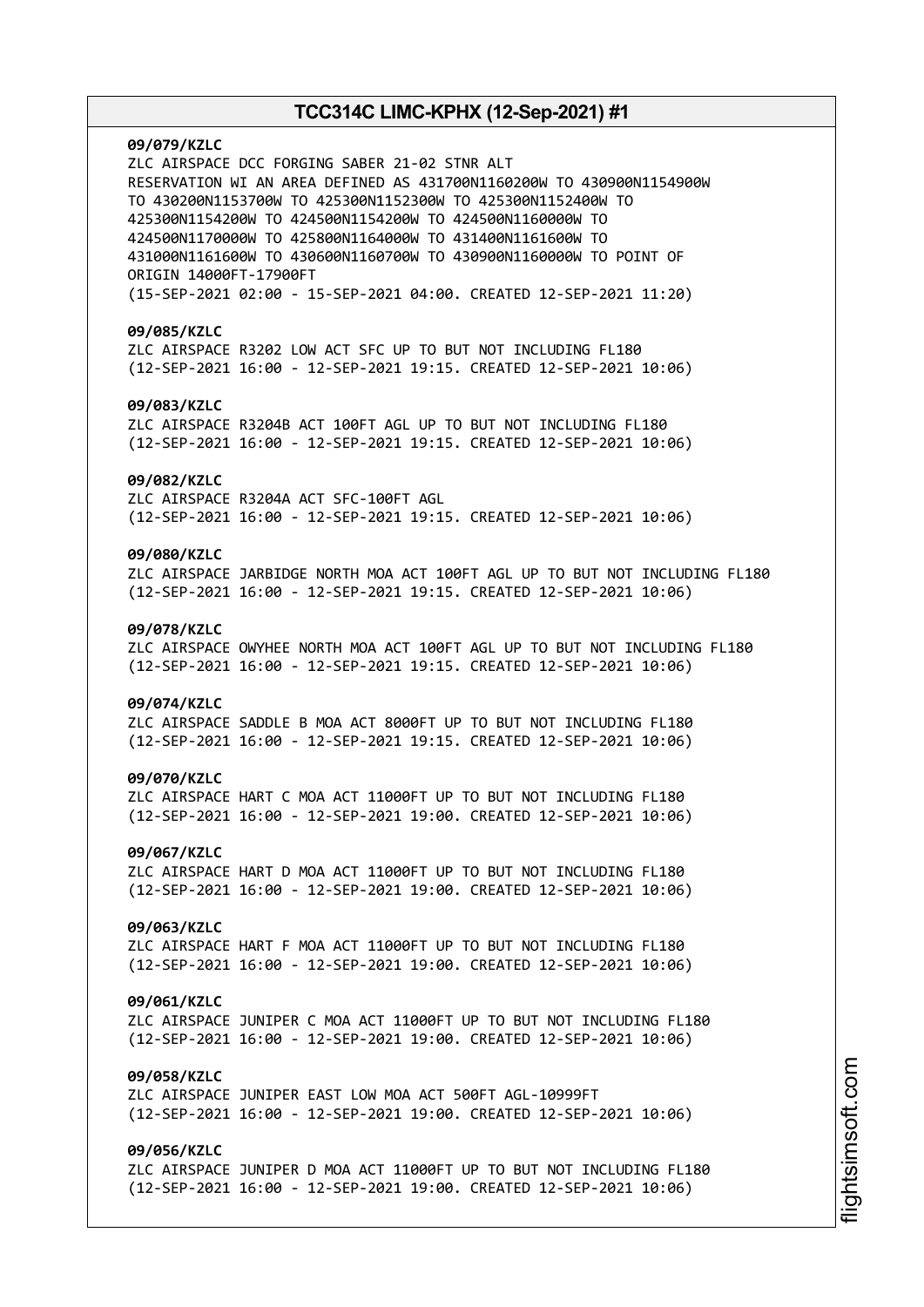**09/079/KZLC**
ZLC AIRSPACE DCC FORGING SABER 21-02 STNR ALT
RESERVATION WI AN AREA DEFINED AS 431700N1160200W TO 430900N1154900W
TO 430200N1153700W TO 425300N1152300W TO 425300N1152400W TO
425300N1154200W TO 424500N1154200W TO 424500N1160000W TO
424500N1170000W TO 425800N1164000W TO 431400N1161600W TO
431000N1161600W TO 430600N1160700W TO 430900N1160000W TO POINT OF
ORIGIN 14000FT-17900FT
(15-SEP-2021 02:00 - 15-SEP-2021 04:00. CREATED 12-SEP-2021 11:20)

**09/085/KZLC**
ZLC AIRSPACE R3202 LOW ACT SFC UP TO BUT NOT INCLUDING FL180
(12-SEP-2021 16:00 - 12-SEP-2021 19:15. CREATED 12-SEP-2021 10:06)

**09/083/KZLC**
ZLC AIRSPACE R3204B ACT 100FT AGL UP TO BUT NOT INCLUDING FL180
(12-SEP-2021 16:00 - 12-SEP-2021 19:15. CREATED 12-SEP-2021 10:06)

**09/082/KZLC**
ZLC AIRSPACE R3204A ACT SFC-100FT AGL
(12-SEP-2021 16:00 - 12-SEP-2021 19:15. CREATED 12-SEP-2021 10:06)

**09/080/KZLC**
ZLC AIRSPACE JARBIDGE NORTH MOA ACT 100FT AGL UP TO BUT NOT INCLUDING FL180
(12-SEP-2021 16:00 - 12-SEP-2021 19:15. CREATED 12-SEP-2021 10:06)

**09/078/KZLC**
ZLC AIRSPACE OWYHEE NORTH MOA ACT 100FT AGL UP TO BUT NOT INCLUDING FL180
(12-SEP-2021 16:00 - 12-SEP-2021 19:15. CREATED 12-SEP-2021 10:06)

**09/074/KZLC**
ZLC AIRSPACE SADDLE B MOA ACT 8000FT UP TO BUT NOT INCLUDING FL180
(12-SEP-2021 16:00 - 12-SEP-2021 19:15. CREATED 12-SEP-2021 10:06)

**09/070/KZLC**
ZLC AIRSPACE HART C MOA ACT 11000FT UP TO BUT NOT INCLUDING FL180
(12-SEP-2021 16:00 - 12-SEP-2021 19:00. CREATED 12-SEP-2021 10:06)

**09/067/KZLC**
ZLC AIRSPACE HART D MOA ACT 11000FT UP TO BUT NOT INCLUDING FL180
(12-SEP-2021 16:00 - 12-SEP-2021 19:00. CREATED 12-SEP-2021 10:06)

**09/063/KZLC**
ZLC AIRSPACE HART F MOA ACT 11000FT UP TO BUT NOT INCLUDING FL180
(12-SEP-2021 16:00 - 12-SEP-2021 19:00. CREATED 12-SEP-2021 10:06)

**09/061/KZLC**
ZLC AIRSPACE JUNIPER C MOA ACT 11000FT UP TO BUT NOT INCLUDING FL180
(12-SEP-2021 16:00 - 12-SEP-2021 19:00. CREATED 12-SEP-2021 10:06)

**09/058/KZLC**
ZLC AIRSPACE JUNIPER EAST LOW MOA ACT 500FT AGL-10999FT
(12-SEP-2021 16:00 - 12-SEP-2021 19:00. CREATED 12-SEP-2021 10:06)

**09/056/KZLC**
ZLC AIRSPACE JUNIPER D MOA ACT 11000FT UP TO BUT NOT INCLUDING FL180
(12-SEP-2021 16:00 - 12-SEP-2021 19:00. CREATED 12-SEP-2021 10:06)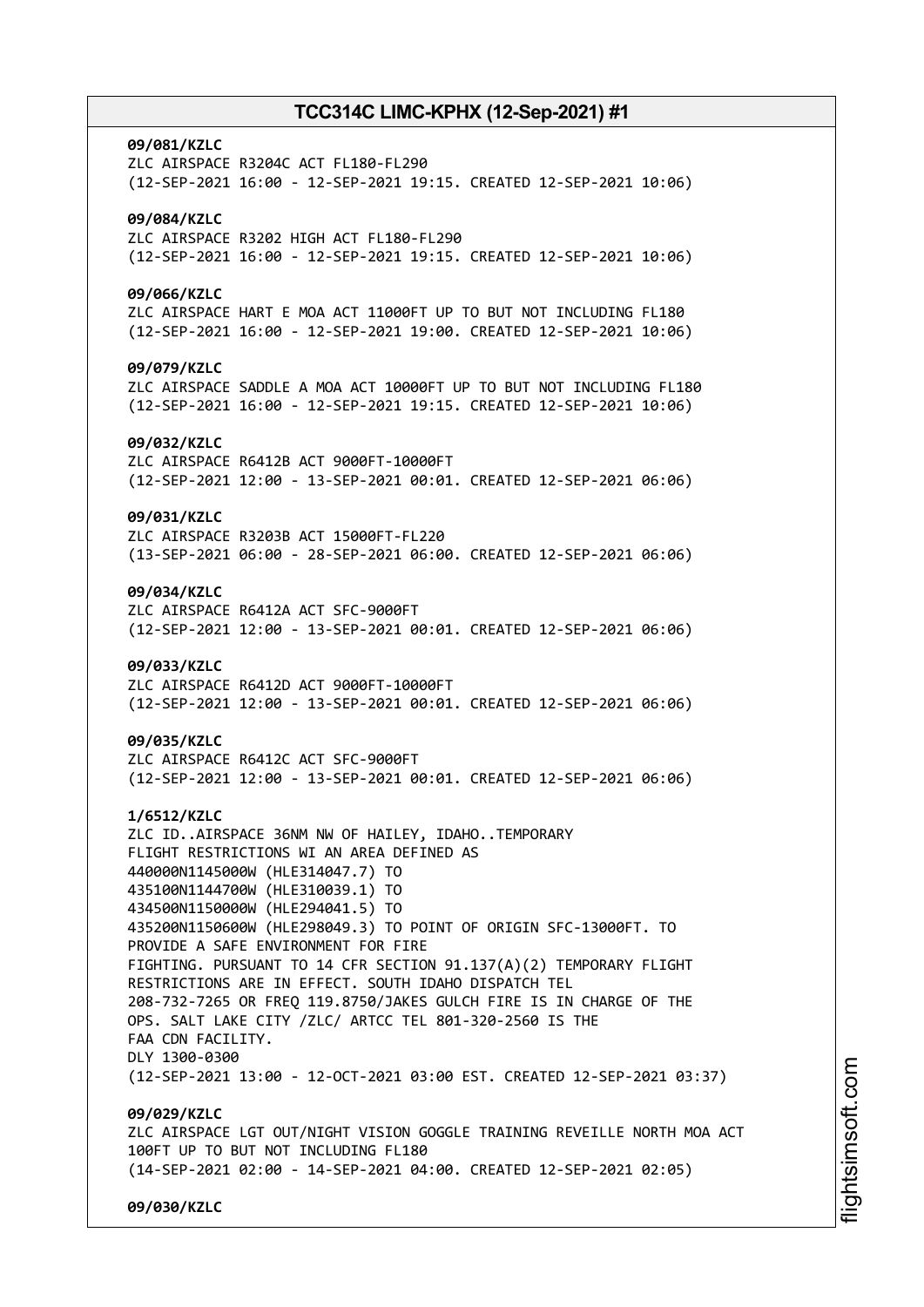**09/081/KZLC**
ZLC AIRSPACE R3204C ACT FL180-FL290
(12-SEP-2021 16:00 - 12-SEP-2021 19:15. CREATED 12-SEP-2021 10:06)

**09/084/KZLC**
ZLC AIRSPACE R3202 HIGH ACT FL180-FL290
(12-SEP-2021 16:00 - 12-SEP-2021 19:15. CREATED 12-SEP-2021 10:06)

**09/066/KZLC**
ZLC AIRSPACE HART E MOA ACT 11000FT UP TO BUT NOT INCLUDING FL180
(12-SEP-2021 16:00 - 12-SEP-2021 19:00. CREATED 12-SEP-2021 10:06)

**09/079/KZLC**
ZLC AIRSPACE SADDLE A MOA ACT 10000FT UP TO BUT NOT INCLUDING FL180
(12-SEP-2021 16:00 - 12-SEP-2021 19:15. CREATED 12-SEP-2021 10:06)

**09/032/KZLC**
ZLC AIRSPACE R6412B ACT 9000FT-10000FT
(12-SEP-2021 12:00 - 13-SEP-2021 00:01. CREATED 12-SEP-2021 06:06)

**09/031/KZLC**
ZLC AIRSPACE R3203B ACT 15000FT-FL220
(13-SEP-2021 06:00 - 28-SEP-2021 06:00. CREATED 12-SEP-2021 06:06)

**09/034/KZLC**
ZLC AIRSPACE R6412A ACT SFC-9000FT
(12-SEP-2021 12:00 - 13-SEP-2021 00:01. CREATED 12-SEP-2021 06:06)

**09/033/KZLC**
ZLC AIRSPACE R6412D ACT 9000FT-10000FT
(12-SEP-2021 12:00 - 13-SEP-2021 00:01. CREATED 12-SEP-2021 06:06)

**09/035/KZLC**
ZLC AIRSPACE R6412C ACT SFC-9000FT
(12-SEP-2021 12:00 - 13-SEP-2021 00:01. CREATED 12-SEP-2021 06:06)

**1/6512/KZLC**
ZLC ID..AIRSPACE 36NM NW OF HAILEY, IDAHO..TEMPORARY
FLIGHT RESTRICTIONS WI AN AREA DEFINED AS
440000N1145000W (HLE314047.7) TO
435100N1144700W (HLE310039.1) TO
434500N1150000W (HLE294041.5) TO
435200N1150600W (HLE298049.3) TO POINT OF ORIGIN SFC-13000FT. TO
PROVIDE A SAFE ENVIRONMENT FOR FIRE
FIGHTING. PURSUANT TO 14 CFR SECTION 91.137(A)(2) TEMPORARY FLIGHT
RESTRICTIONS ARE IN EFFECT. SOUTH IDAHO DISPATCH TEL
208-732-7265 OR FREQ 119.8750/JAKES GULCH FIRE IS IN CHARGE OF THE
OPS. SALT LAKE CITY /ZLC/ ARTCC TEL 801-320-2560 IS THE
FAA CDN FACILITY.
DLY 1300-0300
(12-SEP-2021 13:00 - 12-OCT-2021 03:00 EST. CREATED 12-SEP-2021 03:37)

**09/029/KZLC**
ZLC AIRSPACE LGT OUT/NIGHT VISION GOGGLE TRAINING REVEILLE NORTH MOA ACT
100FT UP TO BUT NOT INCLUDING FL180
(14-SEP-2021 02:00 - 14-SEP-2021 04:00. CREATED 12-SEP-2021 02:05)

**09/030/KZLC**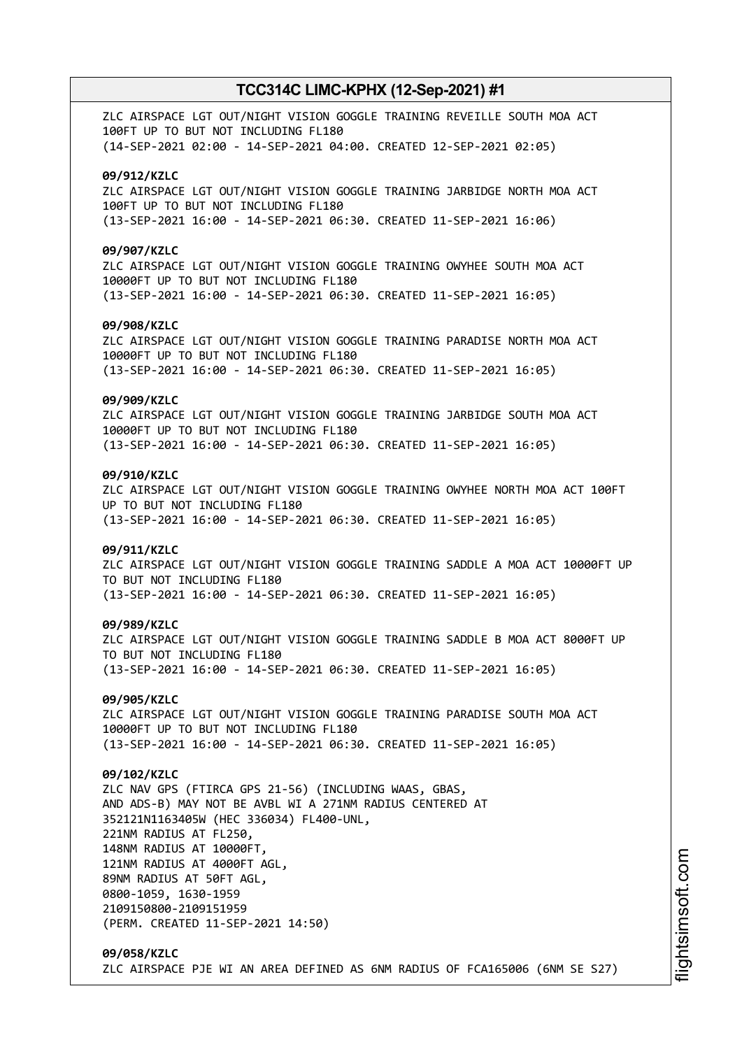ZLC AIRSPACE LGT OUT/NIGHT VISION GOGGLE TRAINING REVEILLE SOUTH MOA ACT 100FT UP TO BUT NOT INCLUDING FL180
(14-SEP-2021 02:00 - 14-SEP-2021 04:00. CREATED 12-SEP-2021 02:05)

**09/912/KZLC**
ZLC AIRSPACE LGT OUT/NIGHT VISION GOGGLE TRAINING JARBIDGE NORTH MOA ACT 100FT UP TO BUT NOT INCLUDING FL180
(13-SEP-2021 16:00 - 14-SEP-2021 06:30. CREATED 11-SEP-2021 16:06)

**09/907/KZLC**
ZLC AIRSPACE LGT OUT/NIGHT VISION GOGGLE TRAINING OWYHEE SOUTH MOA ACT 10000FT UP TO BUT NOT INCLUDING FL180
(13-SEP-2021 16:00 - 14-SEP-2021 06:30. CREATED 11-SEP-2021 16:05)

**09/908/KZLC**
ZLC AIRSPACE LGT OUT/NIGHT VISION GOGGLE TRAINING PARADISE NORTH MOA ACT 10000FT UP TO BUT NOT INCLUDING FL180
(13-SEP-2021 16:00 - 14-SEP-2021 06:30. CREATED 11-SEP-2021 16:05)

**09/909/KZLC**
ZLC AIRSPACE LGT OUT/NIGHT VISION GOGGLE TRAINING JARBIDGE SOUTH MOA ACT 10000FT UP TO BUT NOT INCLUDING FL180
(13-SEP-2021 16:00 - 14-SEP-2021 06:30. CREATED 11-SEP-2021 16:05)

**09/910/KZLC**
ZLC AIRSPACE LGT OUT/NIGHT VISION GOGGLE TRAINING OWYHEE NORTH MOA ACT 100FT UP TO BUT NOT INCLUDING FL180
(13-SEP-2021 16:00 - 14-SEP-2021 06:30. CREATED 11-SEP-2021 16:05)

**09/911/KZLC**
ZLC AIRSPACE LGT OUT/NIGHT VISION GOGGLE TRAINING SADDLE A MOA ACT 10000FT UP TO BUT NOT INCLUDING FL180
(13-SEP-2021 16:00 - 14-SEP-2021 06:30. CREATED 11-SEP-2021 16:05)

**09/989/KZLC**
ZLC AIRSPACE LGT OUT/NIGHT VISION GOGGLE TRAINING SADDLE B MOA ACT 8000FT UP TO BUT NOT INCLUDING FL180
(13-SEP-2021 16:00 - 14-SEP-2021 06:30. CREATED 11-SEP-2021 16:05)

**09/905/KZLC**
ZLC AIRSPACE LGT OUT/NIGHT VISION GOGGLE TRAINING PARADISE SOUTH MOA ACT 10000FT UP TO BUT NOT INCLUDING FL180
(13-SEP-2021 16:00 - 14-SEP-2021 06:30. CREATED 11-SEP-2021 16:05)

**09/102/KZLC**
ZLC NAV GPS (FTIRCA GPS 21-56) (INCLUDING WAAS, GBAS, AND ADS-B) MAY NOT BE AVBL WI A 271NM RADIUS CENTERED AT 352121N1163405W (HEC 336034) FL400-UNL,
221NM RADIUS AT FL250,
148NM RADIUS AT 10000FT,
121NM RADIUS AT 4000FT AGL,
89NM RADIUS AT 50FT AGL,
0800-1059, 1630-1959
2109150800-2109151959
(PERM. CREATED 11-SEP-2021 14:50)

**09/058/KZLC**
ZLC AIRSPACE PJE WI AN AREA DEFINED AS 6NM RADIUS OF FCA165006 (6NM SE S27)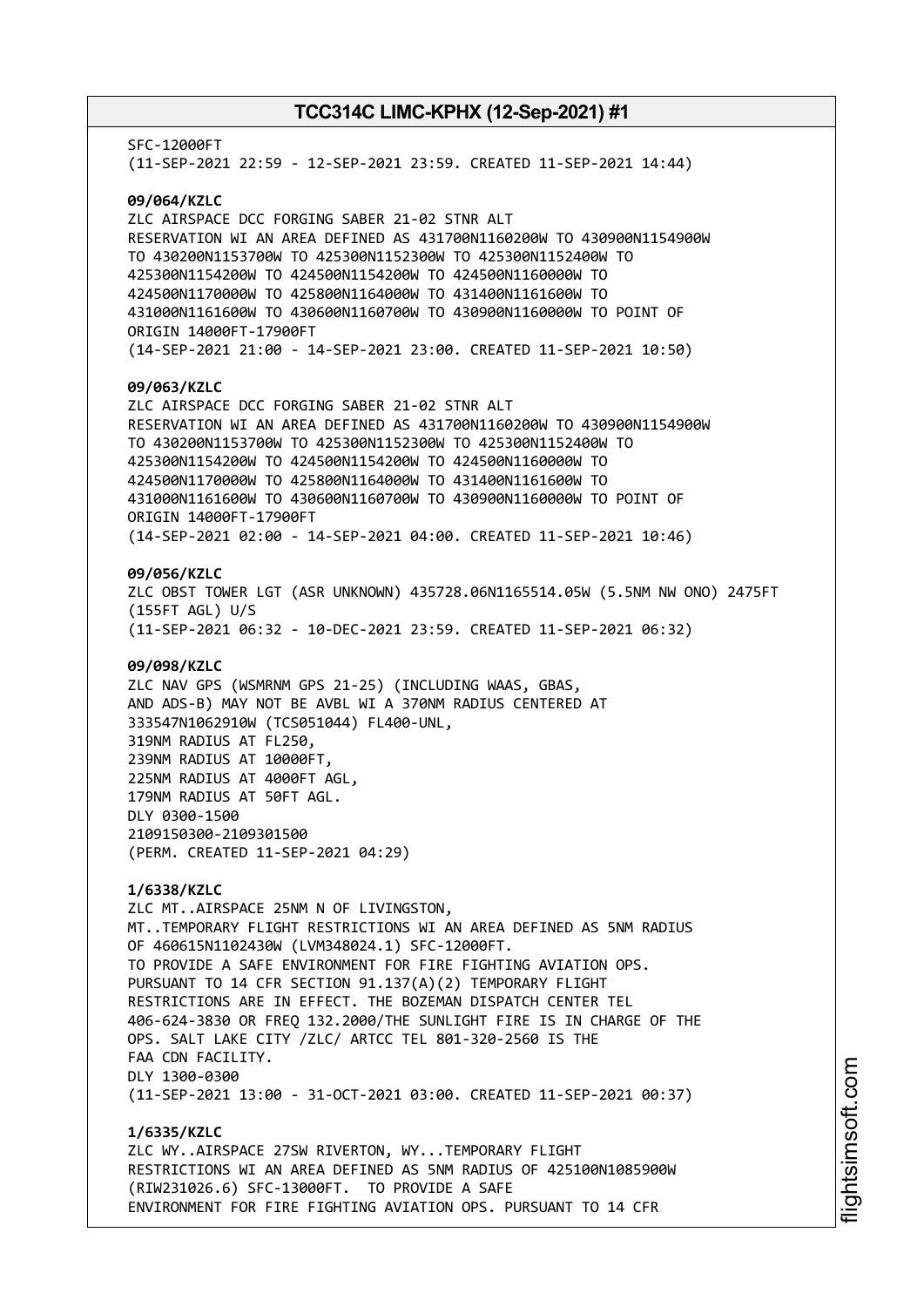SFC-12000FT
(11-SEP-2021 22:59 - 12-SEP-2021 23:59. CREATED 11-SEP-2021 14:44)

**09/064/KZLC**
ZLC AIRSPACE DCC FORGING SABER 21-02 STNR ALT
RESERVATION WI AN AREA DEFINED AS 431700N1160200W TO 430900N1154900W
TO 430200N1153700W TO 425300N1152300W TO 425300N1152400W TO
425300N1154200W TO 424500N1154200W TO 424500N1160000W TO
424500N1170000W TO 425800N1164000W TO 431400N1161600W TO
431000N1161600W TO 430600N1160700W TO 430900N1160000W TO POINT OF
ORIGIN 14000FT-17900FT
(14-SEP-2021 21:00 - 14-SEP-2021 23:00. CREATED 11-SEP-2021 10:50)

**09/063/KZLC**
ZLC AIRSPACE DCC FORGING SABER 21-02 STNR ALT
RESERVATION WI AN AREA DEFINED AS 431700N1160200W TO 430900N1154900W
TO 430200N1153700W TO 425300N1152300W TO 425300N1152400W TO
425300N1154200W TO 424500N1154200W TO 424500N1160000W TO
424500N1170000W TO 425800N1164000W TO 431400N1161600W TO
431000N1161600W TO 430600N1160700W TO 430900N1160000W TO POINT OF
ORIGIN 14000FT-17900FT
(14-SEP-2021 02:00 - 14-SEP-2021 04:00. CREATED 11-SEP-2021 10:46)

**09/056/KZLC**
ZLC OBST TOWER LGT (ASR UNKNOWN) 435728.06N1165514.05W (5.5NM NW ONO) 2475FT
(155FT AGL) U/S
(11-SEP-2021 06:32 - 10-DEC-2021 23:59. CREATED 11-SEP-2021 06:32)

**09/098/KZLC**
ZLC NAV GPS (WSMRNM GPS 21-25) (INCLUDING WAAS, GBAS,
AND ADS-B) MAY NOT BE AVBL WI A 370NM RADIUS CENTERED AT
333547N1062910W (TCS051044) FL400-UNL,
319NM RADIUS AT FL250,
239NM RADIUS AT 10000FT,
225NM RADIUS AT 4000FT AGL,
179NM RADIUS AT 50FT AGL.
DLY 0300-1500
2109150300-2109301500
(PERM. CREATED 11-SEP-2021 04:29)

**1/6338/KZLC**
ZLC MT..AIRSPACE 25NM N OF LIVINGSTON,
MT..TEMPORARY FLIGHT RESTRICTIONS WI AN AREA DEFINED AS 5NM RADIUS
OF 460615N1102430W (LVM348024.1) SFC-12000FT.
TO PROVIDE A SAFE ENVIRONMENT FOR FIRE FIGHTING AVIATION OPS.
PURSUANT TO 14 CFR SECTION 91.137(A)(2) TEMPORARY FLIGHT
RESTRICTIONS ARE IN EFFECT. THE BOZEMAN DISPATCH CENTER TEL
406-624-3830 OR FREQ 132.2000/THE SUNLIGHT FIRE IS IN CHARGE OF THE
OPS. SALT LAKE CITY /ZLC/ ARTCC TEL 801-320-2560 IS THE
FAA CDN FACILITY.
DLY 1300-0300
(11-SEP-2021 13:00 - 31-OCT-2021 03:00. CREATED 11-SEP-2021 00:37)

**1/6335/KZLC**
ZLC WY..AIRSPACE 27SW RIVERTON, WY...TEMPORARY FLIGHT
RESTRICTIONS WI AN AREA DEFINED AS 5NM RADIUS OF 425100N1085900W
(RIW231026.6) SFC-13000FT. TO PROVIDE A SAFE
ENVIRONMENT FOR FIRE FIGHTING AVIATION OPS. PURSUANT TO 14 CFR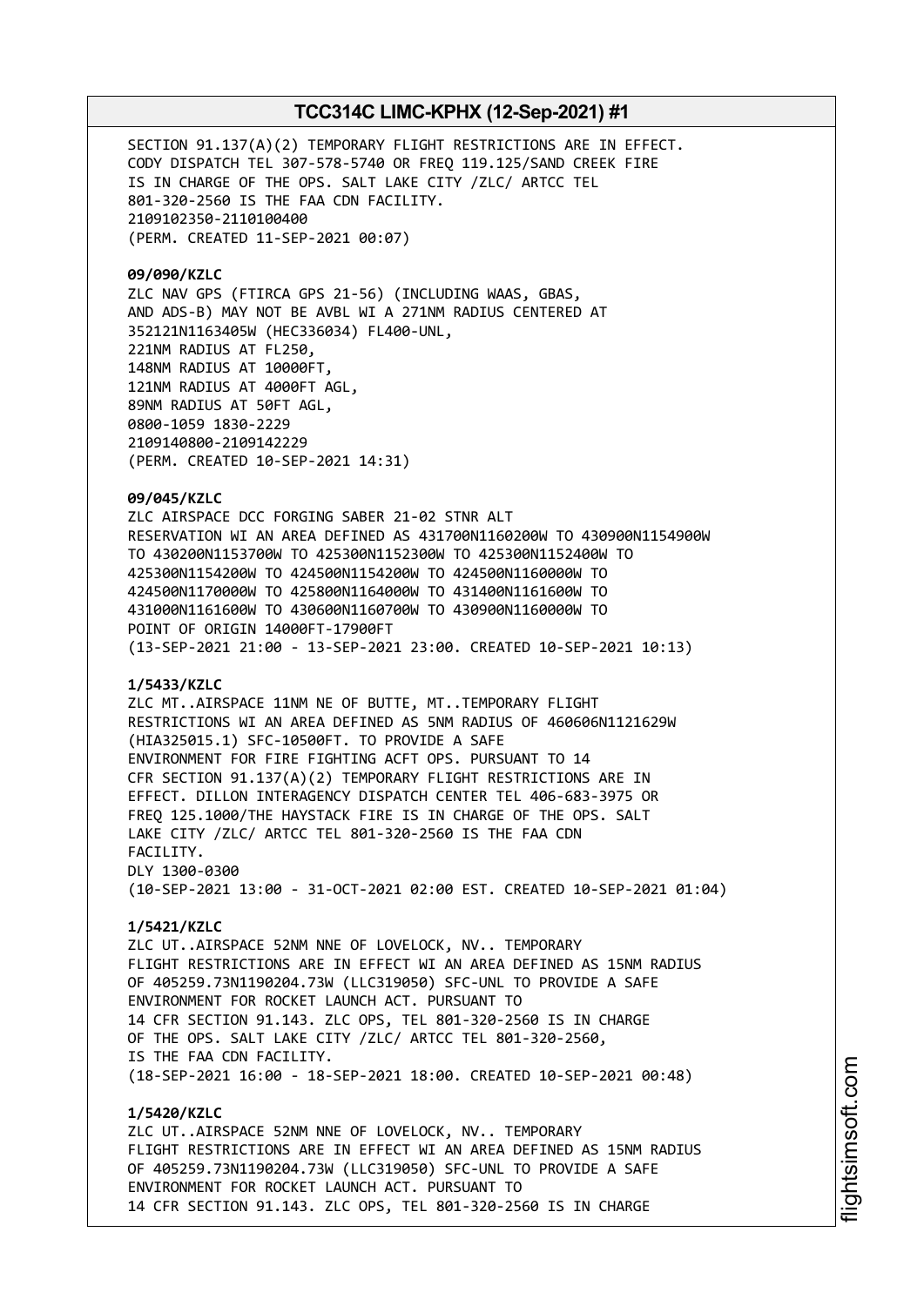SECTION 91.137(A)(2) TEMPORARY FLIGHT RESTRICTIONS ARE IN EFFECT. CODY DISPATCH TEL 307-578-5740 OR FREQ 119.125/SAND CREEK FIRE IS IN CHARGE OF THE OPS. SALT LAKE CITY /ZLC/ ARTCC TEL 801-320-2560 IS THE FAA CDN FACILITY.
2109102350-2110100400
(PERM. CREATED 11-SEP-2021 00:07)

**09/090/KZLC**
ZLC NAV GPS (FTIRCA GPS 21-56) (INCLUDING WAAS, GBAS, AND ADS-B) MAY NOT BE AVBL WI A 271NM RADIUS CENTERED AT 352121N1163405W (HEC336034) FL400-UNL,
221NM RADIUS AT FL250,
148NM RADIUS AT 10000FT,
121NM RADIUS AT 4000FT AGL,
89NM RADIUS AT 50FT AGL,
0800-1059 1830-2229
2109140800-2109142229
(PERM. CREATED 10-SEP-2021 14:31)

**09/045/KZLC**
ZLC AIRSPACE DCC FORGING SABER 21-02 STNR ALT RESERVATION WI AN AREA DEFINED AS 431700N1160200W TO 430900N1154900W TO 430200N1153700W TO 425300N1152300W TO 425300N1152400W TO 425300N1154200W TO 424500N1154200W TO 424500N1160000W TO 424500N1170000W TO 425800N1164000W TO 431400N1161600W TO 431000N1161600W TO 430600N1160700W TO 430900N1160000W TO POINT OF ORIGIN 14000FT-17900FT
(13-SEP-2021 21:00 - 13-SEP-2021 23:00. CREATED 10-SEP-2021 10:13)

**1/5433/KZLC**
ZLC MT..AIRSPACE 11NM NE OF BUTTE, MT..TEMPORARY FLIGHT RESTRICTIONS WI AN AREA DEFINED AS 5NM RADIUS OF 460606N1121629W (HIA325015.1) SFC-10500FT. TO PROVIDE A SAFE ENVIRONMENT FOR FIRE FIGHTING ACFT OPS. PURSUANT TO 14 CFR SECTION 91.137(A)(2) TEMPORARY FLIGHT RESTRICTIONS ARE IN EFFECT. DILLON INTERAGENCY DISPATCH CENTER TEL 406-683-3975 OR FREQ 125.1000/THE HAYSTACK FIRE IS IN CHARGE OF THE OPS. SALT LAKE CITY /ZLC/ ARTCC TEL 801-320-2560 IS THE FAA CDN FACILITY.
DLY 1300-0300
(10-SEP-2021 13:00 - 31-OCT-2021 02:00 EST. CREATED 10-SEP-2021 01:04)

**1/5421/KZLC**
ZLC UT..AIRSPACE 52NM NNE OF LOVELOCK, NV.. TEMPORARY FLIGHT RESTRICTIONS ARE IN EFFECT WI AN AREA DEFINED AS 15NM RADIUS OF 405259.73N1190204.73W (LLC319050) SFC-UNL TO PROVIDE A SAFE ENVIRONMENT FOR ROCKET LAUNCH ACT. PURSUANT TO 14 CFR SECTION 91.143. ZLC OPS, TEL 801-320-2560 IS IN CHARGE OF THE OPS. SALT LAKE CITY /ZLC/ ARTCC TEL 801-320-2560, IS THE FAA CDN FACILITY.
(18-SEP-2021 16:00 - 18-SEP-2021 18:00. CREATED 10-SEP-2021 00:48)

**1/5420/KZLC**
ZLC UT..AIRSPACE 52NM NNE OF LOVELOCK, NV.. TEMPORARY FLIGHT RESTRICTIONS ARE IN EFFECT WI AN AREA DEFINED AS 15NM RADIUS OF 405259.73N1190204.73W (LLC319050) SFC-UNL TO PROVIDE A SAFE ENVIRONMENT FOR ROCKET LAUNCH ACT. PURSUANT TO 14 CFR SECTION 91.143. ZLC OPS, TEL 801-320-2560 IS IN CHARGE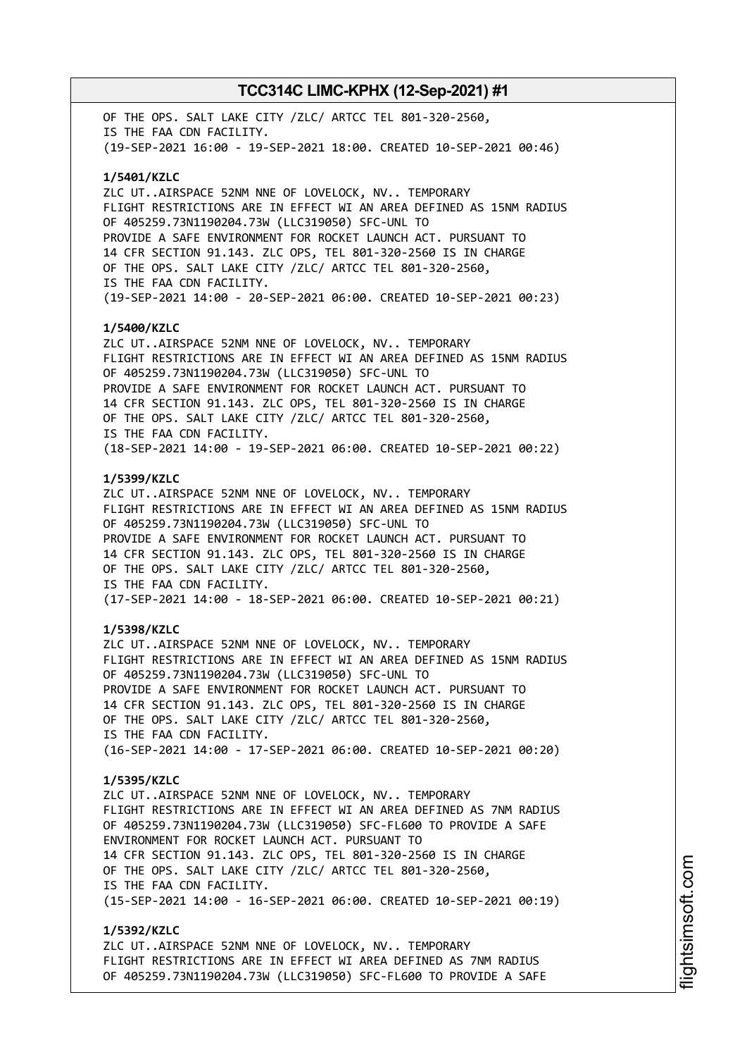OF THE OPS. SALT LAKE CITY /ZLC/ ARTCC TEL 801-320-2560,
IS THE FAA CDN FACILITY.
(19-SEP-2021 16:00 - 19-SEP-2021 18:00. CREATED 10-SEP-2021 00:46)

**1/5401/KZLC**
ZLC UT..AIRSPACE 52NM NNE OF LOVELOCK, NV.. TEMPORARY
FLIGHT RESTRICTIONS ARE IN EFFECT WI AN AREA DEFINED AS 15NM RADIUS
OF 405259.73N1190204.73W (LLC319050) SFC-UNL TO
PROVIDE A SAFE ENVIRONMENT FOR ROCKET LAUNCH ACT. PURSUANT TO
14 CFR SECTION 91.143. ZLC OPS, TEL 801-320-2560 IS IN CHARGE
OF THE OPS. SALT LAKE CITY /ZLC/ ARTCC TEL 801-320-2560,
IS THE FAA CDN FACILITY.
(19-SEP-2021 14:00 - 20-SEP-2021 06:00. CREATED 10-SEP-2021 00:23)

**1/5400/KZLC**
ZLC UT..AIRSPACE 52NM NNE OF LOVELOCK, NV.. TEMPORARY
FLIGHT RESTRICTIONS ARE IN EFFECT WI AN AREA DEFINED AS 15NM RADIUS
OF 405259.73N1190204.73W (LLC319050) SFC-UNL TO
PROVIDE A SAFE ENVIRONMENT FOR ROCKET LAUNCH ACT. PURSUANT TO
14 CFR SECTION 91.143. ZLC OPS, TEL 801-320-2560 IS IN CHARGE
OF THE OPS. SALT LAKE CITY /ZLC/ ARTCC TEL 801-320-2560,
IS THE FAA CDN FACILITY.
(18-SEP-2021 14:00 - 19-SEP-2021 06:00. CREATED 10-SEP-2021 00:22)

**1/5399/KZLC**
ZLC UT..AIRSPACE 52NM NNE OF LOVELOCK, NV.. TEMPORARY
FLIGHT RESTRICTIONS ARE IN EFFECT WI AN AREA DEFINED AS 15NM RADIUS
OF 405259.73N1190204.73W (LLC319050) SFC-UNL TO
PROVIDE A SAFE ENVIRONMENT FOR ROCKET LAUNCH ACT. PURSUANT TO
14 CFR SECTION 91.143. ZLC OPS, TEL 801-320-2560 IS IN CHARGE
OF THE OPS. SALT LAKE CITY /ZLC/ ARTCC TEL 801-320-2560,
IS THE FAA CDN FACILITY.
(17-SEP-2021 14:00 - 18-SEP-2021 06:00. CREATED 10-SEP-2021 00:21)

**1/5398/KZLC**
ZLC UT..AIRSPACE 52NM NNE OF LOVELOCK, NV.. TEMPORARY
FLIGHT RESTRICTIONS ARE IN EFFECT WI AN AREA DEFINED AS 15NM RADIUS
OF 405259.73N1190204.73W (LLC319050) SFC-UNL TO
PROVIDE A SAFE ENVIRONMENT FOR ROCKET LAUNCH ACT. PURSUANT TO
14 CFR SECTION 91.143. ZLC OPS, TEL 801-320-2560 IS IN CHARGE
OF THE OPS. SALT LAKE CITY /ZLC/ ARTCC TEL 801-320-2560,
IS THE FAA CDN FACILITY.
(16-SEP-2021 14:00 - 17-SEP-2021 06:00. CREATED 10-SEP-2021 00:20)

**1/5395/KZLC**
ZLC UT..AIRSPACE 52NM NNE OF LOVELOCK, NV.. TEMPORARY
FLIGHT RESTRICTIONS ARE IN EFFECT WI AN AREA DEFINED AS 7NM RADIUS
OF 405259.73N1190204.73W (LLC319050) SFC-FL600 TO PROVIDE A SAFE
ENVIRONMENT FOR ROCKET LAUNCH ACT. PURSUANT TO
14 CFR SECTION 91.143. ZLC OPS, TEL 801-320-2560 IS IN CHARGE
OF THE OPS. SALT LAKE CITY /ZLC/ ARTCC TEL 801-320-2560,
IS THE FAA CDN FACILITY.
(15-SEP-2021 14:00 - 16-SEP-2021 06:00. CREATED 10-SEP-2021 00:19)

**1/5392/KZLC**
ZLC UT..AIRSPACE 52NM NNE OF LOVELOCK, NV.. TEMPORARY
FLIGHT RESTRICTIONS ARE IN EFFECT WI AREA DEFINED AS 7NM RADIUS
OF 405259.73N1190204.73W (LLC319050) SFC-FL600 TO PROVIDE A SAFE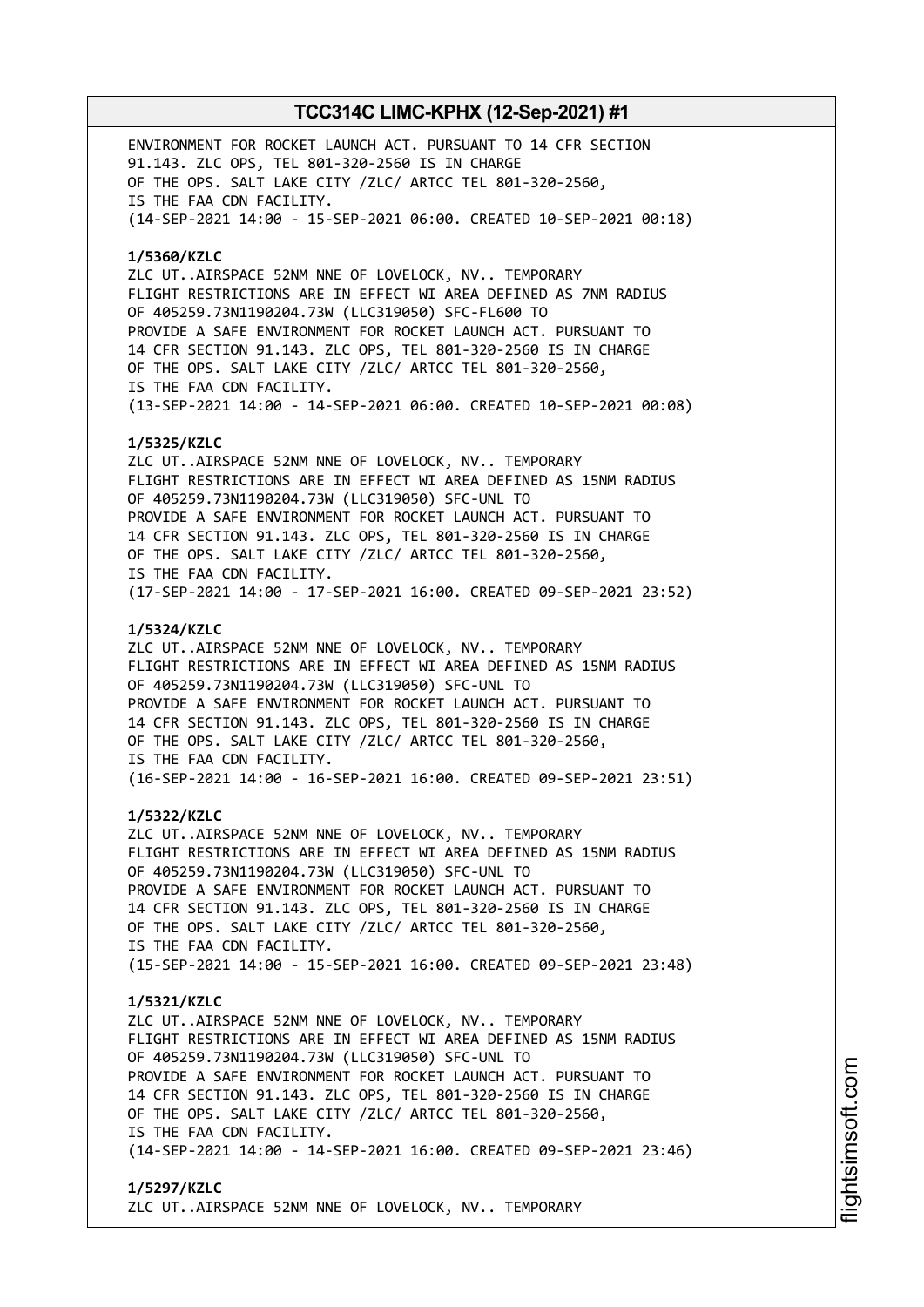ENVIRONMENT FOR ROCKET LAUNCH ACT. PURSUANT TO 14 CFR SECTION 91.143. ZLC OPS, TEL 801-320-2560 IS IN CHARGE OF THE OPS. SALT LAKE CITY /ZLC/ ARTCC TEL 801-320-2560, IS THE FAA CDN FACILITY.
(14-SEP-2021 14:00 - 15-SEP-2021 06:00. CREATED 10-SEP-2021 00:18)

**1/5360/KZLC**
ZLC UT..AIRSPACE 52NM NNE OF LOVELOCK, NV.. TEMPORARY FLIGHT RESTRICTIONS ARE IN EFFECT WI AREA DEFINED AS 7NM RADIUS OF 405259.73N1190204.73W (LLC319050) SFC-FL600 TO PROVIDE A SAFE ENVIRONMENT FOR ROCKET LAUNCH ACT. PURSUANT TO 14 CFR SECTION 91.143. ZLC OPS, TEL 801-320-2560 IS IN CHARGE OF THE OPS. SALT LAKE CITY /ZLC/ ARTCC TEL 801-320-2560, IS THE FAA CDN FACILITY.
(13-SEP-2021 14:00 - 14-SEP-2021 06:00. CREATED 10-SEP-2021 00:08)

**1/5325/KZLC**
ZLC UT..AIRSPACE 52NM NNE OF LOVELOCK, NV.. TEMPORARY FLIGHT RESTRICTIONS ARE IN EFFECT WI AREA DEFINED AS 15NM RADIUS OF 405259.73N1190204.73W (LLC319050) SFC-UNL TO PROVIDE A SAFE ENVIRONMENT FOR ROCKET LAUNCH ACT. PURSUANT TO 14 CFR SECTION 91.143. ZLC OPS, TEL 801-320-2560 IS IN CHARGE OF THE OPS. SALT LAKE CITY /ZLC/ ARTCC TEL 801-320-2560, IS THE FAA CDN FACILITY.
(17-SEP-2021 14:00 - 17-SEP-2021 16:00. CREATED 09-SEP-2021 23:52)

**1/5324/KZLC**
ZLC UT..AIRSPACE 52NM NNE OF LOVELOCK, NV.. TEMPORARY FLIGHT RESTRICTIONS ARE IN EFFECT WI AREA DEFINED AS 15NM RADIUS OF 405259.73N1190204.73W (LLC319050) SFC-UNL TO PROVIDE A SAFE ENVIRONMENT FOR ROCKET LAUNCH ACT. PURSUANT TO 14 CFR SECTION 91.143. ZLC OPS, TEL 801-320-2560 IS IN CHARGE OF THE OPS. SALT LAKE CITY /ZLC/ ARTCC TEL 801-320-2560, IS THE FAA CDN FACILITY.
(16-SEP-2021 14:00 - 16-SEP-2021 16:00. CREATED 09-SEP-2021 23:51)

**1/5322/KZLC**
ZLC UT..AIRSPACE 52NM NNE OF LOVELOCK, NV.. TEMPORARY FLIGHT RESTRICTIONS ARE IN EFFECT WI AREA DEFINED AS 15NM RADIUS OF 405259.73N1190204.73W (LLC319050) SFC-UNL TO PROVIDE A SAFE ENVIRONMENT FOR ROCKET LAUNCH ACT. PURSUANT TO 14 CFR SECTION 91.143. ZLC OPS, TEL 801-320-2560 IS IN CHARGE OF THE OPS. SALT LAKE CITY /ZLC/ ARTCC TEL 801-320-2560, IS THE FAA CDN FACILITY.
(15-SEP-2021 14:00 - 15-SEP-2021 16:00. CREATED 09-SEP-2021 23:48)

**1/5321/KZLC**
ZLC UT..AIRSPACE 52NM NNE OF LOVELOCK, NV.. TEMPORARY FLIGHT RESTRICTIONS ARE IN EFFECT WI AREA DEFINED AS 15NM RADIUS OF 405259.73N1190204.73W (LLC319050) SFC-UNL TO PROVIDE A SAFE ENVIRONMENT FOR ROCKET LAUNCH ACT. PURSUANT TO 14 CFR SECTION 91.143. ZLC OPS, TEL 801-320-2560 IS IN CHARGE OF THE OPS. SALT LAKE CITY /ZLC/ ARTCC TEL 801-320-2560, IS THE FAA CDN FACILITY.
(14-SEP-2021 14:00 - 14-SEP-2021 16:00. CREATED 09-SEP-2021 23:46)

**1/5297/KZLC**
ZLC UT..AIRSPACE 52NM NNE OF LOVELOCK, NV.. TEMPORARY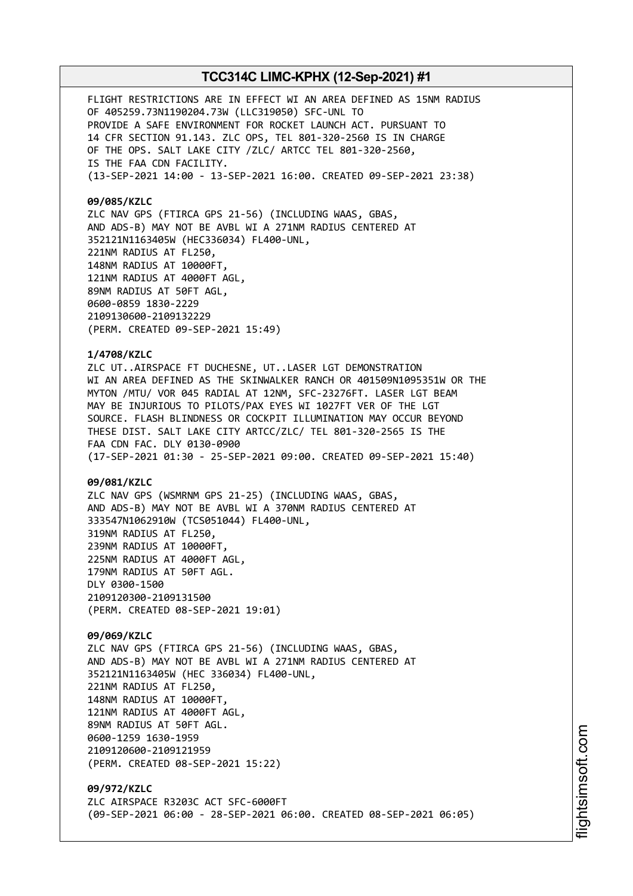FLIGHT RESTRICTIONS ARE IN EFFECT WI AN AREA DEFINED AS 15NM RADIUS OF 405259.73N1190204.73W (LLC319050) SFC-UNL TO PROVIDE A SAFE ENVIRONMENT FOR ROCKET LAUNCH ACT. PURSUANT TO 14 CFR SECTION 91.143. ZLC OPS, TEL 801-320-2560 IS IN CHARGE OF THE OPS. SALT LAKE CITY /ZLC/ ARTCC TEL 801-320-2560, IS THE FAA CDN FACILITY.
(13-SEP-2021 14:00 - 13-SEP-2021 16:00. CREATED 09-SEP-2021 23:38)

**09/085/KZLC**
ZLC NAV GPS (FTIRCA GPS 21-56) (INCLUDING WAAS, GBAS, AND ADS-B) MAY NOT BE AVBL WI A 271NM RADIUS CENTERED AT 352121N1163405W (HEC336034) FL400-UNL,
221NM RADIUS AT FL250,
148NM RADIUS AT 10000FT,
121NM RADIUS AT 4000FT AGL,
89NM RADIUS AT 50FT AGL,
0600-0859 1830-2229
2109130600-2109132229
(PERM. CREATED 09-SEP-2021 15:49)

**1/4708/KZLC**
ZLC UT..AIRSPACE FT DUCHESNE, UT..LASER LGT DEMONSTRATION WI AN AREA DEFINED AS THE SKINWALKER RANCH OR 401509N1095351W OR THE MYTON /MTU/ VOR 045 RADIAL AT 12NM, SFC-23276FT. LASER LGT BEAM MAY BE INJURIOUS TO PILOTS/PAX EYES WI 1027FT VER OF THE LGT SOURCE. FLASH BLINDNESS OR COCKPIT ILLUMINATION MAY OCCUR BEYOND THESE DIST. SALT LAKE CITY ARTCC/ZLC/ TEL 801-320-2565 IS THE FAA CDN FAC. DLY 0130-0900
(17-SEP-2021 01:30 - 25-SEP-2021 09:00. CREATED 09-SEP-2021 15:40)

**09/081/KZLC**
ZLC NAV GPS (WSMRNM GPS 21-25) (INCLUDING WAAS, GBAS, AND ADS-B) MAY NOT BE AVBL WI A 370NM RADIUS CENTERED AT 333547N1062910W (TCS051044) FL400-UNL,
319NM RADIUS AT FL250,
239NM RADIUS AT 10000FT,
225NM RADIUS AT 4000FT AGL,
179NM RADIUS AT 50FT AGL.
DLY 0300-1500
2109120300-2109131500
(PERM. CREATED 08-SEP-2021 19:01)

**09/069/KZLC**
ZLC NAV GPS (FTIRCA GPS 21-56) (INCLUDING WAAS, GBAS, AND ADS-B) MAY NOT BE AVBL WI A 271NM RADIUS CENTERED AT 352121N1163405W (HEC 336034) FL400-UNL,
221NM RADIUS AT FL250,
148NM RADIUS AT 10000FT,
121NM RADIUS AT 4000FT AGL,
89NM RADIUS AT 50FT AGL.
0600-1259 1630-1959
2109120600-2109121959
(PERM. CREATED 08-SEP-2021 15:22)

**09/972/KZLC**
ZLC AIRSPACE R3203C ACT SFC-6000FT
(09-SEP-2021 06:00 - 28-SEP-2021 06:00. CREATED 08-SEP-2021 06:05)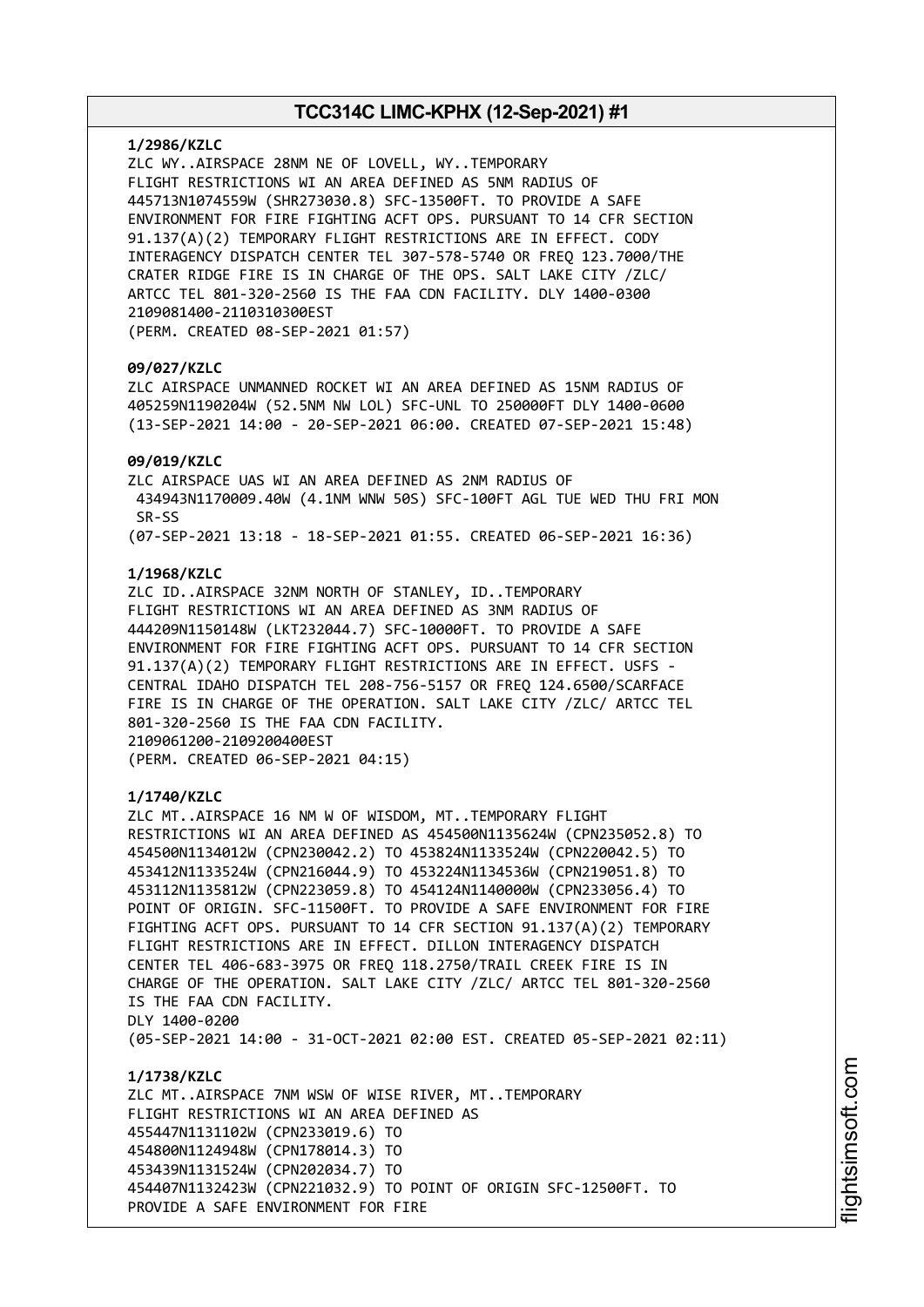**1/2986/KZLC**
ZLC WY..AIRSPACE 28NM NE OF LOVELL, WY..TEMPORARY
FLIGHT RESTRICTIONS WI AN AREA DEFINED AS 5NM RADIUS OF
445713N1074559W (SHR273030.8) SFC-13500FT. TO PROVIDE A SAFE
ENVIRONMENT FOR FIRE FIGHTING ACFT OPS. PURSUANT TO 14 CFR SECTION
91.137(A)(2) TEMPORARY FLIGHT RESTRICTIONS ARE IN EFFECT. CODY
INTERAGENCY DISPATCH CENTER TEL 307-578-5740 OR FREQ 123.7000/THE
CRATER RIDGE FIRE IS IN CHARGE OF THE OPS. SALT LAKE CITY /ZLC/
ARTCC TEL 801-320-2560 IS THE FAA CDN FACILITY. DLY 1400-0300
2109081400-2110310300EST
(PERM. CREATED 08-SEP-2021 01:57)

**09/027/KZLC**
ZLC AIRSPACE UNMANNED ROCKET WI AN AREA DEFINED AS 15NM RADIUS OF
405259N1190204W (52.5NM NW LOL) SFC-UNL TO 250000FT DLY 1400-0600
(13-SEP-2021 14:00 - 20-SEP-2021 06:00. CREATED 07-SEP-2021 15:48)

**09/019/KZLC**
ZLC AIRSPACE UAS WI AN AREA DEFINED AS 2NM RADIUS OF
434943N1170009.40W (4.1NM WNW 50S) SFC-100FT AGL TUE WED THU FRI MON
SR-SS
(07-SEP-2021 13:18 - 18-SEP-2021 01:55. CREATED 06-SEP-2021 16:36)

**1/1968/KZLC**
ZLC ID..AIRSPACE 32NM NORTH OF STANLEY, ID..TEMPORARY
FLIGHT RESTRICTIONS WI AN AREA DEFINED AS 3NM RADIUS OF
444209N1150148W (LKT232044.7) SFC-10000FT. TO PROVIDE A SAFE
ENVIRONMENT FOR FIRE FIGHTING ACFT OPS. PURSUANT TO 14 CFR SECTION
91.137(A)(2) TEMPORARY FLIGHT RESTRICTIONS ARE IN EFFECT. USFS -
CENTRAL IDAHO DISPATCH TEL 208-756-5157 OR FREQ 124.6500/SCARFACE
FIRE IS IN CHARGE OF THE OPERATION. SALT LAKE CITY /ZLC/ ARTCC TEL
801-320-2560 IS THE FAA CDN FACILITY.
2109061200-2109200400EST
(PERM. CREATED 06-SEP-2021 04:15)

**1/1740/KZLC**
ZLC MT..AIRSPACE 16 NM W OF WISDOM, MT..TEMPORARY FLIGHT
RESTRICTIONS WI AN AREA DEFINED AS 454500N1135624W (CPN235052.8) TO
454500N1134012W (CPN230042.2) TO 453824N1133524W (CPN220042.5) TO
453412N1133524W (CPN216044.9) TO 453224N1134536W (CPN219051.8) TO
453112N1135812W (CPN223059.8) TO 454124N1140000W (CPN233056.4) TO
POINT OF ORIGIN. SFC-11500FT. TO PROVIDE A SAFE ENVIRONMENT FOR FIRE
FIGHTING ACFT OPS. PURSUANT TO 14 CFR SECTION 91.137(A)(2) TEMPORARY
FLIGHT RESTRICTIONS ARE IN EFFECT. DILLON INTERAGENCY DISPATCH
CENTER TEL 406-683-3975 OR FREQ 118.2750/TRAIL CREEK FIRE IS IN
CHARGE OF THE OPERATION. SALT LAKE CITY /ZLC/ ARTCC TEL 801-320-2560
IS THE FAA CDN FACILITY.
DLY 1400-0200
(05-SEP-2021 14:00 - 31-OCT-2021 02:00 EST. CREATED 05-SEP-2021 02:11)

**1/1738/KZLC**
ZLC MT..AIRSPACE 7NM WSW OF WISE RIVER, MT..TEMPORARY
FLIGHT RESTRICTIONS WI AN AREA DEFINED AS
455447N1131102W (CPN233019.6) TO
454800N1124948W (CPN178014.3) TO
453439N1131524W (CPN202034.7) TO
454407N1132423W (CPN221032.9) TO POINT OF ORIGIN SFC-12500FT. TO
PROVIDE A SAFE ENVIRONMENT FOR FIRE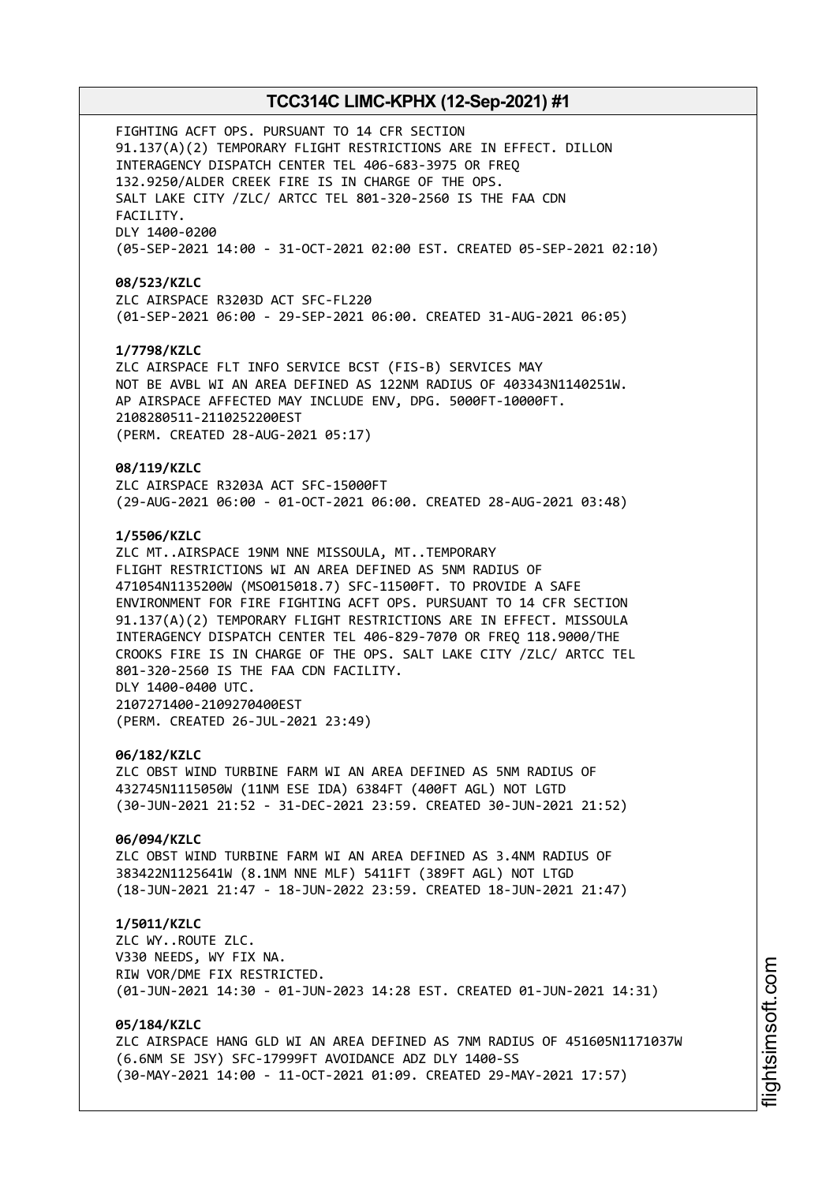FIGHTING ACFT OPS. PURSUANT TO 14 CFR SECTION 91.137(A)(2) TEMPORARY FLIGHT RESTRICTIONS ARE IN EFFECT. DILLON INTERAGENCY DISPATCH CENTER TEL 406-683-3975 OR FREQ 132.9250/ALDER CREEK FIRE IS IN CHARGE OF THE OPS. SALT LAKE CITY /ZLC/ ARTCC TEL 801-320-2560 IS THE FAA CDN FACILITY.
DLY 1400-0200
(05-SEP-2021 14:00 - 31-OCT-2021 02:00 EST. CREATED 05-SEP-2021 02:10)

**08/523/KZLC**
ZLC AIRSPACE R3203D ACT SFC-FL220
(01-SEP-2021 06:00 - 29-SEP-2021 06:00. CREATED 31-AUG-2021 06:05)

**1/7798/KZLC**
ZLC AIRSPACE FLT INFO SERVICE BCST (FIS-B) SERVICES MAY NOT BE AVBL WI AN AREA DEFINED AS 122NM RADIUS OF 403343N1140251W. AP AIRSPACE AFFECTED MAY INCLUDE ENV, DPG. 5000FT-10000FT.
2108280511-2110252200EST
(PERM. CREATED 28-AUG-2021 05:17)

**08/119/KZLC**
ZLC AIRSPACE R3203A ACT SFC-15000FT
(29-AUG-2021 06:00 - 01-OCT-2021 06:00. CREATED 28-AUG-2021 03:48)

**1/5506/KZLC**
ZLC MT..AIRSPACE 19NM NNE MISSOULA, MT..TEMPORARY FLIGHT RESTRICTIONS WI AN AREA DEFINED AS 5NM RADIUS OF 471054N1135200W (MSO015018.7) SFC-11500FT. TO PROVIDE A SAFE ENVIRONMENT FOR FIRE FIGHTING ACFT OPS. PURSUANT TO 14 CFR SECTION 91.137(A)(2) TEMPORARY FLIGHT RESTRICTIONS ARE IN EFFECT. MISSOULA INTERAGENCY DISPATCH CENTER TEL 406-829-7070 OR FREQ 118.9000/THE CROOKS FIRE IS IN CHARGE OF THE OPS. SALT LAKE CITY /ZLC/ ARTCC TEL 801-320-2560 IS THE FAA CDN FACILITY.
DLY 1400-0400 UTC.
2107271400-2109270400EST
(PERM. CREATED 26-JUL-2021 23:49)

**06/182/KZLC**
ZLC OBST WIND TURBINE FARM WI AN AREA DEFINED AS 5NM RADIUS OF 432745N1115050W (11NM ESE IDA) 6384FT (400FT AGL) NOT LGTD
(30-JUN-2021 21:52 - 31-DEC-2021 23:59. CREATED 30-JUN-2021 21:52)

**06/094/KZLC**
ZLC OBST WIND TURBINE FARM WI AN AREA DEFINED AS 3.4NM RADIUS OF 383422N1125641W (8.1NM NNE MLF) 5411FT (389FT AGL) NOT LTGD
(18-JUN-2021 21:47 - 18-JUN-2022 23:59. CREATED 18-JUN-2021 21:47)

**1/5011/KZLC**
ZLC WY..ROUTE ZLC.
V330 NEEDS, WY FIX NA.
RIW VOR/DME FIX RESTRICTED.
(01-JUN-2021 14:30 - 01-JUN-2023 14:28 EST. CREATED 01-JUN-2021 14:31)

**05/184/KZLC**
ZLC AIRSPACE HANG GLD WI AN AREA DEFINED AS 7NM RADIUS OF 451605N1171037W (6.6NM SE JSY) SFC-17999FT AVOIDANCE ADZ DLY 1400-SS
(30-MAY-2021 14:00 - 11-OCT-2021 01:09. CREATED 29-MAY-2021 17:57)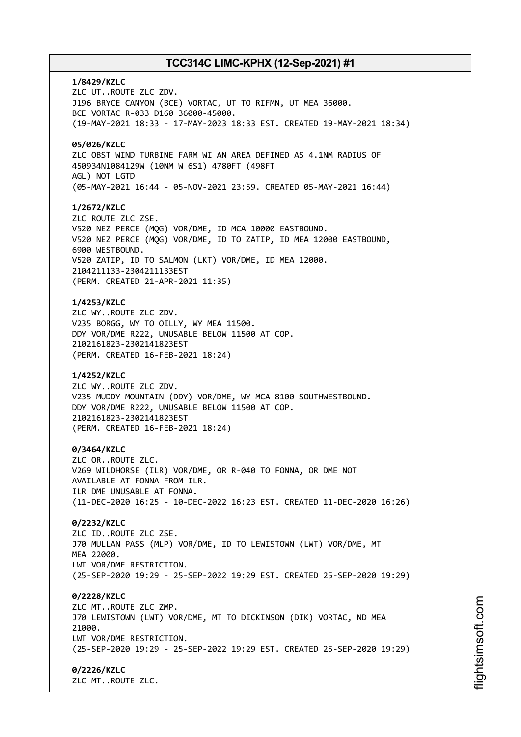**1/8429/KZLC**
ZLC UT..ROUTE ZLC ZDV.
J196 BRYCE CANYON (BCE) VORTAC, UT TO RIFMN, UT MEA 36000.
BCE VORTAC R-033 D160 36000-45000.
(19-MAY-2021 18:33 - 17-MAY-2023 18:33 EST. CREATED 19-MAY-2021 18:34)

**05/026/KZLC**
ZLC OBST WIND TURBINE FARM WI AN AREA DEFINED AS 4.1NM RADIUS OF
450934N1084129W (10NM W 6S1) 4780FT (498FT
AGL) NOT LGTD
(05-MAY-2021 16:44 - 05-NOV-2021 23:59. CREATED 05-MAY-2021 16:44)

**1/2672/KZLC**
ZLC ROUTE ZLC ZSE.
V520 NEZ PERCE (MQG) VOR/DME, ID MCA 10000 EASTBOUND.
V520 NEZ PERCE (MQG) VOR/DME, ID TO ZATIP, ID MEA 12000 EASTBOUND,
6900 WESTBOUND.
V520 ZATIP, ID TO SALMON (LKT) VOR/DME, ID MEA 12000.
2104211133-2304211133EST
(PERM. CREATED 21-APR-2021 11:35)

**1/4253/KZLC**
ZLC WY..ROUTE ZLC ZDV.
V235 BORGG, WY TO OILLY, WY MEA 11500.
DDY VOR/DME R222, UNUSABLE BELOW 11500 AT COP.
2102161823-2302141823EST
(PERM. CREATED 16-FEB-2021 18:24)

**1/4252/KZLC**
ZLC WY..ROUTE ZLC ZDV.
V235 MUDDY MOUNTAIN (DDY) VOR/DME, WY MCA 8100 SOUTHWESTBOUND.
DDY VOR/DME R222, UNUSABLE BELOW 11500 AT COP.
2102161823-2302141823EST
(PERM. CREATED 16-FEB-2021 18:24)

**0/3464/KZLC**
ZLC OR..ROUTE ZLC.
V269 WILDHORSE (ILR) VOR/DME, OR R-040 TO FONNA, OR DME NOT
AVAILABLE AT FONNA FROM ILR.
ILR DME UNUSABLE AT FONNA.
(11-DEC-2020 16:25 - 10-DEC-2022 16:23 EST. CREATED 11-DEC-2020 16:26)

**0/2232/KZLC**
ZLC ID..ROUTE ZLC ZSE.
J70 MULLAN PASS (MLP) VOR/DME, ID TO LEWISTOWN (LWT) VOR/DME, MT
MEA 22000.
LWT VOR/DME RESTRICTION.
(25-SEP-2020 19:29 - 25-SEP-2022 19:29 EST. CREATED 25-SEP-2020 19:29)

**0/2228/KZLC**
ZLC MT..ROUTE ZLC ZMP.
J70 LEWISTOWN (LWT) VOR/DME, MT TO DICKINSON (DIK) VORTAC, ND MEA
21000.
LWT VOR/DME RESTRICTION.
(25-SEP-2020 19:29 - 25-SEP-2022 19:29 EST. CREATED 25-SEP-2020 19:29)

**0/2226/KZLC**
ZLC MT..ROUTE ZLC.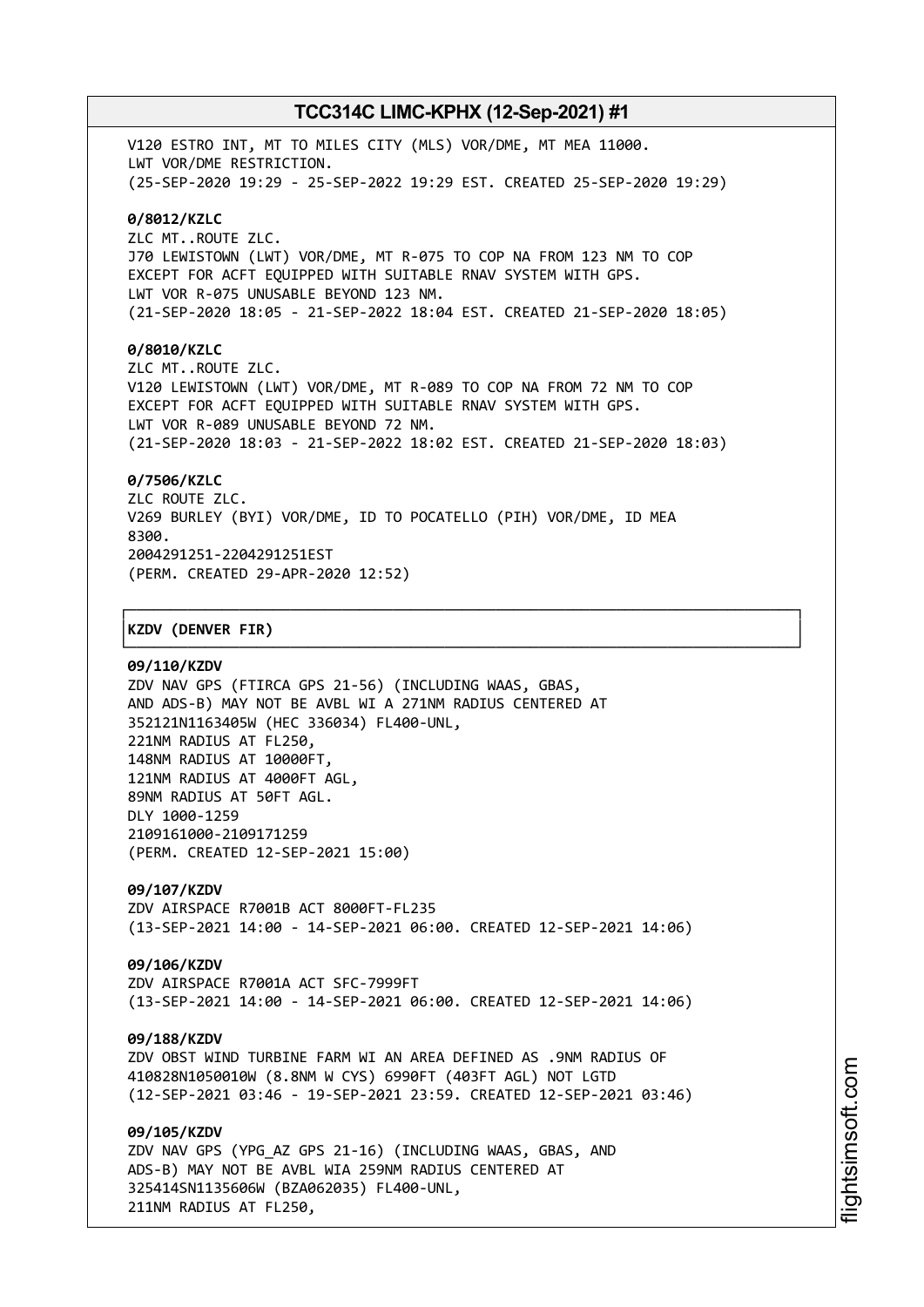V120 ESTRO INT, MT TO MILES CITY (MLS) VOR/DME, MT MEA 11000.
LWT VOR/DME RESTRICTION.
(25-SEP-2020 19:29 - 25-SEP-2022 19:29 EST. CREATED 25-SEP-2020 19:29)

**0/8012/KZLC**
ZLC MT..ROUTE ZLC.
J70 LEWISTOWN (LWT) VOR/DME, MT R-075 TO COP NA FROM 123 NM TO COP
EXCEPT FOR ACFT EQUIPPED WITH SUITABLE RNAV SYSTEM WITH GPS.
LWT VOR R-075 UNUSABLE BEYOND 123 NM.
(21-SEP-2020 18:05 - 21-SEP-2022 18:04 EST. CREATED 21-SEP-2020 18:05)

**0/8010/KZLC**
ZLC MT..ROUTE ZLC.
V120 LEWISTOWN (LWT) VOR/DME, MT R-089 TO COP NA FROM 72 NM TO COP
EXCEPT FOR ACFT EQUIPPED WITH SUITABLE RNAV SYSTEM WITH GPS.
LWT VOR R-089 UNUSABLE BEYOND 72 NM.
(21-SEP-2020 18:03 - 21-SEP-2022 18:02 EST. CREATED 21-SEP-2020 18:03)

**0/7506/KZLC**
ZLC ROUTE ZLC.
V269 BURLEY (BYI) VOR/DME, ID TO POCATELLO (PIH) VOR/DME, ID MEA
8300.
2004291251-2204291251EST
(PERM. CREATED 29-APR-2020 12:52)

## KZDV (DENVER FIR)

**09/110/KZDV**
ZDV NAV GPS (FTIRCA GPS 21-56) (INCLUDING WAAS, GBAS,
AND ADS-B) MAY NOT BE AVBL WI A 271NM RADIUS CENTERED AT
352121N1163405W (HEC 336034) FL400-UNL,
221NM RADIUS AT FL250,
148NM RADIUS AT 10000FT,
121NM RADIUS AT 4000FT AGL,
89NM RADIUS AT 50FT AGL.
DLY 1000-1259
2109161000-2109171259
(PERM. CREATED 12-SEP-2021 15:00)

**09/107/KZDV**
ZDV AIRSPACE R7001B ACT 8000FT-FL235
(13-SEP-2021 14:00 - 14-SEP-2021 06:00. CREATED 12-SEP-2021 14:06)

**09/106/KZDV**
ZDV AIRSPACE R7001A ACT SFC-7999FT
(13-SEP-2021 14:00 - 14-SEP-2021 06:00. CREATED 12-SEP-2021 14:06)

**09/188/KZDV**
ZDV OBST WIND TURBINE FARM WI AN AREA DEFINED AS .9NM RADIUS OF
410828N1050010W (8.8NM W CYS) 6990FT (403FT AGL) NOT LGTD
(12-SEP-2021 03:46 - 19-SEP-2021 23:59. CREATED 12-SEP-2021 03:46)

**09/105/KZDV**
ZDV NAV GPS (YPG_AZ GPS 21-16) (INCLUDING WAAS, GBAS, AND
ADS-B) MAY NOT BE AVBL WIA 259NM RADIUS CENTERED AT
325414SN1135606W (BZA062035) FL400-UNL,
211NM RADIUS AT FL250,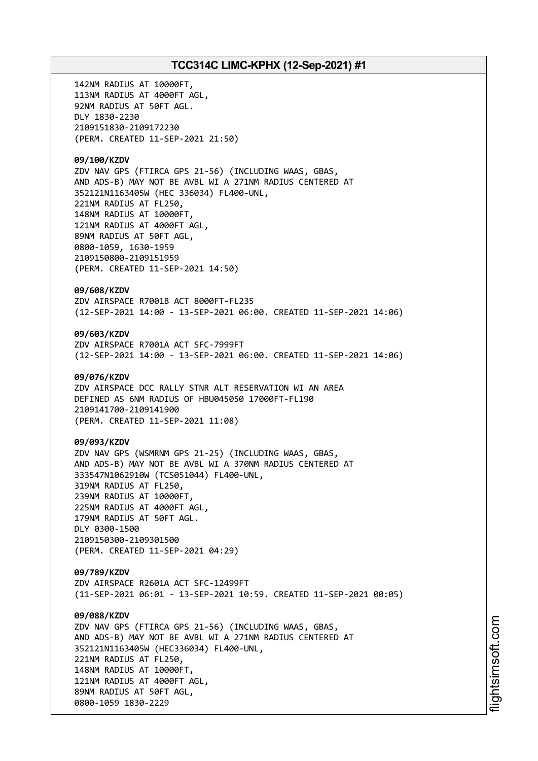142NM RADIUS AT 10000FT,
113NM RADIUS AT 4000FT AGL,
92NM RADIUS AT 50FT AGL.
DLY 1830-2230
2109151830-2109172230
(PERM. CREATED 11-SEP-2021 21:50)

**09/100/KZDV**
ZDV NAV GPS (FTIRCA GPS 21-56) (INCLUDING WAAS, GBAS,
AND ADS-B) MAY NOT BE AVBL WI A 271NM RADIUS CENTERED AT
352121N1163405W (HEC 336034) FL400-UNL,
221NM RADIUS AT FL250,
148NM RADIUS AT 10000FT,
121NM RADIUS AT 4000FT AGL,
89NM RADIUS AT 50FT AGL,
0800-1059, 1630-1959
2109150800-2109151959
(PERM. CREATED 11-SEP-2021 14:50)

**09/608/KZDV**
ZDV AIRSPACE R7001B ACT 8000FT-FL235
(12-SEP-2021 14:00 - 13-SEP-2021 06:00. CREATED 11-SEP-2021 14:06)

**09/603/KZDV**
ZDV AIRSPACE R7001A ACT SFC-7999FT
(12-SEP-2021 14:00 - 13-SEP-2021 06:00. CREATED 11-SEP-2021 14:06)

**09/076/KZDV**
ZDV AIRSPACE DCC RALLY STNR ALT RESERVATION WI AN AREA
DEFINED AS 6NM RADIUS OF HBU045050 17000FT-FL190
2109141700-2109141900
(PERM. CREATED 11-SEP-2021 11:08)

**09/093/KZDV**
ZDV NAV GPS (WSMRNM GPS 21-25) (INCLUDING WAAS, GBAS,
AND ADS-B) MAY NOT BE AVBL WI A 370NM RADIUS CENTERED AT
333547N1062910W (TCS051044) FL400-UNL,
319NM RADIUS AT FL250,
239NM RADIUS AT 10000FT,
225NM RADIUS AT 4000FT AGL,
179NM RADIUS AT 50FT AGL.
DLY 0300-1500
2109150300-2109301500
(PERM. CREATED 11-SEP-2021 04:29)

**09/789/KZDV**
ZDV AIRSPACE R2601A ACT SFC-12499FT
(11-SEP-2021 06:01 - 13-SEP-2021 10:59. CREATED 11-SEP-2021 00:05)

**09/088/KZDV**
ZDV NAV GPS (FTIRCA GPS 21-56) (INCLUDING WAAS, GBAS,
AND ADS-B) MAY NOT BE AVBL WI A 271NM RADIUS CENTERED AT
352121N1163405W (HEC336034) FL400-UNL,
221NM RADIUS AT FL250,
148NM RADIUS AT 10000FT,
121NM RADIUS AT 4000FT AGL,
89NM RADIUS AT 50FT AGL,
0800-1059 1830-2229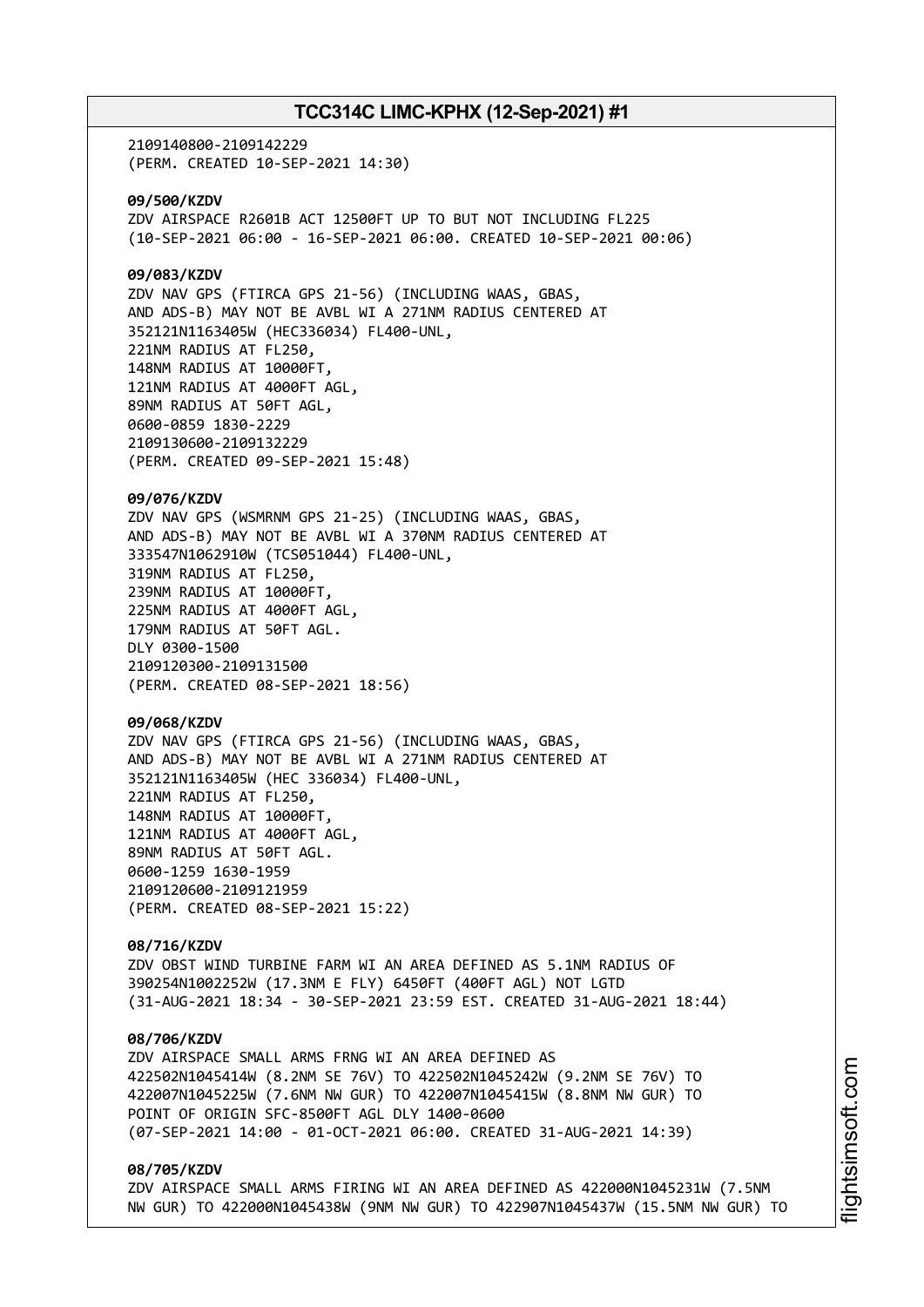2109140800-2109142229
(PERM. CREATED 10-SEP-2021 14:30)

**09/500/KZDV**
ZDV AIRSPACE R2601B ACT 12500FT UP TO BUT NOT INCLUDING FL225
(10-SEP-2021 06:00 - 16-SEP-2021 06:00. CREATED 10-SEP-2021 00:06)

**09/083/KZDV**
ZDV NAV GPS (FTIRCA GPS 21-56) (INCLUDING WAAS, GBAS,
AND ADS-B) MAY NOT BE AVBL WI A 271NM RADIUS CENTERED AT
352121N1163405W (HEC336034) FL400-UNL,
221NM RADIUS AT FL250,
148NM RADIUS AT 10000FT,
121NM RADIUS AT 4000FT AGL,
89NM RADIUS AT 50FT AGL,
0600-0859 1830-2229
2109130600-2109132229
(PERM. CREATED 09-SEP-2021 15:48)

**09/076/KZDV**
ZDV NAV GPS (WSMRNM GPS 21-25) (INCLUDING WAAS, GBAS,
AND ADS-B) MAY NOT BE AVBL WI A 370NM RADIUS CENTERED AT
333547N1062910W (TCS051044) FL400-UNL,
319NM RADIUS AT FL250,
239NM RADIUS AT 10000FT,
225NM RADIUS AT 4000FT AGL,
179NM RADIUS AT 50FT AGL.
DLY 0300-1500
2109120300-2109131500
(PERM. CREATED 08-SEP-2021 18:56)

**09/068/KZDV**
ZDV NAV GPS (FTIRCA GPS 21-56) (INCLUDING WAAS, GBAS,
AND ADS-B) MAY NOT BE AVBL WI A 271NM RADIUS CENTERED AT
352121N1163405W (HEC 336034) FL400-UNL,
221NM RADIUS AT FL250,
148NM RADIUS AT 10000FT,
121NM RADIUS AT 4000FT AGL,
89NM RADIUS AT 50FT AGL.
0600-1259 1630-1959
2109120600-2109121959
(PERM. CREATED 08-SEP-2021 15:22)

**08/716/KZDV**
ZDV OBST WIND TURBINE FARM WI AN AREA DEFINED AS 5.1NM RADIUS OF
390254N1002252W (17.3NM E FLY) 6450FT (400FT AGL) NOT LGTD
(31-AUG-2021 18:34 - 30-SEP-2021 23:59 EST. CREATED 31-AUG-2021 18:44)

**08/706/KZDV**
ZDV AIRSPACE SMALL ARMS FRNG WI AN AREA DEFINED AS
422502N1045414W (8.2NM SE 76V) TO 422502N1045242W (9.2NM SE 76V) TO
422007N1045225W (7.6NM NW GUR) TO 422007N1045415W (8.8NM NW GUR) TO
POINT OF ORIGIN SFC-8500FT AGL DLY 1400-0600
(07-SEP-2021 14:00 - 01-OCT-2021 06:00. CREATED 31-AUG-2021 14:39)

**08/705/KZDV**
ZDV AIRSPACE SMALL ARMS FIRING WI AN AREA DEFINED AS 422000N1045231W (7.5NM
NW GUR) TO 422000N1045438W (9NM NW GUR) TO 422907N1045437W (15.5NM NW GUR) TO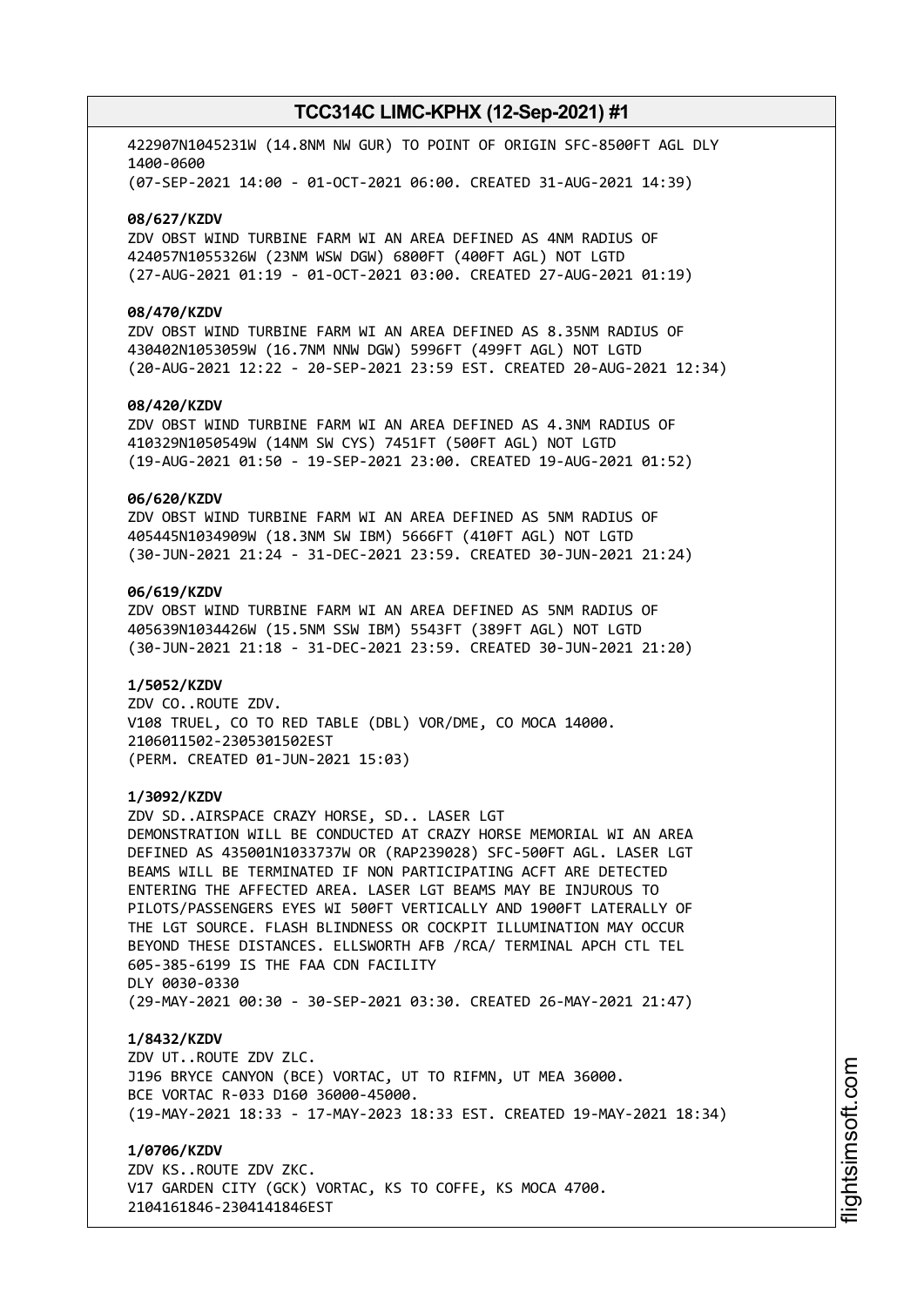422907N1045231W (14.8NM NW GUR) TO POINT OF ORIGIN SFC-8500FT AGL DLY 1400-0600
(07-SEP-2021 14:00 - 01-OCT-2021 06:00. CREATED 31-AUG-2021 14:39)

**08/627/KZDV**
ZDV OBST WIND TURBINE FARM WI AN AREA DEFINED AS 4NM RADIUS OF 424057N1055326W (23NM WSW DGW) 6800FT (400FT AGL) NOT LGTD
(27-AUG-2021 01:19 - 01-OCT-2021 03:00. CREATED 27-AUG-2021 01:19)

**08/470/KZDV**
ZDV OBST WIND TURBINE FARM WI AN AREA DEFINED AS 8.35NM RADIUS OF 430402N1053059W (16.7NM NNW DGW) 5996FT (499FT AGL) NOT LGTD
(20-AUG-2021 12:22 - 20-SEP-2021 23:59 EST. CREATED 20-AUG-2021 12:34)

**08/420/KZDV**
ZDV OBST WIND TURBINE FARM WI AN AREA DEFINED AS 4.3NM RADIUS OF 410329N1050549W (14NM SW CYS) 7451FT (500FT AGL) NOT LGTD
(19-AUG-2021 01:50 - 19-SEP-2021 23:00. CREATED 19-AUG-2021 01:52)

**06/620/KZDV**
ZDV OBST WIND TURBINE FARM WI AN AREA DEFINED AS 5NM RADIUS OF 405445N1034909W (18.3NM SW IBM) 5666FT (410FT AGL) NOT LGTD
(30-JUN-2021 21:24 - 31-DEC-2021 23:59. CREATED 30-JUN-2021 21:24)

**06/619/KZDV**
ZDV OBST WIND TURBINE FARM WI AN AREA DEFINED AS 5NM RADIUS OF 405639N1034426W (15.5NM SSW IBM) 5543FT (389FT AGL) NOT LGTD
(30-JUN-2021 21:18 - 31-DEC-2021 23:59. CREATED 30-JUN-2021 21:20)

**1/5052/KZDV**
ZDV CO..ROUTE ZDV.
V108 TRUEL, CO TO RED TABLE (DBL) VOR/DME, CO MOCA 14000.
2106011502-2305301502EST
(PERM. CREATED 01-JUN-2021 15:03)

**1/3092/KZDV**
ZDV SD..AIRSPACE CRAZY HORSE, SD.. LASER LGT DEMONSTRATION WILL BE CONDUCTED AT CRAZY HORSE MEMORIAL WI AN AREA DEFINED AS 435001N1033737W OR (RAP239028) SFC-500FT AGL. LASER LGT BEAMS WILL BE TERMINATED IF NON PARTICIPATING ACFT ARE DETECTED ENTERING THE AFFECTED AREA. LASER LGT BEAMS MAY BE INJUROUS TO PILOTS/PASSENGERS EYES WI 500FT VERTICALLY AND 1900FT LATERALLY OF THE LGT SOURCE. FLASH BLINDNESS OR COCKPIT ILLUMINATION MAY OCCUR BEYOND THESE DISTANCES. ELLSWORTH AFB /RCA/ TERMINAL APCH CTL TEL 605-385-6199 IS THE FAA CDN FACILITY
DLY 0030-0330
(29-MAY-2021 00:30 - 30-SEP-2021 03:30. CREATED 26-MAY-2021 21:47)

**1/8432/KZDV**
ZDV UT..ROUTE ZDV ZLC.
J196 BRYCE CANYON (BCE) VORTAC, UT TO RIFMN, UT MEA 36000.
BCE VORTAC R-033 D160 36000-45000.
(19-MAY-2021 18:33 - 17-MAY-2023 18:33 EST. CREATED 19-MAY-2021 18:34)

**1/0706/KZDV**
ZDV KS..ROUTE ZDV ZKC.
V17 GARDEN CITY (GCK) VORTAC, KS TO COFFE, KS MOCA 4700.
2104161846-2304141846EST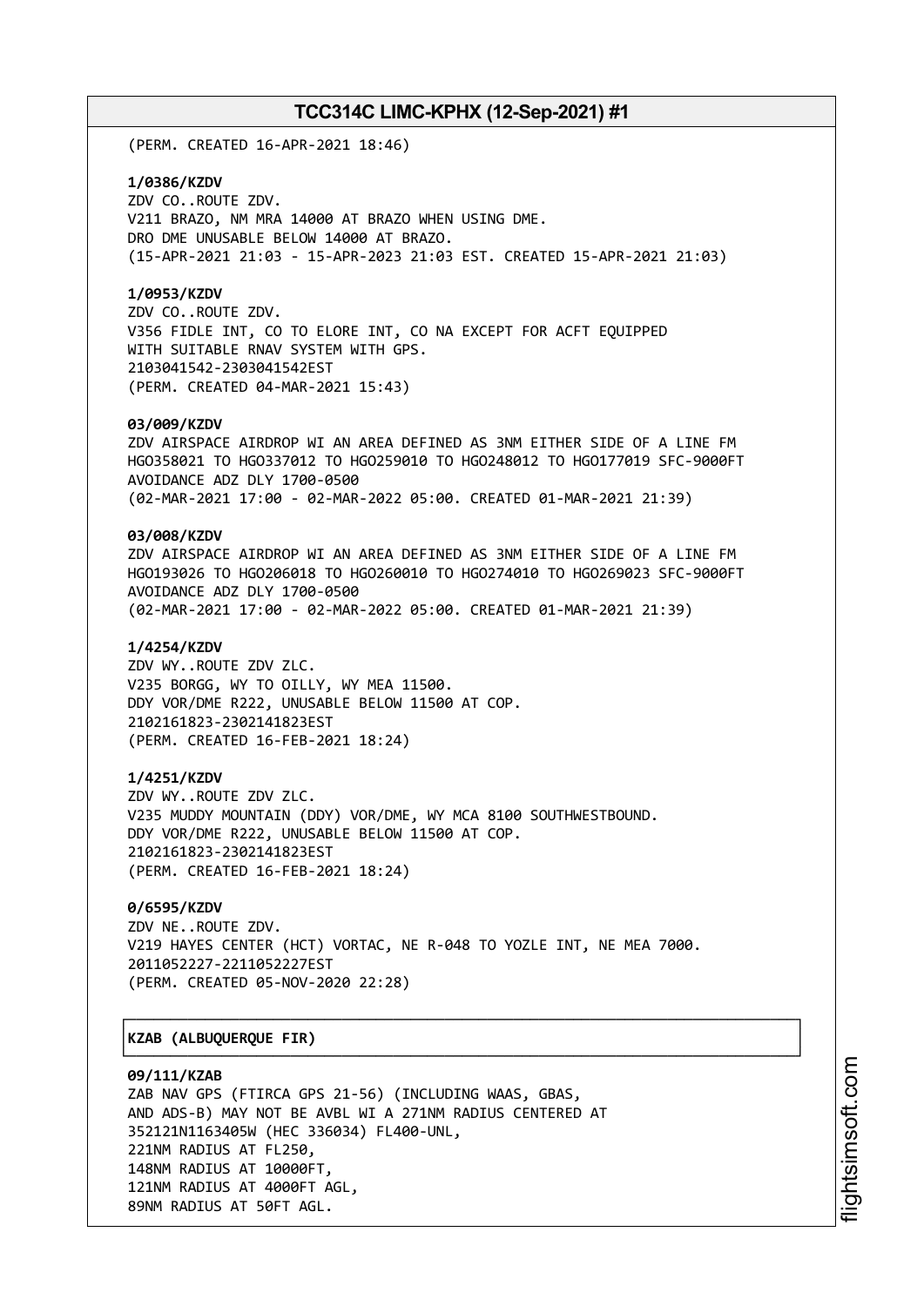(PERM. CREATED 16-APR-2021 18:46)

**1/0386/KZDV**
ZDV CO..ROUTE ZDV.
V211 BRAZO, NM MRA 14000 AT BRAZO WHEN USING DME.
DRO DME UNUSABLE BELOW 14000 AT BRAZO.
(15-APR-2021 21:03 - 15-APR-2023 21:03 EST. CREATED 15-APR-2021 21:03)

**1/0953/KZDV**
ZDV CO..ROUTE ZDV.
V356 FIDLE INT, CO TO ELORE INT, CO NA EXCEPT FOR ACFT EQUIPPED
WITH SUITABLE RNAV SYSTEM WITH GPS.
2103041542-2303041542EST
(PERM. CREATED 04-MAR-2021 15:43)

**03/009/KZDV**
ZDV AIRSPACE AIRDROP WI AN AREA DEFINED AS 3NM EITHER SIDE OF A LINE FM
HGO358021 TO HGO337012 TO HGO259010 TO HGO248012 TO HGO177019 SFC-9000FT
AVOIDANCE ADZ DLY 1700-0500
(02-MAR-2021 17:00 - 02-MAR-2022 05:00. CREATED 01-MAR-2021 21:39)

**03/008/KZDV**
ZDV AIRSPACE AIRDROP WI AN AREA DEFINED AS 3NM EITHER SIDE OF A LINE FM
HGO193026 TO HGO206018 TO HGO260010 TO HGO274010 TO HGO269023 SFC-9000FT
AVOIDANCE ADZ DLY 1700-0500
(02-MAR-2021 17:00 - 02-MAR-2022 05:00. CREATED 01-MAR-2021 21:39)

**1/4254/KZDV**
ZDV WY..ROUTE ZDV ZLC.
V235 BORGG, WY TO OILLY, WY MEA 11500.
DDY VOR/DME R222, UNUSABLE BELOW 11500 AT COP.
2102161823-2302141823EST
(PERM. CREATED 16-FEB-2021 18:24)

**1/4251/KZDV**
ZDV WY..ROUTE ZDV ZLC.
V235 MUDDY MOUNTAIN (DDY) VOR/DME, WY MCA 8100 SOUTHWESTBOUND.
DDY VOR/DME R222, UNUSABLE BELOW 11500 AT COP.
2102161823-2302141823EST
(PERM. CREATED 16-FEB-2021 18:24)

**0/6595/KZDV**
ZDV NE..ROUTE ZDV.
V219 HAYES CENTER (HCT) VORTAC, NE R-048 TO YOZLE INT, NE MEA 7000.
2011052227-2211052227EST
(PERM. CREATED 05-NOV-2020 22:28)

**KZAB (ALBUQUERQUE FIR)**

**09/111/KZAB**
ZAB NAV GPS (FTIRCA GPS 21-56) (INCLUDING WAAS, GBAS,
AND ADS-B) MAY NOT BE AVBL WI A 271NM RADIUS CENTERED AT
352121N1163405W (HEC 336034) FL400-UNL,
221NM RADIUS AT FL250,
148NM RADIUS AT 10000FT,
121NM RADIUS AT 4000FT AGL,
89NM RADIUS AT 50FT AGL.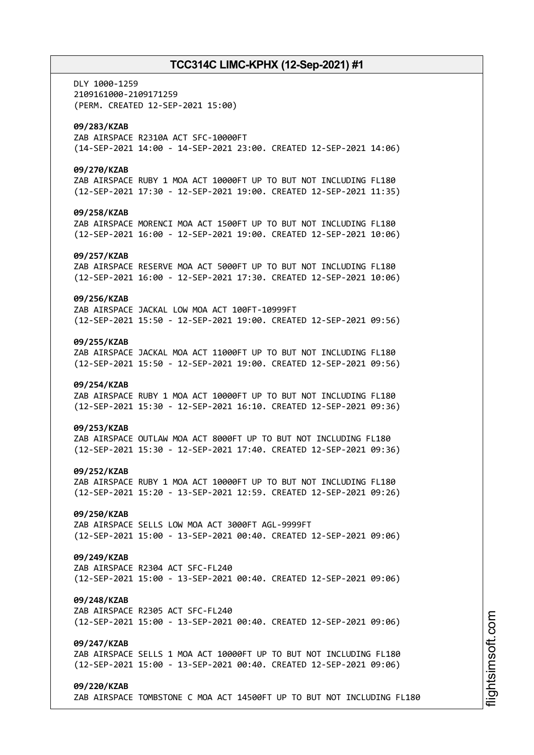DLY 1000-1259
2109161000-2109171259
(PERM. CREATED 12-SEP-2021 15:00)

**09/283/KZAB**
ZAB AIRSPACE R2310A ACT SFC-10000FT
(14-SEP-2021 14:00 - 14-SEP-2021 23:00. CREATED 12-SEP-2021 14:06)

**09/270/KZAB**
ZAB AIRSPACE RUBY 1 MOA ACT 10000FT UP TO BUT NOT INCLUDING FL180
(12-SEP-2021 17:30 - 12-SEP-2021 19:00. CREATED 12-SEP-2021 11:35)

**09/258/KZAB**
ZAB AIRSPACE MORENCI MOA ACT 1500FT UP TO BUT NOT INCLUDING FL180
(12-SEP-2021 16:00 - 12-SEP-2021 19:00. CREATED 12-SEP-2021 10:06)

**09/257/KZAB**
ZAB AIRSPACE RESERVE MOA ACT 5000FT UP TO BUT NOT INCLUDING FL180
(12-SEP-2021 16:00 - 12-SEP-2021 17:30. CREATED 12-SEP-2021 10:06)

**09/256/KZAB**
ZAB AIRSPACE JACKAL LOW MOA ACT 100FT-10999FT
(12-SEP-2021 15:50 - 12-SEP-2021 19:00. CREATED 12-SEP-2021 09:56)

**09/255/KZAB**
ZAB AIRSPACE JACKAL MOA ACT 11000FT UP TO BUT NOT INCLUDING FL180
(12-SEP-2021 15:50 - 12-SEP-2021 19:00. CREATED 12-SEP-2021 09:56)

**09/254/KZAB**
ZAB AIRSPACE RUBY 1 MOA ACT 10000FT UP TO BUT NOT INCLUDING FL180
(12-SEP-2021 15:30 - 12-SEP-2021 16:10. CREATED 12-SEP-2021 09:36)

**09/253/KZAB**
ZAB AIRSPACE OUTLAW MOA ACT 8000FT UP TO BUT NOT INCLUDING FL180
(12-SEP-2021 15:30 - 12-SEP-2021 17:40. CREATED 12-SEP-2021 09:36)

**09/252/KZAB**
ZAB AIRSPACE RUBY 1 MOA ACT 10000FT UP TO BUT NOT INCLUDING FL180
(12-SEP-2021 15:20 - 13-SEP-2021 12:59. CREATED 12-SEP-2021 09:26)

**09/250/KZAB**
ZAB AIRSPACE SELLS LOW MOA ACT 3000FT AGL-9999FT
(12-SEP-2021 15:00 - 13-SEP-2021 00:40. CREATED 12-SEP-2021 09:06)

**09/249/KZAB**
ZAB AIRSPACE R2304 ACT SFC-FL240
(12-SEP-2021 15:00 - 13-SEP-2021 00:40. CREATED 12-SEP-2021 09:06)

**09/248/KZAB**
ZAB AIRSPACE R2305 ACT SFC-FL240
(12-SEP-2021 15:00 - 13-SEP-2021 00:40. CREATED 12-SEP-2021 09:06)

**09/247/KZAB**
ZAB AIRSPACE SELLS 1 MOA ACT 10000FT UP TO BUT NOT INCLUDING FL180
(12-SEP-2021 15:00 - 13-SEP-2021 00:40. CREATED 12-SEP-2021 09:06)

**09/220/KZAB**
ZAB AIRSPACE TOMBSTONE C MOA ACT 14500FT UP TO BUT NOT INCLUDING FL180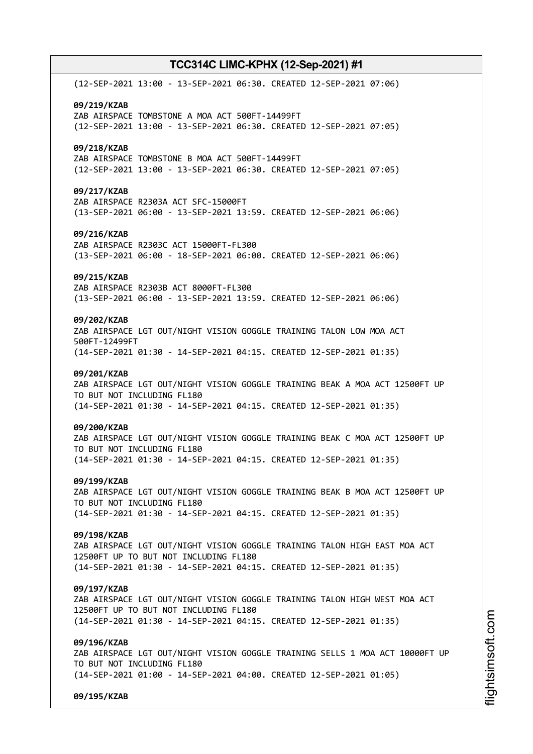(12-SEP-2021 13:00 - 13-SEP-2021 06:30. CREATED 12-SEP-2021 07:06)

**09/219/KZAB**
ZAB AIRSPACE TOMBSTONE A MOA ACT 500FT-14499FT
(12-SEP-2021 13:00 - 13-SEP-2021 06:30. CREATED 12-SEP-2021 07:05)

**09/218/KZAB**
ZAB AIRSPACE TOMBSTONE B MOA ACT 500FT-14499FT
(12-SEP-2021 13:00 - 13-SEP-2021 06:30. CREATED 12-SEP-2021 07:05)

**09/217/KZAB**
ZAB AIRSPACE R2303A ACT SFC-15000FT
(13-SEP-2021 06:00 - 13-SEP-2021 13:59. CREATED 12-SEP-2021 06:06)

**09/216/KZAB**
ZAB AIRSPACE R2303C ACT 15000FT-FL300
(13-SEP-2021 06:00 - 18-SEP-2021 06:00. CREATED 12-SEP-2021 06:06)

**09/215/KZAB**
ZAB AIRSPACE R2303B ACT 8000FT-FL300
(13-SEP-2021 06:00 - 13-SEP-2021 13:59. CREATED 12-SEP-2021 06:06)

**09/202/KZAB**
ZAB AIRSPACE LGT OUT/NIGHT VISION GOGGLE TRAINING TALON LOW MOA ACT 500FT-12499FT
(14-SEP-2021 01:30 - 14-SEP-2021 04:15. CREATED 12-SEP-2021 01:35)

**09/201/KZAB**
ZAB AIRSPACE LGT OUT/NIGHT VISION GOGGLE TRAINING BEAK A MOA ACT 12500FT UP TO BUT NOT INCLUDING FL180
(14-SEP-2021 01:30 - 14-SEP-2021 04:15. CREATED 12-SEP-2021 01:35)

**09/200/KZAB**
ZAB AIRSPACE LGT OUT/NIGHT VISION GOGGLE TRAINING BEAK C MOA ACT 12500FT UP TO BUT NOT INCLUDING FL180
(14-SEP-2021 01:30 - 14-SEP-2021 04:15. CREATED 12-SEP-2021 01:35)

**09/199/KZAB**
ZAB AIRSPACE LGT OUT/NIGHT VISION GOGGLE TRAINING BEAK B MOA ACT 12500FT UP TO BUT NOT INCLUDING FL180
(14-SEP-2021 01:30 - 14-SEP-2021 04:15. CREATED 12-SEP-2021 01:35)

**09/198/KZAB**
ZAB AIRSPACE LGT OUT/NIGHT VISION GOGGLE TRAINING TALON HIGH EAST MOA ACT 12500FT UP TO BUT NOT INCLUDING FL180
(14-SEP-2021 01:30 - 14-SEP-2021 04:15. CREATED 12-SEP-2021 01:35)

**09/197/KZAB**
ZAB AIRSPACE LGT OUT/NIGHT VISION GOGGLE TRAINING TALON HIGH WEST MOA ACT 12500FT UP TO BUT NOT INCLUDING FL180
(14-SEP-2021 01:30 - 14-SEP-2021 04:15. CREATED 12-SEP-2021 01:35)

**09/196/KZAB**
ZAB AIRSPACE LGT OUT/NIGHT VISION GOGGLE TRAINING SELLS 1 MOA ACT 10000FT UP TO BUT NOT INCLUDING FL180
(14-SEP-2021 01:00 - 14-SEP-2021 04:00. CREATED 12-SEP-2021 01:05)

**09/195/KZAB**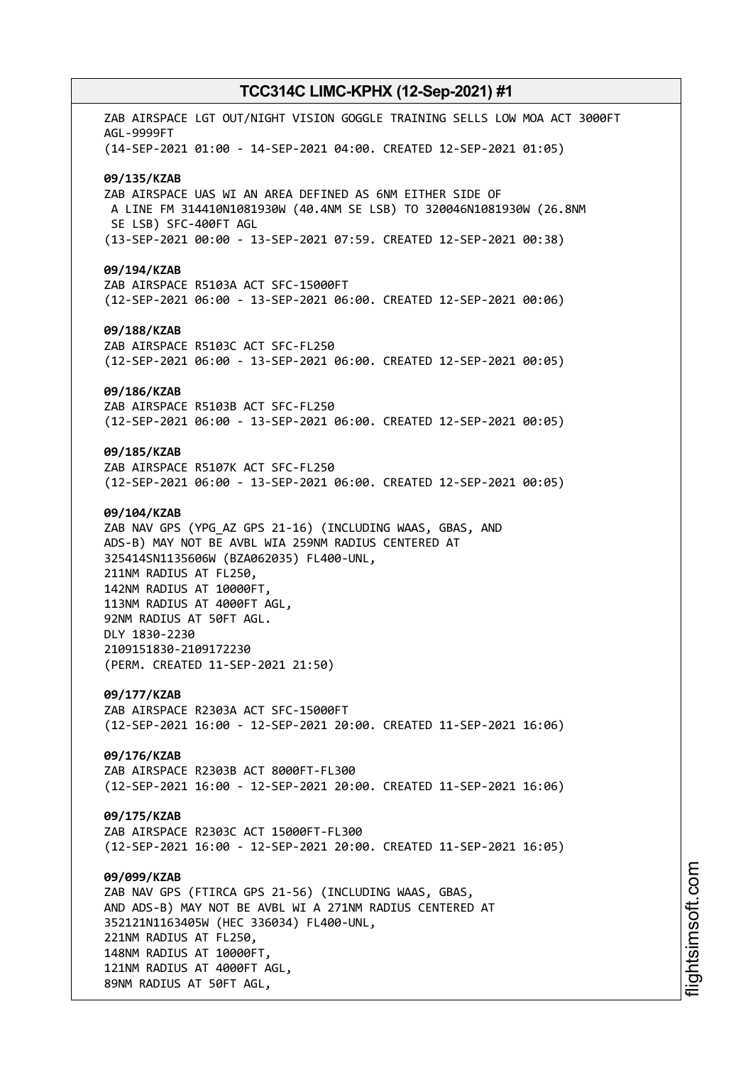ZAB AIRSPACE LGT OUT/NIGHT VISION GOGGLE TRAINING SELLS LOW MOA ACT 3000FT AGL-9999FT
(14-SEP-2021 01:00 - 14-SEP-2021 04:00. CREATED 12-SEP-2021 01:05)

**09/135/KZAB**
ZAB AIRSPACE UAS WI AN AREA DEFINED AS 6NM EITHER SIDE OF A LINE FM 314410N1081930W (40.4NM SE LSB) TO 320046N1081930W (26.8NM SE LSB) SFC-400FT AGL
(13-SEP-2021 00:00 - 13-SEP-2021 07:59. CREATED 12-SEP-2021 00:38)

**09/194/KZAB**
ZAB AIRSPACE R5103A ACT SFC-15000FT
(12-SEP-2021 06:00 - 13-SEP-2021 06:00. CREATED 12-SEP-2021 00:06)

**09/188/KZAB**
ZAB AIRSPACE R5103C ACT SFC-FL250
(12-SEP-2021 06:00 - 13-SEP-2021 06:00. CREATED 12-SEP-2021 00:05)

**09/186/KZAB**
ZAB AIRSPACE R5103B ACT SFC-FL250
(12-SEP-2021 06:00 - 13-SEP-2021 06:00. CREATED 12-SEP-2021 00:05)

**09/185/KZAB**
ZAB AIRSPACE R5107K ACT SFC-FL250
(12-SEP-2021 06:00 - 13-SEP-2021 06:00. CREATED 12-SEP-2021 00:05)

**09/104/KZAB**
ZAB NAV GPS (YPG_AZ GPS 21-16) (INCLUDING WAAS, GBAS, AND ADS-B) MAY NOT BE AVBL WIA 259NM RADIUS CENTERED AT 325414SN1135606W (BZA062035) FL400-UNL,
211NM RADIUS AT FL250,
142NM RADIUS AT 10000FT,
113NM RADIUS AT 4000FT AGL,
92NM RADIUS AT 50FT AGL.
DLY 1830-2230
2109151830-2109172230
(PERM. CREATED 11-SEP-2021 21:50)

**09/177/KZAB**
ZAB AIRSPACE R2303A ACT SFC-15000FT
(12-SEP-2021 16:00 - 12-SEP-2021 20:00. CREATED 11-SEP-2021 16:06)

**09/176/KZAB**
ZAB AIRSPACE R2303B ACT 8000FT-FL300
(12-SEP-2021 16:00 - 12-SEP-2021 20:00. CREATED 11-SEP-2021 16:06)

**09/175/KZAB**
ZAB AIRSPACE R2303C ACT 15000FT-FL300
(12-SEP-2021 16:00 - 12-SEP-2021 20:00. CREATED 11-SEP-2021 16:05)

**09/099/KZAB**
ZAB NAV GPS (FTIRCA GPS 21-56) (INCLUDING WAAS, GBAS, AND ADS-B) MAY NOT BE AVBL WI A 271NM RADIUS CENTERED AT 352121N1163405W (HEC 336034) FL400-UNL,
221NM RADIUS AT FL250,
148NM RADIUS AT 10000FT,
121NM RADIUS AT 4000FT AGL,
89NM RADIUS AT 50FT AGL,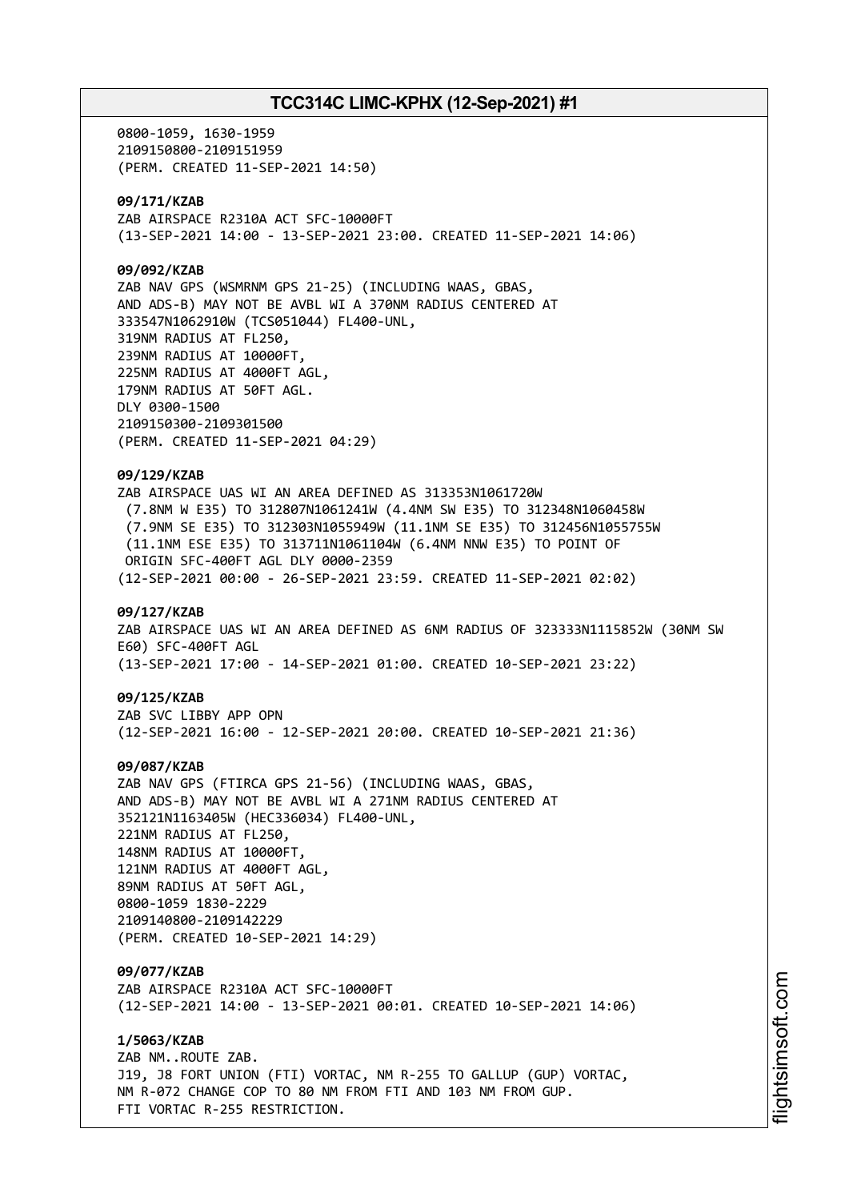0800-1059, 1630-1959
2109150800-2109151959
(PERM. CREATED 11-SEP-2021 14:50)

**09/171/KZAB**
ZAB AIRSPACE R2310A ACT SFC-10000FT
(13-SEP-2021 14:00 - 13-SEP-2021 23:00. CREATED 11-SEP-2021 14:06)

**09/092/KZAB**
ZAB NAV GPS (WSMRNM GPS 21-25) (INCLUDING WAAS, GBAS,
AND ADS-B) MAY NOT BE AVBL WI A 370NM RADIUS CENTERED AT
333547N1062910W (TCS051044) FL400-UNL,
319NM RADIUS AT FL250,
239NM RADIUS AT 10000FT,
225NM RADIUS AT 4000FT AGL,
179NM RADIUS AT 50FT AGL.
DLY 0300-1500
2109150300-2109301500
(PERM. CREATED 11-SEP-2021 04:29)

**09/129/KZAB**
ZAB AIRSPACE UAS WI AN AREA DEFINED AS 313353N1061720W
(7.8NM W E35) TO 312807N1061241W (4.4NM SW E35) TO 312348N1060458W
(7.9NM SE E35) TO 312303N1055949W (11.1NM SE E35) TO 312456N1055755W
(11.1NM ESE E35) TO 313711N1061104W (6.4NM NNW E35) TO POINT OF
ORIGIN SFC-400FT AGL DLY 0000-2359
(12-SEP-2021 00:00 - 26-SEP-2021 23:59. CREATED 11-SEP-2021 02:02)

**09/127/KZAB**
ZAB AIRSPACE UAS WI AN AREA DEFINED AS 6NM RADIUS OF 323333N1115852W (30NM SW
E60) SFC-400FT AGL
(13-SEP-2021 17:00 - 14-SEP-2021 01:00. CREATED 10-SEP-2021 23:22)

**09/125/KZAB**
ZAB SVC LIBBY APP OPN
(12-SEP-2021 16:00 - 12-SEP-2021 20:00. CREATED 10-SEP-2021 21:36)

**09/087/KZAB**
ZAB NAV GPS (FTIRCA GPS 21-56) (INCLUDING WAAS, GBAS,
AND ADS-B) MAY NOT BE AVBL WI A 271NM RADIUS CENTERED AT
352121N1163405W (HEC336034) FL400-UNL,
221NM RADIUS AT FL250,
148NM RADIUS AT 10000FT,
121NM RADIUS AT 4000FT AGL,
89NM RADIUS AT 50FT AGL,
0800-1059 1830-2229
2109140800-2109142229
(PERM. CREATED 10-SEP-2021 14:29)

**09/077/KZAB**
ZAB AIRSPACE R2310A ACT SFC-10000FT
(12-SEP-2021 14:00 - 13-SEP-2021 00:01. CREATED 10-SEP-2021 14:06)

**1/5063/KZAB**
ZAB NM..ROUTE ZAB.
J19, J8 FORT UNION (FTI) VORTAC, NM R-255 TO GALLUP (GUP) VORTAC,
NM R-072 CHANGE COP TO 80 NM FROM FTI AND 103 NM FROM GUP.
FTI VORTAC R-255 RESTRICTION.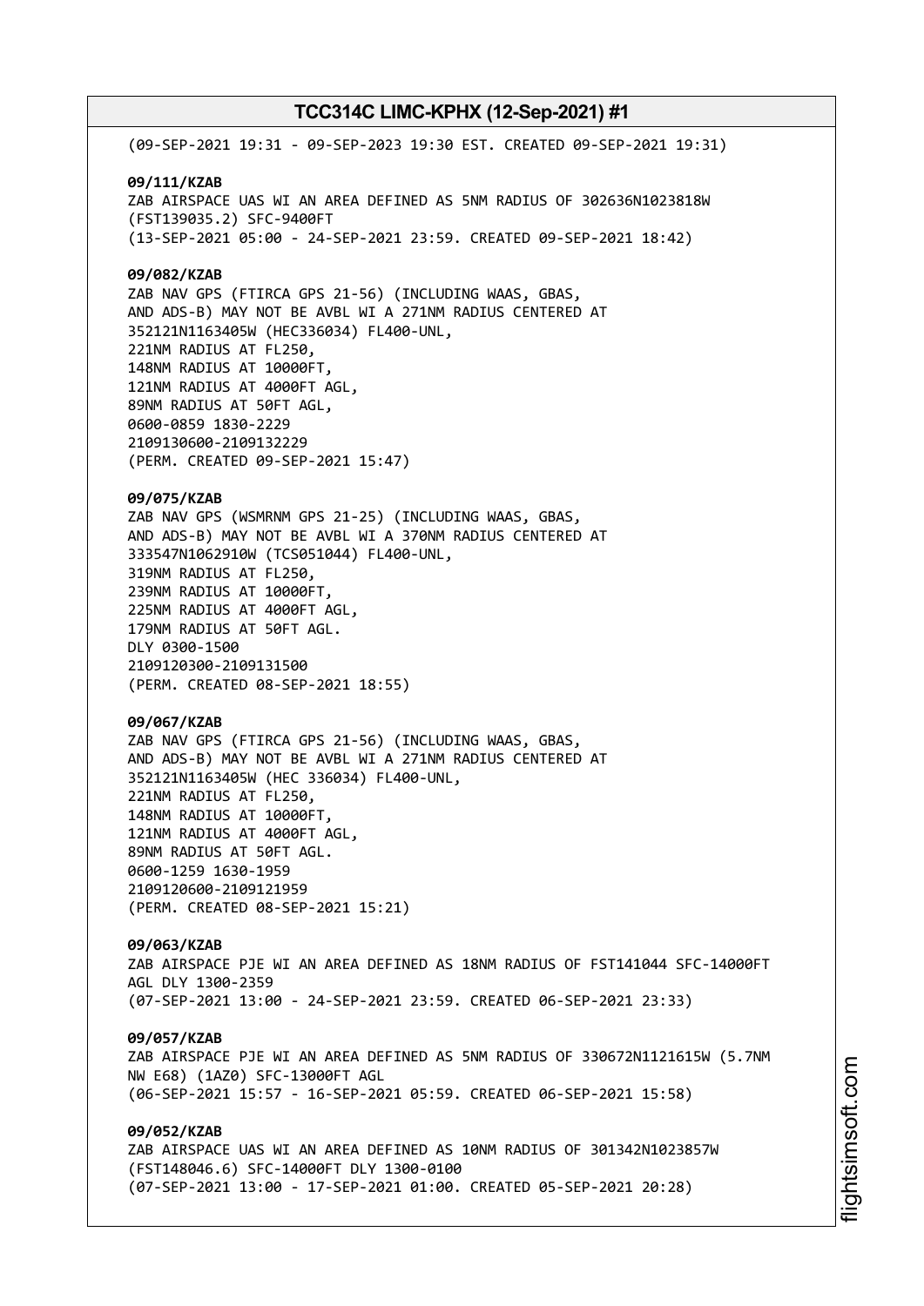(09-SEP-2021 19:31 - 09-SEP-2023 19:30 EST. CREATED 09-SEP-2021 19:31)

**09/111/KZAB**
ZAB AIRSPACE UAS WI AN AREA DEFINED AS 5NM RADIUS OF 302636N1023818W
(FST139035.2) SFC-9400FT
(13-SEP-2021 05:00 - 24-SEP-2021 23:59. CREATED 09-SEP-2021 18:42)

**09/082/KZAB**
ZAB NAV GPS (FTIRCA GPS 21-56) (INCLUDING WAAS, GBAS,
AND ADS-B) MAY NOT BE AVBL WI A 271NM RADIUS CENTERED AT
352121N1163405W (HEC336034) FL400-UNL,
221NM RADIUS AT FL250,
148NM RADIUS AT 10000FT,
121NM RADIUS AT 4000FT AGL,
89NM RADIUS AT 50FT AGL,
0600-0859 1830-2229
2109130600-2109132229
(PERM. CREATED 09-SEP-2021 15:47)

**09/075/KZAB**
ZAB NAV GPS (WSMRNM GPS 21-25) (INCLUDING WAAS, GBAS,
AND ADS-B) MAY NOT BE AVBL WI A 370NM RADIUS CENTERED AT
333547N1062910W (TCS051044) FL400-UNL,
319NM RADIUS AT FL250,
239NM RADIUS AT 10000FT,
225NM RADIUS AT 4000FT AGL,
179NM RADIUS AT 50FT AGL.
DLY 0300-1500
2109120300-2109131500
(PERM. CREATED 08-SEP-2021 18:55)

**09/067/KZAB**
ZAB NAV GPS (FTIRCA GPS 21-56) (INCLUDING WAAS, GBAS,
AND ADS-B) MAY NOT BE AVBL WI A 271NM RADIUS CENTERED AT
352121N1163405W (HEC 336034) FL400-UNL,
221NM RADIUS AT FL250,
148NM RADIUS AT 10000FT,
121NM RADIUS AT 4000FT AGL,
89NM RADIUS AT 50FT AGL.
0600-1259 1630-1959
2109120600-2109121959
(PERM. CREATED 08-SEP-2021 15:21)

**09/063/KZAB**
ZAB AIRSPACE PJE WI AN AREA DEFINED AS 18NM RADIUS OF FST141044 SFC-14000FT
AGL DLY 1300-2359
(07-SEP-2021 13:00 - 24-SEP-2021 23:59. CREATED 06-SEP-2021 23:33)

**09/057/KZAB**
ZAB AIRSPACE PJE WI AN AREA DEFINED AS 5NM RADIUS OF 330672N1121615W (5.7NM
NW E68) (1AZ0) SFC-13000FT AGL
(06-SEP-2021 15:57 - 16-SEP-2021 05:59. CREATED 06-SEP-2021 15:58)

**09/052/KZAB**
ZAB AIRSPACE UAS WI AN AREA DEFINED AS 10NM RADIUS OF 301342N1023857W
(FST148046.6) SFC-14000FT DLY 1300-0100
(07-SEP-2021 13:00 - 17-SEP-2021 01:00. CREATED 05-SEP-2021 20:28)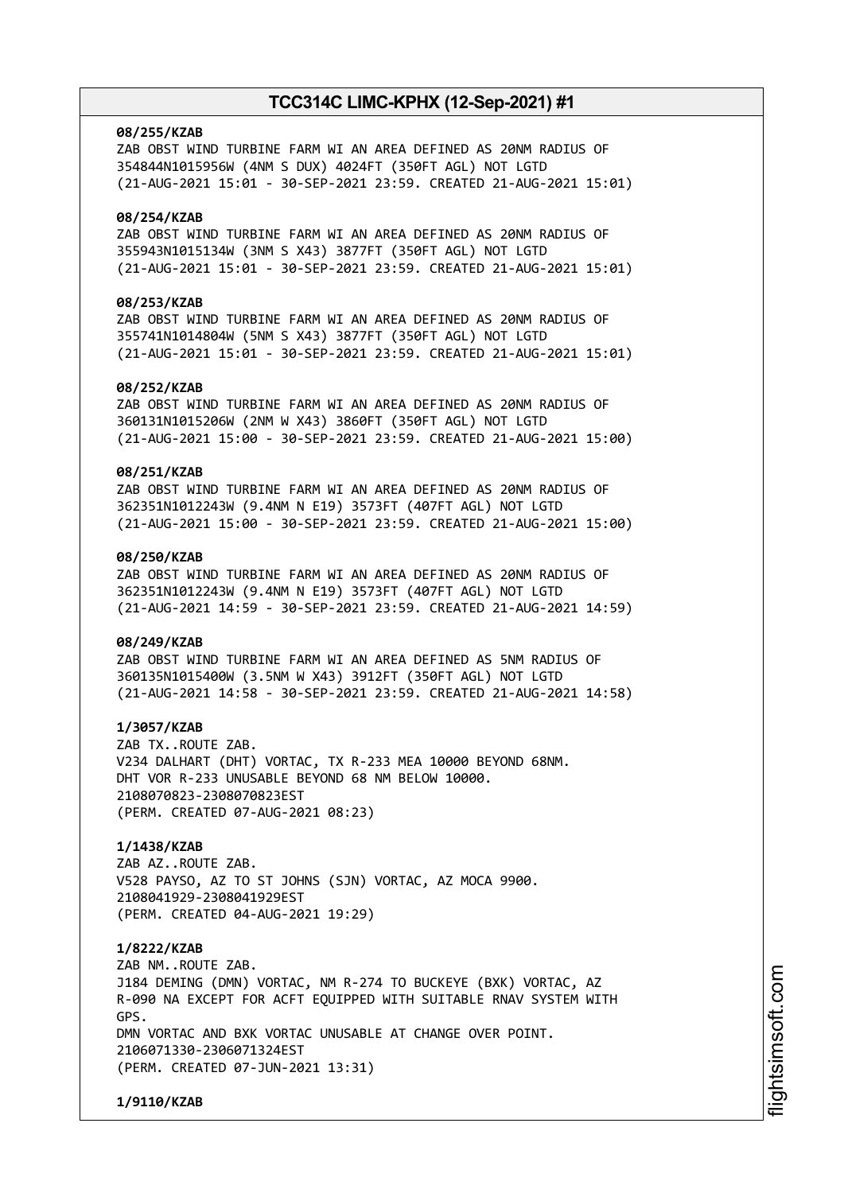**08/255/KZAB**
ZAB OBST WIND TURBINE FARM WI AN AREA DEFINED AS 20NM RADIUS OF
354844N1015956W (4NM S DUX) 4024FT (350FT AGL) NOT LGTD
(21-AUG-2021 15:01 - 30-SEP-2021 23:59. CREATED 21-AUG-2021 15:01)

**08/254/KZAB**
ZAB OBST WIND TURBINE FARM WI AN AREA DEFINED AS 20NM RADIUS OF
355943N1015134W (3NM S X43) 3877FT (350FT AGL) NOT LGTD
(21-AUG-2021 15:01 - 30-SEP-2021 23:59. CREATED 21-AUG-2021 15:01)

**08/253/KZAB**
ZAB OBST WIND TURBINE FARM WI AN AREA DEFINED AS 20NM RADIUS OF
355741N1014804W (5NM S X43) 3877FT (350FT AGL) NOT LGTD
(21-AUG-2021 15:01 - 30-SEP-2021 23:59. CREATED 21-AUG-2021 15:01)

**08/252/KZAB**
ZAB OBST WIND TURBINE FARM WI AN AREA DEFINED AS 20NM RADIUS OF
360131N1015206W (2NM W X43) 3860FT (350FT AGL) NOT LGTD
(21-AUG-2021 15:00 - 30-SEP-2021 23:59. CREATED 21-AUG-2021 15:00)

**08/251/KZAB**
ZAB OBST WIND TURBINE FARM WI AN AREA DEFINED AS 20NM RADIUS OF
362351N1012243W (9.4NM N E19) 3573FT (407FT AGL) NOT LGTD
(21-AUG-2021 15:00 - 30-SEP-2021 23:59. CREATED 21-AUG-2021 15:00)

**08/250/KZAB**
ZAB OBST WIND TURBINE FARM WI AN AREA DEFINED AS 20NM RADIUS OF
362351N1012243W (9.4NM N E19) 3573FT (407FT AGL) NOT LGTD
(21-AUG-2021 14:59 - 30-SEP-2021 23:59. CREATED 21-AUG-2021 14:59)

**08/249/KZAB**
ZAB OBST WIND TURBINE FARM WI AN AREA DEFINED AS 5NM RADIUS OF
360135N1015400W (3.5NM W X43) 3912FT (350FT AGL) NOT LGTD
(21-AUG-2021 14:58 - 30-SEP-2021 23:59. CREATED 21-AUG-2021 14:58)

**1/3057/KZAB**
ZAB TX..ROUTE ZAB.
V234 DALHART (DHT) VORTAC, TX R-233 MEA 10000 BEYOND 68NM.
DHT VOR R-233 UNUSABLE BEYOND 68 NM BELOW 10000.
2108070823-2308070823EST
(PERM. CREATED 07-AUG-2021 08:23)

**1/1438/KZAB**
ZAB AZ..ROUTE ZAB.
V528 PAYSO, AZ TO ST JOHNS (SJN) VORTAC, AZ MOCA 9900.
2108041929-2308041929EST
(PERM. CREATED 04-AUG-2021 19:29)

**1/8222/KZAB**
ZAB NM..ROUTE ZAB.
J184 DEMING (DMN) VORTAC, NM R-274 TO BUCKEYE (BXK) VORTAC, AZ
R-090 NA EXCEPT FOR ACFT EQUIPPED WITH SUITABLE RNAV SYSTEM WITH
GPS.
DMN VORTAC AND BXK VORTAC UNUSABLE AT CHANGE OVER POINT.
2106071330-2306071324EST
(PERM. CREATED 07-JUN-2021 13:31)

**1/9110/KZAB**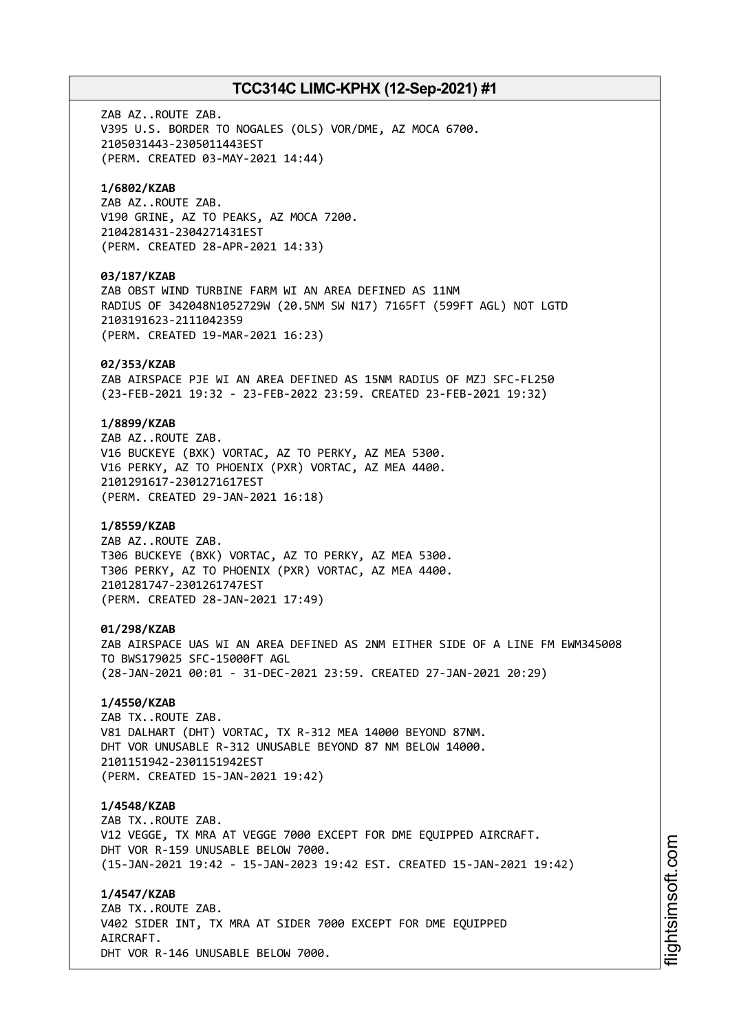ZAB AZ..ROUTE ZAB.
V395 U.S. BORDER TO NOGALES (OLS) VOR/DME, AZ MOCA 6700.
2105031443-2305011443EST
(PERM. CREATED 03-MAY-2021 14:44)

**1/6802/KZAB**
ZAB AZ..ROUTE ZAB.
V190 GRINE, AZ TO PEAKS, AZ MOCA 7200.
2104281431-2304271431EST
(PERM. CREATED 28-APR-2021 14:33)

**03/187/KZAB**
ZAB OBST WIND TURBINE FARM WI AN AREA DEFINED AS 11NM
RADIUS OF 342048N1052729W (20.5NM SW N17) 7165FT (599FT AGL) NOT LGTD
2103191623-2111042359
(PERM. CREATED 19-MAR-2021 16:23)

**02/353/KZAB**
ZAB AIRSPACE PJE WI AN AREA DEFINED AS 15NM RADIUS OF MZJ SFC-FL250
(23-FEB-2021 19:32 - 23-FEB-2022 23:59. CREATED 23-FEB-2021 19:32)

**1/8899/KZAB**
ZAB AZ..ROUTE ZAB.
V16 BUCKEYE (BXK) VORTAC, AZ TO PERKY, AZ MEA 5300.
V16 PERKY, AZ TO PHOENIX (PXR) VORTAC, AZ MEA 4400.
2101291617-2301271617EST
(PERM. CREATED 29-JAN-2021 16:18)

**1/8559/KZAB**
ZAB AZ..ROUTE ZAB.
T306 BUCKEYE (BXK) VORTAC, AZ TO PERKY, AZ MEA 5300.
T306 PERKY, AZ TO PHOENIX (PXR) VORTAC, AZ MEA 4400.
2101281747-2301261747EST
(PERM. CREATED 28-JAN-2021 17:49)

**01/298/KZAB**
ZAB AIRSPACE UAS WI AN AREA DEFINED AS 2NM EITHER SIDE OF A LINE FM EWM345008
TO BWS179025 SFC-15000FT AGL
(28-JAN-2021 00:01 - 31-DEC-2021 23:59. CREATED 27-JAN-2021 20:29)

**1/4550/KZAB**
ZAB TX..ROUTE ZAB.
V81 DALHART (DHT) VORTAC, TX R-312 MEA 14000 BEYOND 87NM.
DHT VOR UNUSABLE R-312 UNUSABLE BEYOND 87 NM BELOW 14000.
2101151942-2301151942EST
(PERM. CREATED 15-JAN-2021 19:42)

**1/4548/KZAB**
ZAB TX..ROUTE ZAB.
V12 VEGGE, TX MRA AT VEGGE 7000 EXCEPT FOR DME EQUIPPED AIRCRAFT.
DHT VOR R-159 UNUSABLE BELOW 7000.
(15-JAN-2021 19:42 - 15-JAN-2023 19:42 EST. CREATED 15-JAN-2021 19:42)

**1/4547/KZAB**
ZAB TX..ROUTE ZAB.
V402 SIDER INT, TX MRA AT SIDER 7000 EXCEPT FOR DME EQUIPPED
AIRCRAFT.
DHT VOR R-146 UNUSABLE BELOW 7000.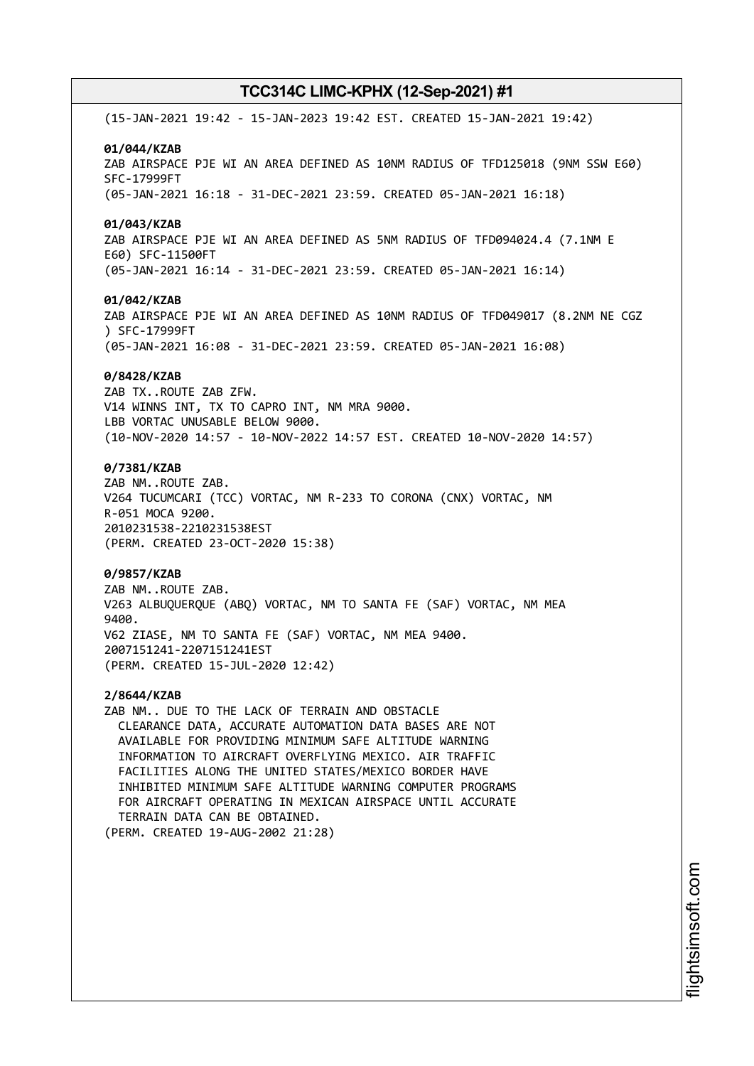(15-JAN-2021 19:42 - 15-JAN-2023 19:42 EST. CREATED 15-JAN-2021 19:42)

**01/044/KZAB**
ZAB AIRSPACE PJE WI AN AREA DEFINED AS 10NM RADIUS OF TFD125018 (9NM SSW E60) SFC-17999FT
(05-JAN-2021 16:18 - 31-DEC-2021 23:59. CREATED 05-JAN-2021 16:18)

**01/043/KZAB**
ZAB AIRSPACE PJE WI AN AREA DEFINED AS 5NM RADIUS OF TFD094024.4 (7.1NM E E60) SFC-11500FT
(05-JAN-2021 16:14 - 31-DEC-2021 23:59. CREATED 05-JAN-2021 16:14)

**01/042/KZAB**
ZAB AIRSPACE PJE WI AN AREA DEFINED AS 10NM RADIUS OF TFD049017 (8.2NM NE CGZ ) SFC-17999FT
(05-JAN-2021 16:08 - 31-DEC-2021 23:59. CREATED 05-JAN-2021 16:08)

**0/8428/KZAB**
ZAB TX..ROUTE ZAB ZFW.
V14 WINNS INT, TX TO CAPRO INT, NM MRA 9000.
LBB VORTAC UNUSABLE BELOW 9000.
(10-NOV-2020 14:57 - 10-NOV-2022 14:57 EST. CREATED 10-NOV-2020 14:57)

**0/7381/KZAB**
ZAB NM..ROUTE ZAB.
V264 TUCUMCARI (TCC) VORTAC, NM R-233 TO CORONA (CNX) VORTAC, NM R-051 MOCA 9200.
2010231538-2210231538EST
(PERM. CREATED 23-OCT-2020 15:38)

**0/9857/KZAB**
ZAB NM..ROUTE ZAB.
V263 ALBUQUERQUE (ABQ) VORTAC, NM TO SANTA FE (SAF) VORTAC, NM MEA 9400.
V62 ZIASE, NM TO SANTA FE (SAF) VORTAC, NM MEA 9400.
2007151241-2207151241EST
(PERM. CREATED 15-JUL-2020 12:42)

**2/8644/KZAB**
ZAB NM.. DUE TO THE LACK OF TERRAIN AND OBSTACLE CLEARANCE DATA, ACCURATE AUTOMATION DATA BASES ARE NOT AVAILABLE FOR PROVIDING MINIMUM SAFE ALTITUDE WARNING INFORMATION TO AIRCRAFT OVERFLYING MEXICO. AIR TRAFFIC FACILITIES ALONG THE UNITED STATES/MEXICO BORDER HAVE INHIBITED MINIMUM SAFE ALTITUDE WARNING COMPUTER PROGRAMS FOR AIRCRAFT OPERATING IN MEXICAN AIRSPACE UNTIL ACCURATE TERRAIN DATA CAN BE OBTAINED.
(PERM. CREATED 19-AUG-2002 21:28)